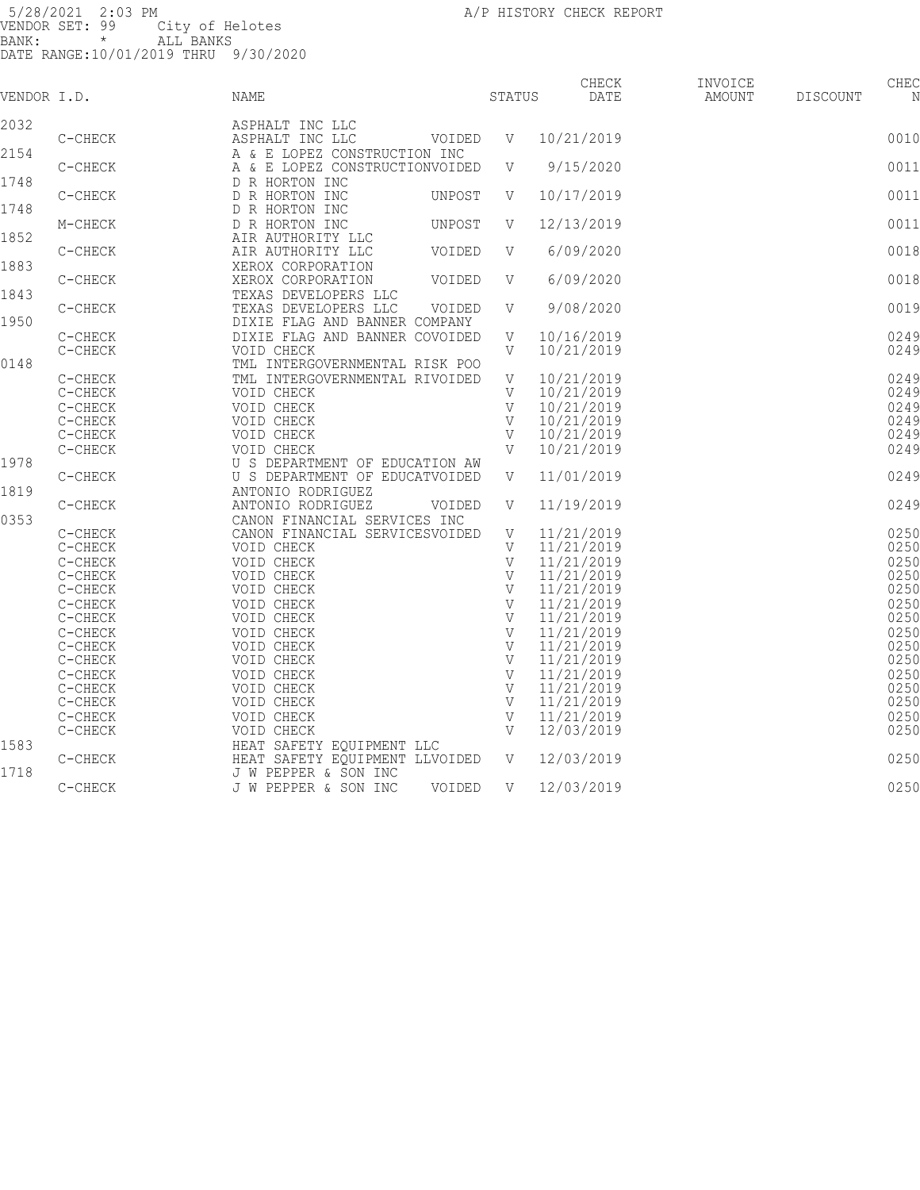5/28/2021 2:03 PM A/P HISTORY CHECK REPORT
VENDOR SET: 99 City of Helotes
BANK: * ALL BANKS
DATE RANGE:10/01/2019 THRU 9/30/2020

| VENDOR I.D. | | NAME | STATUS | | CHECK DATE | INVOICE AMOUNT | DISCOUNT | CHEC N |
|---|---|---|---|---|---|---|---|---|
| 2032 | | ASPHALT INC LLC | | | | | | |
| | C-CHECK | ASPHALT INC LLC | VOIDED | V | 10/21/2019 | | | 0010 |
| 2154 | | A & E LOPEZ CONSTRUCTION INC | | | | | | |
| | C-CHECK | A & E LOPEZ CONSTRUCTION | VOIDED | V | 9/15/2020 | | | 0011 |
| 1748 | | D R HORTON INC | | | | | | |
| | C-CHECK | D R HORTON INC | UNPOST | V | 10/17/2019 | | | 0011 |
| 1748 | | D R HORTON INC | | | | | | |
| | M-CHECK | D R HORTON INC | UNPOST | V | 12/13/2019 | | | 0011 |
| 1852 | | AIR AUTHORITY LLC | | | | | | |
| | C-CHECK | AIR AUTHORITY LLC | VOIDED | V | 6/09/2020 | | | 0018 |
| 1883 | | XEROX CORPORATION | | | | | | |
| | C-CHECK | XEROX CORPORATION | VOIDED | V | 6/09/2020 | | | 0018 |
| 1843 | | TEXAS DEVELOPERS LLC | | | | | | |
| | C-CHECK | TEXAS DEVELOPERS LLC | VOIDED | V | 9/08/2020 | | | 0019 |
| 1950 | | DIXIE FLAG AND BANNER COMPANY | | | | | | |
| | C-CHECK | DIXIE FLAG AND BANNER CO | VOIDED | V | 10/16/2019 | | | 0249 |
| | C-CHECK | VOID CHECK | | V | 10/21/2019 | | | 0249 |
| 0148 | | TML INTERGOVERNMENTAL RISK POO | | | | | | |
| | C-CHECK | TML INTERGOVERNMENTAL RI | VOIDED | V | 10/21/2019 | | | 0249 |
| | C-CHECK | VOID CHECK | | V | 10/21/2019 | | | 0249 |
| | C-CHECK | VOID CHECK | | V | 10/21/2019 | | | 0249 |
| | C-CHECK | VOID CHECK | | V | 10/21/2019 | | | 0249 |
| | C-CHECK | VOID CHECK | | V | 10/21/2019 | | | 0249 |
| | C-CHECK | VOID CHECK | | V | 10/21/2019 | | | 0249 |
| 1978 | | U S DEPARTMENT OF EDUCATION AW | | | | | | |
| | C-CHECK | U S DEPARTMENT OF EDUCAT | VOIDED | V | 11/01/2019 | | | 0249 |
| 1819 | | ANTONIO RODRIGUEZ | | | | | | |
| | C-CHECK | ANTONIO RODRIGUEZ | VOIDED | V | 11/19/2019 | | | 0249 |
| 0353 | | CANON FINANCIAL SERVICES INC | | | | | | |
| | C-CHECK | CANON FINANCIAL SERVICES | VOIDED | V | 11/21/2019 | | | 0250 |
| | C-CHECK | VOID CHECK | | V | 11/21/2019 | | | 0250 |
| | C-CHECK | VOID CHECK | | V | 11/21/2019 | | | 0250 |
| | C-CHECK | VOID CHECK | | V | 11/21/2019 | | | 0250 |
| | C-CHECK | VOID CHECK | | V | 11/21/2019 | | | 0250 |
| | C-CHECK | VOID CHECK | | V | 11/21/2019 | | | 0250 |
| | C-CHECK | VOID CHECK | | V | 11/21/2019 | | | 0250 |
| | C-CHECK | VOID CHECK | | V | 11/21/2019 | | | 0250 |
| | C-CHECK | VOID CHECK | | V | 11/21/2019 | | | 0250 |
| | C-CHECK | VOID CHECK | | V | 11/21/2019 | | | 0250 |
| | C-CHECK | VOID CHECK | | V | 11/21/2019 | | | 0250 |
| | C-CHECK | VOID CHECK | | V | 11/21/2019 | | | 0250 |
| | C-CHECK | VOID CHECK | | V | 11/21/2019 | | | 0250 |
| | C-CHECK | VOID CHECK | | V | 11/21/2019 | | | 0250 |
| | C-CHECK | VOID CHECK | | V | 12/03/2019 | | | 0250 |
| 1583 | | HEAT SAFETY EQUIPMENT LLC | | | | | | |
| | C-CHECK | HEAT SAFETY EQUIPMENT LL | VOIDED | V | 12/03/2019 | | | 0250 |
| 1718 | | J W PEPPER & SON INC | | | | | | |
| | C-CHECK | J W PEPPER & SON INC | VOIDED | V | 12/03/2019 | | | 0250 |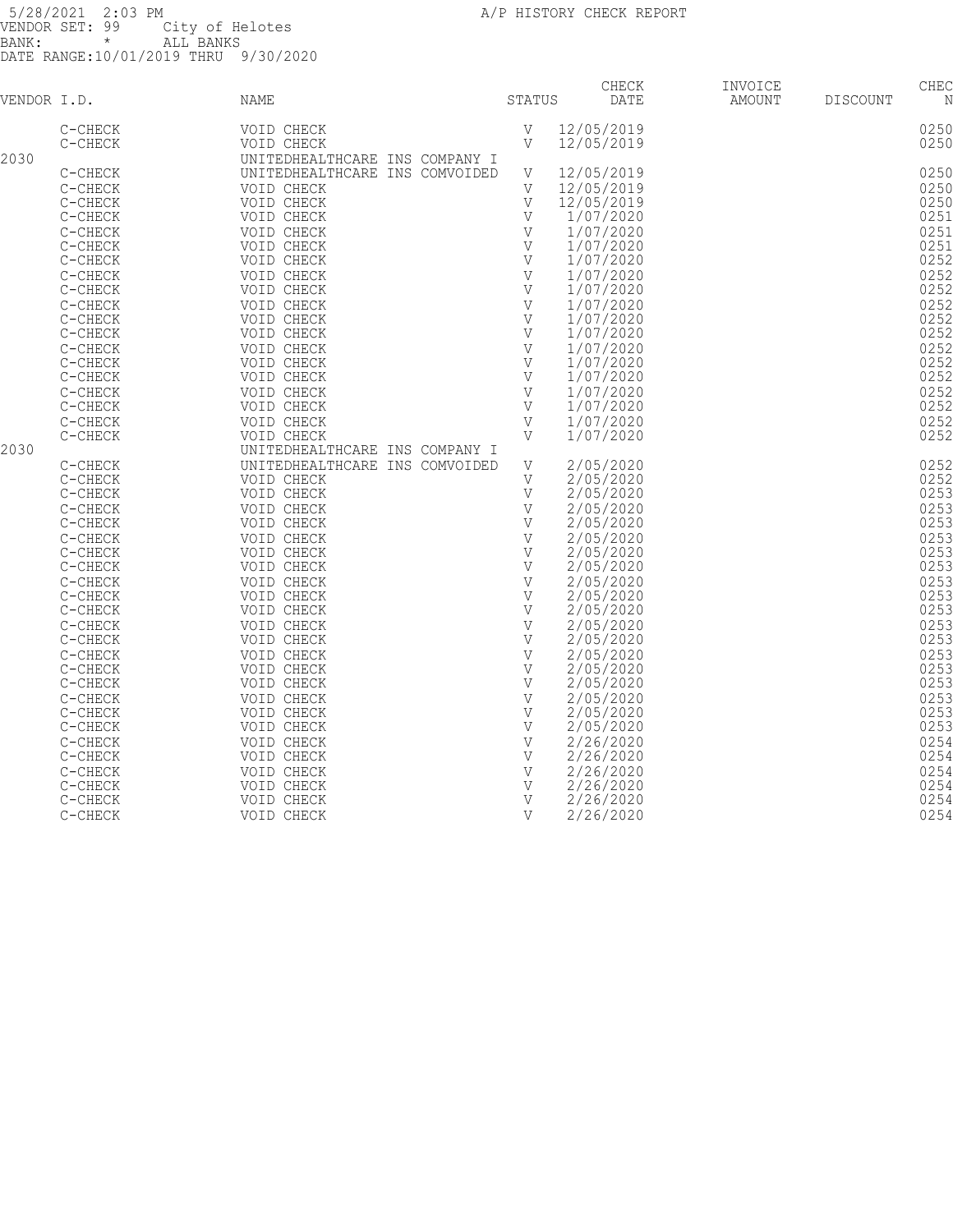5/28/2021 2:03 PM A/P HISTORY CHECK REPORT
VENDOR SET: 99 City of Helotes
BANK: * ALL BANKS
DATE RANGE:10/01/2019 THRU 9/30/2020

| VENDOR I.D. | | NAME | STATUS | CHECK DATE | INVOICE AMOUNT | DISCOUNT | CHEC N |
|---|---|---|---|---|---|---|---|
| | C-CHECK | VOID CHECK | V | 12/05/2019 | | | 0250 |
| | C-CHECK | VOID CHECK | V | 12/05/2019 | | | 0250 |
| 2030 | | UNITEDHEALTHCARE INS COMPANY I | | | | | |
| | C-CHECK | UNITEDHEALTHCARE INS COMVOIDED | V | 12/05/2019 | | | 0250 |
| | C-CHECK | VOID CHECK | V | 12/05/2019 | | | 0250 |
| | C-CHECK | VOID CHECK | V | 12/05/2019 | | | 0250 |
| | C-CHECK | VOID CHECK | V | 1/07/2020 | | | 0251 |
| | C-CHECK | VOID CHECK | V | 1/07/2020 | | | 0251 |
| | C-CHECK | VOID CHECK | V | 1/07/2020 | | | 0251 |
| | C-CHECK | VOID CHECK | V | 1/07/2020 | | | 0252 |
| | C-CHECK | VOID CHECK | V | 1/07/2020 | | | 0252 |
| | C-CHECK | VOID CHECK | V | 1/07/2020 | | | 0252 |
| | C-CHECK | VOID CHECK | V | 1/07/2020 | | | 0252 |
| | C-CHECK | VOID CHECK | V | 1/07/2020 | | | 0252 |
| | C-CHECK | VOID CHECK | V | 1/07/2020 | | | 0252 |
| | C-CHECK | VOID CHECK | V | 1/07/2020 | | | 0252 |
| | C-CHECK | VOID CHECK | V | 1/07/2020 | | | 0252 |
| | C-CHECK | VOID CHECK | V | 1/07/2020 | | | 0252 |
| | C-CHECK | VOID CHECK | V | 1/07/2020 | | | 0252 |
| | C-CHECK | VOID CHECK | V | 1/07/2020 | | | 0252 |
| | C-CHECK | VOID CHECK | V | 1/07/2020 | | | 0252 |
| | C-CHECK | VOID CHECK | V | 1/07/2020 | | | 0252 |
| 2030 | | UNITEDHEALTHCARE INS COMPANY I | | | | | |
| | C-CHECK | UNITEDHEALTHCARE INS COMVOIDED | V | 2/05/2020 | | | 0252 |
| | C-CHECK | VOID CHECK | V | 2/05/2020 | | | 0252 |
| | C-CHECK | VOID CHECK | V | 2/05/2020 | | | 0253 |
| | C-CHECK | VOID CHECK | V | 2/05/2020 | | | 0253 |
| | C-CHECK | VOID CHECK | V | 2/05/2020 | | | 0253 |
| | C-CHECK | VOID CHECK | V | 2/05/2020 | | | 0253 |
| | C-CHECK | VOID CHECK | V | 2/05/2020 | | | 0253 |
| | C-CHECK | VOID CHECK | V | 2/05/2020 | | | 0253 |
| | C-CHECK | VOID CHECK | V | 2/05/2020 | | | 0253 |
| | C-CHECK | VOID CHECK | V | 2/05/2020 | | | 0253 |
| | C-CHECK | VOID CHECK | V | 2/05/2020 | | | 0253 |
| | C-CHECK | VOID CHECK | V | 2/05/2020 | | | 0253 |
| | C-CHECK | VOID CHECK | V | 2/05/2020 | | | 0253 |
| | C-CHECK | VOID CHECK | V | 2/05/2020 | | | 0253 |
| | C-CHECK | VOID CHECK | V | 2/05/2020 | | | 0253 |
| | C-CHECK | VOID CHECK | V | 2/05/2020 | | | 0253 |
| | C-CHECK | VOID CHECK | V | 2/05/2020 | | | 0253 |
| | C-CHECK | VOID CHECK | V | 2/05/2020 | | | 0253 |
| | C-CHECK | VOID CHECK | V | 2/05/2020 | | | 0253 |
| | C-CHECK | VOID CHECK | V | 2/26/2020 | | | 0254 |
| | C-CHECK | VOID CHECK | V | 2/26/2020 | | | 0254 |
| | C-CHECK | VOID CHECK | V | 2/26/2020 | | | 0254 |
| | C-CHECK | VOID CHECK | V | 2/26/2020 | | | 0254 |
| | C-CHECK | VOID CHECK | V | 2/26/2020 | | | 0254 |
| | C-CHECK | VOID CHECK | V | 2/26/2020 | | | 0254 |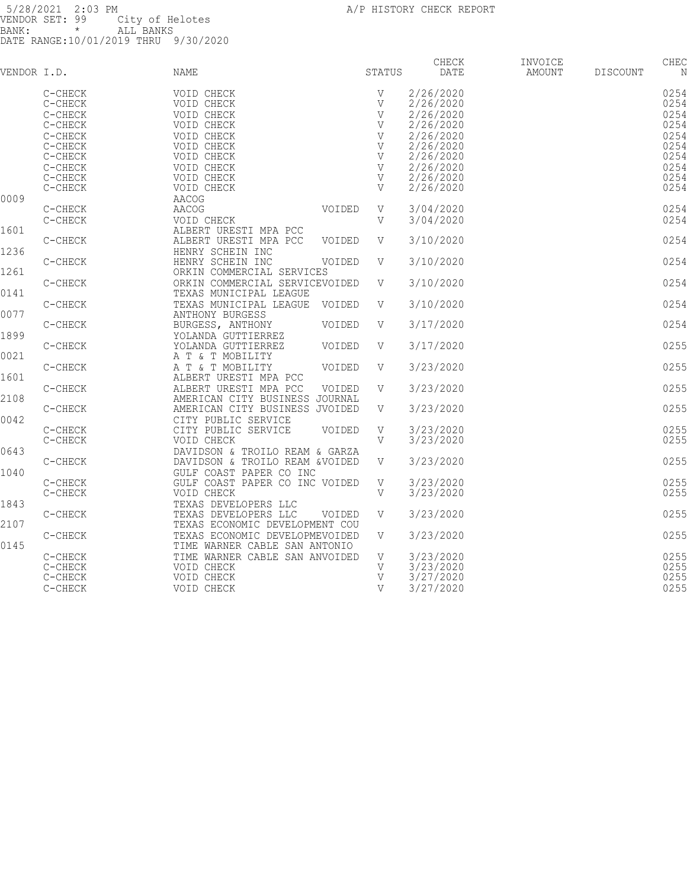5/28/2021 2:03 PM
A/P HISTORY CHECK REPORT
VENDOR SET: 99 City of Helotes
BANK: * ALL BANKS
DATE RANGE:10/01/2019 THRU 9/30/2020

| VENDOR I.D. | NAME | | STATUS | CHECK DATE | INVOICE AMOUNT | DISCOUNT | CHEC N |
|---|---|---|---|---|---|---|---|
| C-CHECK | VOID CHECK | | V | 2/26/2020 | | | 0254 |
| C-CHECK | VOID CHECK | | V | 2/26/2020 | | | 0254 |
| C-CHECK | VOID CHECK | | V | 2/26/2020 | | | 0254 |
| C-CHECK | VOID CHECK | | V | 2/26/2020 | | | 0254 |
| C-CHECK | VOID CHECK | | V | 2/26/2020 | | | 0254 |
| C-CHECK | VOID CHECK | | V | 2/26/2020 | | | 0254 |
| C-CHECK | VOID CHECK | | V | 2/26/2020 | | | 0254 |
| C-CHECK | VOID CHECK | | V | 2/26/2020 | | | 0254 |
| C-CHECK | VOID CHECK | | V | 2/26/2020 | | | 0254 |
| C-CHECK | VOID CHECK | | V | 2/26/2020 | | | 0254 |
| 0009 | AACOG | | | | | | |
| C-CHECK | AACOG | VOIDED | V | 3/04/2020 | | | 0254 |
| C-CHECK | VOID CHECK | | V | 3/04/2020 | | | 0254 |
| 1601 | ALBERT URESTI MPA PCC | | | | | | |
| C-CHECK | ALBERT URESTI MPA PCC | VOIDED | V | 3/10/2020 | | | 0254 |
| 1236 | HENRY SCHEIN INC | | | | | | |
| C-CHECK | HENRY SCHEIN INC | VOIDED | V | 3/10/2020 | | | 0254 |
| 1261 | ORKIN COMMERCIAL SERVICES | | | | | | |
| C-CHECK | ORKIN COMMERCIAL SERVICE | VOIDED | V | 3/10/2020 | | | 0254 |
| 0141 | TEXAS MUNICIPAL LEAGUE | | | | | | |
| C-CHECK | TEXAS MUNICIPAL LEAGUE | VOIDED | V | 3/10/2020 | | | 0254 |
| 0077 | ANTHONY BURGESS | | | | | | |
| C-CHECK | BURGESS, ANTHONY | VOIDED | V | 3/17/2020 | | | 0254 |
| 1899 | YOLANDA GUTTIERREZ | | | | | | |
| C-CHECK | YOLANDA GUTTIERREZ | VOIDED | V | 3/17/2020 | | | 0255 |
| 0021 | A T & T MOBILITY | | | | | | |
| C-CHECK | A T & T MOBILITY | VOIDED | V | 3/23/2020 | | | 0255 |
| 1601 | ALBERT URESTI MPA PCC | | | | | | |
| C-CHECK | ALBERT URESTI MPA PCC | VOIDED | V | 3/23/2020 | | | 0255 |
| 2108 | AMERICAN CITY BUSINESS JOURNAL | | | | | | |
| C-CHECK | AMERICAN CITY BUSINESS J | VOIDED | V | 3/23/2020 | | | 0255 |
| 0042 | CITY PUBLIC SERVICE | | | | | | |
| C-CHECK | CITY PUBLIC SERVICE | VOIDED | V | 3/23/2020 | | | 0255 |
| C-CHECK | VOID CHECK | | V | 3/23/2020 | | | 0255 |
| 0643 | DAVIDSON & TROILO REAM & GARZA | | | | | | |
| C-CHECK | DAVIDSON & TROILO REAM & | VOIDED | V | 3/23/2020 | | | 0255 |
| 1040 | GULF COAST PAPER CO INC | | | | | | |
| C-CHECK | GULF COAST PAPER CO INC | VOIDED | V | 3/23/2020 | | | 0255 |
| C-CHECK | VOID CHECK | | V | 3/23/2020 | | | 0255 |
| 1843 | TEXAS DEVELOPERS LLC | | | | | | |
| C-CHECK | TEXAS DEVELOPERS LLC | VOIDED | V | 3/23/2020 | | | 0255 |
| 2107 | TEXAS ECONOMIC DEVELOPMENT COU | | | | | | |
| C-CHECK | TEXAS ECONOMIC DEVELOPME | VOIDED | V | 3/23/2020 | | | 0255 |
| 0145 | TIME WARNER CABLE SAN ANTONIO | | | | | | |
| C-CHECK | TIME WARNER CABLE SAN AN | VOIDED | V | 3/23/2020 | | | 0255 |
| C-CHECK | VOID CHECK | | V | 3/23/2020 | | | 0255 |
| C-CHECK | VOID CHECK | | V | 3/27/2020 | | | 0255 |
| C-CHECK | VOID CHECK | | V | 3/27/2020 | | | 0255 |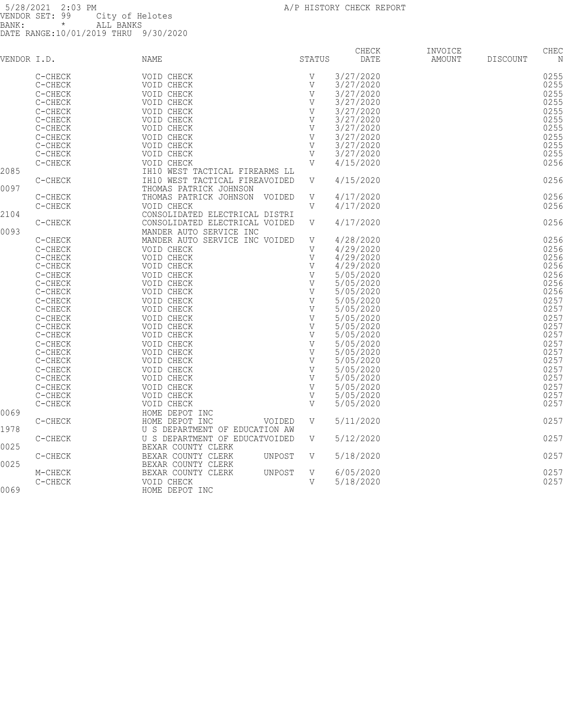5/28/2021 2:03 PM
VENDOR SET: 99 City of Helotes
BANK: * ALL BANKS
DATE RANGE:10/01/2019 THRU 9/30/2020

A/P HISTORY CHECK REPORT

| VENDOR I.D. | | NAME | STATUS | CHECK DATE | INVOICE AMOUNT | DISCOUNT | CHEC N |
|---|---|---|---|---|---|---|---|
| | C-CHECK | VOID CHECK | V | 3/27/2020 | | | 0255 |
| | C-CHECK | VOID CHECK | V | 3/27/2020 | | | 0255 |
| | C-CHECK | VOID CHECK | V | 3/27/2020 | | | 0255 |
| | C-CHECK | VOID CHECK | V | 3/27/2020 | | | 0255 |
| | C-CHECK | VOID CHECK | V | 3/27/2020 | | | 0255 |
| | C-CHECK | VOID CHECK | V | 3/27/2020 | | | 0255 |
| | C-CHECK | VOID CHECK | V | 3/27/2020 | | | 0255 |
| | C-CHECK | VOID CHECK | V | 3/27/2020 | | | 0255 |
| | C-CHECK | VOID CHECK | V | 3/27/2020 | | | 0255 |
| | C-CHECK | VOID CHECK | V | 3/27/2020 | | | 0255 |
| | C-CHECK | VOID CHECK | V | 4/15/2020 | | | 0256 |
| 2085 | | IH10 WEST TACTICAL FIREARMS LL | | | | | |
| | C-CHECK | IH10 WEST TACTICAL FIREAVOIDED | V | 4/15/2020 | | | 0256 |
| 0097 | | THOMAS PATRICK JOHNSON | | | | | |
| | C-CHECK | THOMAS PATRICK JOHNSON VOIDED | V | 4/17/2020 | | | 0256 |
| | C-CHECK | VOID CHECK | V | 4/17/2020 | | | 0256 |
| 2104 | | CONSOLIDATED ELECTRICAL DISTRI | | | | | |
| | C-CHECK | CONSOLIDATED ELECTRICAL VOIDED | V | 4/17/2020 | | | 0256 |
| 0093 | | MANDER AUTO SERVICE INC | | | | | |
| | C-CHECK | MANDER AUTO SERVICE INC VOIDED | V | 4/28/2020 | | | 0256 |
| | C-CHECK | VOID CHECK | V | 4/29/2020 | | | 0256 |
| | C-CHECK | VOID CHECK | V | 4/29/2020 | | | 0256 |
| | C-CHECK | VOID CHECK | V | 4/29/2020 | | | 0256 |
| | C-CHECK | VOID CHECK | V | 5/05/2020 | | | 0256 |
| | C-CHECK | VOID CHECK | V | 5/05/2020 | | | 0256 |
| | C-CHECK | VOID CHECK | V | 5/05/2020 | | | 0256 |
| | C-CHECK | VOID CHECK | V | 5/05/2020 | | | 0257 |
| | C-CHECK | VOID CHECK | V | 5/05/2020 | | | 0257 |
| | C-CHECK | VOID CHECK | V | 5/05/2020 | | | 0257 |
| | C-CHECK | VOID CHECK | V | 5/05/2020 | | | 0257 |
| | C-CHECK | VOID CHECK | V | 5/05/2020 | | | 0257 |
| | C-CHECK | VOID CHECK | V | 5/05/2020 | | | 0257 |
| | C-CHECK | VOID CHECK | V | 5/05/2020 | | | 0257 |
| | C-CHECK | VOID CHECK | V | 5/05/2020 | | | 0257 |
| | C-CHECK | VOID CHECK | V | 5/05/2020 | | | 0257 |
| | C-CHECK | VOID CHECK | V | 5/05/2020 | | | 0257 |
| | C-CHECK | VOID CHECK | V | 5/05/2020 | | | 0257 |
| | C-CHECK | VOID CHECK | V | 5/05/2020 | | | 0257 |
| | C-CHECK | VOID CHECK | V | 5/05/2020 | | | 0257 |
| 0069 | | HOME DEPOT INC | | | | | |
| | C-CHECK | HOME DEPOT INC VOIDED | V | 5/11/2020 | | | 0257 |
| 1978 | | U S DEPARTMENT OF EDUCATION AW | | | | | |
| | C-CHECK | U S DEPARTMENT OF EDUCATVOIDED | V | 5/12/2020 | | | 0257 |
| 0025 | | BEXAR COUNTY CLERK | | | | | |
| | C-CHECK | BEXAR COUNTY CLERK UNPOST | V | 5/18/2020 | | | 0257 |
| 0025 | | BEXAR COUNTY CLERK | | | | | |
| | M-CHECK | BEXAR COUNTY CLERK UNPOST | V | 6/05/2020 | | | 0257 |
| | C-CHECK | VOID CHECK | V | 5/18/2020 | | | 0257 |
| 0069 | | HOME DEPOT INC | | | | | |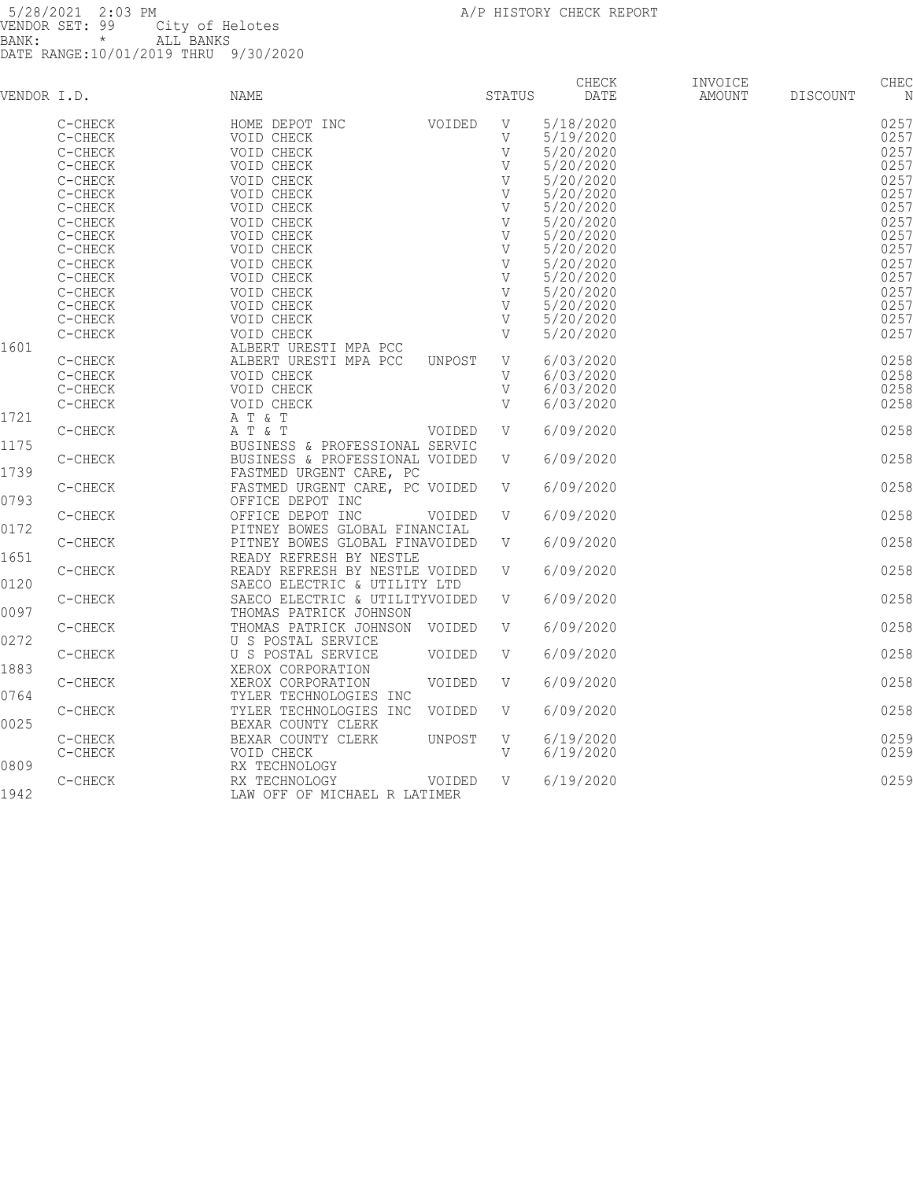5/28/2021 2:03 PM
VENDOR SET: 99 City of Helotes
BANK: * ALL BANKS
DATE RANGE:10/01/2019 THRU 9/30/2020

A/P HISTORY CHECK REPORT

| VENDOR I.D. | | NAME | | STATUS | CHECK DATE | INVOICE AMOUNT | DISCOUNT | CHEC N |
|---|---|---|---|---|---|---|---|---|
| | C-CHECK | HOME DEPOT INC | VOIDED | V | 5/18/2020 | | | 0257 |
| | C-CHECK | VOID CHECK | | V | 5/19/2020 | | | 0257 |
| | C-CHECK | VOID CHECK | | V | 5/20/2020 | | | 0257 |
| | C-CHECK | VOID CHECK | | V | 5/20/2020 | | | 0257 |
| | C-CHECK | VOID CHECK | | V | 5/20/2020 | | | 0257 |
| | C-CHECK | VOID CHECK | | V | 5/20/2020 | | | 0257 |
| | C-CHECK | VOID CHECK | | V | 5/20/2020 | | | 0257 |
| | C-CHECK | VOID CHECK | | V | 5/20/2020 | | | 0257 |
| | C-CHECK | VOID CHECK | | V | 5/20/2020 | | | 0257 |
| | C-CHECK | VOID CHECK | | V | 5/20/2020 | | | 0257 |
| | C-CHECK | VOID CHECK | | V | 5/20/2020 | | | 0257 |
| | C-CHECK | VOID CHECK | | V | 5/20/2020 | | | 0257 |
| | C-CHECK | VOID CHECK | | V | 5/20/2020 | | | 0257 |
| | C-CHECK | VOID CHECK | | V | 5/20/2020 | | | 0257 |
| | C-CHECK | VOID CHECK | | V | 5/20/2020 | | | 0257 |
| | C-CHECK | VOID CHECK | | V | 5/20/2020 | | | 0257 |
| 1601 | | ALBERT URESTI MPA PCC | | | | | | |
| | C-CHECK | ALBERT URESTI MPA PCC | UNPOST | V | 6/03/2020 | | | 0258 |
| | C-CHECK | VOID CHECK | | V | 6/03/2020 | | | 0258 |
| | C-CHECK | VOID CHECK | | V | 6/03/2020 | | | 0258 |
| | C-CHECK | VOID CHECK | | V | 6/03/2020 | | | 0258 |
| 1721 | | A T & T | | | | | | |
| | C-CHECK | A T & T | VOIDED | V | 6/09/2020 | | | 0258 |
| 1175 | | BUSINESS & PROFESSIONAL SERVIC | | | | | | |
| | C-CHECK | BUSINESS & PROFESSIONAL | VOIDED | V | 6/09/2020 | | | 0258 |
| 1739 | | FASTMED URGENT CARE, PC | | | | | | |
| | C-CHECK | FASTMED URGENT CARE, PC | VOIDED | V | 6/09/2020 | | | 0258 |
| 0793 | | OFFICE DEPOT INC | | | | | | |
| | C-CHECK | OFFICE DEPOT INC | VOIDED | V | 6/09/2020 | | | 0258 |
| 0172 | | PITNEY BOWES GLOBAL FINANCIAL | | | | | | |
| | C-CHECK | PITNEY BOWES GLOBAL FINA | VOIDED | V | 6/09/2020 | | | 0258 |
| 1651 | | READY REFRESH BY NESTLE | | | | | | |
| | C-CHECK | READY REFRESH BY NESTLE | VOIDED | V | 6/09/2020 | | | 0258 |
| 0120 | | SAECO ELECTRIC & UTILITY LTD | | | | | | |
| | C-CHECK | SAECO ELECTRIC & UTILITY | VOIDED | V | 6/09/2020 | | | 0258 |
| 0097 | | THOMAS PATRICK JOHNSON | | | | | | |
| | C-CHECK | THOMAS PATRICK JOHNSON | VOIDED | V | 6/09/2020 | | | 0258 |
| 0272 | | U S POSTAL SERVICE | | | | | | |
| | C-CHECK | U S POSTAL SERVICE | VOIDED | V | 6/09/2020 | | | 0258 |
| 1883 | | XEROX CORPORATION | | | | | | |
| | C-CHECK | XEROX CORPORATION | VOIDED | V | 6/09/2020 | | | 0258 |
| 0764 | | TYLER TECHNOLOGIES INC | | | | | | |
| | C-CHECK | TYLER TECHNOLOGIES INC | VOIDED | V | 6/09/2020 | | | 0258 |
| 0025 | | BEXAR COUNTY CLERK | | | | | | |
| | C-CHECK | BEXAR COUNTY CLERK | UNPOST | V | 6/19/2020 | | | 0259 |
| | C-CHECK | VOID CHECK | | V | 6/19/2020 | | | 0259 |
| 0809 | | RX TECHNOLOGY | | | | | | |
| | C-CHECK | RX TECHNOLOGY | VOIDED | V | 6/19/2020 | | | 0259 |
| 1942 | | LAW OFF OF MICHAEL R LATIMER | | | | | | |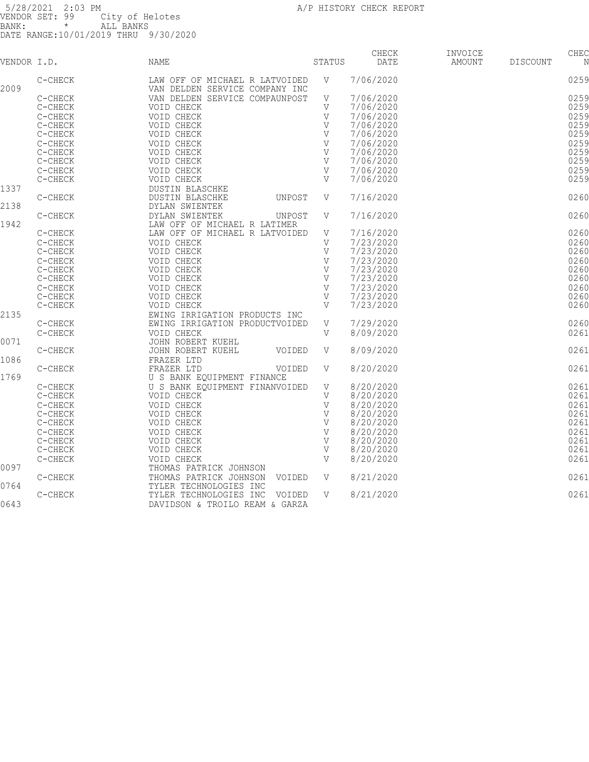5/28/2021 2:03 PM
VENDOR SET: 99 City of Helotes
BANK: * ALL BANKS
DATE RANGE:10/01/2019 THRU 9/30/2020

A/P HISTORY CHECK REPORT

| VENDOR I.D. | | NAME | STATUS | CHECK DATE | INVOICE AMOUNT | DISCOUNT | CHEC N |
|---|---|---|---|---|---|---|---|
| | C-CHECK | LAW OFF OF MICHAEL R LATVOIDED | V | 7/06/2020 | | | 0259 |
| 2009 | | VAN DELDEN SERVICE COMPANY INC | | | | | |
| | C-CHECK | VAN DELDEN SERVICE COMPAUNPOST | V | 7/06/2020 | | | 0259 |
| | C-CHECK | VOID CHECK | V | 7/06/2020 | | | 0259 |
| | C-CHECK | VOID CHECK | V | 7/06/2020 | | | 0259 |
| | C-CHECK | VOID CHECK | V | 7/06/2020 | | | 0259 |
| | C-CHECK | VOID CHECK | V | 7/06/2020 | | | 0259 |
| | C-CHECK | VOID CHECK | V | 7/06/2020 | | | 0259 |
| | C-CHECK | VOID CHECK | V | 7/06/2020 | | | 0259 |
| | C-CHECK | VOID CHECK | V | 7/06/2020 | | | 0259 |
| | C-CHECK | VOID CHECK | V | 7/06/2020 | | | 0259 |
| | C-CHECK | VOID CHECK | V | 7/06/2020 | | | 0259 |
| 1337 | | DUSTIN BLASCHKE | | | | | |
| | C-CHECK | DUSTIN BLASCHKE UNPOST | V | 7/16/2020 | | | 0260 |
| 2138 | | DYLAN SWIENTEK | | | | | |
| | C-CHECK | DYLAN SWIENTEK UNPOST | V | 7/16/2020 | | | 0260 |
| 1942 | | LAW OFF OF MICHAEL R LATIMER | | | | | |
| | C-CHECK | LAW OFF OF MICHAEL R LATVOIDED | V | 7/16/2020 | | | 0260 |
| | C-CHECK | VOID CHECK | V | 7/23/2020 | | | 0260 |
| | C-CHECK | VOID CHECK | V | 7/23/2020 | | | 0260 |
| | C-CHECK | VOID CHECK | V | 7/23/2020 | | | 0260 |
| | C-CHECK | VOID CHECK | V | 7/23/2020 | | | 0260 |
| | C-CHECK | VOID CHECK | V | 7/23/2020 | | | 0260 |
| | C-CHECK | VOID CHECK | V | 7/23/2020 | | | 0260 |
| | C-CHECK | VOID CHECK | V | 7/23/2020 | | | 0260 |
| | C-CHECK | VOID CHECK | V | 7/23/2020 | | | 0260 |
| 2135 | | EWING IRRIGATION PRODUCTS INC | | | | | |
| | C-CHECK | EWING IRRIGATION PRODUCTVOIDED | V | 7/29/2020 | | | 0260 |
| | C-CHECK | VOID CHECK | V | 8/09/2020 | | | 0261 |
| 0071 | | JOHN ROBERT KUEHL | | | | | |
| | C-CHECK | JOHN ROBERT KUEHL VOIDED | V | 8/09/2020 | | | 0261 |
| 1086 | | FRAZER LTD | | | | | |
| | C-CHECK | FRAZER LTD VOIDED | V | 8/20/2020 | | | 0261 |
| 1769 | | U S BANK EQUIPMENT FINANCE | | | | | |
| | C-CHECK | U S BANK EQUIPMENT FINANVOIDED | V | 8/20/2020 | | | 0261 |
| | C-CHECK | VOID CHECK | V | 8/20/2020 | | | 0261 |
| | C-CHECK | VOID CHECK | V | 8/20/2020 | | | 0261 |
| | C-CHECK | VOID CHECK | V | 8/20/2020 | | | 0261 |
| | C-CHECK | VOID CHECK | V | 8/20/2020 | | | 0261 |
| | C-CHECK | VOID CHECK | V | 8/20/2020 | | | 0261 |
| | C-CHECK | VOID CHECK | V | 8/20/2020 | | | 0261 |
| | C-CHECK | VOID CHECK | V | 8/20/2020 | | | 0261 |
| | C-CHECK | VOID CHECK | V | 8/20/2020 | | | 0261 |
| 0097 | | THOMAS PATRICK JOHNSON | | | | | |
| | C-CHECK | THOMAS PATRICK JOHNSON VOIDED | V | 8/21/2020 | | | 0261 |
| 0764 | | TYLER TECHNOLOGIES INC | | | | | |
| | C-CHECK | TYLER TECHNOLOGIES INC VOIDED | V | 8/21/2020 | | | 0261 |
| 0643 | | DAVIDSON & TROILO REAM & GARZA | | | | | |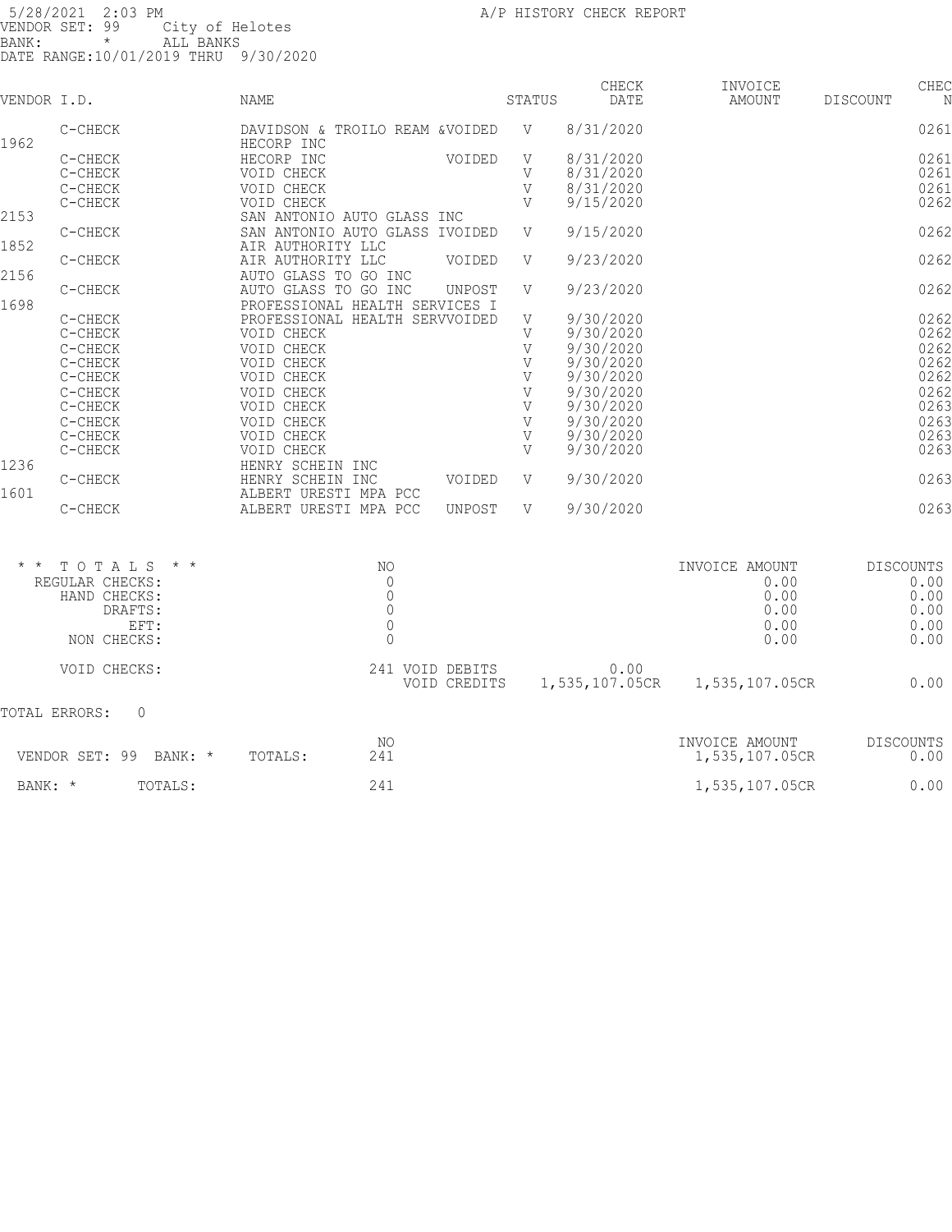5/28/2021 2:03 PM
VENDOR SET: 99 City of Helotes
BANK: * ALL BANKS
DATE RANGE:10/01/2019 THRU 9/30/2020

A/P HISTORY CHECK REPORT

| VENDOR I.D. | | NAME | | STATUS | CHECK DATE | INVOICE AMOUNT | DISCOUNT | CHEC N |
|---|---|---|---|---|---|---|---|---|
| | C-CHECK | DAVIDSON & TROILO REAM & | VOIDED | V | 8/31/2020 | | | 0261 |
| 1962 | | HECORP INC | | | | | | |
| | C-CHECK | HECORP INC | VOIDED | V | 8/31/2020 | | | 0261 |
| | C-CHECK | VOID CHECK | | V | 8/31/2020 | | | 0261 |
| | C-CHECK | VOID CHECK | | V | 8/31/2020 | | | 0261 |
| | C-CHECK | VOID CHECK | | V | 9/15/2020 | | | 0262 |
| 2153 | | SAN ANTONIO AUTO GLASS INC | | | | | | |
| | C-CHECK | SAN ANTONIO AUTO GLASS I | VOIDED | V | 9/15/2020 | | | 0262 |
| 1852 | | AIR AUTHORITY LLC | | | | | | |
| | C-CHECK | AIR AUTHORITY LLC | VOIDED | V | 9/23/2020 | | | 0262 |
| 2156 | | AUTO GLASS TO GO INC | | | | | | |
| | C-CHECK | AUTO GLASS TO GO INC | UNPOST | V | 9/23/2020 | | | 0262 |
| 1698 | | PROFESSIONAL HEALTH SERVICES I | | | | | | |
| | C-CHECK | PROFESSIONAL HEALTH SERV | VOIDED | V | 9/30/2020 | | | 0262 |
| | C-CHECK | VOID CHECK | | V | 9/30/2020 | | | 0262 |
| | C-CHECK | VOID CHECK | | V | 9/30/2020 | | | 0262 |
| | C-CHECK | VOID CHECK | | V | 9/30/2020 | | | 0262 |
| | C-CHECK | VOID CHECK | | V | 9/30/2020 | | | 0262 |
| | C-CHECK | VOID CHECK | | V | 9/30/2020 | | | 0262 |
| | C-CHECK | VOID CHECK | | V | 9/30/2020 | | | 0263 |
| | C-CHECK | VOID CHECK | | V | 9/30/2020 | | | 0263 |
| | C-CHECK | VOID CHECK | | V | 9/30/2020 | | | 0263 |
| | C-CHECK | VOID CHECK | | V | 9/30/2020 | | | 0263 |
| 1236 | | HENRY SCHEIN INC | | | | | | |
| | C-CHECK | HENRY SCHEIN INC | VOIDED | V | 9/30/2020 | | | 0263 |
| 1601 | | ALBERT URESTI MPA PCC | | | | | | |
| | C-CHECK | ALBERT URESTI MPA PCC | UNPOST | V | 9/30/2020 | | | 0263 |

| * * T O T A L S * * | NO | | | INVOICE AMOUNT | DISCOUNTS |
|---|---|---|---|---|---|
| REGULAR CHECKS: | 0 | | | 0.00 | 0.00 |
| HAND CHECKS: | 0 | | | 0.00 | 0.00 |
| DRAFTS: | 0 | | | 0.00 | 0.00 |
| EFT: | 0 | | | 0.00 | 0.00 |
| NON CHECKS: | 0 | | | 0.00 | 0.00 |
| VOID CHECKS: | 241 | VOID DEBITS | 0.00 | | |
| | | VOID CREDITS | 1,535,107.05CR | 1,535,107.05CR | 0.00 |

TOTAL ERRORS: 0

| | | NO | INVOICE AMOUNT | DISCOUNTS |
|---|---|---|---|---|
| VENDOR SET: 99 BANK: * | TOTALS: | 241 | 1,535,107.05CR | 0.00 |
| BANK: * | TOTALS: | 241 | 1,535,107.05CR | 0.00 |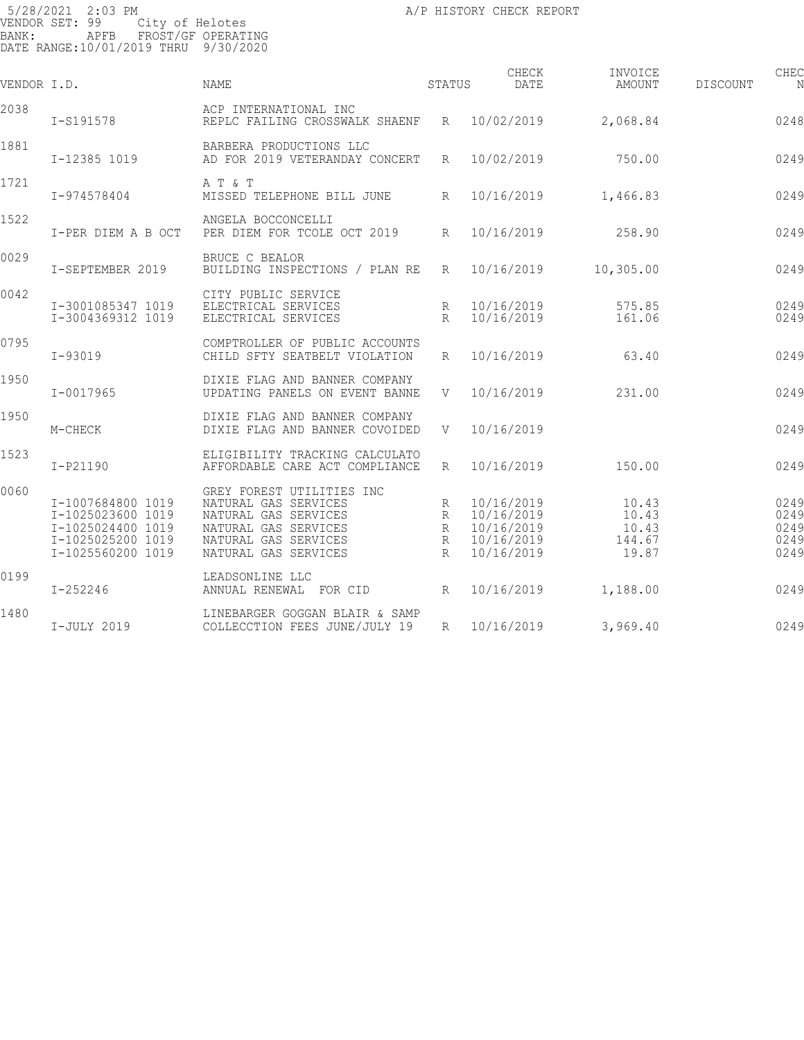5/28/2021 2:03 PM A/P HISTORY CHECK REPORT
VENDOR SET: 99 City of Helotes
BANK: APFB FROST/GF OPERATING
DATE RANGE:10/01/2019 THRU 9/30/2020

| VENDOR I.D. | | NAME | STATUS | CHECK DATE | INVOICE AMOUNT | DISCOUNT | CHEC N |
|---|---|---|---|---|---|---|---|
| 2038 | | ACP INTERNATIONAL INC | | | | | |
| | I-S191578 | REPLC FAILING CROSSWALK SHAENF | R | 10/02/2019 | 2,068.84 | | 0248 |
| 1881 | | BARBERA PRODUCTIONS LLC | | | | | |
| | I-12385 1019 | AD FOR 2019 VETERANDAY CONCERT | R | 10/02/2019 | 750.00 | | 0249 |
| 1721 | | A T & T | | | | | |
| | I-974578404 | MISSED TELEPHONE BILL JUNE | R | 10/16/2019 | 1,466.83 | | 0249 |
| 1522 | | ANGELA BOCCONCELLI | | | | | |
| | I-PER DIEM A B OCT | PER DIEM FOR TCOLE OCT 2019 | R | 10/16/2019 | 258.90 | | 0249 |
| 0029 | | BRUCE C BEALOR | | | | | |
| | I-SEPTEMBER 2019 | BUILDING INSPECTIONS / PLAN RE | R | 10/16/2019 | 10,305.00 | | 0249 |
| 0042 | | CITY PUBLIC SERVICE | | | | | |
| | I-3001085347 1019 | ELECTRICAL SERVICES | R | 10/16/2019 | 575.85 | | 0249 |
| | I-3004369312 1019 | ELECTRICAL SERVICES | R | 10/16/2019 | 161.06 | | 0249 |
| 0795 | | COMPTROLLER OF PUBLIC ACCOUNTS | | | | | |
| | I-93019 | CHILD SFTY SEATBELT VIOLATION | R | 10/16/2019 | 63.40 | | 0249 |
| 1950 | | DIXIE FLAG AND BANNER COMPANY | | | | | |
| | I-0017965 | UPDATING PANELS ON EVENT BANNE | V | 10/16/2019 | 231.00 | | 0249 |
| 1950 | | DIXIE FLAG AND BANNER COMPANY | | | | | |
| | M-CHECK | DIXIE FLAG AND BANNER COVOIDED | V | 10/16/2019 | | | 0249 |
| 1523 | | ELIGIBILITY TRACKING CALCULATO | | | | | |
| | I-P21190 | AFFORDABLE CARE ACT COMPLIANCE | R | 10/16/2019 | 150.00 | | 0249 |
| 0060 | | GREY FOREST UTILITIES INC | | | | | |
| | I-1007684800 1019 | NATURAL GAS SERVICES | R | 10/16/2019 | 10.43 | | 0249 |
| | I-1025023600 1019 | NATURAL GAS SERVICES | R | 10/16/2019 | 10.43 | | 0249 |
| | I-1025024400 1019 | NATURAL GAS SERVICES | R | 10/16/2019 | 10.43 | | 0249 |
| | I-1025025200 1019 | NATURAL GAS SERVICES | R | 10/16/2019 | 144.67 | | 0249 |
| | I-1025560200 1019 | NATURAL GAS SERVICES | R | 10/16/2019 | 19.87 | | 0249 |
| 0199 | | LEADSONLINE LLC | | | | | |
| | I-252246 | ANNUAL RENEWAL FOR CID | R | 10/16/2019 | 1,188.00 | | 0249 |
| 1480 | | LINEBARGER GOGGAN BLAIR & SAMP | | | | | |
| | I-JULY 2019 | COLLECCTION FEES JUNE/JULY 19 | R | 10/16/2019 | 3,969.40 | | 0249 |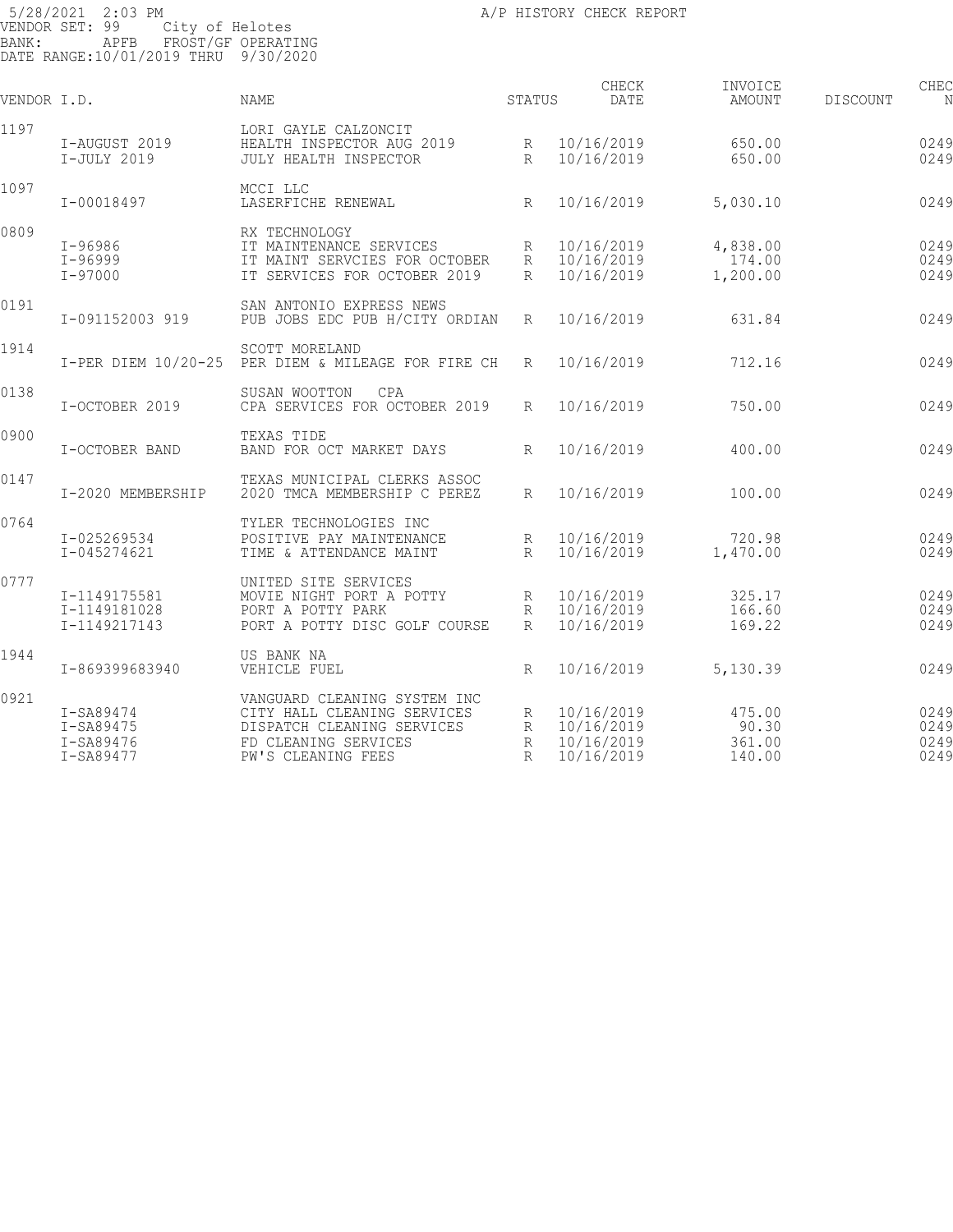5/28/2021 2:03 PM A/P HISTORY CHECK REPORT
VENDOR SET: 99 City of Helotes
BANK: APFB FROST/GF OPERATING
DATE RANGE:10/01/2019 THRU 9/30/2020

| VENDOR I.D. | | NAME | STATUS | CHECK DATE | INVOICE AMOUNT | DISCOUNT | CHEC N |
|---|---|---|---|---|---|---|---|
| 1197 | | LORI GAYLE CALZONCIT | | | | | |
| | I-AUGUST 2019 | HEALTH INSPECTOR AUG 2019 | R | 10/16/2019 | 650.00 | | 0249 |
| | I-JULY 2019 | JULY HEALTH INSPECTOR | R | 10/16/2019 | 650.00 | | 0249 |
| 1097 | | MCCI LLC | | | | | |
| | I-00018497 | LASERFICHE RENEWAL | R | 10/16/2019 | 5,030.10 | | 0249 |
| 0809 | | RX TECHNOLOGY | | | | | |
| | I-96986 | IT MAINTENANCE SERVICES | R | 10/16/2019 | 4,838.00 | | 0249 |
| | I-96999 | IT MAINT SERVCIES FOR OCTOBER | R | 10/16/2019 | 174.00 | | 0249 |
| | I-97000 | IT SERVICES FOR OCTOBER 2019 | R | 10/16/2019 | 1,200.00 | | 0249 |
| 0191 | | SAN ANTONIO EXPRESS NEWS | | | | | |
| | I-091152003 919 | PUB JOBS EDC PUB H/CITY ORDIAN | R | 10/16/2019 | 631.84 | | 0249 |
| 1914 | | SCOTT MORELAND | | | | | |
| | I-PER DIEM 10/20-25 | PER DIEM & MILEAGE FOR FIRE CH | R | 10/16/2019 | 712.16 | | 0249 |
| 0138 | | SUSAN WOOTTON CPA | | | | | |
| | I-OCTOBER 2019 | CPA SERVICES FOR OCTOBER 2019 | R | 10/16/2019 | 750.00 | | 0249 |
| 0900 | | TEXAS TIDE | | | | | |
| | I-OCTOBER BAND | BAND FOR OCT MARKET DAYS | R | 10/16/2019 | 400.00 | | 0249 |
| 0147 | | TEXAS MUNICIPAL CLERKS ASSOC | | | | | |
| | I-2020 MEMBERSHIP | 2020 TMCA MEMBERSHIP C PEREZ | R | 10/16/2019 | 100.00 | | 0249 |
| 0764 | | TYLER TECHNOLOGIES INC | | | | | |
| | I-025269534 | POSITIVE PAY MAINTENANCE | R | 10/16/2019 | 720.98 | | 0249 |
| | I-045274621 | TIME & ATTENDANCE MAINT | R | 10/16/2019 | 1,470.00 | | 0249 |
| 0777 | | UNITED SITE SERVICES | | | | | |
| | I-1149175581 | MOVIE NIGHT PORT A POTTY | R | 10/16/2019 | 325.17 | | 0249 |
| | I-1149181028 | PORT A POTTY PARK | R | 10/16/2019 | 166.60 | | 0249 |
| | I-1149217143 | PORT A POTTY DISC GOLF COURSE | R | 10/16/2019 | 169.22 | | 0249 |
| 1944 | | US BANK NA | | | | | |
| | I-869399683940 | VEHICLE FUEL | R | 10/16/2019 | 5,130.39 | | 0249 |
| 0921 | | VANGUARD CLEANING SYSTEM INC | | | | | |
| | I-SA89474 | CITY HALL CLEANING SERVICES | R | 10/16/2019 | 475.00 | | 0249 |
| | I-SA89475 | DISPATCH CLEANING SERVICES | R | 10/16/2019 | 90.30 | | 0249 |
| | I-SA89476 | FD CLEANING SERVICES | R | 10/16/2019 | 361.00 | | 0249 |
| | I-SA89477 | PW'S CLEANING FEES | R | 10/16/2019 | 140.00 | | 0249 |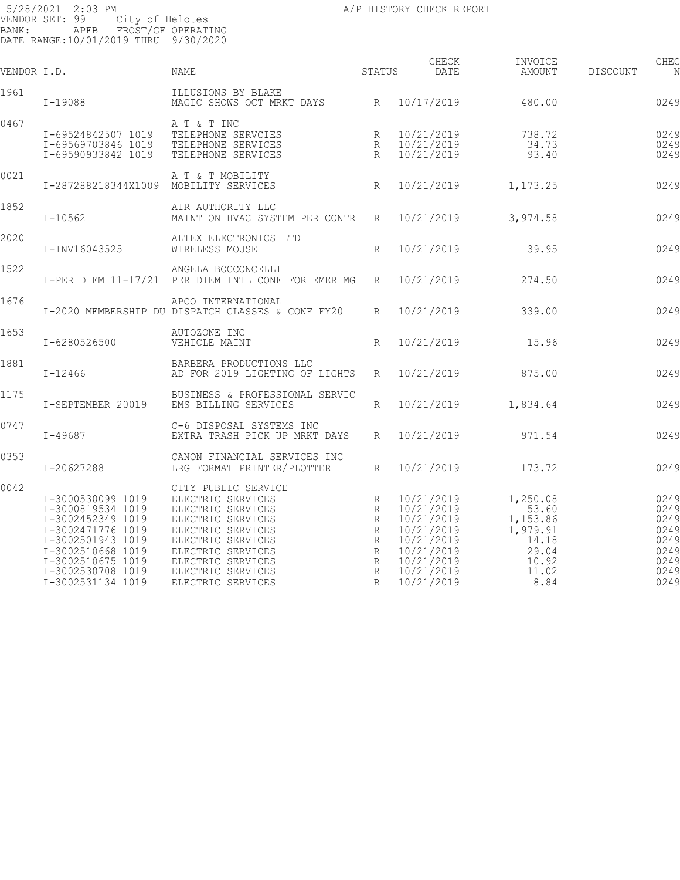5/28/2021 2:03 PM
VENDOR SET: 99 City of Helotes
BANK: APFB FROST/GF OPERATING
DATE RANGE:10/01/2019 THRU 9/30/2020

A/P HISTORY CHECK REPORT

| VENDOR I.D. | | NAME | STATUS | CHECK DATE | INVOICE AMOUNT | DISCOUNT | CHEC N |
|---|---|---|---|---|---|---|---|
| 1961 | | ILLUSIONS BY BLAKE | | | | | |
| | I-19088 | MAGIC SHOWS OCT MRKT DAYS | R | 10/17/2019 | 480.00 | | 0249 |
| 0467 | | A T & T INC | | | | | |
| | I-69524842507 1019 | TELEPHONE SERVCIES | R | 10/21/2019 | 738.72 | | 0249 |
| | I-69569703846 1019 | TELEPHONE SERVICES | R | 10/21/2019 | 34.73 | | 0249 |
| | I-69590933842 1019 | TELEPHONE SERVICES | R | 10/21/2019 | 93.40 | | 0249 |
| 0021 | | A T & T MOBILITY | | | | | |
| | I-287288218344X1009 | MOBILITY SERVICES | R | 10/21/2019 | 1,173.25 | | 0249 |
| 1852 | | AIR AUTHORITY LLC | | | | | |
| | I-10562 | MAINT ON HVAC SYSTEM PER CONTR | R | 10/21/2019 | 3,974.58 | | 0249 |
| 2020 | | ALTEX ELECTRONICS LTD | | | | | |
| | I-INV16043525 | WIRELESS MOUSE | R | 10/21/2019 | 39.95 | | 0249 |
| 1522 | | ANGELA BOCCONCELLI | | | | | |
| | I-PER DIEM 11-17/21 | PER DIEM INTL CONF FOR EMER MG | R | 10/21/2019 | 274.50 | | 0249 |
| 1676 | | APCO INTERNATIONAL | | | | | |
| | I-2020 MEMBERSHIP DU | DISPATCH CLASSES & CONF FY20 | R | 10/21/2019 | 339.00 | | 0249 |
| 1653 | | AUTOZONE INC | | | | | |
| | I-6280526500 | VEHICLE MAINT | R | 10/21/2019 | 15.96 | | 0249 |
| 1881 | | BARBERA PRODUCTIONS LLC | | | | | |
| | I-12466 | AD FOR 2019 LIGHTING OF LIGHTS | R | 10/21/2019 | 875.00 | | 0249 |
| 1175 | | BUSINESS & PROFESSIONAL SERVIC | | | | | |
| | I-SEPTEMBER 20019 | EMS BILLING SERVICES | R | 10/21/2019 | 1,834.64 | | 0249 |
| 0747 | | C-6 DISPOSAL SYSTEMS INC | | | | | |
| | I-49687 | EXTRA TRASH PICK UP MRKT DAYS | R | 10/21/2019 | 971.54 | | 0249 |
| 0353 | | CANON FINANCIAL SERVICES INC | | | | | |
| | I-20627288 | LRG FORMAT PRINTER/PLOTTER | R | 10/21/2019 | 173.72 | | 0249 |
| 0042 | | CITY PUBLIC SERVICE | | | | | |
| | I-3000530099 1019 | ELECTRIC SERVICES | R | 10/21/2019 | 1,250.08 | | 0249 |
| | I-3000819534 1019 | ELECTRIC SERVICES | R | 10/21/2019 | 53.60 | | 0249 |
| | I-3002452349 1019 | ELECTRIC SERVICES | R | 10/21/2019 | 1,153.86 | | 0249 |
| | I-3002471776 1019 | ELECTRIC SERVICES | R | 10/21/2019 | 1,979.91 | | 0249 |
| | I-3002501943 1019 | ELECTRIC SERVICES | R | 10/21/2019 | 14.18 | | 0249 |
| | I-3002510668 1019 | ELECTRIC SERVICES | R | 10/21/2019 | 29.04 | | 0249 |
| | I-3002510675 1019 | ELECTRIC SERVICES | R | 10/21/2019 | 10.92 | | 0249 |
| | I-3002530708 1019 | ELECTRIC SERVICES | R | 10/21/2019 | 11.02 | | 0249 |
| | I-3002531134 1019 | ELECTRIC SERVICES | R | 10/21/2019 | 8.84 | | 0249 |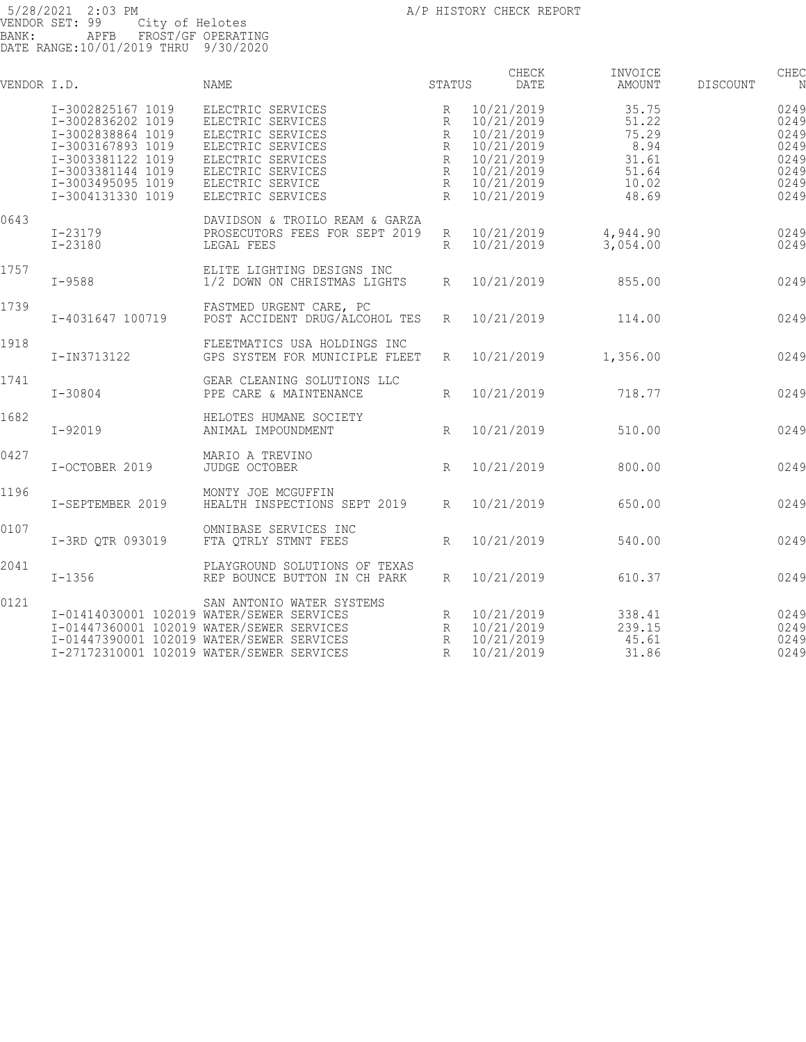5/28/2021 2:03 PM A/P HISTORY CHECK REPORT
VENDOR SET: 99 City of Helotes
BANK: APFB FROST/GF OPERATING
DATE RANGE:10/01/2019 THRU 9/30/2020

| VENDOR | I.D. | NAME | STATUS | CHECK DATE | INVOICE AMOUNT | DISCOUNT | CHEC N |
|---|---|---|---|---|---|---|---|
| | I-3002825167 1019 | ELECTRIC SERVICES | R | 10/21/2019 | 35.75 | | 0249 |
| | I-3002836202 1019 | ELECTRIC SERVICES | R | 10/21/2019 | 51.22 | | 0249 |
| | I-3002838864 1019 | ELECTRIC SERVICES | R | 10/21/2019 | 75.29 | | 0249 |
| | I-3003167893 1019 | ELECTRIC SERVICES | R | 10/21/2019 | 8.94 | | 0249 |
| | I-3003381122 1019 | ELECTRIC SERVICES | R | 10/21/2019 | 31.61 | | 0249 |
| | I-3003381144 1019 | ELECTRIC SERVICES | R | 10/21/2019 | 51.64 | | 0249 |
| | I-3003495095 1019 | ELECTRIC SERVICE | R | 10/21/2019 | 10.02 | | 0249 |
| | I-3004131330 1019 | ELECTRIC SERVICES | R | 10/21/2019 | 48.69 | | 0249 |
| 0643 | | DAVIDSON & TROILO REAM & GARZA | | | | | |
| | I-23179 | PROSECUTORS FEES FOR SEPT 2019 | R | 10/21/2019 | 4,944.90 | | 0249 |
| | I-23180 | LEGAL FEES | R | 10/21/2019 | 3,054.00 | | 0249 |
| 1757 | | ELITE LIGHTING DESIGNS INC | | | | | |
| | I-9588 | 1/2 DOWN ON CHRISTMAS LIGHTS | R | 10/21/2019 | 855.00 | | 0249 |
| 1739 | | FASTMED URGENT CARE, PC | | | | | |
| | I-4031647 100719 | POST ACCIDENT DRUG/ALCOHOL TES | R | 10/21/2019 | 114.00 | | 0249 |
| 1918 | | FLEETMATICS USA HOLDINGS INC | | | | | |
| | I-IN3713122 | GPS SYSTEM FOR MUNICIPLE FLEET | R | 10/21/2019 | 1,356.00 | | 0249 |
| 1741 | | GEAR CLEANING SOLUTIONS LLC | | | | | |
| | I-30804 | PPE CARE & MAINTENANCE | R | 10/21/2019 | 718.77 | | 0249 |
| 1682 | | HELOTES HUMANE SOCIETY | | | | | |
| | I-92019 | ANIMAL IMPOUNDMENT | R | 10/21/2019 | 510.00 | | 0249 |
| 0427 | | MARIO A TREVINO | | | | | |
| | I-OCTOBER 2019 | JUDGE OCTOBER | R | 10/21/2019 | 800.00 | | 0249 |
| 1196 | | MONTY JOE MCGUFFIN | | | | | |
| | I-SEPTEMBER 2019 | HEALTH INSPECTIONS SEPT 2019 | R | 10/21/2019 | 650.00 | | 0249 |
| 0107 | | OMNIBASE SERVICES INC | | | | | |
| | I-3RD QTR 093019 | FTA QTRLY STMNT FEES | R | 10/21/2019 | 540.00 | | 0249 |
| 2041 | | PLAYGROUND SOLUTIONS OF TEXAS | | | | | |
| | I-1356 | REP BOUNCE BUTTON IN CH PARK | R | 10/21/2019 | 610.37 | | 0249 |
| 0121 | | SAN ANTONIO WATER SYSTEMS | | | | | |
| | I-01414030001 102019 | WATER/SEWER SERVICES | R | 10/21/2019 | 338.41 | | 0249 |
| | I-01447360001 102019 | WATER/SEWER SERVICES | R | 10/21/2019 | 239.15 | | 0249 |
| | I-01447390001 102019 | WATER/SEWER SERVICES | R | 10/21/2019 | 45.61 | | 0249 |
| | I-27172310001 102019 | WATER/SEWER SERVICES | R | 10/21/2019 | 31.86 | | 0249 |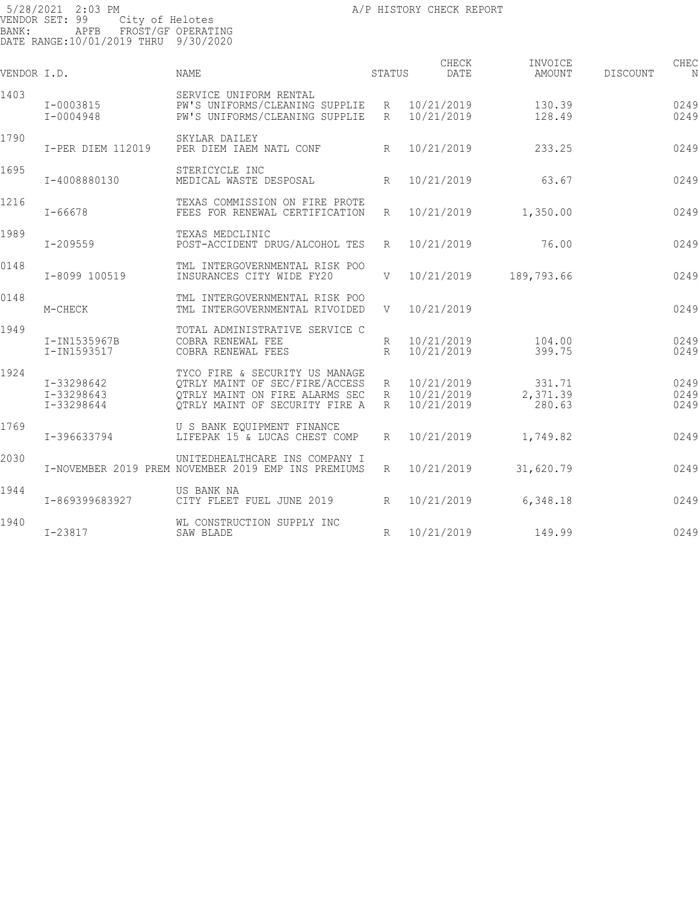5/28/2021 2:03 PM
VENDOR SET: 99 City of Helotes
BANK: APFB FROST/GF OPERATING
DATE RANGE:10/01/2019 THRU 9/30/2020

A/P HISTORY CHECK REPORT

| VENDOR I.D. | | NAME | STATUS | CHECK DATE | INVOICE AMOUNT | DISCOUNT | CHEC N |
|---|---|---|---|---|---|---|---|
| 1403 | | SERVICE UNIFORM RENTAL | | | | | |
| | I-0003815 | PW'S UNIFORMS/CLEANING SUPPLIE | R | 10/21/2019 | 130.39 | | 0249 |
| | I-0004948 | PW'S UNIFORMS/CLEANING SUPPLIE | R | 10/21/2019 | 128.49 | | 0249 |
| 1790 | | SKYLAR DAILEY | | | | | |
| | I-PER DIEM 112019 | PER DIEM IAEM NATL CONF | R | 10/21/2019 | 233.25 | | 0249 |
| 1695 | | STERICYCLE INC | | | | | |
| | I-4008880130 | MEDICAL WASTE DESPOSAL | R | 10/21/2019 | 63.67 | | 0249 |
| 1216 | | TEXAS COMMISSION ON FIRE PROTE | | | | | |
| | I-66678 | FEES FOR RENEWAL CERTIFICATION | R | 10/21/2019 | 1,350.00 | | 0249 |
| 1989 | | TEXAS MEDCLINIC | | | | | |
| | I-209559 | POST-ACCIDENT DRUG/ALCOHOL TES | R | 10/21/2019 | 76.00 | | 0249 |
| 0148 | | TML INTERGOVERNMENTAL RISK POO | | | | | |
| | I-8099 100519 | INSURANCES CITY WIDE FY20 | V | 10/21/2019 | 189,793.66 | | 0249 |
| 0148 | | TML INTERGOVERNMENTAL RISK POO | | | | | |
| | M-CHECK | TML INTERGOVERNMENTAL RIVOIDED | V | 10/21/2019 | | | 0249 |
| 1949 | | TOTAL ADMINISTRATIVE SERVICE C | | | | | |
| | I-IN1535967B | COBRA RENEWAL FEE | R | 10/21/2019 | 104.00 | | 0249 |
| | I-IN1593517 | COBRA RENEWAL FEES | R | 10/21/2019 | 399.75 | | 0249 |
| 1924 | | TYCO FIRE & SECURITY US MANAGE | | | | | |
| | I-33298642 | QTRLY MAINT OF SEC/FIRE/ACCESS | R | 10/21/2019 | 331.71 | | 0249 |
| | I-33298643 | QTRLY MAINT ON FIRE ALARMS SEC | R | 10/21/2019 | 2,371.39 | | 0249 |
| | I-33298644 | QTRLY MAINT OF SECURITY FIRE A | R | 10/21/2019 | 280.63 | | 0249 |
| 1769 | | U S BANK EQUIPMENT FINANCE | | | | | |
| | I-396633794 | LIFEPAK 15 & LUCAS CHEST COMP | R | 10/21/2019 | 1,749.82 | | 0249 |
| 2030 | | UNITEDHEALTHCARE INS COMPANY I | | | | | |
| | I-NOVEMBER 2019 PREM | NOVEMBER 2019 EMP INS PREMIUMS | R | 10/21/2019 | 31,620.79 | | 0249 |
| 1944 | | US BANK NA | | | | | |
| | I-869399683927 | CITY FLEET FUEL JUNE 2019 | R | 10/21/2019 | 6,348.18 | | 0249 |
| 1940 | | WL CONSTRUCTION SUPPLY INC | | | | | |
| | I-23817 | SAW BLADE | R | 10/21/2019 | 149.99 | | 0249 |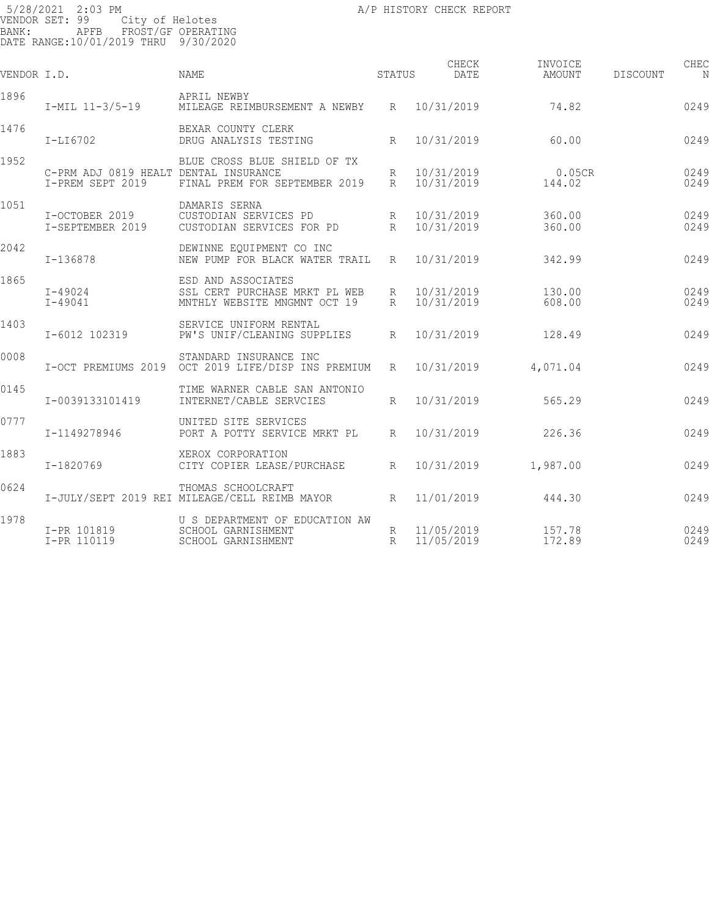5/28/2021 2:03 PM
VENDOR SET: 99 City of Helotes
BANK: APFB FROST/GF OPERATING
DATE RANGE:10/01/2019 THRU 9/30/2020

A/P HISTORY CHECK REPORT

| VENDOR I.D. | | NAME | STATUS | CHECK DATE | INVOICE AMOUNT | DISCOUNT | CHEC N |
|---|---|---|---|---|---|---|---|
| 1896 | | APRIL NEWBY | | | | | |
| | I-MIL 11-3/5-19 | MILEAGE REIMBURSEMENT A NEWBY | R | 10/31/2019 | 74.82 | | 0249 |
| 1476 | | BEXAR COUNTY CLERK | | | | | |
| | I-LI6702 | DRUG ANALYSIS TESTING | R | 10/31/2019 | 60.00 | | 0249 |
| 1952 | | BLUE CROSS BLUE SHIELD OF TX | | | | | |
| | C-PRM ADJ 0819 HEALT | DENTAL INSURANCE | R | 10/31/2019 | 0.05CR | | 0249 |
| | I-PREM SEPT 2019 | FINAL PREM FOR SEPTEMBER 2019 | R | 10/31/2019 | 144.02 | | 0249 |
| 1051 | | DAMARIS SERNA | | | | | |
| | I-OCTOBER 2019 | CUSTODIAN SERVICES PD | R | 10/31/2019 | 360.00 | | 0249 |
| | I-SEPTEMBER 2019 | CUSTODIAN SERVICES FOR PD | R | 10/31/2019 | 360.00 | | 0249 |
| 2042 | | DEWINNE EQUIPMENT CO INC | | | | | |
| | I-136878 | NEW PUMP FOR BLACK WATER TRAIL | R | 10/31/2019 | 342.99 | | 0249 |
| 1865 | | ESD AND ASSOCIATES | | | | | |
| | I-49024 | SSL CERT PURCHASE MRKT PL WEB | R | 10/31/2019 | 130.00 | | 0249 |
| | I-49041 | MNTHLY WEBSITE MNGMNT OCT 19 | R | 10/31/2019 | 608.00 | | 0249 |
| 1403 | | SERVICE UNIFORM RENTAL | | | | | |
| | I-6012 102319 | PW'S UNIF/CLEANING SUPPLIES | R | 10/31/2019 | 128.49 | | 0249 |
| 0008 | | STANDARD INSURANCE INC | | | | | |
| | I-OCT PREMIUMS 2019 | OCT 2019 LIFE/DISP INS PREMIUM | R | 10/31/2019 | 4,071.04 | | 0249 |
| 0145 | | TIME WARNER CABLE SAN ANTONIO | | | | | |
| | I-0039133101419 | INTERNET/CABLE SERVCIES | R | 10/31/2019 | 565.29 | | 0249 |
| 0777 | | UNITED SITE SERVICES | | | | | |
| | I-1149278946 | PORT A POTTY SERVICE MRKT PL | R | 10/31/2019 | 226.36 | | 0249 |
| 1883 | | XEROX CORPORATION | | | | | |
| | I-1820769 | CITY COPIER LEASE/PURCHASE | R | 10/31/2019 | 1,987.00 | | 0249 |
| 0624 | | THOMAS SCHOOLCRAFT | | | | | |
| | I-JULY/SEPT 2019 REI | MILEAGE/CELL REIMB MAYOR | R | 11/01/2019 | 444.30 | | 0249 |
| 1978 | | U S DEPARTMENT OF EDUCATION AW | | | | | |
| | I-PR 101819 | SCHOOL GARNISHMENT | R | 11/05/2019 | 157.78 | | 0249 |
| | I-PR 110119 | SCHOOL GARNISHMENT | R | 11/05/2019 | 172.89 | | 0249 |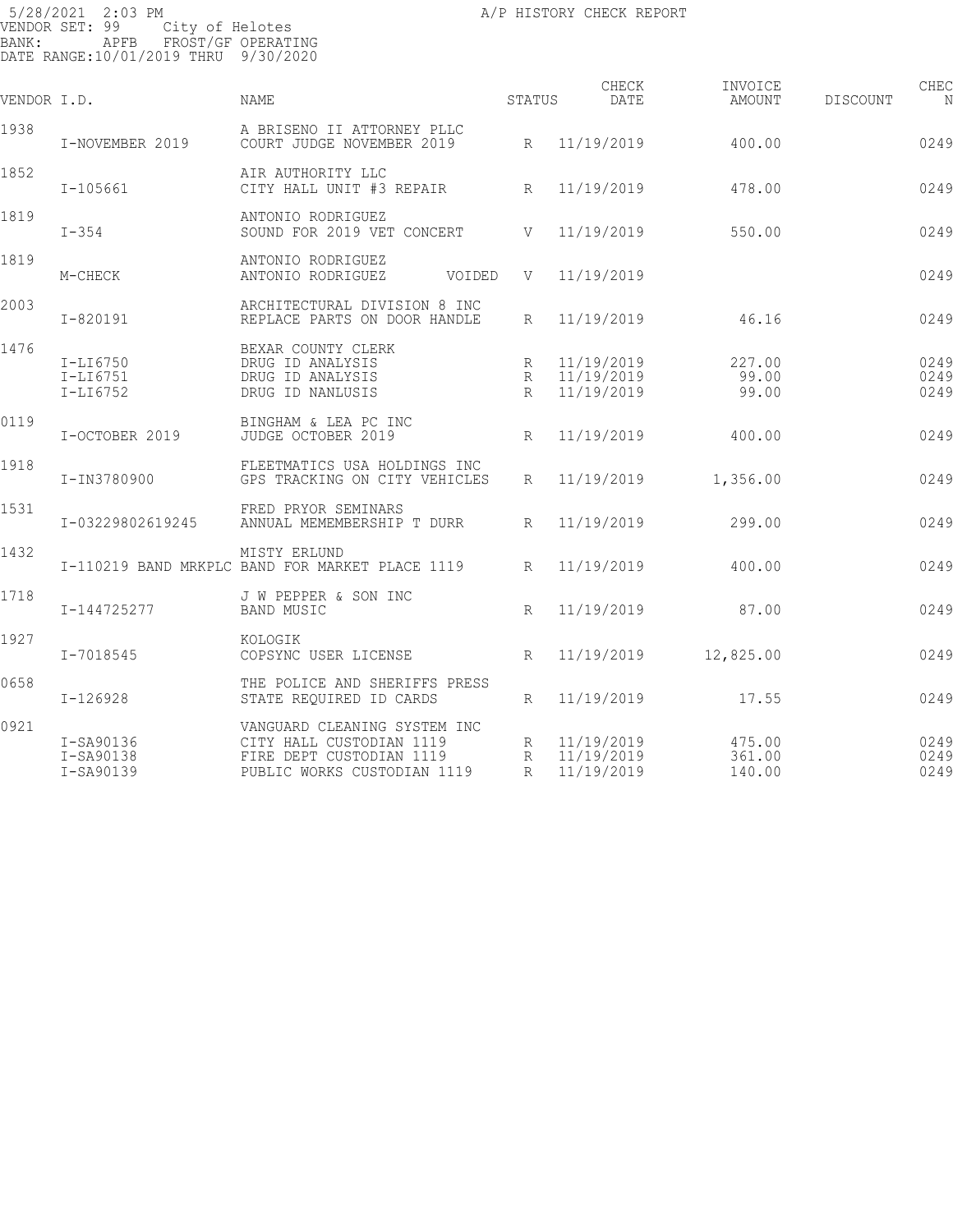5/28/2021 2:03 PM A/P HISTORY CHECK REPORT
VENDOR SET: 99 City of Helotes
BANK: APFB FROST/GF OPERATING
DATE RANGE:10/01/2019 THRU 9/30/2020

| VENDOR I.D. | | NAME | STATUS | CHECK DATE | INVOICE AMOUNT | DISCOUNT | CHEC N |
|---|---|---|---|---|---|---|---|
| 1938 | | A BRISENO II ATTORNEY PLLC | | | | | |
| | I-NOVEMBER 2019 | COURT JUDGE NOVEMBER 2019 | R | 11/19/2019 | 400.00 | | 0249 |
| 1852 | | AIR AUTHORITY LLC | | | | | |
| | I-105661 | CITY HALL UNIT #3 REPAIR | R | 11/19/2019 | 478.00 | | 0249 |
| 1819 | | ANTONIO RODRIGUEZ | | | | | |
| | I-354 | SOUND FOR 2019 VET CONCERT | V | 11/19/2019 | 550.00 | | 0249 |
| 1819 | | ANTONIO RODRIGUEZ | | | | | |
| | M-CHECK | ANTONIO RODRIGUEZ VOIDED | V | 11/19/2019 | | | 0249 |
| 2003 | | ARCHITECTURAL DIVISION 8 INC | | | | | |
| | I-820191 | REPLACE PARTS ON DOOR HANDLE | R | 11/19/2019 | 46.16 | | 0249 |
| 1476 | | BEXAR COUNTY CLERK | | | | | |
| | I-LI6750 | DRUG ID ANALYSIS | R | 11/19/2019 | 227.00 | | 0249 |
| | I-LI6751 | DRUG ID ANALYSIS | R | 11/19/2019 | 99.00 | | 0249 |
| | I-LI6752 | DRUG ID NANLUSIS | R | 11/19/2019 | 99.00 | | 0249 |
| 0119 | | BINGHAM & LEA PC INC | | | | | |
| | I-OCTOBER 2019 | JUDGE OCTOBER 2019 | R | 11/19/2019 | 400.00 | | 0249 |
| 1918 | | FLEETMATICS USA HOLDINGS INC | | | | | |
| | I-IN3780900 | GPS TRACKING ON CITY VEHICLES | R | 11/19/2019 | 1,356.00 | | 0249 |
| 1531 | | FRED PRYOR SEMINARS | | | | | |
| | I-03229802619245 | ANNUAL MEMEMBERSHIP T DURR | R | 11/19/2019 | 299.00 | | 0249 |
| 1432 | | MISTY ERLUND | | | | | |
| | I-110219 BAND MRKPLC | BAND FOR MARKET PLACE 1119 | R | 11/19/2019 | 400.00 | | 0249 |
| 1718 | | J W PEPPER & SON INC | | | | | |
| | I-144725277 | BAND MUSIC | R | 11/19/2019 | 87.00 | | 0249 |
| 1927 | | KOLOGIK | | | | | |
| | I-7018545 | COPSYNC USER LICENSE | R | 11/19/2019 | 12,825.00 | | 0249 |
| 0658 | | THE POLICE AND SHERIFFS PRESS | | | | | |
| | I-126928 | STATE REQUIRED ID CARDS | R | 11/19/2019 | 17.55 | | 0249 |
| 0921 | | VANGUARD CLEANING SYSTEM INC | | | | | |
| | I-SA90136 | CITY HALL CUSTODIAN 1119 | R | 11/19/2019 | 475.00 | | 0249 |
| | I-SA90138 | FIRE DEPT CUSTODIAN 1119 | R | 11/19/2019 | 361.00 | | 0249 |
| | I-SA90139 | PUBLIC WORKS CUSTODIAN 1119 | R | 11/19/2019 | 140.00 | | 0249 |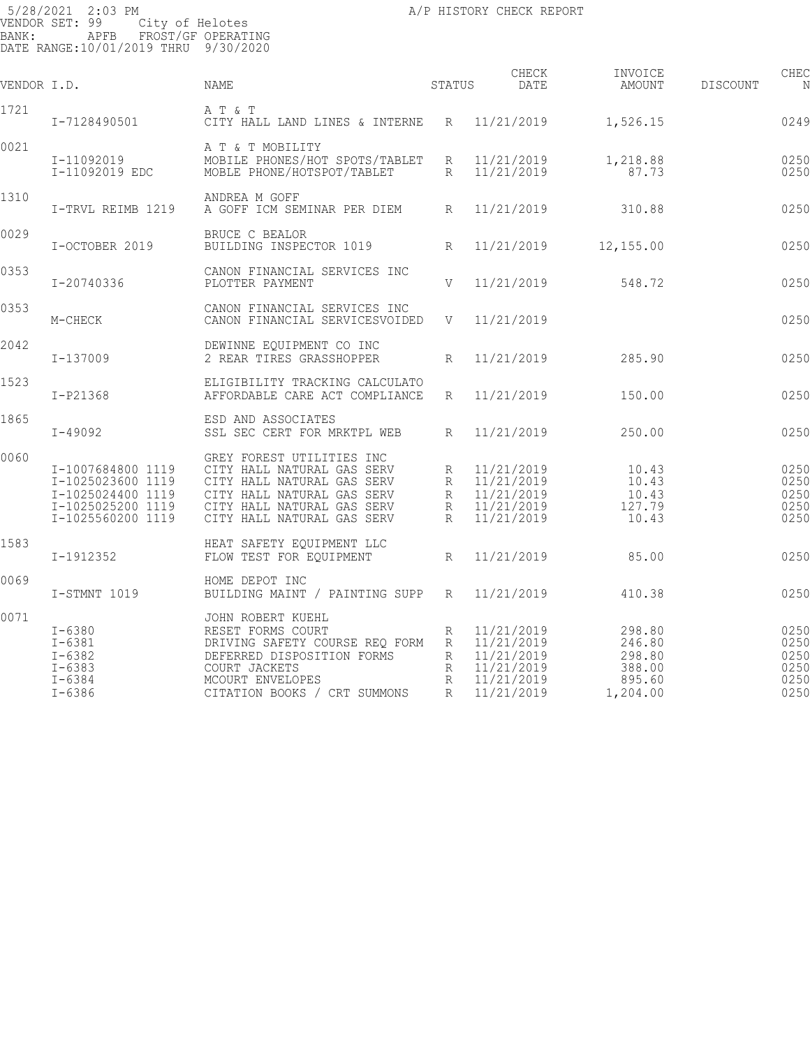5/28/2021 2:03 PM A/P HISTORY CHECK REPORT
VENDOR SET: 99 City of Helotes
BANK: APFB FROST/GF OPERATING
DATE RANGE:10/01/2019 THRU 9/30/2020

| VENDOR | I.D. | NAME | STATUS | CHECK DATE | INVOICE AMOUNT | DISCOUNT | CHEC N |
|---|---|---|---|---|---|---|---|
| 1721 | | A T & T | | | | | |
| | I-7128490501 | CITY HALL LAND LINES & INTERNE | R | 11/21/2019 | 1,526.15 | | 0249 |
| 0021 | | A T & T MOBILITY | | | | | |
| | I-11092019 | MOBILE PHONES/HOT SPOTS/TABLET | R | 11/21/2019 | 1,218.88 | | 0250 |
| | I-11092019 EDC | MOBLE PHONE/HOTSPOT/TABLET | R | 11/21/2019 | 87.73 | | 0250 |
| 1310 | | ANDREA M GOFF | | | | | |
| | I-TRVL REIMB 1219 | A GOFF ICM SEMINAR PER DIEM | R | 11/21/2019 | 310.88 | | 0250 |
| 0029 | | BRUCE C BEALOR | | | | | |
| | I-OCTOBER 2019 | BUILDING INSPECTOR 1019 | R | 11/21/2019 | 12,155.00 | | 0250 |
| 0353 | | CANON FINANCIAL SERVICES INC | | | | | |
| | I-20740336 | PLOTTER PAYMENT | V | 11/21/2019 | 548.72 | | 0250 |
| 0353 | | CANON FINANCIAL SERVICES INC | | | | | |
| | M-CHECK | CANON FINANCIAL SERVICESVOIDED | V | 11/21/2019 | | | 0250 |
| 2042 | | DEWINNE EQUIPMENT CO INC | | | | | |
| | I-137009 | 2 REAR TIRES GRASSHOPPER | R | 11/21/2019 | 285.90 | | 0250 |
| 1523 | | ELIGIBILITY TRACKING CALCULATO | | | | | |
| | I-P21368 | AFFORDABLE CARE ACT COMPLIANCE | R | 11/21/2019 | 150.00 | | 0250 |
| 1865 | | ESD AND ASSOCIATES | | | | | |
| | I-49092 | SSL SEC CERT FOR MRKTPL WEB | R | 11/21/2019 | 250.00 | | 0250 |
| 0060 | | GREY FOREST UTILITIES INC | | | | | |
| | I-1007684800 1119 | CITY HALL NATURAL GAS SERV | R | 11/21/2019 | 10.43 | | 0250 |
| | I-1025023600 1119 | CITY HALL NATURAL GAS SERV | R | 11/21/2019 | 10.43 | | 0250 |
| | I-1025024400 1119 | CITY HALL NATURAL GAS SERV | R | 11/21/2019 | 10.43 | | 0250 |
| | I-1025025200 1119 | CITY HALL NATURAL GAS SERV | R | 11/21/2019 | 127.79 | | 0250 |
| | I-1025560200 1119 | CITY HALL NATURAL GAS SERV | R | 11/21/2019 | 10.43 | | 0250 |
| 1583 | | HEAT SAFETY EQUIPMENT LLC | | | | | |
| | I-1912352 | FLOW TEST FOR EQUIPMENT | R | 11/21/2019 | 85.00 | | 0250 |
| 0069 | | HOME DEPOT INC | | | | | |
| | I-STMNT 1019 | BUILDING MAINT / PAINTING SUPP | R | 11/21/2019 | 410.38 | | 0250 |
| 0071 | | JOHN ROBERT KUEHL | | | | | |
| | I-6380 | RESET FORMS COURT | R | 11/21/2019 | 298.80 | | 0250 |
| | I-6381 | DRIVING SAFETY COURSE REQ FORM | R | 11/21/2019 | 246.80 | | 0250 |
| | I-6382 | DEFERRED DISPOSITION FORMS | R | 11/21/2019 | 298.80 | | 0250 |
| | I-6383 | COURT JACKETS | R | 11/21/2019 | 388.00 | | 0250 |
| | I-6384 | MCOURT ENVELOPES | R | 11/21/2019 | 895.60 | | 0250 |
| | I-6386 | CITATION BOOKS / CRT SUMMONS | R | 11/21/2019 | 1,204.00 | | 0250 |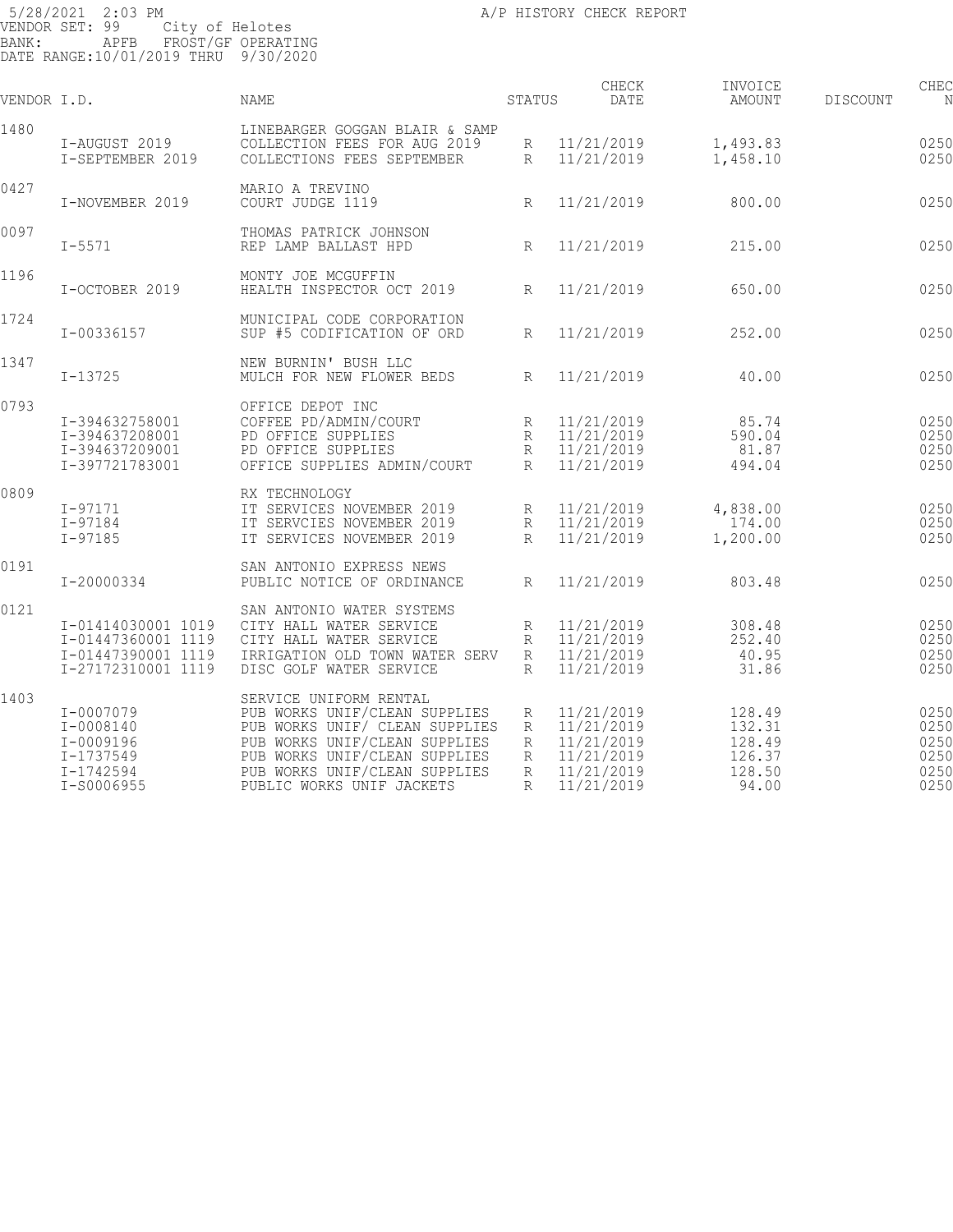5/28/2021 2:03 PM A/P HISTORY CHECK REPORT
VENDOR SET: 99 City of Helotes
BANK: APFB FROST/GF OPERATING
DATE RANGE:10/01/2019 THRU 9/30/2020

| VENDOR I.D. | | NAME | STATUS | CHECK DATE | INVOICE AMOUNT | DISCOUNT | CHEC N |
|---|---|---|---|---|---|---|---|
| 1480 | | LINEBARGER GOGGAN BLAIR & SAMP | | | | | |
| | I-AUGUST 2019 | COLLECTION FEES FOR AUG 2019 | R | 11/21/2019 | 1,493.83 | | 0250 |
| | I-SEPTEMBER 2019 | COLLECTIONS FEES SEPTEMBER | R | 11/21/2019 | 1,458.10 | | 0250 |
| 0427 | | MARIO A TREVINO | | | | | |
| | I-NOVEMBER 2019 | COURT JUDGE 1119 | R | 11/21/2019 | 800.00 | | 0250 |
| 0097 | | THOMAS PATRICK JOHNSON | | | | | |
| | I-5571 | REP LAMP BALLAST HPD | R | 11/21/2019 | 215.00 | | 0250 |
| 1196 | | MONTY JOE MCGUFFIN | | | | | |
| | I-OCTOBER 2019 | HEALTH INSPECTOR OCT 2019 | R | 11/21/2019 | 650.00 | | 0250 |
| 1724 | | MUNICIPAL CODE CORPORATION | | | | | |
| | I-00336157 | SUP #5 CODIFICATION OF ORD | R | 11/21/2019 | 252.00 | | 0250 |
| 1347 | | NEW BURNIN' BUSH LLC | | | | | |
| | I-13725 | MULCH FOR NEW FLOWER BEDS | R | 11/21/2019 | 40.00 | | 0250 |
| 0793 | | OFFICE DEPOT INC | | | | | |
| | I-394632758001 | COFFEE PD/ADMIN/COURT | R | 11/21/2019 | 85.74 | | 0250 |
| | I-394637208001 | PD OFFICE SUPPLIES | R | 11/21/2019 | 590.04 | | 0250 |
| | I-394637209001 | PD OFFICE SUPPLIES | R | 11/21/2019 | 81.87 | | 0250 |
| | I-397721783001 | OFFICE SUPPLIES ADMIN/COURT | R | 11/21/2019 | 494.04 | | 0250 |
| 0809 | | RX TECHNOLOGY | | | | | |
| | I-97171 | IT SERVICES NOVEMBER 2019 | R | 11/21/2019 | 4,838.00 | | 0250 |
| | I-97184 | IT SERVCIES NOVEMBER 2019 | R | 11/21/2019 | 174.00 | | 0250 |
| | I-97185 | IT SERVICES NOVEMBER 2019 | R | 11/21/2019 | 1,200.00 | | 0250 |
| 0191 | | SAN ANTONIO EXPRESS NEWS | | | | | |
| | I-20000334 | PUBLIC NOTICE OF ORDINANCE | R | 11/21/2019 | 803.48 | | 0250 |
| 0121 | | SAN ANTONIO WATER SYSTEMS | | | | | |
| | I-01414030001 1019 | CITY HALL WATER SERVICE | R | 11/21/2019 | 308.48 | | 0250 |
| | I-01447360001 1119 | CITY HALL WATER SERVICE | R | 11/21/2019 | 252.40 | | 0250 |
| | I-01447390001 1119 | IRRIGATION OLD TOWN WATER SERV | R | 11/21/2019 | 40.95 | | 0250 |
| | I-27172310001 1119 | DISC GOLF WATER SERVICE | R | 11/21/2019 | 31.86 | | 0250 |
| 1403 | | SERVICE UNIFORM RENTAL | | | | | |
| | I-0007079 | PUB WORKS UNIF/CLEAN SUPPLIES | R | 11/21/2019 | 128.49 | | 0250 |
| | I-0008140 | PUB WORKS UNIF/ CLEAN SUPPLIES | R | 11/21/2019 | 132.31 | | 0250 |
| | I-0009196 | PUB WORKS UNIF/CLEAN SUPPLIES | R | 11/21/2019 | 128.49 | | 0250 |
| | I-1737549 | PUB WORKS UNIF/CLEAN SUPPLIES | R | 11/21/2019 | 126.37 | | 0250 |
| | I-1742594 | PUB WORKS UNIF/CLEAN SUPPLIES | R | 11/21/2019 | 128.50 | | 0250 |
| | I-S0006955 | PUBLIC WORKS UNIF JACKETS | R | 11/21/2019 | 94.00 | | 0250 |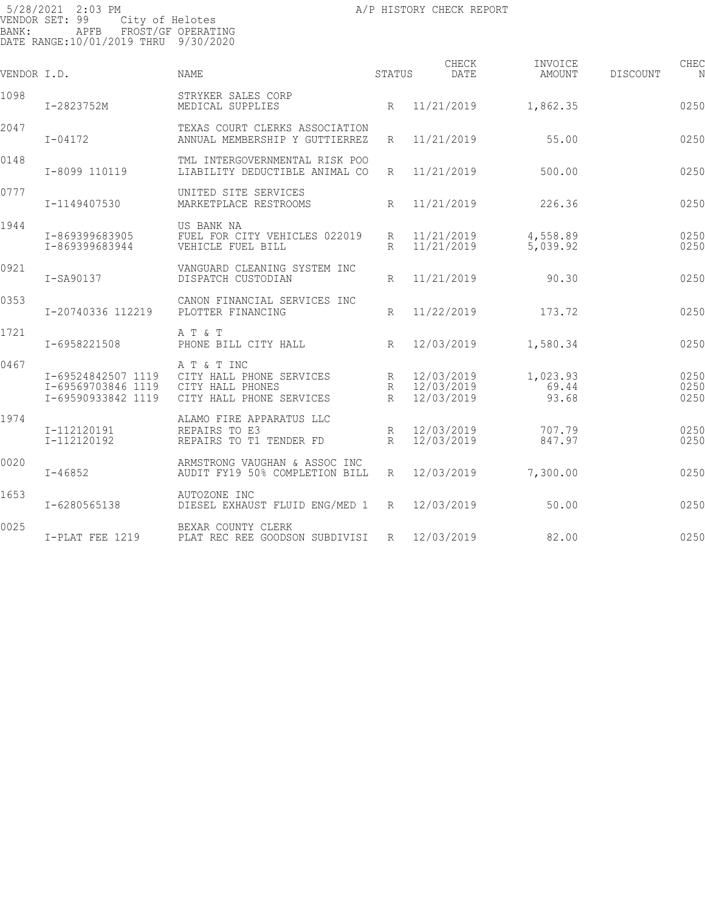5/28/2021 2:03 PM
VENDOR SET: 99 City of Helotes
BANK: APFB FROST/GF OPERATING
DATE RANGE:10/01/2019 THRU 9/30/2020

A/P HISTORY CHECK REPORT

| VENDOR I.D. | | NAME | STATUS | CHECK DATE | INVOICE AMOUNT | DISCOUNT | CHEC N |
|---|---|---|---|---|---|---|---|
| 1098 | | STRYKER SALES CORP | | | | | |
| | I-2823752M | MEDICAL SUPPLIES | R | 11/21/2019 | 1,862.35 | | 0250 |
| 2047 | | TEXAS COURT CLERKS ASSOCIATION | | | | | |
| | I-04172 | ANNUAL MEMBERSHIP Y GUTTIERREZ | R | 11/21/2019 | 55.00 | | 0250 |
| 0148 | | TML INTERGOVERNMENTAL RISK POO | | | | | |
| | I-8099 110119 | LIABILITY DEDUCTIBLE ANIMAL CO | R | 11/21/2019 | 500.00 | | 0250 |
| 0777 | | UNITED SITE SERVICES | | | | | |
| | I-1149407530 | MARKETPLACE RESTROOMS | R | 11/21/2019 | 226.36 | | 0250 |
| 1944 | | US BANK NA | | | | | |
| | I-869399683905 | FUEL FOR CITY VEHICLES 022019 | R | 11/21/2019 | 4,558.89 | | 0250 |
| | I-869399683944 | VEHICLE FUEL BILL | R | 11/21/2019 | 5,039.92 | | 0250 |
| 0921 | | VANGUARD CLEANING SYSTEM INC | | | | | |
| | I-SA90137 | DISPATCH CUSTODIAN | R | 11/21/2019 | 90.30 | | 0250 |
| 0353 | | CANON FINANCIAL SERVICES INC | | | | | |
| | I-20740336 112219 | PLOTTER FINANCING | R | 11/22/2019 | 173.72 | | 0250 |
| 1721 | | A T & T | | | | | |
| | I-6958221508 | PHONE BILL CITY HALL | R | 12/03/2019 | 1,580.34 | | 0250 |
| 0467 | | A T & T INC | | | | | |
| | I-69524842507 1119 | CITY HALL PHONE SERVICES | R | 12/03/2019 | 1,023.93 | | 0250 |
| | I-69569703846 1119 | CITY HALL PHONES | R | 12/03/2019 | 69.44 | | 0250 |
| | I-69590933842 1119 | CITY HALL PHONE SERVICES | R | 12/03/2019 | 93.68 | | 0250 |
| 1974 | | ALAMO FIRE APPARATUS LLC | | | | | |
| | I-112120191 | REPAIRS TO E3 | R | 12/03/2019 | 707.79 | | 0250 |
| | I-112120192 | REPAIRS TO T1 TENDER FD | R | 12/03/2019 | 847.97 | | 0250 |
| 0020 | | ARMSTRONG VAUGHAN & ASSOC INC | | | | | |
| | I-46852 | AUDIT FY19 50% COMPLETION BILL | R | 12/03/2019 | 7,300.00 | | 0250 |
| 1653 | | AUTOZONE INC | | | | | |
| | I-6280565138 | DIESEL EXHAUST FLUID ENG/MED 1 | R | 12/03/2019 | 50.00 | | 0250 |
| 0025 | | BEXAR COUNTY CLERK | | | | | |
| | I-PLAT FEE 1219 | PLAT REC REE GOODSON SUBDIVISI | R | 12/03/2019 | 82.00 | | 0250 |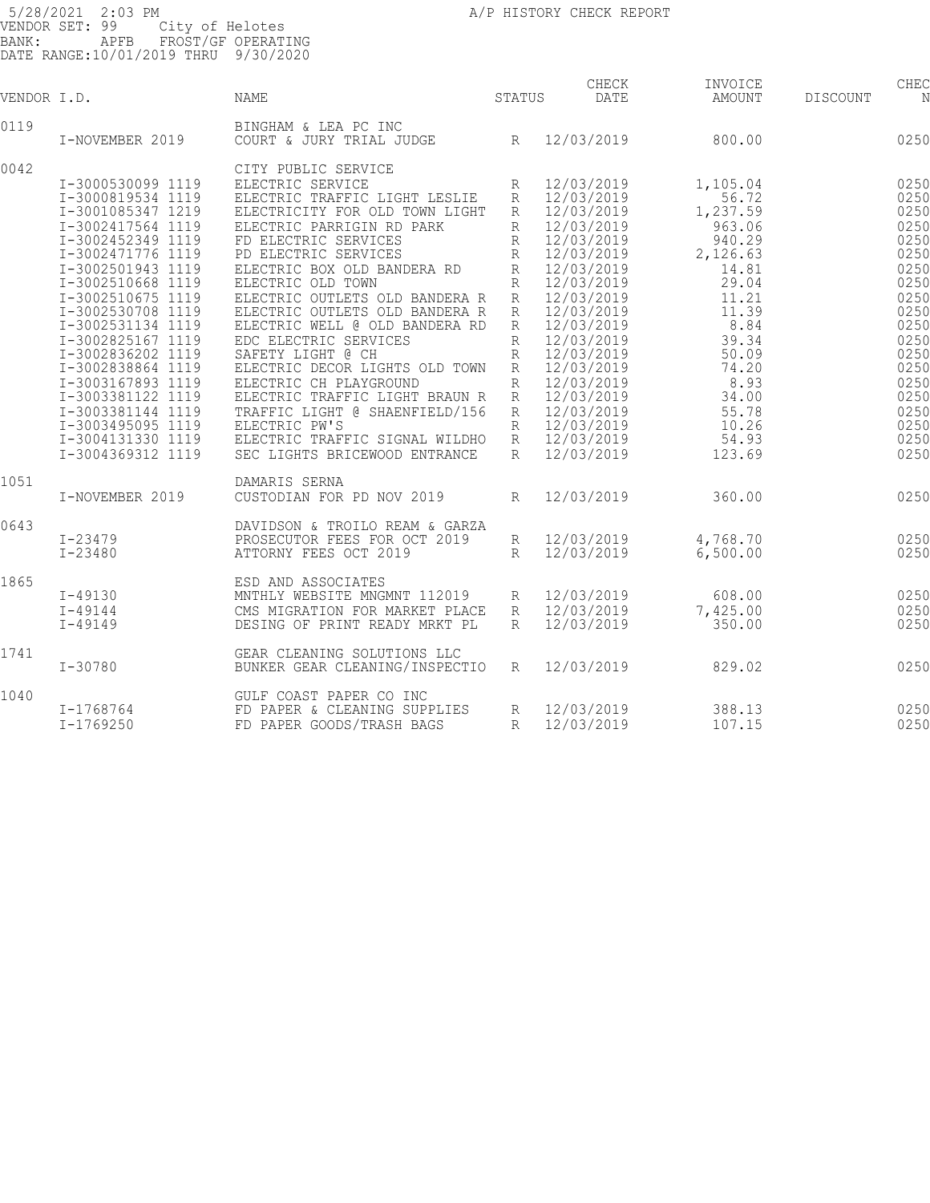5/28/2021 2:03 PM A/P HISTORY CHECK REPORT
VENDOR SET: 99 City of Helotes
BANK: APFB FROST/GF OPERATING
DATE RANGE:10/01/2019 THRU 9/30/2020

| VENDOR I.D. | | NAME | STATUS | CHECK DATE | INVOICE AMOUNT | DISCOUNT | CHEC N |
|---|---|---|---|---|---|---|---|
| 0119 | | BINGHAM & LEA PC INC | | | | | |
| | I-NOVEMBER 2019 | COURT & JURY TRIAL JUDGE | R | 12/03/2019 | 800.00 | | 0250 |
| 0042 | | CITY PUBLIC SERVICE | | | | | |
| | I-3000530099 1119 | ELECTRIC SERVICE | R | 12/03/2019 | 1,105.04 | | 0250 |
| | I-3000819534 1119 | ELECTRIC TRAFFIC LIGHT LESLIE | R | 12/03/2019 | 56.72 | | 0250 |
| | I-3001085347 1219 | ELECTRICITY FOR OLD TOWN LIGHT | R | 12/03/2019 | 1,237.59 | | 0250 |
| | I-3002417564 1119 | ELECTRIC PARRIGIN RD PARK | R | 12/03/2019 | 963.06 | | 0250 |
| | I-3002452349 1119 | FD ELECTRIC SERVICES | R | 12/03/2019 | 940.29 | | 0250 |
| | I-3002471776 1119 | PD ELECTRIC SERVICES | R | 12/03/2019 | 2,126.63 | | 0250 |
| | I-3002501943 1119 | ELECTRIC BOX OLD BANDERA RD | R | 12/03/2019 | 14.81 | | 0250 |
| | I-3002510668 1119 | ELECTRIC OLD TOWN | R | 12/03/2019 | 29.04 | | 0250 |
| | I-3002510675 1119 | ELECTRIC OUTLETS OLD BANDERA R | R | 12/03/2019 | 11.21 | | 0250 |
| | I-3002530708 1119 | ELECTRIC OUTLETS OLD BANDERA R | R | 12/03/2019 | 11.39 | | 0250 |
| | I-3002531134 1119 | ELECTRIC WELL @ OLD BANDERA RD | R | 12/03/2019 | 8.84 | | 0250 |
| | I-3002825167 1119 | EDC ELECTRIC SERVICES | R | 12/03/2019 | 39.34 | | 0250 |
| | I-3002836202 1119 | SAFETY LIGHT @ CH | R | 12/03/2019 | 50.09 | | 0250 |
| | I-3002838864 1119 | ELECTRIC DECOR LIGHTS OLD TOWN | R | 12/03/2019 | 74.20 | | 0250 |
| | I-3003167893 1119 | ELECTRIC CH PLAYGROUND | R | 12/03/2019 | 8.93 | | 0250 |
| | I-3003381122 1119 | ELECTRIC TRAFFIC LIGHT BRAUN R | R | 12/03/2019 | 34.00 | | 0250 |
| | I-3003381144 1119 | TRAFFIC LIGHT @ SHAENFIELD/156 | R | 12/03/2019 | 55.78 | | 0250 |
| | I-3003495095 1119 | ELECTRIC PW'S | R | 12/03/2019 | 10.26 | | 0250 |
| | I-3004131330 1119 | ELECTRIC TRAFFIC SIGNAL WILDHO | R | 12/03/2019 | 54.93 | | 0250 |
| | I-3004369312 1119 | SEC LIGHTS BRICEWOOD ENTRANCE | R | 12/03/2019 | 123.69 | | 0250 |
| 1051 | | DAMARIS SERNA | | | | | |
| | I-NOVEMBER 2019 | CUSTODIAN FOR PD NOV 2019 | R | 12/03/2019 | 360.00 | | 0250 |
| 0643 | | DAVIDSON & TROILO REAM & GARZA | | | | | |
| | I-23479 | PROSECUTOR FEES FOR OCT 2019 | R | 12/03/2019 | 4,768.70 | | 0250 |
| | I-23480 | ATTORNY FEES OCT 2019 | R | 12/03/2019 | 6,500.00 | | 0250 |
| 1865 | | ESD AND ASSOCIATES | | | | | |
| | I-49130 | MNTHLY WEBSITE MNGMNT 112019 | R | 12/03/2019 | 608.00 | | 0250 |
| | I-49144 | CMS MIGRATION FOR MARKET PLACE | R | 12/03/2019 | 7,425.00 | | 0250 |
| | I-49149 | DESING OF PRINT READY MRKT PL | R | 12/03/2019 | 350.00 | | 0250 |
| 1741 | | GEAR CLEANING SOLUTIONS LLC | | | | | |
| | I-30780 | BUNKER GEAR CLEANING/INSPECTIO | R | 12/03/2019 | 829.02 | | 0250 |
| 1040 | | GULF COAST PAPER CO INC | | | | | |
| | I-1768764 | FD PAPER & CLEANING SUPPLIES | R | 12/03/2019 | 388.13 | | 0250 |
| | I-1769250 | FD PAPER GOODS/TRASH BAGS | R | 12/03/2019 | 107.15 | | 0250 |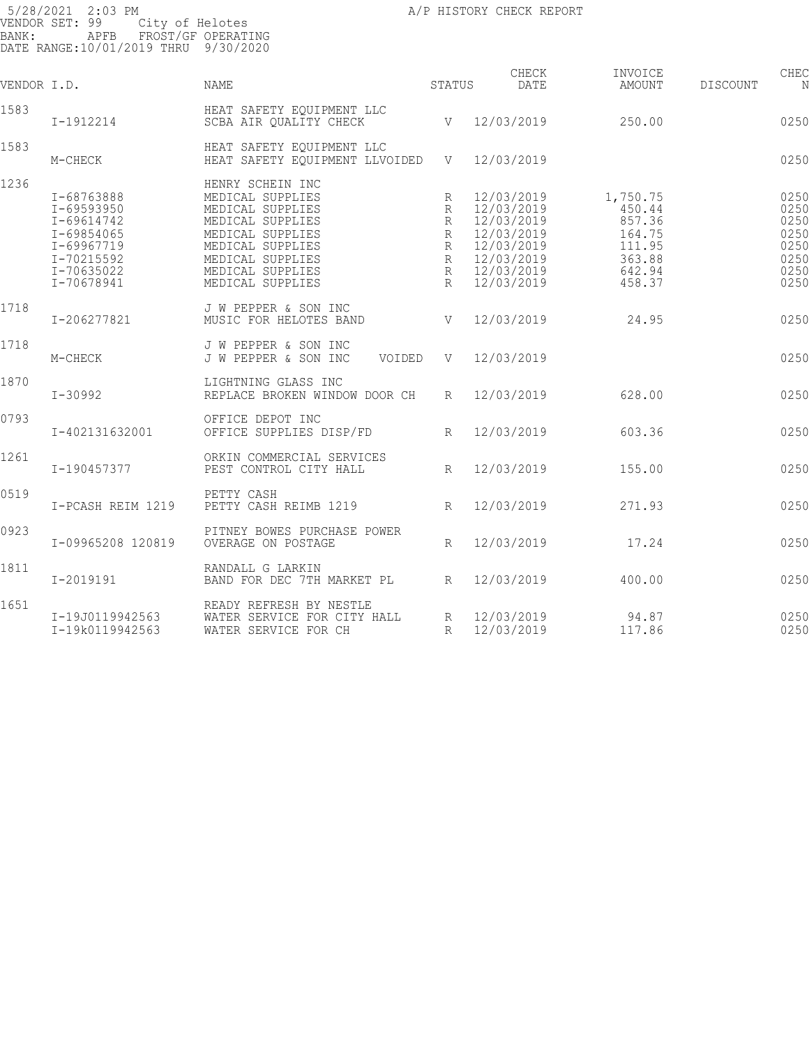5/28/2021 2:03 PM A/P HISTORY CHECK REPORT
VENDOR SET: 99 City of Helotes
BANK: APFB FROST/GF OPERATING
DATE RANGE:10/01/2019 THRU 9/30/2020

| VENDOR I.D. | | NAME | STATUS | CHECK DATE | INVOICE AMOUNT | DISCOUNT | CHEC N |
|---|---|---|---|---|---|---|---|
| 1583 | | HEAT SAFETY EQUIPMENT LLC | | | | | |
| | I-1912214 | SCBA AIR QUALITY CHECK | V | 12/03/2019 | 250.00 | | 0250 |
| 1583 | | HEAT SAFETY EQUIPMENT LLC | | | | | |
| | M-CHECK | HEAT SAFETY EQUIPMENT LLVOIDED | V | 12/03/2019 | | | 0250 |
| 1236 | | HENRY SCHEIN INC | | | | | |
| | I-68763888 | MEDICAL SUPPLIES | R | 12/03/2019 | 1,750.75 | | 0250 |
| | I-69593950 | MEDICAL SUPPLIES | R | 12/03/2019 | 450.44 | | 0250 |
| | I-69614742 | MEDICAL SUPPLIES | R | 12/03/2019 | 857.36 | | 0250 |
| | I-69854065 | MEDICAL SUPPLIES | R | 12/03/2019 | 164.75 | | 0250 |
| | I-69967719 | MEDICAL SUPPLIES | R | 12/03/2019 | 111.95 | | 0250 |
| | I-70215592 | MEDICAL SUPPLIES | R | 12/03/2019 | 363.88 | | 0250 |
| | I-70635022 | MEDICAL SUPPLIES | R | 12/03/2019 | 642.94 | | 0250 |
| | I-70678941 | MEDICAL SUPPLIES | R | 12/03/2019 | 458.37 | | 0250 |
| 1718 | | J W PEPPER & SON INC | | | | | |
| | I-206277821 | MUSIC FOR HELOTES BAND | V | 12/03/2019 | 24.95 | | 0250 |
| 1718 | | J W PEPPER & SON INC | | | | | |
| | M-CHECK | J W PEPPER & SON INC VOIDED | V | 12/03/2019 | | | 0250 |
| 1870 | | LIGHTNING GLASS INC | | | | | |
| | I-30992 | REPLACE BROKEN WINDOW DOOR CH | R | 12/03/2019 | 628.00 | | 0250 |
| 0793 | | OFFICE DEPOT INC | | | | | |
| | I-402131632001 | OFFICE SUPPLIES DISP/FD | R | 12/03/2019 | 603.36 | | 0250 |
| 1261 | | ORKIN COMMERCIAL SERVICES | | | | | |
| | I-190457377 | PEST CONTROL CITY HALL | R | 12/03/2019 | 155.00 | | 0250 |
| 0519 | | PETTY CASH | | | | | |
| | I-PCASH REIM 1219 | PETTY CASH REIMB 1219 | R | 12/03/2019 | 271.93 | | 0250 |
| 0923 | | PITNEY BOWES PURCHASE POWER | | | | | |
| | I-09965208 120819 | OVERAGE ON POSTAGE | R | 12/03/2019 | 17.24 | | 0250 |
| 1811 | | RANDALL G LARKIN | | | | | |
| | I-2019191 | BAND FOR DEC 7TH MARKET PL | R | 12/03/2019 | 400.00 | | 0250 |
| 1651 | | READY REFRESH BY NESTLE | | | | | |
| | I-19J0119942563 | WATER SERVICE FOR CITY HALL | R | 12/03/2019 | 94.87 | | 0250 |
| | I-19k0119942563 | WATER SERVICE FOR CH | R | 12/03/2019 | 117.86 | | 0250 |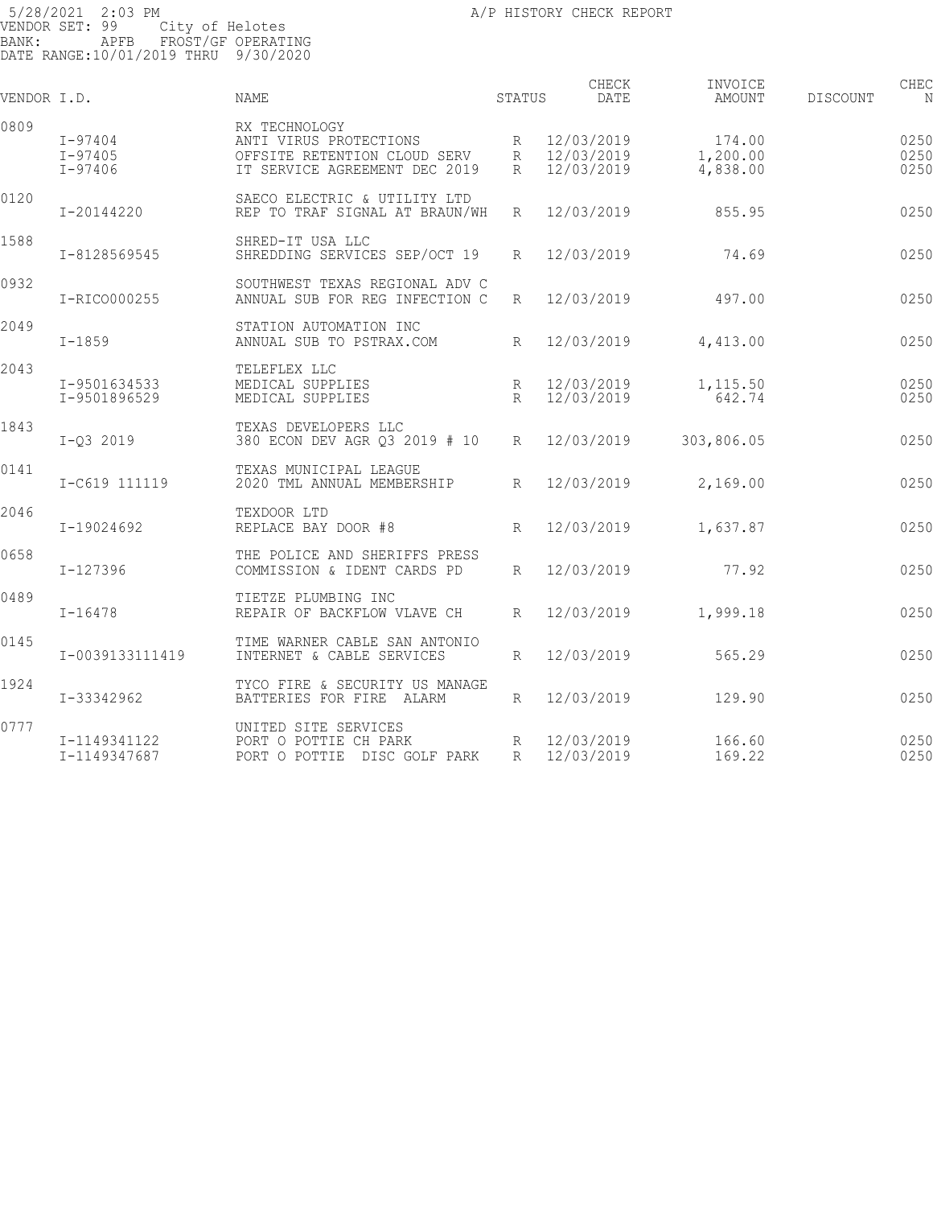5/28/2021 2:03 PM
A/P HISTORY CHECK REPORT
VENDOR SET: 99 City of Helotes
BANK: APFB FROST/GF OPERATING
DATE RANGE:10/01/2019 THRU 9/30/2020

| VENDOR I.D. | | NAME | STATUS | CHECK DATE | INVOICE AMOUNT | DISCOUNT | CHEC N |
|---|---|---|---|---|---|---|---|
| 0809 | | RX TECHNOLOGY | | | | | |
| | I-97404 | ANTI VIRUS PROTECTIONS | R | 12/03/2019 | 174.00 | | 0250 |
| | I-97405 | OFFSITE RETENTION CLOUD SERV | R | 12/03/2019 | 1,200.00 | | 0250 |
| | I-97406 | IT SERVICE AGREEMENT DEC 2019 | R | 12/03/2019 | 4,838.00 | | 0250 |
| 0120 | | SAECO ELECTRIC & UTILITY LTD | | | | | |
| | I-20144220 | REP TO TRAF SIGNAL AT BRAUN/WH | R | 12/03/2019 | 855.95 | | 0250 |
| 1588 | | SHRED-IT USA LLC | | | | | |
| | I-8128569545 | SHREDDING SERVICES SEP/OCT 19 | R | 12/03/2019 | 74.69 | | 0250 |
| 0932 | | SOUTHWEST TEXAS REGIONAL ADV C | | | | | |
| | I-RICO000255 | ANNUAL SUB FOR REG INFECTION C | R | 12/03/2019 | 497.00 | | 0250 |
| 2049 | | STATION AUTOMATION INC | | | | | |
| | I-1859 | ANNUAL SUB TO PSTRAX.COM | R | 12/03/2019 | 4,413.00 | | 0250 |
| 2043 | | TELEFLEX LLC | | | | | |
| | I-9501634533 | MEDICAL SUPPLIES | R | 12/03/2019 | 1,115.50 | | 0250 |
| | I-9501896529 | MEDICAL SUPPLIES | R | 12/03/2019 | 642.74 | | 0250 |
| 1843 | | TEXAS DEVELOPERS LLC | | | | | |
| | I-Q3 2019 | 380 ECON DEV AGR Q3 2019 # 10 | R | 12/03/2019 | 303,806.05 | | 0250 |
| 0141 | | TEXAS MUNICIPAL LEAGUE | | | | | |
| | I-C619 111119 | 2020 TML ANNUAL MEMBERSHIP | R | 12/03/2019 | 2,169.00 | | 0250 |
| 2046 | | TEXDOOR LTD | | | | | |
| | I-19024692 | REPLACE BAY DOOR #8 | R | 12/03/2019 | 1,637.87 | | 0250 |
| 0658 | | THE POLICE AND SHERIFFS PRESS | | | | | |
| | I-127396 | COMMISSION & IDENT CARDS PD | R | 12/03/2019 | 77.92 | | 0250 |
| 0489 | | TIETZE PLUMBING INC | | | | | |
| | I-16478 | REPAIR OF BACKFLOW VLAVE CH | R | 12/03/2019 | 1,999.18 | | 0250 |
| 0145 | | TIME WARNER CABLE SAN ANTONIO | | | | | |
| | I-0039133111419 | INTERNET & CABLE SERVICES | R | 12/03/2019 | 565.29 | | 0250 |
| 1924 | | TYCO FIRE & SECURITY US MANAGE | | | | | |
| | I-33342962 | BATTERIES FOR FIRE ALARM | R | 12/03/2019 | 129.90 | | 0250 |
| 0777 | | UNITED SITE SERVICES | | | | | |
| | I-1149341122 | PORT O POTTIE CH PARK | R | 12/03/2019 | 166.60 | | 0250 |
| | I-1149347687 | PORT O POTTIE DISC GOLF PARK | R | 12/03/2019 | 169.22 | | 0250 |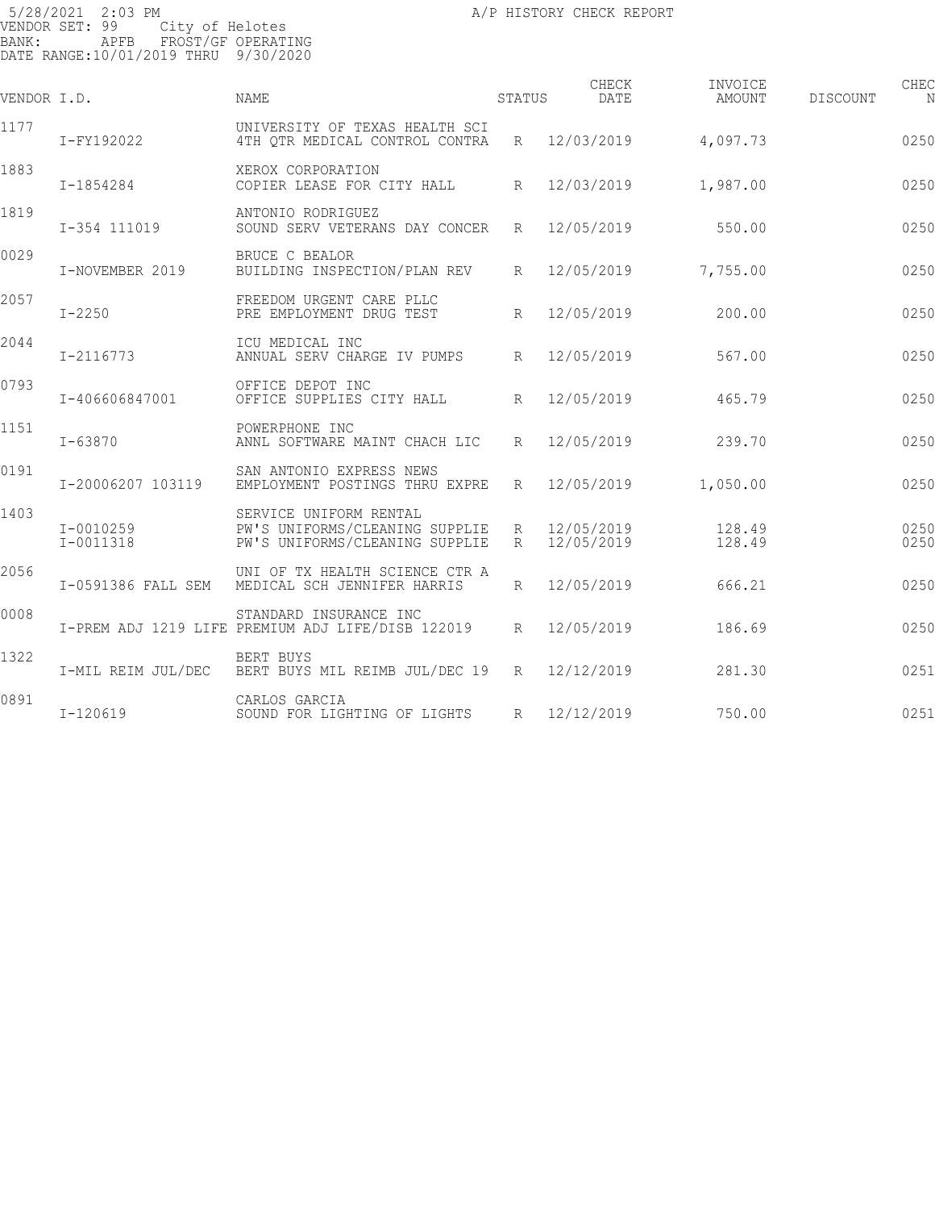5/28/2021 2:03 PM
VENDOR SET: 99 City of Helotes
BANK: APFB FROST/GF OPERATING
DATE RANGE:10/01/2019 THRU 9/30/2020

A/P HISTORY CHECK REPORT

| VENDOR I.D. | | NAME | STATUS | CHECK DATE | INVOICE AMOUNT | DISCOUNT | CHEC N |
|---|---|---|---|---|---|---|---|
| 1177 | | UNIVERSITY OF TEXAS HEALTH SCI | | | | | |
| | I-FY192022 | 4TH QTR MEDICAL CONTROL CONTRA | R | 12/03/2019 | 4,097.73 | | 0250 |
| 1883 | | XEROX CORPORATION | | | | | |
| | I-1854284 | COPIER LEASE FOR CITY HALL | R | 12/03/2019 | 1,987.00 | | 0250 |
| 1819 | | ANTONIO RODRIGUEZ | | | | | |
| | I-354 111019 | SOUND SERV VETERANS DAY CONCER | R | 12/05/2019 | 550.00 | | 0250 |
| 0029 | | BRUCE C BEALOR | | | | | |
| | I-NOVEMBER 2019 | BUILDING INSPECTION/PLAN REV | R | 12/05/2019 | 7,755.00 | | 0250 |
| 2057 | | FREEDOM URGENT CARE PLLC | | | | | |
| | I-2250 | PRE EMPLOYMENT DRUG TEST | R | 12/05/2019 | 200.00 | | 0250 |
| 2044 | | ICU MEDICAL INC | | | | | |
| | I-2116773 | ANNUAL SERV CHARGE IV PUMPS | R | 12/05/2019 | 567.00 | | 0250 |
| 0793 | | OFFICE DEPOT INC | | | | | |
| | I-406606847001 | OFFICE SUPPLIES CITY HALL | R | 12/05/2019 | 465.79 | | 0250 |
| 1151 | | POWERPHONE INC | | | | | |
| | I-63870 | ANNL SOFTWARE MAINT CHACH LIC | R | 12/05/2019 | 239.70 | | 0250 |
| 0191 | | SAN ANTONIO EXPRESS NEWS | | | | | |
| | I-20006207 103119 | EMPLOYMENT POSTINGS THRU EXPRE | R | 12/05/2019 | 1,050.00 | | 0250 |
| 1403 | | SERVICE UNIFORM RENTAL | | | | | |
| | I-0010259 | PW'S UNIFORMS/CLEANING SUPPLIE | R | 12/05/2019 | 128.49 | | 0250 |
| | I-0011318 | PW'S UNIFORMS/CLEANING SUPPLIE | R | 12/05/2019 | 128.49 | | 0250 |
| 2056 | | UNI OF TX HEALTH SCIENCE CTR A | | | | | |
| | I-0591386 FALL SEM | MEDICAL SCH JENNIFER HARRIS | R | 12/05/2019 | 666.21 | | 0250 |
| 0008 | | STANDARD INSURANCE INC | | | | | |
| | I-PREM ADJ 1219 LIFE | PREMIUM ADJ LIFE/DISB 122019 | R | 12/05/2019 | 186.69 | | 0250 |
| 1322 | | BERT BUYS | | | | | |
| | I-MIL REIM JUL/DEC | BERT BUYS MIL REIMB JUL/DEC 19 | R | 12/12/2019 | 281.30 | | 0251 |
| 0891 | | CARLOS GARCIA | | | | | |
| | I-120619 | SOUND FOR LIGHTING OF LIGHTS | R | 12/12/2019 | 750.00 | | 0251 |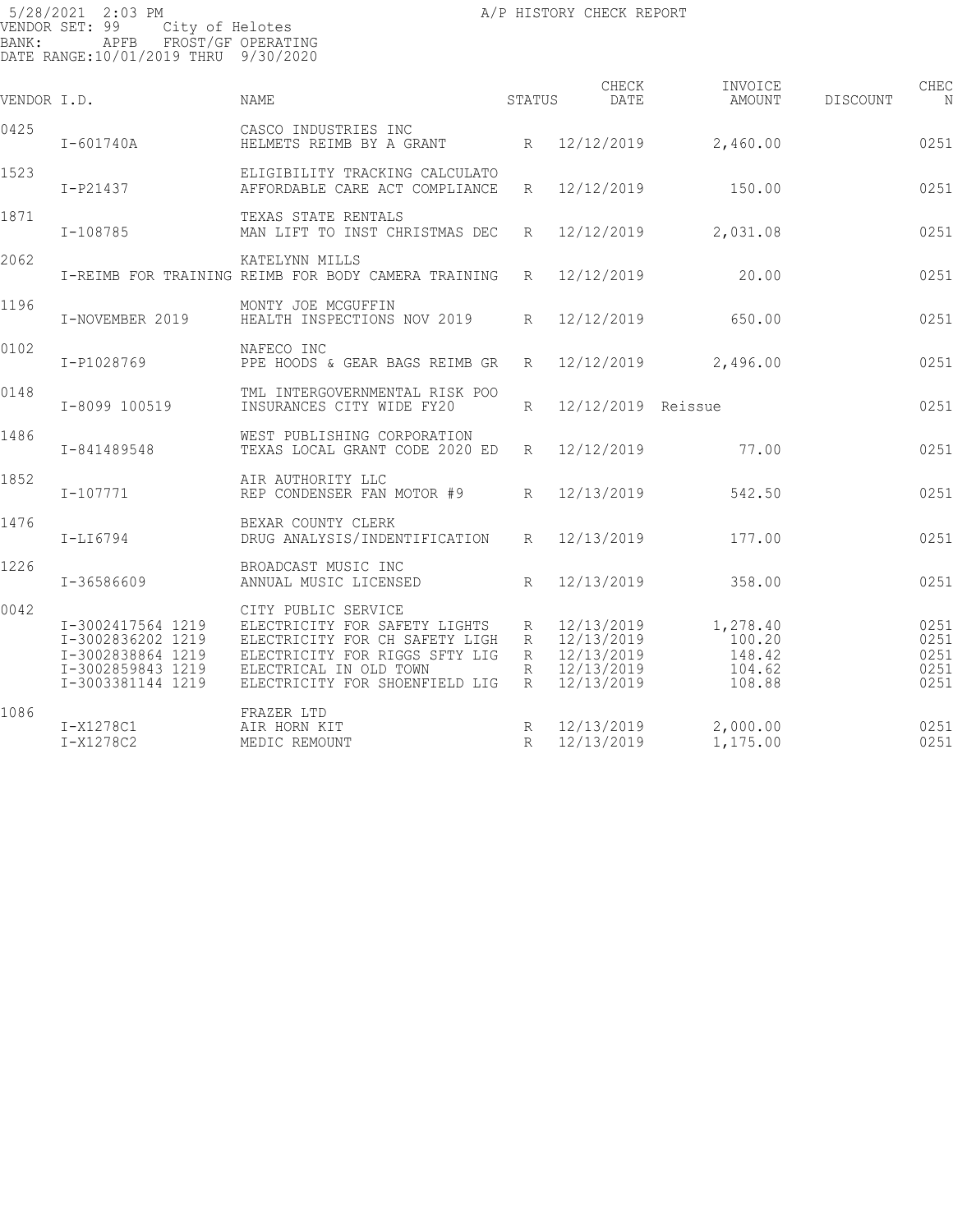5/28/2021 2:03 PM A/P HISTORY CHECK REPORT
VENDOR SET: 99 City of Helotes
BANK: APFB FROST/GF OPERATING
DATE RANGE:10/01/2019 THRU 9/30/2020

| VENDOR I.D. | | NAME | STATUS | CHECK DATE | INVOICE AMOUNT | DISCOUNT | CHEC N |
|---|---|---|---|---|---|---|---|
| 0425 | | CASCO INDUSTRIES INC | | | | | |
| | I-601740A | HELMETS REIMB BY A GRANT | R | 12/12/2019 | 2,460.00 | | 0251 |
| 1523 | | ELIGIBILITY TRACKING CALCULATO | | | | | |
| | I-P21437 | AFFORDABLE CARE ACT COMPLIANCE | R | 12/12/2019 | 150.00 | | 0251 |
| 1871 | | TEXAS STATE RENTALS | | | | | |
| | I-108785 | MAN LIFT TO INST CHRISTMAS DEC | R | 12/12/2019 | 2,031.08 | | 0251 |
| 2062 | | KATELYNN MILLS | | | | | |
| | I-REIMB FOR TRAINING | REIMB FOR BODY CAMERA TRAINING | R | 12/12/2019 | 20.00 | | 0251 |
| 1196 | | MONTY JOE MCGUFFIN | | | | | |
| | I-NOVEMBER 2019 | HEALTH INSPECTIONS NOV 2019 | R | 12/12/2019 | 650.00 | | 0251 |
| 0102 | | NAFECO INC | | | | | |
| | I-P1028769 | PPE HOODS & GEAR BAGS REIMB GR | R | 12/12/2019 | 2,496.00 | | 0251 |
| 0148 | | TML INTERGOVERNMENTAL RISK POO | | | | | |
| | I-8099 100519 | INSURANCES CITY WIDE FY20 | R | 12/12/2019 | Reissue | | 0251 |
| 1486 | | WEST PUBLISHING CORPORATION | | | | | |
| | I-841489548 | TEXAS LOCAL GRANT CODE 2020 ED | R | 12/12/2019 | 77.00 | | 0251 |
| 1852 | | AIR AUTHORITY LLC | | | | | |
| | I-107771 | REP CONDENSER FAN MOTOR #9 | R | 12/13/2019 | 542.50 | | 0251 |
| 1476 | | BEXAR COUNTY CLERK | | | | | |
| | I-LI6794 | DRUG ANALYSIS/INDENTIFICATION | R | 12/13/2019 | 177.00 | | 0251 |
| 1226 | | BROADCAST MUSIC INC | | | | | |
| | I-36586609 | ANNUAL MUSIC LICENSED | R | 12/13/2019 | 358.00 | | 0251 |
| 0042 | | CITY PUBLIC SERVICE | | | | | |
| | I-3002417564 1219 | ELECTRICITY FOR SAFETY LIGHTS | R | 12/13/2019 | 1,278.40 | | 0251 |
| | I-3002836202 1219 | ELECTRICITY FOR CH SAFETY LIGH | R | 12/13/2019 | 100.20 | | 0251 |
| | I-3002838864 1219 | ELECTRICITY FOR RIGGS SFTY LIG | R | 12/13/2019 | 148.42 | | 0251 |
| | I-3002859843 1219 | ELECTRICAL IN OLD TOWN | R | 12/13/2019 | 104.62 | | 0251 |
| | I-3003381144 1219 | ELECTRICITY FOR SHOENFIELD LIG | R | 12/13/2019 | 108.88 | | 0251 |
| 1086 | | FRAZER LTD | | | | | |
| | I-X1278C1 | AIR HORN KIT | R | 12/13/2019 | 2,000.00 | | 0251 |
| | I-X1278C2 | MEDIC REMOUNT | R | 12/13/2019 | 1,175.00 | | 0251 |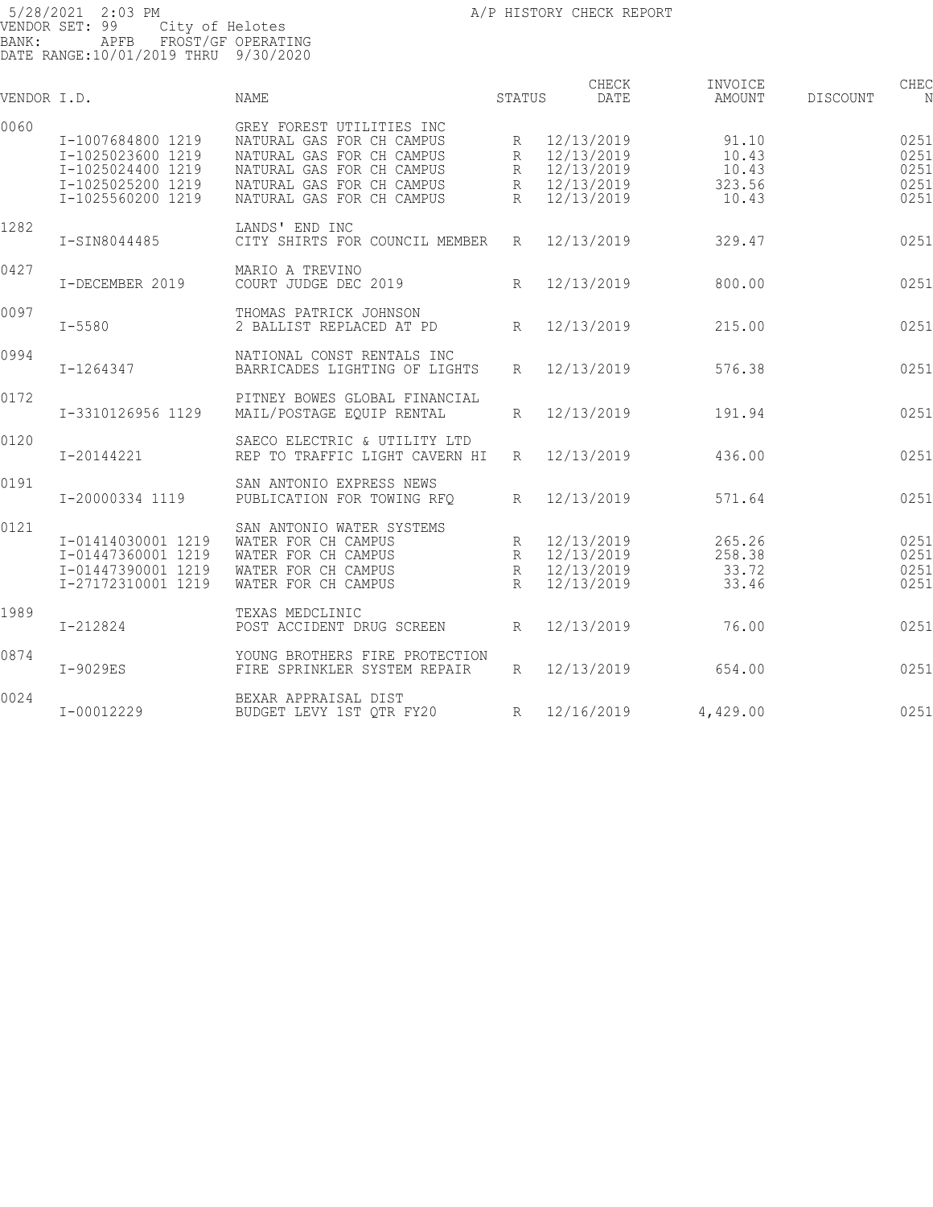5/28/2021 2:03 PM A/P HISTORY CHECK REPORT
VENDOR SET: 99 City of Helotes
BANK: APFB FROST/GF OPERATING
DATE RANGE:10/01/2019 THRU 9/30/2020

| VENDOR | I.D. | NAME | STATUS | CHECK DATE | INVOICE AMOUNT | DISCOUNT | CHEC N |
|---|---|---|---|---|---|---|---|
| 0060 | | GREY FOREST UTILITIES INC | | | | | |
| | I-1007684800 1219 | NATURAL GAS FOR CH CAMPUS | R | 12/13/2019 | 91.10 | | 0251 |
| | I-1025023600 1219 | NATURAL GAS FOR CH CAMPUS | R | 12/13/2019 | 10.43 | | 0251 |
| | I-1025024400 1219 | NATURAL GAS FOR CH CAMPUS | R | 12/13/2019 | 10.43 | | 0251 |
| | I-1025025200 1219 | NATURAL GAS FOR CH CAMPUS | R | 12/13/2019 | 323.56 | | 0251 |
| | I-1025560200 1219 | NATURAL GAS FOR CH CAMPUS | R | 12/13/2019 | 10.43 | | 0251 |
| 1282 | | LANDS' END INC | | | | | |
| | I-SIN8044485 | CITY SHIRTS FOR COUNCIL MEMBER | R | 12/13/2019 | 329.47 | | 0251 |
| 0427 | | MARIO A TREVINO | | | | | |
| | I-DECEMBER 2019 | COURT JUDGE DEC 2019 | R | 12/13/2019 | 800.00 | | 0251 |
| 0097 | | THOMAS PATRICK JOHNSON | | | | | |
| | I-5580 | 2 BALLIST REPLACED AT PD | R | 12/13/2019 | 215.00 | | 0251 |
| 0994 | | NATIONAL CONST RENTALS INC | | | | | |
| | I-1264347 | BARRICADES LIGHTING OF LIGHTS | R | 12/13/2019 | 576.38 | | 0251 |
| 0172 | | PITNEY BOWES GLOBAL FINANCIAL | | | | | |
| | I-3310126956 1129 | MAIL/POSTAGE EQUIP RENTAL | R | 12/13/2019 | 191.94 | | 0251 |
| 0120 | | SAECO ELECTRIC & UTILITY LTD | | | | | |
| | I-20144221 | REP TO TRAFFIC LIGHT CAVERN HI | R | 12/13/2019 | 436.00 | | 0251 |
| 0191 | | SAN ANTONIO EXPRESS NEWS | | | | | |
| | I-20000334 1119 | PUBLICATION FOR TOWING RFQ | R | 12/13/2019 | 571.64 | | 0251 |
| 0121 | | SAN ANTONIO WATER SYSTEMS | | | | | |
| | I-01414030001 1219 | WATER FOR CH CAMPUS | R | 12/13/2019 | 265.26 | | 0251 |
| | I-01447360001 1219 | WATER FOR CH CAMPUS | R | 12/13/2019 | 258.38 | | 0251 |
| | I-01447390001 1219 | WATER FOR CH CAMPUS | R | 12/13/2019 | 33.72 | | 0251 |
| | I-27172310001 1219 | WATER FOR CH CAMPUS | R | 12/13/2019 | 33.46 | | 0251 |
| 1989 | | TEXAS MEDCLINIC | | | | | |
| | I-212824 | POST ACCIDENT DRUG SCREEN | R | 12/13/2019 | 76.00 | | 0251 |
| 0874 | | YOUNG BROTHERS FIRE PROTECTION | | | | | |
| | I-9029ES | FIRE SPRINKLER SYSTEM REPAIR | R | 12/13/2019 | 654.00 | | 0251 |
| 0024 | | BEXAR APPRAISAL DIST | | | | | |
| | I-00012229 | BUDGET LEVY 1ST QTR FY20 | R | 12/16/2019 | 4,429.00 | | 0251 |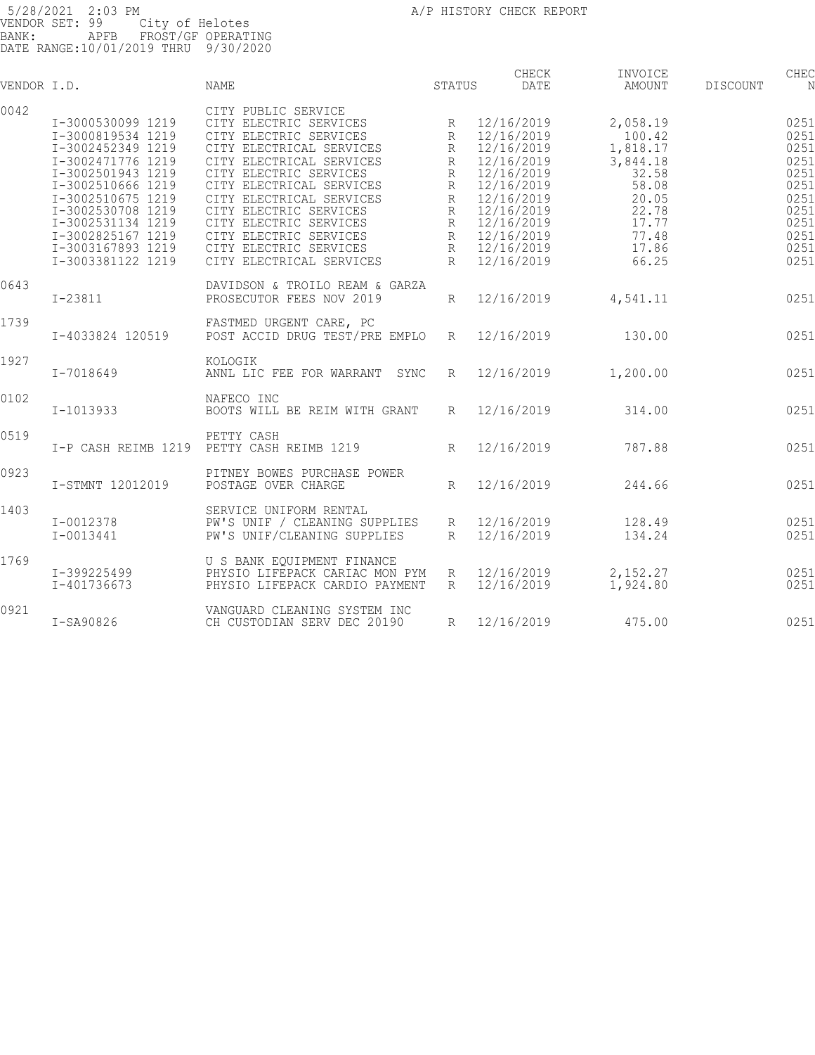5/28/2021 2:03 PM
A/P HISTORY CHECK REPORT
VENDOR SET: 99 City of Helotes
BANK: APFB FROST/GF OPERATING
DATE RANGE:10/01/2019 THRU 9/30/2020

| VENDOR I.D. | | NAME | STATUS | CHECK DATE | INVOICE AMOUNT | DISCOUNT | CHEC N |
|---|---|---|---|---|---|---|---|
| 0042 | | CITY PUBLIC SERVICE | | | | | |
| | I-3000530099 1219 | CITY ELECTRIC SERVICES | R | 12/16/2019 | 2,058.19 | | 0251 |
| | I-3000819534 1219 | CITY ELECTRIC SERVICES | R | 12/16/2019 | 100.42 | | 0251 |
| | I-3002452349 1219 | CITY ELECTRICAL SERVICES | R | 12/16/2019 | 1,818.17 | | 0251 |
| | I-3002471776 1219 | CITY ELECTRICAL SERVICES | R | 12/16/2019 | 3,844.18 | | 0251 |
| | I-3002501943 1219 | CITY ELECTRIC SERVICES | R | 12/16/2019 | 32.58 | | 0251 |
| | I-3002510666 1219 | CITY ELECTRICAL SERVICES | R | 12/16/2019 | 58.08 | | 0251 |
| | I-3002510675 1219 | CITY ELECTRICAL SERVICES | R | 12/16/2019 | 20.05 | | 0251 |
| | I-3002530708 1219 | CITY ELECTRIC SERVICES | R | 12/16/2019 | 22.78 | | 0251 |
| | I-3002531134 1219 | CITY ELECTRIC SERVICES | R | 12/16/2019 | 17.77 | | 0251 |
| | I-3002825167 1219 | CITY ELECTRIC SERVICES | R | 12/16/2019 | 77.48 | | 0251 |
| | I-3003167893 1219 | CITY ELECTRIC SERVICES | R | 12/16/2019 | 17.86 | | 0251 |
| | I-3003381122 1219 | CITY ELECTRICAL SERVICES | R | 12/16/2019 | 66.25 | | 0251 |
| 0643 | | DAVIDSON & TROILO REAM & GARZA | | | | | |
| | I-23811 | PROSECUTOR FEES NOV 2019 | R | 12/16/2019 | 4,541.11 | | 0251 |
| 1739 | | FASTMED URGENT CARE, PC | | | | | |
| | I-4033824 120519 | POST ACCID DRUG TEST/PRE EMPLO | R | 12/16/2019 | 130.00 | | 0251 |
| 1927 | | KOLOGIK | | | | | |
| | I-7018649 | ANNL LIC FEE FOR WARRANT SYNC | R | 12/16/2019 | 1,200.00 | | 0251 |
| 0102 | | NAFECO INC | | | | | |
| | I-1013933 | BOOTS WILL BE REIM WITH GRANT | R | 12/16/2019 | 314.00 | | 0251 |
| 0519 | | PETTY CASH | | | | | |
| | I-P CASH REIMB 1219 | PETTY CASH REIMB 1219 | R | 12/16/2019 | 787.88 | | 0251 |
| 0923 | | PITNEY BOWES PURCHASE POWER | | | | | |
| | I-STMNT 12012019 | POSTAGE OVER CHARGE | R | 12/16/2019 | 244.66 | | 0251 |
| 1403 | | SERVICE UNIFORM RENTAL | | | | | |
| | I-0012378 | PW'S UNIF / CLEANING SUPPLIES | R | 12/16/2019 | 128.49 | | 0251 |
| | I-0013441 | PW'S UNIF/CLEANING SUPPLIES | R | 12/16/2019 | 134.24 | | 0251 |
| 1769 | | U S BANK EQUIPMENT FINANCE | | | | | |
| | I-399225499 | PHYSIO LIFEPACK CARIAC MON PYM | R | 12/16/2019 | 2,152.27 | | 0251 |
| | I-401736673 | PHYSIO LIFEPACK CARDIO PAYMENT | R | 12/16/2019 | 1,924.80 | | 0251 |
| 0921 | | VANGUARD CLEANING SYSTEM INC | | | | | |
| | I-SA90826 | CH CUSTODIAN SERV DEC 20190 | R | 12/16/2019 | 475.00 | | 0251 |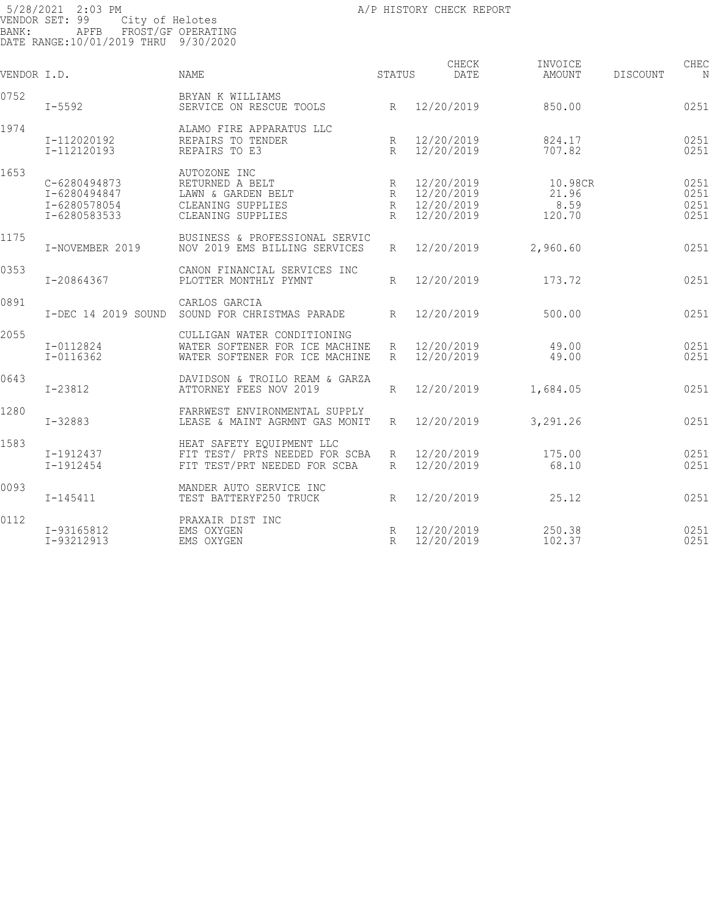5/28/2021 2:03 PM A/P HISTORY CHECK REPORT
VENDOR SET: 99 City of Helotes
BANK: APFB FROST/GF OPERATING
DATE RANGE:10/01/2019 THRU 9/30/2020

| VENDOR I.D. | | NAME | STATUS | CHECK DATE | INVOICE AMOUNT | DISCOUNT | CHEC N |
|---|---|---|---|---|---|---|---|
| 0752 | | BRYAN K WILLIAMS | | | | | |
| | I-5592 | SERVICE ON RESCUE TOOLS | R | 12/20/2019 | 850.00 | | 0251 |
| 1974 | | ALAMO FIRE APPARATUS LLC | | | | | |
| | I-112020192 | REPAIRS TO TENDER | R | 12/20/2019 | 824.17 | | 0251 |
| | I-112120193 | REPAIRS TO E3 | R | 12/20/2019 | 707.82 | | 0251 |
| 1653 | | AUTOZONE INC | | | | | |
| | C-6280494873 | RETURNED A BELT | R | 12/20/2019 | 10.98CR | | 0251 |
| | I-6280494847 | LAWN & GARDEN BELT | R | 12/20/2019 | 21.96 | | 0251 |
| | I-6280578054 | CLEANING SUPPLIES | R | 12/20/2019 | 8.59 | | 0251 |
| | I-6280583533 | CLEANING SUPPLIES | R | 12/20/2019 | 120.70 | | 0251 |
| 1175 | | BUSINESS & PROFESSIONAL SERVIC | | | | | |
| | I-NOVEMBER 2019 | NOV 2019 EMS BILLING SERVICES | R | 12/20/2019 | 2,960.60 | | 0251 |
| 0353 | | CANON FINANCIAL SERVICES INC | | | | | |
| | I-20864367 | PLOTTER MONTHLY PYMNT | R | 12/20/2019 | 173.72 | | 0251 |
| 0891 | | CARLOS GARCIA | | | | | |
| | I-DEC 14 2019 SOUND | SOUND FOR CHRISTMAS PARADE | R | 12/20/2019 | 500.00 | | 0251 |
| 2055 | | CULLIGAN WATER CONDITIONING | | | | | |
| | I-0112824 | WATER SOFTENER FOR ICE MACHINE | R | 12/20/2019 | 49.00 | | 0251 |
| | I-0116362 | WATER SOFTENER FOR ICE MACHINE | R | 12/20/2019 | 49.00 | | 0251 |
| 0643 | | DAVIDSON & TROILO REAM & GARZA | | | | | |
| | I-23812 | ATTORNEY FEES NOV 2019 | R | 12/20/2019 | 1,684.05 | | 0251 |
| 1280 | | FARRWEST ENVIRONMENTAL SUPPLY | | | | | |
| | I-32883 | LEASE & MAINT AGRMNT GAS MONIT | R | 12/20/2019 | 3,291.26 | | 0251 |
| 1583 | | HEAT SAFETY EQUIPMENT LLC | | | | | |
| | I-1912437 | FIT TEST/ PRTS NEEDED FOR SCBA | R | 12/20/2019 | 175.00 | | 0251 |
| | I-1912454 | FIT TEST/PRT NEEDED FOR SCBA | R | 12/20/2019 | 68.10 | | 0251 |
| 0093 | | MANDER AUTO SERVICE INC | | | | | |
| | I-145411 | TEST BATTERYF250 TRUCK | R | 12/20/2019 | 25.12 | | 0251 |
| 0112 | | PRAXAIR DIST INC | | | | | |
| | I-93165812 | EMS OXYGEN | R | 12/20/2019 | 250.38 | | 0251 |
| | I-93212913 | EMS OXYGEN | R | 12/20/2019 | 102.37 | | 0251 |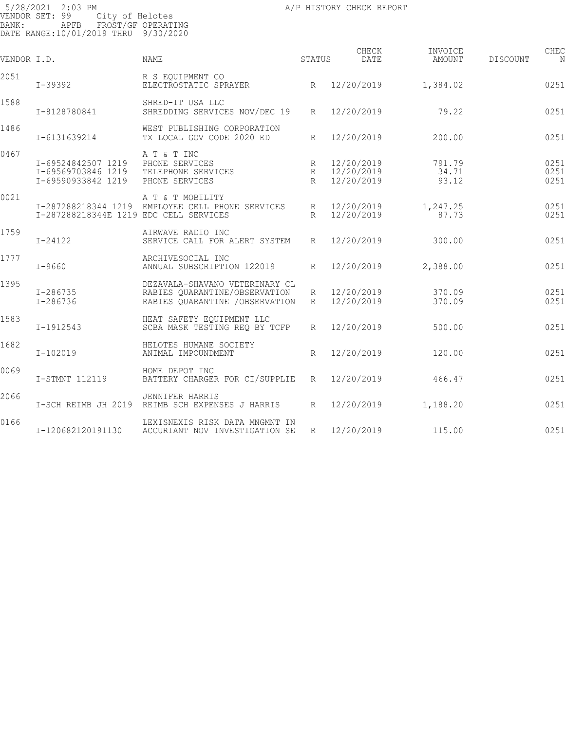5/28/2021 2:03 PM A/P HISTORY CHECK REPORT
VENDOR SET: 99 City of Helotes
BANK: APFB FROST/GF OPERATING
DATE RANGE:10/01/2019 THRU 9/30/2020

| VENDOR I.D. | | NAME | STATUS | CHECK DATE | INVOICE AMOUNT | DISCOUNT | CHEC N |
|---|---|---|---|---|---|---|---|
| 2051 | | R S EQUIPMENT CO | | | | | |
| | I-39392 | ELECTROSTATIC SPRAYER | R | 12/20/2019 | 1,384.02 | | 0251 |
| 1588 | | SHRED-IT USA LLC | | | | | |
| | I-8128780841 | SHREDDING SERVICES NOV/DEC 19 | R | 12/20/2019 | 79.22 | | 0251 |
| 1486 | | WEST PUBLISHING CORPORATION | | | | | |
| | I-6131639214 | TX LOCAL GOV CODE 2020 ED | R | 12/20/2019 | 200.00 | | 0251 |
| 0467 | | A T & T INC | | | | | |
| | I-69524842507 1219 | PHONE SERVICES | R | 12/20/2019 | 791.79 | | 0251 |
| | I-69569703846 1219 | TELEPHONE SERVICES | R | 12/20/2019 | 34.71 | | 0251 |
| | I-69590933842 1219 | PHONE SERVICES | R | 12/20/2019 | 93.12 | | 0251 |
| 0021 | | A T & T MOBILITY | | | | | |
| | I-287288218344 1219 | EMPLOYEE CELL PHONE SERVICES | R | 12/20/2019 | 1,247.25 | | 0251 |
| | I-287288218344E 1219 | EDC CELL SERVICES | R | 12/20/2019 | 87.73 | | 0251 |
| 1759 | | AIRWAVE RADIO INC | | | | | |
| | I-24122 | SERVICE CALL FOR ALERT SYSTEM | R | 12/20/2019 | 300.00 | | 0251 |
| 1777 | | ARCHIVESOCIAL INC | | | | | |
| | I-9660 | ANNUAL SUBSCRIPTION 122019 | R | 12/20/2019 | 2,388.00 | | 0251 |
| 1395 | | DEZAVALA-SHAVANO VETERINARY CL | | | | | |
| | I-286735 | RABIES QUARANTINE/OBSERVATION | R | 12/20/2019 | 370.09 | | 0251 |
| | I-286736 | RABIES QUARANTINE /OBSERVATION | R | 12/20/2019 | 370.09 | | 0251 |
| 1583 | | HEAT SAFETY EQUIPMENT LLC | | | | | |
| | I-1912543 | SCBA MASK TESTING REQ BY TCFP | R | 12/20/2019 | 500.00 | | 0251 |
| 1682 | | HELOTES HUMANE SOCIETY | | | | | |
| | I-102019 | ANIMAL IMPOUNDMENT | R | 12/20/2019 | 120.00 | | 0251 |
| 0069 | | HOME DEPOT INC | | | | | |
| | I-STMNT 112119 | BATTERY CHARGER FOR CI/SUPPLIE | R | 12/20/2019 | 466.47 | | 0251 |
| 2066 | | JENNIFER HARRIS | | | | | |
| | I-SCH REIMB JH 2019 | REIMB SCH EXPENSES J HARRIS | R | 12/20/2019 | 1,188.20 | | 0251 |
| 0166 | | LEXISNEXIS RISK DATA MNGMNT IN | | | | | |
| | I-120682120191130 | ACCURIANT NOV INVESTIGATION SE | R | 12/20/2019 | 115.00 | | 0251 |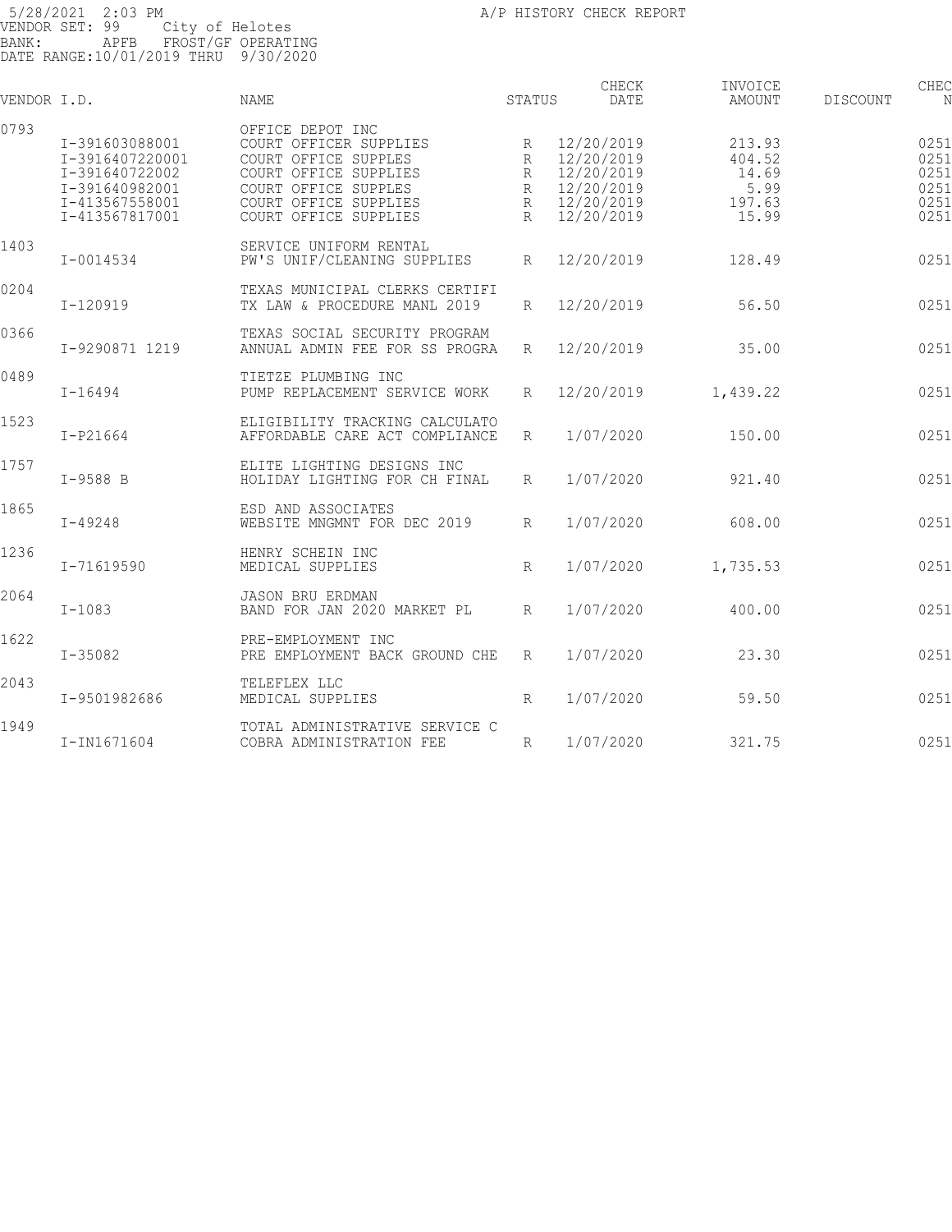5/28/2021 2:03 PM A/P HISTORY CHECK REPORT
VENDOR SET: 99 City of Helotes
BANK: APFB FROST/GF OPERATING
DATE RANGE:10/01/2019 THRU 9/30/2020

| VENDOR | I.D. | NAME | STATUS | CHECK DATE | INVOICE AMOUNT | DISCOUNT | CHEC N |
|---|---|---|---|---|---|---|---|
| 0793 | | OFFICE DEPOT INC | | | | | |
| | I-391603088001 | COURT OFFICER SUPPLIES | R | 12/20/2019 | 213.93 | | 0251 |
| | I-3916407220001 | COURT OFFICE SUPPLES | R | 12/20/2019 | 404.52 | | 0251 |
| | I-391640722002 | COURT OFFICE SUPPLIES | R | 12/20/2019 | 14.69 | | 0251 |
| | I-391640982001 | COURT OFFICE SUPPLES | R | 12/20/2019 | 5.99 | | 0251 |
| | I-413567558001 | COURT OFFICE SUPPLIES | R | 12/20/2019 | 197.63 | | 0251 |
| | I-413567817001 | COURT OFFICE SUPPLIES | R | 12/20/2019 | 15.99 | | 0251 |
| 1403 | | SERVICE UNIFORM RENTAL | | | | | |
| | I-0014534 | PW'S UNIF/CLEANING SUPPLIES | R | 12/20/2019 | 128.49 | | 0251 |
| 0204 | | TEXAS MUNICIPAL CLERKS CERTIFI | | | | | |
| | I-120919 | TX LAW & PROCEDURE MANL 2019 | R | 12/20/2019 | 56.50 | | 0251 |
| 0366 | | TEXAS SOCIAL SECURITY PROGRAM | | | | | |
| | I-9290871 1219 | ANNUAL ADMIN FEE FOR SS PROGRA | R | 12/20/2019 | 35.00 | | 0251 |
| 0489 | | TIETZE PLUMBING INC | | | | | |
| | I-16494 | PUMP REPLACEMENT SERVICE WORK | R | 12/20/2019 | 1,439.22 | | 0251 |
| 1523 | | ELIGIBILITY TRACKING CALCULATO | | | | | |
| | I-P21664 | AFFORDABLE CARE ACT COMPLIANCE | R | 1/07/2020 | 150.00 | | 0251 |
| 1757 | | ELITE LIGHTING DESIGNS INC | | | | | |
| | I-9588 B | HOLIDAY LIGHTING FOR CH FINAL | R | 1/07/2020 | 921.40 | | 0251 |
| 1865 | | ESD AND ASSOCIATES | | | | | |
| | I-49248 | WEBSITE MNGMNT FOR DEC 2019 | R | 1/07/2020 | 608.00 | | 0251 |
| 1236 | | HENRY SCHEIN INC | | | | | |
| | I-71619590 | MEDICAL SUPPLIES | R | 1/07/2020 | 1,735.53 | | 0251 |
| 2064 | | JASON BRU ERDMAN | | | | | |
| | I-1083 | BAND FOR JAN 2020 MARKET PL | R | 1/07/2020 | 400.00 | | 0251 |
| 1622 | | PRE-EMPLOYMENT INC | | | | | |
| | I-35082 | PRE EMPLOYMENT BACK GROUND CHE | R | 1/07/2020 | 23.30 | | 0251 |
| 2043 | | TELEFLEX LLC | | | | | |
| | I-9501982686 | MEDICAL SUPPLIES | R | 1/07/2020 | 59.50 | | 0251 |
| 1949 | | TOTAL ADMINISTRATIVE SERVICE C | | | | | |
| | I-IN1671604 | COBRA ADMINISTRATION FEE | R | 1/07/2020 | 321.75 | | 0251 |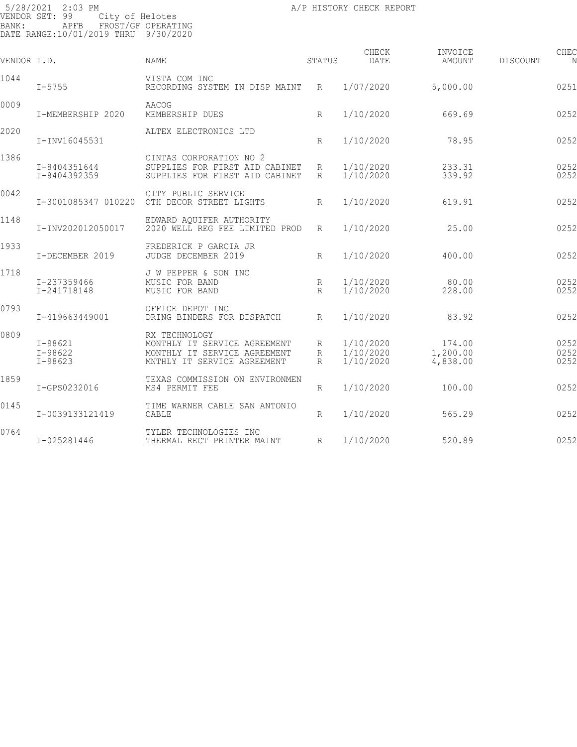5/28/2021 2:03 PM  A/P HISTORY CHECK REPORT
VENDOR SET: 99 City of Helotes
BANK: APFB FROST/GF OPERATING
DATE RANGE:10/01/2019 THRU 9/30/2020

| VENDOR I.D. | | NAME | STATUS | CHECK DATE | INVOICE AMOUNT | DISCOUNT | CHEC N |
|---|---|---|---|---|---|---|---|
| 1044 | | VISTA COM INC | | | | | |
| | I-5755 | RECORDING SYSTEM IN DISP MAINT | R | 1/07/2020 | 5,000.00 | | 0251 |
| 0009 | | AACOG | | | | | |
| | I-MEMBERSHIP 2020 | MEMBERSHIP DUES | R | 1/10/2020 | 669.69 | | 0252 |
| 2020 | | ALTEX ELECTRONICS LTD | | | | | |
| | I-INV16045531 | | R | 1/10/2020 | 78.95 | | 0252 |
| 1386 | | CINTAS CORPORATION NO 2 | | | | | |
| | I-8404351644 | SUPPLIES FOR FIRST AID CABINET | R | 1/10/2020 | 233.31 | | 0252 |
| | I-8404392359 | SUPPLIES FOR FIRST AID CABINET | R | 1/10/2020 | 339.92 | | 0252 |
| 0042 | | CITY PUBLIC SERVICE | | | | | |
| | I-3001085347 010220 | OTH DECOR STREET LIGHTS | R | 1/10/2020 | 619.91 | | 0252 |
| 1148 | | EDWARD AQUIFER AUTHORITY | | | | | |
| | I-INV202012050017 | 2020 WELL REG FEE LIMITED PROD | R | 1/10/2020 | 25.00 | | 0252 |
| 1933 | | FREDERICK P GARCIA JR | | | | | |
| | I-DECEMBER 2019 | JUDGE DECEMBER 2019 | R | 1/10/2020 | 400.00 | | 0252 |
| 1718 | | J W PEPPER & SON INC | | | | | |
| | I-237359466 | MUSIC FOR BAND | R | 1/10/2020 | 80.00 | | 0252 |
| | I-241718148 | MUSIC FOR BAND | R | 1/10/2020 | 228.00 | | 0252 |
| 0793 | | OFFICE DEPOT INC | | | | | |
| | I-419663449001 | DRING BINDERS FOR DISPATCH | R | 1/10/2020 | 83.92 | | 0252 |
| 0809 | | RX TECHNOLOGY | | | | | |
| | I-98621 | MONTHLY IT SERVICE AGREEMENT | R | 1/10/2020 | 174.00 | | 0252 |
| | I-98622 | MONTHLY IT SERVICE AGREEMENT | R | 1/10/2020 | 1,200.00 | | 0252 |
| | I-98623 | MNTHLY IT SERVICE AGREEMENT | R | 1/10/2020 | 4,838.00 | | 0252 |
| 1859 | | TEXAS COMMISSION ON ENVIRONMEN | | | | | |
| | I-GPS0232016 | MS4 PERMIT FEE | R | 1/10/2020 | 100.00 | | 0252 |
| 0145 | | TIME WARNER CABLE SAN ANTONIO | | | | | |
| | I-0039133121419 | CABLE | R | 1/10/2020 | 565.29 | | 0252 |
| 0764 | | TYLER TECHNOLOGIES INC | | | | | |
| | I-025281446 | THERMAL RECT PRINTER MAINT | R | 1/10/2020 | 520.89 | | 0252 |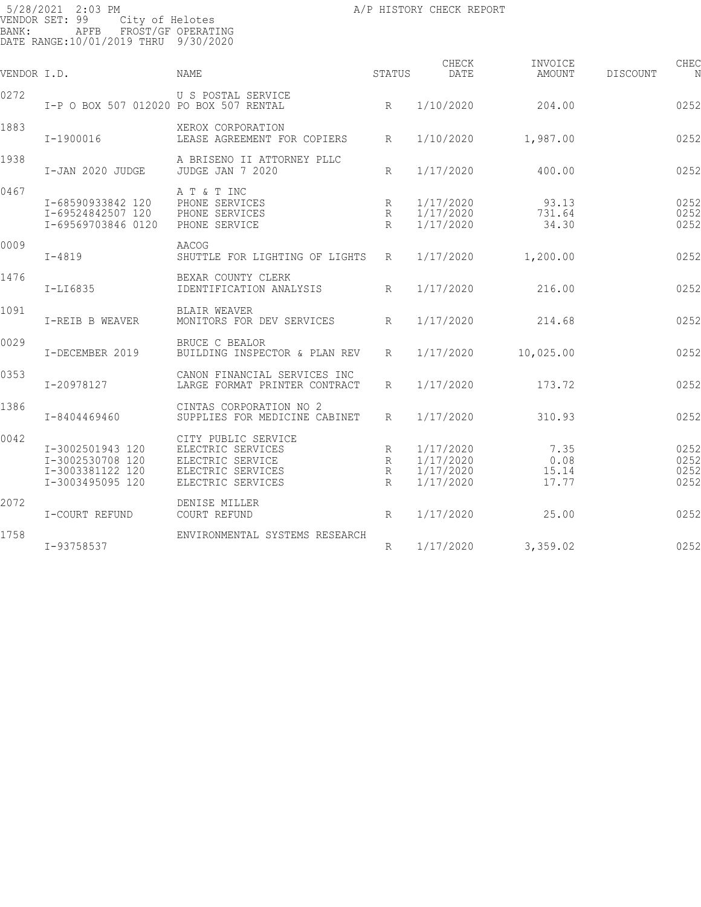5/28/2021 2:03 PM A/P HISTORY CHECK REPORT
VENDOR SET: 99 City of Helotes
BANK: APFB FROST/GF OPERATING
DATE RANGE:10/01/2019 THRU 9/30/2020

| VENDOR I.D. | | NAME | STATUS | CHECK DATE | INVOICE AMOUNT | DISCOUNT | CHEC N |
|---|---|---|---|---|---|---|---|
| 0272 | | U S POSTAL SERVICE | | | | | |
| | I-P O BOX 507 012020 | PO BOX 507 RENTAL | R | 1/10/2020 | 204.00 | | 0252 |
| 1883 | | XEROX CORPORATION | | | | | |
| | I-1900016 | LEASE AGREEMENT FOR COPIERS | R | 1/10/2020 | 1,987.00 | | 0252 |
| 1938 | | A BRISENO II ATTORNEY PLLC | | | | | |
| | I-JAN 2020 JUDGE | JUDGE JAN 7 2020 | R | 1/17/2020 | 400.00 | | 0252 |
| 0467 | | A T & T INC | | | | | |
| | I-68590933842 120 | PHONE SERVICES | R | 1/17/2020 | 93.13 | | 0252 |
| | I-69524842507 120 | PHONE SERVICES | R | 1/17/2020 | 731.64 | | 0252 |
| | I-69569703846 0120 | PHONE SERVICE | R | 1/17/2020 | 34.30 | | 0252 |
| 0009 | | AACOG | | | | | |
| | I-4819 | SHUTTLE FOR LIGHTING OF LIGHTS | R | 1/17/2020 | 1,200.00 | | 0252 |
| 1476 | | BEXAR COUNTY CLERK | | | | | |
| | I-LI6835 | IDENTIFICATION ANALYSIS | R | 1/17/2020 | 216.00 | | 0252 |
| 1091 | | BLAIR WEAVER | | | | | |
| | I-REIB B WEAVER | MONITORS FOR DEV SERVICES | R | 1/17/2020 | 214.68 | | 0252 |
| 0029 | | BRUCE C BEALOR | | | | | |
| | I-DECEMBER 2019 | BUILDING INSPECTOR & PLAN REV | R | 1/17/2020 | 10,025.00 | | 0252 |
| 0353 | | CANON FINANCIAL SERVICES INC | | | | | |
| | I-20978127 | LARGE FORMAT PRINTER CONTRACT | R | 1/17/2020 | 173.72 | | 0252 |
| 1386 | | CINTAS CORPORATION NO 2 | | | | | |
| | I-8404469460 | SUPPLIES FOR MEDICINE CABINET | R | 1/17/2020 | 310.93 | | 0252 |
| 0042 | | CITY PUBLIC SERVICE | | | | | |
| | I-3002501943 120 | ELECTRIC SERVICES | R | 1/17/2020 | 7.35 | | 0252 |
| | I-3002530708 120 | ELECTRIC SERVICE | R | 1/17/2020 | 0.08 | | 0252 |
| | I-3003381122 120 | ELECTRIC SERVICES | R | 1/17/2020 | 15.14 | | 0252 |
| | I-3003495095 120 | ELECTRIC SERVICES | R | 1/17/2020 | 17.77 | | 0252 |
| 2072 | | DENISE MILLER | | | | | |
| | I-COURT REFUND | COURT REFUND | R | 1/17/2020 | 25.00 | | 0252 |
| 1758 | | ENVIRONMENTAL SYSTEMS RESEARCH | | | | | |
| | I-93758537 | | R | 1/17/2020 | 3,359.02 | | 0252 |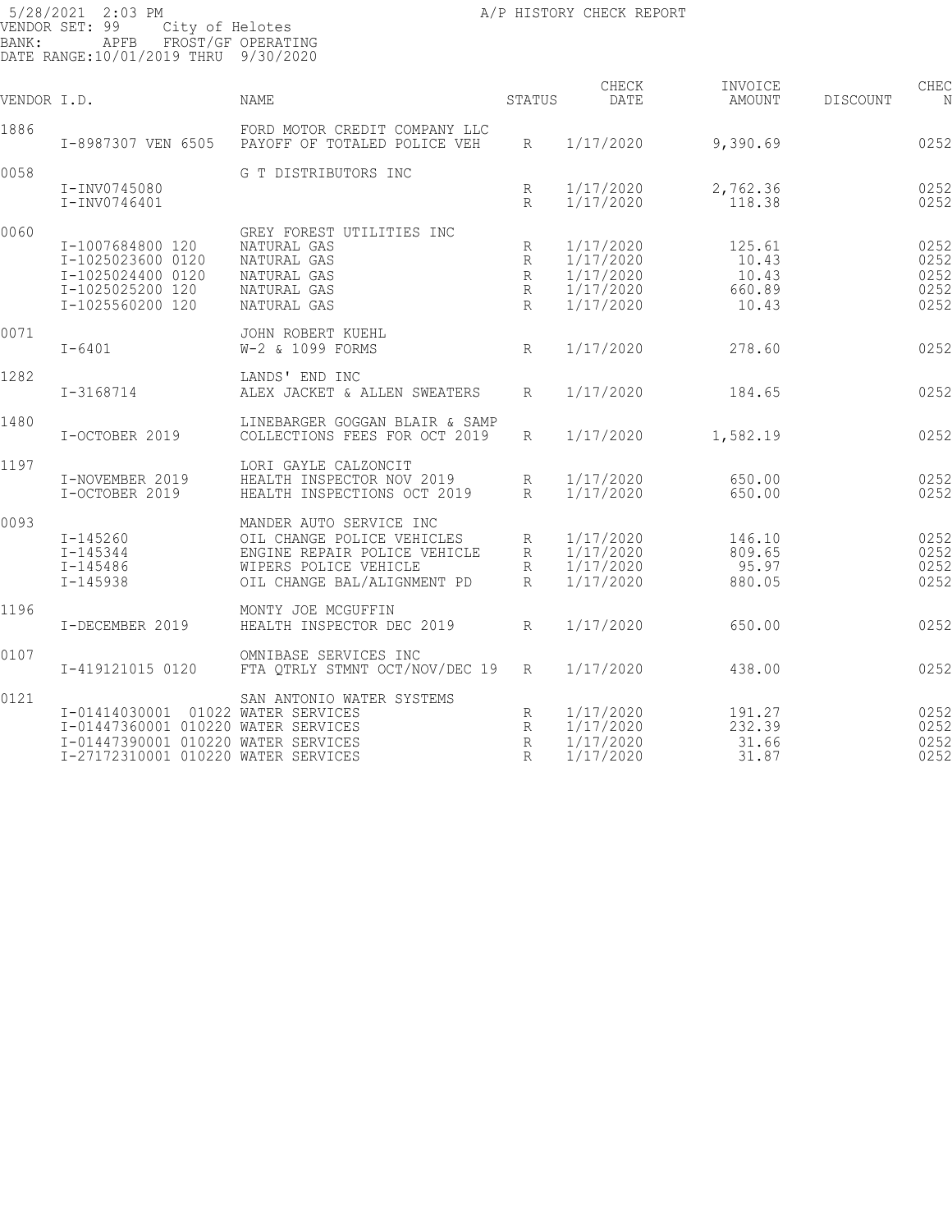5/28/2021 2:03 PM — A/P HISTORY CHECK REPORT

VENDOR SET: 99 City of Helotes
BANK: APFB FROST/GF OPERATING
DATE RANGE:10/01/2019 THRU 9/30/2020

| VENDOR I.D. | | NAME | STATUS | CHECK DATE | INVOICE AMOUNT | DISCOUNT | CHEC N |
|---|---|---|---|---|---|---|---|
| 1886 | | FORD MOTOR CREDIT COMPANY LLC | | | | | |
| | I-8987307 VEN 6505 | PAYOFF OF TOTALED POLICE VEH | R | 1/17/2020 | 9,390.69 | | 0252 |
| 0058 | | G T DISTRIBUTORS INC | | | | | |
| | I-INV0745080 | | R | 1/17/2020 | 2,762.36 | | 0252 |
| | I-INV0746401 | | R | 1/17/2020 | 118.38 | | 0252 |
| 0060 | | GREY FOREST UTILITIES INC | | | | | |
| | I-1007684800 120 | NATURAL GAS | R | 1/17/2020 | 125.61 | | 0252 |
| | I-1025023600 0120 | NATURAL GAS | R | 1/17/2020 | 10.43 | | 0252 |
| | I-1025024400 0120 | NATURAL GAS | R | 1/17/2020 | 10.43 | | 0252 |
| | I-1025025200 120 | NATURAL GAS | R | 1/17/2020 | 660.89 | | 0252 |
| | I-1025560200 120 | NATURAL GAS | R | 1/17/2020 | 10.43 | | 0252 |
| 0071 | | JOHN ROBERT KUEHL | | | | | |
| | I-6401 | W-2 & 1099 FORMS | R | 1/17/2020 | 278.60 | | 0252 |
| 1282 | | LANDS' END INC | | | | | |
| | I-3168714 | ALEX JACKET & ALLEN SWEATERS | R | 1/17/2020 | 184.65 | | 0252 |
| 1480 | | LINEBARGER GOGGAN BLAIR & SAMP | | | | | |
| | I-OCTOBER 2019 | COLLECTIONS FEES FOR OCT 2019 | R | 1/17/2020 | 1,582.19 | | 0252 |
| 1197 | | LORI GAYLE CALZONCIT | | | | | |
| | I-NOVEMBER 2019 | HEALTH INSPECTOR NOV 2019 | R | 1/17/2020 | 650.00 | | 0252 |
| | I-OCTOBER 2019 | HEALTH INSPECTIONS OCT 2019 | R | 1/17/2020 | 650.00 | | 0252 |
| 0093 | | MANDER AUTO SERVICE INC | | | | | |
| | I-145260 | OIL CHANGE POLICE VEHICLES | R | 1/17/2020 | 146.10 | | 0252 |
| | I-145344 | ENGINE REPAIR POLICE VEHICLE | R | 1/17/2020 | 809.65 | | 0252 |
| | I-145486 | WIPERS POLICE VEHICLE | R | 1/17/2020 | 95.97 | | 0252 |
| | I-145938 | OIL CHANGE BAL/ALIGNMENT PD | R | 1/17/2020 | 880.05 | | 0252 |
| 1196 | | MONTY JOE MCGUFFIN | | | | | |
| | I-DECEMBER 2019 | HEALTH INSPECTOR DEC 2019 | R | 1/17/2020 | 650.00 | | 0252 |
| 0107 | | OMNIBASE SERVICES INC | | | | | |
| | I-419121015 0120 | FTA QTRLY STMNT OCT/NOV/DEC 19 | R | 1/17/2020 | 438.00 | | 0252 |
| 0121 | | SAN ANTONIO WATER SYSTEMS | | | | | |
| | I-01414030001 01022 | WATER SERVICES | R | 1/17/2020 | 191.27 | | 0252 |
| | I-01447360001 010220 | WATER SERVICES | R | 1/17/2020 | 232.39 | | 0252 |
| | I-01447390001 010220 | WATER SERVICES | R | 1/17/2020 | 31.66 | | 0252 |
| | I-27172310001 010220 | WATER SERVICES | R | 1/17/2020 | 31.87 | | 0252 |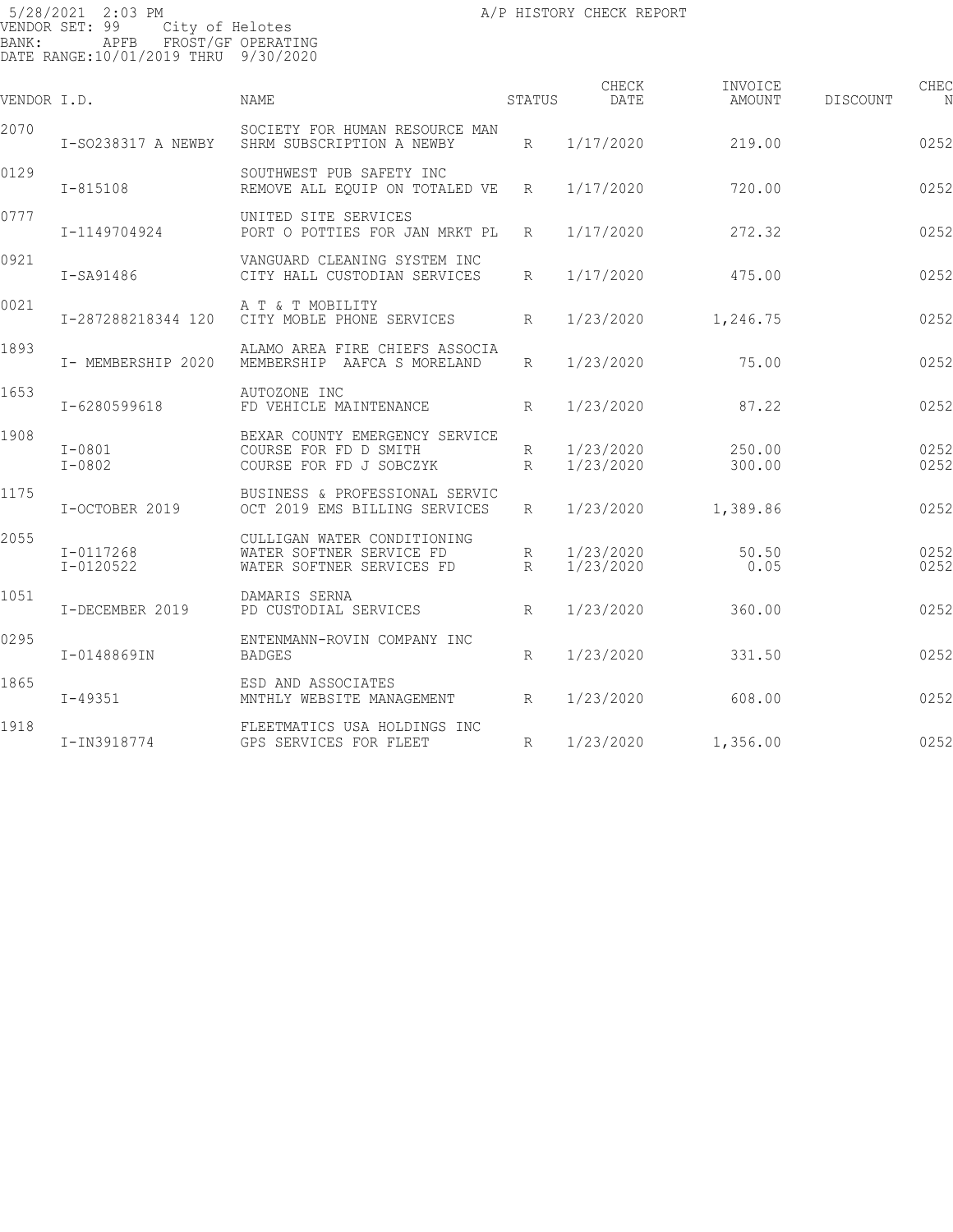5/28/2021 2:03 PM A/P HISTORY CHECK REPORT
VENDOR SET: 99 City of Helotes
BANK: APFB FROST/GF OPERATING
DATE RANGE:10/01/2019 THRU 9/30/2020

| VENDOR I.D. | | NAME | STATUS | CHECK DATE | INVOICE AMOUNT | DISCOUNT | CHEC N |
|---|---|---|---|---|---|---|---|
| 2070 | | SOCIETY FOR HUMAN RESOURCE MAN | | | | | |
| | I-SO238317 A NEWBY | SHRM SUBSCRIPTION A NEWBY | R | 1/17/2020 | 219.00 | | 0252 |
| 0129 | | SOUTHWEST PUB SAFETY INC | | | | | |
| | I-815108 | REMOVE ALL EQUIP ON TOTALED VE | R | 1/17/2020 | 720.00 | | 0252 |
| 0777 | | UNITED SITE SERVICES | | | | | |
| | I-1149704924 | PORT O POTTIES FOR JAN MRKT PL | R | 1/17/2020 | 272.32 | | 0252 |
| 0921 | | VANGUARD CLEANING SYSTEM INC | | | | | |
| | I-SA91486 | CITY HALL CUSTODIAN SERVICES | R | 1/17/2020 | 475.00 | | 0252 |
| 0021 | | A T & T MOBILITY | | | | | |
| | I-287288218344 120 | CITY MOBLE PHONE SERVICES | R | 1/23/2020 | 1,246.75 | | 0252 |
| 1893 | | ALAMO AREA FIRE CHIEFS ASSOCIA | | | | | |
| | I- MEMBERSHIP 2020 | MEMBERSHIP AAFCA S MORELAND | R | 1/23/2020 | 75.00 | | 0252 |
| 1653 | | AUTOZONE INC | | | | | |
| | I-6280599618 | FD VEHICLE MAINTENANCE | R | 1/23/2020 | 87.22 | | 0252 |
| 1908 | | BEXAR COUNTY EMERGENCY SERVICE | | | | | |
| | I-0801 | COURSE FOR FD D SMITH | R | 1/23/2020 | 250.00 | | 0252 |
| | I-0802 | COURSE FOR FD J SOBCZYK | R | 1/23/2020 | 300.00 | | 0252 |
| 1175 | | BUSINESS & PROFESSIONAL SERVIC | | | | | |
| | I-OCTOBER 2019 | OCT 2019 EMS BILLING SERVICES | R | 1/23/2020 | 1,389.86 | | 0252 |
| 2055 | | CULLIGAN WATER CONDITIONING | | | | | |
| | I-0117268 | WATER SOFTNER SERVICE FD | R | 1/23/2020 | 50.50 | | 0252 |
| | I-0120522 | WATER SOFTNER SERVICES FD | R | 1/23/2020 | 0.05 | | 0252 |
| 1051 | | DAMARIS SERNA | | | | | |
| | I-DECEMBER 2019 | PD CUSTODIAL SERVICES | R | 1/23/2020 | 360.00 | | 0252 |
| 0295 | | ENTENMANN-ROVIN COMPANY INC | | | | | |
| | I-0148869IN | BADGES | R | 1/23/2020 | 331.50 | | 0252 |
| 1865 | | ESD AND ASSOCIATES | | | | | |
| | I-49351 | MNTHLY WEBSITE MANAGEMENT | R | 1/23/2020 | 608.00 | | 0252 |
| 1918 | | FLEETMATICS USA HOLDINGS INC | | | | | |
| | I-IN3918774 | GPS SERVICES FOR FLEET | R | 1/23/2020 | 1,356.00 | | 0252 |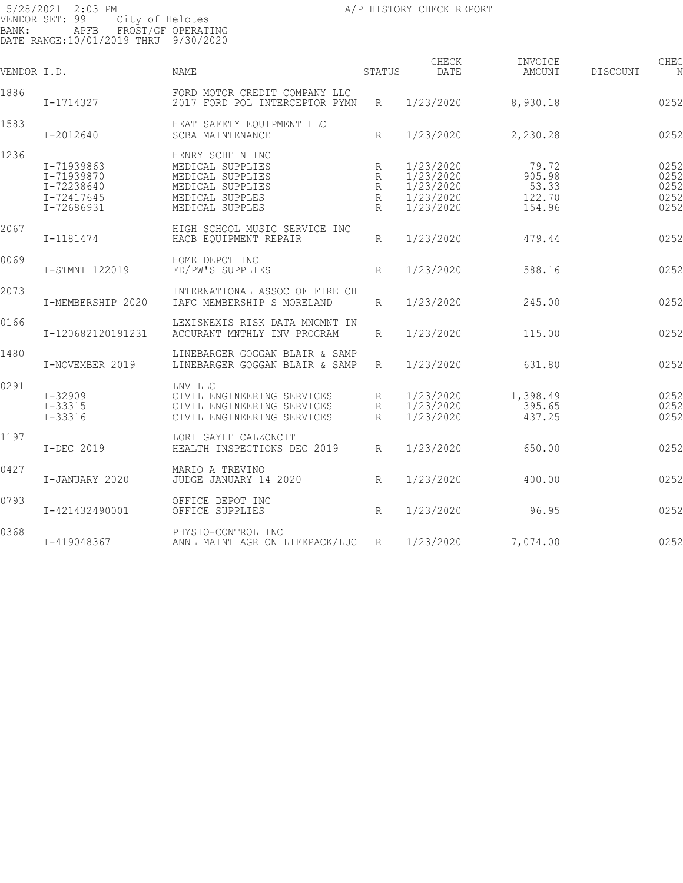5/28/2021 2:03 PM
A/P HISTORY CHECK REPORT
VENDOR SET: 99 City of Helotes
BANK: APFB FROST/GF OPERATING
DATE RANGE:10/01/2019 THRU 9/30/2020

| VENDOR I.D. | | NAME | STATUS | CHECK DATE | INVOICE AMOUNT | DISCOUNT | CHEC N |
|---|---|---|---|---|---|---|---|
| 1886 | | FORD MOTOR CREDIT COMPANY LLC | | | | | |
| | I-1714327 | 2017 FORD POL INTERCEPTOR PYMN | R | 1/23/2020 | 8,930.18 | | 0252 |
| 1583 | | HEAT SAFETY EQUIPMENT LLC | | | | | |
| | I-2012640 | SCBA MAINTENANCE | R | 1/23/2020 | 2,230.28 | | 0252 |
| 1236 | | HENRY SCHEIN INC | | | | | |
| | I-71939863 | MEDICAL SUPPLIES | R | 1/23/2020 | 79.72 | | 0252 |
| | I-71939870 | MEDICAL SUPPLIES | R | 1/23/2020 | 905.98 | | 0252 |
| | I-72238640 | MEDICAL SUPPLIES | R | 1/23/2020 | 53.33 | | 0252 |
| | I-72417645 | MEDICAL SUPPLES | R | 1/23/2020 | 122.70 | | 0252 |
| | I-72686931 | MEDICAL SUPPLES | R | 1/23/2020 | 154.96 | | 0252 |
| 2067 | | HIGH SCHOOL MUSIC SERVICE INC | | | | | |
| | I-1181474 | HACB EQUIPMENT REPAIR | R | 1/23/2020 | 479.44 | | 0252 |
| 0069 | | HOME DEPOT INC | | | | | |
| | I-STMNT 122019 | FD/PW'S SUPPLIES | R | 1/23/2020 | 588.16 | | 0252 |
| 2073 | | INTERNATIONAL ASSOC OF FIRE CH | | | | | |
| | I-MEMBERSHIP 2020 | IAFC MEMBERSHIP S MORELAND | R | 1/23/2020 | 245.00 | | 0252 |
| 0166 | | LEXISNEXIS RISK DATA MNGMNT IN | | | | | |
| | I-120682120191231 | ACCURANT MNTHLY INV PROGRAM | R | 1/23/2020 | 115.00 | | 0252 |
| 1480 | | LINEBARGER GOGGAN BLAIR & SAMP | | | | | |
| | I-NOVEMBER 2019 | LINEBARGER GOGGAN BLAIR & SAMP | R | 1/23/2020 | 631.80 | | 0252 |
| 0291 | | LNV LLC | | | | | |
| | I-32909 | CIVIL ENGINEERING SERVICES | R | 1/23/2020 | 1,398.49 | | 0252 |
| | I-33315 | CIVIL ENGINEERING SERVICES | R | 1/23/2020 | 395.65 | | 0252 |
| | I-33316 | CIVIL ENGINEERING SERVICES | R | 1/23/2020 | 437.25 | | 0252 |
| 1197 | | LORI GAYLE CALZONCIT | | | | | |
| | I-DEC 2019 | HEALTH INSPECTIONS DEC 2019 | R | 1/23/2020 | 650.00 | | 0252 |
| 0427 | | MARIO A TREVINO | | | | | |
| | I-JANUARY 2020 | JUDGE JANUARY 14 2020 | R | 1/23/2020 | 400.00 | | 0252 |
| 0793 | | OFFICE DEPOT INC | | | | | |
| | I-421432490001 | OFFICE SUPPLIES | R | 1/23/2020 | 96.95 | | 0252 |
| 0368 | | PHYSIO-CONTROL INC | | | | | |
| | I-419048367 | ANNL MAINT AGR ON LIFEPACK/LUC | R | 1/23/2020 | 7,074.00 | | 0252 |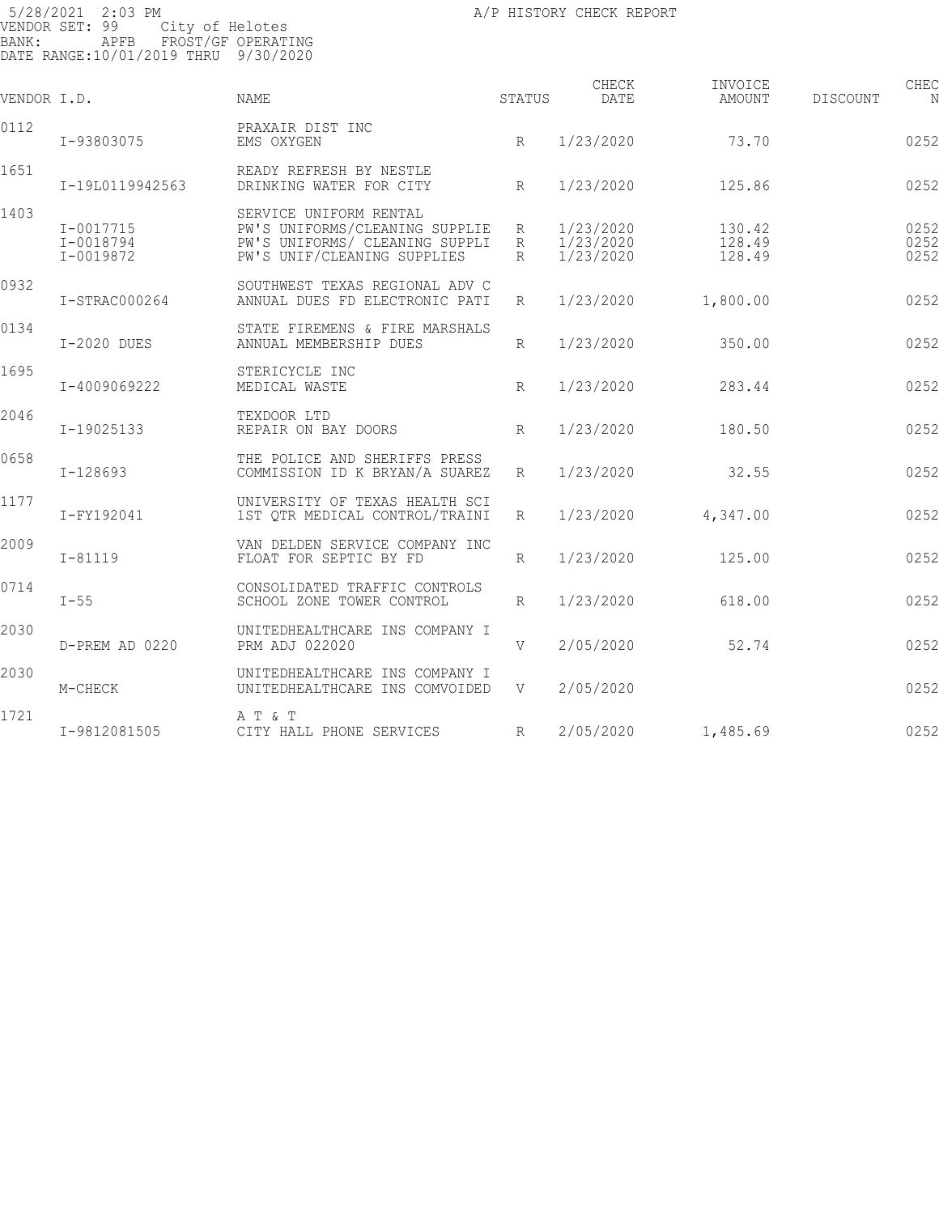5/28/2021 2:03 PM A/P HISTORY CHECK REPORT
VENDOR SET: 99 City of Helotes
BANK: APFB FROST/GF OPERATING
DATE RANGE:10/01/2019 THRU 9/30/2020

| VENDOR I.D. | | NAME | STATUS | CHECK DATE | INVOICE AMOUNT | DISCOUNT | CHEC N |
|---|---|---|---|---|---|---|---|
| 0112 | | PRAXAIR DIST INC | | | | | |
| | I-93803075 | EMS OXYGEN | R | 1/23/2020 | 73.70 | | 0252 |
| 1651 | | READY REFRESH BY NESTLE | | | | | |
| | I-19L0119942563 | DRINKING WATER FOR CITY | R | 1/23/2020 | 125.86 | | 0252 |
| 1403 | | SERVICE UNIFORM RENTAL | | | | | |
| | I-0017715 | PW'S UNIFORMS/CLEANING SUPPLIE | R | 1/23/2020 | 130.42 | | 0252 |
| | I-0018794 | PW'S UNIFORMS/ CLEANING SUPPLI | R | 1/23/2020 | 128.49 | | 0252 |
| | I-0019872 | PW'S UNIF/CLEANING SUPPLIES | R | 1/23/2020 | 128.49 | | 0252 |
| 0932 | | SOUTHWEST TEXAS REGIONAL ADV C | | | | | |
| | I-STRAC000264 | ANNUAL DUES FD ELECTRONIC PATI | R | 1/23/2020 | 1,800.00 | | 0252 |
| 0134 | | STATE FIREMENS & FIRE MARSHALS | | | | | |
| | I-2020 DUES | ANNUAL MEMBERSHIP DUES | R | 1/23/2020 | 350.00 | | 0252 |
| 1695 | | STERICYCLE INC | | | | | |
| | I-4009069222 | MEDICAL WASTE | R | 1/23/2020 | 283.44 | | 0252 |
| 2046 | | TEXDOOR LTD | | | | | |
| | I-19025133 | REPAIR ON BAY DOORS | R | 1/23/2020 | 180.50 | | 0252 |
| 0658 | | THE POLICE AND SHERIFFS PRESS | | | | | |
| | I-128693 | COMMISSION ID K BRYAN/A SUAREZ | R | 1/23/2020 | 32.55 | | 0252 |
| 1177 | | UNIVERSITY OF TEXAS HEALTH SCI | | | | | |
| | I-FY192041 | 1ST QTR MEDICAL CONTROL/TRAINI | R | 1/23/2020 | 4,347.00 | | 0252 |
| 2009 | | VAN DELDEN SERVICE COMPANY INC | | | | | |
| | I-81119 | FLOAT FOR SEPTIC BY FD | R | 1/23/2020 | 125.00 | | 0252 |
| 0714 | | CONSOLIDATED TRAFFIC CONTROLS | | | | | |
| | I-55 | SCHOOL ZONE TOWER CONTROL | R | 1/23/2020 | 618.00 | | 0252 |
| 2030 | | UNITEDHEALTHCARE INS COMPANY I | | | | | |
| | D-PREM AD 0220 | PRM ADJ 022020 | V | 2/05/2020 | 52.74 | | 0252 |
| 2030 | | UNITEDHEALTHCARE INS COMPANY I | | | | | |
| | M-CHECK | UNITEDHEALTHCARE INS COMVOIDED | V | 2/05/2020 | | | 0252 |
| 1721 | | A T & T | | | | | |
| | I-9812081505 | CITY HALL PHONE SERVICES | R | 2/05/2020 | 1,485.69 | | 0252 |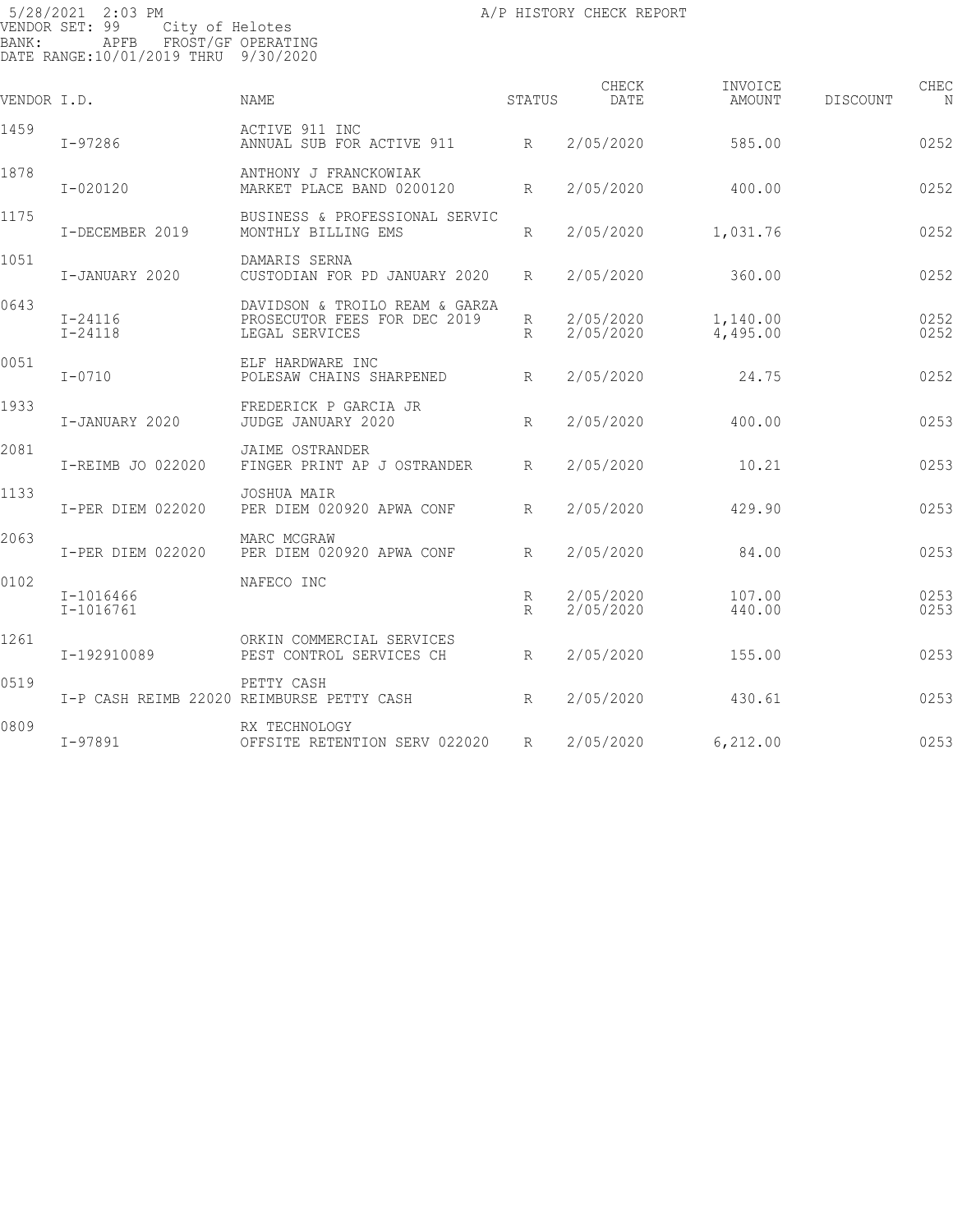5/28/2021 2:03 PM
VENDOR SET: 99 City of Helotes
BANK: APFB FROST/GF OPERATING
DATE RANGE:10/01/2019 THRU 9/30/2020

A/P HISTORY CHECK REPORT

| VENDOR I.D. | | NAME | STATUS | CHECK DATE | INVOICE AMOUNT | DISCOUNT | CHEC N |
|---|---|---|---|---|---|---|---|
| 1459 | | ACTIVE 911 INC | | | | | |
| | I-97286 | ANNUAL SUB FOR ACTIVE 911 | R | 2/05/2020 | 585.00 | | 0252 |
| 1878 | | ANTHONY J FRANCKOWIAK | | | | | |
| | I-020120 | MARKET PLACE BAND 0200120 | R | 2/05/2020 | 400.00 | | 0252 |
| 1175 | | BUSINESS & PROFESSIONAL SERVIC | | | | | |
| | I-DECEMBER 2019 | MONTHLY BILLING EMS | R | 2/05/2020 | 1,031.76 | | 0252 |
| 1051 | | DAMARIS SERNA | | | | | |
| | I-JANUARY 2020 | CUSTODIAN FOR PD JANUARY 2020 | R | 2/05/2020 | 360.00 | | 0252 |
| 0643 | | DAVIDSON & TROILO REAM & GARZA | | | | | |
| | I-24116 | PROSECUTOR FEES FOR DEC 2019 | R | 2/05/2020 | 1,140.00 | | 0252 |
| | I-24118 | LEGAL SERVICES | R | 2/05/2020 | 4,495.00 | | 0252 |
| 0051 | | ELF HARDWARE INC | | | | | |
| | I-0710 | POLESAW CHAINS SHARPENED | R | 2/05/2020 | 24.75 | | 0252 |
| 1933 | | FREDERICK P GARCIA JR | | | | | |
| | I-JANUARY 2020 | JUDGE JANUARY 2020 | R | 2/05/2020 | 400.00 | | 0253 |
| 2081 | | JAIME OSTRANDER | | | | | |
| | I-REIMB JO 022020 | FINGER PRINT AP J OSTRANDER | R | 2/05/2020 | 10.21 | | 0253 |
| 1133 | | JOSHUA MAIR | | | | | |
| | I-PER DIEM 022020 | PER DIEM 020920 APWA CONF | R | 2/05/2020 | 429.90 | | 0253 |
| 2063 | | MARC MCGRAW | | | | | |
| | I-PER DIEM 022020 | PER DIEM 020920 APWA CONF | R | 2/05/2020 | 84.00 | | 0253 |
| 0102 | | NAFECO INC | | | | | |
| | I-1016466 | | R | 2/05/2020 | 107.00 | | 0253 |
| | I-1016761 | | R | 2/05/2020 | 440.00 | | 0253 |
| 1261 | | ORKIN COMMERCIAL SERVICES | | | | | |
| | I-192910089 | PEST CONTROL SERVICES CH | R | 2/05/2020 | 155.00 | | 0253 |
| 0519 | | PETTY CASH | | | | | |
| | I-P CASH REIMB 22020 | REIMBURSE PETTY CASH | R | 2/05/2020 | 430.61 | | 0253 |
| 0809 | | RX TECHNOLOGY | | | | | |
| | I-97891 | OFFSITE RETENTION SERV 022020 | R | 2/05/2020 | 6,212.00 | | 0253 |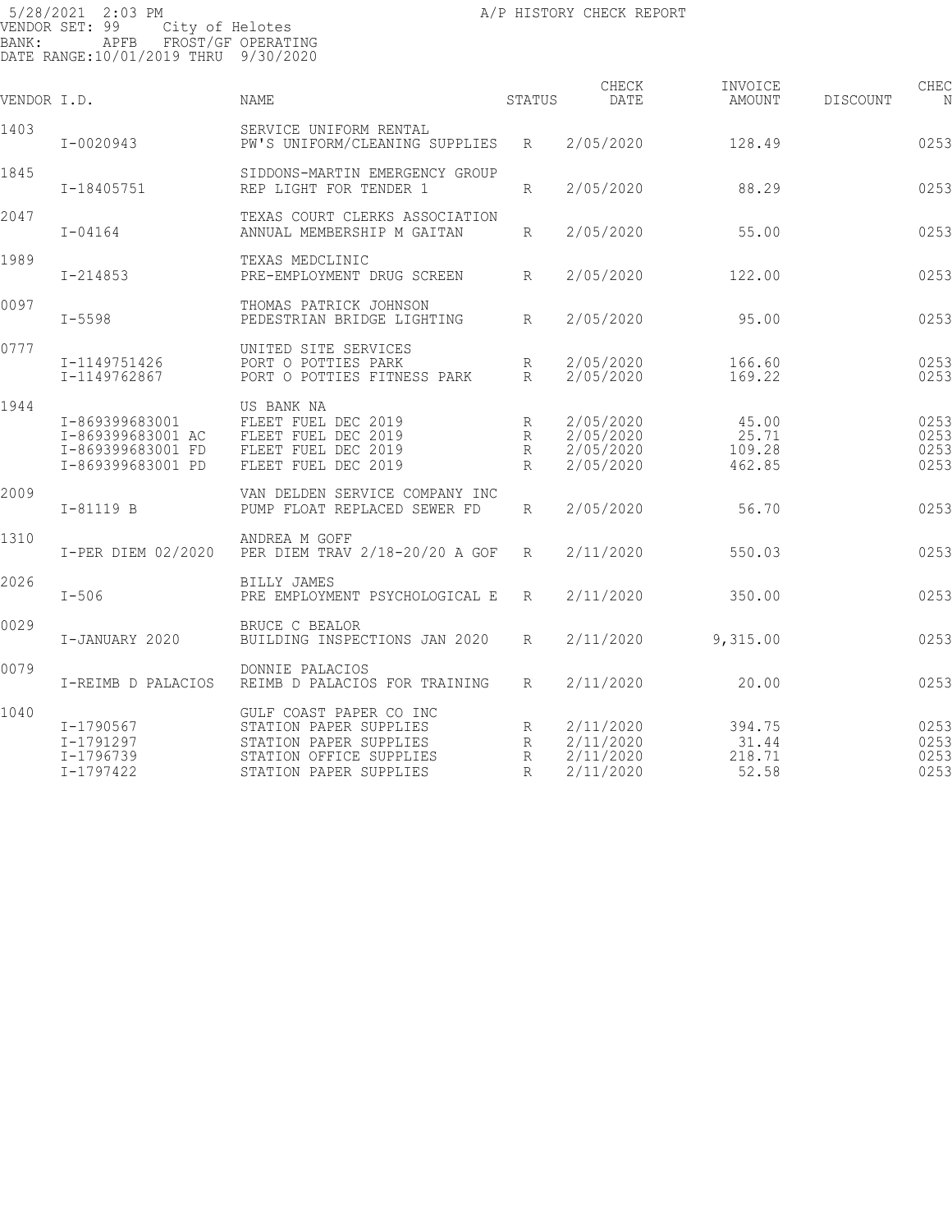5/28/2021 2:03 PM A/P HISTORY CHECK REPORT
VENDOR SET: 99 City of Helotes
BANK: APFB FROST/GF OPERATING
DATE RANGE:10/01/2019 THRU 9/30/2020

| VENDOR I.D. | | NAME | STATUS | CHECK DATE | INVOICE AMOUNT | DISCOUNT | CHEC N |
|---|---|---|---|---|---|---|---|
| 1403 | | SERVICE UNIFORM RENTAL | | | | | |
| | I-0020943 | PW'S UNIFORM/CLEANING SUPPLIES | R | 2/05/2020 | 128.49 | | 0253 |
| 1845 | | SIDDONS-MARTIN EMERGENCY GROUP | | | | | |
| | I-18405751 | REP LIGHT FOR TENDER 1 | R | 2/05/2020 | 88.29 | | 0253 |
| 2047 | | TEXAS COURT CLERKS ASSOCIATION | | | | | |
| | I-04164 | ANNUAL MEMBERSHIP M GAITAN | R | 2/05/2020 | 55.00 | | 0253 |
| 1989 | | TEXAS MEDCLINIC | | | | | |
| | I-214853 | PRE-EMPLOYMENT DRUG SCREEN | R | 2/05/2020 | 122.00 | | 0253 |
| 0097 | | THOMAS PATRICK JOHNSON | | | | | |
| | I-5598 | PEDESTRIAN BRIDGE LIGHTING | R | 2/05/2020 | 95.00 | | 0253 |
| 0777 | | UNITED SITE SERVICES | | | | | |
| | I-1149751426 | PORT O POTTIES PARK | R | 2/05/2020 | 166.60 | | 0253 |
| | I-1149762867 | PORT O POTTIES FITNESS PARK | R | 2/05/2020 | 169.22 | | 0253 |
| 1944 | | US BANK NA | | | | | |
| | I-869399683001 | FLEET FUEL DEC 2019 | R | 2/05/2020 | 45.00 | | 0253 |
| | I-869399683001 AC | FLEET FUEL DEC 2019 | R | 2/05/2020 | 25.71 | | 0253 |
| | I-869399683001 FD | FLEET FUEL DEC 2019 | R | 2/05/2020 | 109.28 | | 0253 |
| | I-869399683001 PD | FLEET FUEL DEC 2019 | R | 2/05/2020 | 462.85 | | 0253 |
| 2009 | | VAN DELDEN SERVICE COMPANY INC | | | | | |
| | I-81119 B | PUMP FLOAT REPLACED SEWER FD | R | 2/05/2020 | 56.70 | | 0253 |
| 1310 | | ANDREA M GOFF | | | | | |
| | I-PER DIEM 02/2020 | PER DIEM TRAV 2/18-20/20 A GOF | R | 2/11/2020 | 550.03 | | 0253 |
| 2026 | | BILLY JAMES | | | | | |
| | I-506 | PRE EMPLOYMENT PSYCHOLOGICAL E | R | 2/11/2020 | 350.00 | | 0253 |
| 0029 | | BRUCE C BEALOR | | | | | |
| | I-JANUARY 2020 | BUILDING INSPECTIONS JAN 2020 | R | 2/11/2020 | 9,315.00 | | 0253 |
| 0079 | | DONNIE PALACIOS | | | | | |
| | I-REIMB D PALACIOS | REIMB D PALACIOS FOR TRAINING | R | 2/11/2020 | 20.00 | | 0253 |
| 1040 | | GULF COAST PAPER CO INC | | | | | |
| | I-1790567 | STATION PAPER SUPPLIES | R | 2/11/2020 | 394.75 | | 0253 |
| | I-1791297 | STATION PAPER SUPPLIES | R | 2/11/2020 | 31.44 | | 0253 |
| | I-1796739 | STATION OFFICE SUPPLIES | R | 2/11/2020 | 218.71 | | 0253 |
| | I-1797422 | STATION PAPER SUPPLIES | R | 2/11/2020 | 52.58 | | 0253 |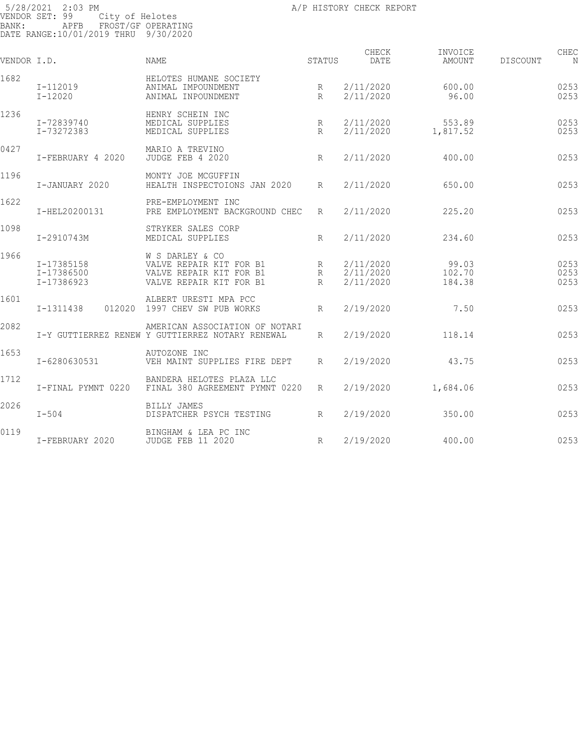5/28/2021 2:03 PM A/P HISTORY CHECK REPORT
VENDOR SET: 99 City of Helotes
BANK: APFB FROST/GF OPERATING
DATE RANGE:10/01/2019 THRU 9/30/2020

| VENDOR I.D. | | NAME | STATUS | CHECK DATE | INVOICE AMOUNT | DISCOUNT | CHEC N |
|---|---|---|---|---|---|---|---|
| 1682 | | HELOTES HUMANE SOCIETY | | | | | |
| | I-112019 | ANIMAL IMPOUNDMENT | R | 2/11/2020 | 600.00 | | 0253 |
| | I-12020 | ANIMAL INPOUNDMENT | R | 2/11/2020 | 96.00 | | 0253 |
| 1236 | | HENRY SCHEIN INC | | | | | |
| | I-72839740 | MEDICAL SUPPLIES | R | 2/11/2020 | 553.89 | | 0253 |
| | I-73272383 | MEDICAL SUPPLIES | R | 2/11/2020 | 1,817.52 | | 0253 |
| 0427 | | MARIO A TREVINO | | | | | |
| | I-FEBRUARY 4 2020 | JUDGE FEB 4 2020 | R | 2/11/2020 | 400.00 | | 0253 |
| 1196 | | MONTY JOE MCGUFFIN | | | | | |
| | I-JANUARY 2020 | HEALTH INSPECTOIONS JAN 2020 | R | 2/11/2020 | 650.00 | | 0253 |
| 1622 | | PRE-EMPLOYMENT INC | | | | | |
| | I-HEL20200131 | PRE EMPLOYMENT BACKGROUND CHEC | R | 2/11/2020 | 225.20 | | 0253 |
| 1098 | | STRYKER SALES CORP | | | | | |
| | I-2910743M | MEDICAL SUPPLIES | R | 2/11/2020 | 234.60 | | 0253 |
| 1966 | | W S DARLEY & CO | | | | | |
| | I-17385158 | VALVE REPAIR KIT FOR B1 | R | 2/11/2020 | 99.03 | | 0253 |
| | I-17386500 | VALVE REPAIR KIT FOR B1 | R | 2/11/2020 | 102.70 | | 0253 |
| | I-17386923 | VALVE REPAIR KIT FOR B1 | R | 2/11/2020 | 184.38 | | 0253 |
| 1601 | | ALBERT URESTI MPA PCC | | | | | |
| | I-1311438 012020 | 1997 CHEV SW PUB WORKS | R | 2/19/2020 | 7.50 | | 0253 |
| 2082 | | AMERICAN ASSOCIATION OF NOTARI | | | | | |
| | I-Y GUTTIERREZ RENEW | Y GUTTIERREZ NOTARY RENEWAL | R | 2/19/2020 | 118.14 | | 0253 |
| 1653 | | AUTOZONE INC | | | | | |
| | I-6280630531 | VEH MAINT SUPPLIES FIRE DEPT | R | 2/19/2020 | 43.75 | | 0253 |
| 1712 | | BANDERA HELOTES PLAZA LLC | | | | | |
| | I-FINAL PYMNT 0220 | FINAL 380 AGREEMENT PYMNT 0220 | R | 2/19/2020 | 1,684.06 | | 0253 |
| 2026 | | BILLY JAMES | | | | | |
| | I-504 | DISPATCHER PSYCH TESTING | R | 2/19/2020 | 350.00 | | 0253 |
| 0119 | | BINGHAM & LEA PC INC | | | | | |
| | I-FEBRUARY 2020 | JUDGE FEB 11 2020 | R | 2/19/2020 | 400.00 | | 0253 |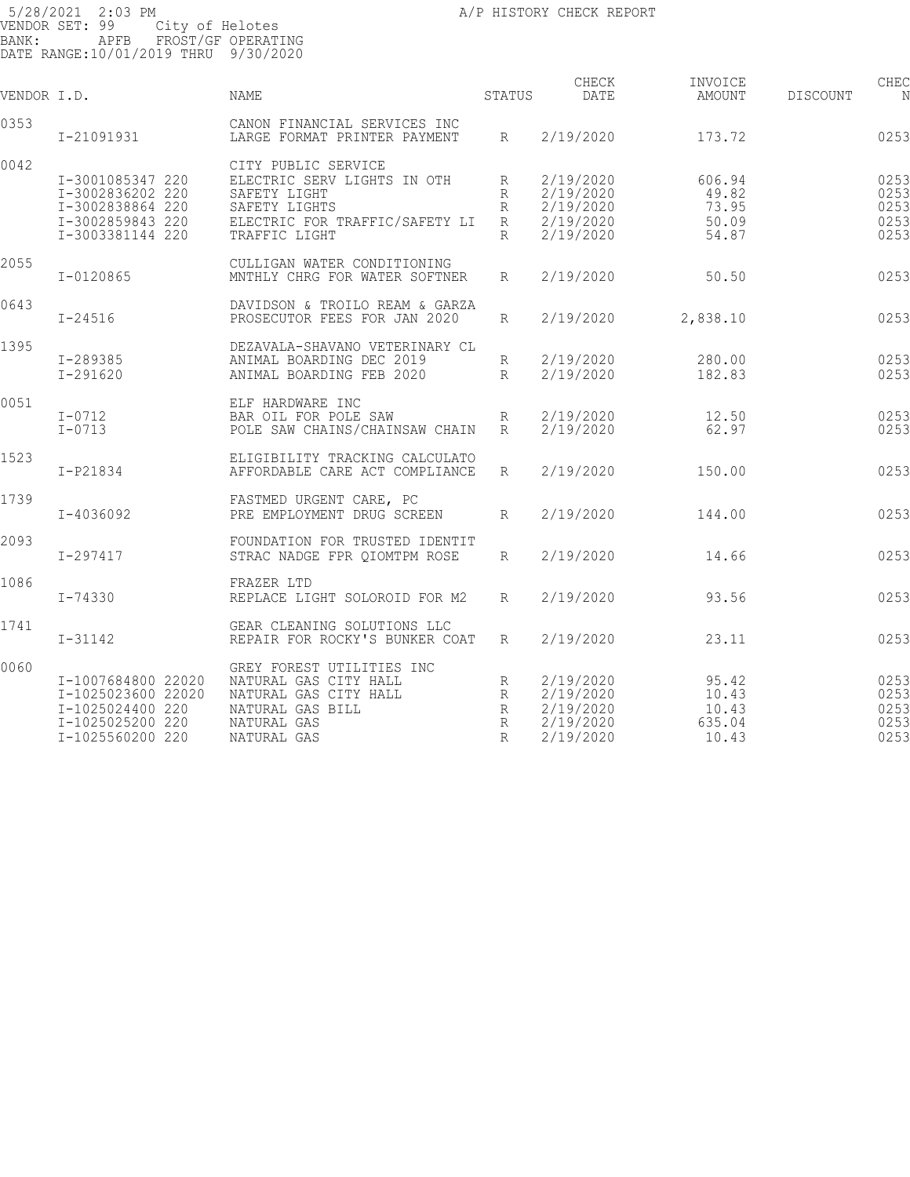5/28/2021 2:03 PM
A/P HISTORY CHECK REPORT
VENDOR SET: 99 City of Helotes
BANK: APFB FROST/GF OPERATING
DATE RANGE:10/01/2019 THRU 9/30/2020

| VENDOR I.D. | | NAME | STATUS | CHECK DATE | INVOICE AMOUNT | DISCOUNT | CHEC N |
|---|---|---|---|---|---|---|---|
| 0353 | | CANON FINANCIAL SERVICES INC | | | | | |
| | I-21091931 | LARGE FORMAT PRINTER PAYMENT | R | 2/19/2020 | 173.72 | | 0253 |
| 0042 | | CITY PUBLIC SERVICE | | | | | |
| | I-3001085347 220 | ELECTRIC SERV LIGHTS IN OTH | R | 2/19/2020 | 606.94 | | 0253 |
| | I-3002836202 220 | SAFETY LIGHT | R | 2/19/2020 | 49.82 | | 0253 |
| | I-3002838864 220 | SAFETY LIGHTS | R | 2/19/2020 | 73.95 | | 0253 |
| | I-3002859843 220 | ELECTRIC FOR TRAFFIC/SAFETY LI | R | 2/19/2020 | 50.09 | | 0253 |
| | I-3003381144 220 | TRAFFIC LIGHT | R | 2/19/2020 | 54.87 | | 0253 |
| 2055 | | CULLIGAN WATER CONDITIONING | | | | | |
| | I-0120865 | MNTHLY CHRG FOR WATER SOFTNER | R | 2/19/2020 | 50.50 | | 0253 |
| 0643 | | DAVIDSON & TROILO REAM & GARZA | | | | | |
| | I-24516 | PROSECUTOR FEES FOR JAN 2020 | R | 2/19/2020 | 2,838.10 | | 0253 |
| 1395 | | DEZAVALA-SHAVANO VETERINARY CL | | | | | |
| | I-289385 | ANIMAL BOARDING DEC 2019 | R | 2/19/2020 | 280.00 | | 0253 |
| | I-291620 | ANIMAL BOARDING FEB 2020 | R | 2/19/2020 | 182.83 | | 0253 |
| 0051 | | ELF HARDWARE INC | | | | | |
| | I-0712 | BAR OIL FOR POLE SAW | R | 2/19/2020 | 12.50 | | 0253 |
| | I-0713 | POLE SAW CHAINS/CHAINSAW CHAIN | R | 2/19/2020 | 62.97 | | 0253 |
| 1523 | | ELIGIBILITY TRACKING CALCULATO | | | | | |
| | I-P21834 | AFFORDABLE CARE ACT COMPLIANCE | R | 2/19/2020 | 150.00 | | 0253 |
| 1739 | | FASTMED URGENT CARE, PC | | | | | |
| | I-4036092 | PRE EMPLOYMENT DRUG SCREEN | R | 2/19/2020 | 144.00 | | 0253 |
| 2093 | | FOUNDATION FOR TRUSTED IDENTIT | | | | | |
| | I-297417 | STRAC NADGE FPR QIOMTPM ROSE | R | 2/19/2020 | 14.66 | | 0253 |
| 1086 | | FRAZER LTD | | | | | |
| | I-74330 | REPLACE LIGHT SOLOROID FOR M2 | R | 2/19/2020 | 93.56 | | 0253 |
| 1741 | | GEAR CLEANING SOLUTIONS LLC | | | | | |
| | I-31142 | REPAIR FOR ROCKY'S BUNKER COAT | R | 2/19/2020 | 23.11 | | 0253 |
| 0060 | | GREY FOREST UTILITIES INC | | | | | |
| | I-1007684800 22020 | NATURAL GAS CITY HALL | R | 2/19/2020 | 95.42 | | 0253 |
| | I-1025023600 22020 | NATURAL GAS CITY HALL | R | 2/19/2020 | 10.43 | | 0253 |
| | I-1025024400 220 | NATURAL GAS BILL | R | 2/19/2020 | 10.43 | | 0253 |
| | I-1025025200 220 | NATURAL GAS | R | 2/19/2020 | 635.04 | | 0253 |
| | I-1025560200 220 | NATURAL GAS | R | 2/19/2020 | 10.43 | | 0253 |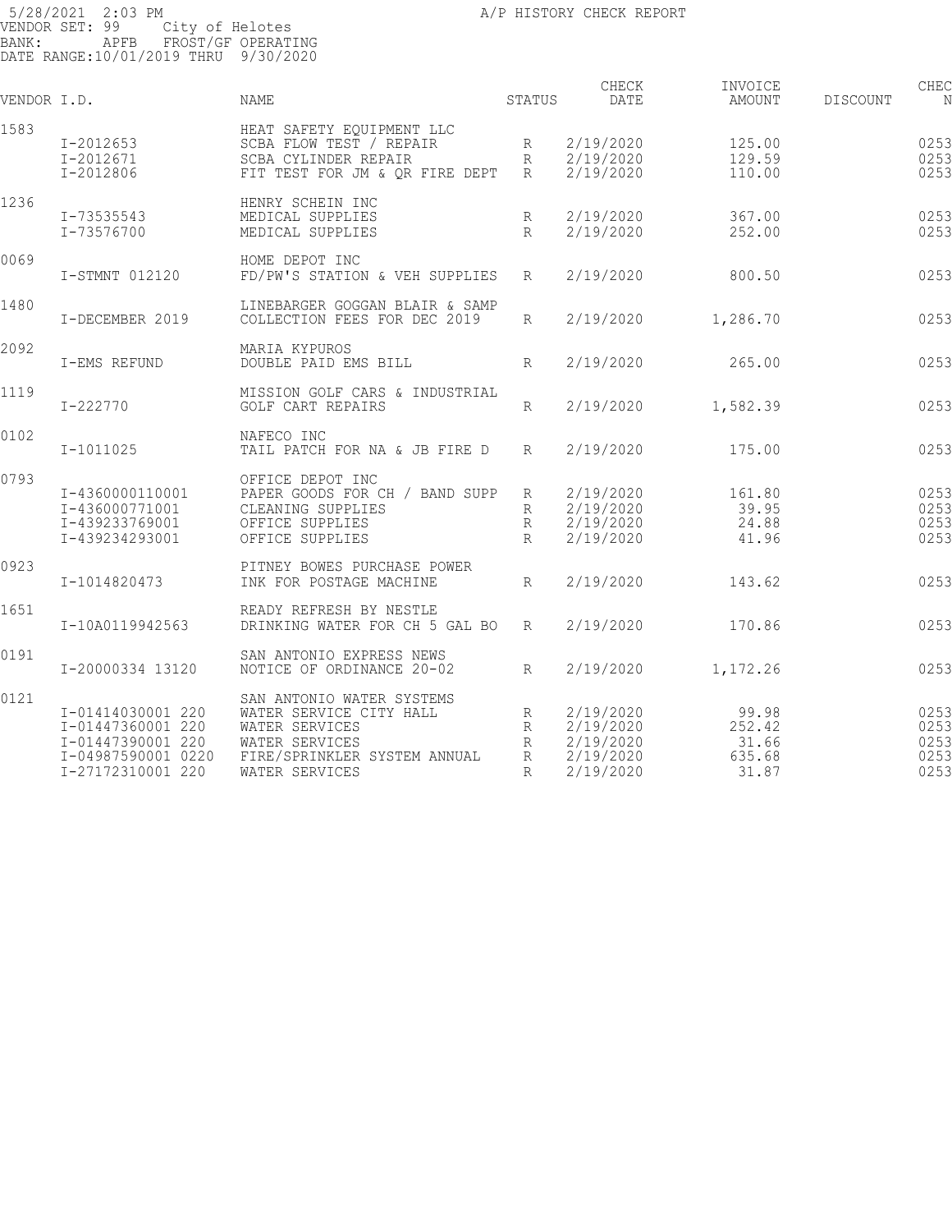5/28/2021 2:03 PM A/P HISTORY CHECK REPORT
VENDOR SET: 99 City of Helotes
BANK: APFB FROST/GF OPERATING
DATE RANGE:10/01/2019 THRU 9/30/2020

| VENDOR I.D. | | NAME | STATUS | CHECK DATE | INVOICE AMOUNT | DISCOUNT | CHEC N |
|---|---|---|---|---|---|---|---|
| 1583 | | HEAT SAFETY EQUIPMENT LLC | | | | | |
| | I-2012653 | SCBA FLOW TEST / REPAIR | R | 2/19/2020 | 125.00 | | 0253 |
| | I-2012671 | SCBA CYLINDER REPAIR | R | 2/19/2020 | 129.59 | | 0253 |
| | I-2012806 | FIT TEST FOR JM & QR FIRE DEPT | R | 2/19/2020 | 110.00 | | 0253 |
| 1236 | | HENRY SCHEIN INC | | | | | |
| | I-73535543 | MEDICAL SUPPLIES | R | 2/19/2020 | 367.00 | | 0253 |
| | I-73576700 | MEDICAL SUPPLIES | R | 2/19/2020 | 252.00 | | 0253 |
| 0069 | | HOME DEPOT INC | | | | | |
| | I-STMNT 012120 | FD/PW'S STATION & VEH SUPPLIES | R | 2/19/2020 | 800.50 | | 0253 |
| 1480 | | LINEBARGER GOGGAN BLAIR & SAMP | | | | | |
| | I-DECEMBER 2019 | COLLECTION FEES FOR DEC 2019 | R | 2/19/2020 | 1,286.70 | | 0253 |
| 2092 | | MARIA KYPUROS | | | | | |
| | I-EMS REFUND | DOUBLE PAID EMS BILL | R | 2/19/2020 | 265.00 | | 0253 |
| 1119 | | MISSION GOLF CARS & INDUSTRIAL | | | | | |
| | I-222770 | GOLF CART REPAIRS | R | 2/19/2020 | 1,582.39 | | 0253 |
| 0102 | | NAFECO INC | | | | | |
| | I-1011025 | TAIL PATCH FOR NA & JB FIRE D | R | 2/19/2020 | 175.00 | | 0253 |
| 0793 | | OFFICE DEPOT INC | | | | | |
| | I-4360000110001 | PAPER GOODS FOR CH / BAND SUPP | R | 2/19/2020 | 161.80 | | 0253 |
| | I-436000771001 | CLEANING SUPPLIES | R | 2/19/2020 | 39.95 | | 0253 |
| | I-439233769001 | OFFICE SUPPLIES | R | 2/19/2020 | 24.88 | | 0253 |
| | I-439234293001 | OFFICE SUPPLIES | R | 2/19/2020 | 41.96 | | 0253 |
| 0923 | | PITNEY BOWES PURCHASE POWER | | | | | |
| | I-1014820473 | INK FOR POSTAGE MACHINE | R | 2/19/2020 | 143.62 | | 0253 |
| 1651 | | READY REFRESH BY NESTLE | | | | | |
| | I-10A0119942563 | DRINKING WATER FOR CH 5 GAL BO | R | 2/19/2020 | 170.86 | | 0253 |
| 0191 | | SAN ANTONIO EXPRESS NEWS | | | | | |
| | I-20000334 13120 | NOTICE OF ORDINANCE 20-02 | R | 2/19/2020 | 1,172.26 | | 0253 |
| 0121 | | SAN ANTONIO WATER SYSTEMS | | | | | |
| | I-01414030001 220 | WATER SERVICE CITY HALL | R | 2/19/2020 | 99.98 | | 0253 |
| | I-01447360001 220 | WATER SERVICES | R | 2/19/2020 | 252.42 | | 0253 |
| | I-01447390001 220 | WATER SERVICES | R | 2/19/2020 | 31.66 | | 0253 |
| | I-04987590001 0220 | FIRE/SPRINKLER SYSTEM ANNUAL | R | 2/19/2020 | 635.68 | | 0253 |
| | I-27172310001 220 | WATER SERVICES | R | 2/19/2020 | 31.87 | | 0253 |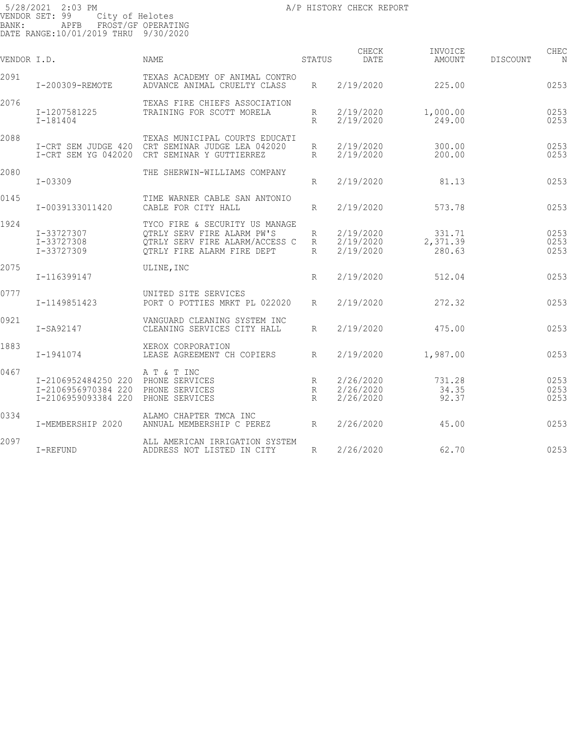5/28/2021 2:03 PM A/P HISTORY CHECK REPORT
VENDOR SET: 99 City of Helotes
BANK: APFB FROST/GF OPERATING
DATE RANGE:10/01/2019 THRU 9/30/2020

| VENDOR I.D. | | NAME | STATUS | CHECK DATE | INVOICE AMOUNT | DISCOUNT | CHEC N |
|---|---|---|---|---|---|---|---|
| 2091 | | TEXAS ACADEMY OF ANIMAL CONTRO | | | | | |
| | I-200309-REMOTE | ADVANCE ANIMAL CRUELTY CLASS | R | 2/19/2020 | 225.00 | | 0253 |
| 2076 | | TEXAS FIRE CHIEFS ASSOCIATION | | | | | |
| | I-1207581225 | TRAINING FOR SCOTT MORELA | R | 2/19/2020 | 1,000.00 | | 0253 |
| | I-181404 | | R | 2/19/2020 | 249.00 | | 0253 |
| 2088 | | TEXAS MUNICIPAL COURTS EDUCATI | | | | | |
| | I-CRT SEM JUDGE 420 | CRT SEMINAR JUDGE LEA 042020 | R | 2/19/2020 | 300.00 | | 0253 |
| | I-CRT SEM YG 042020 | CRT SEMINAR Y GUTTIERREZ | R | 2/19/2020 | 200.00 | | 0253 |
| 2080 | | THE SHERWIN-WILLIAMS COMPANY | | | | | |
| | I-03309 | | R | 2/19/2020 | 81.13 | | 0253 |
| 0145 | | TIME WARNER CABLE SAN ANTONIO | | | | | |
| | I-0039133011420 | CABLE FOR CITY HALL | R | 2/19/2020 | 573.78 | | 0253 |
| 1924 | | TYCO FIRE & SECURITY US MANAGE | | | | | |
| | I-33727307 | QTRLY SERV FIRE ALARM PW'S | R | 2/19/2020 | 331.71 | | 0253 |
| | I-33727308 | QTRLY SERV FIRE ALARM/ACCESS C | R | 2/19/2020 | 2,371.39 | | 0253 |
| | I-33727309 | QTRLY FIRE ALARM FIRE DEPT | R | 2/19/2020 | 280.63 | | 0253 |
| 2075 | | ULINE, INC | | | | | |
| | I-116399147 | | R | 2/19/2020 | 512.04 | | 0253 |
| 0777 | | UNITED SITE SERVICES | | | | | |
| | I-1149851423 | PORT O POTTIES MRKT PL 022020 | R | 2/19/2020 | 272.32 | | 0253 |
| 0921 | | VANGUARD CLEANING SYSTEM INC | | | | | |
| | I-SA92147 | CLEANING SERVICES CITY HALL | R | 2/19/2020 | 475.00 | | 0253 |
| 1883 | | XEROX CORPORATION | | | | | |
| | I-1941074 | LEASE AGREEMENT CH COPIERS | R | 2/19/2020 | 1,987.00 | | 0253 |
| 0467 | | A T & T INC | | | | | |
| | I-2106952484250 220 | PHONE SERVICES | R | 2/26/2020 | 731.28 | | 0253 |
| | I-2106956970384 220 | PHONE SERVICES | R | 2/26/2020 | 34.35 | | 0253 |
| | I-2106959093384 220 | PHONE SERVICES | R | 2/26/2020 | 92.37 | | 0253 |
| 0334 | | ALAMO CHAPTER TMCA INC | | | | | |
| | I-MEMBERSHIP 2020 | ANNUAL MEMBERSHIP C PEREZ | R | 2/26/2020 | 45.00 | | 0253 |
| 2097 | | ALL AMERICAN IRRIGATION SYSTEM | | | | | |
| | I-REFUND | ADDRESS NOT LISTED IN CITY | R | 2/26/2020 | 62.70 | | 0253 |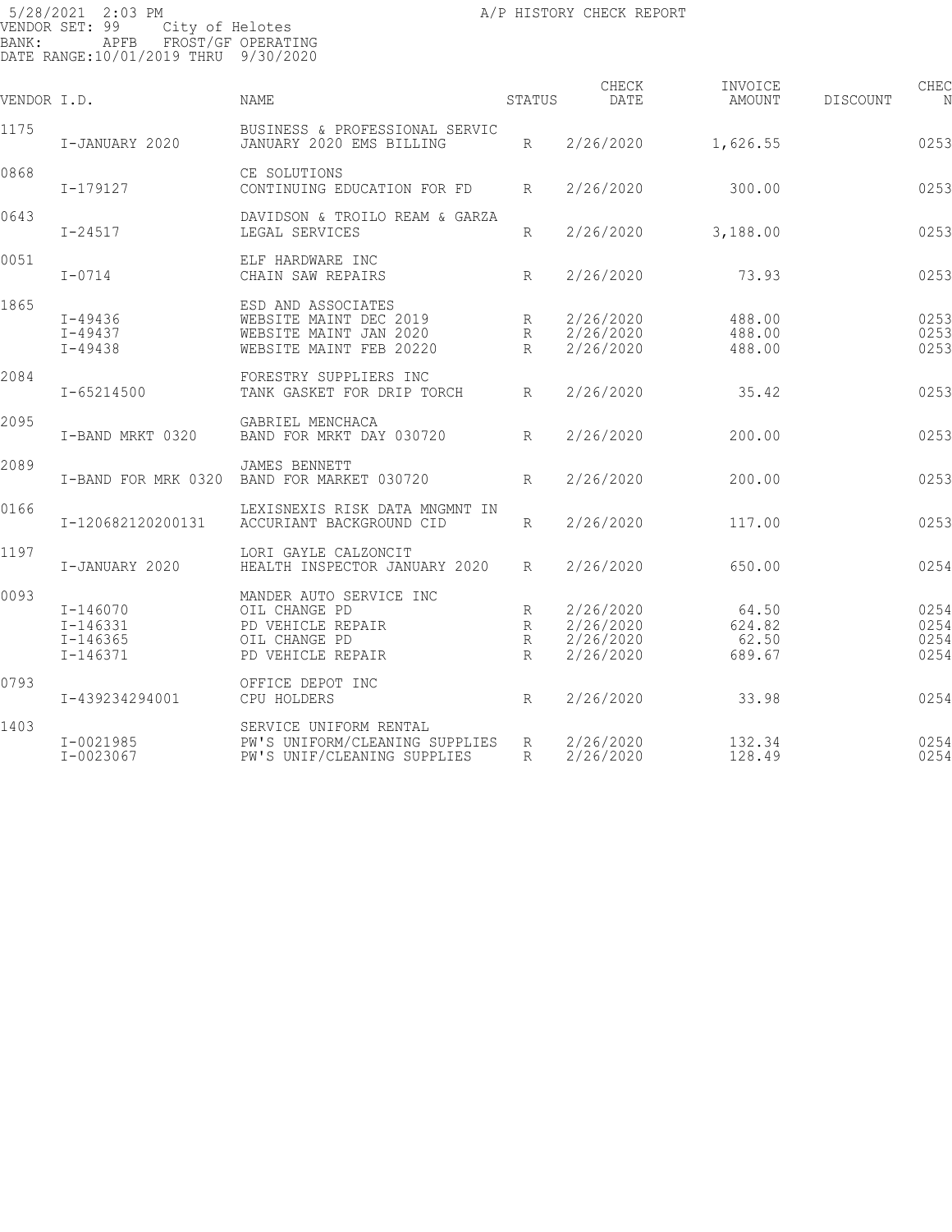5/28/2021 2:03 PM A/P HISTORY CHECK REPORT
VENDOR SET: 99 City of Helotes
BANK: APFB FROST/GF OPERATING
DATE RANGE:10/01/2019 THRU 9/30/2020

| VENDOR I.D. | | NAME | STATUS | CHECK DATE | INVOICE AMOUNT | DISCOUNT | CHEC N |
|---|---|---|---|---|---|---|---|
| 1175 | | BUSINESS & PROFESSIONAL SERVIC | | | | | |
| | I-JANUARY 2020 | JANUARY 2020 EMS BILLING | R | 2/26/2020 | 1,626.55 | | 0253 |
| 0868 | | CE SOLUTIONS | | | | | |
| | I-179127 | CONTINUING EDUCATION FOR FD | R | 2/26/2020 | 300.00 | | 0253 |
| 0643 | | DAVIDSON & TROILO REAM & GARZA | | | | | |
| | I-24517 | LEGAL SERVICES | R | 2/26/2020 | 3,188.00 | | 0253 |
| 0051 | | ELF HARDWARE INC | | | | | |
| | I-0714 | CHAIN SAW REPAIRS | R | 2/26/2020 | 73.93 | | 0253 |
| 1865 | | ESD AND ASSOCIATES | | | | | |
| | I-49436 | WEBSITE MAINT DEC 2019 | R | 2/26/2020 | 488.00 | | 0253 |
| | I-49437 | WEBSITE MAINT JAN 2020 | R | 2/26/2020 | 488.00 | | 0253 |
| | I-49438 | WEBSITE MAINT FEB 20220 | R | 2/26/2020 | 488.00 | | 0253 |
| 2084 | | FORESTRY SUPPLIERS INC | | | | | |
| | I-65214500 | TANK GASKET FOR DRIP TORCH | R | 2/26/2020 | 35.42 | | 0253 |
| 2095 | | GABRIEL MENCHACA | | | | | |
| | I-BAND MRKT 0320 | BAND FOR MRKT DAY 030720 | R | 2/26/2020 | 200.00 | | 0253 |
| 2089 | | JAMES BENNETT | | | | | |
| | I-BAND FOR MRK 0320 | BAND FOR MARKET 030720 | R | 2/26/2020 | 200.00 | | 0253 |
| 0166 | | LEXISNEXIS RISK DATA MNGMNT IN | | | | | |
| | I-120682120200131 | ACCURIANT BACKGROUND CID | R | 2/26/2020 | 117.00 | | 0253 |
| 1197 | | LORI GAYLE CALZONCIT | | | | | |
| | I-JANUARY 2020 | HEALTH INSPECTOR JANUARY 2020 | R | 2/26/2020 | 650.00 | | 0254 |
| 0093 | | MANDER AUTO SERVICE INC | | | | | |
| | I-146070 | OIL CHANGE PD | R | 2/26/2020 | 64.50 | | 0254 |
| | I-146331 | PD VEHICLE REPAIR | R | 2/26/2020 | 624.82 | | 0254 |
| | I-146365 | OIL CHANGE PD | R | 2/26/2020 | 62.50 | | 0254 |
| | I-146371 | PD VEHICLE REPAIR | R | 2/26/2020 | 689.67 | | 0254 |
| 0793 | | OFFICE DEPOT INC | | | | | |
| | I-439234294001 | CPU HOLDERS | R | 2/26/2020 | 33.98 | | 0254 |
| 1403 | | SERVICE UNIFORM RENTAL | | | | | |
| | I-0021985 | PW'S UNIFORM/CLEANING SUPPLIES | R | 2/26/2020 | 132.34 | | 0254 |
| | I-0023067 | PW'S UNIF/CLEANING SUPPLIES | R | 2/26/2020 | 128.49 | | 0254 |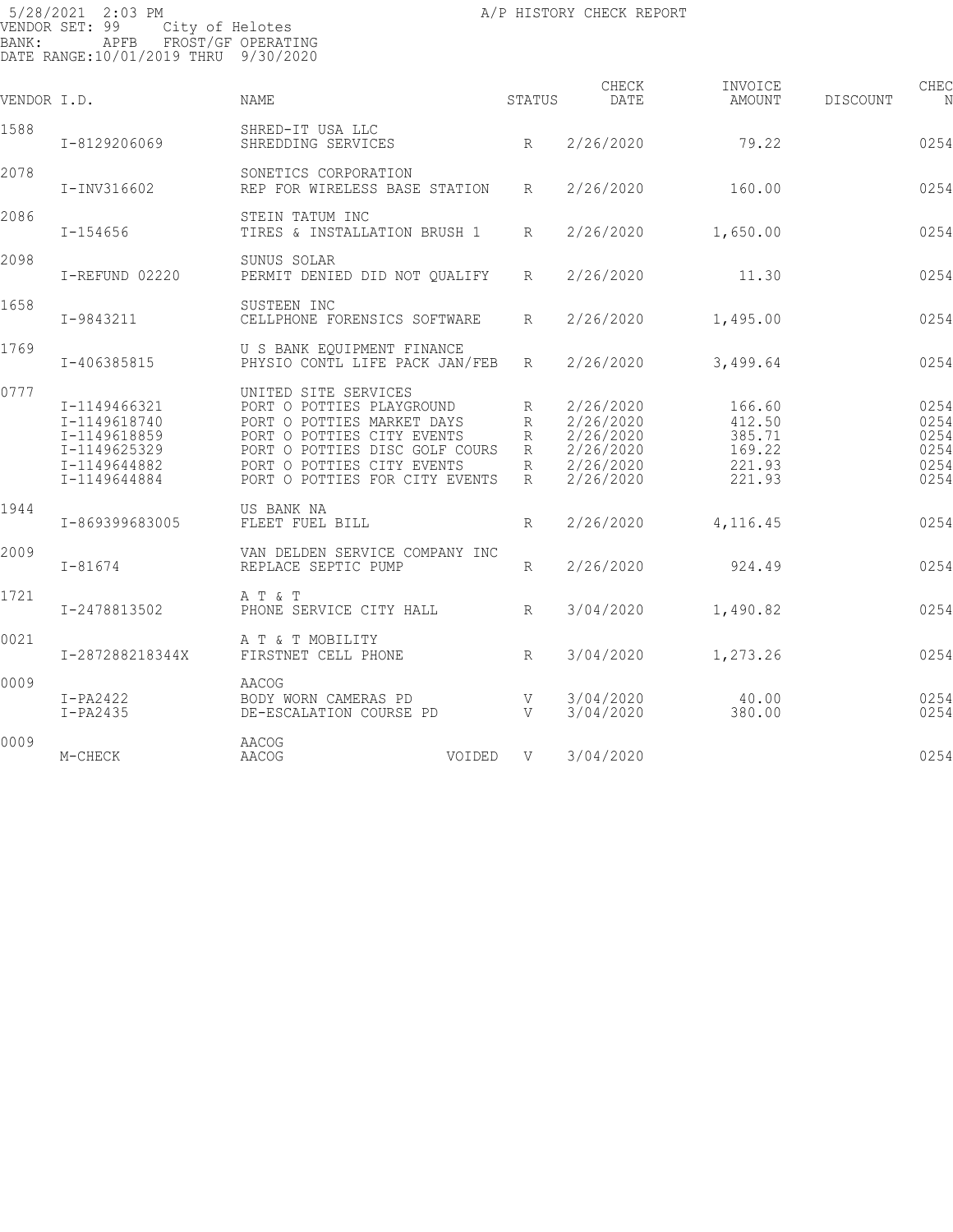5/28/2021 2:03 PM A/P HISTORY CHECK REPORT
VENDOR SET: 99 City of Helotes
BANK: APFB FROST/GF OPERATING
DATE RANGE:10/01/2019 THRU 9/30/2020

| VENDOR I.D. | | NAME | STATUS | CHECK DATE | INVOICE AMOUNT | DISCOUNT | CHEC N |
|---|---|---|---|---|---|---|---|
| 1588 | | SHRED-IT USA LLC | | | | | |
| | I-8129206069 | SHREDDING SERVICES | R | 2/26/2020 | 79.22 | | 0254 |
| 2078 | | SONETICS CORPORATION | | | | | |
| | I-INV316602 | REP FOR WIRELESS BASE STATION | R | 2/26/2020 | 160.00 | | 0254 |
| 2086 | | STEIN TATUM INC | | | | | |
| | I-154656 | TIRES & INSTALLATION BRUSH 1 | R | 2/26/2020 | 1,650.00 | | 0254 |
| 2098 | | SUNUS SOLAR | | | | | |
| | I-REFUND 02220 | PERMIT DENIED DID NOT QUALIFY | R | 2/26/2020 | 11.30 | | 0254 |
| 1658 | | SUSTEEN INC | | | | | |
| | I-9843211 | CELLPHONE FORENSICS SOFTWARE | R | 2/26/2020 | 1,495.00 | | 0254 |
| 1769 | | U S BANK EQUIPMENT FINANCE | | | | | |
| | I-406385815 | PHYSIO CONTL LIFE PACK JAN/FEB | R | 2/26/2020 | 3,499.64 | | 0254 |
| 0777 | | UNITED SITE SERVICES | | | | | |
| | I-1149466321 | PORT O POTTIES PLAYGROUND | R | 2/26/2020 | 166.60 | | 0254 |
| | I-1149618740 | PORT O POTTIES MARKET DAYS | R | 2/26/2020 | 412.50 | | 0254 |
| | I-1149618859 | PORT O POTTIES CITY EVENTS | R | 2/26/2020 | 385.71 | | 0254 |
| | I-1149625329 | PORT O POTTIES DISC GOLF COURS | R | 2/26/2020 | 169.22 | | 0254 |
| | I-1149644882 | PORT O POTTIES CITY EVENTS | R | 2/26/2020 | 221.93 | | 0254 |
| | I-1149644884 | PORT O POTTIES FOR CITY EVENTS | R | 2/26/2020 | 221.93 | | 0254 |
| 1944 | | US BANK NA | | | | | |
| | I-869399683005 | FLEET FUEL BILL | R | 2/26/2020 | 4,116.45 | | 0254 |
| 2009 | | VAN DELDEN SERVICE COMPANY INC | | | | | |
| | I-81674 | REPLACE SEPTIC PUMP | R | 2/26/2020 | 924.49 | | 0254 |
| 1721 | | A T & T | | | | | |
| | I-2478813502 | PHONE SERVICE CITY HALL | R | 3/04/2020 | 1,490.82 | | 0254 |
| 0021 | | A T & T MOBILITY | | | | | |
| | I-287288218344X | FIRSTNET CELL PHONE | R | 3/04/2020 | 1,273.26 | | 0254 |
| 0009 | | AACOG | | | | | |
| | I-PA2422 | BODY WORN CAMERAS PD | V | 3/04/2020 | 40.00 | | 0254 |
| | I-PA2435 | DE-ESCALATION COURSE PD | V | 3/04/2020 | 380.00 | | 0254 |
| 0009 | | AACOG | | | | | |
| | M-CHECK | AACOG VOIDED | V | 3/04/2020 | | | 0254 |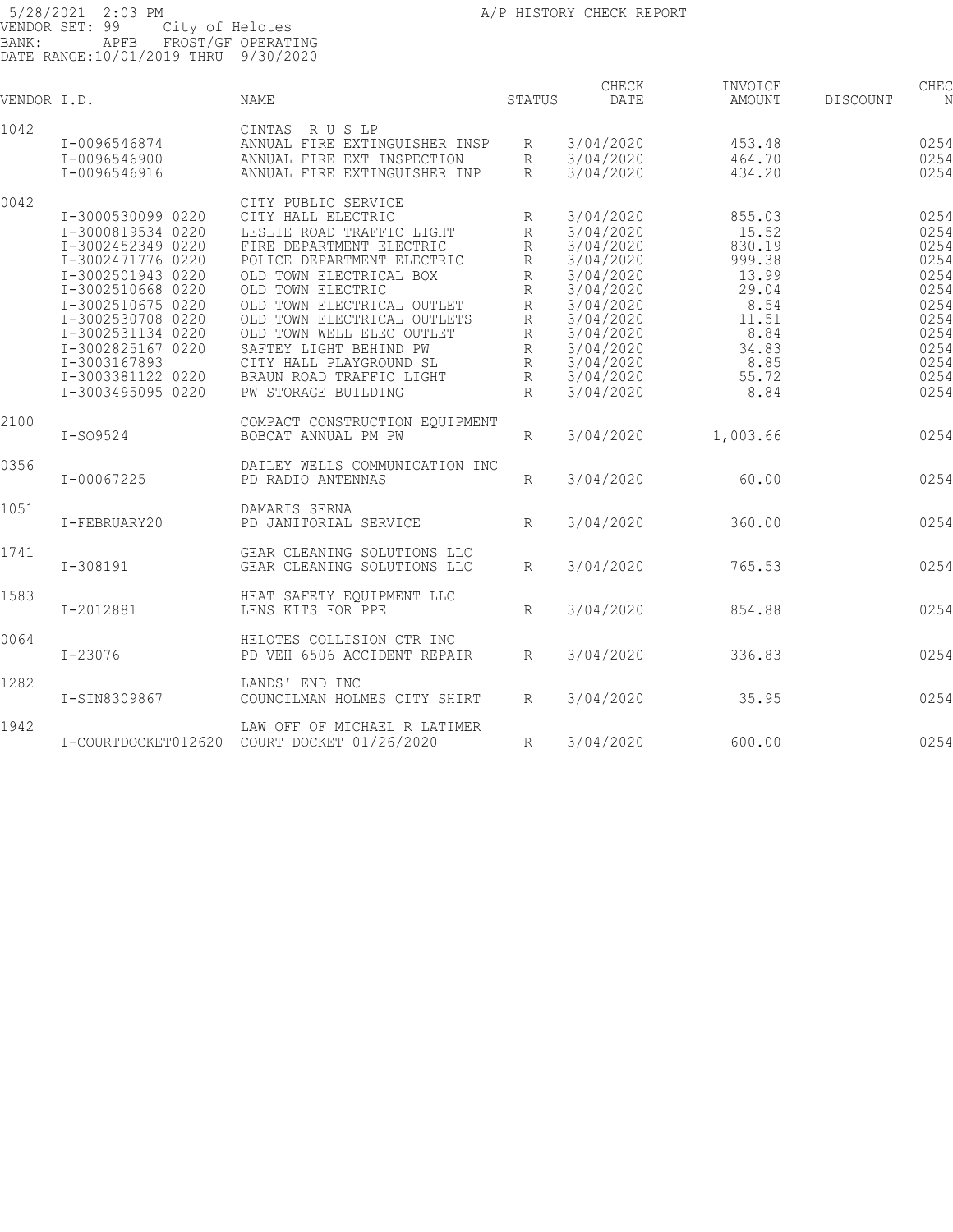5/28/2021 2:03 PM A/P HISTORY CHECK REPORT
VENDOR SET: 99 City of Helotes
BANK: APFB FROST/GF OPERATING
DATE RANGE:10/01/2019 THRU 9/30/2020

| VENDOR I.D. | | NAME | STATUS | CHECK DATE | INVOICE AMOUNT | DISCOUNT | CHEC N |
|---|---|---|---|---|---|---|---|
| 1042 | | CINTAS R U S LP | | | | | |
| | I-0096546874 | ANNUAL FIRE EXTINGUISHER INSP | R | 3/04/2020 | 453.48 | | 0254 |
| | I-0096546900 | ANNUAL FIRE EXT INSPECTION | R | 3/04/2020 | 464.70 | | 0254 |
| | I-0096546916 | ANNUAL FIRE EXTINGUISHER INP | R | 3/04/2020 | 434.20 | | 0254 |
| 0042 | | CITY PUBLIC SERVICE | | | | | |
| | I-3000530099 0220 | CITY HALL ELECTRIC | R | 3/04/2020 | 855.03 | | 0254 |
| | I-3000819534 0220 | LESLIE ROAD TRAFFIC LIGHT | R | 3/04/2020 | 15.52 | | 0254 |
| | I-3002452349 0220 | FIRE DEPARTMENT ELECTRIC | R | 3/04/2020 | 830.19 | | 0254 |
| | I-3002471776 0220 | POLICE DEPARTMENT ELECTRIC | R | 3/04/2020 | 999.38 | | 0254 |
| | I-3002501943 0220 | OLD TOWN ELECTRICAL BOX | R | 3/04/2020 | 13.99 | | 0254 |
| | I-3002510668 0220 | OLD TOWN ELECTRIC | R | 3/04/2020 | 29.04 | | 0254 |
| | I-3002510675 0220 | OLD TOWN ELECTRICAL OUTLET | R | 3/04/2020 | 8.54 | | 0254 |
| | I-3002530708 0220 | OLD TOWN ELECTRICAL OUTLETS | R | 3/04/2020 | 11.51 | | 0254 |
| | I-3002531134 0220 | OLD TOWN WELL ELEC OUTLET | R | 3/04/2020 | 8.84 | | 0254 |
| | I-3002825167 0220 | SAFTEY LIGHT BEHIND PW | R | 3/04/2020 | 34.83 | | 0254 |
| | I-3003167893 | CITY HALL PLAYGROUND SL | R | 3/04/2020 | 8.85 | | 0254 |
| | I-3003381122 0220 | BRAUN ROAD TRAFFIC LIGHT | R | 3/04/2020 | 55.72 | | 0254 |
| | I-3003495095 0220 | PW STORAGE BUILDING | R | 3/04/2020 | 8.84 | | 0254 |
| 2100 | | COMPACT CONSTRUCTION EQUIPMENT | | | | | |
| | I-SO9524 | BOBCAT ANNUAL PM PW | R | 3/04/2020 | 1,003.66 | | 0254 |
| 0356 | | DAILEY WELLS COMMUNICATION INC | | | | | |
| | I-00067225 | PD RADIO ANTENNAS | R | 3/04/2020 | 60.00 | | 0254 |
| 1051 | | DAMARIS SERNA | | | | | |
| | I-FEBRUARY20 | PD JANITORIAL SERVICE | R | 3/04/2020 | 360.00 | | 0254 |
| 1741 | | GEAR CLEANING SOLUTIONS LLC | | | | | |
| | I-308191 | GEAR CLEANING SOLUTIONS LLC | R | 3/04/2020 | 765.53 | | 0254 |
| 1583 | | HEAT SAFETY EQUIPMENT LLC | | | | | |
| | I-2012881 | LENS KITS FOR PPE | R | 3/04/2020 | 854.88 | | 0254 |
| 0064 | | HELOTES COLLISION CTR INC | | | | | |
| | I-23076 | PD VEH 6506 ACCIDENT REPAIR | R | 3/04/2020 | 336.83 | | 0254 |
| 1282 | | LANDS' END INC | | | | | |
| | I-SIN8309867 | COUNCILMAN HOLMES CITY SHIRT | R | 3/04/2020 | 35.95 | | 0254 |
| 1942 | | LAW OFF OF MICHAEL R LATIMER | | | | | |
| | I-COURTDOCKET012620 | COURT DOCKET 01/26/2020 | R | 3/04/2020 | 600.00 | | 0254 |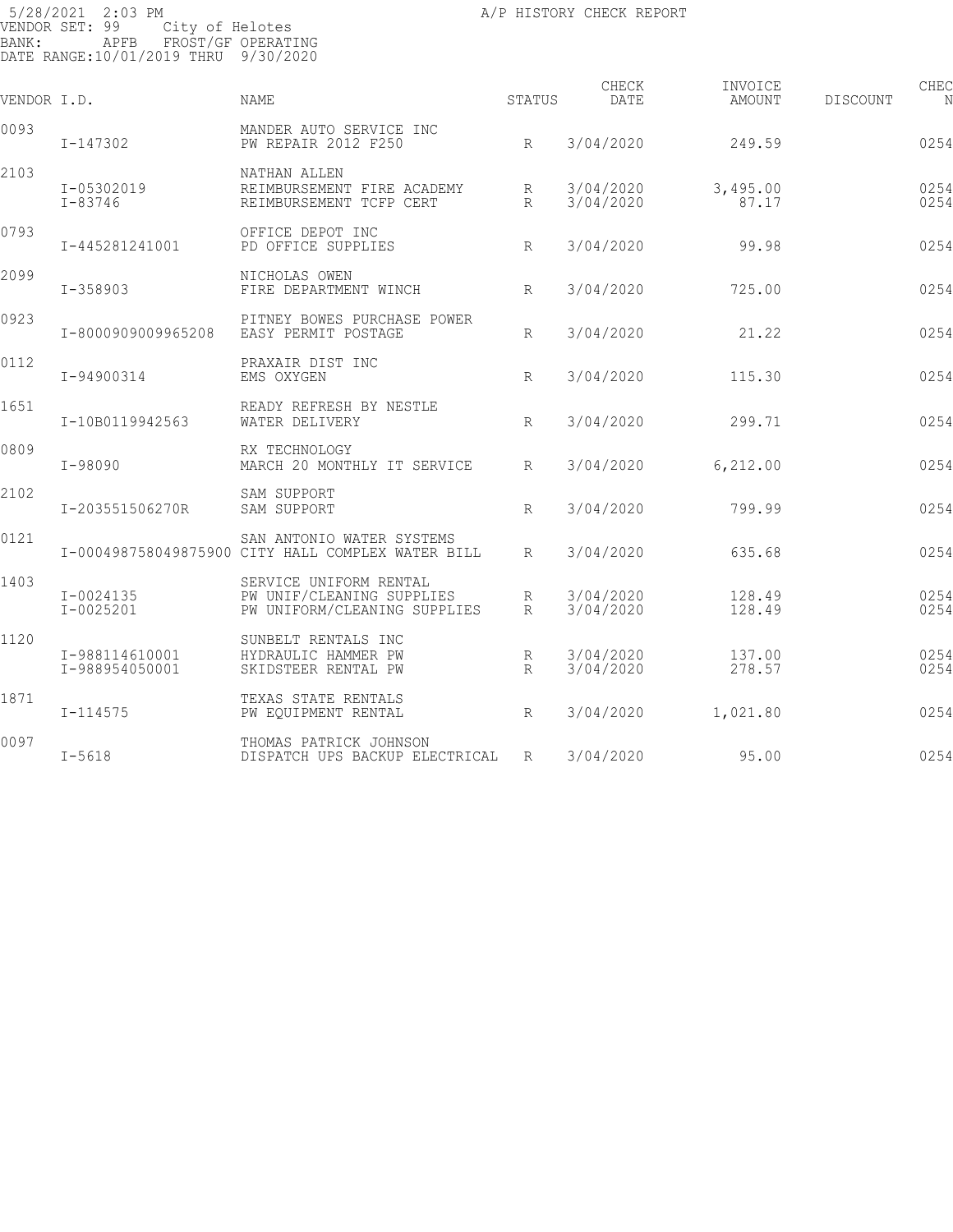5/28/2021 2:03 PM
VENDOR SET: 99 City of Helotes
BANK: APFB FROST/GF OPERATING
DATE RANGE:10/01/2019 THRU 9/30/2020

A/P HISTORY CHECK REPORT

| VENDOR I.D. | | NAME | STATUS | CHECK DATE | INVOICE AMOUNT | DISCOUNT | CHEC N |
|---|---|---|---|---|---|---|---|
| 0093 | | MANDER AUTO SERVICE INC | | | | | |
| | I-147302 | PW REPAIR 2012 F250 | R | 3/04/2020 | 249.59 | | 0254 |
| 2103 | | NATHAN ALLEN | | | | | |
| | I-05302019 | REIMBURSEMENT FIRE ACADEMY | R | 3/04/2020 | 3,495.00 | | 0254 |
| | I-83746 | REIMBURSEMENT TCFP CERT | R | 3/04/2020 | 87.17 | | 0254 |
| 0793 | | OFFICE DEPOT INC | | | | | |
| | I-445281241001 | PD OFFICE SUPPLIES | R | 3/04/2020 | 99.98 | | 0254 |
| 2099 | | NICHOLAS OWEN | | | | | |
| | I-358903 | FIRE DEPARTMENT WINCH | R | 3/04/2020 | 725.00 | | 0254 |
| 0923 | | PITNEY BOWES PURCHASE POWER | | | | | |
| | I-8000909009965208 | EASY PERMIT POSTAGE | R | 3/04/2020 | 21.22 | | 0254 |
| 0112 | | PRAXAIR DIST INC | | | | | |
| | I-94900314 | EMS OXYGEN | R | 3/04/2020 | 115.30 | | 0254 |
| 1651 | | READY REFRESH BY NESTLE | | | | | |
| | I-10B0119942563 | WATER DELIVERY | R | 3/04/2020 | 299.71 | | 0254 |
| 0809 | | RX TECHNOLOGY | | | | | |
| | I-98090 | MARCH 20 MONTHLY IT SERVICE | R | 3/04/2020 | 6,212.00 | | 0254 |
| 2102 | | SAM SUPPORT | | | | | |
| | I-203551506270R | SAM SUPPORT | R | 3/04/2020 | 799.99 | | 0254 |
| 0121 | | SAN ANTONIO WATER SYSTEMS | | | | | |
| | I-000498758049875900 | CITY HALL COMPLEX WATER BILL | R | 3/04/2020 | 635.68 | | 0254 |
| 1403 | | SERVICE UNIFORM RENTAL | | | | | |
| | I-0024135 | PW UNIF/CLEANING SUPPLIES | R | 3/04/2020 | 128.49 | | 0254 |
| | I-0025201 | PW UNIFORM/CLEANING SUPPLIES | R | 3/04/2020 | 128.49 | | 0254 |
| 1120 | | SUNBELT RENTALS INC | | | | | |
| | I-988114610001 | HYDRAULIC HAMMER PW | R | 3/04/2020 | 137.00 | | 0254 |
| | I-988954050001 | SKIDSTEER RENTAL PW | R | 3/04/2020 | 278.57 | | 0254 |
| 1871 | | TEXAS STATE RENTALS | | | | | |
| | I-114575 | PW EQUIPMENT RENTAL | R | 3/04/2020 | 1,021.80 | | 0254 |
| 0097 | | THOMAS PATRICK JOHNSON | | | | | |
| | I-5618 | DISPATCH UPS BACKUP ELECTRICAL | R | 3/04/2020 | 95.00 | | 0254 |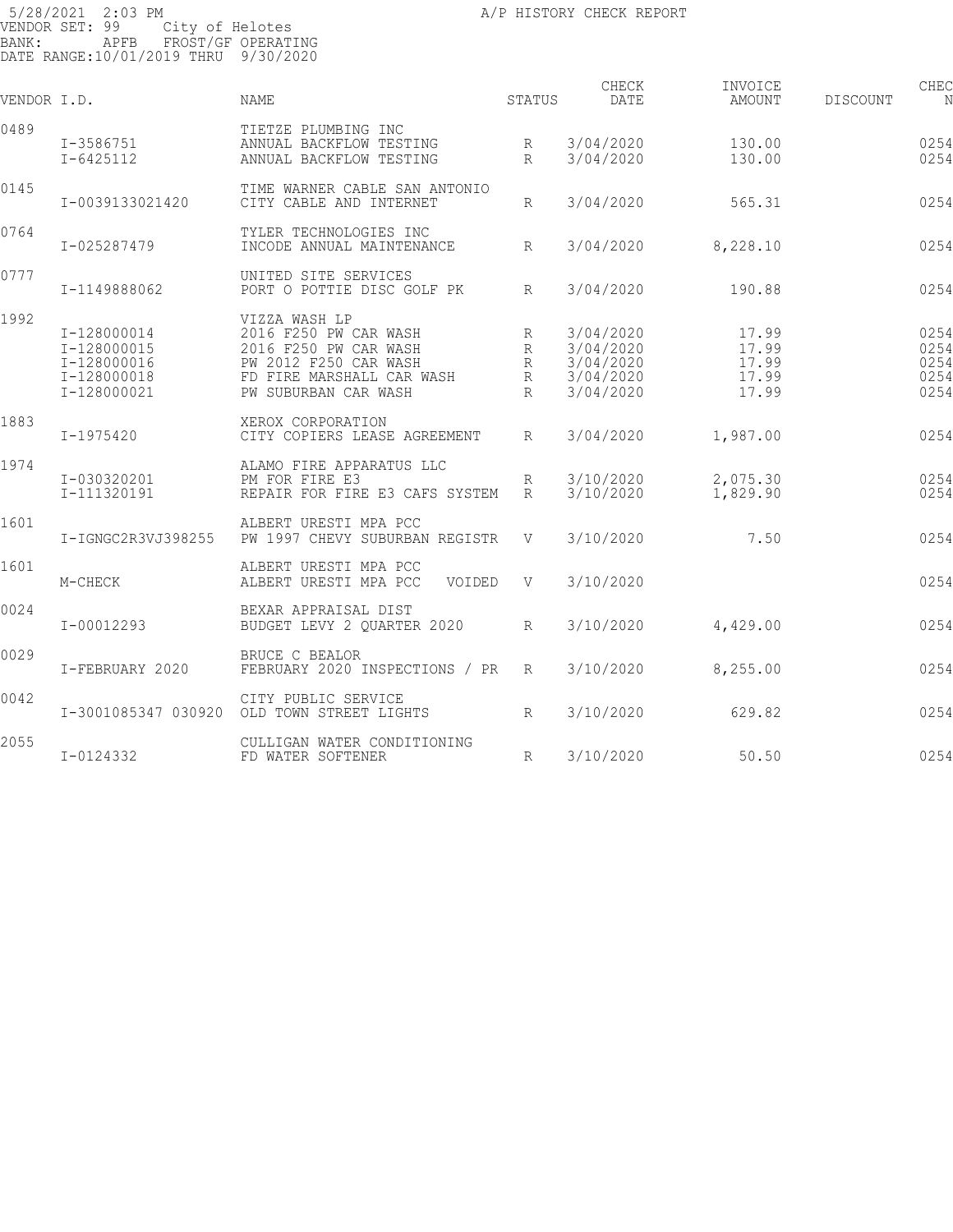5/28/2021 2:03 PM A/P HISTORY CHECK REPORT
VENDOR SET: 99 City of Helotes
BANK: APFB FROST/GF OPERATING
DATE RANGE:10/01/2019 THRU 9/30/2020

| VENDOR I.D. | | NAME | STATUS | CHECK DATE | INVOICE AMOUNT | DISCOUNT | CHEC N |
|---|---|---|---|---|---|---|---|
| 0489 | | TIETZE PLUMBING INC | | | | | |
| | I-3586751 | ANNUAL BACKFLOW TESTING | R | 3/04/2020 | 130.00 | | 0254 |
| | I-6425112 | ANNUAL BACKFLOW TESTING | R | 3/04/2020 | 130.00 | | 0254 |
| 0145 | | TIME WARNER CABLE SAN ANTONIO | | | | | |
| | I-0039133021420 | CITY CABLE AND INTERNET | R | 3/04/2020 | 565.31 | | 0254 |
| 0764 | | TYLER TECHNOLOGIES INC | | | | | |
| | I-025287479 | INCODE ANNUAL MAINTENANCE | R | 3/04/2020 | 8,228.10 | | 0254 |
| 0777 | | UNITED SITE SERVICES | | | | | |
| | I-1149888062 | PORT O POTTIE DISC GOLF PK | R | 3/04/2020 | 190.88 | | 0254 |
| 1992 | | VIZZA WASH LP | | | | | |
| | I-128000014 | 2016 F250 PW CAR WASH | R | 3/04/2020 | 17.99 | | 0254 |
| | I-128000015 | 2016 F250 PW CAR WASH | R | 3/04/2020 | 17.99 | | 0254 |
| | I-128000016 | PW 2012 F250 CAR WASH | R | 3/04/2020 | 17.99 | | 0254 |
| | I-128000018 | FD FIRE MARSHALL CAR WASH | R | 3/04/2020 | 17.99 | | 0254 |
| | I-128000021 | PW SUBURBAN CAR WASH | R | 3/04/2020 | 17.99 | | 0254 |
| 1883 | | XEROX CORPORATION | | | | | |
| | I-1975420 | CITY COPIERS LEASE AGREEMENT | R | 3/04/2020 | 1,987.00 | | 0254 |
| 1974 | | ALAMO FIRE APPARATUS LLC | | | | | |
| | I-030320201 | PM FOR FIRE E3 | R | 3/10/2020 | 2,075.30 | | 0254 |
| | I-111320191 | REPAIR FOR FIRE E3 CAFS SYSTEM | R | 3/10/2020 | 1,829.90 | | 0254 |
| 1601 | | ALBERT URESTI MPA PCC | | | | | |
| | I-IGNGC2R3VJ398255 | PW 1997 CHEVY SUBURBAN REGISTR | V | 3/10/2020 | 7.50 | | 0254 |
| 1601 | | ALBERT URESTI MPA PCC | | | | | |
| | M-CHECK | ALBERT URESTI MPA PCC VOIDED | V | 3/10/2020 | | | 0254 |
| 0024 | | BEXAR APPRAISAL DIST | | | | | |
| | I-00012293 | BUDGET LEVY 2 QUARTER 2020 | R | 3/10/2020 | 4,429.00 | | 0254 |
| 0029 | | BRUCE C BEALOR | | | | | |
| | I-FEBRUARY 2020 | FEBRUARY 2020 INSPECTIONS / PR | R | 3/10/2020 | 8,255.00 | | 0254 |
| 0042 | | CITY PUBLIC SERVICE | | | | | |
| | I-3001085347 030920 | OLD TOWN STREET LIGHTS | R | 3/10/2020 | 629.82 | | 0254 |
| 2055 | | CULLIGAN WATER CONDITIONING | | | | | |
| | I-0124332 | FD WATER SOFTENER | R | 3/10/2020 | 50.50 | | 0254 |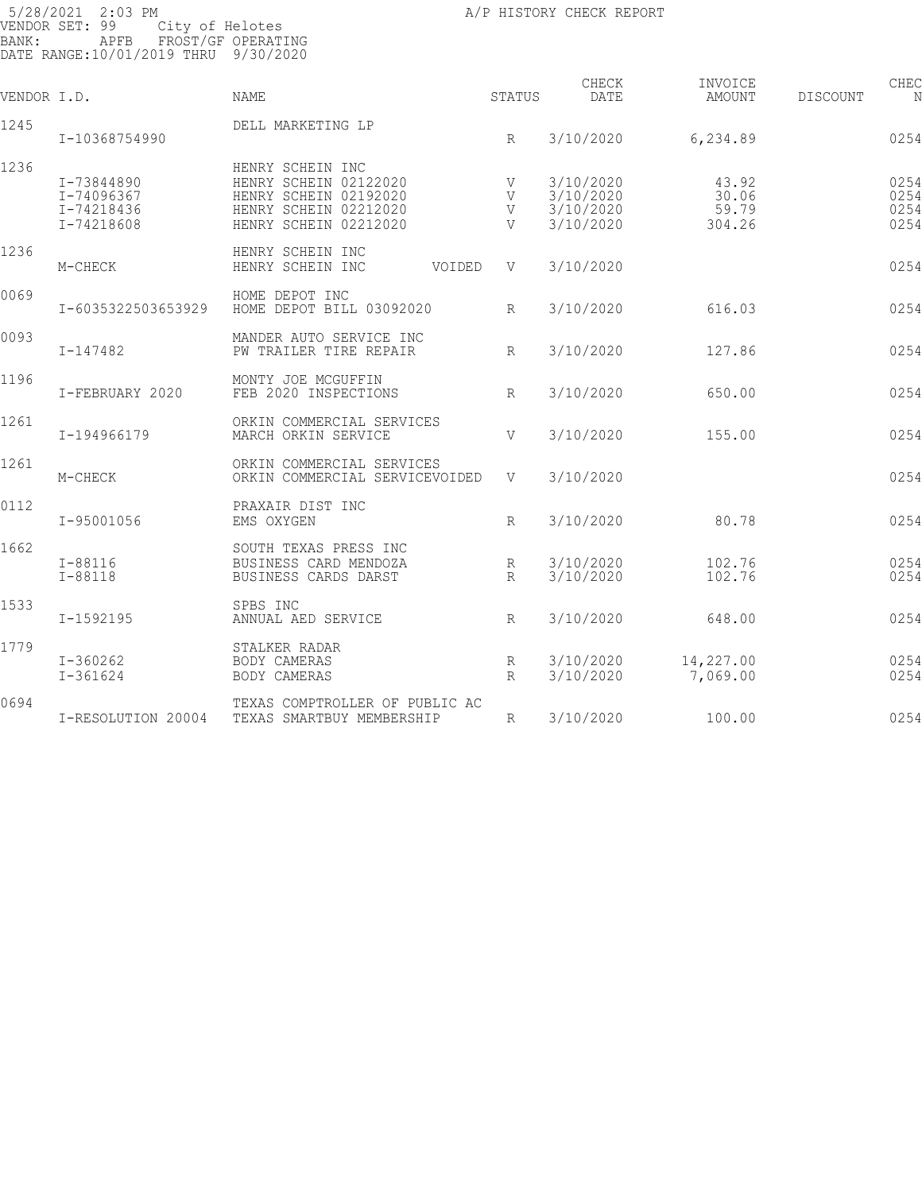5/28/2021 2:03 PM A/P HISTORY CHECK REPORT
VENDOR SET: 99 City of Helotes
BANK: APFB FROST/GF OPERATING
DATE RANGE:10/01/2019 THRU 9/30/2020

| VENDOR I.D. | | NAME | STATUS | CHECK DATE | INVOICE AMOUNT | DISCOUNT | CHEC N |
|---|---|---|---|---|---|---|---|
| 1245 | | DELL MARKETING LP | | | | | |
| | I-10368754990 | | R | 3/10/2020 | 6,234.89 | | 0254 |
| 1236 | | HENRY SCHEIN INC | | | | | |
| | I-73844890 | HENRY SCHEIN 02122020 | V | 3/10/2020 | 43.92 | | 0254 |
| | I-74096367 | HENRY SCHEIN 02192020 | V | 3/10/2020 | 30.06 | | 0254 |
| | I-74218436 | HENRY SCHEIN 02212020 | V | 3/10/2020 | 59.79 | | 0254 |
| | I-74218608 | HENRY SCHEIN 02212020 | V | 3/10/2020 | 304.26 | | 0254 |
| 1236 | | HENRY SCHEIN INC | | | | | |
| | M-CHECK | HENRY SCHEIN INC VOIDED | V | 3/10/2020 | | | 0254 |
| 0069 | | HOME DEPOT INC | | | | | |
| | I-6035322503653929 | HOME DEPOT BILL 03092020 | R | 3/10/2020 | 616.03 | | 0254 |
| 0093 | | MANDER AUTO SERVICE INC | | | | | |
| | I-147482 | PW TRAILER TIRE REPAIR | R | 3/10/2020 | 127.86 | | 0254 |
| 1196 | | MONTY JOE MCGUFFIN | | | | | |
| | I-FEBRUARY 2020 | FEB 2020 INSPECTIONS | R | 3/10/2020 | 650.00 | | 0254 |
| 1261 | | ORKIN COMMERCIAL SERVICES | | | | | |
| | I-194966179 | MARCH ORKIN SERVICE | V | 3/10/2020 | 155.00 | | 0254 |
| 1261 | | ORKIN COMMERCIAL SERVICES | | | | | |
| | M-CHECK | ORKIN COMMERCIAL SERVICEVOIDED | V | 3/10/2020 | | | 0254 |
| 0112 | | PRAXAIR DIST INC | | | | | |
| | I-95001056 | EMS OXYGEN | R | 3/10/2020 | 80.78 | | 0254 |
| 1662 | | SOUTH TEXAS PRESS INC | | | | | |
| | I-88116 | BUSINESS CARD MENDOZA | R | 3/10/2020 | 102.76 | | 0254 |
| | I-88118 | BUSINESS CARDS DARST | R | 3/10/2020 | 102.76 | | 0254 |
| 1533 | | SPBS INC | | | | | |
| | I-1592195 | ANNUAL AED SERVICE | R | 3/10/2020 | 648.00 | | 0254 |
| 1779 | | STALKER RADAR | | | | | |
| | I-360262 | BODY CAMERAS | R | 3/10/2020 | 14,227.00 | | 0254 |
| | I-361624 | BODY CAMERAS | R | 3/10/2020 | 7,069.00 | | 0254 |
| 0694 | | TEXAS COMPTROLLER OF PUBLIC AC | | | | | |
| | I-RESOLUTION 20004 | TEXAS SMARTBUY MEMBERSHIP | R | 3/10/2020 | 100.00 | | 0254 |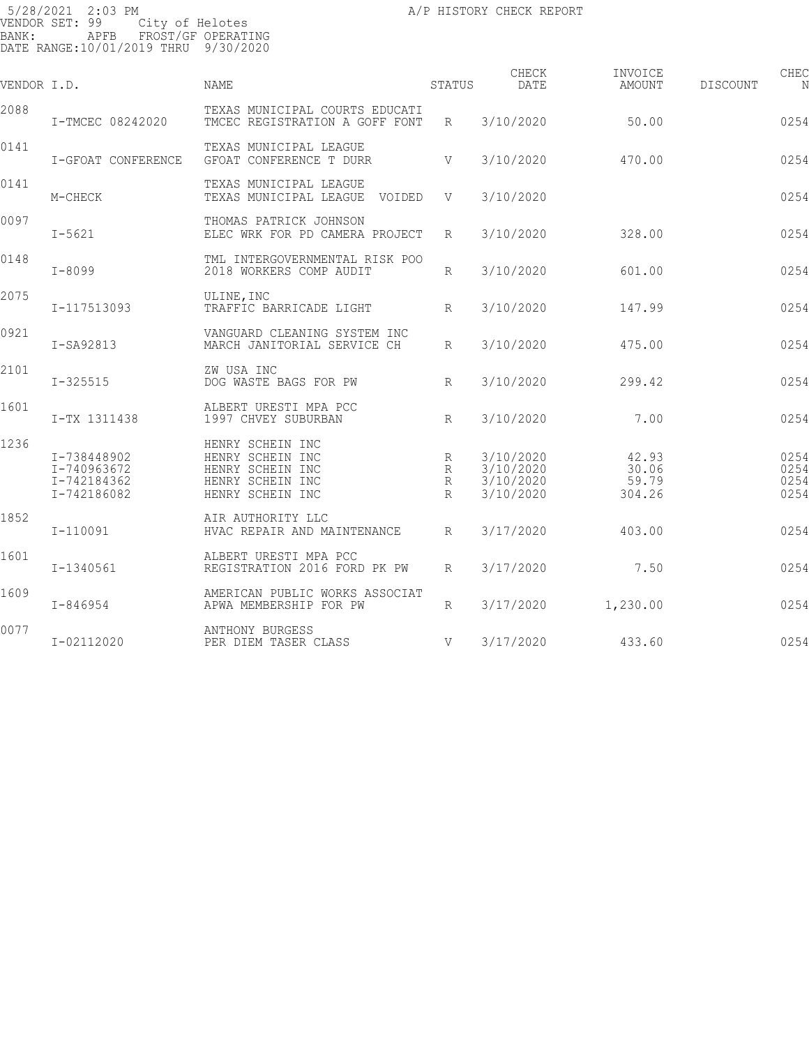5/28/2021 2:03 PM A/P HISTORY CHECK REPORT
VENDOR SET: 99 City of Helotes
BANK: APFB FROST/GF OPERATING
DATE RANGE:10/01/2019 THRU 9/30/2020

| VENDOR I.D. | | NAME | STATUS | CHECK DATE | INVOICE AMOUNT | DISCOUNT | CHEC N |
|---|---|---|---|---|---|---|---|
| 2088 | | TEXAS MUNICIPAL COURTS EDUCATI | | | | | |
| | I-TMCEC 08242020 | TMCEC REGISTRATION A GOFF FONT | R | 3/10/2020 | 50.00 | | 0254 |
| 0141 | | TEXAS MUNICIPAL LEAGUE | | | | | |
| | I-GFOAT CONFERENCE | GFOAT CONFERENCE T DURR | V | 3/10/2020 | 470.00 | | 0254 |
| 0141 | | TEXAS MUNICIPAL LEAGUE | | | | | |
| | M-CHECK | TEXAS MUNICIPAL LEAGUE VOIDED | V | 3/10/2020 | | | 0254 |
| 0097 | | THOMAS PATRICK JOHNSON | | | | | |
| | I-5621 | ELEC WRK FOR PD CAMERA PROJECT | R | 3/10/2020 | 328.00 | | 0254 |
| 0148 | | TML INTERGOVERNMENTAL RISK POO | | | | | |
| | I-8099 | 2018 WORKERS COMP AUDIT | R | 3/10/2020 | 601.00 | | 0254 |
| 2075 | | ULINE,INC | | | | | |
| | I-117513093 | TRAFFIC BARRICADE LIGHT | R | 3/10/2020 | 147.99 | | 0254 |
| 0921 | | VANGUARD CLEANING SYSTEM INC | | | | | |
| | I-SA92813 | MARCH JANITORIAL SERVICE CH | R | 3/10/2020 | 475.00 | | 0254 |
| 2101 | | ZW USA INC | | | | | |
| | I-325515 | DOG WASTE BAGS FOR PW | R | 3/10/2020 | 299.42 | | 0254 |
| 1601 | | ALBERT URESTI MPA PCC | | | | | |
| | I-TX 1311438 | 1997 CHVEY SUBURBAN | R | 3/10/2020 | 7.00 | | 0254 |
| 1236 | | HENRY SCHEIN INC | | | | | |
| | I-738448902 | HENRY SCHEIN INC | R | 3/10/2020 | 42.93 | | 0254 |
| | I-740963672 | HENRY SCHEIN INC | R | 3/10/2020 | 30.06 | | 0254 |
| | I-742184362 | HENRY SCHEIN INC | R | 3/10/2020 | 59.79 | | 0254 |
| | I-742186082 | HENRY SCHEIN INC | R | 3/10/2020 | 304.26 | | 0254 |
| 1852 | | AIR AUTHORITY LLC | | | | | |
| | I-110091 | HVAC REPAIR AND MAINTENANCE | R | 3/17/2020 | 403.00 | | 0254 |
| 1601 | | ALBERT URESTI MPA PCC | | | | | |
| | I-1340561 | REGISTRATION 2016 FORD PK PW | R | 3/17/2020 | 7.50 | | 0254 |
| 1609 | | AMERICAN PUBLIC WORKS ASSOCIAT | | | | | |
| | I-846954 | APWA MEMBERSHIP FOR PW | R | 3/17/2020 | 1,230.00 | | 0254 |
| 0077 | | ANTHONY BURGESS | | | | | |
| | I-02112020 | PER DIEM TASER CLASS | V | 3/17/2020 | 433.60 | | 0254 |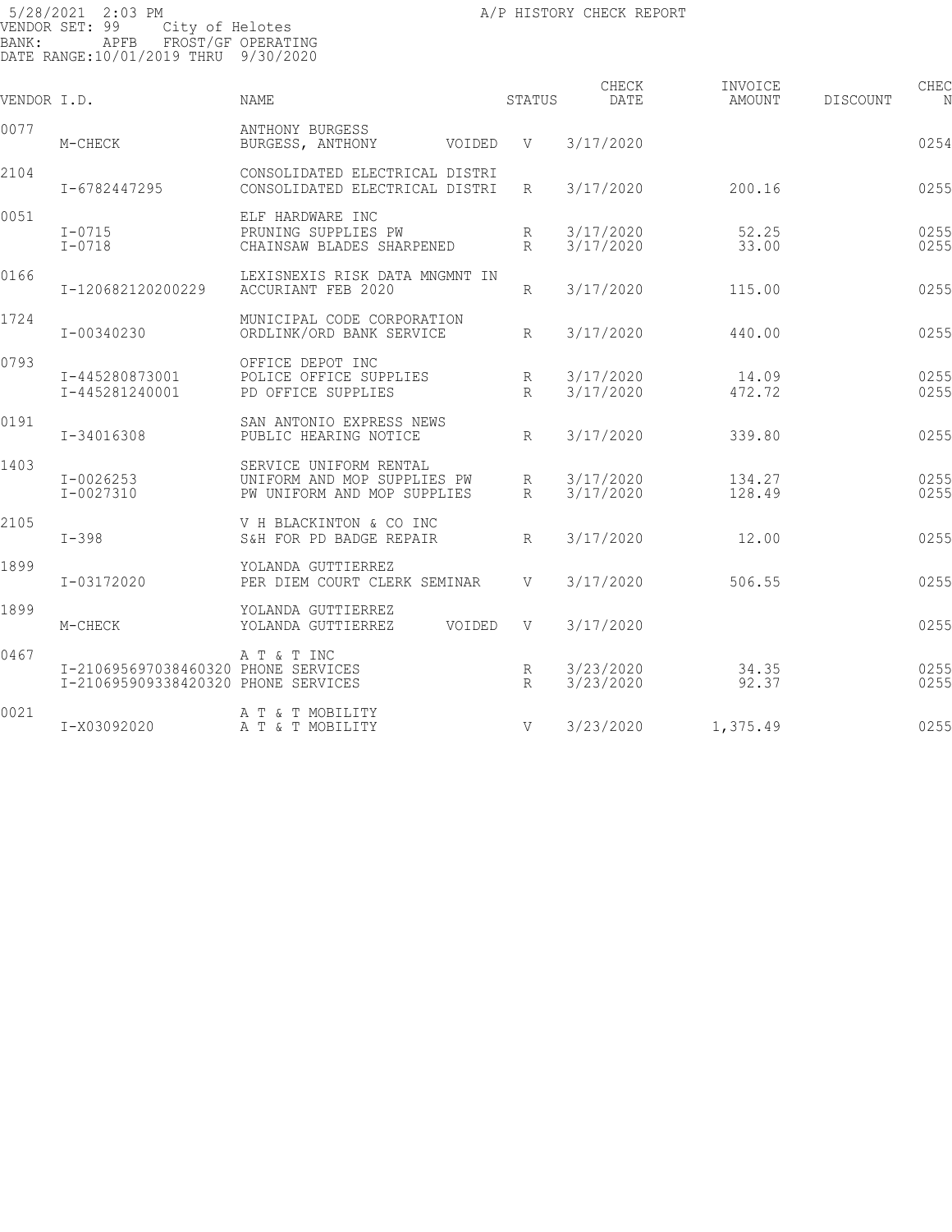5/28/2021 2:03 PM — A/P HISTORY CHECK REPORT

VENDOR SET: 99 City of Helotes
BANK: APFB FROST/GF OPERATING
DATE RANGE:10/01/2019 THRU 9/30/2020

| VENDOR I.D. | | NAME | | STATUS | CHECK DATE | INVOICE AMOUNT | DISCOUNT | CHEC N |
|---|---|---|---|---|---|---|---|---|
| 0077 | | ANTHONY BURGESS | | | | | | |
| | M-CHECK | BURGESS, ANTHONY | VOIDED | V | 3/17/2020 | | | 0254 |
| 2104 | | CONSOLIDATED ELECTRICAL DISTRI | | | | | | |
| | I-6782447295 | CONSOLIDATED ELECTRICAL DISTRI | | R | 3/17/2020 | 200.16 | | 0255 |
| 0051 | | ELF HARDWARE INC | | | | | | |
| | I-0715 | PRUNING SUPPLIES PW | | R | 3/17/2020 | 52.25 | | 0255 |
| | I-0718 | CHAINSAW BLADES SHARPENED | | R | 3/17/2020 | 33.00 | | 0255 |
| 0166 | | LEXISNEXIS RISK DATA MNGMNT IN | | | | | | |
| | I-120682120200229 | ACCURIANT FEB 2020 | | R | 3/17/2020 | 115.00 | | 0255 |
| 1724 | | MUNICIPAL CODE CORPORATION | | | | | | |
| | I-00340230 | ORDLINK/ORD BANK SERVICE | | R | 3/17/2020 | 440.00 | | 0255 |
| 0793 | | OFFICE DEPOT INC | | | | | | |
| | I-445280873001 | POLICE OFFICE SUPPLIES | | R | 3/17/2020 | 14.09 | | 0255 |
| | I-445281240001 | PD OFFICE SUPPLIES | | R | 3/17/2020 | 472.72 | | 0255 |
| 0191 | | SAN ANTONIO EXPRESS NEWS | | | | | | |
| | I-34016308 | PUBLIC HEARING NOTICE | | R | 3/17/2020 | 339.80 | | 0255 |
| 1403 | | SERVICE UNIFORM RENTAL | | | | | | |
| | I-0026253 | UNIFORM AND MOP SUPPLIES PW | | R | 3/17/2020 | 134.27 | | 0255 |
| | I-0027310 | PW UNIFORM AND MOP SUPPLIES | | R | 3/17/2020 | 128.49 | | 0255 |
| 2105 | | V H BLACKINTON & CO INC | | | | | | |
| | I-398 | S&H FOR PD BADGE REPAIR | | R | 3/17/2020 | 12.00 | | 0255 |
| 1899 | | YOLANDA GUTTIERREZ | | | | | | |
| | I-03172020 | PER DIEM COURT CLERK SEMINAR | | V | 3/17/2020 | 506.55 | | 0255 |
| 1899 | | YOLANDA GUTTIERREZ | | | | | | |
| | M-CHECK | YOLANDA GUTTIERREZ | VOIDED | V | 3/17/2020 | | | 0255 |
| 0467 | | A T & T INC | | | | | | |
| | I-210695697038460320 | PHONE SERVICES | | R | 3/23/2020 | 34.35 | | 0255 |
| | I-210695909338420320 | PHONE SERVICES | | R | 3/23/2020 | 92.37 | | 0255 |
| 0021 | | A T & T MOBILITY | | | | | | |
| | I-X03092020 | A T & T MOBILITY | | V | 3/23/2020 | 1,375.49 | | 0255 |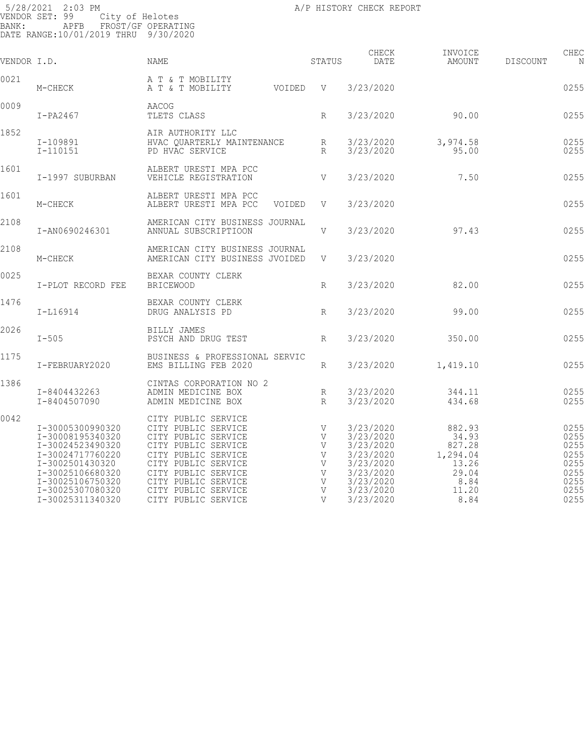5/28/2021 2:03 PM
VENDOR SET: 99 City of Helotes
BANK: APFB FROST/GF OPERATING
DATE RANGE:10/01/2019 THRU 9/30/2020

# A/P HISTORY CHECK REPORT

| VENDOR I.D. | | NAME | STATUS | CHECK DATE | INVOICE AMOUNT | DISCOUNT | CHEC N |
|---|---|---|---|---|---|---|---|
| 0021 | | A T & T MOBILITY | | | | | |
| | M-CHECK | A T & T MOBILITY VOIDED | V | 3/23/2020 | | | 0255 |
| 0009 | | AACOG | | | | | |
| | I-PA2467 | TLETS CLASS | R | 3/23/2020 | 90.00 | | 0255 |
| 1852 | | AIR AUTHORITY LLC | | | | | |
| | I-109891 | HVAC QUARTERLY MAINTENANCE | R | 3/23/2020 | 3,974.58 | | 0255 |
| | I-110151 | PD HVAC SERVICE | R | 3/23/2020 | 95.00 | | 0255 |
| 1601 | | ALBERT URESTI MPA PCC | | | | | |
| | I-1997 SUBURBAN | VEHICLE REGISTRATION | V | 3/23/2020 | 7.50 | | 0255 |
| 1601 | | ALBERT URESTI MPA PCC | | | | | |
| | M-CHECK | ALBERT URESTI MPA PCC VOIDED | V | 3/23/2020 | | | 0255 |
| 2108 | | AMERICAN CITY BUSINESS JOURNAL | | | | | |
| | I-AN0690246301 | ANNUAL SUBSCRIPTIOON | V | 3/23/2020 | 97.43 | | 0255 |
| 2108 | | AMERICAN CITY BUSINESS JOURNAL | | | | | |
| | M-CHECK | AMERICAN CITY BUSINESS JVOIDED | V | 3/23/2020 | | | 0255 |
| 0025 | | BEXAR COUNTY CLERK | | | | | |
| | I-PLOT RECORD FEE | BRICEWOOD | R | 3/23/2020 | 82.00 | | 0255 |
| 1476 | | BEXAR COUNTY CLERK | | | | | |
| | I-L16914 | DRUG ANALYSIS PD | R | 3/23/2020 | 99.00 | | 0255 |
| 2026 | | BILLY JAMES | | | | | |
| | I-505 | PSYCH AND DRUG TEST | R | 3/23/2020 | 350.00 | | 0255 |
| 1175 | | BUSINESS & PROFESSIONAL SERVIC | | | | | |
| | I-FEBRUARY2020 | EMS BILLING FEB 2020 | R | 3/23/2020 | 1,419.10 | | 0255 |
| 1386 | | CINTAS CORPORATION NO 2 | | | | | |
| | I-8404432263 | ADMIN MEDICINE BOX | R | 3/23/2020 | 344.11 | | 0255 |
| | I-8404507090 | ADMIN MEDICINE BOX | R | 3/23/2020 | 434.68 | | 0255 |
| 0042 | | CITY PUBLIC SERVICE | | | | | |
| | I-30005300990320 | CITY PUBLIC SERVICE | V | 3/23/2020 | 882.93 | | 0255 |
| | I-30008195340320 | CITY PUBLIC SERVICE | V | 3/23/2020 | 34.93 | | 0255 |
| | I-30024523490320 | CITY PUBLIC SERVICE | V | 3/23/2020 | 827.28 | | 0255 |
| | I-30024717760220 | CITY PUBLIC SERVICE | V | 3/23/2020 | 1,294.04 | | 0255 |
| | I-3002501430320 | CITY PUBLIC SERVICE | V | 3/23/2020 | 13.26 | | 0255 |
| | I-30025106680320 | CITY PUBLIC SERVICE | V | 3/23/2020 | 29.04 | | 0255 |
| | I-30025106750320 | CITY PUBLIC SERVICE | V | 3/23/2020 | 8.84 | | 0255 |
| | I-30025307080320 | CITY PUBLIC SERVICE | V | 3/23/2020 | 11.20 | | 0255 |
| | I-30025311340320 | CITY PUBLIC SERVICE | V | 3/23/2020 | 8.84 | | 0255 |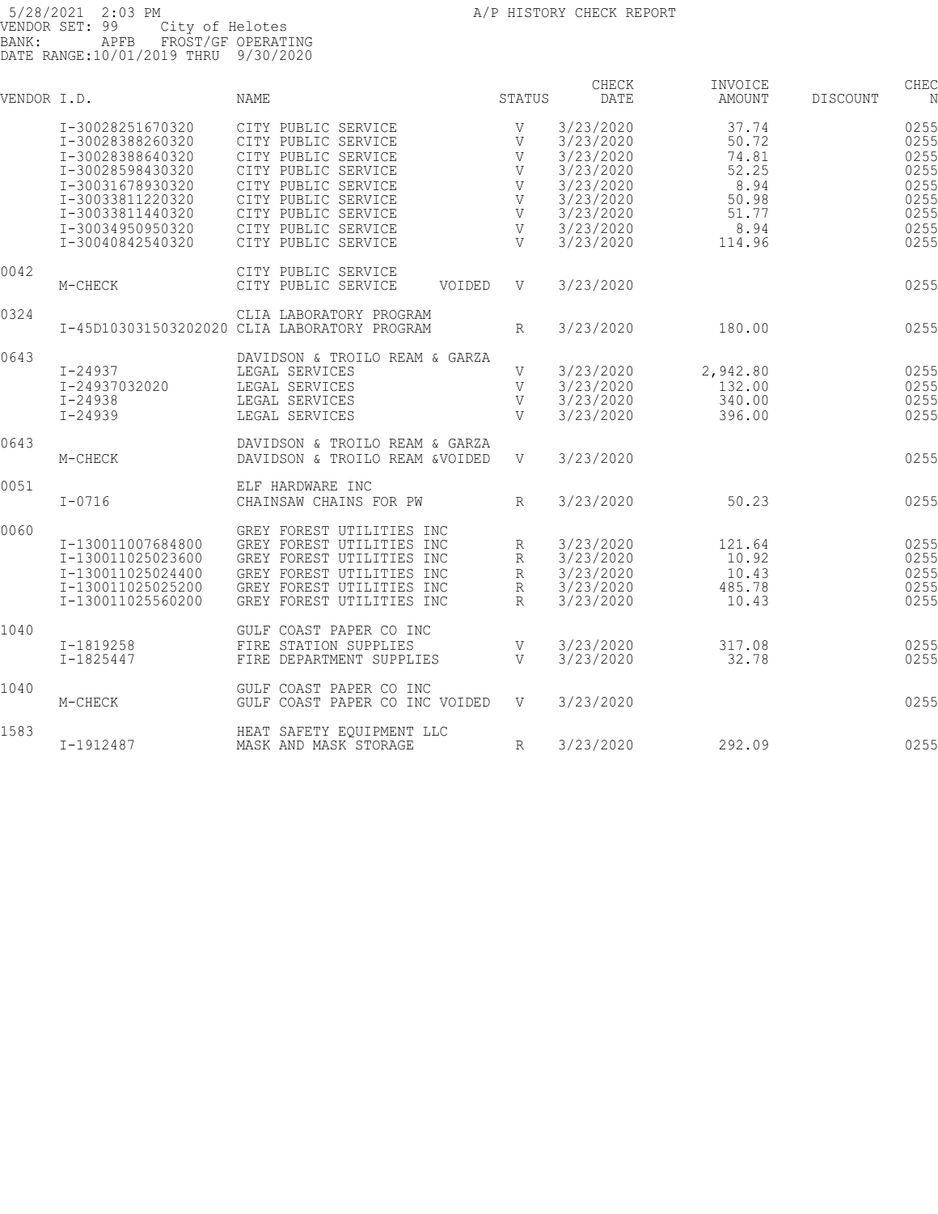5/28/2021 2:03 PM A/P HISTORY CHECK REPORT
VENDOR SET: 99 City of Helotes
BANK: APFB FROST/GF OPERATING
DATE RANGE:10/01/2019 THRU 9/30/2020

| VENDOR | I.D. | NAME | | STATUS | CHECK DATE | INVOICE AMOUNT | DISCOUNT | CHEC N |
|---|---|---|---|---|---|---|---|---|
| | I-30028251670320 | CITY PUBLIC SERVICE | | V | 3/23/2020 | 37.74 | | 0255 |
| | I-30028388260320 | CITY PUBLIC SERVICE | | V | 3/23/2020 | 50.72 | | 0255 |
| | I-30028388640320 | CITY PUBLIC SERVICE | | V | 3/23/2020 | 74.81 | | 0255 |
| | I-30028598430320 | CITY PUBLIC SERVICE | | V | 3/23/2020 | 52.25 | | 0255 |
| | I-30031678930320 | CITY PUBLIC SERVICE | | V | 3/23/2020 | 8.94 | | 0255 |
| | I-30033811220320 | CITY PUBLIC SERVICE | | V | 3/23/2020 | 50.98 | | 0255 |
| | I-30033811440320 | CITY PUBLIC SERVICE | | V | 3/23/2020 | 51.77 | | 0255 |
| | I-30034950950320 | CITY PUBLIC SERVICE | | V | 3/23/2020 | 8.94 | | 0255 |
| | I-30040842540320 | CITY PUBLIC SERVICE | | V | 3/23/2020 | 114.96 | | 0255 |
| 0042 | | CITY PUBLIC SERVICE | | | | | | |
| | M-CHECK | CITY PUBLIC SERVICE | VOIDED | V | 3/23/2020 | | | 0255 |
| 0324 | | CLIA LABORATORY PROGRAM | | | | | | |
| | I-45D103031503202020 | CLIA LABORATORY PROGRAM | | R | 3/23/2020 | 180.00 | | 0255 |
| 0643 | | DAVIDSON & TROILO REAM & GARZA | | | | | | |
| | I-24937 | LEGAL SERVICES | | V | 3/23/2020 | 2,942.80 | | 0255 |
| | I-24937032020 | LEGAL SERVICES | | V | 3/23/2020 | 132.00 | | 0255 |
| | I-24938 | LEGAL SERVICES | | V | 3/23/2020 | 340.00 | | 0255 |
| | I-24939 | LEGAL SERVICES | | V | 3/23/2020 | 396.00 | | 0255 |
| 0643 | | DAVIDSON & TROILO REAM & GARZA | | | | | | |
| | M-CHECK | DAVIDSON & TROILO REAM & | VOIDED | V | 3/23/2020 | | | 0255 |
| 0051 | | ELF HARDWARE INC | | | | | | |
| | I-0716 | CHAINSAW CHAINS FOR PW | | R | 3/23/2020 | 50.23 | | 0255 |
| 0060 | | GREY FOREST UTILITIES INC | | | | | | |
| | I-130011007684800 | GREY FOREST UTILITIES INC | | R | 3/23/2020 | 121.64 | | 0255 |
| | I-130011025023600 | GREY FOREST UTILITIES INC | | R | 3/23/2020 | 10.92 | | 0255 |
| | I-130011025024400 | GREY FOREST UTILITIES INC | | R | 3/23/2020 | 10.43 | | 0255 |
| | I-130011025025200 | GREY FOREST UTILITIES INC | | R | 3/23/2020 | 485.78 | | 0255 |
| | I-130011025560200 | GREY FOREST UTILITIES INC | | R | 3/23/2020 | 10.43 | | 0255 |
| 1040 | | GULF COAST PAPER CO INC | | | | | | |
| | I-1819258 | FIRE STATION SUPPLIES | | V | 3/23/2020 | 317.08 | | 0255 |
| | I-1825447 | FIRE DEPARTMENT SUPPLIES | | V | 3/23/2020 | 32.78 | | 0255 |
| 1040 | | GULF COAST PAPER CO INC | | | | | | |
| | M-CHECK | GULF COAST PAPER CO INC | VOIDED | V | 3/23/2020 | | | 0255 |
| 1583 | | HEAT SAFETY EQUIPMENT LLC | | | | | | |
| | I-1912487 | MASK AND MASK STORAGE | | R | 3/23/2020 | 292.09 | | 0255 |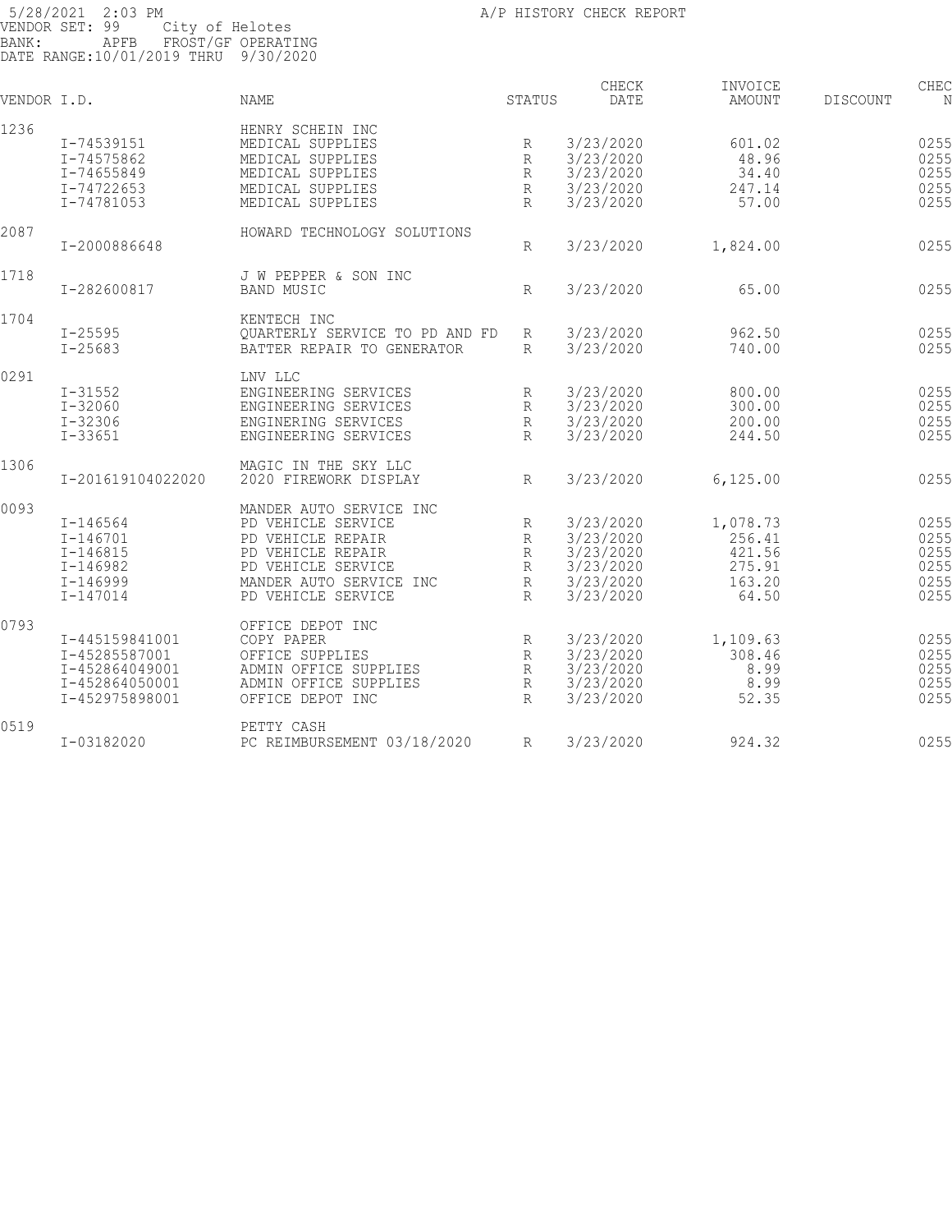5/28/2021 2:03 PM
VENDOR SET: 99 City of Helotes
BANK: APFB FROST/GF OPERATING
DATE RANGE:10/01/2019 THRU 9/30/2020

A/P HISTORY CHECK REPORT

| VENDOR I.D. | | NAME | STATUS | CHECK DATE | INVOICE AMOUNT | DISCOUNT | CHEC N |
|---|---|---|---|---|---|---|---|
| 1236 | | HENRY SCHEIN INC | | | | | |
| | I-74539151 | MEDICAL SUPPLIES | R | 3/23/2020 | 601.02 | | 0255 |
| | I-74575862 | MEDICAL SUPPLIES | R | 3/23/2020 | 48.96 | | 0255 |
| | I-74655849 | MEDICAL SUPPLIES | R | 3/23/2020 | 34.40 | | 0255 |
| | I-74722653 | MEDICAL SUPPLIES | R | 3/23/2020 | 247.14 | | 0255 |
| | I-74781053 | MEDICAL SUPPLIES | R | 3/23/2020 | 57.00 | | 0255 |
| 2087 | | HOWARD TECHNOLOGY SOLUTIONS | | | | | |
| | I-2000886648 | | R | 3/23/2020 | 1,824.00 | | 0255 |
| 1718 | | J W PEPPER & SON INC | | | | | |
| | I-282600817 | BAND MUSIC | R | 3/23/2020 | 65.00 | | 0255 |
| 1704 | | KENTECH INC | | | | | |
| | I-25595 | QUARTERLY SERVICE TO PD AND FD | R | 3/23/2020 | 962.50 | | 0255 |
| | I-25683 | BATTER REPAIR TO GENERATOR | R | 3/23/2020 | 740.00 | | 0255 |
| 0291 | | LNV LLC | | | | | |
| | I-31552 | ENGINEERING SERVICES | R | 3/23/2020 | 800.00 | | 0255 |
| | I-32060 | ENGINEERING SERVICES | R | 3/23/2020 | 300.00 | | 0255 |
| | I-32306 | ENGINERING SERVICES | R | 3/23/2020 | 200.00 | | 0255 |
| | I-33651 | ENGINEERING SERVICES | R | 3/23/2020 | 244.50 | | 0255 |
| 1306 | | MAGIC IN THE SKY LLC | | | | | |
| | I-201619104022020 | 2020 FIREWORK DISPLAY | R | 3/23/2020 | 6,125.00 | | 0255 |
| 0093 | | MANDER AUTO SERVICE INC | | | | | |
| | I-146564 | PD VEHICLE SERVICE | R | 3/23/2020 | 1,078.73 | | 0255 |
| | I-146701 | PD VEHICLE REPAIR | R | 3/23/2020 | 256.41 | | 0255 |
| | I-146815 | PD VEHICLE REPAIR | R | 3/23/2020 | 421.56 | | 0255 |
| | I-146982 | PD VEHICLE SERVICE | R | 3/23/2020 | 275.91 | | 0255 |
| | I-146999 | MANDER AUTO SERVICE INC | R | 3/23/2020 | 163.20 | | 0255 |
| | I-147014 | PD VEHICLE SERVICE | R | 3/23/2020 | 64.50 | | 0255 |
| 0793 | | OFFICE DEPOT INC | | | | | |
| | I-445159841001 | COPY PAPER | R | 3/23/2020 | 1,109.63 | | 0255 |
| | I-45285587001 | OFFICE SUPPLIES | R | 3/23/2020 | 308.46 | | 0255 |
| | I-452864049001 | ADMIN OFFICE SUPPLIES | R | 3/23/2020 | 8.99 | | 0255 |
| | I-452864050001 | ADMIN OFFICE SUPPLIES | R | 3/23/2020 | 8.99 | | 0255 |
| | I-452975898001 | OFFICE DEPOT INC | R | 3/23/2020 | 52.35 | | 0255 |
| 0519 | | PETTY CASH | | | | | |
| | I-03182020 | PC REIMBURSEMENT 03/18/2020 | R | 3/23/2020 | 924.32 | | 0255 |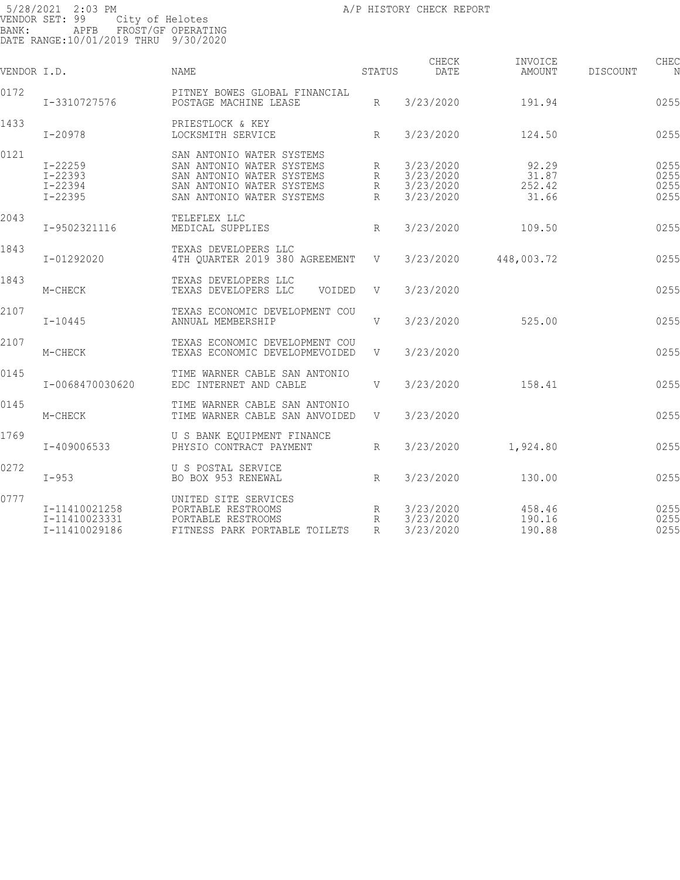5/28/2021 2:03 PM A/P HISTORY CHECK REPORT
VENDOR SET: 99 City of Helotes
BANK: APFB FROST/GF OPERATING
DATE RANGE:10/01/2019 THRU 9/30/2020

| VENDOR I.D. | | NAME | STATUS | CHECK DATE | INVOICE AMOUNT | DISCOUNT | CHEC N |
|---|---|---|---|---|---|---|---|
| 0172 | | PITNEY BOWES GLOBAL FINANCIAL | | | | | |
| | I-3310727576 | POSTAGE MACHINE LEASE | R | 3/23/2020 | 191.94 | | 0255 |
| 1433 | | PRIESTLOCK & KEY | | | | | |
| | I-20978 | LOCKSMITH SERVICE | R | 3/23/2020 | 124.50 | | 0255 |
| 0121 | | SAN ANTONIO WATER SYSTEMS | | | | | |
| | I-22259 | SAN ANTONIO WATER SYSTEMS | R | 3/23/2020 | 92.29 | | 0255 |
| | I-22393 | SAN ANTONIO WATER SYSTEMS | R | 3/23/2020 | 31.87 | | 0255 |
| | I-22394 | SAN ANTONIO WATER SYSTEMS | R | 3/23/2020 | 252.42 | | 0255 |
| | I-22395 | SAN ANTONIO WATER SYSTEMS | R | 3/23/2020 | 31.66 | | 0255 |
| 2043 | | TELEFLEX LLC | | | | | |
| | I-9502321116 | MEDICAL SUPPLIES | R | 3/23/2020 | 109.50 | | 0255 |
| 1843 | | TEXAS DEVELOPERS LLC | | | | | |
| | I-01292020 | 4TH QUARTER 2019 380 AGREEMENT | V | 3/23/2020 | 448,003.72 | | 0255 |
| 1843 | | TEXAS DEVELOPERS LLC | | | | | |
| | M-CHECK | TEXAS DEVELOPERS LLC VOIDED | V | 3/23/2020 | | | 0255 |
| 2107 | | TEXAS ECONOMIC DEVELOPMENT COU | | | | | |
| | I-10445 | ANNUAL MEMBERSHIP | V | 3/23/2020 | 525.00 | | 0255 |
| 2107 | | TEXAS ECONOMIC DEVELOPMENT COU | | | | | |
| | M-CHECK | TEXAS ECONOMIC DEVELOPMEVOIDED | V | 3/23/2020 | | | 0255 |
| 0145 | | TIME WARNER CABLE SAN ANTONIO | | | | | |
| | I-0068470030620 | EDC INTERNET AND CABLE | V | 3/23/2020 | 158.41 | | 0255 |
| 0145 | | TIME WARNER CABLE SAN ANTONIO | | | | | |
| | M-CHECK | TIME WARNER CABLE SAN ANVOIDED | V | 3/23/2020 | | | 0255 |
| 1769 | | U S BANK EQUIPMENT FINANCE | | | | | |
| | I-409006533 | PHYSIO CONTRACT PAYMENT | R | 3/23/2020 | 1,924.80 | | 0255 |
| 0272 | | U S POSTAL SERVICE | | | | | |
| | I-953 | BO BOX 953 RENEWAL | R | 3/23/2020 | 130.00 | | 0255 |
| 0777 | | UNITED SITE SERVICES | | | | | |
| | I-11410021258 | PORTABLE RESTROOMS | R | 3/23/2020 | 458.46 | | 0255 |
| | I-11410023331 | PORTABLE RESTROOMS | R | 3/23/2020 | 190.16 | | 0255 |
| | I-11410029186 | FITNESS PARK PORTABLE TOILETS | R | 3/23/2020 | 190.88 | | 0255 |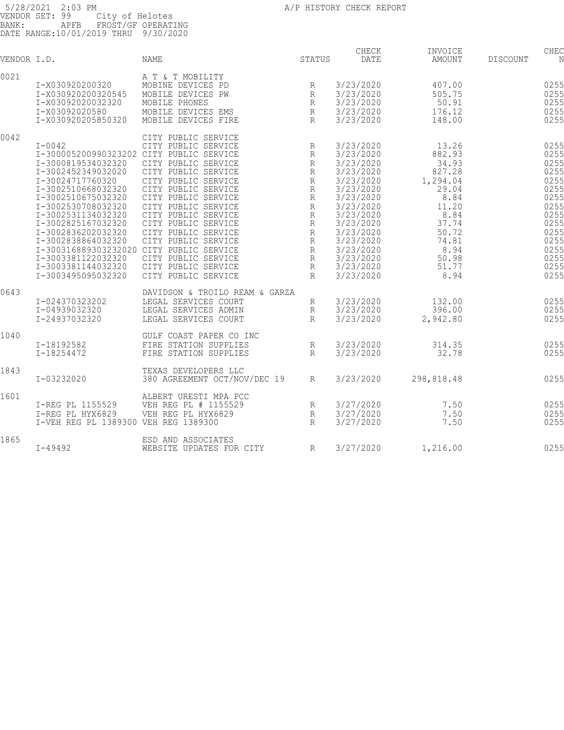5/28/2021 2:03 PM
VENDOR SET: 99 City of Helotes
BANK: APFB FROST/GF OPERATING
DATE RANGE:10/01/2019 THRU 9/30/2020

A/P HISTORY CHECK REPORT

| VENDOR I.D. | | NAME | STATUS | CHECK DATE | INVOICE AMOUNT | DISCOUNT | CHEC N |
|---|---|---|---|---|---|---|---|
| 0021 | | A T & T MOBILITY | | | | | |
| | I-X030920200320 | MOBINE DEVICES PD | R | 3/23/2020 | 407.00 | | 0255 |
| | I-X030920200320545 | MOBILE DEVICES PW | R | 3/23/2020 | 505.75 | | 0255 |
| | I-X03092020032320 | MOBILE PHONES | R | 3/23/2020 | 50.91 | | 0255 |
| | I-X03092020580 | MOBILE DEVICES EMS | R | 3/23/2020 | 176.12 | | 0255 |
| | I-X030920205850320 | MOBILE DEVICES FIRE | R | 3/23/2020 | 148.00 | | 0255 |
| 0042 | | CITY PUBLIC SERVICE | | | | | |
| | I-0042 | CITY PUBLIC SERVICE | R | 3/23/2020 | 13.26 | | 0255 |
| | I-300005200990323202 | CITY PUBLIC SERVICE | R | 3/23/2020 | 882.93 | | 0255 |
| | I-3000819534032320 | CITY PUBLIC SERVICE | R | 3/23/2020 | 34.93 | | 0255 |
| | I-3002452349032020 | CITY PUBLIC SERVICE | R | 3/23/2020 | 827.28 | | 0255 |
| | I-30024717760320 | CITY PUBLIC SERVICE | R | 3/23/2020 | 1,294.04 | | 0255 |
| | I-3002510668032320 | CITY PUBLIC SERVICE | R | 3/23/2020 | 29.04 | | 0255 |
| | I-3002510675032320 | CITY PUBLIC SERVICE | R | 3/23/2020 | 8.84 | | 0255 |
| | I-3002530708032320 | CITY PUBLIC SERVICE | R | 3/23/2020 | 11.20 | | 0255 |
| | I-3002531134032320 | CITY PUBLIC SERVICE | R | 3/23/2020 | 8.84 | | 0255 |
| | I-3002825167032320 | CITY PUBLIC SERVICE | R | 3/23/2020 | 37.74 | | 0255 |
| | I-3002836202032320 | CITY PUBLIC SERVICE | R | 3/23/2020 | 50.72 | | 0255 |
| | I-3002838864032320 | CITY PUBLIC SERVICE | R | 3/23/2020 | 74.81 | | 0255 |
| | I-300316889303232020 | CITY PUBLIC SERVICE | R | 3/23/2020 | 8.94 | | 0255 |
| | I-3003381122032320 | CITY PUBLIC SERVICE | R | 3/23/2020 | 50.98 | | 0255 |
| | I-3003381144032320 | CITY PUBLIC SERVICE | R | 3/23/2020 | 51.77 | | 0255 |
| | I-3003495095032320 | CITY PUBLIC SERVICE | R | 3/23/2020 | 8.94 | | 0255 |
| 0643 | | DAVIDSON & TROILO REAM & GARZA | | | | | |
| | I-024370323202 | LEGAL SERVICES COURT | R | 3/23/2020 | 132.00 | | 0255 |
| | I-04939032320 | LEGAL SERVICES ADMIN | R | 3/23/2020 | 396.00 | | 0255 |
| | I-24937032320 | LEGAL SERVICES COURT | R | 3/23/2020 | 2,942.80 | | 0255 |
| 1040 | | GULF COAST PAPER CO INC | | | | | |
| | I-18192582 | FIRE STATION SUPPLIES | R | 3/23/2020 | 314.35 | | 0255 |
| | I-18254472 | FIRE STATION SUPPLIES | R | 3/23/2020 | 32.78 | | 0255 |
| 1843 | | TEXAS DEVELOPERS LLC | | | | | |
| | I-03232020 | 380 AGREEMENT OCT/NOV/DEC 19 | R | 3/23/2020 | 298,818.48 | | 0255 |
| 1601 | | ALBERT URESTI MPA PCC | | | | | |
| | I-REG PL 1155529 | VEH REG PL # 1155529 | R | 3/27/2020 | 7.50 | | 0255 |
| | I-REG PL HYX6829 | VEH REG PL HYX6829 | R | 3/27/2020 | 7.50 | | 0255 |
| | I-VEH REG PL 1389300 | VEH REG 1389300 | R | 3/27/2020 | 7.50 | | 0255 |
| 1865 | | ESD AND ASSOCIATES | | | | | |
| | I-49492 | WEBSITE UPDATES FOR CITY | R | 3/27/2020 | 1,216.00 | | 0255 |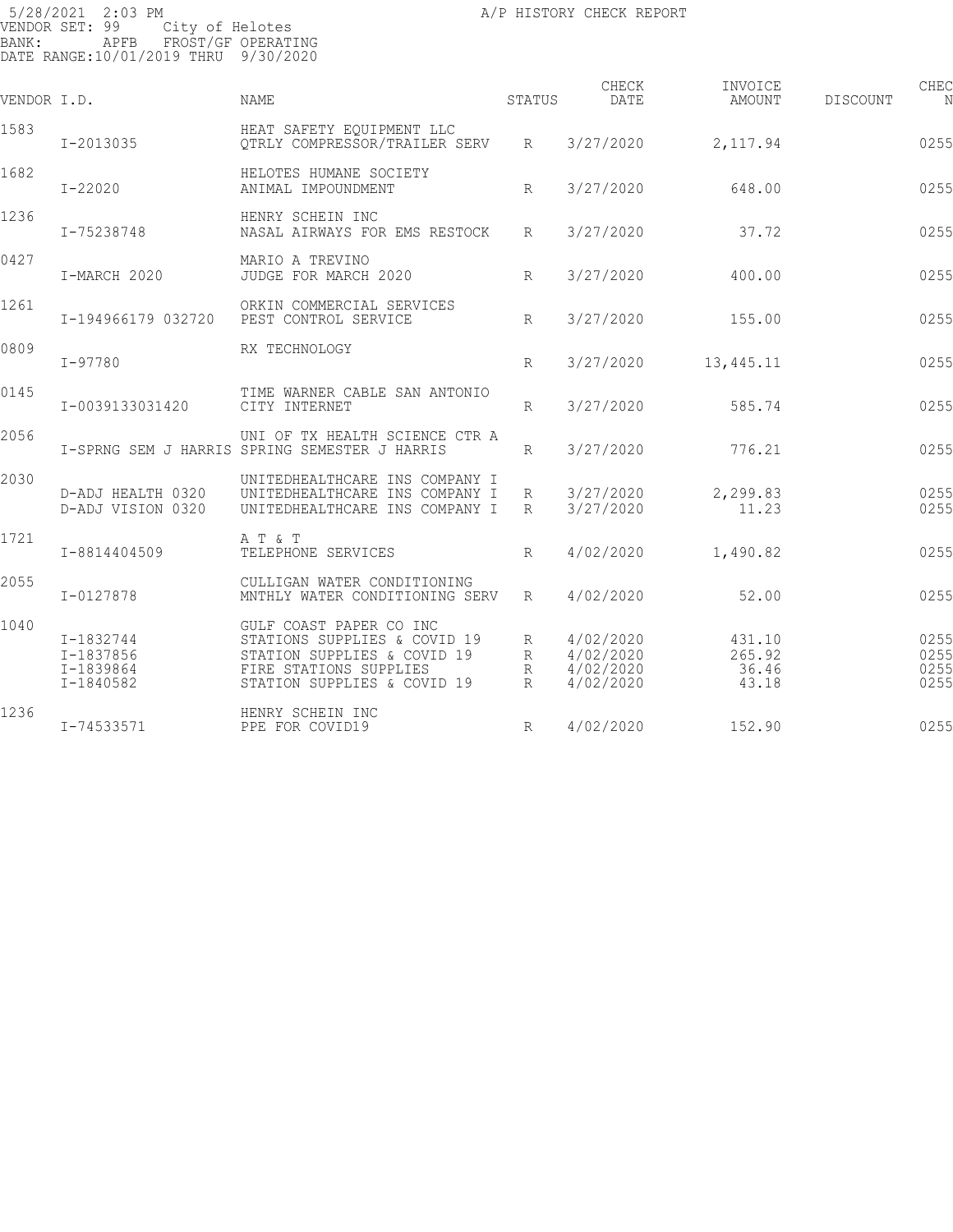5/28/2021 2:03 PM A/P HISTORY CHECK REPORT
VENDOR SET: 99 City of Helotes
BANK: APFB FROST/GF OPERATING
DATE RANGE:10/01/2019 THRU 9/30/2020

| VENDOR I.D. | | NAME | STATUS | CHECK DATE | INVOICE AMOUNT | DISCOUNT | CHEC N |
|---|---|---|---|---|---|---|---|
| 1583 | | HEAT SAFETY EQUIPMENT LLC | | | | | |
| | I-2013035 | QTRLY COMPRESSOR/TRAILER SERV | R | 3/27/2020 | 2,117.94 | | 0255 |
| 1682 | | HELOTES HUMANE SOCIETY | | | | | |
| | I-22020 | ANIMAL IMPOUNDMENT | R | 3/27/2020 | 648.00 | | 0255 |
| 1236 | | HENRY SCHEIN INC | | | | | |
| | I-75238748 | NASAL AIRWAYS FOR EMS RESTOCK | R | 3/27/2020 | 37.72 | | 0255 |
| 0427 | | MARIO A TREVINO | | | | | |
| | I-MARCH 2020 | JUDGE FOR MARCH 2020 | R | 3/27/2020 | 400.00 | | 0255 |
| 1261 | | ORKIN COMMERCIAL SERVICES | | | | | |
| | I-194966179 032720 | PEST CONTROL SERVICE | R | 3/27/2020 | 155.00 | | 0255 |
| 0809 | | RX TECHNOLOGY | | | | | |
| | I-97780 | | R | 3/27/2020 | 13,445.11 | | 0255 |
| 0145 | | TIME WARNER CABLE SAN ANTONIO | | | | | |
| | I-0039133031420 | CITY INTERNET | R | 3/27/2020 | 585.74 | | 0255 |
| 2056 | | UNI OF TX HEALTH SCIENCE CTR A | | | | | |
| | I-SPRNG SEM J HARRIS | SPRING SEMESTER J HARRIS | R | 3/27/2020 | 776.21 | | 0255 |
| 2030 | | UNITEDHEALTHCARE INS COMPANY I | | | | | |
| | D-ADJ HEALTH 0320 | UNITEDHEALTHCARE INS COMPANY I | R | 3/27/2020 | 2,299.83 | | 0255 |
| | D-ADJ VISION 0320 | UNITEDHEALTHCARE INS COMPANY I | R | 3/27/2020 | 11.23 | | 0255 |
| 1721 | | A T & T | | | | | |
| | I-8814404509 | TELEPHONE SERVICES | R | 4/02/2020 | 1,490.82 | | 0255 |
| 2055 | | CULLIGAN WATER CONDITIONING | | | | | |
| | I-0127878 | MNTHLY WATER CONDITIONING SERV | R | 4/02/2020 | 52.00 | | 0255 |
| 1040 | | GULF COAST PAPER CO INC | | | | | |
| | I-1832744 | STATIONS SUPPLIES & COVID 19 | R | 4/02/2020 | 431.10 | | 0255 |
| | I-1837856 | STATION SUPPLIES & COVID 19 | R | 4/02/2020 | 265.92 | | 0255 |
| | I-1839864 | FIRE STATIONS SUPPLIES | R | 4/02/2020 | 36.46 | | 0255 |
| | I-1840582 | STATION SUPPLIES & COVID 19 | R | 4/02/2020 | 43.18 | | 0255 |
| 1236 | | HENRY SCHEIN INC | | | | | |
| | I-74533571 | PPE FOR COVID19 | R | 4/02/2020 | 152.90 | | 0255 |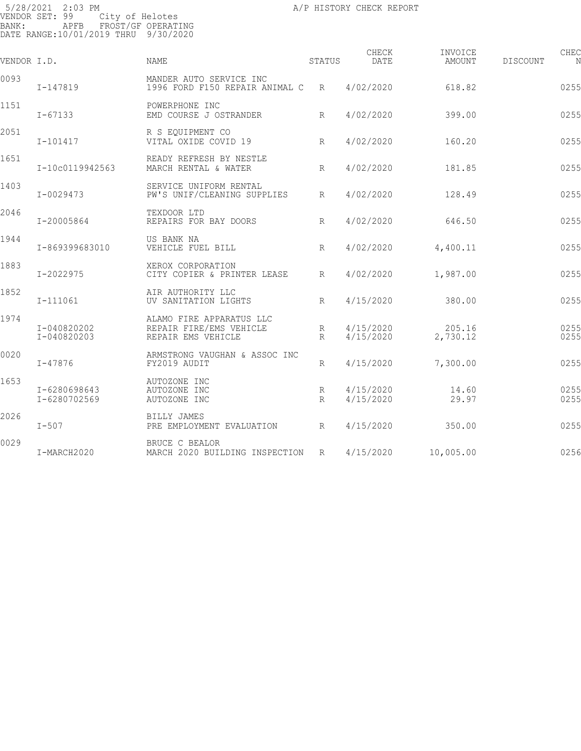5/28/2021 2:03 PM A/P HISTORY CHECK REPORT
VENDOR SET: 99 City of Helotes
BANK: APFB FROST/GF OPERATING
DATE RANGE:10/01/2019 THRU 9/30/2020

| VENDOR I.D. | | NAME | STATUS | CHECK DATE | INVOICE AMOUNT | DISCOUNT | CHEC N |
|---|---|---|---|---|---|---|---|
| 0093 | | MANDER AUTO SERVICE INC | | | | | |
| | I-147819 | 1996 FORD F150 REPAIR ANIMAL C | R | 4/02/2020 | 618.82 | | 0255 |
| 1151 | | POWERPHONE INC | | | | | |
| | I-67133 | EMD COURSE J OSTRANDER | R | 4/02/2020 | 399.00 | | 0255 |
| 2051 | | R S EQUIPMENT CO | | | | | |
| | I-101417 | VITAL OXIDE COVID 19 | R | 4/02/2020 | 160.20 | | 0255 |
| 1651 | | READY REFRESH BY NESTLE | | | | | |
| | I-10c0119942563 | MARCH RENTAL & WATER | R | 4/02/2020 | 181.85 | | 0255 |
| 1403 | | SERVICE UNIFORM RENTAL | | | | | |
| | I-0029473 | PW'S UNIF/CLEANING SUPPLIES | R | 4/02/2020 | 128.49 | | 0255 |
| 2046 | | TEXDOOR LTD | | | | | |
| | I-20005864 | REPAIRS FOR BAY DOORS | R | 4/02/2020 | 646.50 | | 0255 |
| 1944 | | US BANK NA | | | | | |
| | I-869399683010 | VEHICLE FUEL BILL | R | 4/02/2020 | 4,400.11 | | 0255 |
| 1883 | | XEROX CORPORATION | | | | | |
| | I-2022975 | CITY COPIER & PRINTER LEASE | R | 4/02/2020 | 1,987.00 | | 0255 |
| 1852 | | AIR AUTHORITY LLC | | | | | |
| | I-111061 | UV SANITATION LIGHTS | R | 4/15/2020 | 380.00 | | 0255 |
| 1974 | | ALAMO FIRE APPARATUS LLC | | | | | |
| | I-040820202 | REPAIR FIRE/EMS VEHICLE | R | 4/15/2020 | 205.16 | | 0255 |
| | I-040820203 | REPAIR EMS VEHICLE | R | 4/15/2020 | 2,730.12 | | 0255 |
| 0020 | | ARMSTRONG VAUGHAN & ASSOC INC | | | | | |
| | I-47876 | FY2019 AUDIT | R | 4/15/2020 | 7,300.00 | | 0255 |
| 1653 | | AUTOZONE INC | | | | | |
| | I-6280698643 | AUTOZONE INC | R | 4/15/2020 | 14.60 | | 0255 |
| | I-6280702569 | AUTOZONE INC | R | 4/15/2020 | 29.97 | | 0255 |
| 2026 | | BILLY JAMES | | | | | |
| | I-507 | PRE EMPLOYMENT EVALUATION | R | 4/15/2020 | 350.00 | | 0255 |
| 0029 | | BRUCE C BEALOR | | | | | |
| | I-MARCH2020 | MARCH 2020 BUILDING INSPECTION | R | 4/15/2020 | 10,005.00 | | 0256 |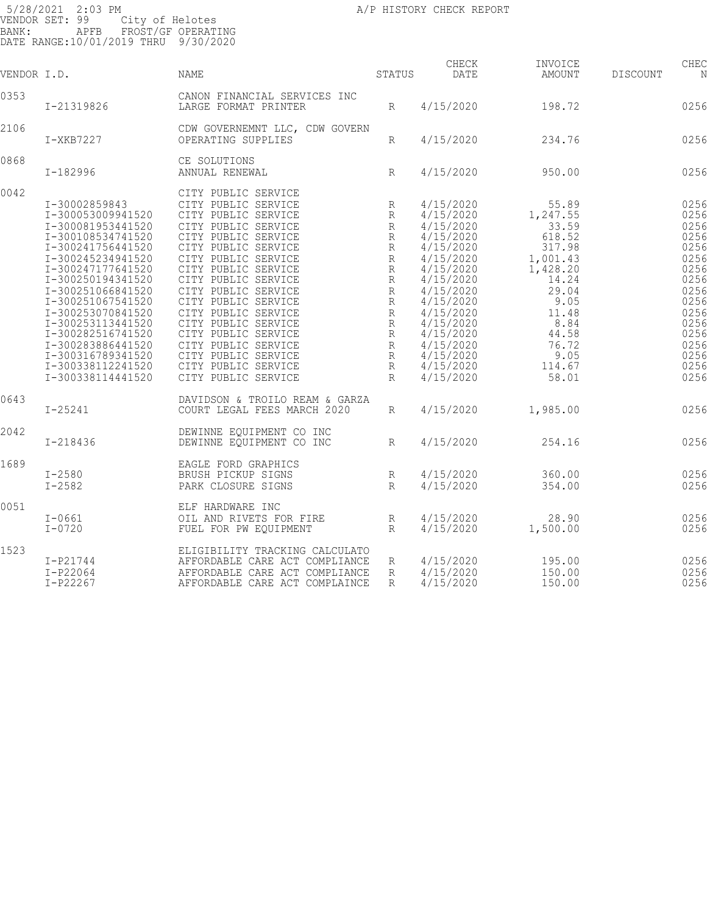5/28/2021 2:03 PM A/P HISTORY CHECK REPORT
VENDOR SET: 99 City of Helotes
BANK: APFB FROST/GF OPERATING
DATE RANGE:10/01/2019 THRU 9/30/2020

| VENDOR I.D. | | NAME | STATUS | CHECK DATE | INVOICE AMOUNT | DISCOUNT | CHEC N |
|---|---|---|---|---|---|---|---|
| 0353 | | CANON FINANCIAL SERVICES INC | | | | | |
| | I-21319826 | LARGE FORMAT PRINTER | R | 4/15/2020 | 198.72 | | 0256 |
| 2106 | | CDW GOVERNEMNT LLC, CDW GOVERN | | | | | |
| | I-XKB7227 | OPERATING SUPPLIES | R | 4/15/2020 | 234.76 | | 0256 |
| 0868 | | CE SOLUTIONS | | | | | |
| | I-182996 | ANNUAL RENEWAL | R | 4/15/2020 | 950.00 | | 0256 |
| 0042 | | CITY PUBLIC SERVICE | | | | | |
| | I-30002859843 | CITY PUBLIC SERVICE | R | 4/15/2020 | 55.89 | | 0256 |
| | I-300053009941520 | CITY PUBLIC SERVICE | R | 4/15/2020 | 1,247.55 | | 0256 |
| | I-300081953441520 | CITY PUBLIC SERVICE | R | 4/15/2020 | 33.59 | | 0256 |
| | I-300108534741520 | CITY PUBLIC SERVICE | R | 4/15/2020 | 618.52 | | 0256 |
| | I-300241756441520 | CITY PUBLIC SERVICE | R | 4/15/2020 | 317.98 | | 0256 |
| | I-300245234941520 | CITY PUBLIC SERVICE | R | 4/15/2020 | 1,001.43 | | 0256 |
| | I-300247177641520 | CITY PUBLIC SERVICE | R | 4/15/2020 | 1,428.20 | | 0256 |
| | I-300250194341520 | CITY PUBLIC SERVICE | R | 4/15/2020 | 14.24 | | 0256 |
| | I-300251066841520 | CITY PUBLIC SERVICE | R | 4/15/2020 | 29.04 | | 0256 |
| | I-300251067541520 | CITY PUBLIC SERVICE | R | 4/15/2020 | 9.05 | | 0256 |
| | I-300253070841520 | CITY PUBLIC SERVICE | R | 4/15/2020 | 11.48 | | 0256 |
| | I-300253113441520 | CITY PUBLIC SERVICE | R | 4/15/2020 | 8.84 | | 0256 |
| | I-300282516741520 | CITY PUBLIC SERVICE | R | 4/15/2020 | 44.58 | | 0256 |
| | I-300283886441520 | CITY PUBLIC SERVICE | R | 4/15/2020 | 76.72 | | 0256 |
| | I-300316789341520 | CITY PUBLIC SERVICE | R | 4/15/2020 | 9.05 | | 0256 |
| | I-300338112241520 | CITY PUBLIC SERVICE | R | 4/15/2020 | 114.67 | | 0256 |
| | I-300338114441520 | CITY PUBLIC SERVICE | R | 4/15/2020 | 58.01 | | 0256 |
| 0643 | | DAVIDSON & TROILO REAM & GARZA | | | | | |
| | I-25241 | COURT LEGAL FEES MARCH 2020 | R | 4/15/2020 | 1,985.00 | | 0256 |
| 2042 | | DEWINNE EQUIPMENT CO INC | | | | | |
| | I-218436 | DEWINNE EQUIPMENT CO INC | R | 4/15/2020 | 254.16 | | 0256 |
| 1689 | | EAGLE FORD GRAPHICS | | | | | |
| | I-2580 | BRUSH PICKUP SIGNS | R | 4/15/2020 | 360.00 | | 0256 |
| | I-2582 | PARK CLOSURE SIGNS | R | 4/15/2020 | 354.00 | | 0256 |
| 0051 | | ELF HARDWARE INC | | | | | |
| | I-0661 | OIL AND RIVETS FOR FIRE | R | 4/15/2020 | 28.90 | | 0256 |
| | I-0720 | FUEL FOR PW EQUIPMENT | R | 4/15/2020 | 1,500.00 | | 0256 |
| 1523 | | ELIGIBILITY TRACKING CALCULATO | | | | | |
| | I-P21744 | AFFORDABLE CARE ACT COMPLIANCE | R | 4/15/2020 | 195.00 | | 0256 |
| | I-P22064 | AFFORDABLE CARE ACT COMPLIANCE | R | 4/15/2020 | 150.00 | | 0256 |
| | I-P22267 | AFFORDABLE CARE ACT COMPLAINCE | R | 4/15/2020 | 150.00 | | 0256 |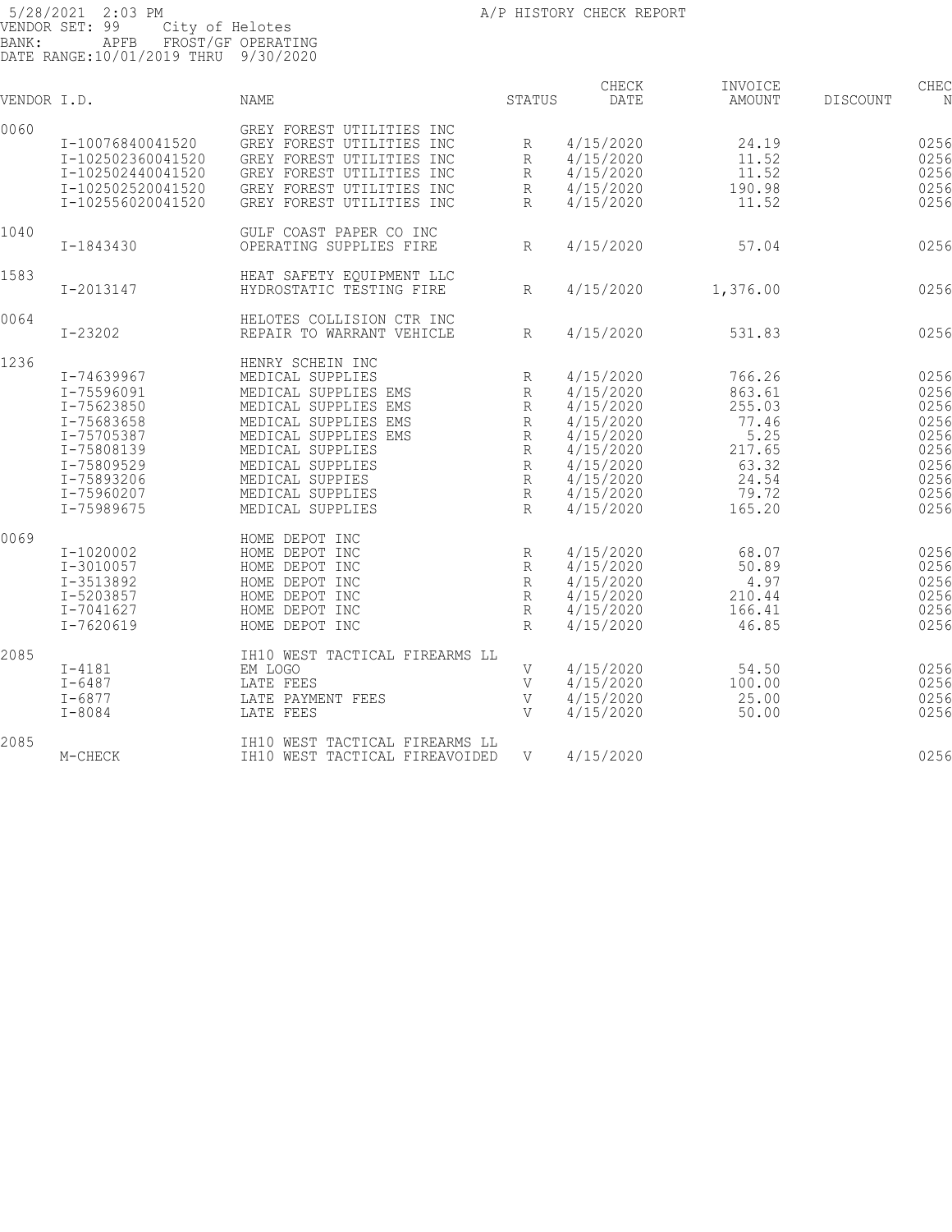5/28/2021 2:03 PM A/P HISTORY CHECK REPORT
VENDOR SET: 99 City of Helotes
BANK: APFB FROST/GF OPERATING
DATE RANGE:10/01/2019 THRU 9/30/2020

| VENDOR I.D. | | NAME | STATUS | CHECK DATE | INVOICE AMOUNT | DISCOUNT | CHEC N |
|---|---|---|---|---|---|---|---|
| 0060 | | GREY FOREST UTILITIES INC | | | | | |
| | I-10076840041520 | GREY FOREST UTILITIES INC | R | 4/15/2020 | 24.19 | | 0256 |
| | I-102502360041520 | GREY FOREST UTILITIES INC | R | 4/15/2020 | 11.52 | | 0256 |
| | I-102502440041520 | GREY FOREST UTILITIES INC | R | 4/15/2020 | 11.52 | | 0256 |
| | I-102502520041520 | GREY FOREST UTILITIES INC | R | 4/15/2020 | 190.98 | | 0256 |
| | I-102556020041520 | GREY FOREST UTILITIES INC | R | 4/15/2020 | 11.52 | | 0256 |
| 1040 | | GULF COAST PAPER CO INC | | | | | |
| | I-1843430 | OPERATING SUPPLIES FIRE | R | 4/15/2020 | 57.04 | | 0256 |
| 1583 | | HEAT SAFETY EQUIPMENT LLC | | | | | |
| | I-2013147 | HYDROSTATIC TESTING FIRE | R | 4/15/2020 | 1,376.00 | | 0256 |
| 0064 | | HELOTES COLLISION CTR INC | | | | | |
| | I-23202 | REPAIR TO WARRANT VEHICLE | R | 4/15/2020 | 531.83 | | 0256 |
| 1236 | | HENRY SCHEIN INC | | | | | |
| | I-74639967 | MEDICAL SUPPLIES | R | 4/15/2020 | 766.26 | | 0256 |
| | I-75596091 | MEDICAL SUPPLIES EMS | R | 4/15/2020 | 863.61 | | 0256 |
| | I-75623850 | MEDICAL SUPPLIES EMS | R | 4/15/2020 | 255.03 | | 0256 |
| | I-75683658 | MEDICAL SUPPLIES EMS | R | 4/15/2020 | 77.46 | | 0256 |
| | I-75705387 | MEDICAL SUPPLIES EMS | R | 4/15/2020 | 5.25 | | 0256 |
| | I-75808139 | MEDICAL SUPPLIES | R | 4/15/2020 | 217.65 | | 0256 |
| | I-75809529 | MEDICAL SUPPLIES | R | 4/15/2020 | 63.32 | | 0256 |
| | I-75893206 | MEDICAL SUPPIES | R | 4/15/2020 | 24.54 | | 0256 |
| | I-75960207 | MEDICAL SUPPLIES | R | 4/15/2020 | 79.72 | | 0256 |
| | I-75989675 | MEDICAL SUPPLIES | R | 4/15/2020 | 165.20 | | 0256 |
| 0069 | | HOME DEPOT INC | | | | | |
| | I-1020002 | HOME DEPOT INC | R | 4/15/2020 | 68.07 | | 0256 |
| | I-3010057 | HOME DEPOT INC | R | 4/15/2020 | 50.89 | | 0256 |
| | I-3513892 | HOME DEPOT INC | R | 4/15/2020 | 4.97 | | 0256 |
| | I-5203857 | HOME DEPOT INC | R | 4/15/2020 | 210.44 | | 0256 |
| | I-7041627 | HOME DEPOT INC | R | 4/15/2020 | 166.41 | | 0256 |
| | I-7620619 | HOME DEPOT INC | R | 4/15/2020 | 46.85 | | 0256 |
| 2085 | | IH10 WEST TACTICAL FIREARMS LL | | | | | |
| | I-4181 | EM LOGO | V | 4/15/2020 | 54.50 | | 0256 |
| | I-6487 | LATE FEES | V | 4/15/2020 | 100.00 | | 0256 |
| | I-6877 | LATE PAYMENT FEES | V | 4/15/2020 | 25.00 | | 0256 |
| | I-8084 | LATE FEES | V | 4/15/2020 | 50.00 | | 0256 |
| 2085 | | IH10 WEST TACTICAL FIREARMS LL | | | | | |
| | M-CHECK | IH10 WEST TACTICAL FIREAVOIDED | V | 4/15/2020 | | | 0256 |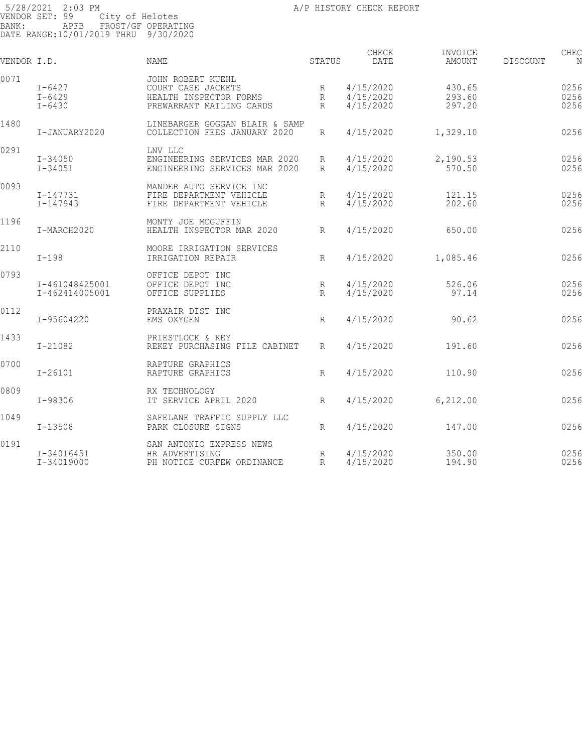5/28/2021 2:03 PM A/P HISTORY CHECK REPORT
VENDOR SET: 99 City of Helotes
BANK: APFB FROST/GF OPERATING
DATE RANGE:10/01/2019 THRU 9/30/2020

| VENDOR I.D. | | NAME | STATUS | CHECK DATE | INVOICE AMOUNT | DISCOUNT | CHEC N |
|---|---|---|---|---|---|---|---|
| 0071 | | JOHN ROBERT KUEHL | | | | | |
| | I-6427 | COURT CASE JACKETS | R | 4/15/2020 | 430.65 | | 0256 |
| | I-6429 | HEALTH INSPECTOR FORMS | R | 4/15/2020 | 293.60 | | 0256 |
| | I-6430 | PREWARRANT MAILING CARDS | R | 4/15/2020 | 297.20 | | 0256 |
| 1480 | | LINEBARGER GOGGAN BLAIR & SAMP | | | | | |
| | I-JANUARY2020 | COLLECTION FEES JANUARY 2020 | R | 4/15/2020 | 1,329.10 | | 0256 |
| 0291 | | LNV LLC | | | | | |
| | I-34050 | ENGINEERING SERVICES MAR 2020 | R | 4/15/2020 | 2,190.53 | | 0256 |
| | I-34051 | ENGINEERING SERVICES MAR 2020 | R | 4/15/2020 | 570.50 | | 0256 |
| 0093 | | MANDER AUTO SERVICE INC | | | | | |
| | I-147731 | FIRE DEPARTMENT VEHICLE | R | 4/15/2020 | 121.15 | | 0256 |
| | I-147943 | FIRE DEPARTMENT VEHICLE | R | 4/15/2020 | 202.60 | | 0256 |
| 1196 | | MONTY JOE MCGUFFIN | | | | | |
| | I-MARCH2020 | HEALTH INSPECTOR MAR 2020 | R | 4/15/2020 | 650.00 | | 0256 |
| 2110 | | MOORE IRRIGATION SERVICES | | | | | |
| | I-198 | IRRIGATION REPAIR | R | 4/15/2020 | 1,085.46 | | 0256 |
| 0793 | | OFFICE DEPOT INC | | | | | |
| | I-461048425001 | OFFICE DEPOT INC | R | 4/15/2020 | 526.06 | | 0256 |
| | I-462414005001 | OFFICE SUPPLIES | R | 4/15/2020 | 97.14 | | 0256 |
| 0112 | | PRAXAIR DIST INC | | | | | |
| | I-95604220 | EMS OXYGEN | R | 4/15/2020 | 90.62 | | 0256 |
| 1433 | | PRIESTLOCK & KEY | | | | | |
| | I-21082 | REKEY PURCHASING FILE CABINET | R | 4/15/2020 | 191.60 | | 0256 |
| 0700 | | RAPTURE GRAPHICS | | | | | |
| | I-26101 | RAPTURE GRAPHICS | R | 4/15/2020 | 110.90 | | 0256 |
| 0809 | | RX TECHNOLOGY | | | | | |
| | I-98306 | IT SERVICE APRIL 2020 | R | 4/15/2020 | 6,212.00 | | 0256 |
| 1049 | | SAFELANE TRAFFIC SUPPLY LLC | | | | | |
| | I-13508 | PARK CLOSURE SIGNS | R | 4/15/2020 | 147.00 | | 0256 |
| 0191 | | SAN ANTONIO EXPRESS NEWS | | | | | |
| | I-34016451 | HR ADVERTISING | R | 4/15/2020 | 350.00 | | 0256 |
| | I-34019000 | PH NOTICE CURFEW ORDINANCE | R | 4/15/2020 | 194.90 | | 0256 |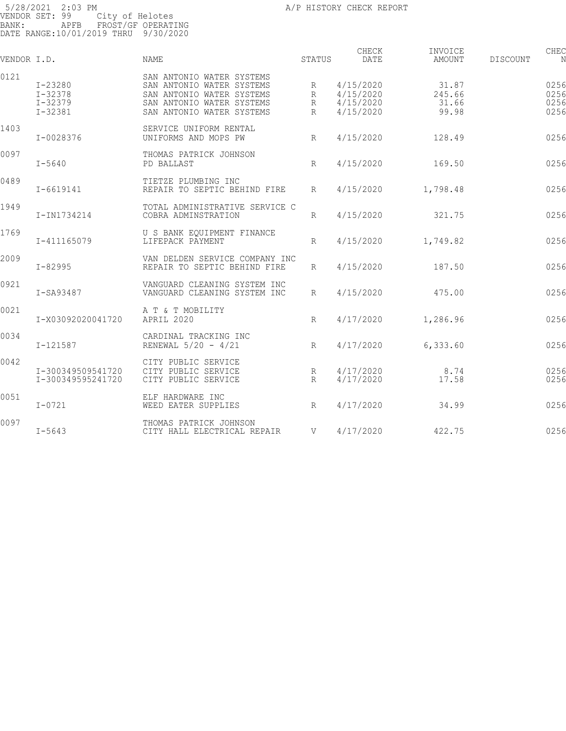5/28/2021 2:03 PM A/P HISTORY CHECK REPORT
VENDOR SET: 99 City of Helotes
BANK: APFB FROST/GF OPERATING
DATE RANGE:10/01/2019 THRU 9/30/2020

| VENDOR I.D. | | NAME | STATUS | CHECK DATE | INVOICE AMOUNT | DISCOUNT | CHEC N |
|---|---|---|---|---|---|---|---|
| 0121 | | SAN ANTONIO WATER SYSTEMS | | | | | |
| | I-23280 | SAN ANTONIO WATER SYSTEMS | R | 4/15/2020 | 31.87 | | 0256 |
| | I-32378 | SAN ANTONIO WATER SYSTEMS | R | 4/15/2020 | 245.66 | | 0256 |
| | I-32379 | SAN ANTONIO WATER SYSTEMS | R | 4/15/2020 | 31.66 | | 0256 |
| | I-32381 | SAN ANTONIO WATER SYSTEMS | R | 4/15/2020 | 99.98 | | 0256 |
| 1403 | | SERVICE UNIFORM RENTAL | | | | | |
| | I-0028376 | UNIFORMS AND MOPS PW | R | 4/15/2020 | 128.49 | | 0256 |
| 0097 | | THOMAS PATRICK JOHNSON | | | | | |
| | I-5640 | PD BALLAST | R | 4/15/2020 | 169.50 | | 0256 |
| 0489 | | TIETZE PLUMBING INC | | | | | |
| | I-6619141 | REPAIR TO SEPTIC BEHIND FIRE | R | 4/15/2020 | 1,798.48 | | 0256 |
| 1949 | | TOTAL ADMINISTRATIVE SERVICE C | | | | | |
| | I-IN1734214 | COBRA ADMINSTRATION | R | 4/15/2020 | 321.75 | | 0256 |
| 1769 | | U S BANK EQUIPMENT FINANCE | | | | | |
| | I-411165079 | LIFEPACK PAYMENT | R | 4/15/2020 | 1,749.82 | | 0256 |
| 2009 | | VAN DELDEN SERVICE COMPANY INC | | | | | |
| | I-82995 | REPAIR TO SEPTIC BEHIND FIRE | R | 4/15/2020 | 187.50 | | 0256 |
| 0921 | | VANGUARD CLEANING SYSTEM INC | | | | | |
| | I-SA93487 | VANGUARD CLEANING SYSTEM INC | R | 4/15/2020 | 475.00 | | 0256 |
| 0021 | | A T & T MOBILITY | | | | | |
| | I-X03092020041720 | APRIL 2020 | R | 4/17/2020 | 1,286.96 | | 0256 |
| 0034 | | CARDINAL TRACKING INC | | | | | |
| | I-121587 | RENEWAL 5/20 - 4/21 | R | 4/17/2020 | 6,333.60 | | 0256 |
| 0042 | | CITY PUBLIC SERVICE | | | | | |
| | I-300349509541720 | CITY PUBLIC SERVICE | R | 4/17/2020 | 8.74 | | 0256 |
| | I-300349595241720 | CITY PUBLIC SERVICE | R | 4/17/2020 | 17.58 | | 0256 |
| 0051 | | ELF HARDWARE INC | | | | | |
| | I-0721 | WEED EATER SUPPLIES | R | 4/17/2020 | 34.99 | | 0256 |
| 0097 | | THOMAS PATRICK JOHNSON | | | | | |
| | I-5643 | CITY HALL ELECTRICAL REPAIR | V | 4/17/2020 | 422.75 | | 0256 |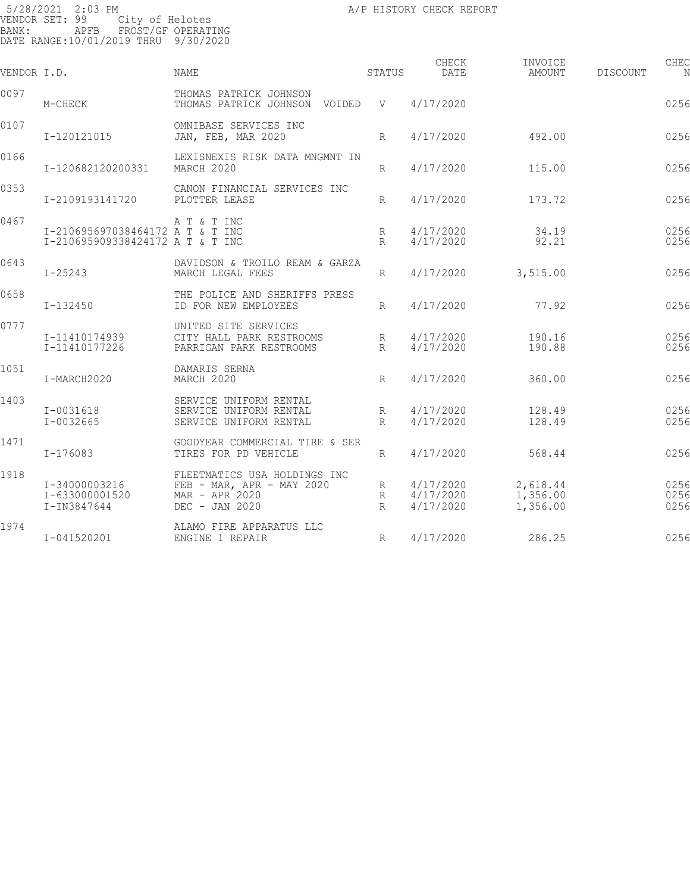5/28/2021 2:03 PM A/P HISTORY CHECK REPORT
VENDOR SET: 99 City of Helotes
BANK: APFB FROST/GF OPERATING
DATE RANGE:10/01/2019 THRU 9/30/2020

| VENDOR | I.D. | NAME | STATUS | CHECK DATE | INVOICE AMOUNT | DISCOUNT | CHEC N |
|---|---|---|---|---|---|---|---|
| 0097 | | THOMAS PATRICK JOHNSON | | | | | |
| | M-CHECK | THOMAS PATRICK JOHNSON VOIDED | V | 4/17/2020 | | | 0256 |
| 0107 | | OMNIBASE SERVICES INC | | | | | |
| | I-120121015 | JAN, FEB, MAR 2020 | R | 4/17/2020 | 492.00 | | 0256 |
| 0166 | | LEXISNEXIS RISK DATA MNGMNT IN | | | | | |
| | I-120682120200331 | MARCH 2020 | R | 4/17/2020 | 115.00 | | 0256 |
| 0353 | | CANON FINANCIAL SERVICES INC | | | | | |
| | I-2109193141720 | PLOTTER LEASE | R | 4/17/2020 | 173.72 | | 0256 |
| 0467 | | A T & T INC | | | | | |
| | I-210695697038464172 | A T & T INC | R | 4/17/2020 | 34.19 | | 0256 |
| | I-210695909338424172 | A T & T INC | R | 4/17/2020 | 92.21 | | 0256 |
| 0643 | | DAVIDSON & TROILO REAM & GARZA | | | | | |
| | I-25243 | MARCH LEGAL FEES | R | 4/17/2020 | 3,515.00 | | 0256 |
| 0658 | | THE POLICE AND SHERIFFS PRESS | | | | | |
| | I-132450 | ID FOR NEW EMPLOYEES | R | 4/17/2020 | 77.92 | | 0256 |
| 0777 | | UNITED SITE SERVICES | | | | | |
| | I-11410174939 | CITY HALL PARK RESTROOMS | R | 4/17/2020 | 190.16 | | 0256 |
| | I-11410177226 | PARRIGAN PARK RESTROOMS | R | 4/17/2020 | 190.88 | | 0256 |
| 1051 | | DAMARIS SERNA | | | | | |
| | I-MARCH2020 | MARCH 2020 | R | 4/17/2020 | 360.00 | | 0256 |
| 1403 | | SERVICE UNIFORM RENTAL | | | | | |
| | I-0031618 | SERVICE UNIFORM RENTAL | R | 4/17/2020 | 128.49 | | 0256 |
| | I-0032665 | SERVICE UNIFORM RENTAL | R | 4/17/2020 | 128.49 | | 0256 |
| 1471 | | GOODYEAR COMMERCIAL TIRE & SER | | | | | |
| | I-176083 | TIRES FOR PD VEHICLE | R | 4/17/2020 | 568.44 | | 0256 |
| 1918 | | FLEETMATICS USA HOLDINGS INC | | | | | |
| | I-34000003216 | FEB - MAR, APR - MAY 2020 | R | 4/17/2020 | 2,618.44 | | 0256 |
| | I-633000001520 | MAR - APR 2020 | R | 4/17/2020 | 1,356.00 | | 0256 |
| | I-IN3847644 | DEC - JAN 2020 | R | 4/17/2020 | 1,356.00 | | 0256 |
| 1974 | | ALAMO FIRE APPARATUS LLC | | | | | |
| | I-041520201 | ENGINE 1 REPAIR | R | 4/17/2020 | 286.25 | | 0256 |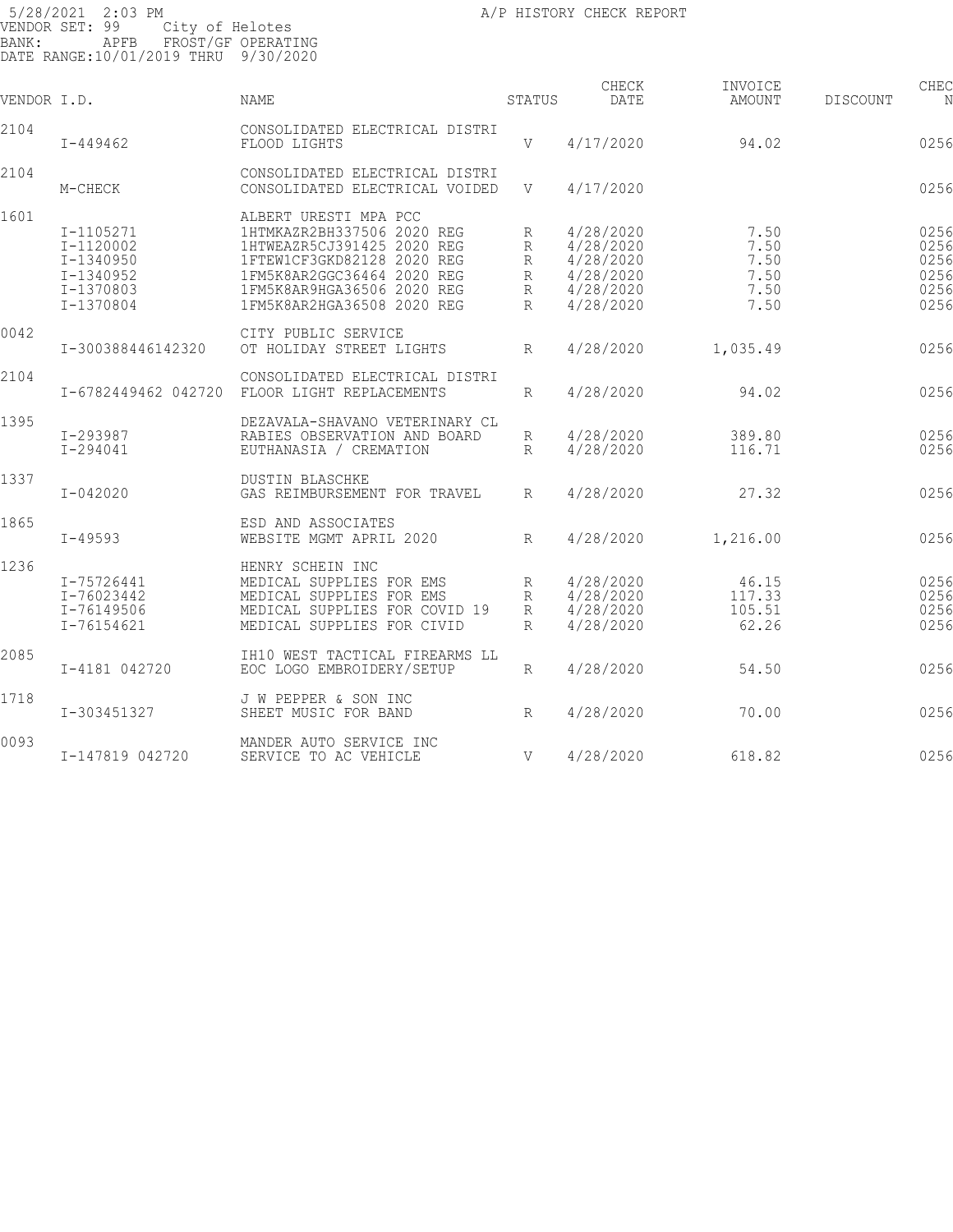5/28/2021 2:03 PM A/P HISTORY CHECK REPORT
VENDOR SET: 99 City of Helotes
BANK: APFB FROST/GF OPERATING
DATE RANGE:10/01/2019 THRU 9/30/2020

| VENDOR I.D. | | NAME | STATUS | CHECK DATE | INVOICE AMOUNT | DISCOUNT | CHEC N |
|---|---|---|---|---|---|---|---|
| 2104 | | CONSOLIDATED ELECTRICAL DISTRI | | | | | |
| | I-449462 | FLOOD LIGHTS | V | 4/17/2020 | 94.02 | | 0256 |
| 2104 | | CONSOLIDATED ELECTRICAL DISTRI | | | | | |
| | M-CHECK | CONSOLIDATED ELECTRICAL VOIDED | V | 4/17/2020 | | | 0256 |
| 1601 | | ALBERT URESTI MPA PCC | | | | | |
| | I-1105271 | 1HTMKAZR2BH337506 2020 REG | R | 4/28/2020 | 7.50 | | 0256 |
| | I-1120002 | 1HTWEAZR5CJ391425 2020 REG | R | 4/28/2020 | 7.50 | | 0256 |
| | I-1340950 | 1FTEW1CF3GKD82128 2020 REG | R | 4/28/2020 | 7.50 | | 0256 |
| | I-1340952 | 1FM5K8AR2GGC36464 2020 REG | R | 4/28/2020 | 7.50 | | 0256 |
| | I-1370803 | 1FM5K8AR9HGA36506 2020 REG | R | 4/28/2020 | 7.50 | | 0256 |
| | I-1370804 | 1FM5K8AR2HGA36508 2020 REG | R | 4/28/2020 | 7.50 | | 0256 |
| 0042 | | CITY PUBLIC SERVICE | | | | | |
| | I-300388446142320 | OT HOLIDAY STREET LIGHTS | R | 4/28/2020 | 1,035.49 | | 0256 |
| 2104 | | CONSOLIDATED ELECTRICAL DISTRI | | | | | |
| | I-6782449462 042720 | FLOOR LIGHT REPLACEMENTS | R | 4/28/2020 | 94.02 | | 0256 |
| 1395 | | DEZAVALA-SHAVANO VETERINARY CL | | | | | |
| | I-293987 | RABIES OBSERVATION AND BOARD | R | 4/28/2020 | 389.80 | | 0256 |
| | I-294041 | EUTHANASIA / CREMATION | R | 4/28/2020 | 116.71 | | 0256 |
| 1337 | | DUSTIN BLASCHKE | | | | | |
| | I-042020 | GAS REIMBURSEMENT FOR TRAVEL | R | 4/28/2020 | 27.32 | | 0256 |
| 1865 | | ESD AND ASSOCIATES | | | | | |
| | I-49593 | WEBSITE MGMT APRIL 2020 | R | 4/28/2020 | 1,216.00 | | 0256 |
| 1236 | | HENRY SCHEIN INC | | | | | |
| | I-75726441 | MEDICAL SUPPLIES FOR EMS | R | 4/28/2020 | 46.15 | | 0256 |
| | I-76023442 | MEDICAL SUPPLIES FOR EMS | R | 4/28/2020 | 117.33 | | 0256 |
| | I-76149506 | MEDICAL SUPPLIES FOR COVID 19 | R | 4/28/2020 | 105.51 | | 0256 |
| | I-76154621 | MEDICAL SUPPLIES FOR CIVID | R | 4/28/2020 | 62.26 | | 0256 |
| 2085 | | IH10 WEST TACTICAL FIREARMS LL | | | | | |
| | I-4181 042720 | EOC LOGO EMBROIDERY/SETUP | R | 4/28/2020 | 54.50 | | 0256 |
| 1718 | | J W PEPPER & SON INC | | | | | |
| | I-303451327 | SHEET MUSIC FOR BAND | R | 4/28/2020 | 70.00 | | 0256 |
| 0093 | | MANDER AUTO SERVICE INC | | | | | |
| | I-147819 042720 | SERVICE TO AC VEHICLE | V | 4/28/2020 | 618.82 | | 0256 |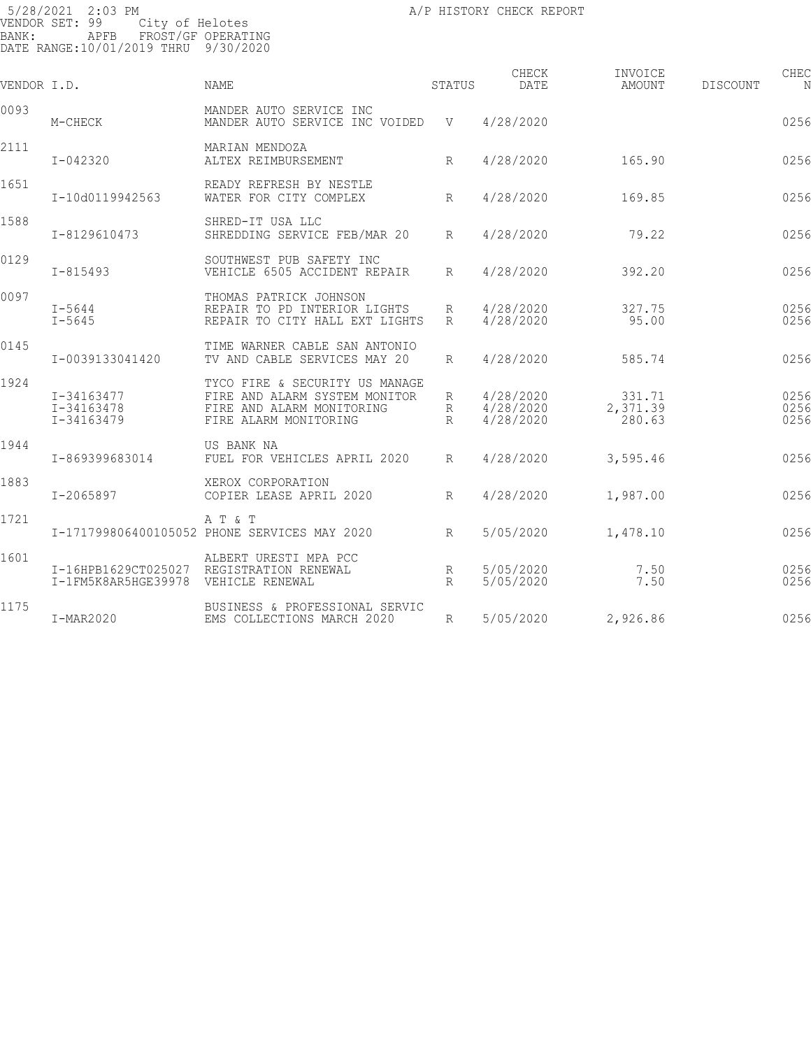5/28/2021 2:03 PM A/P HISTORY CHECK REPORT
VENDOR SET: 99 City of Helotes
BANK: APFB FROST/GF OPERATING
DATE RANGE:10/01/2019 THRU 9/30/2020

| VENDOR I.D. | | NAME | STATUS | CHECK DATE | INVOICE AMOUNT | DISCOUNT | CHEC N |
|---|---|---|---|---|---|---|---|
| 0093 | | MANDER AUTO SERVICE INC | | | | | |
| | M-CHECK | MANDER AUTO SERVICE INC VOIDED | V | 4/28/2020 | | | 0256 |
| 2111 | | MARIAN MENDOZA | | | | | |
| | I-042320 | ALTEX REIMBURSEMENT | R | 4/28/2020 | 165.90 | | 0256 |
| 1651 | | READY REFRESH BY NESTLE | | | | | |
| | I-10d0119942563 | WATER FOR CITY COMPLEX | R | 4/28/2020 | 169.85 | | 0256 |
| 1588 | | SHRED-IT USA LLC | | | | | |
| | I-8129610473 | SHREDDING SERVICE FEB/MAR 20 | R | 4/28/2020 | 79.22 | | 0256 |
| 0129 | | SOUTHWEST PUB SAFETY INC | | | | | |
| | I-815493 | VEHICLE 6505 ACCIDENT REPAIR | R | 4/28/2020 | 392.20 | | 0256 |
| 0097 | | THOMAS PATRICK JOHNSON | | | | | |
| | I-5644 | REPAIR TO PD INTERIOR LIGHTS | R | 4/28/2020 | 327.75 | | 0256 |
| | I-5645 | REPAIR TO CITY HALL EXT LIGHTS | R | 4/28/2020 | 95.00 | | 0256 |
| 0145 | | TIME WARNER CABLE SAN ANTONIO | | | | | |
| | I-0039133041420 | TV AND CABLE SERVICES MAY 20 | R | 4/28/2020 | 585.74 | | 0256 |
| 1924 | | TYCO FIRE & SECURITY US MANAGE | | | | | |
| | I-34163477 | FIRE AND ALARM SYSTEM MONITOR | R | 4/28/2020 | 331.71 | | 0256 |
| | I-34163478 | FIRE AND ALARM MONITORING | R | 4/28/2020 | 2,371.39 | | 0256 |
| | I-34163479 | FIRE ALARM MONITORING | R | 4/28/2020 | 280.63 | | 0256 |
| 1944 | | US BANK NA | | | | | |
| | I-869399683014 | FUEL FOR VEHICLES APRIL 2020 | R | 4/28/2020 | 3,595.46 | | 0256 |
| 1883 | | XEROX CORPORATION | | | | | |
| | I-2065897 | COPIER LEASE APRIL 2020 | R | 4/28/2020 | 1,987.00 | | 0256 |
| 1721 | | A T & T | | | | | |
| | I-171799806400105052 | PHONE SERVICES MAY 2020 | R | 5/05/2020 | 1,478.10 | | 0256 |
| 1601 | | ALBERT URESTI MPA PCC | | | | | |
| | I-16HPB1629CT025027 | REGISTRATION RENEWAL | R | 5/05/2020 | 7.50 | | 0256 |
| | I-1FM5K8AR5HGE39978 | VEHICLE RENEWAL | R | 5/05/2020 | 7.50 | | 0256 |
| 1175 | | BUSINESS & PROFESSIONAL SERVIC | | | | | |
| | I-MAR2020 | EMS COLLECTIONS MARCH 2020 | R | 5/05/2020 | 2,926.86 | | 0256 |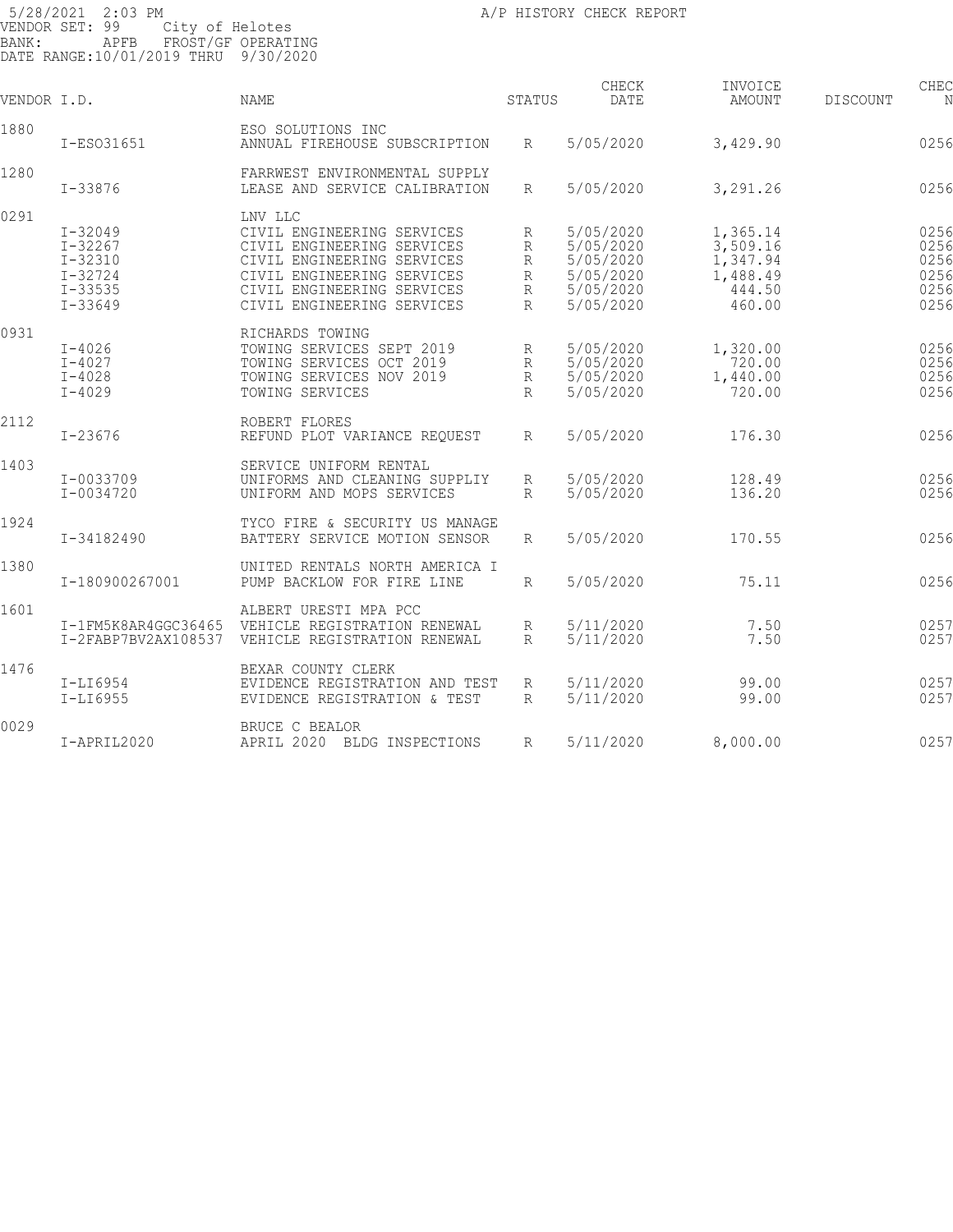5/28/2021 2:03 PM
VENDOR SET: 99 City of Helotes
BANK: APFB FROST/GF OPERATING
DATE RANGE:10/01/2019 THRU 9/30/2020

A/P HISTORY CHECK REPORT

| VENDOR I.D. | | NAME | STATUS | CHECK DATE | INVOICE AMOUNT | DISCOUNT | CHEC N |
|---|---|---|---|---|---|---|---|
| 1880 | | ESO SOLUTIONS INC | | | | | |
| | I-ESO31651 | ANNUAL FIREHOUSE SUBSCRIPTION | R | 5/05/2020 | 3,429.90 | | 0256 |
| 1280 | | FARRWEST ENVIRONMENTAL SUPPLY | | | | | |
| | I-33876 | LEASE AND SERVICE CALIBRATION | R | 5/05/2020 | 3,291.26 | | 0256 |
| 0291 | | LNV LLC | | | | | |
| | I-32049 | CIVIL ENGINEERING SERVICES | R | 5/05/2020 | 1,365.14 | | 0256 |
| | I-32267 | CIVIL ENGINEERING SERVICES | R | 5/05/2020 | 3,509.16 | | 0256 |
| | I-32310 | CIVIL ENGINEERING SERVICES | R | 5/05/2020 | 1,347.94 | | 0256 |
| | I-32724 | CIVIL ENGINEERING SERVICES | R | 5/05/2020 | 1,488.49 | | 0256 |
| | I-33535 | CIVIL ENGINEERING SERVICES | R | 5/05/2020 | 444.50 | | 0256 |
| | I-33649 | CIVIL ENGINEERING SERVICES | R | 5/05/2020 | 460.00 | | 0256 |
| 0931 | | RICHARDS TOWING | | | | | |
| | I-4026 | TOWING SERVICES SEPT 2019 | R | 5/05/2020 | 1,320.00 | | 0256 |
| | I-4027 | TOWING SERVICES OCT 2019 | R | 5/05/2020 | 720.00 | | 0256 |
| | I-4028 | TOWING SERVICES NOV 2019 | R | 5/05/2020 | 1,440.00 | | 0256 |
| | I-4029 | TOWING SERVICES | R | 5/05/2020 | 720.00 | | 0256 |
| 2112 | | ROBERT FLORES | | | | | |
| | I-23676 | REFUND PLOT VARIANCE REQUEST | R | 5/05/2020 | 176.30 | | 0256 |
| 1403 | | SERVICE UNIFORM RENTAL | | | | | |
| | I-0033709 | UNIFORMS AND CLEANING SUPPLIY | R | 5/05/2020 | 128.49 | | 0256 |
| | I-0034720 | UNIFORM AND MOPS SERVICES | R | 5/05/2020 | 136.20 | | 0256 |
| 1924 | | TYCO FIRE & SECURITY US MANAGE | | | | | |
| | I-34182490 | BATTERY SERVICE MOTION SENSOR | R | 5/05/2020 | 170.55 | | 0256 |
| 1380 | | UNITED RENTALS NORTH AMERICA I | | | | | |
| | I-180900267001 | PUMP BACKLOW FOR FIRE LINE | R | 5/05/2020 | 75.11 | | 0256 |
| 1601 | | ALBERT URESTI MPA PCC | | | | | |
| | I-1FM5K8AR4GGC36465 | VEHICLE REGISTRATION RENEWAL | R | 5/11/2020 | 7.50 | | 0257 |
| | I-2FABP7BV2AX108537 | VEHICLE REGISTRATION RENEWAL | R | 5/11/2020 | 7.50 | | 0257 |
| 1476 | | BEXAR COUNTY CLERK | | | | | |
| | I-LI6954 | EVIDENCE REGISTRATION AND TEST | R | 5/11/2020 | 99.00 | | 0257 |
| | I-LI6955 | EVIDENCE REGISTRATION & TEST | R | 5/11/2020 | 99.00 | | 0257 |
| 0029 | | BRUCE C BEALOR | | | | | |
| | I-APRIL2020 | APRIL 2020 BLDG INSPECTIONS | R | 5/11/2020 | 8,000.00 | | 0257 |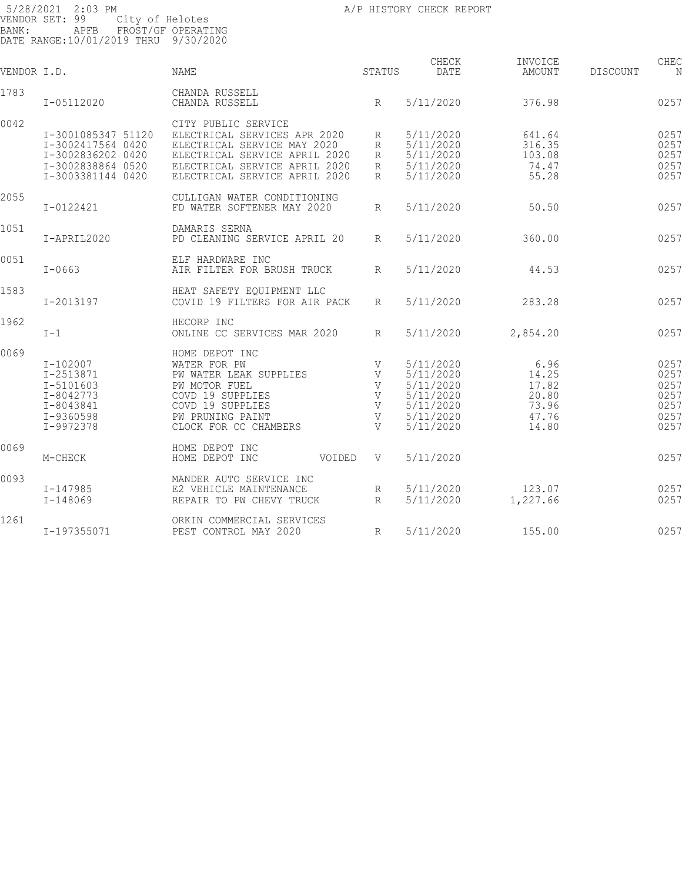5/28/2021 2:03 PM A/P HISTORY CHECK REPORT
VENDOR SET: 99 City of Helotes
BANK: APFB FROST/GF OPERATING
DATE RANGE:10/01/2019 THRU 9/30/2020

| VENDOR | I.D. | NAME | STATUS | CHECK DATE | INVOICE AMOUNT | DISCOUNT | CHEC N |
|---|---|---|---|---|---|---|---|
| 1783 | | CHANDA RUSSELL | | | | | |
| | I-05112020 | CHANDA RUSSELL | R | 5/11/2020 | 376.98 | | 0257 |
| 0042 | | CITY PUBLIC SERVICE | | | | | |
| | I-3001085347 51120 | ELECTRICAL SERVICES APR 2020 | R | 5/11/2020 | 641.64 | | 0257 |
| | I-3002417564 0420 | ELECTRICAL SERVICE MAY 2020 | R | 5/11/2020 | 316.35 | | 0257 |
| | I-3002836202 0420 | ELECTRICAL SERVICE APRIL 2020 | R | 5/11/2020 | 103.08 | | 0257 |
| | I-3002838864 0520 | ELECTRICAL SERVICE APRIL 2020 | R | 5/11/2020 | 74.47 | | 0257 |
| | I-3003381144 0420 | ELECTRICAL SERVICE APRIL 2020 | R | 5/11/2020 | 55.28 | | 0257 |
| 2055 | | CULLIGAN WATER CONDITIONING | | | | | |
| | I-0122421 | FD WATER SOFTENER MAY 2020 | R | 5/11/2020 | 50.50 | | 0257 |
| 1051 | | DAMARIS SERNA | | | | | |
| | I-APRIL2020 | PD CLEANING SERVICE APRIL 20 | R | 5/11/2020 | 360.00 | | 0257 |
| 0051 | | ELF HARDWARE INC | | | | | |
| | I-0663 | AIR FILTER FOR BRUSH TRUCK | R | 5/11/2020 | 44.53 | | 0257 |
| 1583 | | HEAT SAFETY EQUIPMENT LLC | | | | | |
| | I-2013197 | COVID 19 FILTERS FOR AIR PACK | R | 5/11/2020 | 283.28 | | 0257 |
| 1962 | | HECORP INC | | | | | |
| | I-1 | ONLINE CC SERVICES MAR 2020 | R | 5/11/2020 | 2,854.20 | | 0257 |
| 0069 | | HOME DEPOT INC | | | | | |
| | I-102007 | WATER FOR PW | V | 5/11/2020 | 6.96 | | 0257 |
| | I-2513871 | PW WATER LEAK SUPPLIES | V | 5/11/2020 | 14.25 | | 0257 |
| | I-5101603 | PW MOTOR FUEL | V | 5/11/2020 | 17.82 | | 0257 |
| | I-8042773 | COVD 19 SUPPLIES | V | 5/11/2020 | 20.80 | | 0257 |
| | I-8043841 | COVD 19 SUPPLIES | V | 5/11/2020 | 73.96 | | 0257 |
| | I-9360598 | PW PRUNING PAINT | V | 5/11/2020 | 47.76 | | 0257 |
| | I-9972378 | CLOCK FOR CC CHAMBERS | V | 5/11/2020 | 14.80 | | 0257 |
| 0069 | | HOME DEPOT INC | | | | | |
| | M-CHECK | HOME DEPOT INC VOIDED | V | 5/11/2020 | | | 0257 |
| 0093 | | MANDER AUTO SERVICE INC | | | | | |
| | I-147985 | E2 VEHICLE MAINTENANCE | R | 5/11/2020 | 123.07 | | 0257 |
| | I-148069 | REPAIR TO PW CHEVY TRUCK | R | 5/11/2020 | 1,227.66 | | 0257 |
| 1261 | | ORKIN COMMERCIAL SERVICES | | | | | |
| | I-197355071 | PEST CONTROL MAY 2020 | R | 5/11/2020 | 155.00 | | 0257 |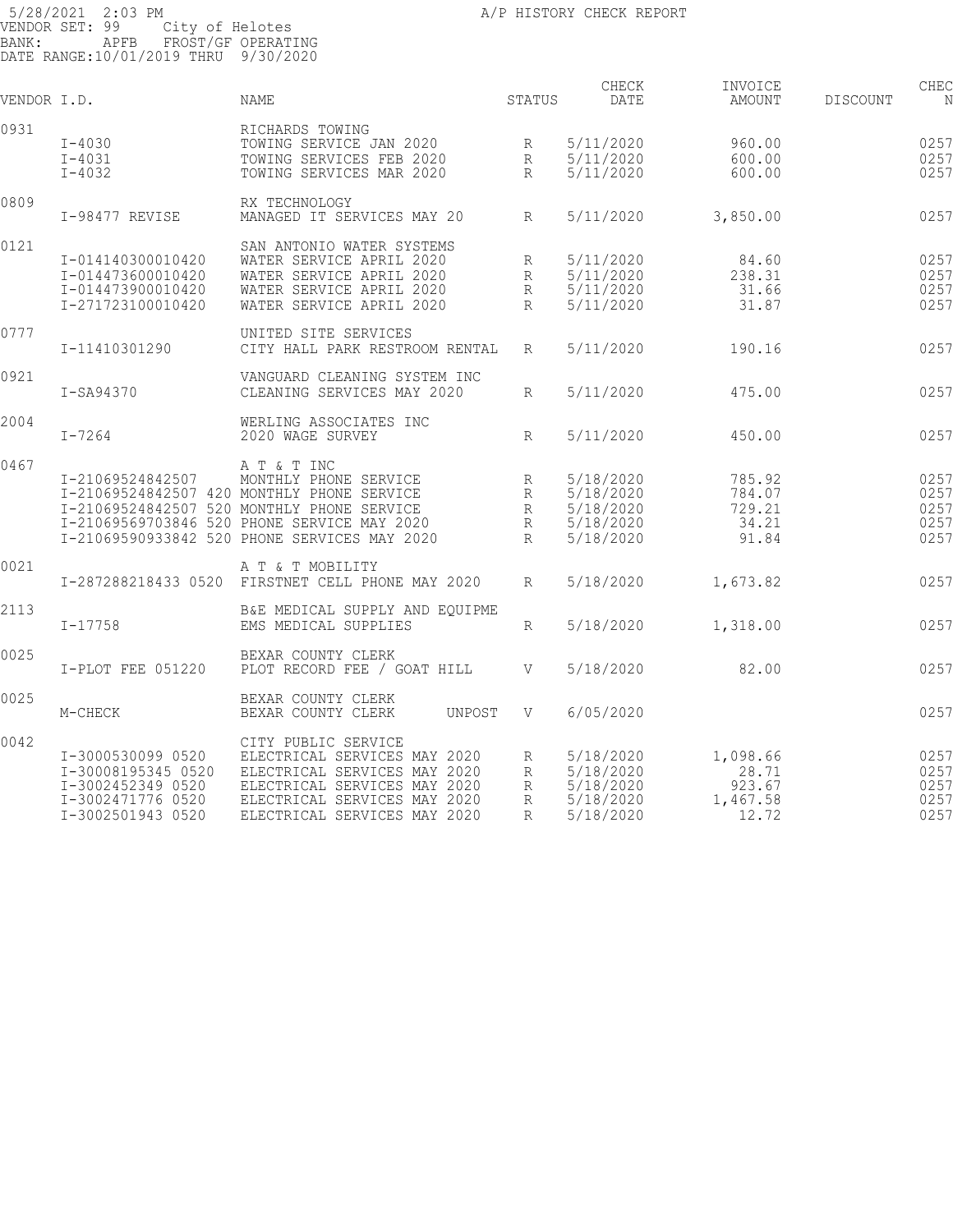5/28/2021 2:03 PM A/P HISTORY CHECK REPORT
VENDOR SET: 99 City of Helotes
BANK: APFB FROST/GF OPERATING
DATE RANGE:10/01/2019 THRU 9/30/2020

| VENDOR I.D. | | NAME | STATUS | CHECK DATE | INVOICE AMOUNT | DISCOUNT | CHEC N |
|---|---|---|---|---|---|---|---|
| 0931 | | RICHARDS TOWING | | | | | |
| | I-4030 | TOWING SERVICE JAN 2020 | R | 5/11/2020 | 960.00 | | 0257 |
| | I-4031 | TOWING SERVICES FEB 2020 | R | 5/11/2020 | 600.00 | | 0257 |
| | I-4032 | TOWING SERVICES MAR 2020 | R | 5/11/2020 | 600.00 | | 0257 |
| 0809 | | RX TECHNOLOGY | | | | | |
| | I-98477 REVISE | MANAGED IT SERVICES MAY 20 | R | 5/11/2020 | 3,850.00 | | 0257 |
| 0121 | | SAN ANTONIO WATER SYSTEMS | | | | | |
| | I-014140300010420 | WATER SERVICE APRIL 2020 | R | 5/11/2020 | 84.60 | | 0257 |
| | I-014473600010420 | WATER SERVICE APRIL 2020 | R | 5/11/2020 | 238.31 | | 0257 |
| | I-014473900010420 | WATER SERVICE APRIL 2020 | R | 5/11/2020 | 31.66 | | 0257 |
| | I-271723100010420 | WATER SERVICE APRIL 2020 | R | 5/11/2020 | 31.87 | | 0257 |
| 0777 | | UNITED SITE SERVICES | | | | | |
| | I-11410301290 | CITY HALL PARK RESTROOM RENTAL | R | 5/11/2020 | 190.16 | | 0257 |
| 0921 | | VANGUARD CLEANING SYSTEM INC | | | | | |
| | I-SA94370 | CLEANING SERVICES MAY 2020 | R | 5/11/2020 | 475.00 | | 0257 |
| 2004 | | WERLING ASSOCIATES INC | | | | | |
| | I-7264 | 2020 WAGE SURVEY | R | 5/11/2020 | 450.00 | | 0257 |
| 0467 | | A T & T INC | | | | | |
| | I-21069524842507 | MONTHLY PHONE SERVICE | R | 5/18/2020 | 785.92 | | 0257 |
| | I-21069524842507 420 | MONTHLY PHONE SERVICE | R | 5/18/2020 | 784.07 | | 0257 |
| | I-21069524842507 520 | MONTHLY PHONE SERVICE | R | 5/18/2020 | 729.21 | | 0257 |
| | I-21069569703846 520 | PHONE SERVICE MAY 2020 | R | 5/18/2020 | 34.21 | | 0257 |
| | I-21069590933842 520 | PHONE SERVICES MAY 2020 | R | 5/18/2020 | 91.84 | | 0257 |
| 0021 | | A T & T MOBILITY | | | | | |
| | I-287288218433 0520 | FIRSTNET CELL PHONE MAY 2020 | R | 5/18/2020 | 1,673.82 | | 0257 |
| 2113 | | B&E MEDICAL SUPPLY AND EQUIPME | | | | | |
| | I-17758 | EMS MEDICAL SUPPLIES | R | 5/18/2020 | 1,318.00 | | 0257 |
| 0025 | | BEXAR COUNTY CLERK | | | | | |
| | I-PLOT FEE 051220 | PLOT RECORD FEE / GOAT HILL | V | 5/18/2020 | 82.00 | | 0257 |
| 0025 | | BEXAR COUNTY CLERK | | | | | |
| | M-CHECK | BEXAR COUNTY CLERK UNPOST | V | 6/05/2020 | | | 0257 |
| 0042 | | CITY PUBLIC SERVICE | | | | | |
| | I-3000530099 0520 | ELECTRICAL SERVICES MAY 2020 | R | 5/18/2020 | 1,098.66 | | 0257 |
| | I-30008195345 0520 | ELECTRICAL SERVICES MAY 2020 | R | 5/18/2020 | 28.71 | | 0257 |
| | I-3002452349 0520 | ELECTRICAL SERVICES MAY 2020 | R | 5/18/2020 | 923.67 | | 0257 |
| | I-3002471776 0520 | ELECTRICAL SERVICES MAY 2020 | R | 5/18/2020 | 1,467.58 | | 0257 |
| | I-3002501943 0520 | ELECTRICAL SERVICES MAY 2020 | R | 5/18/2020 | 12.72 | | 0257 |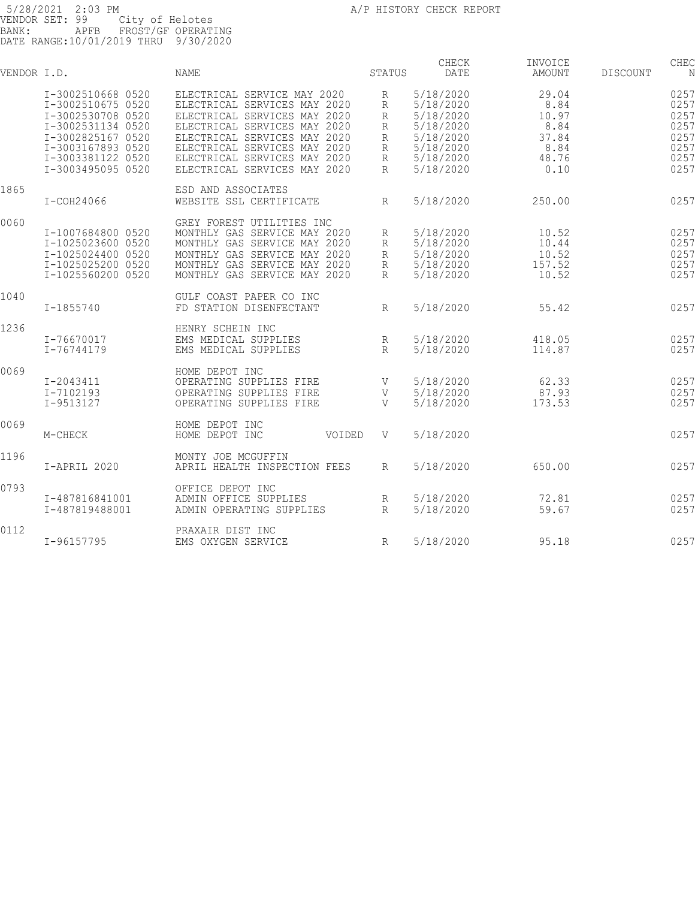5/28/2021 2:03 PM A/P HISTORY CHECK REPORT
VENDOR SET: 99 City of Helotes
BANK: APFB FROST/GF OPERATING
DATE RANGE:10/01/2019 THRU 9/30/2020

| VENDOR | I.D. | NAME | STATUS | CHECK DATE | INVOICE AMOUNT | DISCOUNT | CHEC N |
|---|---|---|---|---|---|---|---|
| | I-3002510668 0520 | ELECTRICAL SERVICE MAY 2020 | R | 5/18/2020 | 29.04 | | 0257 |
| | I-3002510675 0520 | ELECTRICAL SERVICES MAY 2020 | R | 5/18/2020 | 8.84 | | 0257 |
| | I-3002530708 0520 | ELECTRICAL SERVICES MAY 2020 | R | 5/18/2020 | 10.97 | | 0257 |
| | I-3002531134 0520 | ELECTRICAL SERVICES MAY 2020 | R | 5/18/2020 | 8.84 | | 0257 |
| | I-3002825167 0520 | ELECTRICAL SERVICES MAY 2020 | R | 5/18/2020 | 37.84 | | 0257 |
| | I-3003167893 0520 | ELECTRICAL SERVICES MAY 2020 | R | 5/18/2020 | 8.84 | | 0257 |
| | I-3003381122 0520 | ELECTRICAL SERVICES MAY 2020 | R | 5/18/2020 | 48.76 | | 0257 |
| | I-3003495095 0520 | ELECTRICAL SERVICES MAY 2020 | R | 5/18/2020 | 0.10 | | 0257 |
| 1865 | | ESD AND ASSOCIATES | | | | | |
| | I-COH24066 | WEBSITE SSL CERTIFICATE | R | 5/18/2020 | 250.00 | | 0257 |
| 0060 | | GREY FOREST UTILITIES INC | | | | | |
| | I-1007684800 0520 | MONTHLY GAS SERVICE MAY 2020 | R | 5/18/2020 | 10.52 | | 0257 |
| | I-1025023600 0520 | MONTHLY GAS SERVICE MAY 2020 | R | 5/18/2020 | 10.44 | | 0257 |
| | I-1025024400 0520 | MONTHLY GAS SERVICE MAY 2020 | R | 5/18/2020 | 10.52 | | 0257 |
| | I-1025025200 0520 | MONTHLY GAS SERVICE MAY 2020 | R | 5/18/2020 | 157.52 | | 0257 |
| | I-1025560200 0520 | MONTHLY GAS SERVICE MAY 2020 | R | 5/18/2020 | 10.52 | | 0257 |
| 1040 | | GULF COAST PAPER CO INC | | | | | |
| | I-1855740 | FD STATION DISENFECTANT | R | 5/18/2020 | 55.42 | | 0257 |
| 1236 | | HENRY SCHEIN INC | | | | | |
| | I-76670017 | EMS MEDICAL SUPPLIES | R | 5/18/2020 | 418.05 | | 0257 |
| | I-76744179 | EMS MEDICAL SUPPLIES | R | 5/18/2020 | 114.87 | | 0257 |
| 0069 | | HOME DEPOT INC | | | | | |
| | I-2043411 | OPERATING SUPPLIES FIRE | V | 5/18/2020 | 62.33 | | 0257 |
| | I-7102193 | OPERATING SUPPLIES FIRE | V | 5/18/2020 | 87.93 | | 0257 |
| | I-9513127 | OPERATING SUPPLIES FIRE | V | 5/18/2020 | 173.53 | | 0257 |
| 0069 | | HOME DEPOT INC | | | | | |
| | M-CHECK | HOME DEPOT INC VOIDED | V | 5/18/2020 | | | 0257 |
| 1196 | | MONTY JOE MCGUFFIN | | | | | |
| | I-APRIL 2020 | APRIL HEALTH INSPECTION FEES | R | 5/18/2020 | 650.00 | | 0257 |
| 0793 | | OFFICE DEPOT INC | | | | | |
| | I-487816841001 | ADMIN OFFICE SUPPLIES | R | 5/18/2020 | 72.81 | | 0257 |
| | I-487819488001 | ADMIN OPERATING SUPPLIES | R | 5/18/2020 | 59.67 | | 0257 |
| 0112 | | PRAXAIR DIST INC | | | | | |
| | I-96157795 | EMS OXYGEN SERVICE | R | 5/18/2020 | 95.18 | | 0257 |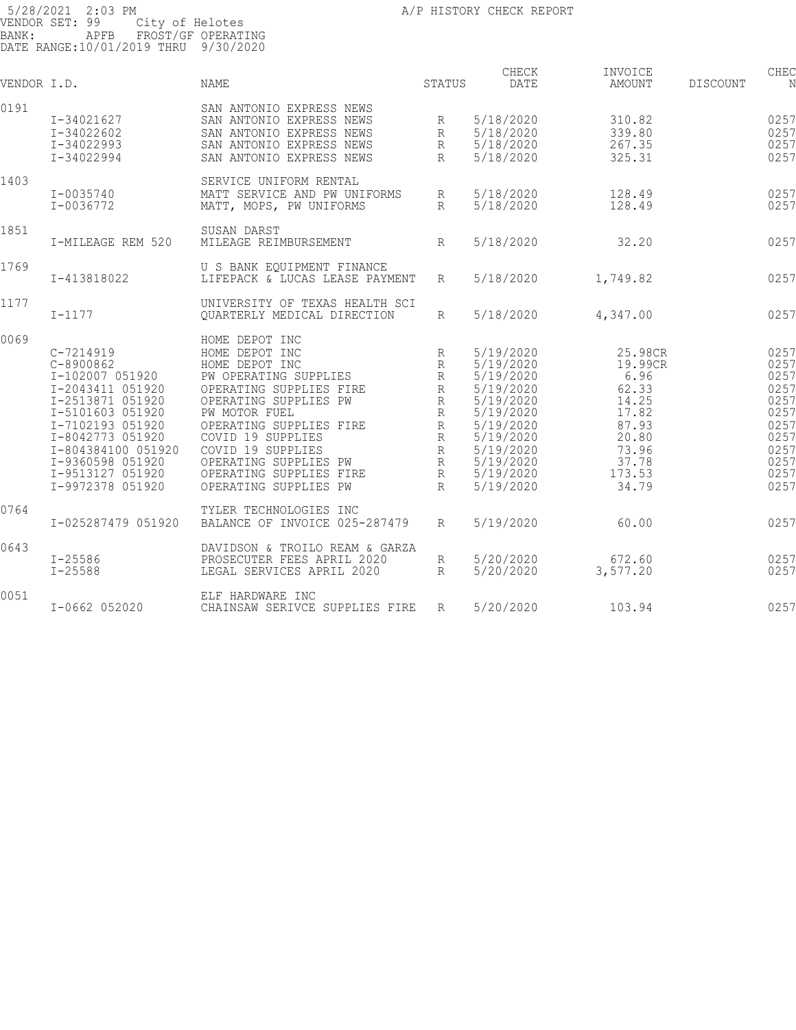5/28/2021 2:03 PM A/P HISTORY CHECK REPORT
VENDOR SET: 99 City of Helotes
BANK: APFB FROST/GF OPERATING
DATE RANGE:10/01/2019 THRU 9/30/2020

| VENDOR I.D. | | NAME | STATUS | CHECK DATE | INVOICE AMOUNT | DISCOUNT | CHEC N |
|---|---|---|---|---|---|---|---|
| 0191 | | SAN ANTONIO EXPRESS NEWS | | | | | |
| | I-34021627 | SAN ANTONIO EXPRESS NEWS | R | 5/18/2020 | 310.82 | | 0257 |
| | I-34022602 | SAN ANTONIO EXPRESS NEWS | R | 5/18/2020 | 339.80 | | 0257 |
| | I-34022993 | SAN ANTONIO EXPRESS NEWS | R | 5/18/2020 | 267.35 | | 0257 |
| | I-34022994 | SAN ANTONIO EXPRESS NEWS | R | 5/18/2020 | 325.31 | | 0257 |
| 1403 | | SERVICE UNIFORM RENTAL | | | | | |
| | I-0035740 | MATT SERVICE AND PW UNIFORMS | R | 5/18/2020 | 128.49 | | 0257 |
| | I-0036772 | MATT, MOPS, PW UNIFORMS | R | 5/18/2020 | 128.49 | | 0257 |
| 1851 | | SUSAN DARST | | | | | |
| | I-MILEAGE REM 520 | MILEAGE REIMBURSEMENT | R | 5/18/2020 | 32.20 | | 0257 |
| 1769 | | U S BANK EQUIPMENT FINANCE | | | | | |
| | I-413818022 | LIFEPACK & LUCAS LEASE PAYMENT | R | 5/18/2020 | 1,749.82 | | 0257 |
| 1177 | | UNIVERSITY OF TEXAS HEALTH SCI | | | | | |
| | I-1177 | QUARTERLY MEDICAL DIRECTION | R | 5/18/2020 | 4,347.00 | | 0257 |
| 0069 | | HOME DEPOT INC | | | | | |
| | C-7214919 | HOME DEPOT INC | R | 5/19/2020 | 25.98CR | | 0257 |
| | C-8900862 | HOME DEPOT INC | R | 5/19/2020 | 19.99CR | | 0257 |
| | I-102007 051920 | PW OPERATING SUPPLIES | R | 5/19/2020 | 6.96 | | 0257 |
| | I-2043411 051920 | OPERATING SUPPLIES FIRE | R | 5/19/2020 | 62.33 | | 0257 |
| | I-2513871 051920 | OPERATING SUPPLIES PW | R | 5/19/2020 | 14.25 | | 0257 |
| | I-5101603 051920 | PW MOTOR FUEL | R | 5/19/2020 | 17.82 | | 0257 |
| | I-7102193 051920 | OPERATING SUPPLIES FIRE | R | 5/19/2020 | 87.93 | | 0257 |
| | I-8042773 051920 | COVID 19 SUPPLIES | R | 5/19/2020 | 20.80 | | 0257 |
| | I-804384100 051920 | COVID 19 SUPPLIES | R | 5/19/2020 | 73.96 | | 0257 |
| | I-9360598 051920 | OPERATING SUPPLIES PW | R | 5/19/2020 | 37.78 | | 0257 |
| | I-9513127 051920 | OPERATING SUPPLIES FIRE | R | 5/19/2020 | 173.53 | | 0257 |
| | I-9972378 051920 | OPERATING SUPPLIES PW | R | 5/19/2020 | 34.79 | | 0257 |
| 0764 | | TYLER TECHNOLOGIES INC | | | | | |
| | I-025287479 051920 | BALANCE OF INVOICE 025-287479 | R | 5/19/2020 | 60.00 | | 0257 |
| 0643 | | DAVIDSON & TROILO REAM & GARZA | | | | | |
| | I-25586 | PROSECUTER FEES APRIL 2020 | R | 5/20/2020 | 672.60 | | 0257 |
| | I-25588 | LEGAL SERVICES APRIL 2020 | R | 5/20/2020 | 3,577.20 | | 0257 |
| 0051 | | ELF HARDWARE INC | | | | | |
| | I-0662 052020 | CHAINSAW SERIVCE SUPPLIES FIRE | R | 5/20/2020 | 103.94 | | 0257 |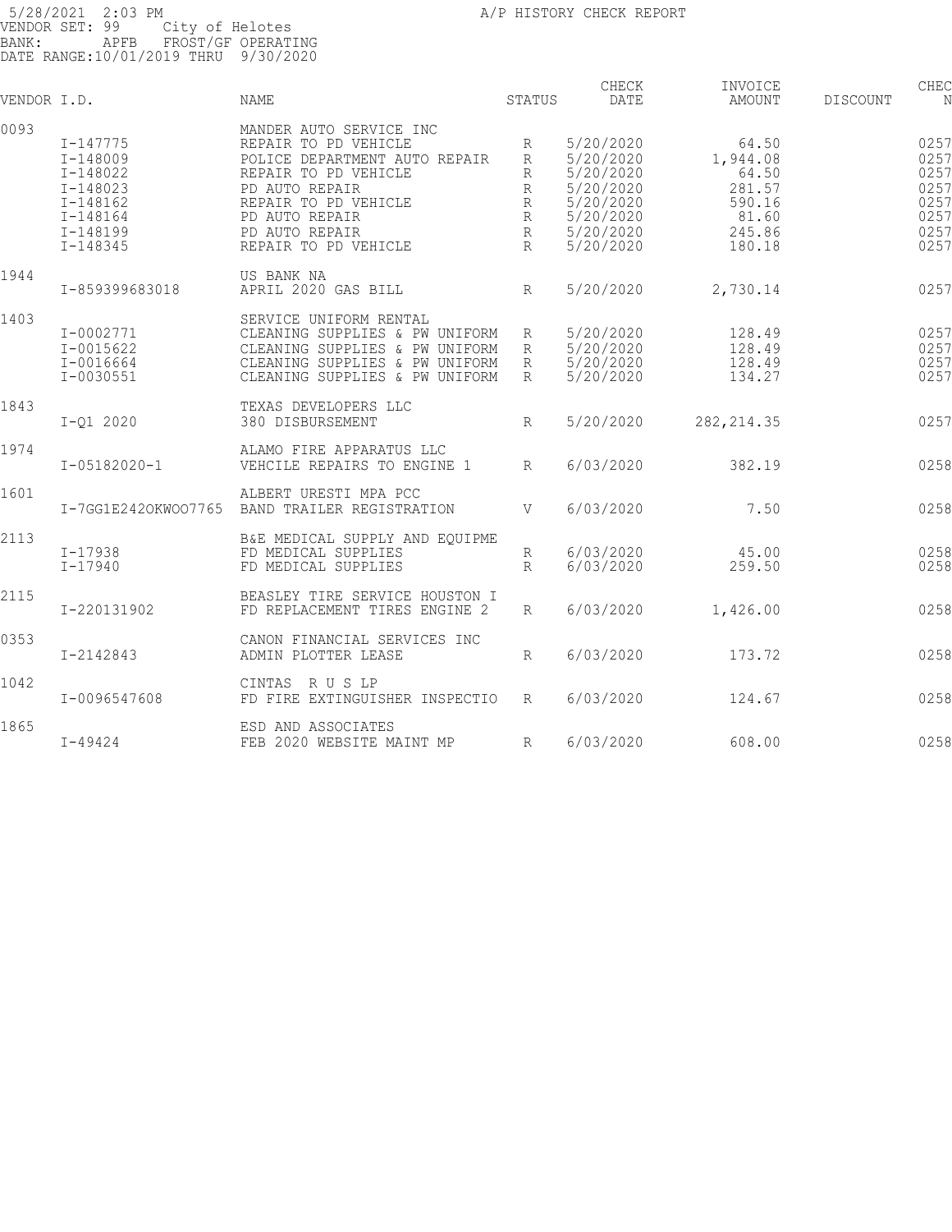5/28/2021 2:03 PM A/P HISTORY CHECK REPORT
VENDOR SET: 99 City of Helotes
BANK: APFB FROST/GF OPERATING
DATE RANGE:10/01/2019 THRU 9/30/2020

| VENDOR I.D. | | NAME | STATUS | CHECK DATE | INVOICE AMOUNT | DISCOUNT | CHEC N |
|---|---|---|---|---|---|---|---|
| 0093 | | MANDER AUTO SERVICE INC | | | | | |
| | I-147775 | REPAIR TO PD VEHICLE | R | 5/20/2020 | 64.50 | | 0257 |
| | I-148009 | POLICE DEPARTMENT AUTO REPAIR | R | 5/20/2020 | 1,944.08 | | 0257 |
| | I-148022 | REPAIR TO PD VEHICLE | R | 5/20/2020 | 64.50 | | 0257 |
| | I-148023 | PD AUTO REPAIR | R | 5/20/2020 | 281.57 | | 0257 |
| | I-148162 | REPAIR TO PD VEHICLE | R | 5/20/2020 | 590.16 | | 0257 |
| | I-148164 | PD AUTO REPAIR | R | 5/20/2020 | 81.60 | | 0257 |
| | I-148199 | PD AUTO REPAIR | R | 5/20/2020 | 245.86 | | 0257 |
| | I-148345 | REPAIR TO PD VEHICLE | R | 5/20/2020 | 180.18 | | 0257 |
| 1944 | | US BANK NA | | | | | |
| | I-859399683018 | APRIL 2020 GAS BILL | R | 5/20/2020 | 2,730.14 | | 0257 |
| 1403 | | SERVICE UNIFORM RENTAL | | | | | |
| | I-0002771 | CLEANING SUPPLIES & PW UNIFORM | R | 5/20/2020 | 128.49 | | 0257 |
| | I-0015622 | CLEANING SUPPLIES & PW UNIFORM | R | 5/20/2020 | 128.49 | | 0257 |
| | I-0016664 | CLEANING SUPPLIES & PW UNIFORM | R | 5/20/2020 | 128.49 | | 0257 |
| | I-0030551 | CLEANING SUPPLIES & PW UNIFORM | R | 5/20/2020 | 134.27 | | 0257 |
| 1843 | | TEXAS DEVELOPERS LLC | | | | | |
| | I-Q1 2020 | 380 DISBURSEMENT | R | 5/20/2020 | 282,214.35 | | 0257 |
| 1974 | | ALAMO FIRE APPARATUS LLC | | | | | |
| | I-05182020-1 | VEHCILE REPAIRS TO ENGINE 1 | R | 6/03/2020 | 382.19 | | 0258 |
| 1601 | | ALBERT URESTI MPA PCC | | | | | |
| | I-7GG1E242OKWOO7765 | BAND TRAILER REGISTRATION | V | 6/03/2020 | 7.50 | | 0258 |
| 2113 | | B&E MEDICAL SUPPLY AND EQUIPME | | | | | |
| | I-17938 | FD MEDICAL SUPPLIES | R | 6/03/2020 | 45.00 | | 0258 |
| | I-17940 | FD MEDICAL SUPPLIES | R | 6/03/2020 | 259.50 | | 0258 |
| 2115 | | BEASLEY TIRE SERVICE HOUSTON I | | | | | |
| | I-220131902 | FD REPLACEMENT TIRES ENGINE 2 | R | 6/03/2020 | 1,426.00 | | 0258 |
| 0353 | | CANON FINANCIAL SERVICES INC | | | | | |
| | I-2142843 | ADMIN PLOTTER LEASE | R | 6/03/2020 | 173.72 | | 0258 |
| 1042 | | CINTAS R U S LP | | | | | |
| | I-0096547608 | FD FIRE EXTINGUISHER INSPECTIO | R | 6/03/2020 | 124.67 | | 0258 |
| 1865 | | ESD AND ASSOCIATES | | | | | |
| | I-49424 | FEB 2020 WEBSITE MAINT MP | R | 6/03/2020 | 608.00 | | 0258 |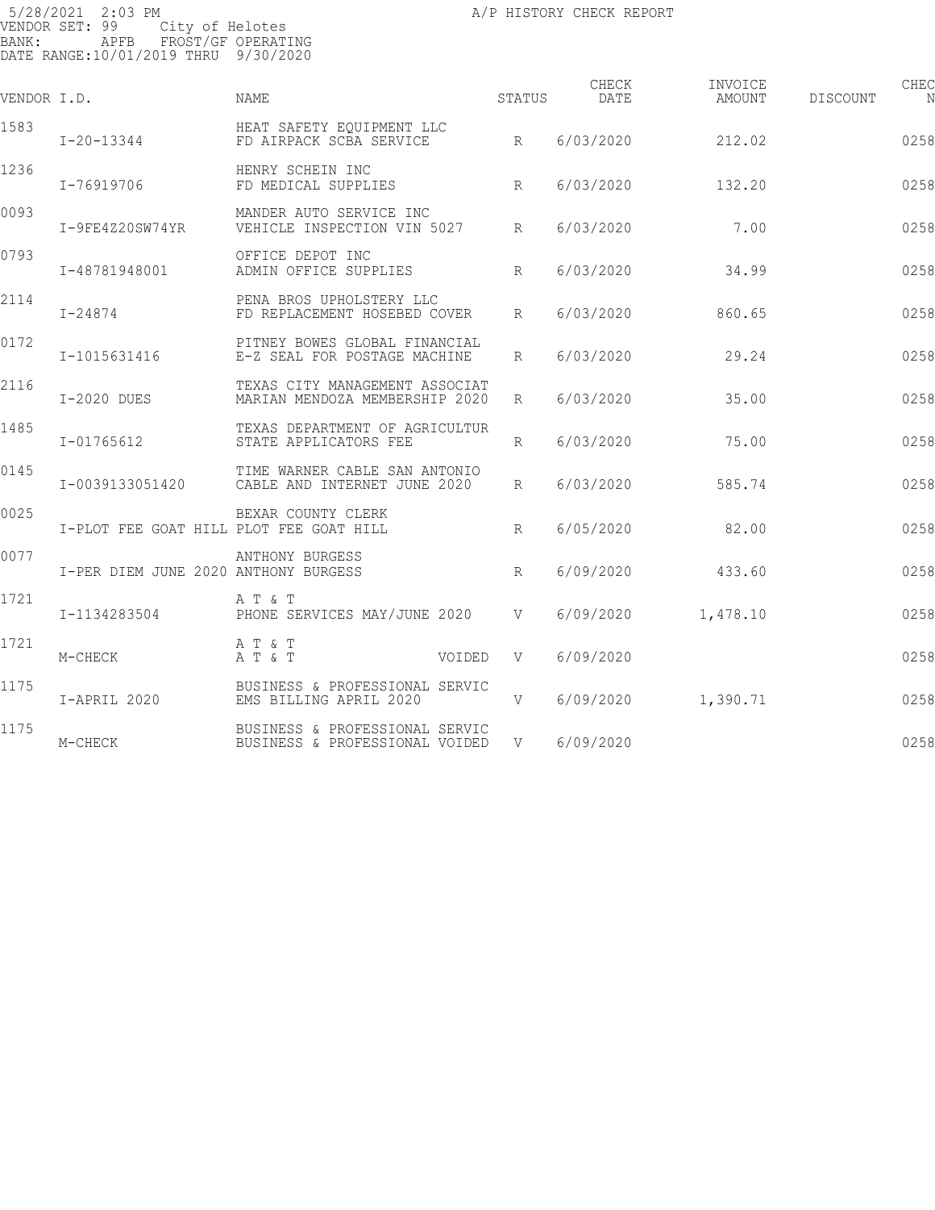5/28/2021 2:03 PM A/P HISTORY CHECK REPORT
VENDOR SET: 99 City of Helotes
BANK: APFB FROST/GF OPERATING
DATE RANGE:10/01/2019 THRU 9/30/2020

| VENDOR I.D. | | NAME | STATUS | CHECK DATE | INVOICE AMOUNT | DISCOUNT | CHEC N |
|---|---|---|---|---|---|---|---|
| 1583 | | HEAT SAFETY EQUIPMENT LLC | | | | | |
| | I-20-13344 | FD AIRPACK SCBA SERVICE | R | 6/03/2020 | 212.02 | | 0258 |
| 1236 | | HENRY SCHEIN INC | | | | | |
| | I-76919706 | FD MEDICAL SUPPLIES | R | 6/03/2020 | 132.20 | | 0258 |
| 0093 | | MANDER AUTO SERVICE INC | | | | | |
| | I-9FE4Z20SW74YR | VEHICLE INSPECTION VIN 5027 | R | 6/03/2020 | 7.00 | | 0258 |
| 0793 | | OFFICE DEPOT INC | | | | | |
| | I-48781948001 | ADMIN OFFICE SUPPLIES | R | 6/03/2020 | 34.99 | | 0258 |
| 2114 | | PENA BROS UPHOLSTERY LLC | | | | | |
| | I-24874 | FD REPLACEMENT HOSEBED COVER | R | 6/03/2020 | 860.65 | | 0258 |
| 0172 | | PITNEY BOWES GLOBAL FINANCIAL | | | | | |
| | I-1015631416 | E-Z SEAL FOR POSTAGE MACHINE | R | 6/03/2020 | 29.24 | | 0258 |
| 2116 | | TEXAS CITY MANAGEMENT ASSOCIAT | | | | | |
| | I-2020 DUES | MARIAN MENDOZA MEMBERSHIP 2020 | R | 6/03/2020 | 35.00 | | 0258 |
| 1485 | | TEXAS DEPARTMENT OF AGRICULTUR | | | | | |
| | I-01765612 | STATE APPLICATORS FEE | R | 6/03/2020 | 75.00 | | 0258 |
| 0145 | | TIME WARNER CABLE SAN ANTONIO | | | | | |
| | I-0039133051420 | CABLE AND INTERNET JUNE 2020 | R | 6/03/2020 | 585.74 | | 0258 |
| 0025 | | BEXAR COUNTY CLERK | | | | | |
| | I-PLOT FEE GOAT HILL | PLOT FEE GOAT HILL | R | 6/05/2020 | 82.00 | | 0258 |
| 0077 | | ANTHONY BURGESS | | | | | |
| | I-PER DIEM JUNE 2020 | ANTHONY BURGESS | R | 6/09/2020 | 433.60 | | 0258 |
| 1721 | | A T & T | | | | | |
| | I-1134283504 | PHONE SERVICES MAY/JUNE 2020 | V | 6/09/2020 | 1,478.10 | | 0258 |
| 1721 | | A T & T | | | | | |
| | M-CHECK | A T & T VOIDED | V | 6/09/2020 | | | 0258 |
| 1175 | | BUSINESS & PROFESSIONAL SERVIC | | | | | |
| | I-APRIL 2020 | EMS BILLING APRIL 2020 | V | 6/09/2020 | 1,390.71 | | 0258 |
| 1175 | | BUSINESS & PROFESSIONAL SERVIC | | | | | |
| | M-CHECK | BUSINESS & PROFESSIONAL VOIDED | V | 6/09/2020 | | | 0258 |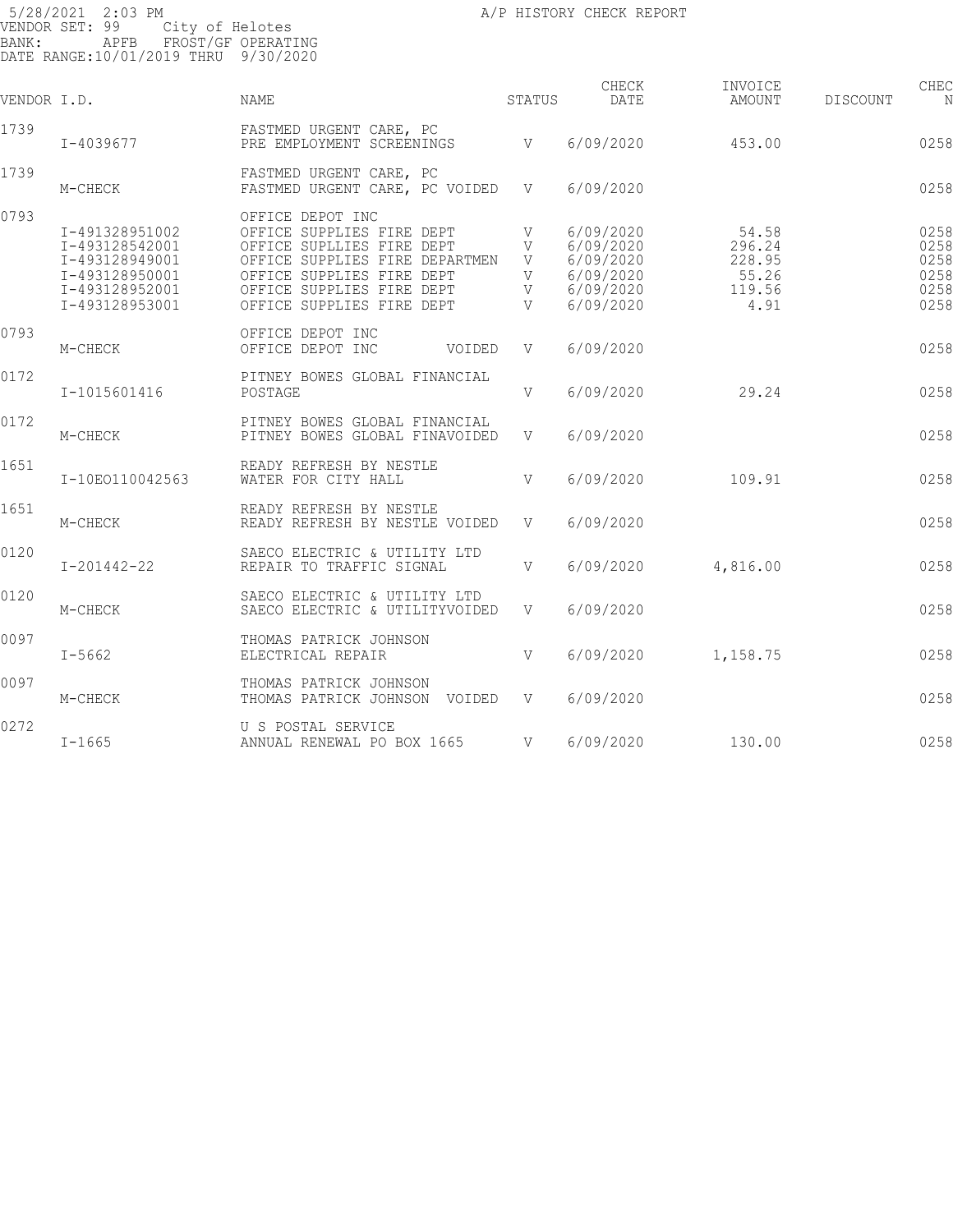5/28/2021 2:03 PM
VENDOR SET: 99 City of Helotes
BANK: APFB FROST/GF OPERATING
DATE RANGE:10/01/2019 THRU 9/30/2020

A/P HISTORY CHECK REPORT

| VENDOR I.D. | | NAME | STATUS | CHECK DATE | INVOICE AMOUNT | DISCOUNT | CHEC N |
|---|---|---|---|---|---|---|---|
| 1739 | | FASTMED URGENT CARE, PC | | | | | |
| | I-4039677 | PRE EMPLOYMENT SCREENINGS | V | 6/09/2020 | 453.00 | | 0258 |
| 1739 | | FASTMED URGENT CARE, PC | | | | | |
| | M-CHECK | FASTMED URGENT CARE, PC VOIDED | V | 6/09/2020 | | | 0258 |
| 0793 | | OFFICE DEPOT INC | | | | | |
| | I-491328951002 | OFFICE SUPPLIES FIRE DEPT | V | 6/09/2020 | 54.58 | | 0258 |
| | I-493128542001 | OFFICE SUPLLIES FIRE DEPT | V | 6/09/2020 | 296.24 | | 0258 |
| | I-493128949001 | OFFICE SUPPLIES FIRE DEPARTMEN | V | 6/09/2020 | 228.95 | | 0258 |
| | I-493128950001 | OFFICE SUPPLIES FIRE DEPT | V | 6/09/2020 | 55.26 | | 0258 |
| | I-493128952001 | OFFICE SUPPLIES FIRE DEPT | V | 6/09/2020 | 119.56 | | 0258 |
| | I-493128953001 | OFFICE SUPPLIES FIRE DEPT | V | 6/09/2020 | 4.91 | | 0258 |
| 0793 | | OFFICE DEPOT INC | | | | | |
| | M-CHECK | OFFICE DEPOT INC VOIDED | V | 6/09/2020 | | | 0258 |
| 0172 | | PITNEY BOWES GLOBAL FINANCIAL | | | | | |
| | I-1015601416 | POSTAGE | V | 6/09/2020 | 29.24 | | 0258 |
| 0172 | | PITNEY BOWES GLOBAL FINANCIAL | | | | | |
| | M-CHECK | PITNEY BOWES GLOBAL FINAVOIDED | V | 6/09/2020 | | | 0258 |
| 1651 | | READY REFRESH BY NESTLE | | | | | |
| | I-10EO110042563 | WATER FOR CITY HALL | V | 6/09/2020 | 109.91 | | 0258 |
| 1651 | | READY REFRESH BY NESTLE | | | | | |
| | M-CHECK | READY REFRESH BY NESTLE VOIDED | V | 6/09/2020 | | | 0258 |
| 0120 | | SAECO ELECTRIC & UTILITY LTD | | | | | |
| | I-201442-22 | REPAIR TO TRAFFIC SIGNAL | V | 6/09/2020 | 4,816.00 | | 0258 |
| 0120 | | SAECO ELECTRIC & UTILITY LTD | | | | | |
| | M-CHECK | SAECO ELECTRIC & UTILITYVOIDED | V | 6/09/2020 | | | 0258 |
| 0097 | | THOMAS PATRICK JOHNSON | | | | | |
| | I-5662 | ELECTRICAL REPAIR | V | 6/09/2020 | 1,158.75 | | 0258 |
| 0097 | | THOMAS PATRICK JOHNSON | | | | | |
| | M-CHECK | THOMAS PATRICK JOHNSON VOIDED | V | 6/09/2020 | | | 0258 |
| 0272 | | U S POSTAL SERVICE | | | | | |
| | I-1665 | ANNUAL RENEWAL PO BOX 1665 | V | 6/09/2020 | 130.00 | | 0258 |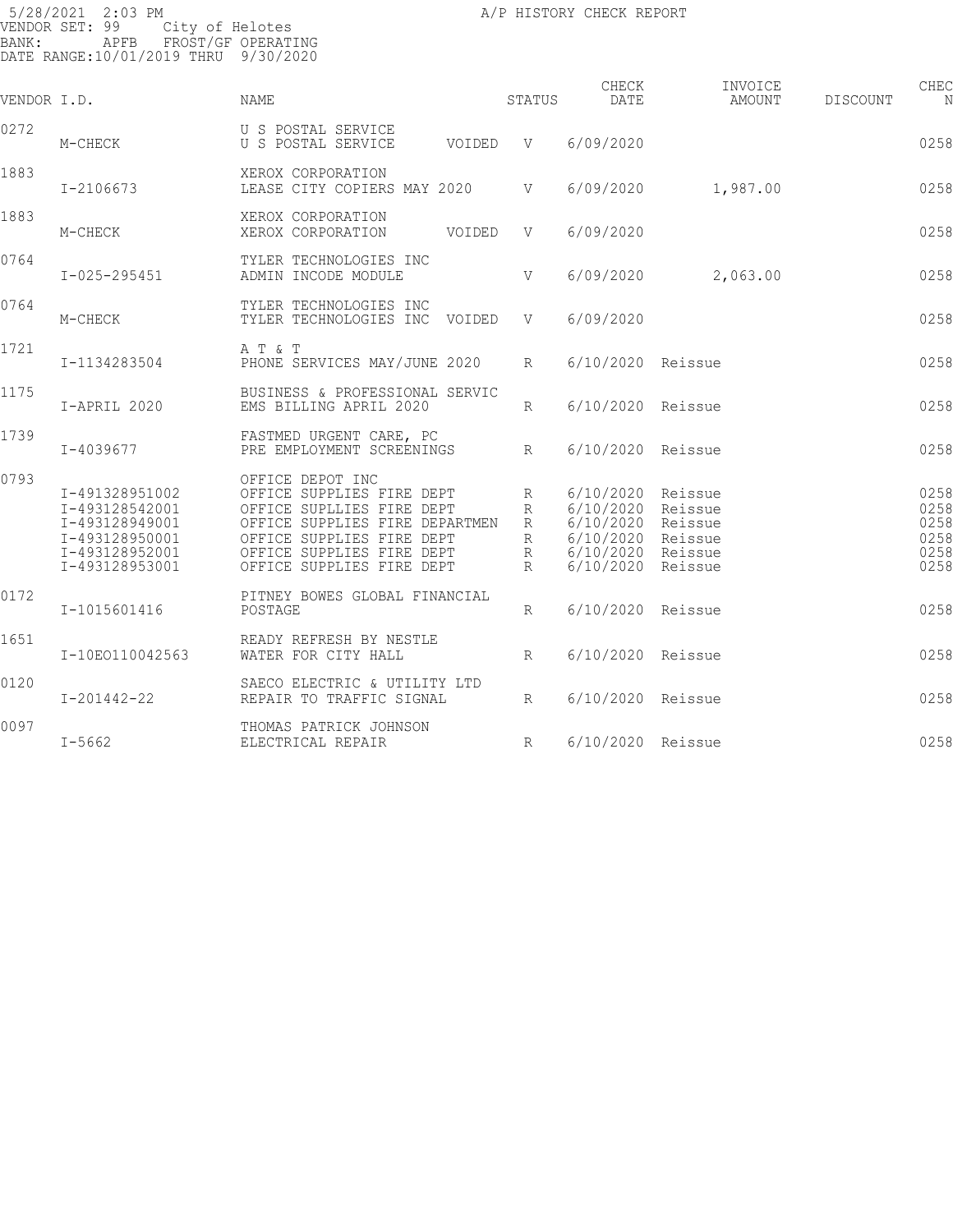5/28/2021 2:03 PM

A/P HISTORY CHECK REPORT

VENDOR SET: 99 City of Helotes
BANK: APFB FROST/GF OPERATING
DATE RANGE:10/01/2019 THRU 9/30/2020

| VENDOR I.D. | | NAME | | STATUS | CHECK DATE | INVOICE AMOUNT | DISCOUNT | CHEC N |
|---|---|---|---|---|---|---|---|---|
| 0272 | | U S POSTAL SERVICE | | | | | | |
| | M-CHECK | U S POSTAL SERVICE | VOIDED | V | 6/09/2020 | | | 0258 |
| 1883 | | XEROX CORPORATION | | | | | | |
| | I-2106673 | LEASE CITY COPIERS MAY 2020 | | V | 6/09/2020 | 1,987.00 | | 0258 |
| 1883 | | XEROX CORPORATION | | | | | | |
| | M-CHECK | XEROX CORPORATION | VOIDED | V | 6/09/2020 | | | 0258 |
| 0764 | | TYLER TECHNOLOGIES INC | | | | | | |
| | I-025-295451 | ADMIN INCODE MODULE | | V | 6/09/2020 | 2,063.00 | | 0258 |
| 0764 | | TYLER TECHNOLOGIES INC | | | | | | |
| | M-CHECK | TYLER TECHNOLOGIES INC | VOIDED | V | 6/09/2020 | | | 0258 |
| 1721 | | A T & T | | | | | | |
| | I-1134283504 | PHONE SERVICES MAY/JUNE 2020 | | R | 6/10/2020 | Reissue | | 0258 |
| 1175 | | BUSINESS & PROFESSIONAL SERVIC | | | | | | |
| | I-APRIL 2020 | EMS BILLING APRIL 2020 | | R | 6/10/2020 | Reissue | | 0258 |
| 1739 | | FASTMED URGENT CARE, PC | | | | | | |
| | I-4039677 | PRE EMPLOYMENT SCREENINGS | | R | 6/10/2020 | Reissue | | 0258 |
| 0793 | | OFFICE DEPOT INC | | | | | | |
| | I-491328951002 | OFFICE SUPPLIES FIRE DEPT | | R | 6/10/2020 | Reissue | | 0258 |
| | I-493128542001 | OFFICE SUPLLIES FIRE DEPT | | R | 6/10/2020 | Reissue | | 0258 |
| | I-493128949001 | OFFICE SUPPLIES FIRE DEPARTMEN | | R | 6/10/2020 | Reissue | | 0258 |
| | I-493128950001 | OFFICE SUPPLIES FIRE DEPT | | R | 6/10/2020 | Reissue | | 0258 |
| | I-493128952001 | OFFICE SUPPLIES FIRE DEPT | | R | 6/10/2020 | Reissue | | 0258 |
| | I-493128953001 | OFFICE SUPPLIES FIRE DEPT | | R | 6/10/2020 | Reissue | | 0258 |
| 0172 | | PITNEY BOWES GLOBAL FINANCIAL | | | | | | |
| | I-1015601416 | POSTAGE | | R | 6/10/2020 | Reissue | | 0258 |
| 1651 | | READY REFRESH BY NESTLE | | | | | | |
| | I-10EO110042563 | WATER FOR CITY HALL | | R | 6/10/2020 | Reissue | | 0258 |
| 0120 | | SAECO ELECTRIC & UTILITY LTD | | | | | | |
| | I-201442-22 | REPAIR TO TRAFFIC SIGNAL | | R | 6/10/2020 | Reissue | | 0258 |
| 0097 | | THOMAS PATRICK JOHNSON | | | | | | |
| | I-5662 | ELECTRICAL REPAIR | | R | 6/10/2020 | Reissue | | 0258 |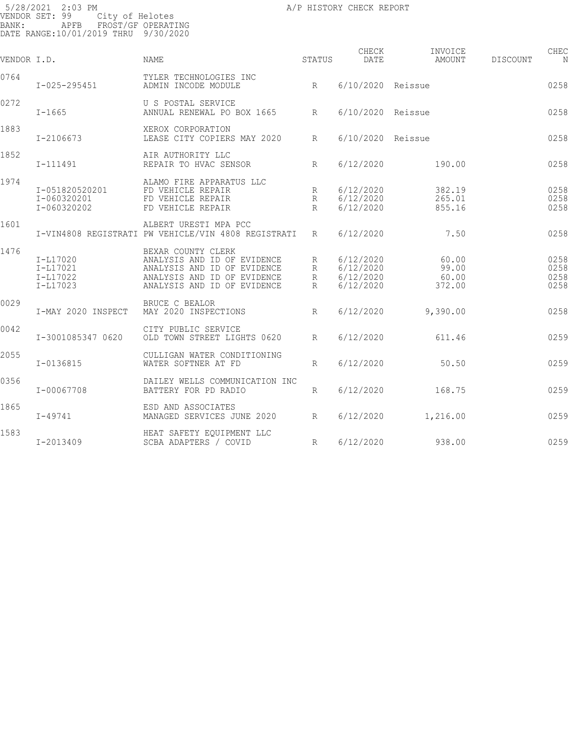5/28/2021 2:03 PM
A/P HISTORY CHECK REPORT
VENDOR SET: 99 City of Helotes
BANK: APFB FROST/GF OPERATING
DATE RANGE:10/01/2019 THRU 9/30/2020

| VENDOR I.D. | | NAME | STATUS | CHECK DATE | INVOICE AMOUNT | DISCOUNT | CHEC N |
|---|---|---|---|---|---|---|---|
| 0764 | | TYLER TECHNOLOGIES INC | | | | | |
| | I-025-295451 | ADMIN INCODE MODULE | R | 6/10/2020 | Reissue | | 0258 |
| 0272 | | U S POSTAL SERVICE | | | | | |
| | I-1665 | ANNUAL RENEWAL PO BOX 1665 | R | 6/10/2020 | Reissue | | 0258 |
| 1883 | | XEROX CORPORATION | | | | | |
| | I-2106673 | LEASE CITY COPIERS MAY 2020 | R | 6/10/2020 | Reissue | | 0258 |
| 1852 | | AIR AUTHORITY LLC | | | | | |
| | I-111491 | REPAIR TO HVAC SENSOR | R | 6/12/2020 | 190.00 | | 0258 |
| 1974 | | ALAMO FIRE APPARATUS LLC | | | | | |
| | I-051820520201 | FD VEHICLE REPAIR | R | 6/12/2020 | 382.19 | | 0258 |
| | I-060320201 | FD VEHICLE REPAIR | R | 6/12/2020 | 265.01 | | 0258 |
| | I-060320202 | FD VEHICLE REPAIR | R | 6/12/2020 | 855.16 | | 0258 |
| 1601 | | ALBERT URESTI MPA PCC | | | | | |
| | I-VIN4808 REGISTRATI | PW VEHICLE/VIN 4808 REGISTRATI | R | 6/12/2020 | 7.50 | | 0258 |
| 1476 | | BEXAR COUNTY CLERK | | | | | |
| | I-L17020 | ANALYSIS AND ID OF EVIDENCE | R | 6/12/2020 | 60.00 | | 0258 |
| | I-L17021 | ANALYSIS AND ID OF EVIDENCE | R | 6/12/2020 | 99.00 | | 0258 |
| | I-L17022 | ANALYSIS AND ID OF EVIDENCE | R | 6/12/2020 | 60.00 | | 0258 |
| | I-L17023 | ANALYSIS AND ID OF EVIDENCE | R | 6/12/2020 | 372.00 | | 0258 |
| 0029 | | BRUCE C BEALOR | | | | | |
| | I-MAY 2020 INSPECT | MAY 2020 INSPECTIONS | R | 6/12/2020 | 9,390.00 | | 0258 |
| 0042 | | CITY PUBLIC SERVICE | | | | | |
| | I-3001085347 0620 | OLD TOWN STREET LIGHTS 0620 | R | 6/12/2020 | 611.46 | | 0259 |
| 2055 | | CULLIGAN WATER CONDITIONING | | | | | |
| | I-0136815 | WATER SOFTNER AT FD | R | 6/12/2020 | 50.50 | | 0259 |
| 0356 | | DAILEY WELLS COMMUNICATION INC | | | | | |
| | I-00067708 | BATTERY FOR PD RADIO | R | 6/12/2020 | 168.75 | | 0259 |
| 1865 | | ESD AND ASSOCIATES | | | | | |
| | I-49741 | MANAGED SERVICES JUNE 2020 | R | 6/12/2020 | 1,216.00 | | 0259 |
| 1583 | | HEAT SAFETY EQUIPMENT LLC | | | | | |
| | I-2013409 | SCBA ADAPTERS / COVID | R | 6/12/2020 | 938.00 | | 0259 |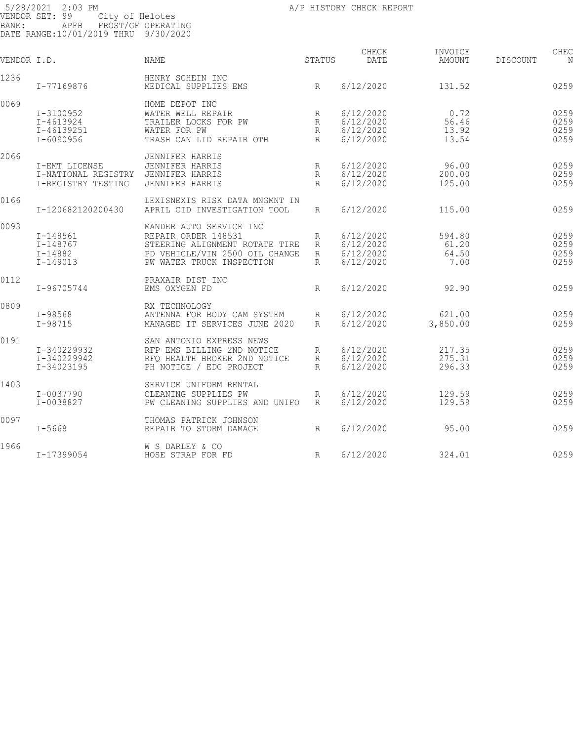5/28/2021 2:03 PM A/P HISTORY CHECK REPORT
VENDOR SET: 99 City of Helotes
BANK: APFB FROST/GF OPERATING
DATE RANGE:10/01/2019 THRU 9/30/2020

| VENDOR I.D. | | NAME | STATUS | CHECK DATE | INVOICE AMOUNT | DISCOUNT | CHEC N |
|---|---|---|---|---|---|---|---|
| 1236 | | HENRY SCHEIN INC | | | | | |
| | I-77169876 | MEDICAL SUPPLIES EMS | R | 6/12/2020 | 131.52 | | 0259 |
| 0069 | | HOME DEPOT INC | | | | | |
| | I-3100952 | WATER WELL REPAIR | R | 6/12/2020 | 0.72 | | 0259 |
| | I-4613924 | TRAILER LOCKS FOR PW | R | 6/12/2020 | 56.46 | | 0259 |
| | I-46139251 | WATER FOR PW | R | 6/12/2020 | 13.92 | | 0259 |
| | I-6090956 | TRASH CAN LID REPAIR OTH | R | 6/12/2020 | 13.54 | | 0259 |
| 2066 | | JENNIFER HARRIS | | | | | |
| | I-EMT LICENSE | JENNIFER HARRIS | R | 6/12/2020 | 96.00 | | 0259 |
| | I-NATIONAL REGISTRY | JENNIFER HARRIS | R | 6/12/2020 | 200.00 | | 0259 |
| | I-REGISTRY TESTING | JENNIFER HARRIS | R | 6/12/2020 | 125.00 | | 0259 |
| 0166 | | LEXISNEXIS RISK DATA MNGMNT IN | | | | | |
| | I-120682120200430 | APRIL CID INVESTIGATION TOOL | R | 6/12/2020 | 115.00 | | 0259 |
| 0093 | | MANDER AUTO SERVICE INC | | | | | |
| | I-148561 | REPAIR ORDER 148531 | R | 6/12/2020 | 594.80 | | 0259 |
| | I-148767 | STEERING ALIGNMENT ROTATE TIRE | R | 6/12/2020 | 61.20 | | 0259 |
| | I-14882 | PD VEHICLE/VIN 2500 OIL CHANGE | R | 6/12/2020 | 64.50 | | 0259 |
| | I-149013 | PW WATER TRUCK INSPECTION | R | 6/12/2020 | 7.00 | | 0259 |
| 0112 | | PRAXAIR DIST INC | | | | | |
| | I-96705744 | EMS OXYGEN FD | R | 6/12/2020 | 92.90 | | 0259 |
| 0809 | | RX TECHNOLOGY | | | | | |
| | I-98568 | ANTENNA FOR BODY CAM SYSTEM | R | 6/12/2020 | 621.00 | | 0259 |
| | I-98715 | MANAGED IT SERVICES JUNE 2020 | R | 6/12/2020 | 3,850.00 | | 0259 |
| 0191 | | SAN ANTONIO EXPRESS NEWS | | | | | |
| | I-340229932 | RFP EMS BILLING 2ND NOTICE | R | 6/12/2020 | 217.35 | | 0259 |
| | I-340229942 | RFQ HEALTH BROKER 2ND NOTICE | R | 6/12/2020 | 275.31 | | 0259 |
| | I-34023195 | PH NOTICE / EDC PROJECT | R | 6/12/2020 | 296.33 | | 0259 |
| 1403 | | SERVICE UNIFORM RENTAL | | | | | |
| | I-0037790 | CLEANING SUPPLIES PW | R | 6/12/2020 | 129.59 | | 0259 |
| | I-0038827 | PW CLEANING SUPPLIES AND UNIFO | R | 6/12/2020 | 129.59 | | 0259 |
| 0097 | | THOMAS PATRICK JOHNSON | | | | | |
| | I-5668 | REPAIR TO STORM DAMAGE | R | 6/12/2020 | 95.00 | | 0259 |
| 1966 | | W S DARLEY & CO | | | | | |
| | I-17399054 | HOSE STRAP FOR FD | R | 6/12/2020 | 324.01 | | 0259 |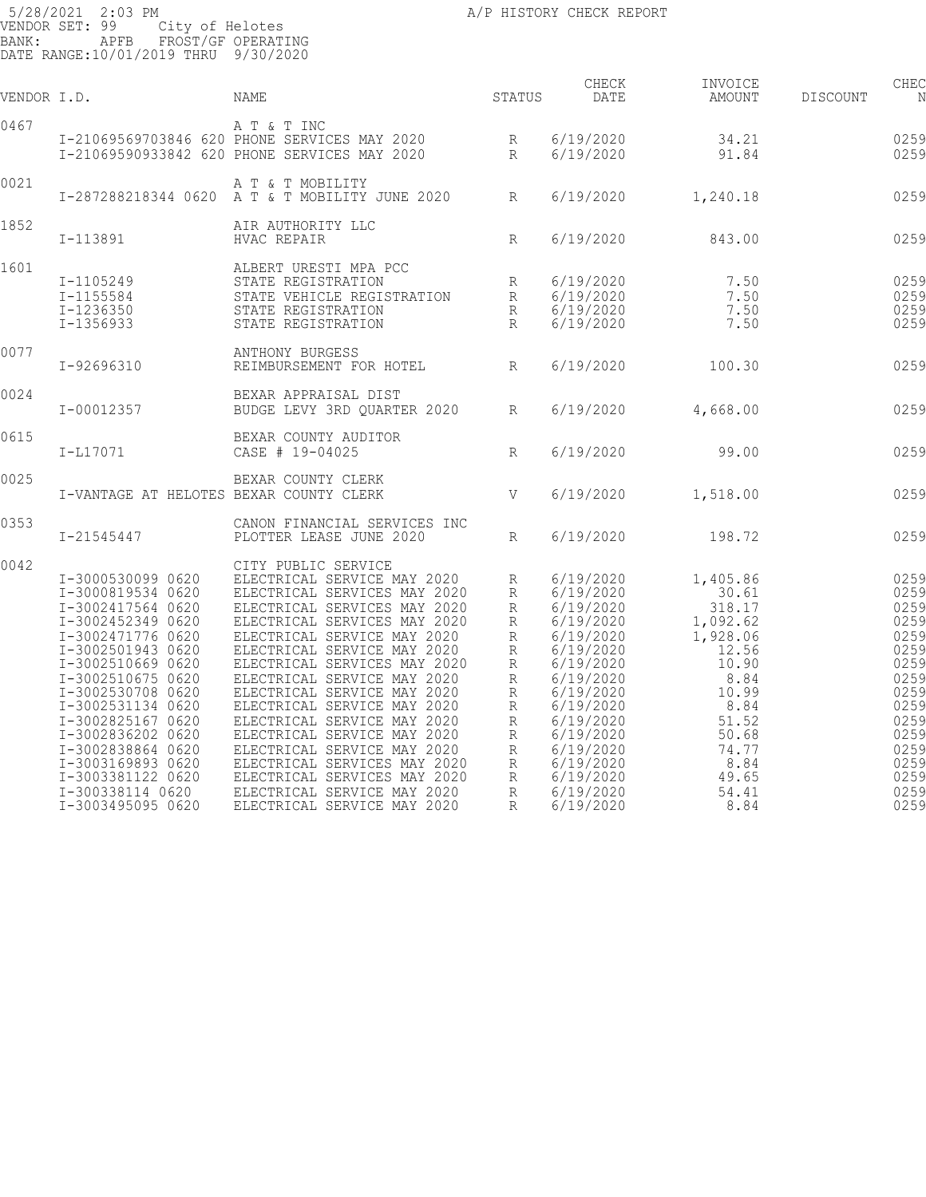5/28/2021 2:03 PM
VENDOR SET: 99 City of Helotes
BANK: APFB FROST/GF OPERATING
DATE RANGE:10/01/2019 THRU 9/30/2020

A/P HISTORY CHECK REPORT

| VENDOR I.D. | | NAME | STATUS | CHECK DATE | INVOICE AMOUNT | DISCOUNT | CHEC N |
|---|---|---|---|---|---|---|---|
| 0467 | | A T & T INC | | | | | |
| | I-21069569703846 620 | PHONE SERVICES MAY 2020 | R | 6/19/2020 | 34.21 | | 0259 |
| | I-21069590933842 620 | PHONE SERVICES MAY 2020 | R | 6/19/2020 | 91.84 | | 0259 |
| 0021 | | A T & T MOBILITY | | | | | |
| | I-287288218344 0620 | A T & T MOBILITY JUNE 2020 | R | 6/19/2020 | 1,240.18 | | 0259 |
| 1852 | | AIR AUTHORITY LLC | | | | | |
| | I-113891 | HVAC REPAIR | R | 6/19/2020 | 843.00 | | 0259 |
| 1601 | | ALBERT URESTI MPA PCC | | | | | |
| | I-1105249 | STATE REGISTRATION | R | 6/19/2020 | 7.50 | | 0259 |
| | I-1155584 | STATE VEHICLE REGISTRATION | R | 6/19/2020 | 7.50 | | 0259 |
| | I-1236350 | STATE REGISTRATION | R | 6/19/2020 | 7.50 | | 0259 |
| | I-1356933 | STATE REGISTRATION | R | 6/19/2020 | 7.50 | | 0259 |
| 0077 | | ANTHONY BURGESS | | | | | |
| | I-92696310 | REIMBURSEMENT FOR HOTEL | R | 6/19/2020 | 100.30 | | 0259 |
| 0024 | | BEXAR APPRAISAL DIST | | | | | |
| | I-00012357 | BUDGE LEVY 3RD QUARTER 2020 | R | 6/19/2020 | 4,668.00 | | 0259 |
| 0615 | | BEXAR COUNTY AUDITOR | | | | | |
| | I-L17071 | CASE # 19-04025 | R | 6/19/2020 | 99.00 | | 0259 |
| 0025 | | BEXAR COUNTY CLERK | | | | | |
| | I-VANTAGE AT HELOTES | BEXAR COUNTY CLERK | V | 6/19/2020 | 1,518.00 | | 0259 |
| 0353 | | CANON FINANCIAL SERVICES INC | | | | | |
| | I-21545447 | PLOTTER LEASE JUNE 2020 | R | 6/19/2020 | 198.72 | | 0259 |
| 0042 | | CITY PUBLIC SERVICE | | | | | |
| | I-3000530099 0620 | ELECTRICAL SERVICE MAY 2020 | R | 6/19/2020 | 1,405.86 | | 0259 |
| | I-3000819534 0620 | ELECTRICAL SERVICES MAY 2020 | R | 6/19/2020 | 30.61 | | 0259 |
| | I-3002417564 0620 | ELECTRICAL SERVICES MAY 2020 | R | 6/19/2020 | 318.17 | | 0259 |
| | I-3002452349 0620 | ELECTRICAL SERVICES MAY 2020 | R | 6/19/2020 | 1,092.62 | | 0259 |
| | I-3002471776 0620 | ELECTRICAL SERVICE MAY 2020 | R | 6/19/2020 | 1,928.06 | | 0259 |
| | I-3002501943 0620 | ELECTRICAL SERVICE MAY 2020 | R | 6/19/2020 | 12.56 | | 0259 |
| | I-3002510669 0620 | ELECTRICAL SERVICES MAY 2020 | R | 6/19/2020 | 10.90 | | 0259 |
| | I-3002510675 0620 | ELECTRICAL SERVICE MAY 2020 | R | 6/19/2020 | 8.84 | | 0259 |
| | I-3002530708 0620 | ELECTRICAL SERVICE MAY 2020 | R | 6/19/2020 | 10.99 | | 0259 |
| | I-3002531134 0620 | ELECTRICAL SERVICE MAY 2020 | R | 6/19/2020 | 8.84 | | 0259 |
| | I-3002825167 0620 | ELECTRICAL SERVICE MAY 2020 | R | 6/19/2020 | 51.52 | | 0259 |
| | I-3002836202 0620 | ELECTRICAL SERVICE MAY 2020 | R | 6/19/2020 | 50.68 | | 0259 |
| | I-3002838864 0620 | ELECTRICAL SERVICE MAY 2020 | R | 6/19/2020 | 74.77 | | 0259 |
| | I-3003169893 0620 | ELECTRICAL SERVICES MAY 2020 | R | 6/19/2020 | 8.84 | | 0259 |
| | I-3003381122 0620 | ELECTRICAL SERVICES MAY 2020 | R | 6/19/2020 | 49.65 | | 0259 |
| | I-300338114 0620 | ELECTRICAL SERVICE MAY 2020 | R | 6/19/2020 | 54.41 | | 0259 |
| | I-3003495095 0620 | ELECTRICAL SERVICE MAY 2020 | R | 6/19/2020 | 8.84 | | 0259 |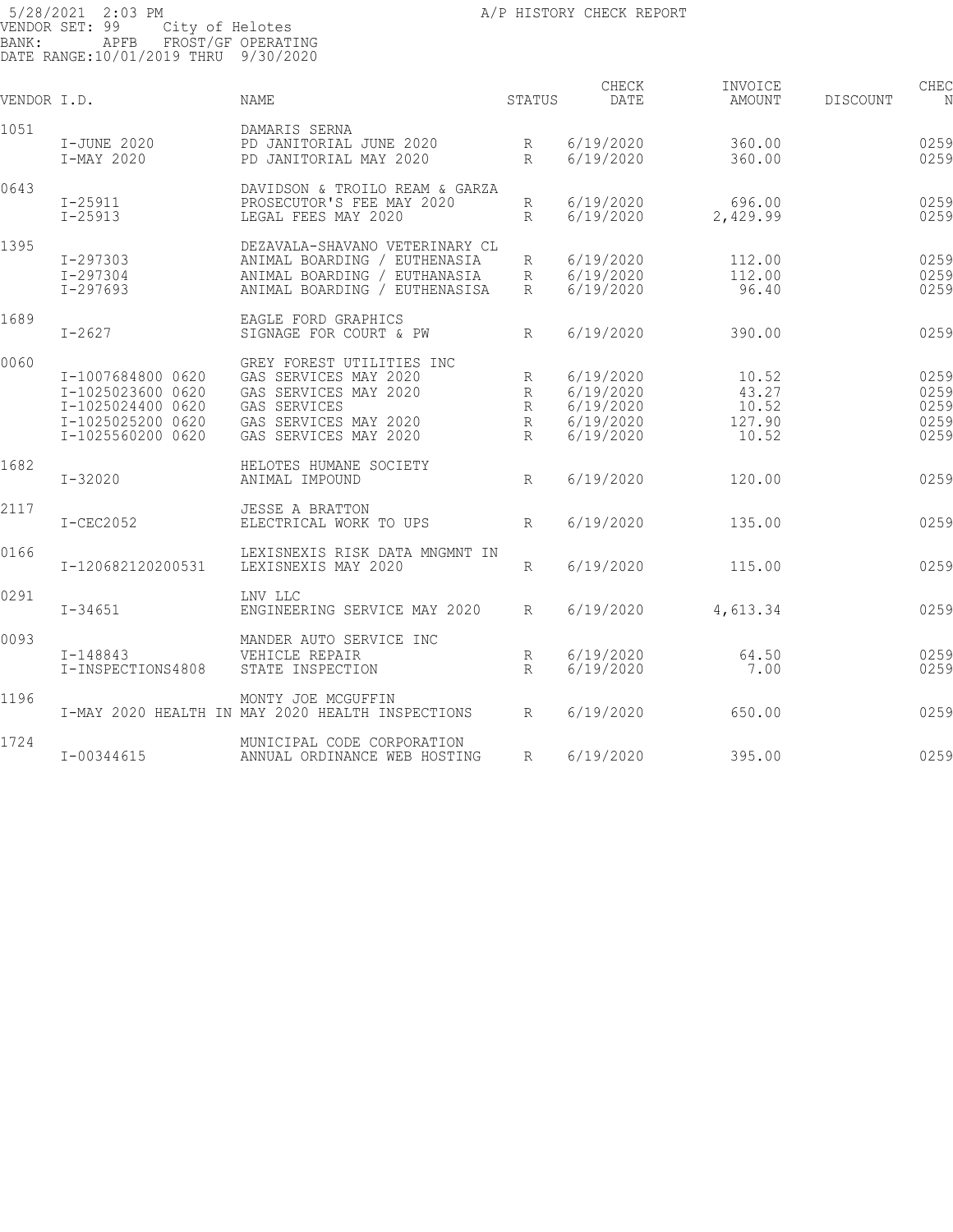5/28/2021 2:03 PM A/P HISTORY CHECK REPORT
VENDOR SET: 99 City of Helotes
BANK: APFB FROST/GF OPERATING
DATE RANGE:10/01/2019 THRU 9/30/2020

| VENDOR I.D. | | NAME | STATUS | CHECK DATE | INVOICE AMOUNT | DISCOUNT | CHEC N |
|---|---|---|---|---|---|---|---|
| 1051 | | DAMARIS SERNA | | | | | |
| | I-JUNE 2020 | PD JANITORIAL JUNE 2020 | R | 6/19/2020 | 360.00 | | 0259 |
| | I-MAY 2020 | PD JANITORIAL MAY 2020 | R | 6/19/2020 | 360.00 | | 0259 |
| 0643 | | DAVIDSON & TROILO REAM & GARZA | | | | | |
| | I-25911 | PROSECUTOR'S FEE MAY 2020 | R | 6/19/2020 | 696.00 | | 0259 |
| | I-25913 | LEGAL FEES MAY 2020 | R | 6/19/2020 | 2,429.99 | | 0259 |
| 1395 | | DEZAVALA-SHAVANO VETERINARY CL | | | | | |
| | I-297303 | ANIMAL BOARDING / EUTHENASIA | R | 6/19/2020 | 112.00 | | 0259 |
| | I-297304 | ANIMAL BOARDING / EUTHENASIA | R | 6/19/2020 | 112.00 | | 0259 |
| | I-297693 | ANIMAL BOARDING / EUTHENASISA | R | 6/19/2020 | 96.40 | | 0259 |
| 1689 | | EAGLE FORD GRAPHICS | | | | | |
| | I-2627 | SIGNAGE FOR COURT & PW | R | 6/19/2020 | 390.00 | | 0259 |
| 0060 | | GREY FOREST UTILITIES INC | | | | | |
| | I-1007684800 0620 | GAS SERVICES MAY 2020 | R | 6/19/2020 | 10.52 | | 0259 |
| | I-1025023600 0620 | GAS SERVICES MAY 2020 | R | 6/19/2020 | 43.27 | | 0259 |
| | I-1025024400 0620 | GAS SERVICES | R | 6/19/2020 | 10.52 | | 0259 |
| | I-1025025200 0620 | GAS SERVICES MAY 2020 | R | 6/19/2020 | 127.90 | | 0259 |
| | I-1025560200 0620 | GAS SERVICES MAY 2020 | R | 6/19/2020 | 10.52 | | 0259 |
| 1682 | | HELOTES HUMANE SOCIETY | | | | | |
| | I-32020 | ANIMAL IMPOUND | R | 6/19/2020 | 120.00 | | 0259 |
| 2117 | | JESSE A BRATTON | | | | | |
| | I-CEC2052 | ELECTRICAL WORK TO UPS | R | 6/19/2020 | 135.00 | | 0259 |
| 0166 | | LEXISNEXIS RISK DATA MNGMNT IN | | | | | |
| | I-120682120200531 | LEXISNEXIS MAY 2020 | R | 6/19/2020 | 115.00 | | 0259 |
| 0291 | | LNV LLC | | | | | |
| | I-34651 | ENGINEERING SERVICE MAY 2020 | R | 6/19/2020 | 4,613.34 | | 0259 |
| 0093 | | MANDER AUTO SERVICE INC | | | | | |
| | I-148843 | VEHICLE REPAIR | R | 6/19/2020 | 64.50 | | 0259 |
| | I-INSPECTIONS4808 | STATE INSPECTION | R | 6/19/2020 | 7.00 | | 0259 |
| 1196 | | MONTY JOE MCGUFFIN | | | | | |
| | I-MAY 2020 HEALTH IN | MAY 2020 HEALTH INSPECTIONS | R | 6/19/2020 | 650.00 | | 0259 |
| 1724 | | MUNICIPAL CODE CORPORATION | | | | | |
| | I-00344615 | ANNUAL ORDINANCE WEB HOSTING | R | 6/19/2020 | 395.00 | | 0259 |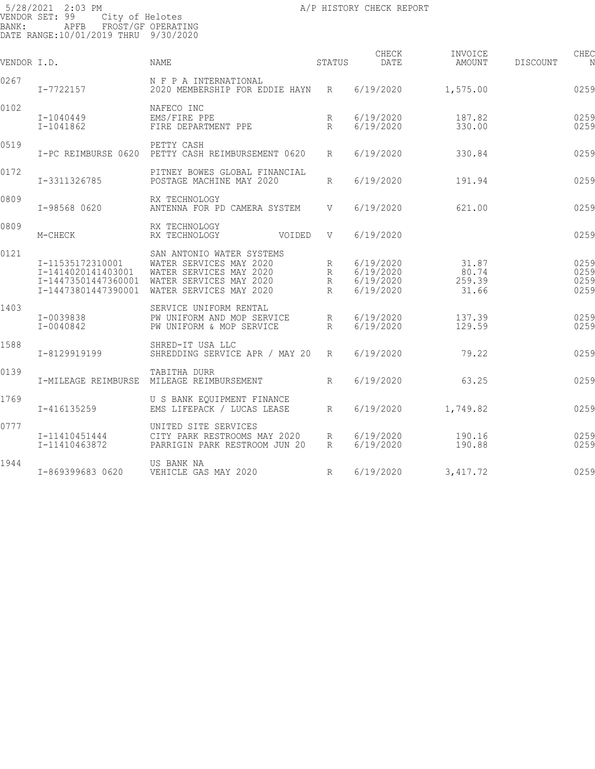5/28/2021 2:03 PM
VENDOR SET: 99 City of Helotes
BANK: APFB FROST/GF OPERATING
DATE RANGE:10/01/2019 THRU 9/30/2020

A/P HISTORY CHECK REPORT

| VENDOR I.D. | | NAME | STATUS | CHECK DATE | INVOICE AMOUNT | DISCOUNT | CHEC N |
|---|---|---|---|---|---|---|---|
| 0267 | | N F P A INTERNATIONAL | | | | | |
| | I-7722157 | 2020 MEMBERSHIP FOR EDDIE HAYN | R | 6/19/2020 | 1,575.00 | | 0259 |
| 0102 | | NAFECO INC | | | | | |
| | I-1040449 | EMS/FIRE PPE | R | 6/19/2020 | 187.82 | | 0259 |
| | I-1041862 | FIRE DEPARTMENT PPE | R | 6/19/2020 | 330.00 | | 0259 |
| 0519 | | PETTY CASH | | | | | |
| | I-PC REIMBURSE 0620 | PETTY CASH REIMBURSEMENT 0620 | R | 6/19/2020 | 330.84 | | 0259 |
| 0172 | | PITNEY BOWES GLOBAL FINANCIAL | | | | | |
| | I-3311326785 | POSTAGE MACHINE MAY 2020 | R | 6/19/2020 | 191.94 | | 0259 |
| 0809 | | RX TECHNOLOGY | | | | | |
| | I-98568 0620 | ANTENNA FOR PD CAMERA SYSTEM | V | 6/19/2020 | 621.00 | | 0259 |
| 0809 | | RX TECHNOLOGY | | | | | |
| | M-CHECK | RX TECHNOLOGY VOIDED | V | 6/19/2020 | | | 0259 |
| 0121 | | SAN ANTONIO WATER SYSTEMS | | | | | |
| | I-11535172310001 | WATER SERVICES MAY 2020 | R | 6/19/2020 | 31.87 | | 0259 |
| | I-1414020141403001 | WATER SERVICES MAY 2020 | R | 6/19/2020 | 80.74 | | 0259 |
| | I-14473501447360001 | WATER SERVICES MAY 2020 | R | 6/19/2020 | 259.39 | | 0259 |
| | I-14473801447390001 | WATER SERVICES MAY 2020 | R | 6/19/2020 | 31.66 | | 0259 |
| 1403 | | SERVICE UNIFORM RENTAL | | | | | |
| | I-0039838 | PW UNIFORM AND MOP SERVICE | R | 6/19/2020 | 137.39 | | 0259 |
| | I-0040842 | PW UNIFORM & MOP SERVICE | R | 6/19/2020 | 129.59 | | 0259 |
| 1588 | | SHRED-IT USA LLC | | | | | |
| | I-8129919199 | SHREDDING SERVICE APR / MAY 20 | R | 6/19/2020 | 79.22 | | 0259 |
| 0139 | | TABITHA DURR | | | | | |
| | I-MILEAGE REIMBURSE | MILEAGE REIMBURSEMENT | R | 6/19/2020 | 63.25 | | 0259 |
| 1769 | | U S BANK EQUIPMENT FINANCE | | | | | |
| | I-416135259 | EMS LIFEPACK / LUCAS LEASE | R | 6/19/2020 | 1,749.82 | | 0259 |
| 0777 | | UNITED SITE SERVICES | | | | | |
| | I-11410451444 | CITY PARK RESTROOMS MAY 2020 | R | 6/19/2020 | 190.16 | | 0259 |
| | I-11410463872 | PARRIGIN PARK RESTROOM JUN 20 | R | 6/19/2020 | 190.88 | | 0259 |
| 1944 | | US BANK NA | | | | | |
| | I-869399683 0620 | VEHICLE GAS MAY 2020 | R | 6/19/2020 | 3,417.72 | | 0259 |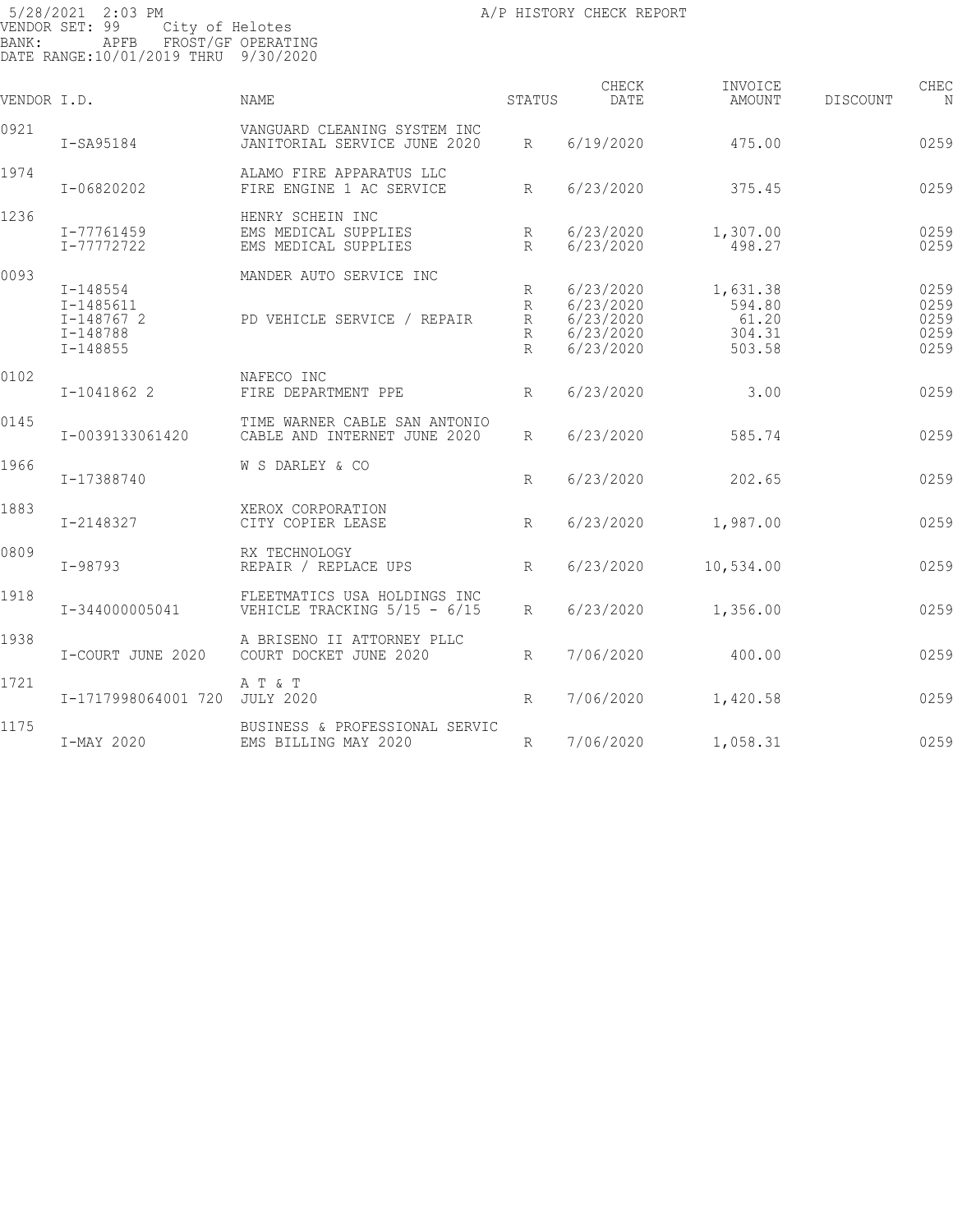5/28/2021 2:03 PM
VENDOR SET: 99 City of Helotes
BANK: APFB FROST/GF OPERATING
DATE RANGE:10/01/2019 THRU 9/30/2020

A/P HISTORY CHECK REPORT

| VENDOR I.D. | | NAME | STATUS | CHECK DATE | INVOICE AMOUNT | DISCOUNT | CHEC N |
|---|---|---|---|---|---|---|---|
| 0921 | | VANGUARD CLEANING SYSTEM INC | | | | | |
| | I-SA95184 | JANITORIAL SERVICE JUNE 2020 | R | 6/19/2020 | 475.00 | | 0259 |
| 1974 | | ALAMO FIRE APPARATUS LLC | | | | | |
| | I-06820202 | FIRE ENGINE 1 AC SERVICE | R | 6/23/2020 | 375.45 | | 0259 |
| 1236 | | HENRY SCHEIN INC | | | | | |
| | I-77761459 | EMS MEDICAL SUPPLIES | R | 6/23/2020 | 1,307.00 | | 0259 |
| | I-77772722 | EMS MEDICAL SUPPLIES | R | 6/23/2020 | 498.27 | | 0259 |
| 0093 | | MANDER AUTO SERVICE INC | | | | | |
| | I-148554 | | R | 6/23/2020 | 1,631.38 | | 0259 |
| | I-1485611 | | R | 6/23/2020 | 594.80 | | 0259 |
| | I-148767 2 | PD VEHICLE SERVICE / REPAIR | R | 6/23/2020 | 61.20 | | 0259 |
| | I-148788 | | R | 6/23/2020 | 304.31 | | 0259 |
| | I-148855 | | R | 6/23/2020 | 503.58 | | 0259 |
| 0102 | | NAFECO INC | | | | | |
| | I-1041862 2 | FIRE DEPARTMENT PPE | R | 6/23/2020 | 3.00 | | 0259 |
| 0145 | | TIME WARNER CABLE SAN ANTONIO | | | | | |
| | I-0039133061420 | CABLE AND INTERNET JUNE 2020 | R | 6/23/2020 | 585.74 | | 0259 |
| 1966 | | W S DARLEY & CO | | | | | |
| | I-17388740 | | R | 6/23/2020 | 202.65 | | 0259 |
| 1883 | | XEROX CORPORATION | | | | | |
| | I-2148327 | CITY COPIER LEASE | R | 6/23/2020 | 1,987.00 | | 0259 |
| 0809 | | RX TECHNOLOGY | | | | | |
| | I-98793 | REPAIR / REPLACE UPS | R | 6/23/2020 | 10,534.00 | | 0259 |
| 1918 | | FLEETMATICS USA HOLDINGS INC | | | | | |
| | I-344000005041 | VEHICLE TRACKING 5/15 - 6/15 | R | 6/23/2020 | 1,356.00 | | 0259 |
| 1938 | | A BRISENO II ATTORNEY PLLC | | | | | |
| | I-COURT JUNE 2020 | COURT DOCKET JUNE 2020 | R | 7/06/2020 | 400.00 | | 0259 |
| 1721 | | A T & T | | | | | |
| | I-1717998064001 720 | JULY 2020 | R | 7/06/2020 | 1,420.58 | | 0259 |
| 1175 | | BUSINESS & PROFESSIONAL SERVIC | | | | | |
| | I-MAY 2020 | EMS BILLING MAY 2020 | R | 7/06/2020 | 1,058.31 | | 0259 |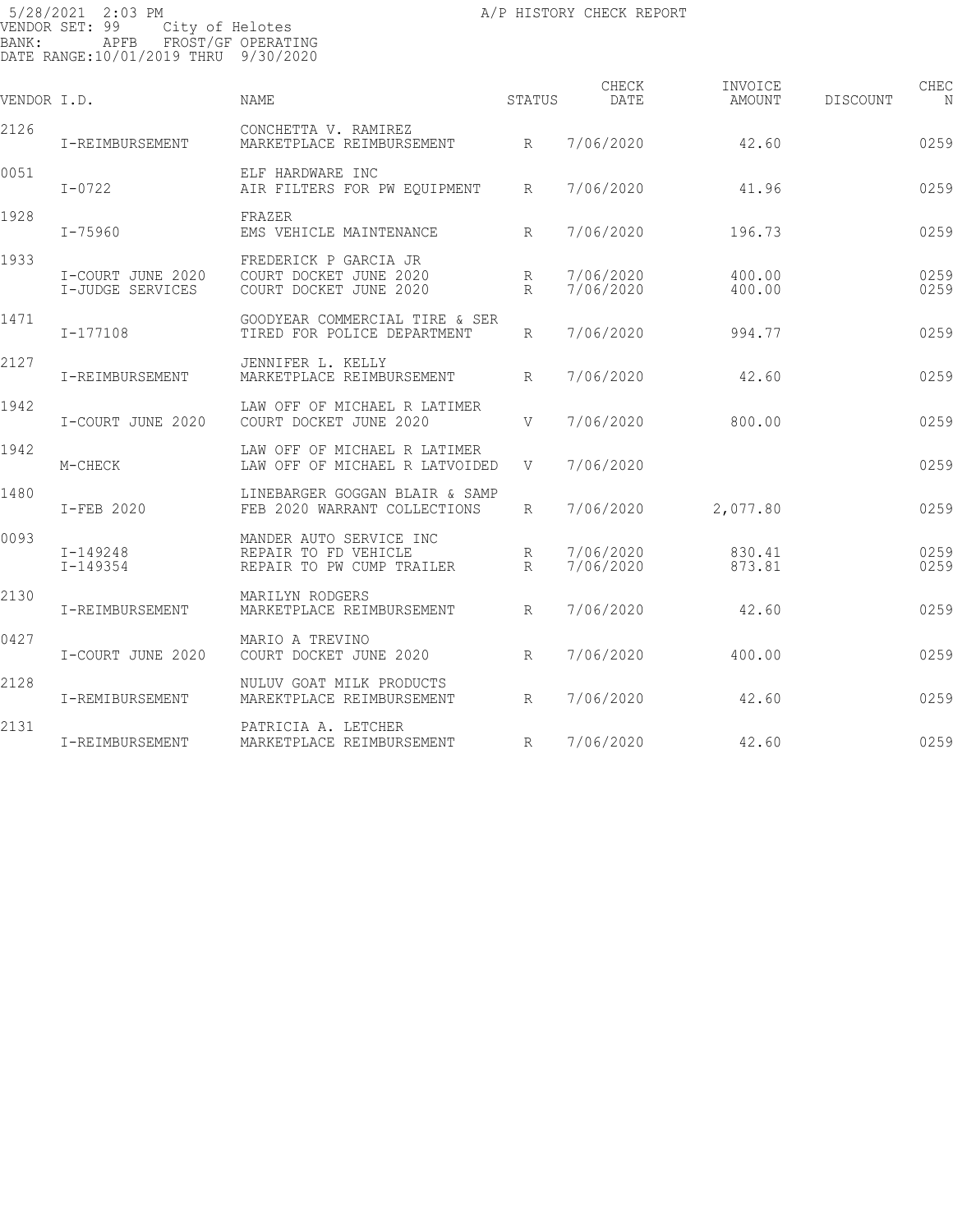5/28/2021 2:03 PM A/P HISTORY CHECK REPORT
VENDOR SET: 99 City of Helotes
BANK: APFB FROST/GF OPERATING
DATE RANGE:10/01/2019 THRU 9/30/2020

| VENDOR I.D. | | NAME | STATUS | CHECK DATE | INVOICE AMOUNT | DISCOUNT | CHEC N |
|---|---|---|---|---|---|---|---|
| 2126 | | CONCHETTA V. RAMIREZ | | | | | |
| | I-REIMBURSEMENT | MARKETPLACE REIMBURSEMENT | R | 7/06/2020 | 42.60 | | 0259 |
| 0051 | | ELF HARDWARE INC | | | | | |
| | I-0722 | AIR FILTERS FOR PW EQUIPMENT | R | 7/06/2020 | 41.96 | | 0259 |
| 1928 | | FRAZER | | | | | |
| | I-75960 | EMS VEHICLE MAINTENANCE | R | 7/06/2020 | 196.73 | | 0259 |
| 1933 | | FREDERICK P GARCIA JR | | | | | |
| | I-COURT JUNE 2020 | COURT DOCKET JUNE 2020 | R | 7/06/2020 | 400.00 | | 0259 |
| | I-JUDGE SERVICES | COURT DOCKET JUNE 2020 | R | 7/06/2020 | 400.00 | | 0259 |
| 1471 | | GOODYEAR COMMERCIAL TIRE & SER | | | | | |
| | I-177108 | TIRED FOR POLICE DEPARTMENT | R | 7/06/2020 | 994.77 | | 0259 |
| 2127 | | JENNIFER L. KELLY | | | | | |
| | I-REIMBURSEMENT | MARKETPLACE REIMBURSEMENT | R | 7/06/2020 | 42.60 | | 0259 |
| 1942 | | LAW OFF OF MICHAEL R LATIMER | | | | | |
| | I-COURT JUNE 2020 | COURT DOCKET JUNE 2020 | V | 7/06/2020 | 800.00 | | 0259 |
| 1942 | | LAW OFF OF MICHAEL R LATIMER | | | | | |
| | M-CHECK | LAW OFF OF MICHAEL R LATVOIDED | V | 7/06/2020 | | | 0259 |
| 1480 | | LINEBARGER GOGGAN BLAIR & SAMP | | | | | |
| | I-FEB 2020 | FEB 2020 WARRANT COLLECTIONS | R | 7/06/2020 | 2,077.80 | | 0259 |
| 0093 | | MANDER AUTO SERVICE INC | | | | | |
| | I-149248 | REPAIR TO FD VEHICLE | R | 7/06/2020 | 830.41 | | 0259 |
| | I-149354 | REPAIR TO PW CUMP TRAILER | R | 7/06/2020 | 873.81 | | 0259 |
| 2130 | | MARILYN RODGERS | | | | | |
| | I-REIMBURSEMENT | MARKETPLACE REIMBURSEMENT | R | 7/06/2020 | 42.60 | | 0259 |
| 0427 | | MARIO A TREVINO | | | | | |
| | I-COURT JUNE 2020 | COURT DOCKET JUNE 2020 | R | 7/06/2020 | 400.00 | | 0259 |
| 2128 | | NULUV GOAT MILK PRODUCTS | | | | | |
| | I-REMIBURSEMENT | MAREKTPLACE REIMBURSEMENT | R | 7/06/2020 | 42.60 | | 0259 |
| 2131 | | PATRICIA A. LETCHER | | | | | |
| | I-REIMBURSEMENT | MARKETPLACE REIMBURSEMENT | R | 7/06/2020 | 42.60 | | 0259 |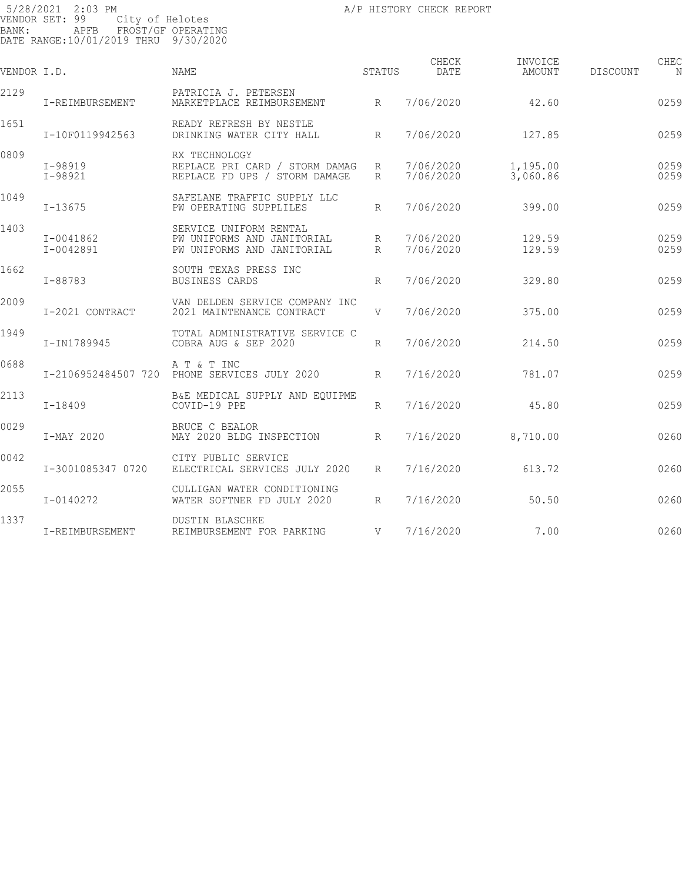5/28/2021 2:03 PM A/P HISTORY CHECK REPORT
VENDOR SET: 99 City of Helotes
BANK: APFB FROST/GF OPERATING
DATE RANGE:10/01/2019 THRU 9/30/2020

| VENDOR I.D. | | NAME | STATUS | CHECK DATE | INVOICE AMOUNT | DISCOUNT | CHEC N |
|---|---|---|---|---|---|---|---|
| 2129 | | PATRICIA J. PETERSEN | | | | | |
| | I-REIMBURSEMENT | MARKETPLACE REIMBURSEMENT | R | 7/06/2020 | 42.60 | | 0259 |
| 1651 | | READY REFRESH BY NESTLE | | | | | |
| | I-10F0119942563 | DRINKING WATER CITY HALL | R | 7/06/2020 | 127.85 | | 0259 |
| 0809 | | RX TECHNOLOGY | | | | | |
| | I-98919 | REPLACE PRI CARD / STORM DAMAG | R | 7/06/2020 | 1,195.00 | | 0259 |
| | I-98921 | REPLACE FD UPS / STORM DAMAGE | R | 7/06/2020 | 3,060.86 | | 0259 |
| 1049 | | SAFELANE TRAFFIC SUPPLY LLC | | | | | |
| | I-13675 | PW OPERATING SUPPLILES | R | 7/06/2020 | 399.00 | | 0259 |
| 1403 | | SERVICE UNIFORM RENTAL | | | | | |
| | I-0041862 | PW UNIFORMS AND JANITORIAL | R | 7/06/2020 | 129.59 | | 0259 |
| | I-0042891 | PW UNIFORMS AND JANITORIAL | R | 7/06/2020 | 129.59 | | 0259 |
| 1662 | | SOUTH TEXAS PRESS INC | | | | | |
| | I-88783 | BUSINESS CARDS | R | 7/06/2020 | 329.80 | | 0259 |
| 2009 | | VAN DELDEN SERVICE COMPANY INC | | | | | |
| | I-2021 CONTRACT | 2021 MAINTENANCE CONTRACT | V | 7/06/2020 | 375.00 | | 0259 |
| 1949 | | TOTAL ADMINISTRATIVE SERVICE C | | | | | |
| | I-IN1789945 | COBRA AUG & SEP 2020 | R | 7/06/2020 | 214.50 | | 0259 |
| 0688 | | A T & T INC | | | | | |
| | I-2106952484507 720 | PHONE SERVICES JULY 2020 | R | 7/16/2020 | 781.07 | | 0259 |
| 2113 | | B&E MEDICAL SUPPLY AND EQUIPME | | | | | |
| | I-18409 | COVID-19 PPE | R | 7/16/2020 | 45.80 | | 0259 |
| 0029 | | BRUCE C BEALOR | | | | | |
| | I-MAY 2020 | MAY 2020 BLDG INSPECTION | R | 7/16/2020 | 8,710.00 | | 0260 |
| 0042 | | CITY PUBLIC SERVICE | | | | | |
| | I-3001085347 0720 | ELECTRICAL SERVICES JULY 2020 | R | 7/16/2020 | 613.72 | | 0260 |
| 2055 | | CULLIGAN WATER CONDITIONING | | | | | |
| | I-0140272 | WATER SOFTNER FD JULY 2020 | R | 7/16/2020 | 50.50 | | 0260 |
| 1337 | | DUSTIN BLASCHKE | | | | | |
| | I-REIMBURSEMENT | REIMBURSEMENT FOR PARKING | V | 7/16/2020 | 7.00 | | 0260 |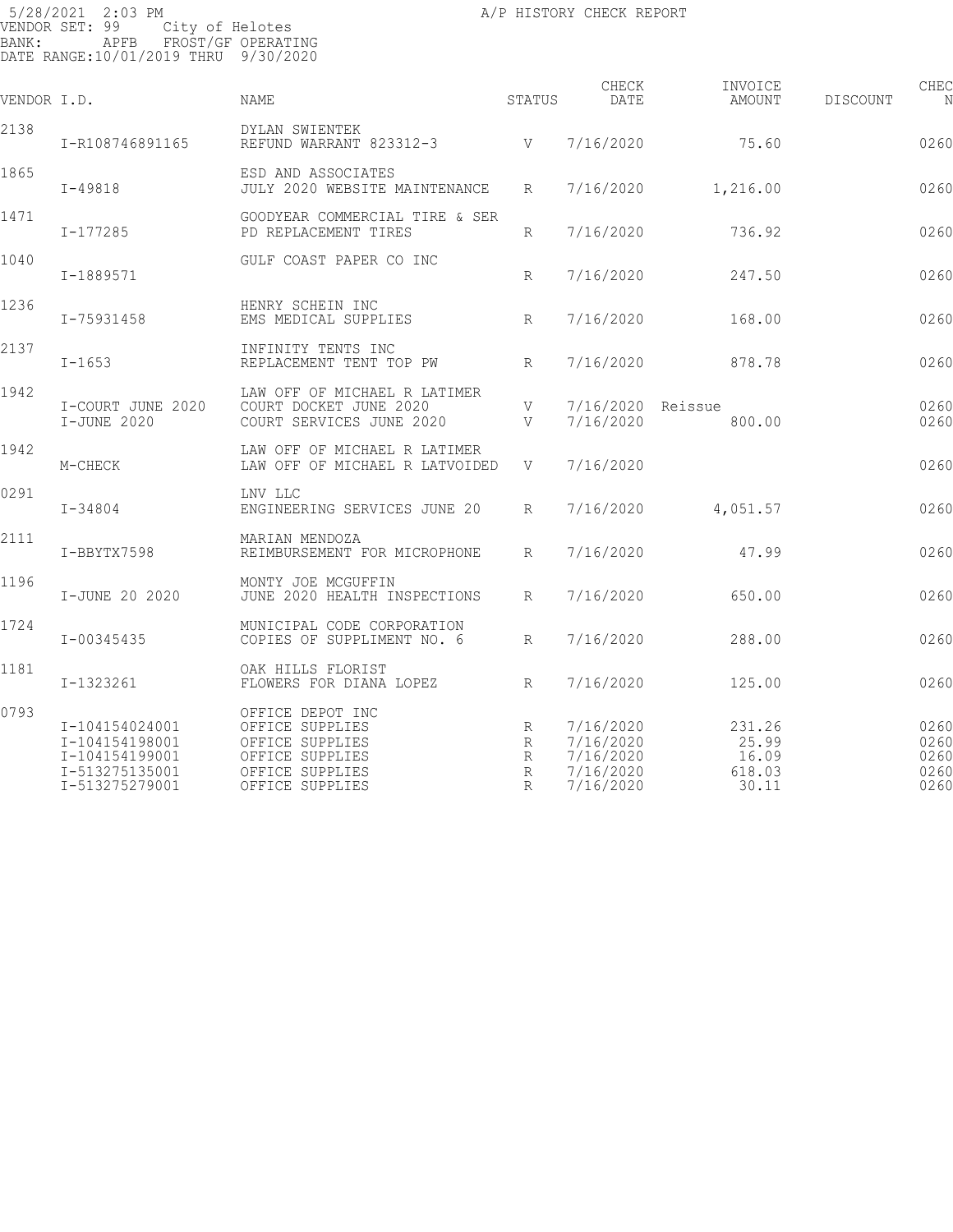5/28/2021 2:03 PM A/P HISTORY CHECK REPORT
VENDOR SET: 99 City of Helotes
BANK: APFB FROST/GF OPERATING
DATE RANGE:10/01/2019 THRU 9/30/2020

| VENDOR I.D. | | NAME | STATUS | CHECK DATE | INVOICE AMOUNT | DISCOUNT | CHEC N |
|---|---|---|---|---|---|---|---|
| 2138 | | DYLAN SWIENTEK | | | | | |
| | I-R108746891165 | REFUND WARRANT 823312-3 | V | 7/16/2020 | 75.60 | | 0260 |
| 1865 | | ESD AND ASSOCIATES | | | | | |
| | I-49818 | JULY 2020 WEBSITE MAINTENANCE | R | 7/16/2020 | 1,216.00 | | 0260 |
| 1471 | | GOODYEAR COMMERCIAL TIRE & SER | | | | | |
| | I-177285 | PD REPLACEMENT TIRES | R | 7/16/2020 | 736.92 | | 0260 |
| 1040 | | GULF COAST PAPER CO INC | | | | | |
| | I-1889571 | | R | 7/16/2020 | 247.50 | | 0260 |
| 1236 | | HENRY SCHEIN INC | | | | | |
| | I-75931458 | EMS MEDICAL SUPPLIES | R | 7/16/2020 | 168.00 | | 0260 |
| 2137 | | INFINITY TENTS INC | | | | | |
| | I-1653 | REPLACEMENT TENT TOP PW | R | 7/16/2020 | 878.78 | | 0260 |
| 1942 | | LAW OFF OF MICHAEL R LATIMER | | | | | |
| | I-COURT JUNE 2020 | COURT DOCKET JUNE 2020 | V | 7/16/2020 | Reissue | | 0260 |
| | I-JUNE 2020 | COURT SERVICES JUNE 2020 | V | 7/16/2020 | 800.00 | | 0260 |
| 1942 | | LAW OFF OF MICHAEL R LATIMER | | | | | |
| | M-CHECK | LAW OFF OF MICHAEL R LATVOIDED | V | 7/16/2020 | | | 0260 |
| 0291 | | LNV LLC | | | | | |
| | I-34804 | ENGINEERING SERVICES JUNE 20 | R | 7/16/2020 | 4,051.57 | | 0260 |
| 2111 | | MARIAN MENDOZA | | | | | |
| | I-BBYTX7598 | REIMBURSEMENT FOR MICROPHONE | R | 7/16/2020 | 47.99 | | 0260 |
| 1196 | | MONTY JOE MCGUFFIN | | | | | |
| | I-JUNE 20 2020 | JUNE 2020 HEALTH INSPECTIONS | R | 7/16/2020 | 650.00 | | 0260 |
| 1724 | | MUNICIPAL CODE CORPORATION | | | | | |
| | I-00345435 | COPIES OF SUPPLIMENT NO. 6 | R | 7/16/2020 | 288.00 | | 0260 |
| 1181 | | OAK HILLS FLORIST | | | | | |
| | I-1323261 | FLOWERS FOR DIANA LOPEZ | R | 7/16/2020 | 125.00 | | 0260 |
| 0793 | | OFFICE DEPOT INC | | | | | |
| | I-104154024001 | OFFICE SUPPLIES | R | 7/16/2020 | 231.26 | | 0260 |
| | I-104154198001 | OFFICE SUPPLIES | R | 7/16/2020 | 25.99 | | 0260 |
| | I-104154199001 | OFFICE SUPPLIES | R | 7/16/2020 | 16.09 | | 0260 |
| | I-513275135001 | OFFICE SUPPLIES | R | 7/16/2020 | 618.03 | | 0260 |
| | I-513275279001 | OFFICE SUPPLIES | R | 7/16/2020 | 30.11 | | 0260 |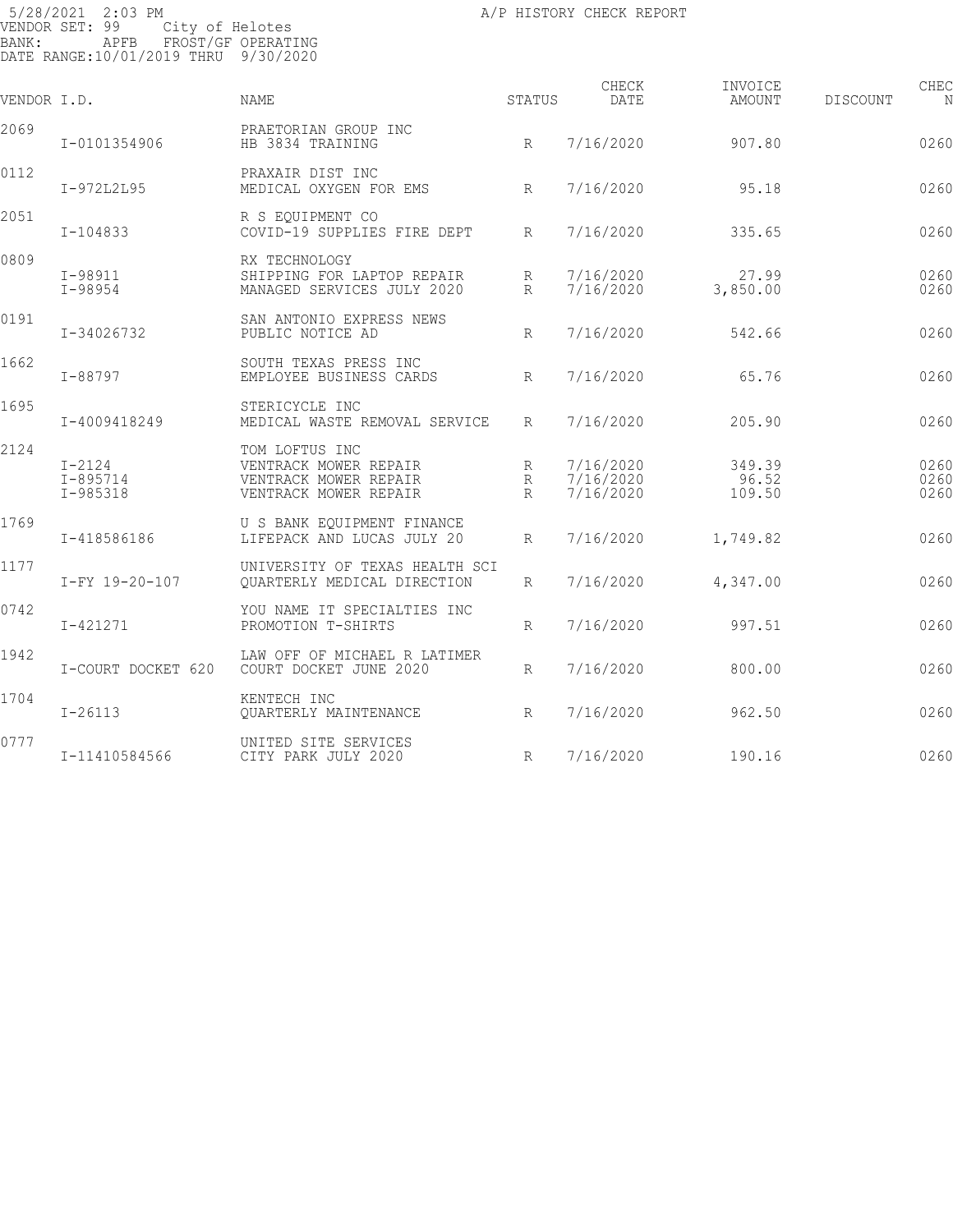5/28/2021 2:03 PM
VENDOR SET: 99 City of Helotes
BANK: APFB FROST/GF OPERATING
DATE RANGE:10/01/2019 THRU 9/30/2020

A/P HISTORY CHECK REPORT

| VENDOR | I.D. | NAME | STATUS | CHECK DATE | INVOICE AMOUNT | DISCOUNT | CHEC N |
|---|---|---|---|---|---|---|---|
| 2069 | | PRAETORIAN GROUP INC | | | | | |
| | I-0101354906 | HB 3834 TRAINING | R | 7/16/2020 | 907.80 | | 0260 |
| 0112 | | PRAXAIR DIST INC | | | | | |
| | I-972L2L95 | MEDICAL OXYGEN FOR EMS | R | 7/16/2020 | 95.18 | | 0260 |
| 2051 | | R S EQUIPMENT CO | | | | | |
| | I-104833 | COVID-19 SUPPLIES FIRE DEPT | R | 7/16/2020 | 335.65 | | 0260 |
| 0809 | | RX TECHNOLOGY | | | | | |
| | I-98911 | SHIPPING FOR LAPTOP REPAIR | R | 7/16/2020 | 27.99 | | 0260 |
| | I-98954 | MANAGED SERVICES JULY 2020 | R | 7/16/2020 | 3,850.00 | | 0260 |
| 0191 | | SAN ANTONIO EXPRESS NEWS | | | | | |
| | I-34026732 | PUBLIC NOTICE AD | R | 7/16/2020 | 542.66 | | 0260 |
| 1662 | | SOUTH TEXAS PRESS INC | | | | | |
| | I-88797 | EMPLOYEE BUSINESS CARDS | R | 7/16/2020 | 65.76 | | 0260 |
| 1695 | | STERICYCLE INC | | | | | |
| | I-4009418249 | MEDICAL WASTE REMOVAL SERVICE | R | 7/16/2020 | 205.90 | | 0260 |
| 2124 | | TOM LOFTUS INC | | | | | |
| | I-2124 | VENTRACK MOWER REPAIR | R | 7/16/2020 | 349.39 | | 0260 |
| | I-895714 | VENTRACK MOWER REPAIR | R | 7/16/2020 | 96.52 | | 0260 |
| | I-985318 | VENTRACK MOWER REPAIR | R | 7/16/2020 | 109.50 | | 0260 |
| 1769 | | U S BANK EQUIPMENT FINANCE | | | | | |
| | I-418586186 | LIFEPACK AND LUCAS JULY 20 | R | 7/16/2020 | 1,749.82 | | 0260 |
| 1177 | | UNIVERSITY OF TEXAS HEALTH SCI | | | | | |
| | I-FY 19-20-107 | QUARTERLY MEDICAL DIRECTION | R | 7/16/2020 | 4,347.00 | | 0260 |
| 0742 | | YOU NAME IT SPECIALTIES INC | | | | | |
| | I-421271 | PROMOTION T-SHIRTS | R | 7/16/2020 | 997.51 | | 0260 |
| 1942 | | LAW OFF OF MICHAEL R LATIMER | | | | | |
| | I-COURT DOCKET 620 | COURT DOCKET JUNE 2020 | R | 7/16/2020 | 800.00 | | 0260 |
| 1704 | | KENTECH INC | | | | | |
| | I-26113 | QUARTERLY MAINTENANCE | R | 7/16/2020 | 962.50 | | 0260 |
| 0777 | | UNITED SITE SERVICES | | | | | |
| | I-11410584566 | CITY PARK JULY 2020 | R | 7/16/2020 | 190.16 | | 0260 |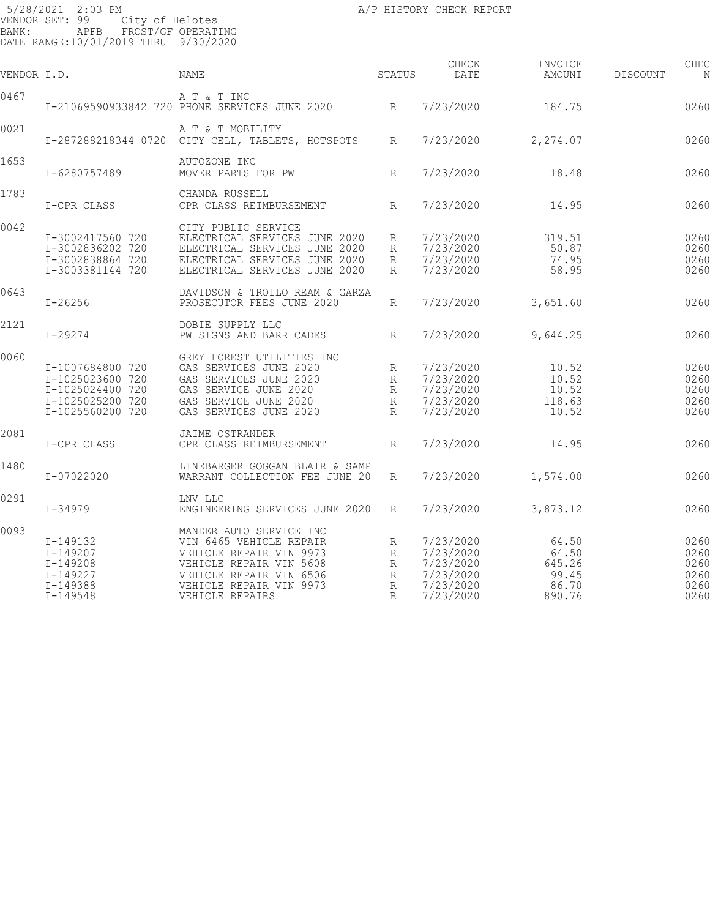5/28/2021 2:03 PM A/P HISTORY CHECK REPORT
VENDOR SET: 99 City of Helotes
BANK: APFB FROST/GF OPERATING
DATE RANGE:10/01/2019 THRU 9/30/2020

| VENDOR I.D. | | NAME | STATUS | CHECK DATE | INVOICE AMOUNT | DISCOUNT | CHEC N |
|---|---|---|---|---|---|---|---|
| 0467 | | A T & T INC | | | | | |
| | I-21069590933842 720 | PHONE SERVICES JUNE 2020 | R | 7/23/2020 | 184.75 | | 0260 |
| 0021 | | A T & T MOBILITY | | | | | |
| | I-287288218344 0720 | CITY CELL, TABLETS, HOTSPOTS | R | 7/23/2020 | 2,274.07 | | 0260 |
| 1653 | | AUTOZONE INC | | | | | |
| | I-6280757489 | MOVER PARTS FOR PW | R | 7/23/2020 | 18.48 | | 0260 |
| 1783 | | CHANDA RUSSELL | | | | | |
| | I-CPR CLASS | CPR CLASS REIMBURSEMENT | R | 7/23/2020 | 14.95 | | 0260 |
| 0042 | | CITY PUBLIC SERVICE | | | | | |
| | I-3002417560 720 | ELECTRICAL SERVICES JUNE 2020 | R | 7/23/2020 | 319.51 | | 0260 |
| | I-3002836202 720 | ELECTRICAL SERVICES JUNE 2020 | R | 7/23/2020 | 50.87 | | 0260 |
| | I-3002838864 720 | ELECTRICAL SERVICES JUNE 2020 | R | 7/23/2020 | 74.95 | | 0260 |
| | I-3003381144 720 | ELECTRICAL SERVICES JUNE 2020 | R | 7/23/2020 | 58.95 | | 0260 |
| 0643 | | DAVIDSON & TROILO REAM & GARZA | | | | | |
| | I-26256 | PROSECUTOR FEES JUNE 2020 | R | 7/23/2020 | 3,651.60 | | 0260 |
| 2121 | | DOBIE SUPPLY LLC | | | | | |
| | I-29274 | PW SIGNS AND BARRICADES | R | 7/23/2020 | 9,644.25 | | 0260 |
| 0060 | | GREY FOREST UTILITIES INC | | | | | |
| | I-1007684800 720 | GAS SERVICES JUNE 2020 | R | 7/23/2020 | 10.52 | | 0260 |
| | I-1025023600 720 | GAS SERVICES JUNE 2020 | R | 7/23/2020 | 10.52 | | 0260 |
| | I-1025024400 720 | GAS SERVICE JUNE 2020 | R | 7/23/2020 | 10.52 | | 0260 |
| | I-1025025200 720 | GAS SERVICE JUNE 2020 | R | 7/23/2020 | 118.63 | | 0260 |
| | I-1025560200 720 | GAS SERVICES JUNE 2020 | R | 7/23/2020 | 10.52 | | 0260 |
| 2081 | | JAIME OSTRANDER | | | | | |
| | I-CPR CLASS | CPR CLASS REIMBURSEMENT | R | 7/23/2020 | 14.95 | | 0260 |
| 1480 | | LINEBARGER GOGGAN BLAIR & SAMP | | | | | |
| | I-07022020 | WARRANT COLLECTION FEE JUNE 20 | R | 7/23/2020 | 1,574.00 | | 0260 |
| 0291 | | LNV LLC | | | | | |
| | I-34979 | ENGINEERING SERVICES JUNE 2020 | R | 7/23/2020 | 3,873.12 | | 0260 |
| 0093 | | MANDER AUTO SERVICE INC | | | | | |
| | I-149132 | VIN 6465 VEHICLE REPAIR | R | 7/23/2020 | 64.50 | | 0260 |
| | I-149207 | VEHICLE REPAIR VIN 9973 | R | 7/23/2020 | 64.50 | | 0260 |
| | I-149208 | VEHICLE REPAIR VIN 5608 | R | 7/23/2020 | 645.26 | | 0260 |
| | I-149227 | VEHICLE REPAIR VIN 6506 | R | 7/23/2020 | 99.45 | | 0260 |
| | I-149388 | VEHICLE REPAIR VIN 9973 | R | 7/23/2020 | 86.70 | | 0260 |
| | I-149548 | VEHICLE REPAIRS | R | 7/23/2020 | 890.76 | | 0260 |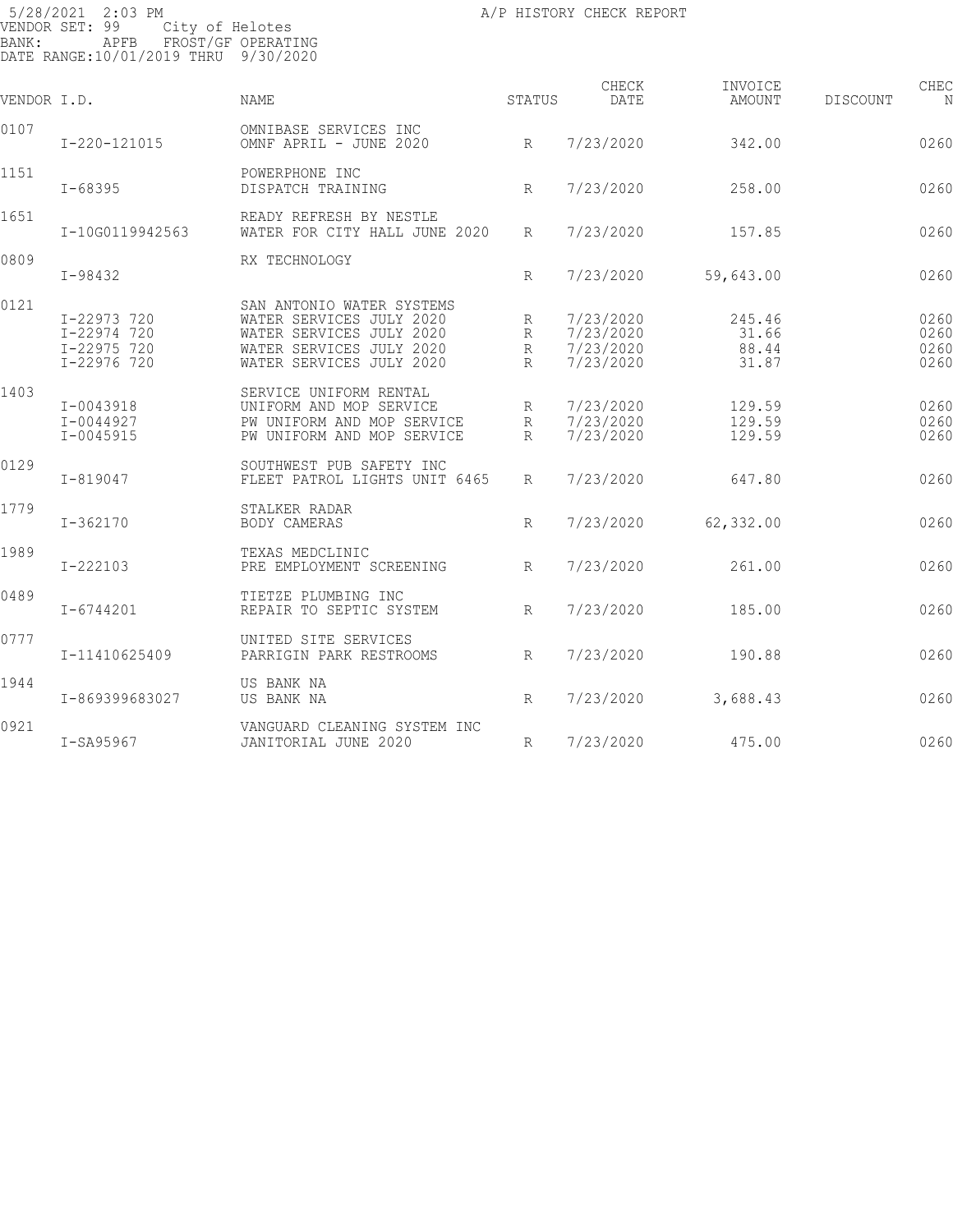5/28/2021 2:03 PM
VENDOR SET: 99 City of Helotes
BANK: APFB FROST/GF OPERATING
DATE RANGE:10/01/2019 THRU 9/30/2020

A/P HISTORY CHECK REPORT

| VENDOR I.D. | | NAME | STATUS | CHECK DATE | INVOICE AMOUNT | DISCOUNT | CHEC N |
|---|---|---|---|---|---|---|---|
| 0107 | | OMNIBASE SERVICES INC | | | | | |
| | I-220-121015 | OMNF APRIL - JUNE 2020 | R | 7/23/2020 | 342.00 | | 0260 |
| 1151 | | POWERPHONE INC | | | | | |
| | I-68395 | DISPATCH TRAINING | R | 7/23/2020 | 258.00 | | 0260 |
| 1651 | | READY REFRESH BY NESTLE | | | | | |
| | I-10G0119942563 | WATER FOR CITY HALL JUNE 2020 | R | 7/23/2020 | 157.85 | | 0260 |
| 0809 | | RX TECHNOLOGY | | | | | |
| | I-98432 | | R | 7/23/2020 | 59,643.00 | | 0260 |
| 0121 | | SAN ANTONIO WATER SYSTEMS | | | | | |
| | I-22973 720 | WATER SERVICES JULY 2020 | R | 7/23/2020 | 245.46 | | 0260 |
| | I-22974 720 | WATER SERVICES JULY 2020 | R | 7/23/2020 | 31.66 | | 0260 |
| | I-22975 720 | WATER SERVICES JULY 2020 | R | 7/23/2020 | 88.44 | | 0260 |
| | I-22976 720 | WATER SERVICES JULY 2020 | R | 7/23/2020 | 31.87 | | 0260 |
| 1403 | | SERVICE UNIFORM RENTAL | | | | | |
| | I-0043918 | UNIFORM AND MOP SERVICE | R | 7/23/2020 | 129.59 | | 0260 |
| | I-0044927 | PW UNIFORM AND MOP SERVICE | R | 7/23/2020 | 129.59 | | 0260 |
| | I-0045915 | PW UNIFORM AND MOP SERVICE | R | 7/23/2020 | 129.59 | | 0260 |
| 0129 | | SOUTHWEST PUB SAFETY INC | | | | | |
| | I-819047 | FLEET PATROL LIGHTS UNIT 6465 | R | 7/23/2020 | 647.80 | | 0260 |
| 1779 | | STALKER RADAR | | | | | |
| | I-362170 | BODY CAMERAS | R | 7/23/2020 | 62,332.00 | | 0260 |
| 1989 | | TEXAS MEDCLINIC | | | | | |
| | I-222103 | PRE EMPLOYMENT SCREENING | R | 7/23/2020 | 261.00 | | 0260 |
| 0489 | | TIETZE PLUMBING INC | | | | | |
| | I-6744201 | REPAIR TO SEPTIC SYSTEM | R | 7/23/2020 | 185.00 | | 0260 |
| 0777 | | UNITED SITE SERVICES | | | | | |
| | I-11410625409 | PARRIGIN PARK RESTROOMS | R | 7/23/2020 | 190.88 | | 0260 |
| 1944 | | US BANK NA | | | | | |
| | I-869399683027 | US BANK NA | R | 7/23/2020 | 3,688.43 | | 0260 |
| 0921 | | VANGUARD CLEANING SYSTEM INC | | | | | |
| | I-SA95967 | JANITORIAL JUNE 2020 | R | 7/23/2020 | 475.00 | | 0260 |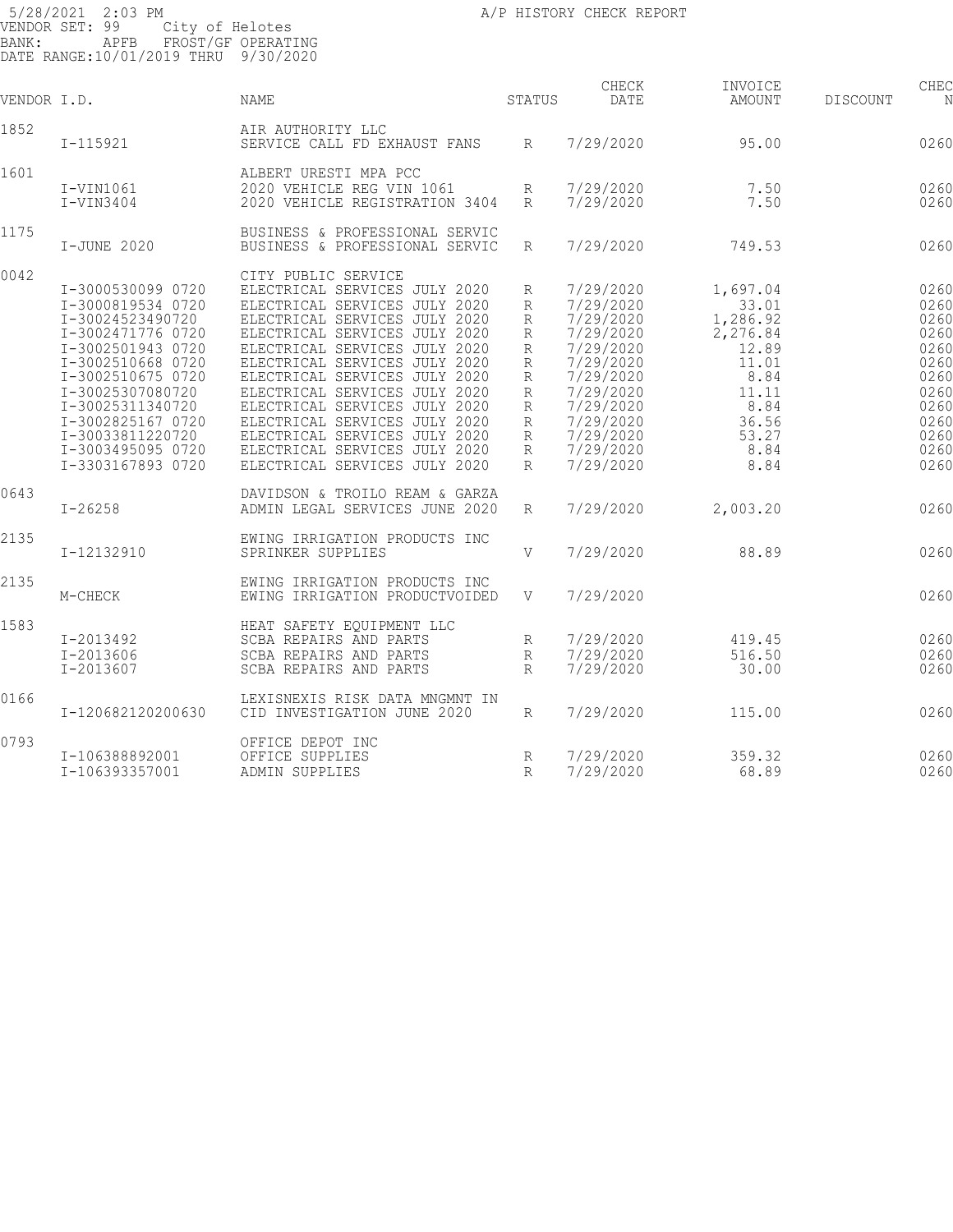5/28/2021 2:03 PM A/P HISTORY CHECK REPORT
VENDOR SET: 99 City of Helotes
BANK: APFB FROST/GF OPERATING
DATE RANGE:10/01/2019 THRU 9/30/2020

| VENDOR I.D. | | NAME | STATUS | CHECK DATE | INVOICE AMOUNT | DISCOUNT | CHEC N |
|---|---|---|---|---|---|---|---|
| 1852 | | AIR AUTHORITY LLC | | | | | |
| | I-115921 | SERVICE CALL FD EXHAUST FANS | R | 7/29/2020 | 95.00 | | 0260 |
| 1601 | | ALBERT URESTI MPA PCC | | | | | |
| | I-VIN1061 | 2020 VEHICLE REG VIN 1061 | R | 7/29/2020 | 7.50 | | 0260 |
| | I-VIN3404 | 2020 VEHICLE REGISTRATION 3404 | R | 7/29/2020 | 7.50 | | 0260 |
| 1175 | | BUSINESS & PROFESSIONAL SERVIC | | | | | |
| | I-JUNE 2020 | BUSINESS & PROFESSIONAL SERVIC | R | 7/29/2020 | 749.53 | | 0260 |
| 0042 | | CITY PUBLIC SERVICE | | | | | |
| | I-3000530099 0720 | ELECTRICAL SERVICES JULY 2020 | R | 7/29/2020 | 1,697.04 | | 0260 |
| | I-3000819534 0720 | ELECTRICAL SERVICES JULY 2020 | R | 7/29/2020 | 33.01 | | 0260 |
| | I-30024523490720 | ELECTRICAL SERVICES JULY 2020 | R | 7/29/2020 | 1,286.92 | | 0260 |
| | I-3002471776 0720 | ELECTRICAL SERVICES JULY 2020 | R | 7/29/2020 | 2,276.84 | | 0260 |
| | I-3002501943 0720 | ELECTRICAL SERVICES JULY 2020 | R | 7/29/2020 | 12.89 | | 0260 |
| | I-3002510668 0720 | ELECTRICAL SERVICES JULY 2020 | R | 7/29/2020 | 11.01 | | 0260 |
| | I-3002510675 0720 | ELECTRICAL SERVICES JULY 2020 | R | 7/29/2020 | 8.84 | | 0260 |
| | I-30025307080720 | ELECTRICAL SERVICES JULY 2020 | R | 7/29/2020 | 11.11 | | 0260 |
| | I-30025311340720 | ELECTRICAL SERVICES JULY 2020 | R | 7/29/2020 | 8.84 | | 0260 |
| | I-3002825167 0720 | ELECTRICAL SERVICES JULY 2020 | R | 7/29/2020 | 36.56 | | 0260 |
| | I-30033811220720 | ELECTRICAL SERVICES JULY 2020 | R | 7/29/2020 | 53.27 | | 0260 |
| | I-3003495095 0720 | ELECTRICAL SERVICES JULY 2020 | R | 7/29/2020 | 8.84 | | 0260 |
| | I-3303167893 0720 | ELECTRICAL SERVICES JULY 2020 | R | 7/29/2020 | 8.84 | | 0260 |
| 0643 | | DAVIDSON & TROILO REAM & GARZA | | | | | |
| | I-26258 | ADMIN LEGAL SERVICES JUNE 2020 | R | 7/29/2020 | 2,003.20 | | 0260 |
| 2135 | | EWING IRRIGATION PRODUCTS INC | | | | | |
| | I-12132910 | SPRINKER SUPPLIES | V | 7/29/2020 | 88.89 | | 0260 |
| 2135 | | EWING IRRIGATION PRODUCTS INC | | | | | |
| | M-CHECK | EWING IRRIGATION PRODUCTVOIDED | V | 7/29/2020 | | | 0260 |
| 1583 | | HEAT SAFETY EQUIPMENT LLC | | | | | |
| | I-2013492 | SCBA REPAIRS AND PARTS | R | 7/29/2020 | 419.45 | | 0260 |
| | I-2013606 | SCBA REPAIRS AND PARTS | R | 7/29/2020 | 516.50 | | 0260 |
| | I-2013607 | SCBA REPAIRS AND PARTS | R | 7/29/2020 | 30.00 | | 0260 |
| 0166 | | LEXISNEXIS RISK DATA MNGMNT IN | | | | | |
| | I-120682120200630 | CID INVESTIGATION JUNE 2020 | R | 7/29/2020 | 115.00 | | 0260 |
| 0793 | | OFFICE DEPOT INC | | | | | |
| | I-106388892001 | OFFICE SUPPLIES | R | 7/29/2020 | 359.32 | | 0260 |
| | I-106393357001 | ADMIN SUPPLIES | R | 7/29/2020 | 68.89 | | 0260 |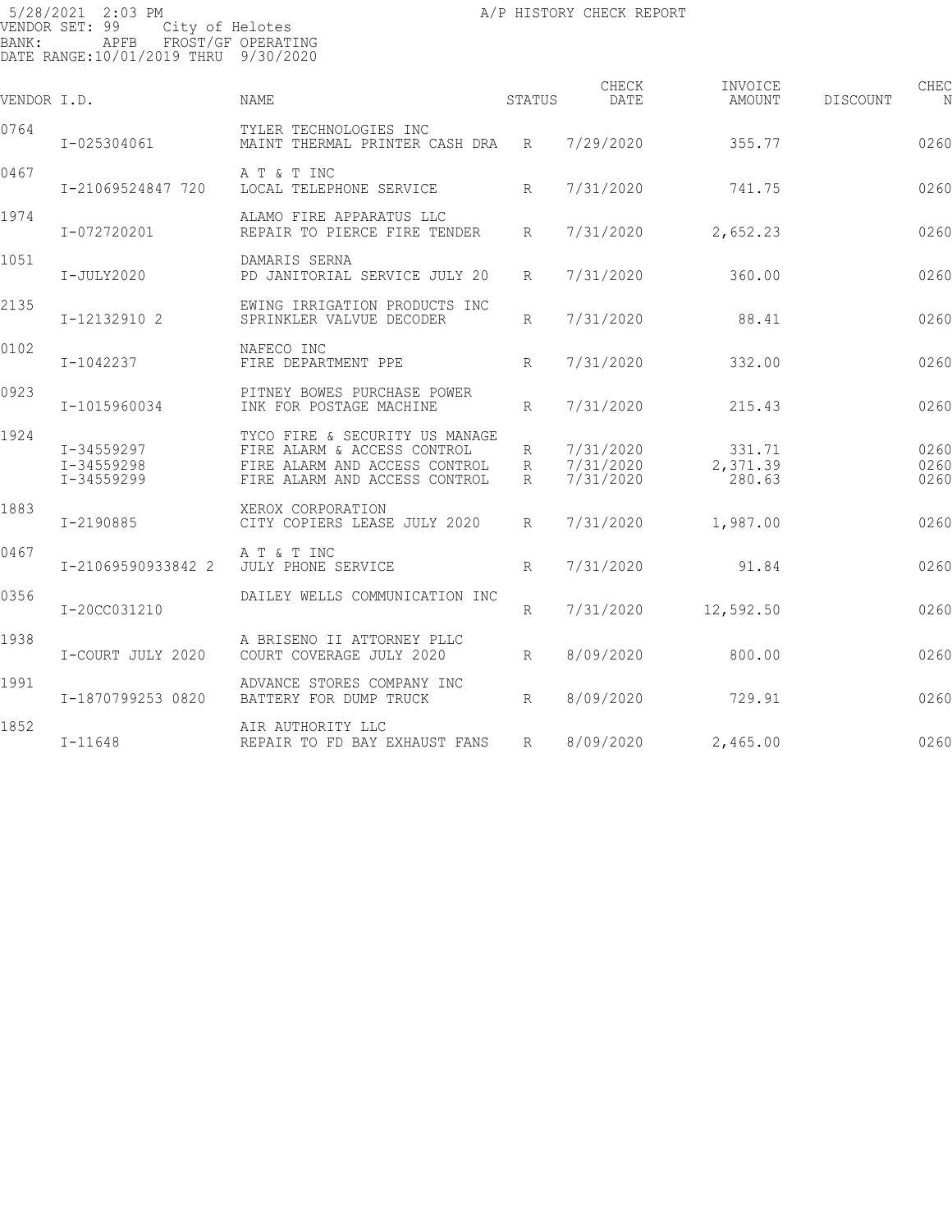5/28/2021 2:03 PM
VENDOR SET: 99 City of Helotes
BANK: APFB FROST/GF OPERATING
DATE RANGE:10/01/2019 THRU 9/30/2020

A/P HISTORY CHECK REPORT

| VENDOR I.D. | | NAME | STATUS | CHECK DATE | INVOICE AMOUNT | DISCOUNT | CHEC N |
|---|---|---|---|---|---|---|---|
| 0764 | | TYLER TECHNOLOGIES INC | | | | | |
| | I-025304061 | MAINT THERMAL PRINTER CASH DRA | R | 7/29/2020 | 355.77 | | 0260 |
| 0467 | | A T & T INC | | | | | |
| | I-21069524847 720 | LOCAL TELEPHONE SERVICE | R | 7/31/2020 | 741.75 | | 0260 |
| 1974 | | ALAMO FIRE APPARATUS LLC | | | | | |
| | I-072720201 | REPAIR TO PIERCE FIRE TENDER | R | 7/31/2020 | 2,652.23 | | 0260 |
| 1051 | | DAMARIS SERNA | | | | | |
| | I-JULY2020 | PD JANITORIAL SERVICE JULY 20 | R | 7/31/2020 | 360.00 | | 0260 |
| 2135 | | EWING IRRIGATION PRODUCTS INC | | | | | |
| | I-12132910 2 | SPRINKLER VALVUE DECODER | R | 7/31/2020 | 88.41 | | 0260 |
| 0102 | | NAFECO INC | | | | | |
| | I-1042237 | FIRE DEPARTMENT PPE | R | 7/31/2020 | 332.00 | | 0260 |
| 0923 | | PITNEY BOWES PURCHASE POWER | | | | | |
| | I-1015960034 | INK FOR POSTAGE MACHINE | R | 7/31/2020 | 215.43 | | 0260 |
| 1924 | | TYCO FIRE & SECURITY US MANAGE | | | | | |
| | I-34559297 | FIRE ALARM & ACCESS CONTROL | R | 7/31/2020 | 331.71 | | 0260 |
| | I-34559298 | FIRE ALARM AND ACCESS CONTROL | R | 7/31/2020 | 2,371.39 | | 0260 |
| | I-34559299 | FIRE ALARM AND ACCESS CONTROL | R | 7/31/2020 | 280.63 | | 0260 |
| 1883 | | XEROX CORPORATION | | | | | |
| | I-2190885 | CITY COPIERS LEASE JULY 2020 | R | 7/31/2020 | 1,987.00 | | 0260 |
| 0467 | | A T & T INC | | | | | |
| | I-21069590933842 2 | JULY PHONE SERVICE | R | 7/31/2020 | 91.84 | | 0260 |
| 0356 | | DAILEY WELLS COMMUNICATION INC | | | | | |
| | I-20CC031210 | | R | 7/31/2020 | 12,592.50 | | 0260 |
| 1938 | | A BRISENO II ATTORNEY PLLC | | | | | |
| | I-COURT JULY 2020 | COURT COVERAGE JULY 2020 | R | 8/09/2020 | 800.00 | | 0260 |
| 1991 | | ADVANCE STORES COMPANY INC | | | | | |
| | I-1870799253 0820 | BATTERY FOR DUMP TRUCK | R | 8/09/2020 | 729.91 | | 0260 |
| 1852 | | AIR AUTHORITY LLC | | | | | |
| | I-11648 | REPAIR TO FD BAY EXHAUST FANS | R | 8/09/2020 | 2,465.00 | | 0260 |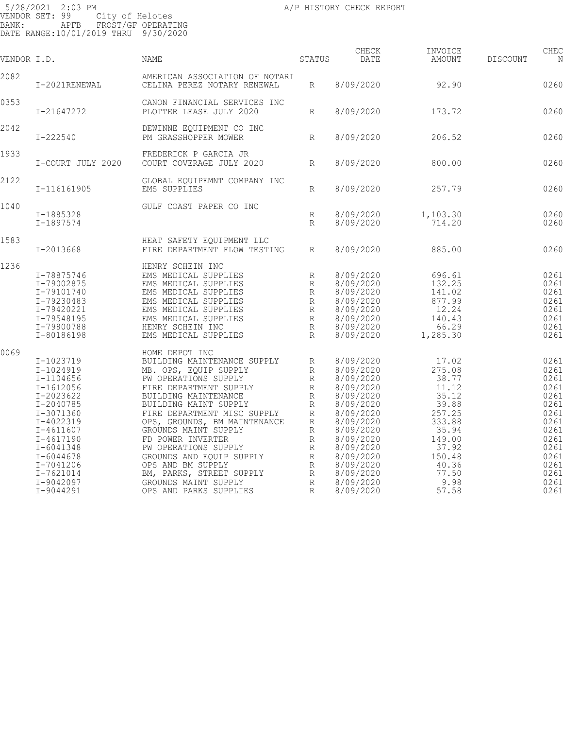5/28/2021 2:03 PM
VENDOR SET: 99 City of Helotes
BANK: APFB FROST/GF OPERATING
DATE RANGE:10/01/2019 THRU 9/30/2020

A/P HISTORY CHECK REPORT

| VENDOR I.D. | | NAME | STATUS | CHECK DATE | INVOICE AMOUNT | DISCOUNT | CHEC N |
|---|---|---|---|---|---|---|---|
| 2082 | | AMERICAN ASSOCIATION OF NOTARI | | | | | |
| | I-2021RENEWAL | CELINA PEREZ NOTARY RENEWAL | R | 8/09/2020 | 92.90 | | 0260 |
| 0353 | | CANON FINANCIAL SERVICES INC | | | | | |
| | I-21647272 | PLOTTER LEASE JULY 2020 | R | 8/09/2020 | 173.72 | | 0260 |
| 2042 | | DEWINNE EQUIPMENT CO INC | | | | | |
| | I-222540 | PM GRASSHOPPER MOWER | R | 8/09/2020 | 206.52 | | 0260 |
| 1933 | | FREDERICK P GARCIA JR | | | | | |
| | I-COURT JULY 2020 | COURT COVERAGE JULY 2020 | R | 8/09/2020 | 800.00 | | 0260 |
| 2122 | | GLOBAL EQUIPEMNT COMPANY INC | | | | | |
| | I-116161905 | EMS SUPPLIES | R | 8/09/2020 | 257.79 | | 0260 |
| 1040 | | GULF COAST PAPER CO INC | | | | | |
| | I-1885328 | | R | 8/09/2020 | 1,103.30 | | 0260 |
| | I-1897574 | | R | 8/09/2020 | 714.20 | | 0260 |
| 1583 | | HEAT SAFETY EQUIPMENT LLC | | | | | |
| | I-2013668 | FIRE DEPARTMENT FLOW TESTING | R | 8/09/2020 | 885.00 | | 0260 |
| 1236 | | HENRY SCHEIN INC | | | | | |
| | I-78875746 | EMS MEDICAL SUPPLIES | R | 8/09/2020 | 696.61 | | 0261 |
| | I-79002875 | EMS MEDICAL SUPPLIES | R | 8/09/2020 | 132.25 | | 0261 |
| | I-79101740 | EMS MEDICAL SUPPLIES | R | 8/09/2020 | 141.02 | | 0261 |
| | I-79230483 | EMS MEDICAL SUPPLIES | R | 8/09/2020 | 877.99 | | 0261 |
| | I-79420221 | EMS MEDICAL SUPPLIES | R | 8/09/2020 | 12.24 | | 0261 |
| | I-79548195 | EMS MEDICAL SUPPLIES | R | 8/09/2020 | 140.43 | | 0261 |
| | I-79800788 | HENRY SCHEIN INC | R | 8/09/2020 | 66.29 | | 0261 |
| | I-80186198 | EMS MEDICAL SUPPLIES | R | 8/09/2020 | 1,285.30 | | 0261 |
| 0069 | | HOME DEPOT INC | | | | | |
| | I-1023719 | BUILDING MAINTENANCE SUPPLY | R | 8/09/2020 | 17.02 | | 0261 |
| | I-1024919 | MB. OPS, EQUIP SUPPLY | R | 8/09/2020 | 275.08 | | 0261 |
| | I-1104656 | PW OPERATIONS SUPPLY | R | 8/09/2020 | 38.77 | | 0261 |
| | I-1612056 | FIRE DEPARTMENT SUPPLY | R | 8/09/2020 | 11.12 | | 0261 |
| | I-2023622 | BUILDING MAINTENANCE | R | 8/09/2020 | 35.12 | | 0261 |
| | I-2040785 | BUILDING MAINT SUPPLY | R | 8/09/2020 | 39.88 | | 0261 |
| | I-3071360 | FIRE DEPARTMENT MISC SUPPLY | R | 8/09/2020 | 257.25 | | 0261 |
| | I-4022319 | OPS, GROUNDS, BM MAINTENANCE | R | 8/09/2020 | 333.88 | | 0261 |
| | I-4611607 | GROUNDS MAINT SUPPLY | R | 8/09/2020 | 35.94 | | 0261 |
| | I-4617190 | FD POWER INVERTER | R | 8/09/2020 | 149.00 | | 0261 |
| | I-6041348 | PW OPERATIONS SUPPLY | R | 8/09/2020 | 37.92 | | 0261 |
| | I-6044678 | GROUNDS AND EQUIP SUPPLY | R | 8/09/2020 | 150.48 | | 0261 |
| | I-7041206 | OPS AND BM SUPPLY | R | 8/09/2020 | 40.36 | | 0261 |
| | I-7621014 | BM, PARKS, STREET SUPPLY | R | 8/09/2020 | 77.50 | | 0261 |
| | I-9042097 | GROUNDS MAINT SUPPLY | R | 8/09/2020 | 9.98 | | 0261 |
| | I-9044291 | OPS AND PARKS SUPPLIES | R | 8/09/2020 | 57.58 | | 0261 |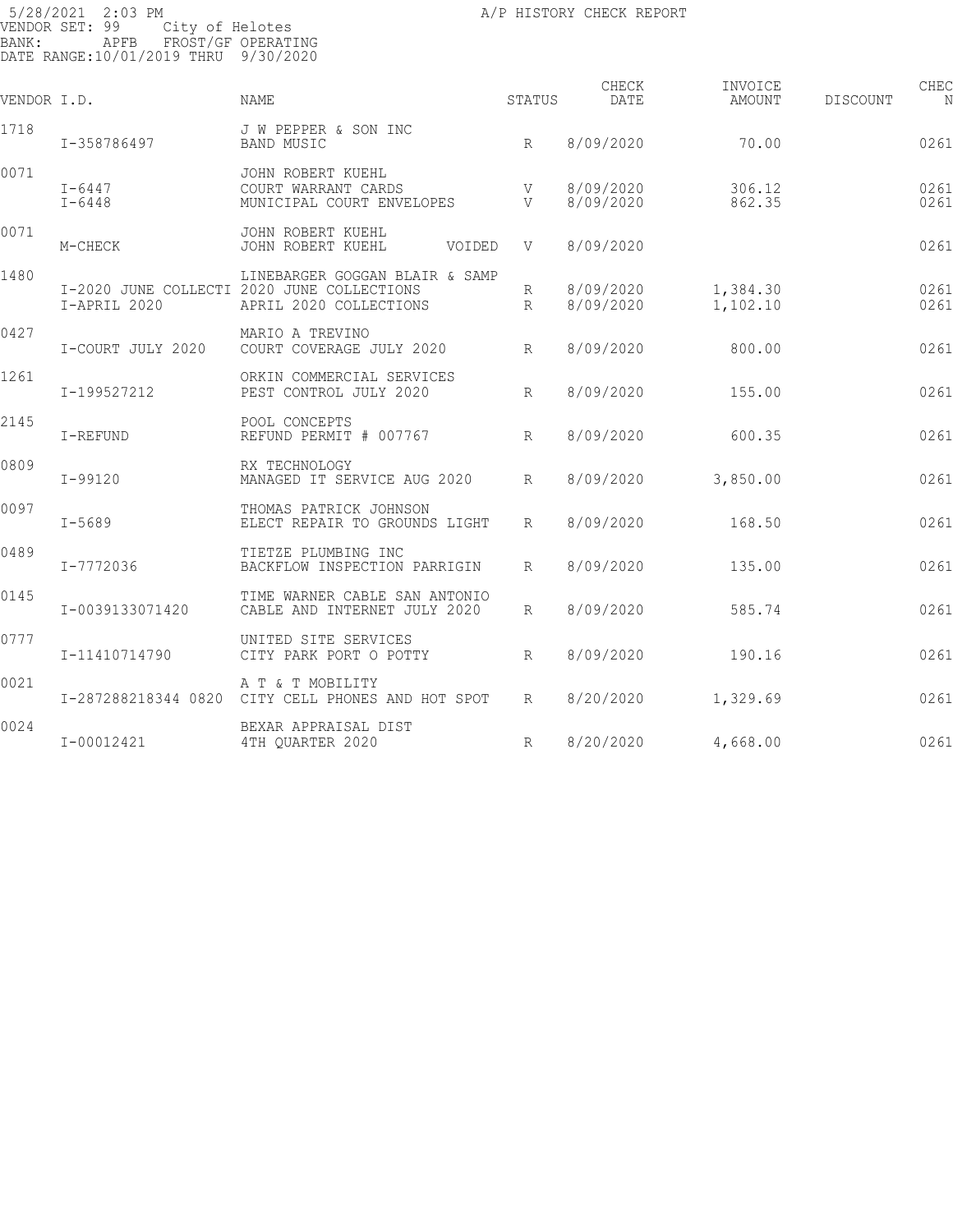5/28/2021 2:03 PM A/P HISTORY CHECK REPORT
VENDOR SET: 99 City of Helotes
BANK: APFB FROST/GF OPERATING
DATE RANGE:10/01/2019 THRU 9/30/2020

| VENDOR I.D. | | NAME | STATUS | CHECK DATE | INVOICE AMOUNT | DISCOUNT | CHEC N |
|---|---|---|---|---|---|---|---|
| 1718 | | J W PEPPER & SON INC | | | | | |
| | I-358786497 | BAND MUSIC | R | 8/09/2020 | 70.00 | | 0261 |
| 0071 | | JOHN ROBERT KUEHL | | | | | |
| | I-6447 | COURT WARRANT CARDS | V | 8/09/2020 | 306.12 | | 0261 |
| | I-6448 | MUNICIPAL COURT ENVELOPES | V | 8/09/2020 | 862.35 | | 0261 |
| 0071 | | JOHN ROBERT KUEHL | | | | | |
| | M-CHECK | JOHN ROBERT KUEHL VOIDED | V | 8/09/2020 | | | 0261 |
| 1480 | | LINEBARGER GOGGAN BLAIR & SAMP | | | | | |
| | I-2020 JUNE COLLECTI | 2020 JUNE COLLECTIONS | R | 8/09/2020 | 1,384.30 | | 0261 |
| | I-APRIL 2020 | APRIL 2020 COLLECTIONS | R | 8/09/2020 | 1,102.10 | | 0261 |
| 0427 | | MARIO A TREVINO | | | | | |
| | I-COURT JULY 2020 | COURT COVERAGE JULY 2020 | R | 8/09/2020 | 800.00 | | 0261 |
| 1261 | | ORKIN COMMERCIAL SERVICES | | | | | |
| | I-199527212 | PEST CONTROL JULY 2020 | R | 8/09/2020 | 155.00 | | 0261 |
| 2145 | | POOL CONCEPTS | | | | | |
| | I-REFUND | REFUND PERMIT # 007767 | R | 8/09/2020 | 600.35 | | 0261 |
| 0809 | | RX TECHNOLOGY | | | | | |
| | I-99120 | MANAGED IT SERVICE AUG 2020 | R | 8/09/2020 | 3,850.00 | | 0261 |
| 0097 | | THOMAS PATRICK JOHNSON | | | | | |
| | I-5689 | ELECT REPAIR TO GROUNDS LIGHT | R | 8/09/2020 | 168.50 | | 0261 |
| 0489 | | TIETZE PLUMBING INC | | | | | |
| | I-7772036 | BACKFLOW INSPECTION PARRIGIN | R | 8/09/2020 | 135.00 | | 0261 |
| 0145 | | TIME WARNER CABLE SAN ANTONIO | | | | | |
| | I-0039133071420 | CABLE AND INTERNET JULY 2020 | R | 8/09/2020 | 585.74 | | 0261 |
| 0777 | | UNITED SITE SERVICES | | | | | |
| | I-11410714790 | CITY PARK PORT O POTTY | R | 8/09/2020 | 190.16 | | 0261 |
| 0021 | | A T & T MOBILITY | | | | | |
| | I-287288218344 0820 | CITY CELL PHONES AND HOT SPOT | R | 8/20/2020 | 1,329.69 | | 0261 |
| 0024 | | BEXAR APPRAISAL DIST | | | | | |
| | I-00012421 | 4TH QUARTER 2020 | R | 8/20/2020 | 4,668.00 | | 0261 |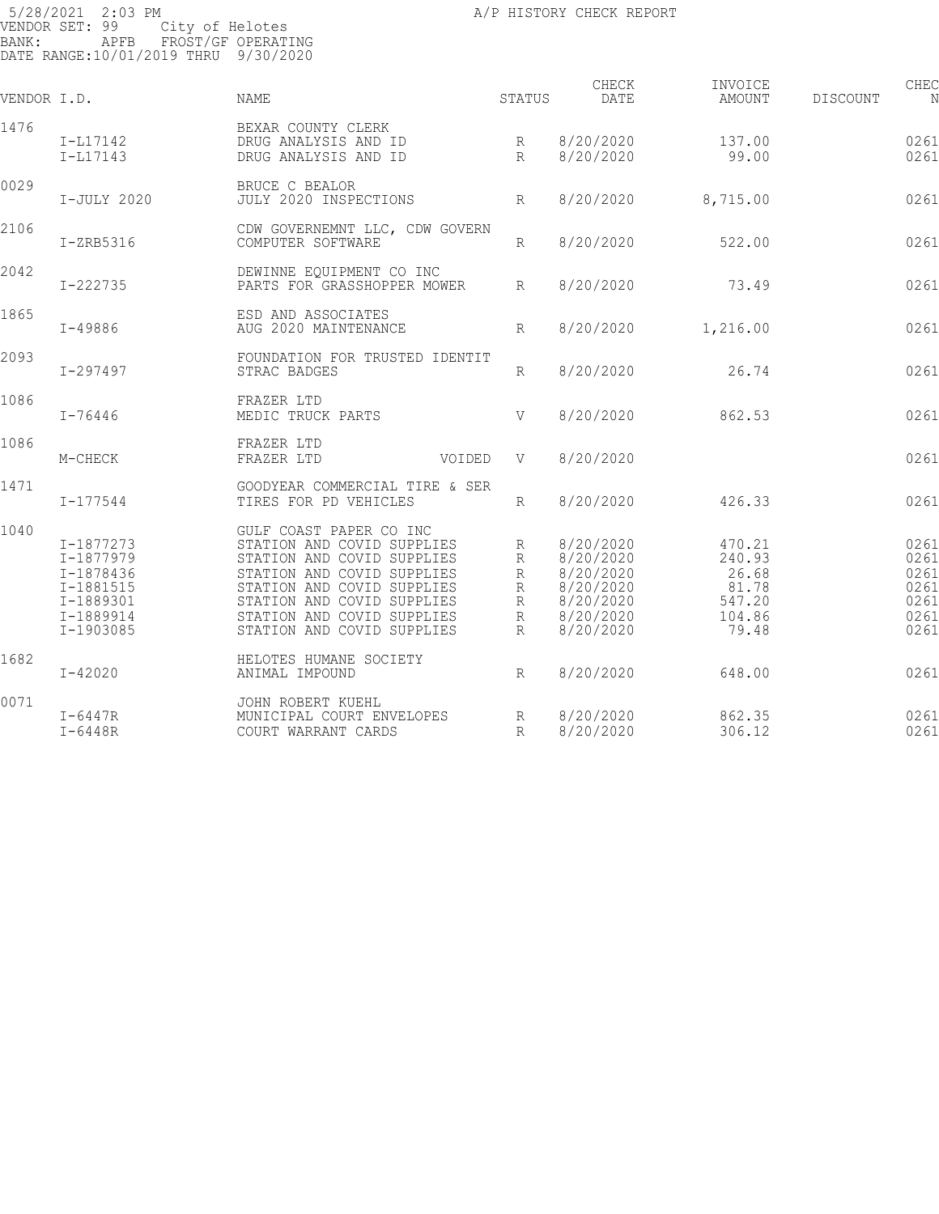5/28/2021 2:03 PM
VENDOR SET: 99 City of Helotes
BANK: APFB FROST/GF OPERATING
DATE RANGE:10/01/2019 THRU 9/30/2020

A/P HISTORY CHECK REPORT

| VENDOR I.D. | | NAME | STATUS | CHECK DATE | INVOICE AMOUNT | DISCOUNT | CHEC N |
|---|---|---|---|---|---|---|---|
| 1476 | | BEXAR COUNTY CLERK | | | | | |
| | I-L17142 | DRUG ANALYSIS AND ID | R | 8/20/2020 | 137.00 | | 0261 |
| | I-L17143 | DRUG ANALYSIS AND ID | R | 8/20/2020 | 99.00 | | 0261 |
| 0029 | | BRUCE C BEALOR | | | | | |
| | I-JULY 2020 | JULY 2020 INSPECTIONS | R | 8/20/2020 | 8,715.00 | | 0261 |
| 2106 | | CDW GOVERNEMNT LLC, CDW GOVERN | | | | | |
| | I-ZRB5316 | COMPUTER SOFTWARE | R | 8/20/2020 | 522.00 | | 0261 |
| 2042 | | DEWINNE EQUIPMENT CO INC | | | | | |
| | I-222735 | PARTS FOR GRASSHOPPER MOWER | R | 8/20/2020 | 73.49 | | 0261 |
| 1865 | | ESD AND ASSOCIATES | | | | | |
| | I-49886 | AUG 2020 MAINTENANCE | R | 8/20/2020 | 1,216.00 | | 0261 |
| 2093 | | FOUNDATION FOR TRUSTED IDENTIT | | | | | |
| | I-297497 | STRAC BADGES | R | 8/20/2020 | 26.74 | | 0261 |
| 1086 | | FRAZER LTD | | | | | |
| | I-76446 | MEDIC TRUCK PARTS | V | 8/20/2020 | 862.53 | | 0261 |
| 1086 | | FRAZER LTD | | | | | |
| | M-CHECK | FRAZER LTD VOIDED | V | 8/20/2020 | | | 0261 |
| 1471 | | GOODYEAR COMMERCIAL TIRE & SER | | | | | |
| | I-177544 | TIRES FOR PD VEHICLES | R | 8/20/2020 | 426.33 | | 0261 |
| 1040 | | GULF COAST PAPER CO INC | | | | | |
| | I-1877273 | STATION AND COVID SUPPLIES | R | 8/20/2020 | 470.21 | | 0261 |
| | I-1877979 | STATION AND COVID SUPPLIES | R | 8/20/2020 | 240.93 | | 0261 |
| | I-1878436 | STATION AND COVID SUPPLIES | R | 8/20/2020 | 26.68 | | 0261 |
| | I-1881515 | STATION AND COVID SUPPLIES | R | 8/20/2020 | 81.78 | | 0261 |
| | I-1889301 | STATION AND COVID SUPPLIES | R | 8/20/2020 | 547.20 | | 0261 |
| | I-1889914 | STATION AND COVID SUPPLIES | R | 8/20/2020 | 104.86 | | 0261 |
| | I-1903085 | STATION AND COVID SUPPLIES | R | 8/20/2020 | 79.48 | | 0261 |
| 1682 | | HELOTES HUMANE SOCIETY | | | | | |
| | I-42020 | ANIMAL IMPOUND | R | 8/20/2020 | 648.00 | | 0261 |
| 0071 | | JOHN ROBERT KUEHL | | | | | |
| | I-6447R | MUNICIPAL COURT ENVELOPES | R | 8/20/2020 | 862.35 | | 0261 |
| | I-6448R | COURT WARRANT CARDS | R | 8/20/2020 | 306.12 | | 0261 |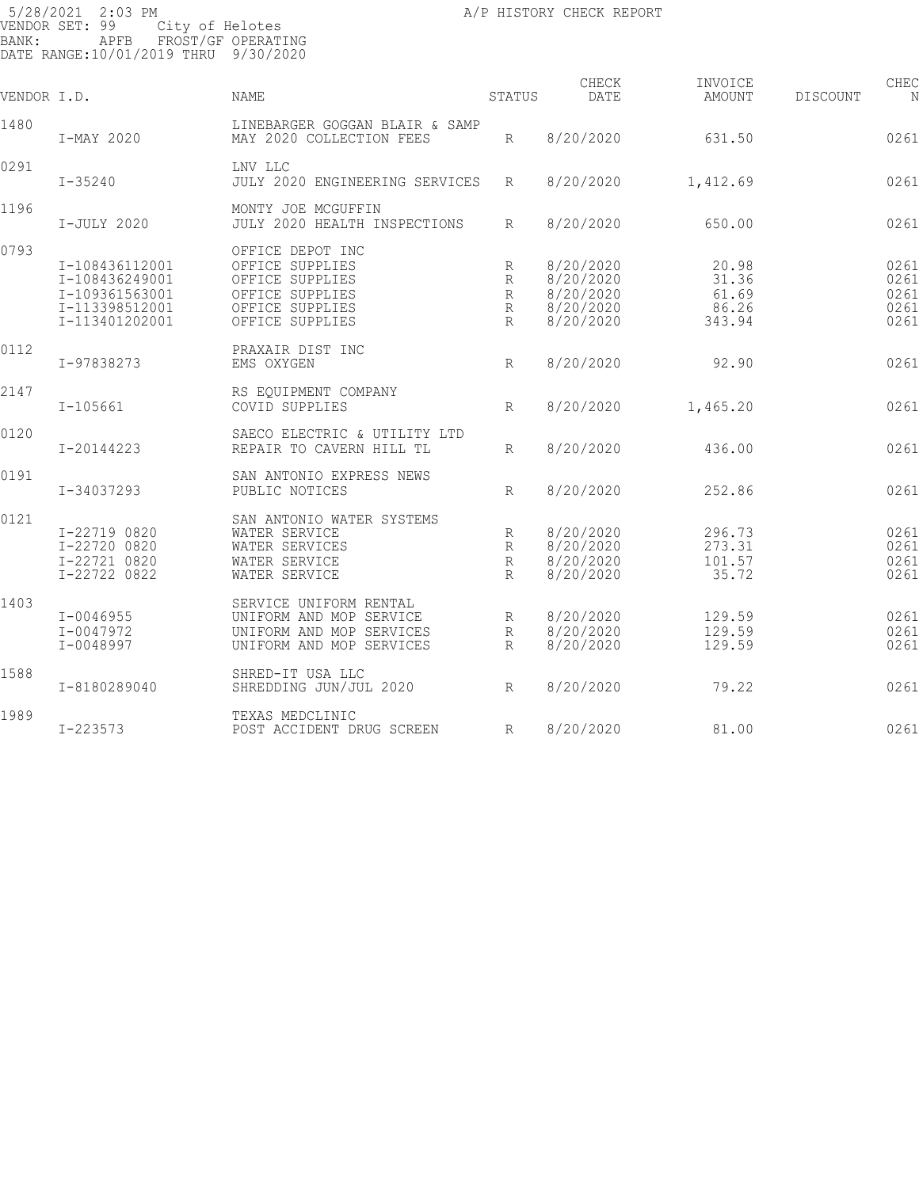5/28/2021 2:03 PM A/P HISTORY CHECK REPORT
VENDOR SET: 99 City of Helotes
BANK: APFB FROST/GF OPERATING
DATE RANGE:10/01/2019 THRU 9/30/2020

| VENDOR I.D. | | NAME | STATUS | CHECK DATE | INVOICE AMOUNT | DISCOUNT | CHEC N |
|---|---|---|---|---|---|---|---|
| 1480 | | LINEBARGER GOGGAN BLAIR & SAMP | | | | | |
| | I-MAY 2020 | MAY 2020 COLLECTION FEES | R | 8/20/2020 | 631.50 | | 0261 |
| 0291 | | LNV LLC | | | | | |
| | I-35240 | JULY 2020 ENGINEERING SERVICES | R | 8/20/2020 | 1,412.69 | | 0261 |
| 1196 | | MONTY JOE MCGUFFIN | | | | | |
| | I-JULY 2020 | JULY 2020 HEALTH INSPECTIONS | R | 8/20/2020 | 650.00 | | 0261 |
| 0793 | | OFFICE DEPOT INC | | | | | |
| | I-108436112001 | OFFICE SUPPLIES | R | 8/20/2020 | 20.98 | | 0261 |
| | I-108436249001 | OFFICE SUPPLIES | R | 8/20/2020 | 31.36 | | 0261 |
| | I-109361563001 | OFFICE SUPPLIES | R | 8/20/2020 | 61.69 | | 0261 |
| | I-113398512001 | OFFICE SUPPLIES | R | 8/20/2020 | 86.26 | | 0261 |
| | I-113401202001 | OFFICE SUPPLIES | R | 8/20/2020 | 343.94 | | 0261 |
| 0112 | | PRAXAIR DIST INC | | | | | |
| | I-97838273 | EMS OXYGEN | R | 8/20/2020 | 92.90 | | 0261 |
| 2147 | | RS EQUIPMENT COMPANY | | | | | |
| | I-105661 | COVID SUPPLIES | R | 8/20/2020 | 1,465.20 | | 0261 |
| 0120 | | SAECO ELECTRIC & UTILITY LTD | | | | | |
| | I-20144223 | REPAIR TO CAVERN HILL TL | R | 8/20/2020 | 436.00 | | 0261 |
| 0191 | | SAN ANTONIO EXPRESS NEWS | | | | | |
| | I-34037293 | PUBLIC NOTICES | R | 8/20/2020 | 252.86 | | 0261 |
| 0121 | | SAN ANTONIO WATER SYSTEMS | | | | | |
| | I-22719 0820 | WATER SERVICE | R | 8/20/2020 | 296.73 | | 0261 |
| | I-22720 0820 | WATER SERVICES | R | 8/20/2020 | 273.31 | | 0261 |
| | I-22721 0820 | WATER SERVICE | R | 8/20/2020 | 101.57 | | 0261 |
| | I-22722 0822 | WATER SERVICE | R | 8/20/2020 | 35.72 | | 0261 |
| 1403 | | SERVICE UNIFORM RENTAL | | | | | |
| | I-0046955 | UNIFORM AND MOP SERVICE | R | 8/20/2020 | 129.59 | | 0261 |
| | I-0047972 | UNIFORM AND MOP SERVICES | R | 8/20/2020 | 129.59 | | 0261 |
| | I-0048997 | UNIFORM AND MOP SERVICES | R | 8/20/2020 | 129.59 | | 0261 |
| 1588 | | SHRED-IT USA LLC | | | | | |
| | I-8180289040 | SHREDDING JUN/JUL 2020 | R | 8/20/2020 | 79.22 | | 0261 |
| 1989 | | TEXAS MEDCLINIC | | | | | |
| | I-223573 | POST ACCIDENT DRUG SCREEN | R | 8/20/2020 | 81.00 | | 0261 |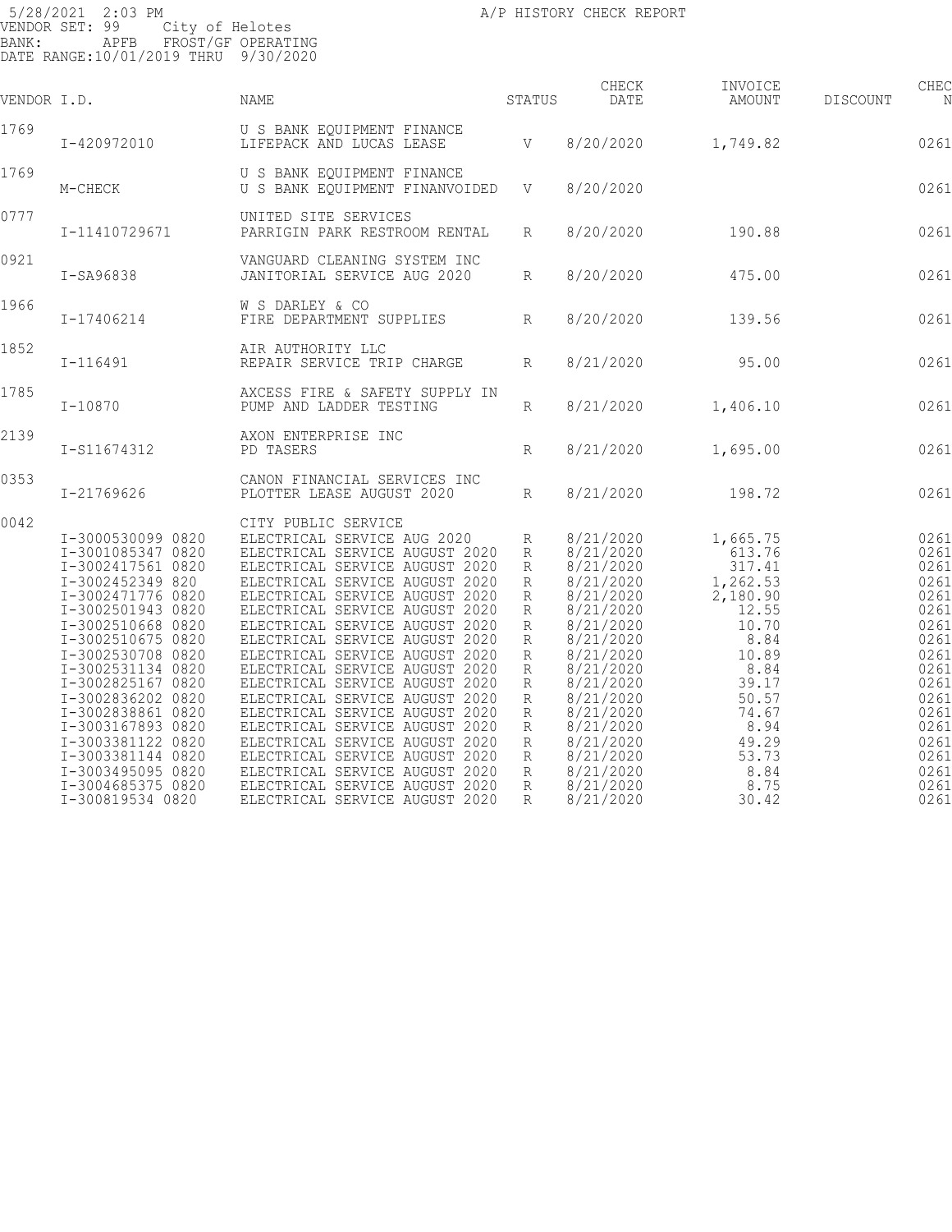5/28/2021 2:03 PM
VENDOR SET: 99 City of Helotes
BANK: APFB FROST/GF OPERATING
DATE RANGE:10/01/2019 THRU 9/30/2020

A/P HISTORY CHECK REPORT

| VENDOR I.D. | | NAME | STATUS | CHECK DATE | INVOICE AMOUNT | DISCOUNT | CHEC N |
|---|---|---|---|---|---|---|---|
| 1769 | | U S BANK EQUIPMENT FINANCE | | | | | |
| | I-420972010 | LIFEPACK AND LUCAS LEASE | V | 8/20/2020 | 1,749.82 | | 0261 |
| 1769 | | U S BANK EQUIPMENT FINANCE | | | | | |
| | M-CHECK | U S BANK EQUIPMENT FINANVOIDED | V | 8/20/2020 | | | 0261 |
| 0777 | | UNITED SITE SERVICES | | | | | |
| | I-11410729671 | PARRIGIN PARK RESTROOM RENTAL | R | 8/20/2020 | 190.88 | | 0261 |
| 0921 | | VANGUARD CLEANING SYSTEM INC | | | | | |
| | I-SA96838 | JANITORIAL SERVICE AUG 2020 | R | 8/20/2020 | 475.00 | | 0261 |
| 1966 | | W S DARLEY & CO | | | | | |
| | I-17406214 | FIRE DEPARTMENT SUPPLIES | R | 8/20/2020 | 139.56 | | 0261 |
| 1852 | | AIR AUTHORITY LLC | | | | | |
| | I-116491 | REPAIR SERVICE TRIP CHARGE | R | 8/21/2020 | 95.00 | | 0261 |
| 1785 | | AXCESS FIRE & SAFETY SUPPLY IN | | | | | |
| | I-10870 | PUMP AND LADDER TESTING | R | 8/21/2020 | 1,406.10 | | 0261 |
| 2139 | | AXON ENTERPRISE INC | | | | | |
| | I-S11674312 | PD TASERS | R | 8/21/2020 | 1,695.00 | | 0261 |
| 0353 | | CANON FINANCIAL SERVICES INC | | | | | |
| | I-21769626 | PLOTTER LEASE AUGUST 2020 | R | 8/21/2020 | 198.72 | | 0261 |
| 0042 | | CITY PUBLIC SERVICE | | | | | |
| | I-3000530099 0820 | ELECTRICAL SERVICE AUG 2020 | R | 8/21/2020 | 1,665.75 | | 0261 |
| | I-3001085347 0820 | ELECTRICAL SERVICE AUGUST 2020 | R | 8/21/2020 | 613.76 | | 0261 |
| | I-3002417561 0820 | ELECTRICAL SERVICE AUGUST 2020 | R | 8/21/2020 | 317.41 | | 0261 |
| | I-3002452349 820 | ELECTRICAL SERVICE AUGUST 2020 | R | 8/21/2020 | 1,262.53 | | 0261 |
| | I-3002471776 0820 | ELECTRICAL SERVICE AUGUST 2020 | R | 8/21/2020 | 2,180.90 | | 0261 |
| | I-3002501943 0820 | ELECTRICAL SERVICE AUGUST 2020 | R | 8/21/2020 | 12.55 | | 0261 |
| | I-3002510668 0820 | ELECTRICAL SERVICE AUGUST 2020 | R | 8/21/2020 | 10.70 | | 0261 |
| | I-3002510675 0820 | ELECTRICAL SERVICE AUGUST 2020 | R | 8/21/2020 | 8.84 | | 0261 |
| | I-3002530708 0820 | ELECTRICAL SERVICE AUGUST 2020 | R | 8/21/2020 | 10.89 | | 0261 |
| | I-3002531134 0820 | ELECTRICAL SERVICE AUGUST 2020 | R | 8/21/2020 | 8.84 | | 0261 |
| | I-3002825167 0820 | ELECTRICAL SERVICE AUGUST 2020 | R | 8/21/2020 | 39.17 | | 0261 |
| | I-3002836202 0820 | ELECTRICAL SERVICE AUGUST 2020 | R | 8/21/2020 | 50.57 | | 0261 |
| | I-3002838861 0820 | ELECTRICAL SERVICE AUGUST 2020 | R | 8/21/2020 | 74.67 | | 0261 |
| | I-3003167893 0820 | ELECTRICAL SERVICE AUGUST 2020 | R | 8/21/2020 | 8.94 | | 0261 |
| | I-3003381122 0820 | ELECTRICAL SERVICE AUGUST 2020 | R | 8/21/2020 | 49.29 | | 0261 |
| | I-3003381144 0820 | ELECTRICAL SERVICE AUGUST 2020 | R | 8/21/2020 | 53.73 | | 0261 |
| | I-3003495095 0820 | ELECTRICAL SERVICE AUGUST 2020 | R | 8/21/2020 | 8.84 | | 0261 |
| | I-3004685375 0820 | ELECTRICAL SERVICE AUGUST 2020 | R | 8/21/2020 | 8.75 | | 0261 |
| | I-300819534 0820 | ELECTRICAL SERVICE AUGUST 2020 | R | 8/21/2020 | 30.42 | | 0261 |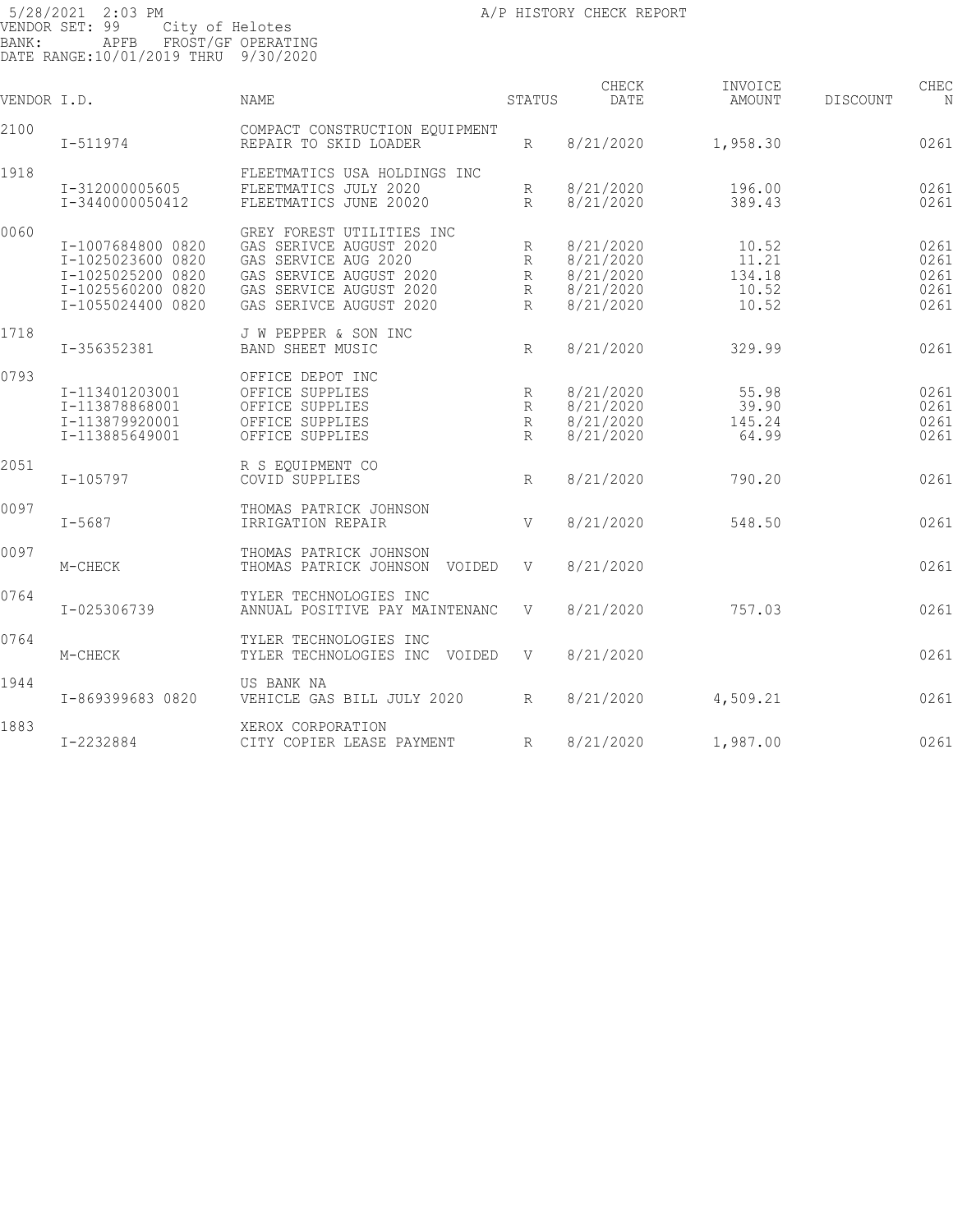5/28/2021 2:03 PM
VENDOR SET: 99 City of Helotes
BANK: APFB FROST/GF OPERATING
DATE RANGE:10/01/2019 THRU 9/30/2020

A/P HISTORY CHECK REPORT

| VENDOR | I.D. | NAME | STATUS | CHECK DATE | INVOICE AMOUNT | DISCOUNT | CHEC N |
|---|---|---|---|---|---|---|---|
| 2100 | | COMPACT CONSTRUCTION EQUIPMENT | | | | | |
| | I-511974 | REPAIR TO SKID LOADER | R | 8/21/2020 | 1,958.30 | | 0261 |
| 1918 | | FLEETMATICS USA HOLDINGS INC | | | | | |
| | I-312000005605 | FLEETMATICS JULY 2020 | R | 8/21/2020 | 196.00 | | 0261 |
| | I-3440000050412 | FLEETMATICS JUNE 20020 | R | 8/21/2020 | 389.43 | | 0261 |
| 0060 | | GREY FOREST UTILITIES INC | | | | | |
| | I-1007684800 0820 | GAS SERIVCE AUGUST 2020 | R | 8/21/2020 | 10.52 | | 0261 |
| | I-1025023600 0820 | GAS SERVICE AUG 2020 | R | 8/21/2020 | 11.21 | | 0261 |
| | I-1025025200 0820 | GAS SERVICE AUGUST 2020 | R | 8/21/2020 | 134.18 | | 0261 |
| | I-1025560200 0820 | GAS SERVICE AUGUST 2020 | R | 8/21/2020 | 10.52 | | 0261 |
| | I-1055024400 0820 | GAS SERIVCE AUGUST 2020 | R | 8/21/2020 | 10.52 | | 0261 |
| 1718 | | J W PEPPER & SON INC | | | | | |
| | I-356352381 | BAND SHEET MUSIC | R | 8/21/2020 | 329.99 | | 0261 |
| 0793 | | OFFICE DEPOT INC | | | | | |
| | I-113401203001 | OFFICE SUPPLIES | R | 8/21/2020 | 55.98 | | 0261 |
| | I-113878868001 | OFFICE SUPPLIES | R | 8/21/2020 | 39.90 | | 0261 |
| | I-113879920001 | OFFICE SUPPLIES | R | 8/21/2020 | 145.24 | | 0261 |
| | I-113885649001 | OFFICE SUPPLIES | R | 8/21/2020 | 64.99 | | 0261 |
| 2051 | | R S EQUIPMENT CO | | | | | |
| | I-105797 | COVID SUPPLIES | R | 8/21/2020 | 790.20 | | 0261 |
| 0097 | | THOMAS PATRICK JOHNSON | | | | | |
| | I-5687 | IRRIGATION REPAIR | V | 8/21/2020 | 548.50 | | 0261 |
| 0097 | | THOMAS PATRICK JOHNSON | | | | | |
| | M-CHECK | THOMAS PATRICK JOHNSON VOIDED | V | 8/21/2020 | | | 0261 |
| 0764 | | TYLER TECHNOLOGIES INC | | | | | |
| | I-025306739 | ANNUAL POSITIVE PAY MAINTENANC | V | 8/21/2020 | 757.03 | | 0261 |
| 0764 | | TYLER TECHNOLOGIES INC | | | | | |
| | M-CHECK | TYLER TECHNOLOGIES INC VOIDED | V | 8/21/2020 | | | 0261 |
| 1944 | | US BANK NA | | | | | |
| | I-869399683 0820 | VEHICLE GAS BILL JULY 2020 | R | 8/21/2020 | 4,509.21 | | 0261 |
| 1883 | | XEROX CORPORATION | | | | | |
| | I-2232884 | CITY COPIER LEASE PAYMENT | R | 8/21/2020 | 1,987.00 | | 0261 |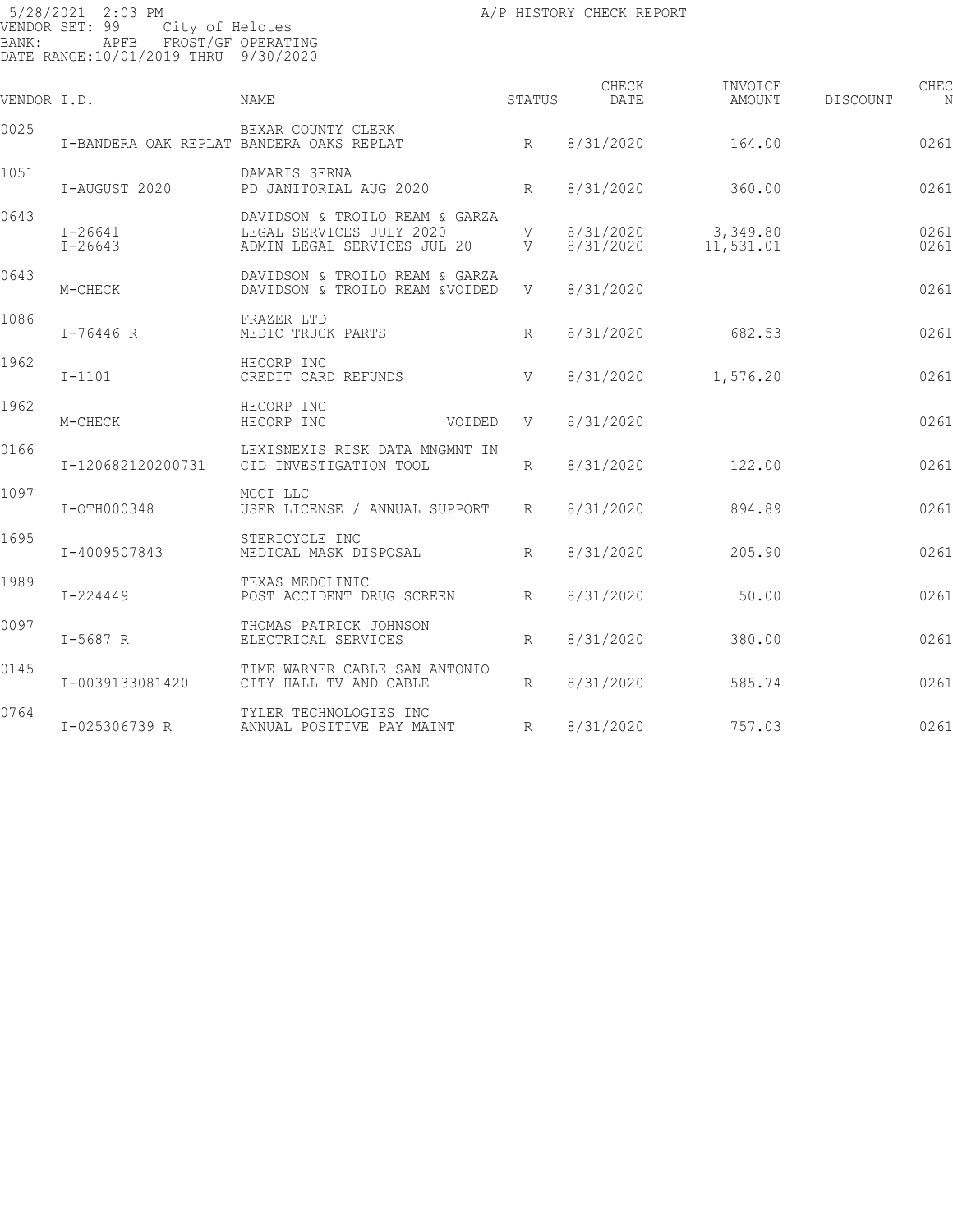5/28/2021 2:03 PM A/P HISTORY CHECK REPORT
VENDOR SET: 99 City of Helotes
BANK: APFB FROST/GF OPERATING
DATE RANGE:10/01/2019 THRU 9/30/2020

| VENDOR I.D. | | NAME | STATUS | CHECK DATE | INVOICE AMOUNT | DISCOUNT | CHEC N |
|---|---|---|---|---|---|---|---|
| 0025 | | BEXAR COUNTY CLERK | | | | | |
| | I-BANDERA OAK REPLAT | BANDERA OAKS REPLAT | R | 8/31/2020 | 164.00 | | 0261 |
| 1051 | | DAMARIS SERNA | | | | | |
| | I-AUGUST 2020 | PD JANITORIAL AUG 2020 | R | 8/31/2020 | 360.00 | | 0261 |
| 0643 | | DAVIDSON & TROILO REAM & GARZA | | | | | |
| | I-26641 | LEGAL SERVICES JULY 2020 | V | 8/31/2020 | 3,349.80 | | 0261 |
| | I-26643 | ADMIN LEGAL SERVICES JUL 20 | V | 8/31/2020 | 11,531.01 | | 0261 |
| 0643 | | DAVIDSON & TROILO REAM & GARZA | | | | | |
| | M-CHECK | DAVIDSON & TROILO REAM &VOIDED | V | 8/31/2020 | | | 0261 |
| 1086 | | FRAZER LTD | | | | | |
| | I-76446 R | MEDIC TRUCK PARTS | R | 8/31/2020 | 682.53 | | 0261 |
| 1962 | | HECORP INC | | | | | |
| | I-1101 | CREDIT CARD REFUNDS | V | 8/31/2020 | 1,576.20 | | 0261 |
| 1962 | | HECORP INC | | | | | |
| | M-CHECK | HECORP INC VOIDED | V | 8/31/2020 | | | 0261 |
| 0166 | | LEXISNEXIS RISK DATA MNGMNT IN | | | | | |
| | I-120682120200731 | CID INVESTIGATION TOOL | R | 8/31/2020 | 122.00 | | 0261 |
| 1097 | | MCCI LLC | | | | | |
| | I-OTH000348 | USER LICENSE / ANNUAL SUPPORT | R | 8/31/2020 | 894.89 | | 0261 |
| 1695 | | STERICYCLE INC | | | | | |
| | I-4009507843 | MEDICAL MASK DISPOSAL | R | 8/31/2020 | 205.90 | | 0261 |
| 1989 | | TEXAS MEDCLINIC | | | | | |
| | I-224449 | POST ACCIDENT DRUG SCREEN | R | 8/31/2020 | 50.00 | | 0261 |
| 0097 | | THOMAS PATRICK JOHNSON | | | | | |
| | I-5687 R | ELECTRICAL SERVICES | R | 8/31/2020 | 380.00 | | 0261 |
| 0145 | | TIME WARNER CABLE SAN ANTONIO | | | | | |
| | I-0039133081420 | CITY HALL TV AND CABLE | R | 8/31/2020 | 585.74 | | 0261 |
| 0764 | | TYLER TECHNOLOGIES INC | | | | | |
| | I-025306739 R | ANNUAL POSITIVE PAY MAINT | R | 8/31/2020 | 757.03 | | 0261 |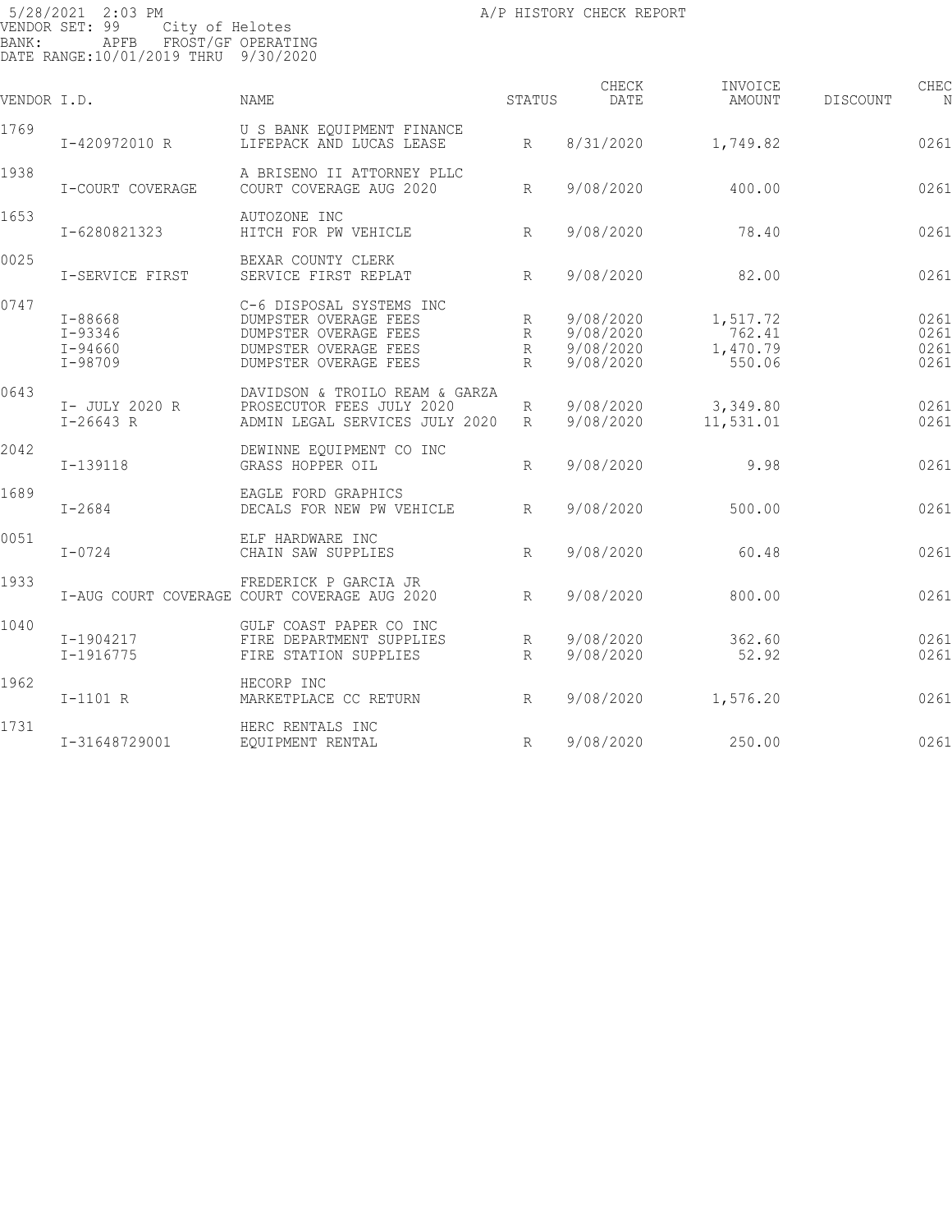5/28/2021 2:03 PM A/P HISTORY CHECK REPORT
VENDOR SET: 99 City of Helotes
BANK: APFB FROST/GF OPERATING
DATE RANGE:10/01/2019 THRU 9/30/2020

| VENDOR I.D. | | NAME | STATUS | CHECK DATE | INVOICE AMOUNT | DISCOUNT | CHEC N |
|---|---|---|---|---|---|---|---|
| 1769 | | U S BANK EQUIPMENT FINANCE | | | | | |
| | I-420972010 R | LIFEPACK AND LUCAS LEASE | R | 8/31/2020 | 1,749.82 | | 0261 |
| 1938 | | A BRISENO II ATTORNEY PLLC | | | | | |
| | I-COURT COVERAGE | COURT COVERAGE AUG 2020 | R | 9/08/2020 | 400.00 | | 0261 |
| 1653 | | AUTOZONE INC | | | | | |
| | I-6280821323 | HITCH FOR PW VEHICLE | R | 9/08/2020 | 78.40 | | 0261 |
| 0025 | | BEXAR COUNTY CLERK | | | | | |
| | I-SERVICE FIRST | SERVICE FIRST REPLAT | R | 9/08/2020 | 82.00 | | 0261 |
| 0747 | | C-6 DISPOSAL SYSTEMS INC | | | | | |
| | I-88668 | DUMPSTER OVERAGE FEES | R | 9/08/2020 | 1,517.72 | | 0261 |
| | I-93346 | DUMPSTER OVERAGE FEES | R | 9/08/2020 | 762.41 | | 0261 |
| | I-94660 | DUMPSTER OVERAGE FEES | R | 9/08/2020 | 1,470.79 | | 0261 |
| | I-98709 | DUMPSTER OVERAGE FEES | R | 9/08/2020 | 550.06 | | 0261 |
| 0643 | | DAVIDSON & TROILO REAM & GARZA | | | | | |
| | I- JULY 2020 R | PROSECUTOR FEES JULY 2020 | R | 9/08/2020 | 3,349.80 | | 0261 |
| | I-26643 R | ADMIN LEGAL SERVICES JULY 2020 | R | 9/08/2020 | 11,531.01 | | 0261 |
| 2042 | | DEWINNE EQUIPMENT CO INC | | | | | |
| | I-139118 | GRASS HOPPER OIL | R | 9/08/2020 | 9.98 | | 0261 |
| 1689 | | EAGLE FORD GRAPHICS | | | | | |
| | I-2684 | DECALS FOR NEW PW VEHICLE | R | 9/08/2020 | 500.00 | | 0261 |
| 0051 | | ELF HARDWARE INC | | | | | |
| | I-0724 | CHAIN SAW SUPPLIES | R | 9/08/2020 | 60.48 | | 0261 |
| 1933 | | FREDERICK P GARCIA JR | | | | | |
| | I-AUG COURT COVERAGE | COURT COVERAGE AUG 2020 | R | 9/08/2020 | 800.00 | | 0261 |
| 1040 | | GULF COAST PAPER CO INC | | | | | |
| | I-1904217 | FIRE DEPARTMENT SUPPLIES | R | 9/08/2020 | 362.60 | | 0261 |
| | I-1916775 | FIRE STATION SUPPLIES | R | 9/08/2020 | 52.92 | | 0261 |
| 1962 | | HECORP INC | | | | | |
| | I-1101 R | MARKETPLACE CC RETURN | R | 9/08/2020 | 1,576.20 | | 0261 |
| 1731 | | HERC RENTALS INC | | | | | |
| | I-31648729001 | EQUIPMENT RENTAL | R | 9/08/2020 | 250.00 | | 0261 |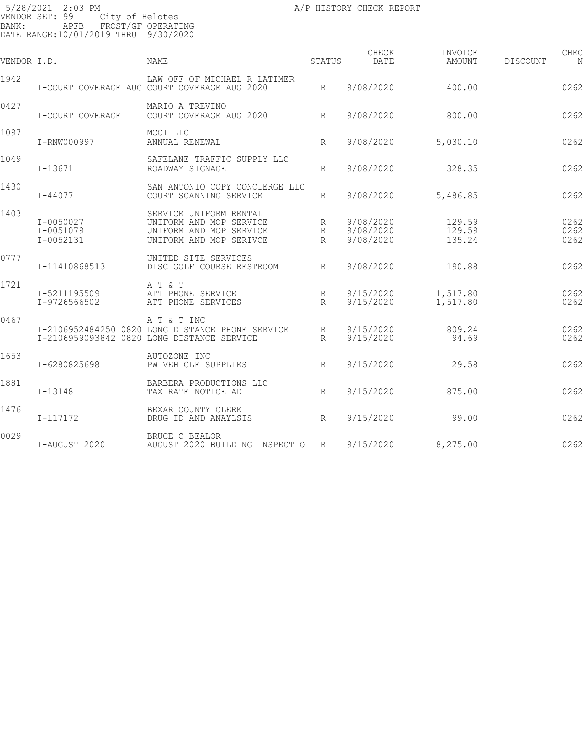5/28/2021 2:03 PM
VENDOR SET: 99 City of Helotes
BANK: APFB FROST/GF OPERATING
DATE RANGE:10/01/2019 THRU 9/30/2020

A/P HISTORY CHECK REPORT

| VENDOR | I.D. | NAME | STATUS | CHECK DATE | INVOICE AMOUNT | DISCOUNT | CHEC N |
|---|---|---|---|---|---|---|---|
| 1942 | | LAW OFF OF MICHAEL R LATIMER | | | | | |
| | I-COURT COVERAGE AUG | COURT COVERAGE AUG 2020 | R | 9/08/2020 | 400.00 | | 0262 |
| 0427 | | MARIO A TREVINO | | | | | |
| | I-COURT COVERAGE | COURT COVERAGE AUG 2020 | R | 9/08/2020 | 800.00 | | 0262 |
| 1097 | | MCCI LLC | | | | | |
| | I-RNW000997 | ANNUAL RENEWAL | R | 9/08/2020 | 5,030.10 | | 0262 |
| 1049 | | SAFELANE TRAFFIC SUPPLY LLC | | | | | |
| | I-13671 | ROADWAY SIGNAGE | R | 9/08/2020 | 328.35 | | 0262 |
| 1430 | | SAN ANTONIO COPY CONCIERGE LLC | | | | | |
| | I-44077 | COURT SCANNING SERVICE | R | 9/08/2020 | 5,486.85 | | 0262 |
| 1403 | | SERVICE UNIFORM RENTAL | | | | | |
| | I-0050027 | UNIFORM AND MOP SERVICE | R | 9/08/2020 | 129.59 | | 0262 |
| | I-0051079 | UNIFORM AND MOP SERVICE | R | 9/08/2020 | 129.59 | | 0262 |
| | I-0052131 | UNIFORM AND MOP SERIVCE | R | 9/08/2020 | 135.24 | | 0262 |
| 0777 | | UNITED SITE SERVICES | | | | | |
| | I-11410868513 | DISC GOLF COURSE RESTROOM | R | 9/08/2020 | 190.88 | | 0262 |
| 1721 | | A T & T | | | | | |
| | I-5211195509 | ATT PHONE SERVICE | R | 9/15/2020 | 1,517.80 | | 0262 |
| | I-9726566502 | ATT PHONE SERVICES | R | 9/15/2020 | 1,517.80 | | 0262 |
| 0467 | | A T & T INC | | | | | |
| | I-2106952484250 0820 | LONG DISTANCE PHONE SERVICE | R | 9/15/2020 | 809.24 | | 0262 |
| | I-2106959093842 0820 | LONG DISTANCE SERVICE | R | 9/15/2020 | 94.69 | | 0262 |
| 1653 | | AUTOZONE INC | | | | | |
| | I-6280825698 | PW VEHICLE SUPPLIES | R | 9/15/2020 | 29.58 | | 0262 |
| 1881 | | BARBERA PRODUCTIONS LLC | | | | | |
| | I-13148 | TAX RATE NOTICE AD | R | 9/15/2020 | 875.00 | | 0262 |
| 1476 | | BEXAR COUNTY CLERK | | | | | |
| | I-117172 | DRUG ID AND ANAYLSIS | R | 9/15/2020 | 99.00 | | 0262 |
| 0029 | | BRUCE C BEALOR | | | | | |
| | I-AUGUST 2020 | AUGUST 2020 BUILDING INSPECTIO | R | 9/15/2020 | 8,275.00 | | 0262 |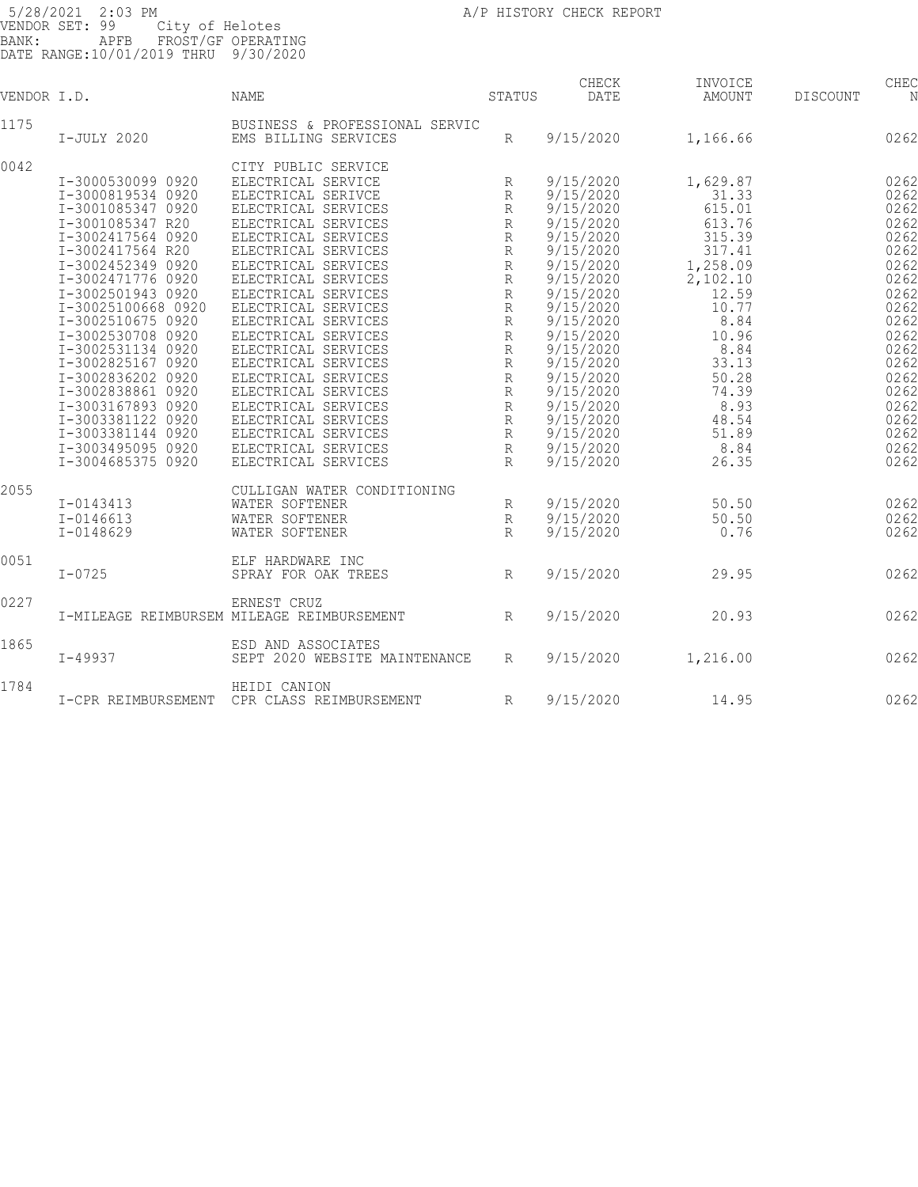5/28/2021 2:03 PM
VENDOR SET: 99 City of Helotes
BANK: APFB FROST/GF OPERATING
DATE RANGE:10/01/2019 THRU 9/30/2020

A/P HISTORY CHECK REPORT

| VENDOR I.D. | | NAME | STATUS | CHECK DATE | INVOICE AMOUNT | DISCOUNT | CHEC N |
|---|---|---|---|---|---|---|---|
| 1175 | | BUSINESS & PROFESSIONAL SERVIC | | | | | |
| | I-JULY 2020 | EMS BILLING SERVICES | R | 9/15/2020 | 1,166.66 | | 0262 |
| 0042 | | CITY PUBLIC SERVICE | | | | | |
| | I-3000530099 0920 | ELECTRICAL SERVICE | R | 9/15/2020 | 1,629.87 | | 0262 |
| | I-3000819534 0920 | ELECTRICAL SERIVCE | R | 9/15/2020 | 31.33 | | 0262 |
| | I-3001085347 0920 | ELECTRICAL SERVICES | R | 9/15/2020 | 615.01 | | 0262 |
| | I-3001085347 R20 | ELECTRICAL SERVICES | R | 9/15/2020 | 613.76 | | 0262 |
| | I-3002417564 0920 | ELECTRICAL SERVICES | R | 9/15/2020 | 315.39 | | 0262 |
| | I-3002417564 R20 | ELECTRICAL SERVICES | R | 9/15/2020 | 317.41 | | 0262 |
| | I-3002452349 0920 | ELECTRICAL SERVICES | R | 9/15/2020 | 1,258.09 | | 0262 |
| | I-3002471776 0920 | ELECTRICAL SERVICES | R | 9/15/2020 | 2,102.10 | | 0262 |
| | I-3002501943 0920 | ELECTRICAL SERVICES | R | 9/15/2020 | 12.59 | | 0262 |
| | I-30025100668 0920 | ELECTRICAL SERVICES | R | 9/15/2020 | 10.77 | | 0262 |
| | I-3002510675 0920 | ELECTRICAL SERVICES | R | 9/15/2020 | 8.84 | | 0262 |
| | I-3002530708 0920 | ELECTRICAL SERVICES | R | 9/15/2020 | 10.96 | | 0262 |
| | I-3002531134 0920 | ELECTRICAL SERVICES | R | 9/15/2020 | 8.84 | | 0262 |
| | I-3002825167 0920 | ELECTRICAL SERVICES | R | 9/15/2020 | 33.13 | | 0262 |
| | I-3002836202 0920 | ELECTRICAL SERVICES | R | 9/15/2020 | 50.28 | | 0262 |
| | I-3002838861 0920 | ELECTRICAL SERVICES | R | 9/15/2020 | 74.39 | | 0262 |
| | I-3003167893 0920 | ELECTRICAL SERVICES | R | 9/15/2020 | 8.93 | | 0262 |
| | I-3003381122 0920 | ELECTRICAL SERVICES | R | 9/15/2020 | 48.54 | | 0262 |
| | I-3003381144 0920 | ELECTRICAL SERVICES | R | 9/15/2020 | 51.89 | | 0262 |
| | I-3003495095 0920 | ELECTRICAL SERVICES | R | 9/15/2020 | 8.84 | | 0262 |
| | I-3004685375 0920 | ELECTRICAL SERVICES | R | 9/15/2020 | 26.35 | | 0262 |
| 2055 | | CULLIGAN WATER CONDITIONING | | | | | |
| | I-0143413 | WATER SOFTENER | R | 9/15/2020 | 50.50 | | 0262 |
| | I-0146613 | WATER SOFTENER | R | 9/15/2020 | 50.50 | | 0262 |
| | I-0148629 | WATER SOFTENER | R | 9/15/2020 | 0.76 | | 0262 |
| 0051 | | ELF HARDWARE INC | | | | | |
| | I-0725 | SPRAY FOR OAK TREES | R | 9/15/2020 | 29.95 | | 0262 |
| 0227 | | ERNEST CRUZ | | | | | |
| | I-MILEAGE REIMBURSEM | MILEAGE REIMBURSEMENT | R | 9/15/2020 | 20.93 | | 0262 |
| 1865 | | ESD AND ASSOCIATES | | | | | |
| | I-49937 | SEPT 2020 WEBSITE MAINTENANCE | R | 9/15/2020 | 1,216.00 | | 0262 |
| 1784 | | HEIDI CANION | | | | | |
| | I-CPR REIMBURSEMENT | CPR CLASS REIMBURSEMENT | R | 9/15/2020 | 14.95 | | 0262 |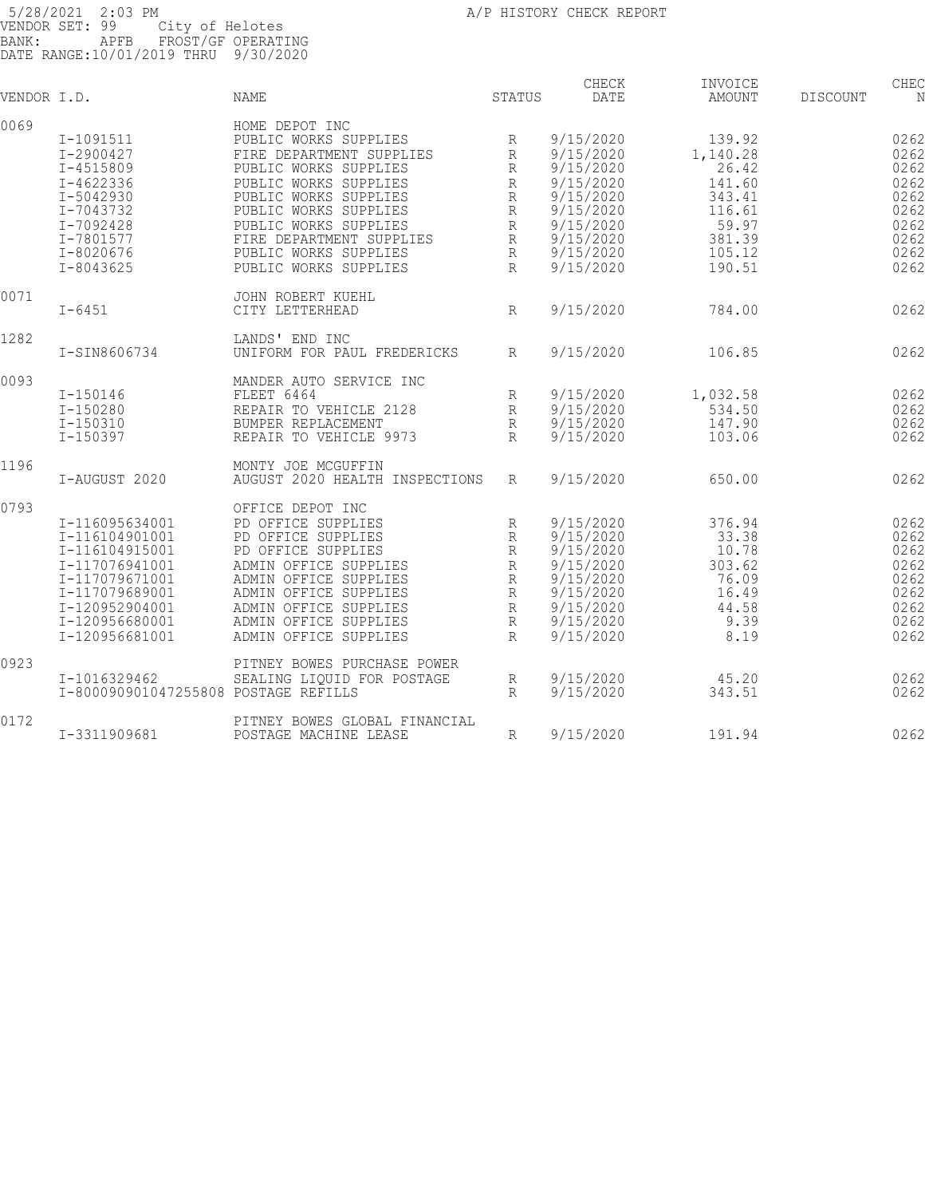5/28/2021 2:03 PM A/P HISTORY CHECK REPORT
VENDOR SET: 99 City of Helotes
BANK: APFB FROST/GF OPERATING
DATE RANGE:10/01/2019 THRU 9/30/2020

| VENDOR I.D. | | NAME | STATUS | CHECK DATE | INVOICE AMOUNT | DISCOUNT | CHEC N |
|---|---|---|---|---|---|---|---|
| 0069 | | HOME DEPOT INC | | | | | |
| | I-1091511 | PUBLIC WORKS SUPPLIES | R | 9/15/2020 | 139.92 | | 0262 |
| | I-2900427 | FIRE DEPARTMENT SUPPLIES | R | 9/15/2020 | 1,140.28 | | 0262 |
| | I-4515809 | PUBLIC WORKS SUPPLIES | R | 9/15/2020 | 26.42 | | 0262 |
| | I-4622336 | PUBLIC WORKS SUPPLIES | R | 9/15/2020 | 141.60 | | 0262 |
| | I-5042930 | PUBLIC WORKS SUPPLIES | R | 9/15/2020 | 343.41 | | 0262 |
| | I-7043732 | PUBLIC WORKS SUPPLIES | R | 9/15/2020 | 116.61 | | 0262 |
| | I-7092428 | PUBLIC WORKS SUPPLIES | R | 9/15/2020 | 59.97 | | 0262 |
| | I-7801577 | FIRE DEPARTMENT SUPPLIES | R | 9/15/2020 | 381.39 | | 0262 |
| | I-8020676 | PUBLIC WORKS SUPPLIES | R | 9/15/2020 | 105.12 | | 0262 |
| | I-8043625 | PUBLIC WORKS SUPPLIES | R | 9/15/2020 | 190.51 | | 0262 |
| 0071 | | JOHN ROBERT KUEHL | | | | | |
| | I-6451 | CITY LETTERHEAD | R | 9/15/2020 | 784.00 | | 0262 |
| 1282 | | LANDS' END INC | | | | | |
| | I-SIN8606734 | UNIFORM FOR PAUL FREDERICKS | R | 9/15/2020 | 106.85 | | 0262 |
| 0093 | | MANDER AUTO SERVICE INC | | | | | |
| | I-150146 | FLEET 6464 | R | 9/15/2020 | 1,032.58 | | 0262 |
| | I-150280 | REPAIR TO VEHICLE 2128 | R | 9/15/2020 | 534.50 | | 0262 |
| | I-150310 | BUMPER REPLACEMENT | R | 9/15/2020 | 147.90 | | 0262 |
| | I-150397 | REPAIR TO VEHICLE 9973 | R | 9/15/2020 | 103.06 | | 0262 |
| 1196 | | MONTY JOE MCGUFFIN | | | | | |
| | I-AUGUST 2020 | AUGUST 2020 HEALTH INSPECTIONS | R | 9/15/2020 | 650.00 | | 0262 |
| 0793 | | OFFICE DEPOT INC | | | | | |
| | I-116095634001 | PD OFFICE SUPPLIES | R | 9/15/2020 | 376.94 | | 0262 |
| | I-116104901001 | PD OFFICE SUPPLIES | R | 9/15/2020 | 33.38 | | 0262 |
| | I-116104915001 | PD OFFICE SUPPLIES | R | 9/15/2020 | 10.78 | | 0262 |
| | I-117076941001 | ADMIN OFFICE SUPPLIES | R | 9/15/2020 | 303.62 | | 0262 |
| | I-117079671001 | ADMIN OFFICE SUPPLIES | R | 9/15/2020 | 76.09 | | 0262 |
| | I-117079689001 | ADMIN OFFICE SUPPLIES | R | 9/15/2020 | 16.49 | | 0262 |
| | I-120952904001 | ADMIN OFFICE SUPPLIES | R | 9/15/2020 | 44.58 | | 0262 |
| | I-120956680001 | ADMIN OFFICE SUPPLIES | R | 9/15/2020 | 9.39 | | 0262 |
| | I-120956681001 | ADMIN OFFICE SUPPLIES | R | 9/15/2020 | 8.19 | | 0262 |
| 0923 | | PITNEY BOWES PURCHASE POWER | | | | | |
| | I-1016329462 | SEALING LIQUID FOR POSTAGE | R | 9/15/2020 | 45.20 | | 0262 |
| | I-800090901047255808 | POSTAGE REFILLS | R | 9/15/2020 | 343.51 | | 0262 |
| 0172 | | PITNEY BOWES GLOBAL FINANCIAL | | | | | |
| | I-3311909681 | POSTAGE MACHINE LEASE | R | 9/15/2020 | 191.94 | | 0262 |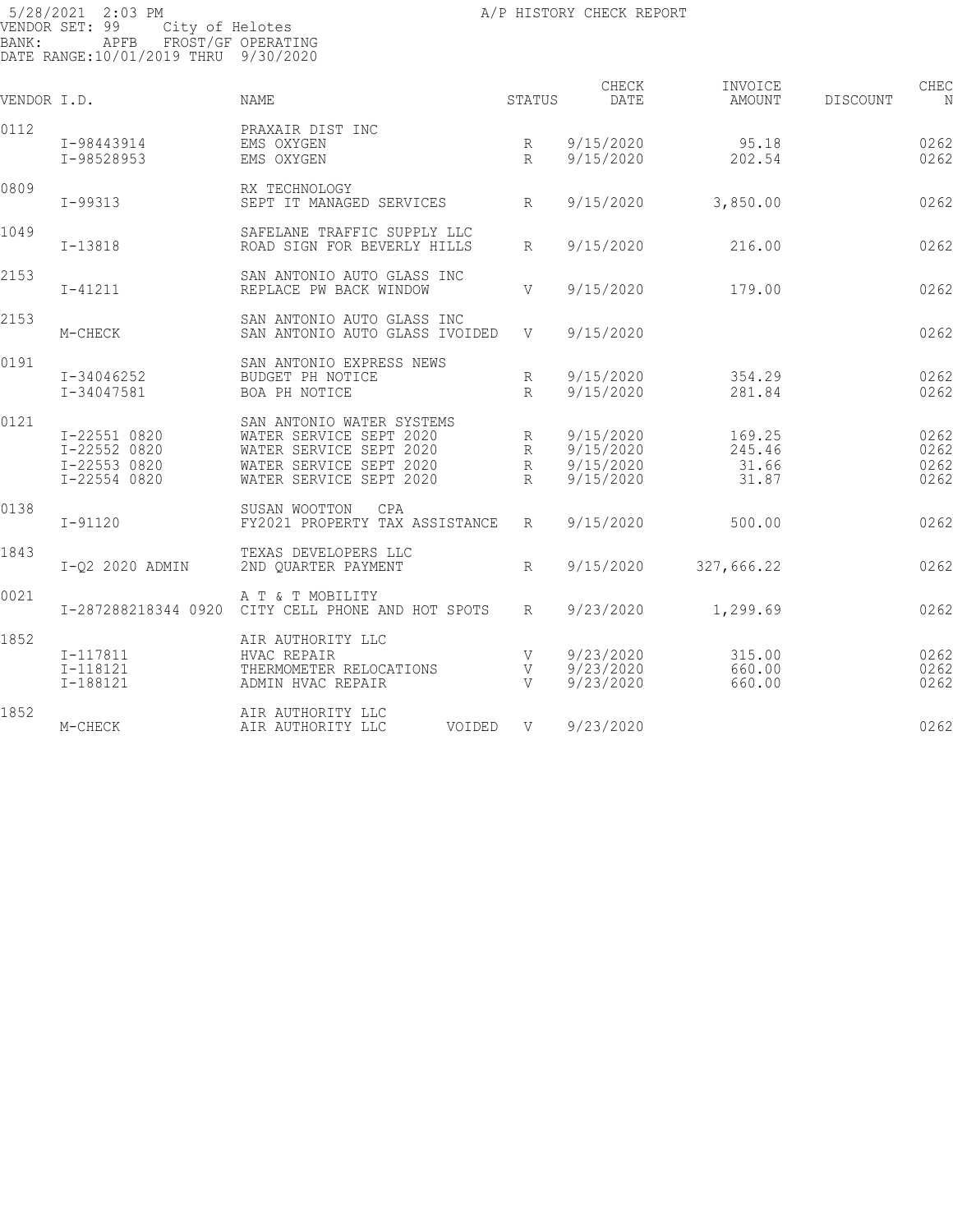5/28/2021 2:03 PM A/P HISTORY CHECK REPORT
VENDOR SET: 99 City of Helotes
BANK: APFB FROST/GF OPERATING
DATE RANGE:10/01/2019 THRU 9/30/2020

| VENDOR I.D. | | NAME | STATUS | CHECK DATE | INVOICE AMOUNT | DISCOUNT | CHEC N |
|---|---|---|---|---|---|---|---|
| 0112 | | PRAXAIR DIST INC | | | | | |
| | I-98443914 | EMS OXYGEN | R | 9/15/2020 | 95.18 | | 0262 |
| | I-98528953 | EMS OXYGEN | R | 9/15/2020 | 202.54 | | 0262 |
| 0809 | | RX TECHNOLOGY | | | | | |
| | I-99313 | SEPT IT MANAGED SERVICES | R | 9/15/2020 | 3,850.00 | | 0262 |
| 1049 | | SAFELANE TRAFFIC SUPPLY LLC | | | | | |
| | I-13818 | ROAD SIGN FOR BEVERLY HILLS | R | 9/15/2020 | 216.00 | | 0262 |
| 2153 | | SAN ANTONIO AUTO GLASS INC | | | | | |
| | I-41211 | REPLACE PW BACK WINDOW | V | 9/15/2020 | 179.00 | | 0262 |
| 2153 | | SAN ANTONIO AUTO GLASS INC | | | | | |
| | M-CHECK | SAN ANTONIO AUTO GLASS IVOIDED | V | 9/15/2020 | | | 0262 |
| 0191 | | SAN ANTONIO EXPRESS NEWS | | | | | |
| | I-34046252 | BUDGET PH NOTICE | R | 9/15/2020 | 354.29 | | 0262 |
| | I-34047581 | BOA PH NOTICE | R | 9/15/2020 | 281.84 | | 0262 |
| 0121 | | SAN ANTONIO WATER SYSTEMS | | | | | |
| | I-22551 0820 | WATER SERVICE SEPT 2020 | R | 9/15/2020 | 169.25 | | 0262 |
| | I-22552 0820 | WATER SERVICE SEPT 2020 | R | 9/15/2020 | 245.46 | | 0262 |
| | I-22553 0820 | WATER SERVICE SEPT 2020 | R | 9/15/2020 | 31.66 | | 0262 |
| | I-22554 0820 | WATER SERVICE SEPT 2020 | R | 9/15/2020 | 31.87 | | 0262 |
| 0138 | | SUSAN WOOTTON CPA | | | | | |
| | I-91120 | FY2021 PROPERTY TAX ASSISTANCE | R | 9/15/2020 | 500.00 | | 0262 |
| 1843 | | TEXAS DEVELOPERS LLC | | | | | |
| | I-Q2 2020 ADMIN | 2ND QUARTER PAYMENT | R | 9/15/2020 | 327,666.22 | | 0262 |
| 0021 | | A T & T MOBILITY | | | | | |
| | I-287288218344 0920 | CITY CELL PHONE AND HOT SPOTS | R | 9/23/2020 | 1,299.69 | | 0262 |
| 1852 | | AIR AUTHORITY LLC | | | | | |
| | I-117811 | HVAC REPAIR | V | 9/23/2020 | 315.00 | | 0262 |
| | I-118121 | THERMOMETER RELOCATIONS | V | 9/23/2020 | 660.00 | | 0262 |
| | I-188121 | ADMIN HVAC REPAIR | V | 9/23/2020 | 660.00 | | 0262 |
| 1852 | | AIR AUTHORITY LLC | | | | | |
| | M-CHECK | AIR AUTHORITY LLC VOIDED | V | 9/23/2020 | | | 0262 |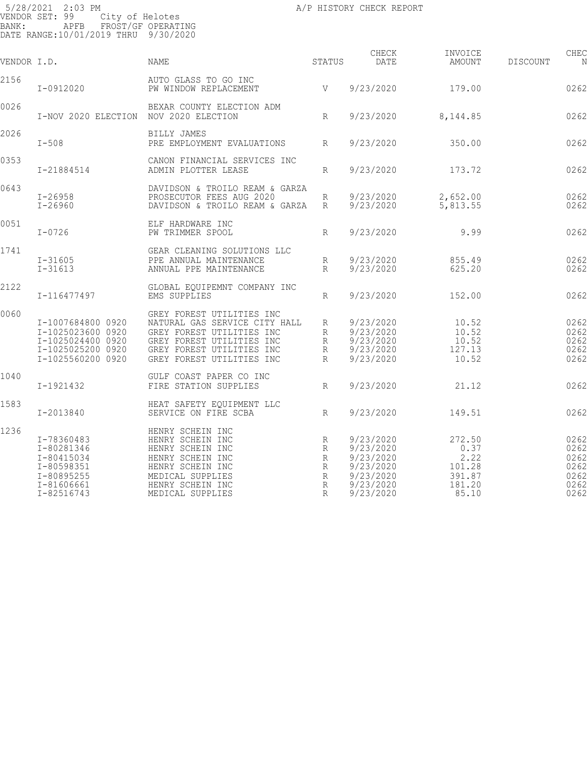5/28/2021 2:03 PM A/P HISTORY CHECK REPORT
VENDOR SET: 99 City of Helotes
BANK: APFB FROST/GF OPERATING
DATE RANGE:10/01/2019 THRU 9/30/2020

| VENDOR I.D. | | NAME | STATUS | CHECK DATE | INVOICE AMOUNT | DISCOUNT | CHEC N |
|---|---|---|---|---|---|---|---|
| 2156 | | AUTO GLASS TO GO INC | | | | | |
| | I-0912020 | PW WINDOW REPLACEMENT | V | 9/23/2020 | 179.00 | | 0262 |
| 0026 | | BEXAR COUNTY ELECTION ADM | | | | | |
| | I-NOV 2020 ELECTION | NOV 2020 ELECTION | R | 9/23/2020 | 8,144.85 | | 0262 |
| 2026 | | BILLY JAMES | | | | | |
| | I-508 | PRE EMPLOYMENT EVALUATIONS | R | 9/23/2020 | 350.00 | | 0262 |
| 0353 | | CANON FINANCIAL SERVICES INC | | | | | |
| | I-21884514 | ADMIN PLOTTER LEASE | R | 9/23/2020 | 173.72 | | 0262 |
| 0643 | | DAVIDSON & TROILO REAM & GARZA | | | | | |
| | I-26958 | PROSECUTOR FEES AUG 2020 | R | 9/23/2020 | 2,652.00 | | 0262 |
| | I-26960 | DAVIDSON & TROILO REAM & GARZA | R | 9/23/2020 | 5,813.55 | | 0262 |
| 0051 | | ELF HARDWARE INC | | | | | |
| | I-0726 | PW TRIMMER SPOOL | R | 9/23/2020 | 9.99 | | 0262 |
| 1741 | | GEAR CLEANING SOLUTIONS LLC | | | | | |
| | I-31605 | PPE ANNUAL MAINTENANCE | R | 9/23/2020 | 855.49 | | 0262 |
| | I-31613 | ANNUAL PPE MAINTENANCE | R | 9/23/2020 | 625.20 | | 0262 |
| 2122 | | GLOBAL EQUIPEMNT COMPANY INC | | | | | |
| | I-116477497 | EMS SUPPLIES | R | 9/23/2020 | 152.00 | | 0262 |
| 0060 | | GREY FOREST UTILITIES INC | | | | | |
| | I-1007684800 0920 | NATURAL GAS SERVICE CITY HALL | R | 9/23/2020 | 10.52 | | 0262 |
| | I-1025023600 0920 | GREY FOREST UTILITIES INC | R | 9/23/2020 | 10.52 | | 0262 |
| | I-1025024400 0920 | GREY FOREST UTILITIES INC | R | 9/23/2020 | 10.52 | | 0262 |
| | I-1025025200 0920 | GREY FOREST UTILITIES INC | R | 9/23/2020 | 127.13 | | 0262 |
| | I-1025560200 0920 | GREY FOREST UTILITIES INC | R | 9/23/2020 | 10.52 | | 0262 |
| 1040 | | GULF COAST PAPER CO INC | | | | | |
| | I-1921432 | FIRE STATION SUPPLIES | R | 9/23/2020 | 21.12 | | 0262 |
| 1583 | | HEAT SAFETY EQUIPMENT LLC | | | | | |
| | I-2013840 | SERVICE ON FIRE SCBA | R | 9/23/2020 | 149.51 | | 0262 |
| 1236 | | HENRY SCHEIN INC | | | | | |
| | I-78360483 | HENRY SCHEIN INC | R | 9/23/2020 | 272.50 | | 0262 |
| | I-80281346 | HENRY SCHEIN INC | R | 9/23/2020 | 0.37 | | 0262 |
| | I-80415034 | HENRY SCHEIN INC | R | 9/23/2020 | 2.22 | | 0262 |
| | I-80598351 | HENRY SCHEIN INC | R | 9/23/2020 | 101.28 | | 0262 |
| | I-80895255 | MEDICAL SUPPLIES | R | 9/23/2020 | 391.87 | | 0262 |
| | I-81606661 | HENRY SCHEIN INC | R | 9/23/2020 | 181.20 | | 0262 |
| | I-82516743 | MEDICAL SUPPLIES | R | 9/23/2020 | 85.10 | | 0262 |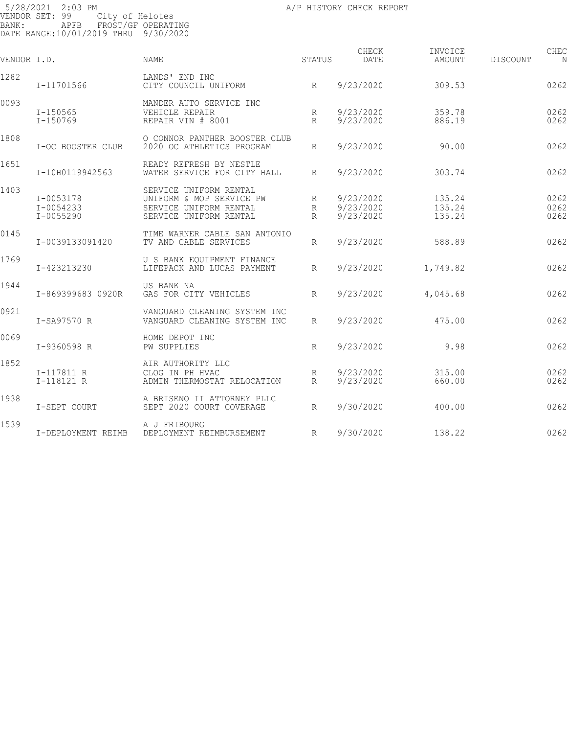5/28/2021 2:03 PM
VENDOR SET: 99 City of Helotes
BANK: APFB FROST/GF OPERATING
DATE RANGE:10/01/2019 THRU 9/30/2020

A/P HISTORY CHECK REPORT

| VENDOR I.D. | | NAME | STATUS | CHECK DATE | INVOICE AMOUNT | DISCOUNT | CHEC N |
|---|---|---|---|---|---|---|---|
| 1282 | | LANDS' END INC | | | | | |
| | I-11701566 | CITY COUNCIL UNIFORM | R | 9/23/2020 | 309.53 | | 0262 |
| 0093 | | MANDER AUTO SERVICE INC | | | | | |
| | I-150565 | VEHICLE REPAIR | R | 9/23/2020 | 359.78 | | 0262 |
| | I-150769 | REPAIR VIN # 8001 | R | 9/23/2020 | 886.19 | | 0262 |
| 1808 | | O CONNOR PANTHER BOOSTER CLUB | | | | | |
| | I-OC BOOSTER CLUB | 2020 OC ATHLETICS PROGRAM | R | 9/23/2020 | 90.00 | | 0262 |
| 1651 | | READY REFRESH BY NESTLE | | | | | |
| | I-10H0119942563 | WATER SERVICE FOR CITY HALL | R | 9/23/2020 | 303.74 | | 0262 |
| 1403 | | SERVICE UNIFORM RENTAL | | | | | |
| | I-0053178 | UNIFORM & MOP SERVICE PW | R | 9/23/2020 | 135.24 | | 0262 |
| | I-0054233 | SERVICE UNIFORM RENTAL | R | 9/23/2020 | 135.24 | | 0262 |
| | I-0055290 | SERVICE UNIFORM RENTAL | R | 9/23/2020 | 135.24 | | 0262 |
| 0145 | | TIME WARNER CABLE SAN ANTONIO | | | | | |
| | I-0039133091420 | TV AND CABLE SERVICES | R | 9/23/2020 | 588.89 | | 0262 |
| 1769 | | U S BANK EQUIPMENT FINANCE | | | | | |
| | I-423213230 | LIFEPACK AND LUCAS PAYMENT | R | 9/23/2020 | 1,749.82 | | 0262 |
| 1944 | | US BANK NA | | | | | |
| | I-869399683 0920R | GAS FOR CITY VEHICLES | R | 9/23/2020 | 4,045.68 | | 0262 |
| 0921 | | VANGUARD CLEANING SYSTEM INC | | | | | |
| | I-SA97570 R | VANGUARD CLEANING SYSTEM INC | R | 9/23/2020 | 475.00 | | 0262 |
| 0069 | | HOME DEPOT INC | | | | | |
| | I-9360598 R | PW SUPPLIES | R | 9/23/2020 | 9.98 | | 0262 |
| 1852 | | AIR AUTHORITY LLC | | | | | |
| | I-117811 R | CLOG IN PH HVAC | R | 9/23/2020 | 315.00 | | 0262 |
| | I-118121 R | ADMIN THERMOSTAT RELOCATION | R | 9/23/2020 | 660.00 | | 0262 |
| 1938 | | A BRISENO II ATTORNEY PLLC | | | | | |
| | I-SEPT COURT | SEPT 2020 COURT COVERAGE | R | 9/30/2020 | 400.00 | | 0262 |
| 1539 | | A J FRIBOURG | | | | | |
| | I-DEPLOYMENT REIMB | DEPLOYMENT REIMBURSEMENT | R | 9/30/2020 | 138.22 | | 0262 |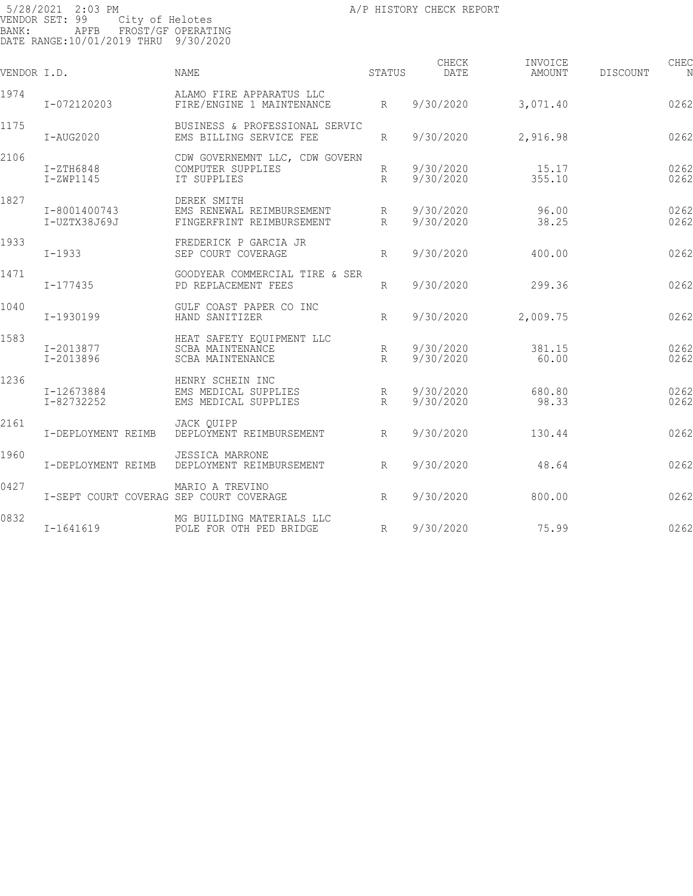5/28/2021 2:03 PM A/P HISTORY CHECK REPORT
VENDOR SET: 99 City of Helotes
BANK: APFB FROST/GF OPERATING
DATE RANGE:10/01/2019 THRU 9/30/2020

| VENDOR I.D. | | NAME | STATUS | CHECK DATE | INVOICE AMOUNT | DISCOUNT | CHEC N |
|---|---|---|---|---|---|---|---|
| 1974 | | ALAMO FIRE APPARATUS LLC | | | | | |
| | I-072120203 | FIRE/ENGINE 1 MAINTENANCE | R | 9/30/2020 | 3,071.40 | | 0262 |
| 1175 | | BUSINESS & PROFESSIONAL SERVIC | | | | | |
| | I-AUG2020 | EMS BILLING SERVICE FEE | R | 9/30/2020 | 2,916.98 | | 0262 |
| 2106 | | CDW GOVERNEMNT LLC, CDW GOVERN | | | | | |
| | I-ZTH6848 | COMPUTER SUPPLIES | R | 9/30/2020 | 15.17 | | 0262 |
| | I-ZWP1145 | IT SUPPLIES | R | 9/30/2020 | 355.10 | | 0262 |
| 1827 | | DEREK SMITH | | | | | |
| | I-8001400743 | EMS RENEWAL REIMBURSEMENT | R | 9/30/2020 | 96.00 | | 0262 |
| | I-UZTX38J69J | FINGERFRINT REIMBURSEMENT | R | 9/30/2020 | 38.25 | | 0262 |
| 1933 | | FREDERICK P GARCIA JR | | | | | |
| | I-1933 | SEP COURT COVERAGE | R | 9/30/2020 | 400.00 | | 0262 |
| 1471 | | GOODYEAR COMMERCIAL TIRE & SER | | | | | |
| | I-177435 | PD REPLACEMENT FEES | R | 9/30/2020 | 299.36 | | 0262 |
| 1040 | | GULF COAST PAPER CO INC | | | | | |
| | I-1930199 | HAND SANITIZER | R | 9/30/2020 | 2,009.75 | | 0262 |
| 1583 | | HEAT SAFETY EQUIPMENT LLC | | | | | |
| | I-2013877 | SCBA MAINTENANCE | R | 9/30/2020 | 381.15 | | 0262 |
| | I-2013896 | SCBA MAINTENANCE | R | 9/30/2020 | 60.00 | | 0262 |
| 1236 | | HENRY SCHEIN INC | | | | | |
| | I-12673884 | EMS MEDICAL SUPPLIES | R | 9/30/2020 | 680.80 | | 0262 |
| | I-82732252 | EMS MEDICAL SUPPLIES | R | 9/30/2020 | 98.33 | | 0262 |
| 2161 | | JACK QUIPP | | | | | |
| | I-DEPLOYMENT REIMB | DEPLOYMENT REIMBURSEMENT | R | 9/30/2020 | 130.44 | | 0262 |
| 1960 | | JESSICA MARRONE | | | | | |
| | I-DEPLOYMENT REIMB | DEPLOYMENT REIMBURSEMENT | R | 9/30/2020 | 48.64 | | 0262 |
| 0427 | | MARIO A TREVINO | | | | | |
| | I-SEPT COURT COVERAG | SEP COURT COVERAGE | R | 9/30/2020 | 800.00 | | 0262 |
| 0832 | | MG BUILDING MATERIALS LLC | | | | | |
| | I-1641619 | POLE FOR OTH PED BRIDGE | R | 9/30/2020 | 75.99 | | 0262 |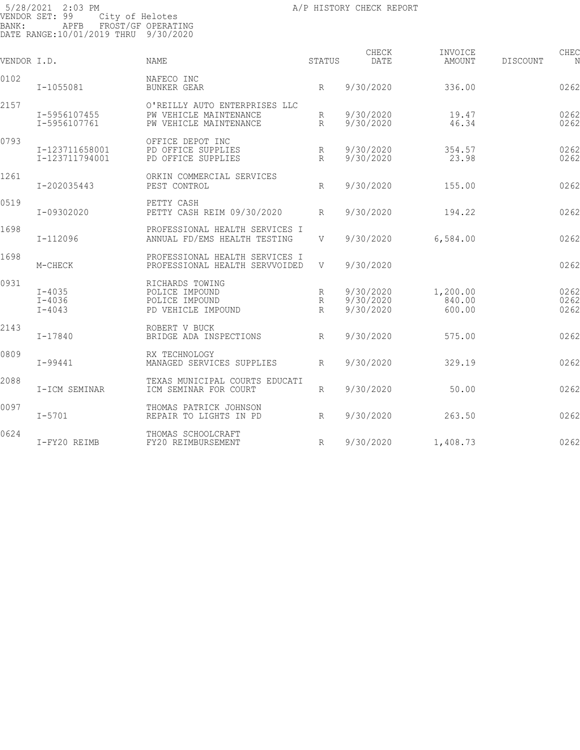5/28/2021 2:03 PM A/P HISTORY CHECK REPORT
VENDOR SET: 99 City of Helotes
BANK: APFB FROST/GF OPERATING
DATE RANGE:10/01/2019 THRU 9/30/2020

| VENDOR | I.D. | NAME | STATUS | CHECK DATE | INVOICE AMOUNT | DISCOUNT | CHEC N |
|---|---|---|---|---|---|---|---|
| 0102 | | NAFECO INC | | | | | |
| | I-1055081 | BUNKER GEAR | R | 9/30/2020 | 336.00 | | 0262 |
| 2157 | | O'REILLY AUTO ENTERPRISES LLC | | | | | |
| | I-5956107455 | PW VEHICLE MAINTENANCE | R | 9/30/2020 | 19.47 | | 0262 |
| | I-5956107761 | PW VEHICLE MAINTENANCE | R | 9/30/2020 | 46.34 | | 0262 |
| 0793 | | OFFICE DEPOT INC | | | | | |
| | I-123711658001 | PD OFFICE SUPPLIES | R | 9/30/2020 | 354.57 | | 0262 |
| | I-123711794001 | PD OFFICE SUPPLIES | R | 9/30/2020 | 23.98 | | 0262 |
| 1261 | | ORKIN COMMERCIAL SERVICES | | | | | |
| | I-202035443 | PEST CONTROL | R | 9/30/2020 | 155.00 | | 0262 |
| 0519 | | PETTY CASH | | | | | |
| | I-09302020 | PETTY CASH REIM 09/30/2020 | R | 9/30/2020 | 194.22 | | 0262 |
| 1698 | | PROFESSIONAL HEALTH SERVICES I | | | | | |
| | I-112096 | ANNUAL FD/EMS HEALTH TESTING | V | 9/30/2020 | 6,584.00 | | 0262 |
| 1698 | | PROFESSIONAL HEALTH SERVICES I | | | | | |
| | M-CHECK | PROFESSIONAL HEALTH SERVVOIDED | V | 9/30/2020 | | | 0262 |
| 0931 | | RICHARDS TOWING | | | | | |
| | I-4035 | POLICE IMPOUND | R | 9/30/2020 | 1,200.00 | | 0262 |
| | I-4036 | POLICE IMPOUND | R | 9/30/2020 | 840.00 | | 0262 |
| | I-4043 | PD VEHICLE IMPOUND | R | 9/30/2020 | 600.00 | | 0262 |
| 2143 | | ROBERT V BUCK | | | | | |
| | I-17840 | BRIDGE ADA INSPECTIONS | R | 9/30/2020 | 575.00 | | 0262 |
| 0809 | | RX TECHNOLOGY | | | | | |
| | I-99441 | MANAGED SERVICES SUPPLIES | R | 9/30/2020 | 329.19 | | 0262 |
| 2088 | | TEXAS MUNICIPAL COURTS EDUCATI | | | | | |
| | I-ICM SEMINAR | ICM SEMINAR FOR COURT | R | 9/30/2020 | 50.00 | | 0262 |
| 0097 | | THOMAS PATRICK JOHNSON | | | | | |
| | I-5701 | REPAIR TO LIGHTS IN PD | R | 9/30/2020 | 263.50 | | 0262 |
| 0624 | | THOMAS SCHOOLCRAFT | | | | | |
| | I-FY20 REIMB | FY20 REIMBURSEMENT | R | 9/30/2020 | 1,408.73 | | 0262 |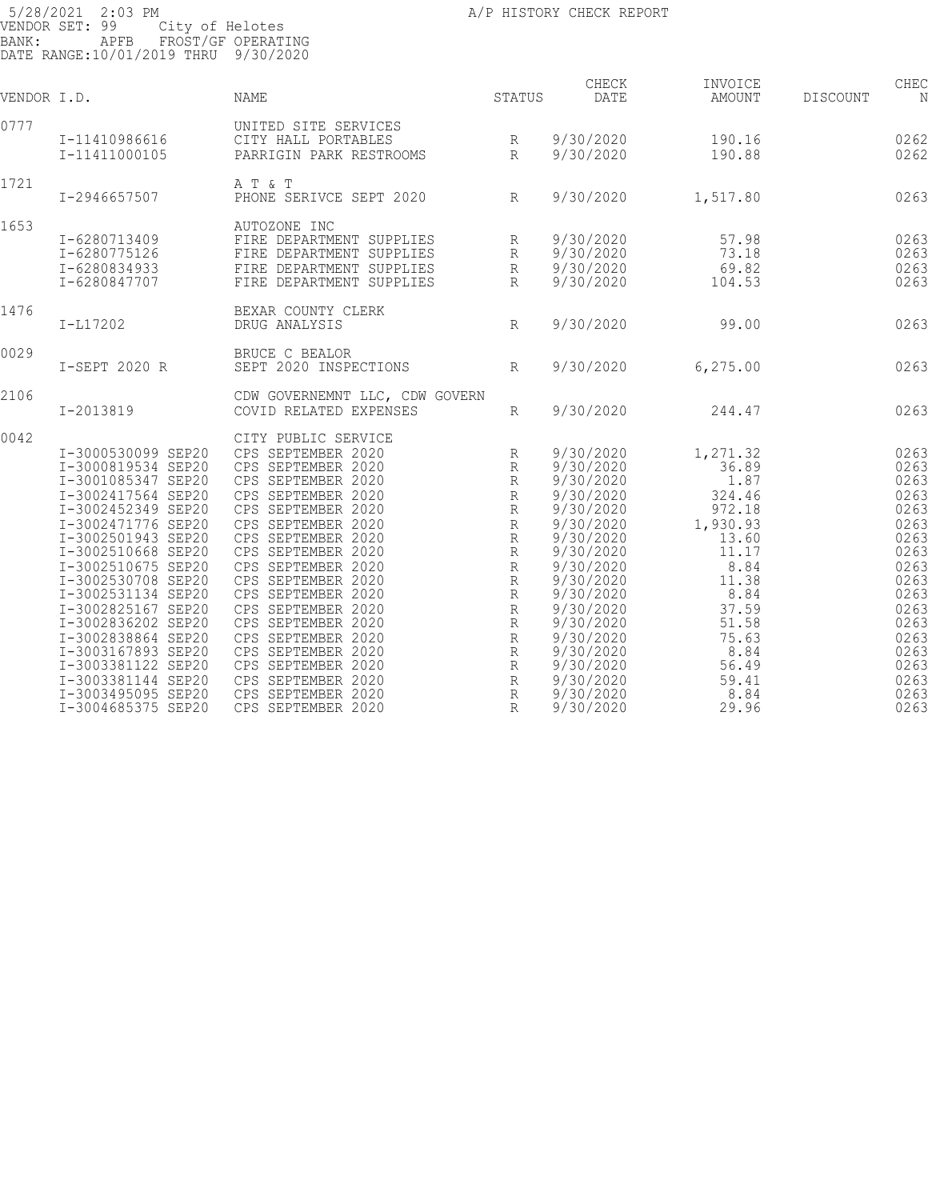5/28/2021 2:03 PM
VENDOR SET: 99 City of Helotes
BANK: APFB FROST/GF OPERATING
DATE RANGE:10/01/2019 THRU 9/30/2020

A/P HISTORY CHECK REPORT

| VENDOR I.D. | | NAME | STATUS | CHECK DATE | INVOICE AMOUNT | DISCOUNT | CHEC N |
|---|---|---|---|---|---|---|---|
| 0777 | | UNITED SITE SERVICES | | | | | |
| | I-11410986616 | CITY HALL PORTABLES | R | 9/30/2020 | 190.16 | | 0262 |
| | I-11411000105 | PARRIGIN PARK RESTROOMS | R | 9/30/2020 | 190.88 | | 0262 |
| 1721 | | A T & T | | | | | |
| | I-2946657507 | PHONE SERIVCE SEPT 2020 | R | 9/30/2020 | 1,517.80 | | 0263 |
| 1653 | | AUTOZONE INC | | | | | |
| | I-6280713409 | FIRE DEPARTMENT SUPPLIES | R | 9/30/2020 | 57.98 | | 0263 |
| | I-6280775126 | FIRE DEPARTMENT SUPPLIES | R | 9/30/2020 | 73.18 | | 0263 |
| | I-6280834933 | FIRE DEPARTMENT SUPPLIES | R | 9/30/2020 | 69.82 | | 0263 |
| | I-6280847707 | FIRE DEPARTMENT SUPPLIES | R | 9/30/2020 | 104.53 | | 0263 |
| 1476 | | BEXAR COUNTY CLERK | | | | | |
| | I-L17202 | DRUG ANALYSIS | R | 9/30/2020 | 99.00 | | 0263 |
| 0029 | | BRUCE C BEALOR | | | | | |
| | I-SEPT 2020 R | SEPT 2020 INSPECTIONS | R | 9/30/2020 | 6,275.00 | | 0263 |
| 2106 | | CDW GOVERNEMNT LLC, CDW GOVERN | | | | | |
| | I-2013819 | COVID RELATED EXPENSES | R | 9/30/2020 | 244.47 | | 0263 |
| 0042 | | CITY PUBLIC SERVICE | | | | | |
| | I-3000530099 SEP20 | CPS SEPTEMBER 2020 | R | 9/30/2020 | 1,271.32 | | 0263 |
| | I-3000819534 SEP20 | CPS SEPTEMBER 2020 | R | 9/30/2020 | 36.89 | | 0263 |
| | I-3001085347 SEP20 | CPS SEPTEMBER 2020 | R | 9/30/2020 | 1.87 | | 0263 |
| | I-3002417564 SEP20 | CPS SEPTEMBER 2020 | R | 9/30/2020 | 324.46 | | 0263 |
| | I-3002452349 SEP20 | CPS SEPTEMBER 2020 | R | 9/30/2020 | 972.18 | | 0263 |
| | I-3002471776 SEP20 | CPS SEPTEMBER 2020 | R | 9/30/2020 | 1,930.93 | | 0263 |
| | I-3002501943 SEP20 | CPS SEPTEMBER 2020 | R | 9/30/2020 | 13.60 | | 0263 |
| | I-3002510668 SEP20 | CPS SEPTEMBER 2020 | R | 9/30/2020 | 11.17 | | 0263 |
| | I-3002510675 SEP20 | CPS SEPTEMBER 2020 | R | 9/30/2020 | 8.84 | | 0263 |
| | I-3002530708 SEP20 | CPS SEPTEMBER 2020 | R | 9/30/2020 | 11.38 | | 0263 |
| | I-3002531134 SEP20 | CPS SEPTEMBER 2020 | R | 9/30/2020 | 8.84 | | 0263 |
| | I-3002825167 SEP20 | CPS SEPTEMBER 2020 | R | 9/30/2020 | 37.59 | | 0263 |
| | I-3002836202 SEP20 | CPS SEPTEMBER 2020 | R | 9/30/2020 | 51.58 | | 0263 |
| | I-3002838864 SEP20 | CPS SEPTEMBER 2020 | R | 9/30/2020 | 75.63 | | 0263 |
| | I-3003167893 SEP20 | CPS SEPTEMBER 2020 | R | 9/30/2020 | 8.84 | | 0263 |
| | I-3003381122 SEP20 | CPS SEPTEMBER 2020 | R | 9/30/2020 | 56.49 | | 0263 |
| | I-3003381144 SEP20 | CPS SEPTEMBER 2020 | R | 9/30/2020 | 59.41 | | 0263 |
| | I-3003495095 SEP20 | CPS SEPTEMBER 2020 | R | 9/30/2020 | 8.84 | | 0263 |
| | I-3004685375 SEP20 | CPS SEPTEMBER 2020 | R | 9/30/2020 | 29.96 | | 0263 |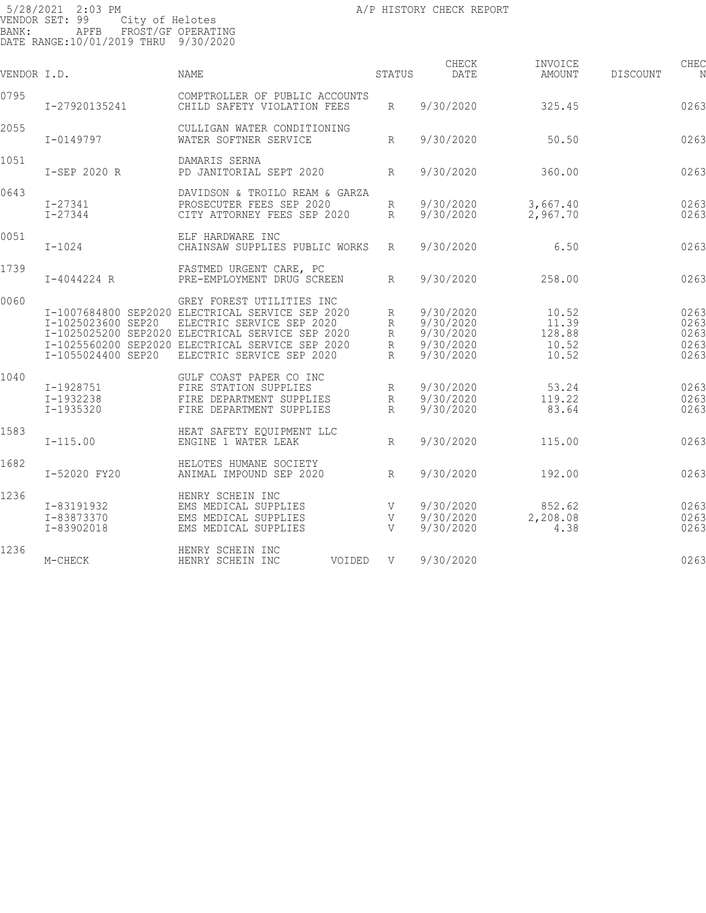5/28/2021 2:03 PM A/P HISTORY CHECK REPORT
VENDOR SET: 99 City of Helotes
BANK: APFB FROST/GF OPERATING
DATE RANGE:10/01/2019 THRU 9/30/2020

| VENDOR I.D. | | NAME | STATUS | CHECK DATE | INVOICE AMOUNT | DISCOUNT | CHEC N |
|---|---|---|---|---|---|---|---|
| 0795 | | COMPTROLLER OF PUBLIC ACCOUNTS | | | | | |
| | I-27920135241 | CHILD SAFETY VIOLATION FEES | R | 9/30/2020 | 325.45 | | 0263 |
| 2055 | | CULLIGAN WATER CONDITIONING | | | | | |
| | I-0149797 | WATER SOFTNER SERVICE | R | 9/30/2020 | 50.50 | | 0263 |
| 1051 | | DAMARIS SERNA | | | | | |
| | I-SEP 2020 R | PD JANITORIAL SEPT 2020 | R | 9/30/2020 | 360.00 | | 0263 |
| 0643 | | DAVIDSON & TROILO REAM & GARZA | | | | | |
| | I-27341 | PROSECUTER FEES SEP 2020 | R | 9/30/2020 | 3,667.40 | | 0263 |
| | I-27344 | CITY ATTORNEY FEES SEP 2020 | R | 9/30/2020 | 2,967.70 | | 0263 |
| 0051 | | ELF HARDWARE INC | | | | | |
| | I-1024 | CHAINSAW SUPPLIES PUBLIC WORKS | R | 9/30/2020 | 6.50 | | 0263 |
| 1739 | | FASTMED URGENT CARE, PC | | | | | |
| | I-4044224 R | PRE-EMPLOYMENT DRUG SCREEN | R | 9/30/2020 | 258.00 | | 0263 |
| 0060 | | GREY FOREST UTILITIES INC | | | | | |
| | I-1007684800 SEP2020 | ELECTRICAL SERVICE SEP 2020 | R | 9/30/2020 | 10.52 | | 0263 |
| | I-1025023600 SEP20 | ELECTRIC SERVICE SEP 2020 | R | 9/30/2020 | 11.39 | | 0263 |
| | I-1025025200 SEP2020 | ELECTRICAL SERVICE SEP 2020 | R | 9/30/2020 | 128.88 | | 0263 |
| | I-1025560200 SEP2020 | ELECTRICAL SERVICE SEP 2020 | R | 9/30/2020 | 10.52 | | 0263 |
| | I-1055024400 SEP20 | ELECTRIC SERVICE SEP 2020 | R | 9/30/2020 | 10.52 | | 0263 |
| 1040 | | GULF COAST PAPER CO INC | | | | | |
| | I-1928751 | FIRE STATION SUPPLIES | R | 9/30/2020 | 53.24 | | 0263 |
| | I-1932238 | FIRE DEPARTMENT SUPPLIES | R | 9/30/2020 | 119.22 | | 0263 |
| | I-1935320 | FIRE DEPARTMENT SUPPLIES | R | 9/30/2020 | 83.64 | | 0263 |
| 1583 | | HEAT SAFETY EQUIPMENT LLC | | | | | |
| | I-115.00 | ENGINE 1 WATER LEAK | R | 9/30/2020 | 115.00 | | 0263 |
| 1682 | | HELOTES HUMANE SOCIETY | | | | | |
| | I-52020 FY20 | ANIMAL IMPOUND SEP 2020 | R | 9/30/2020 | 192.00 | | 0263 |
| 1236 | | HENRY SCHEIN INC | | | | | |
| | I-83191932 | EMS MEDICAL SUPPLIES | V | 9/30/2020 | 852.62 | | 0263 |
| | I-83873370 | EMS MEDICAL SUPPLIES | V | 9/30/2020 | 2,208.08 | | 0263 |
| | I-83902018 | EMS MEDICAL SUPPLIES | V | 9/30/2020 | 4.38 | | 0263 |
| 1236 | | HENRY SCHEIN INC | | | | | |
| | M-CHECK | HENRY SCHEIN INC VOIDED | V | 9/30/2020 | | | 0263 |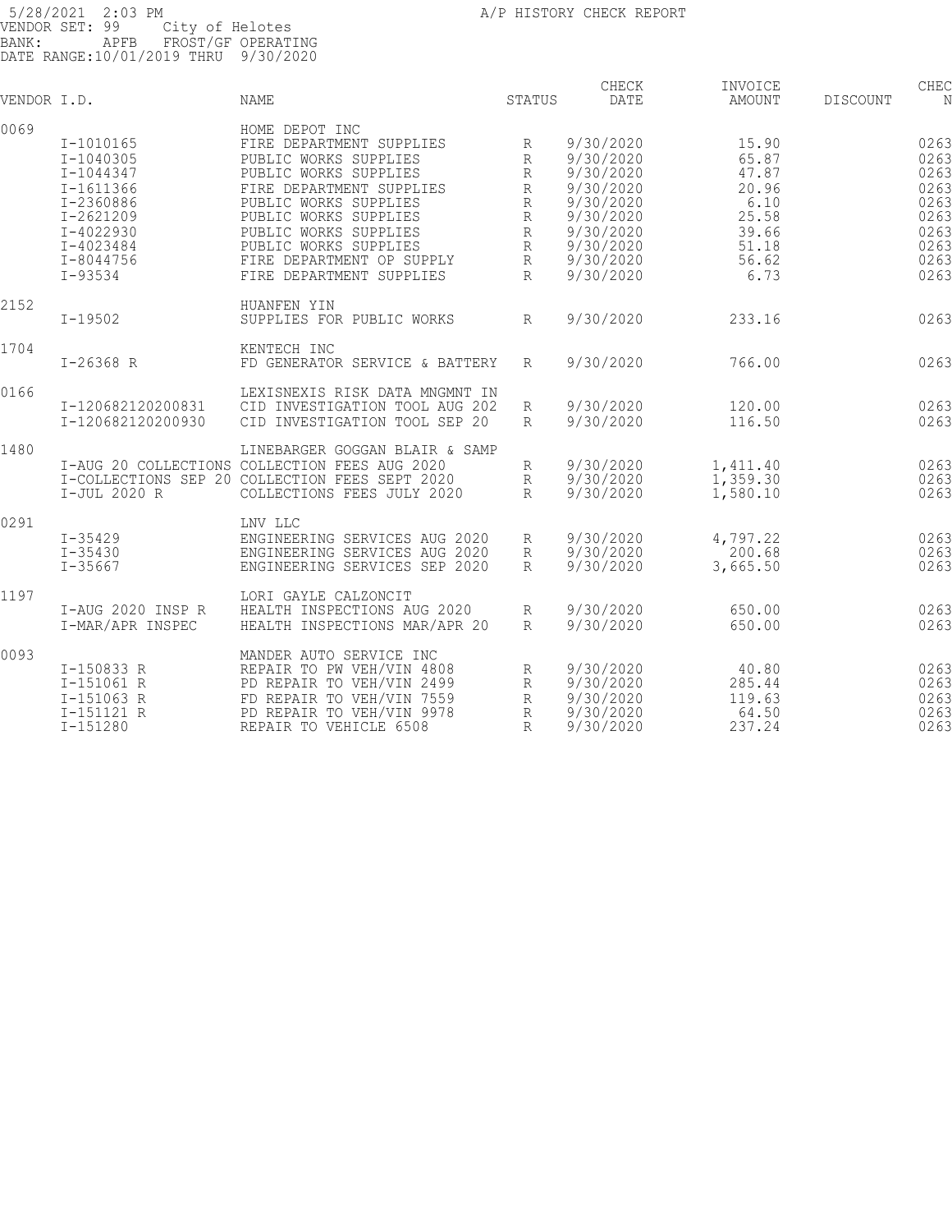5/28/2021 2:03 PM
VENDOR SET: 99 City of Helotes
BANK: APFB FROST/GF OPERATING
DATE RANGE:10/01/2019 THRU 9/30/2020

A/P HISTORY CHECK REPORT

| VENDOR I.D. | | NAME | STATUS | CHECK DATE | INVOICE AMOUNT | DISCOUNT | CHEC N |
|---|---|---|---|---|---|---|---|
| 0069 | | HOME DEPOT INC | | | | | |
| | I-1010165 | FIRE DEPARTMENT SUPPLIES | R | 9/30/2020 | 15.90 | | 0263 |
| | I-1040305 | PUBLIC WORKS SUPPLIES | R | 9/30/2020 | 65.87 | | 0263 |
| | I-1044347 | PUBLIC WORKS SUPPLIES | R | 9/30/2020 | 47.87 | | 0263 |
| | I-1611366 | FIRE DEPARTMENT SUPPLIES | R | 9/30/2020 | 20.96 | | 0263 |
| | I-2360886 | PUBLIC WORKS SUPPLIES | R | 9/30/2020 | 6.10 | | 0263 |
| | I-2621209 | PUBLIC WORKS SUPPLIES | R | 9/30/2020 | 25.58 | | 0263 |
| | I-4022930 | PUBLIC WORKS SUPPLIES | R | 9/30/2020 | 39.66 | | 0263 |
| | I-4023484 | PUBLIC WORKS SUPPLIES | R | 9/30/2020 | 51.18 | | 0263 |
| | I-8044756 | FIRE DEPARTMENT OP SUPPLY | R | 9/30/2020 | 56.62 | | 0263 |
| | I-93534 | FIRE DEPARTMENT SUPPLIES | R | 9/30/2020 | 6.73 | | 0263 |
| 2152 | | HUANFEN YIN | | | | | |
| | I-19502 | SUPPLIES FOR PUBLIC WORKS | R | 9/30/2020 | 233.16 | | 0263 |
| 1704 | | KENTECH INC | | | | | |
| | I-26368 R | FD GENERATOR SERVICE & BATTERY | R | 9/30/2020 | 766.00 | | 0263 |
| 0166 | | LEXISNEXIS RISK DATA MNGMNT IN | | | | | |
| | I-120682120200831 | CID INVESTIGATION TOOL AUG 202 | R | 9/30/2020 | 120.00 | | 0263 |
| | I-120682120200930 | CID INVESTIGATION TOOL SEP 20 | R | 9/30/2020 | 116.50 | | 0263 |
| 1480 | | LINEBARGER GOGGAN BLAIR & SAMP | | | | | |
| | I-AUG 20 COLLECTIONS | COLLECTION FEES AUG 2020 | R | 9/30/2020 | 1,411.40 | | 0263 |
| | I-COLLECTIONS SEP 20 | COLLECTION FEES SEPT 2020 | R | 9/30/2020 | 1,359.30 | | 0263 |
| | I-JUL 2020 R | COLLECTIONS FEES JULY 2020 | R | 9/30/2020 | 1,580.10 | | 0263 |
| 0291 | | LNV LLC | | | | | |
| | I-35429 | ENGINEERING SERVICES AUG 2020 | R | 9/30/2020 | 4,797.22 | | 0263 |
| | I-35430 | ENGINEERING SERVICES AUG 2020 | R | 9/30/2020 | 200.68 | | 0263 |
| | I-35667 | ENGINEERING SERVICES SEP 2020 | R | 9/30/2020 | 3,665.50 | | 0263 |
| 1197 | | LORI GAYLE CALZONCIT | | | | | |
| | I-AUG 2020 INSP R | HEALTH INSPECTIONS AUG 2020 | R | 9/30/2020 | 650.00 | | 0263 |
| | I-MAR/APR INSPEC | HEALTH INSPECTIONS MAR/APR 20 | R | 9/30/2020 | 650.00 | | 0263 |
| 0093 | | MANDER AUTO SERVICE INC | | | | | |
| | I-150833 R | REPAIR TO PW VEH/VIN 4808 | R | 9/30/2020 | 40.80 | | 0263 |
| | I-151061 R | PD REPAIR TO VEH/VIN 2499 | R | 9/30/2020 | 285.44 | | 0263 |
| | I-151063 R | FD REPAIR TO VEH/VIN 7559 | R | 9/30/2020 | 119.63 | | 0263 |
| | I-151121 R | PD REPAIR TO VEH/VIN 9978 | R | 9/30/2020 | 64.50 | | 0263 |
| | I-151280 | REPAIR TO VEHICLE 6508 | R | 9/30/2020 | 237.24 | | 0263 |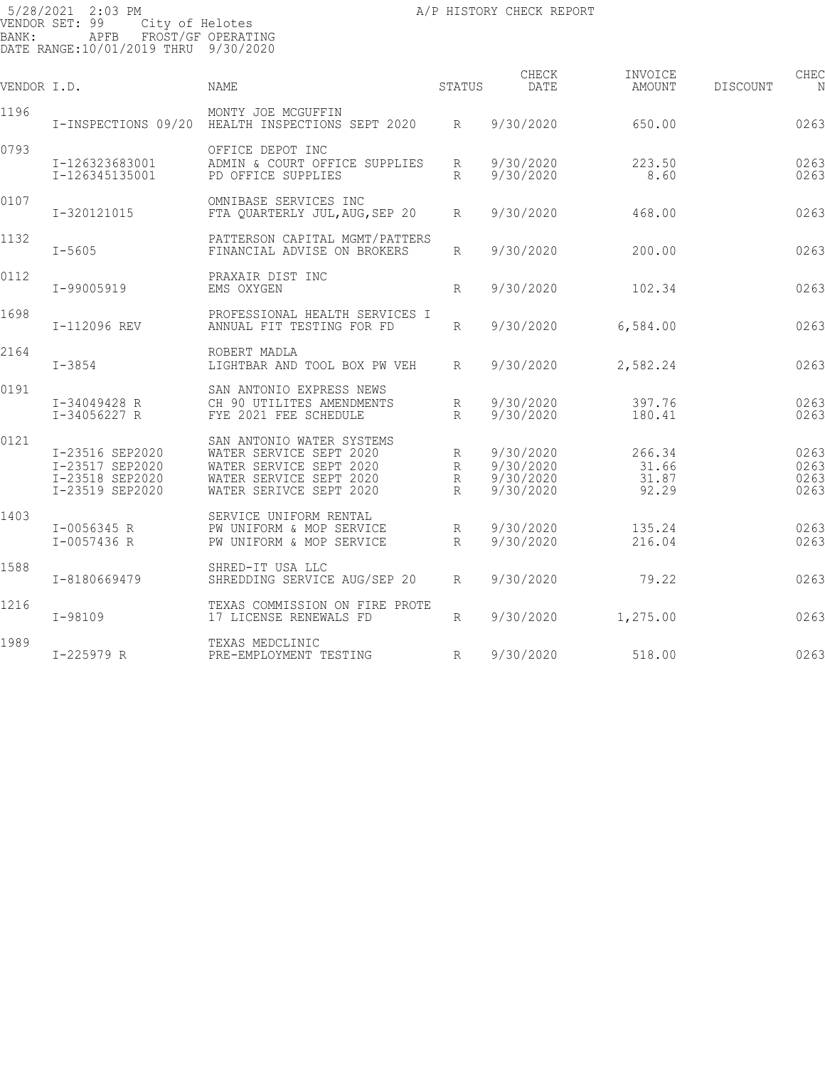5/28/2021 2:03 PM A/P HISTORY CHECK REPORT
VENDOR SET: 99 City of Helotes
BANK: APFB FROST/GF OPERATING
DATE RANGE:10/01/2019 THRU 9/30/2020

| VENDOR I.D. | | NAME | STATUS | CHECK DATE | INVOICE AMOUNT | DISCOUNT | CHEC N |
|---|---|---|---|---|---|---|---|
| 1196 | | MONTY JOE MCGUFFIN | | | | | |
| | I-INSPECTIONS 09/20 | HEALTH INSPECTIONS SEPT 2020 | R | 9/30/2020 | 650.00 | | 0263 |
| 0793 | | OFFICE DEPOT INC | | | | | |
| | I-126323683001 | ADMIN & COURT OFFICE SUPPLIES | R | 9/30/2020 | 223.50 | | 0263 |
| | I-126345135001 | PD OFFICE SUPPLIES | R | 9/30/2020 | 8.60 | | 0263 |
| 0107 | | OMNIBASE SERVICES INC | | | | | |
| | I-320121015 | FTA QUARTERLY JUL,AUG,SEP 20 | R | 9/30/2020 | 468.00 | | 0263 |
| 1132 | | PATTERSON CAPITAL MGMT/PATTERS | | | | | |
| | I-5605 | FINANCIAL ADVISE ON BROKERS | R | 9/30/2020 | 200.00 | | 0263 |
| 0112 | | PRAXAIR DIST INC | | | | | |
| | I-99005919 | EMS OXYGEN | R | 9/30/2020 | 102.34 | | 0263 |
| 1698 | | PROFESSIONAL HEALTH SERVICES I | | | | | |
| | I-112096 REV | ANNUAL FIT TESTING FOR FD | R | 9/30/2020 | 6,584.00 | | 0263 |
| 2164 | | ROBERT MADLA | | | | | |
| | I-3854 | LIGHTBAR AND TOOL BOX PW VEH | R | 9/30/2020 | 2,582.24 | | 0263 |
| 0191 | | SAN ANTONIO EXPRESS NEWS | | | | | |
| | I-34049428 R | CH 90 UTILITES AMENDMENTS | R | 9/30/2020 | 397.76 | | 0263 |
| | I-34056227 R | FYE 2021 FEE SCHEDULE | R | 9/30/2020 | 180.41 | | 0263 |
| 0121 | | SAN ANTONIO WATER SYSTEMS | | | | | |
| | I-23516 SEP2020 | WATER SERVICE SEPT 2020 | R | 9/30/2020 | 266.34 | | 0263 |
| | I-23517 SEP2020 | WATER SERVICE SEPT 2020 | R | 9/30/2020 | 31.66 | | 0263 |
| | I-23518 SEP2020 | WATER SERVICE SEPT 2020 | R | 9/30/2020 | 31.87 | | 0263 |
| | I-23519 SEP2020 | WATER SERIVCE SEPT 2020 | R | 9/30/2020 | 92.29 | | 0263 |
| 1403 | | SERVICE UNIFORM RENTAL | | | | | |
| | I-0056345 R | PW UNIFORM & MOP SERVICE | R | 9/30/2020 | 135.24 | | 0263 |
| | I-0057436 R | PW UNIFORM & MOP SERVICE | R | 9/30/2020 | 216.04 | | 0263 |
| 1588 | | SHRED-IT USA LLC | | | | | |
| | I-8180669479 | SHREDDING SERVICE AUG/SEP 20 | R | 9/30/2020 | 79.22 | | 0263 |
| 1216 | | TEXAS COMMISSION ON FIRE PROTE | | | | | |
| | I-98109 | 17 LICENSE RENEWALS FD | R | 9/30/2020 | 1,275.00 | | 0263 |
| 1989 | | TEXAS MEDCLINIC | | | | | |
| | I-225979 R | PRE-EMPLOYMENT TESTING | R | 9/30/2020 | 518.00 | | 0263 |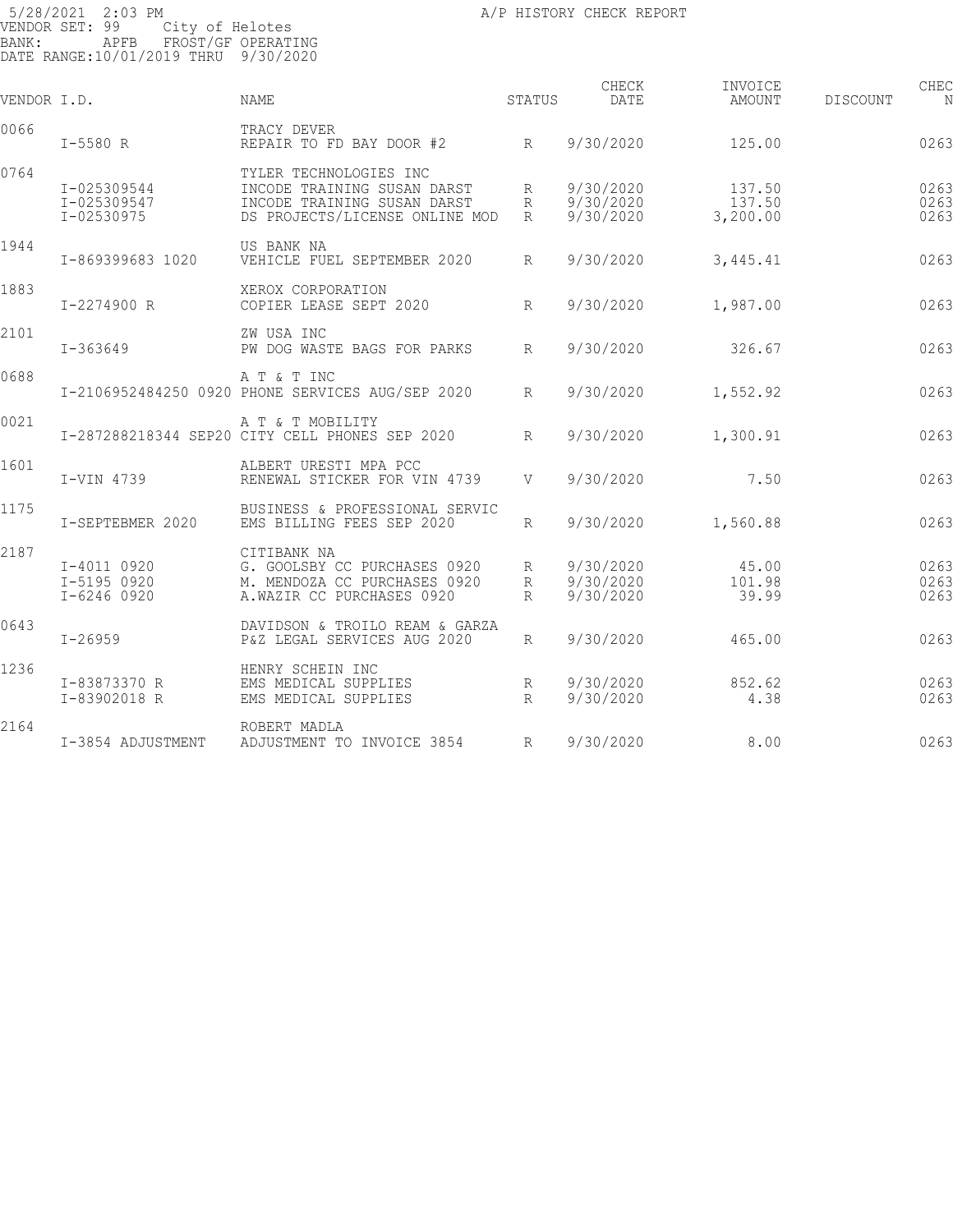5/28/2021 2:03 PM A/P HISTORY CHECK REPORT
VENDOR SET: 99 City of Helotes
BANK: APFB FROST/GF OPERATING
DATE RANGE:10/01/2019 THRU 9/30/2020

| VENDOR I.D. | | NAME | STATUS | CHECK DATE | INVOICE AMOUNT | DISCOUNT | CHEC N |
|---|---|---|---|---|---|---|---|
| 0066 | | TRACY DEVER | | | | | |
| | I-5580 R | REPAIR TO FD BAY DOOR #2 | R | 9/30/2020 | 125.00 | | 0263 |
| 0764 | | TYLER TECHNOLOGIES INC | | | | | |
| | I-025309544 | INCODE TRAINING SUSAN DARST | R | 9/30/2020 | 137.50 | | 0263 |
| | I-025309547 | INCODE TRAINING SUSAN DARST | R | 9/30/2020 | 137.50 | | 0263 |
| | I-02530975 | DS PROJECTS/LICENSE ONLINE MOD | R | 9/30/2020 | 3,200.00 | | 0263 |
| 1944 | | US BANK NA | | | | | |
| | I-869399683 1020 | VEHICLE FUEL SEPTEMBER 2020 | R | 9/30/2020 | 3,445.41 | | 0263 |
| 1883 | | XEROX CORPORATION | | | | | |
| | I-2274900 R | COPIER LEASE SEPT 2020 | R | 9/30/2020 | 1,987.00 | | 0263 |
| 2101 | | ZW USA INC | | | | | |
| | I-363649 | PW DOG WASTE BAGS FOR PARKS | R | 9/30/2020 | 326.67 | | 0263 |
| 0688 | | A T & T INC | | | | | |
| | I-2106952484250 0920 | PHONE SERVICES AUG/SEP 2020 | R | 9/30/2020 | 1,552.92 | | 0263 |
| 0021 | | A T & T MOBILITY | | | | | |
| | I-287288218344 SEP20 | CITY CELL PHONES SEP 2020 | R | 9/30/2020 | 1,300.91 | | 0263 |
| 1601 | | ALBERT URESTI MPA PCC | | | | | |
| | I-VIN 4739 | RENEWAL STICKER FOR VIN 4739 | V | 9/30/2020 | 7.50 | | 0263 |
| 1175 | | BUSINESS & PROFESSIONAL SERVIC | | | | | |
| | I-SEPTEBMER 2020 | EMS BILLING FEES SEP 2020 | R | 9/30/2020 | 1,560.88 | | 0263 |
| 2187 | | CITIBANK NA | | | | | |
| | I-4011 0920 | G. GOOLSBY CC PURCHASES 0920 | R | 9/30/2020 | 45.00 | | 0263 |
| | I-5195 0920 | M. MENDOZA CC PURCHASES 0920 | R | 9/30/2020 | 101.98 | | 0263 |
| | I-6246 0920 | A.WAZIR CC PURCHASES 0920 | R | 9/30/2020 | 39.99 | | 0263 |
| 0643 | | DAVIDSON & TROILO REAM & GARZA | | | | | |
| | I-26959 | P&Z LEGAL SERVICES AUG 2020 | R | 9/30/2020 | 465.00 | | 0263 |
| 1236 | | HENRY SCHEIN INC | | | | | |
| | I-83873370 R | EMS MEDICAL SUPPLIES | R | 9/30/2020 | 852.62 | | 0263 |
| | I-83902018 R | EMS MEDICAL SUPPLIES | R | 9/30/2020 | 4.38 | | 0263 |
| 2164 | | ROBERT MADLA | | | | | |
| | I-3854 ADJUSTMENT | ADJUSTMENT TO INVOICE 3854 | R | 9/30/2020 | 8.00 | | 0263 |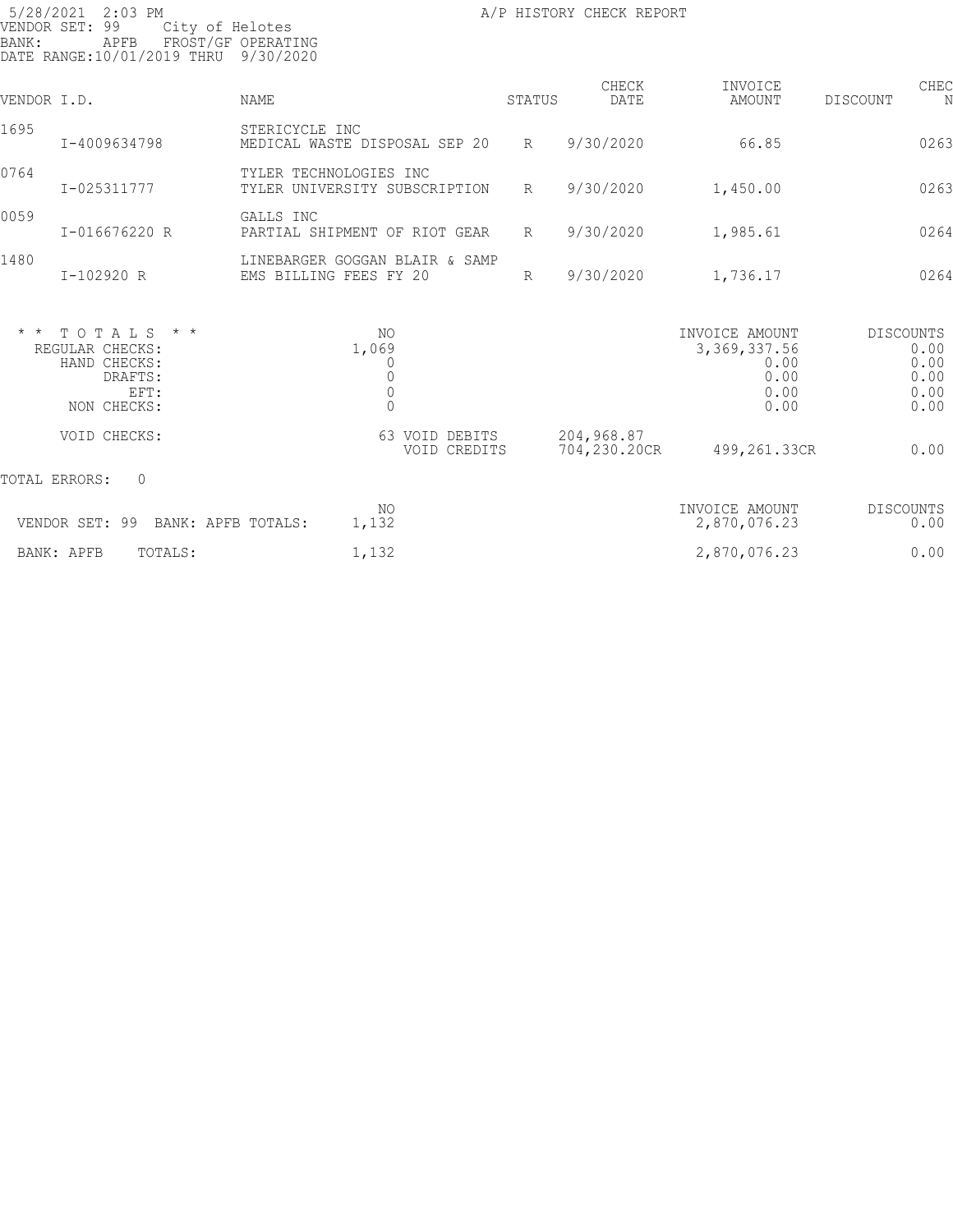5/28/2021 2:03 PM
VENDOR SET: 99 City of Helotes
BANK: APFB FROST/GF OPERATING
DATE RANGE:10/01/2019 THRU 9/30/2020

A/P HISTORY CHECK REPORT

| VENDOR I.D. | NAME | STATUS | CHECK DATE | INVOICE AMOUNT | DISCOUNT | CHEC N |
|---|---|---|---|---|---|---|
| 1695 | STERICYCLE INC | | | | | |
| I-4009634798 | MEDICAL WASTE DISPOSAL SEP 20 | R | 9/30/2020 | 66.85 | | 0263 |
| 0764 | TYLER TECHNOLOGIES INC | | | | | |
| I-025311777 | TYLER UNIVERSITY SUBSCRIPTION | R | 9/30/2020 | 1,450.00 | | 0263 |
| 0059 | GALLS INC | | | | | |
| I-016676220 R | PARTIAL SHIPMENT OF RIOT GEAR | R | 9/30/2020 | 1,985.61 | | 0264 |
| 1480 | LINEBARGER GOGGAN BLAIR & SAMP | | | | | |
| I-102920 R | EMS BILLING FEES FY 20 | R | 9/30/2020 | 1,736.17 | | 0264 |

| * * T O T A L S * * | NO | | | INVOICE AMOUNT | DISCOUNTS |
|---|---|---|---|---|---|
| REGULAR CHECKS: | 1,069 | | | 3,369,337.56 | 0.00 |
| HAND CHECKS: | 0 | | | 0.00 | 0.00 |
| DRAFTS: | 0 | | | 0.00 | 0.00 |
| EFT: | 0 | | | 0.00 | 0.00 |
| NON CHECKS: | 0 | | | 0.00 | 0.00 |
| VOID CHECKS: | 63 | VOID DEBITS | 204,968.87 | | |
| | | VOID CREDITS | 704,230.20CR | 499,261.33CR | 0.00 |

TOTAL ERRORS: 0

| | NO | INVOICE AMOUNT | DISCOUNTS |
|---|---|---|---|
| VENDOR SET: 99 BANK: APFB TOTALS: | 1,132 | 2,870,076.23 | 0.00 |
| BANK: APFB TOTALS: | 1,132 | 2,870,076.23 | 0.00 |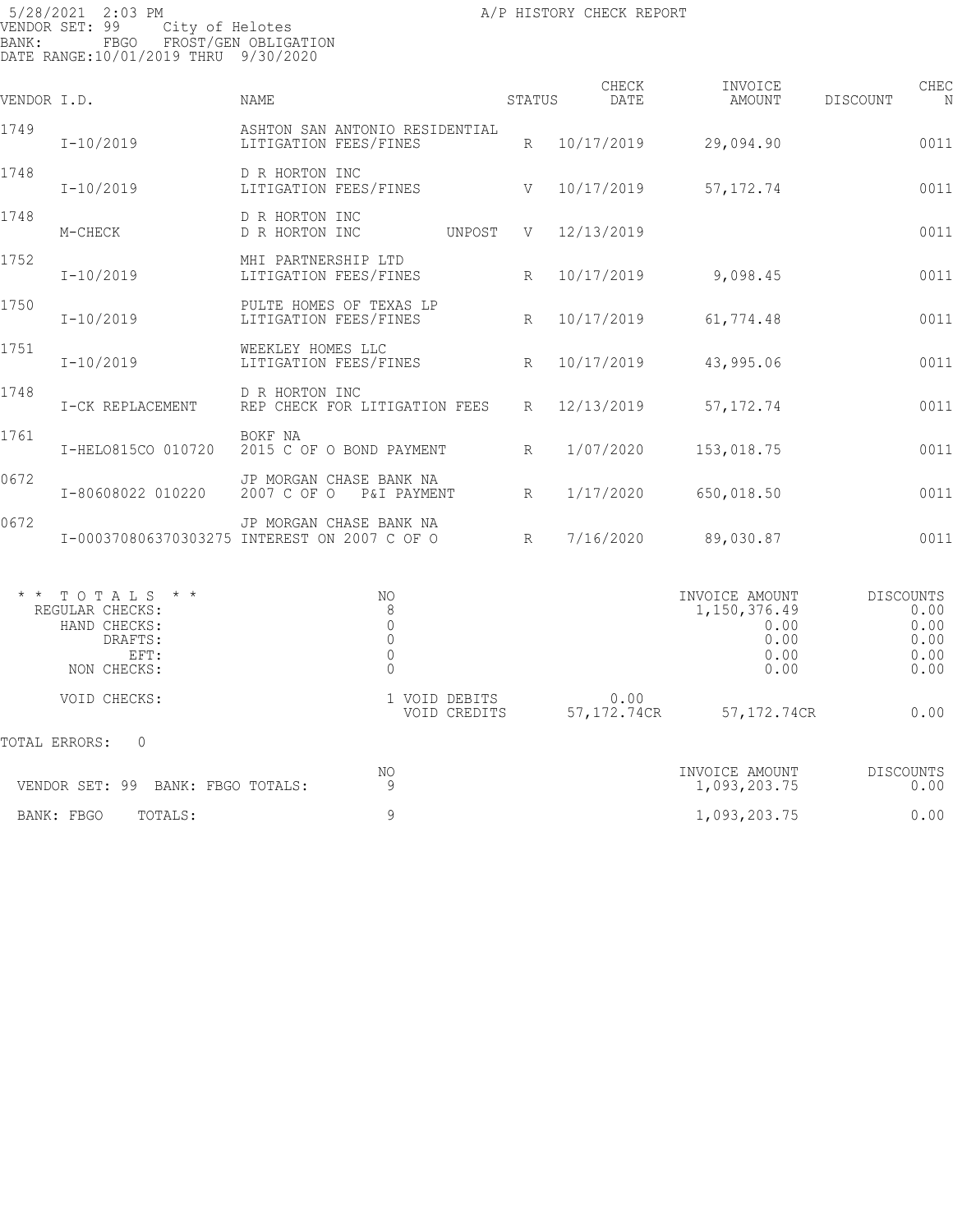5/28/2021 2:03 PM A/P HISTORY CHECK REPORT
VENDOR SET: 99 City of Helotes
BANK: FBGO FROST/GEN OBLIGATION
DATE RANGE:10/01/2019 THRU 9/30/2020

| VENDOR I.D. | | NAME | STATUS | CHECK DATE | INVOICE AMOUNT | DISCOUNT | CHEC N |
|---|---|---|---|---|---|---|---|
| 1749 | I-10/2019 | ASHTON SAN ANTONIO RESIDENTIAL LITIGATION FEES/FINES | R | 10/17/2019 | 29,094.90 | | 0011 |
| 1748 | I-10/2019 | D R HORTON INC LITIGATION FEES/FINES | V | 10/17/2019 | 57,172.74 | | 0011 |
| 1748 | M-CHECK | D R HORTON INC D R HORTON INC UNPOST | V | 12/13/2019 | | | 0011 |
| 1752 | I-10/2019 | MHI PARTNERSHIP LTD LITIGATION FEES/FINES | R | 10/17/2019 | 9,098.45 | | 0011 |
| 1750 | I-10/2019 | PULTE HOMES OF TEXAS LP LITIGATION FEES/FINES | R | 10/17/2019 | 61,774.48 | | 0011 |
| 1751 | I-10/2019 | WEEKLEY HOMES LLC LITIGATION FEES/FINES | R | 10/17/2019 | 43,995.06 | | 0011 |
| 1748 | I-CK REPLACEMENT | D R HORTON INC REP CHECK FOR LITIGATION FEES | R | 12/13/2019 | 57,172.74 | | 0011 |
| 1761 | I-HELO815CO 010720 | BOKF NA 2015 C OF O BOND PAYMENT | R | 1/07/2020 | 153,018.75 | | 0011 |
| 0672 | I-80608022 010220 | JP MORGAN CHASE BANK NA 2007 C OF O P&I PAYMENT | R | 1/17/2020 | 650,018.50 | | 0011 |
| 0672 | I-000370806370303275 | JP MORGAN CHASE BANK NA INTEREST ON 2007 C OF O | R | 7/16/2020 | 89,030.87 | | 0011 |

| * * TOTALS * * | NO | | | INVOICE AMOUNT | DISCOUNTS |
|---|---|---|---|---|---|
| REGULAR CHECKS: | 8 | | | 1,150,376.49 | 0.00 |
| HAND CHECKS: | 0 | | | 0.00 | 0.00 |
| DRAFTS: | 0 | | | 0.00 | 0.00 |
| EFT: | 0 | | | 0.00 | 0.00 |
| NON CHECKS: | 0 | | | 0.00 | 0.00 |
| VOID CHECKS: | 1 | VOID DEBITS | 0.00 | | |
| | | VOID CREDITS | 57,172.74CR | 57,172.74CR | 0.00 |

TOTAL ERRORS: 0

| | NO | INVOICE AMOUNT | DISCOUNTS |
|---|---|---|---|
| VENDOR SET: 99 BANK: FBGO TOTALS: | 9 | 1,093,203.75 | 0.00 |
| BANK: FBGO TOTALS: | 9 | 1,093,203.75 | 0.00 |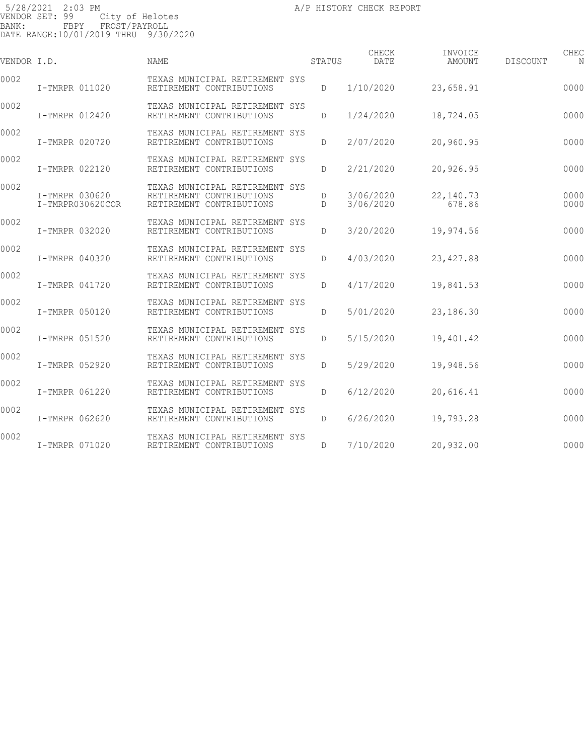5/28/2021 2:03 PM A/P HISTORY CHECK REPORT
VENDOR SET: 99 City of Helotes
BANK: FBPY FROST/PAYROLL
DATE RANGE:10/01/2019 THRU 9/30/2020

| VENDOR I.D. | | NAME | STATUS | CHECK DATE | INVOICE AMOUNT | DISCOUNT | CHEC N |
|---|---|---|---|---|---|---|---|
| 0002 | | TEXAS MUNICIPAL RETIREMENT SYS | | | | | |
| | I-TMRPR 011020 | RETIREMENT CONTRIBUTIONS | D | 1/10/2020 | 23,658.91 | | 0000 |
| 0002 | | TEXAS MUNICIPAL RETIREMENT SYS | | | | | |
| | I-TMRPR 012420 | RETIREMENT CONTRIBUTIONS | D | 1/24/2020 | 18,724.05 | | 0000 |
| 0002 | | TEXAS MUNICIPAL RETIREMENT SYS | | | | | |
| | I-TMRPR 020720 | RETIREMENT CONTRIBUTIONS | D | 2/07/2020 | 20,960.95 | | 0000 |
| 0002 | | TEXAS MUNICIPAL RETIREMENT SYS | | | | | |
| | I-TMRPR 022120 | RETIREMENT CONTRIBUTIONS | D | 2/21/2020 | 20,926.95 | | 0000 |
| 0002 | | TEXAS MUNICIPAL RETIREMENT SYS | | | | | |
| | I-TMRPR 030620 | RETIREMENT CONTRIBUTIONS | D | 3/06/2020 | 22,140.73 | | 0000 |
| | I-TMRPR030620COR | RETIREMENT CONTRIBUTIONS | D | 3/06/2020 | 678.86 | | 0000 |
| 0002 | | TEXAS MUNICIPAL RETIREMENT SYS | | | | | |
| | I-TMRPR 032020 | RETIREMENT CONTRIBUTIONS | D | 3/20/2020 | 19,974.56 | | 0000 |
| 0002 | | TEXAS MUNICIPAL RETIREMENT SYS | | | | | |
| | I-TMRPR 040320 | RETIREMENT CONTRIBUTIONS | D | 4/03/2020 | 23,427.88 | | 0000 |
| 0002 | | TEXAS MUNICIPAL RETIREMENT SYS | | | | | |
| | I-TMRPR 041720 | RETIREMENT CONTRIBUTIONS | D | 4/17/2020 | 19,841.53 | | 0000 |
| 0002 | | TEXAS MUNICIPAL RETIREMENT SYS | | | | | |
| | I-TMRPR 050120 | RETIREMENT CONTRIBUTIONS | D | 5/01/2020 | 23,186.30 | | 0000 |
| 0002 | | TEXAS MUNICIPAL RETIREMENT SYS | | | | | |
| | I-TMRPR 051520 | RETIREMENT CONTRIBUTIONS | D | 5/15/2020 | 19,401.42 | | 0000 |
| 0002 | | TEXAS MUNICIPAL RETIREMENT SYS | | | | | |
| | I-TMRPR 052920 | RETIREMENT CONTRIBUTIONS | D | 5/29/2020 | 19,948.56 | | 0000 |
| 0002 | | TEXAS MUNICIPAL RETIREMENT SYS | | | | | |
| | I-TMRPR 061220 | RETIREMENT CONTRIBUTIONS | D | 6/12/2020 | 20,616.41 | | 0000 |
| 0002 | | TEXAS MUNICIPAL RETIREMENT SYS | | | | | |
| | I-TMRPR 062620 | RETIREMENT CONTRIBUTIONS | D | 6/26/2020 | 19,793.28 | | 0000 |
| 0002 | | TEXAS MUNICIPAL RETIREMENT SYS | | | | | |
| | I-TMRPR 071020 | RETIREMENT CONTRIBUTIONS | D | 7/10/2020 | 20,932.00 | | 0000 |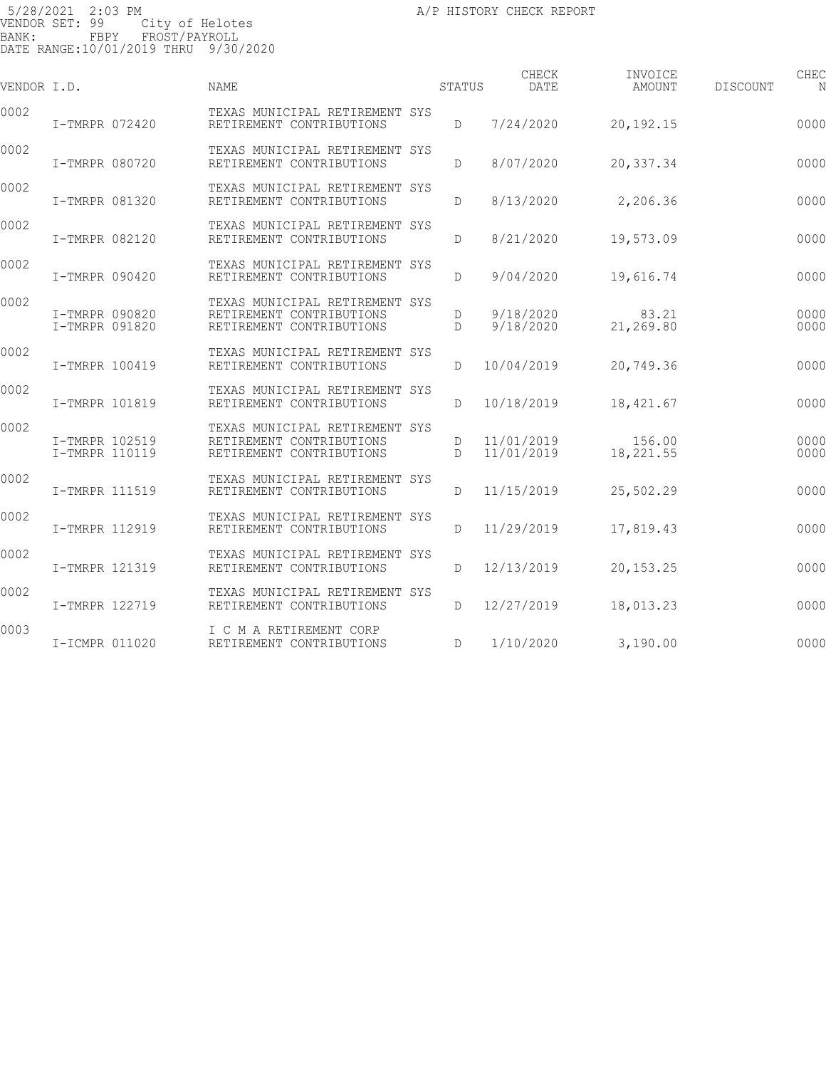5/28/2021 2:03 PM A/P HISTORY CHECK REPORT
VENDOR SET: 99 City of Helotes
BANK: FBPY FROST/PAYROLL
DATE RANGE:10/01/2019 THRU 9/30/2020

| VENDOR I.D. | | NAME | STATUS | CHECK DATE | INVOICE AMOUNT | DISCOUNT | CHEC N |
|---|---|---|---|---|---|---|---|
| 0002 | | TEXAS MUNICIPAL RETIREMENT SYS | | | | | |
| | I-TMRPR 072420 | RETIREMENT CONTRIBUTIONS | D | 7/24/2020 | 20,192.15 | | 0000 |
| 0002 | | TEXAS MUNICIPAL RETIREMENT SYS | | | | | |
| | I-TMRPR 080720 | RETIREMENT CONTRIBUTIONS | D | 8/07/2020 | 20,337.34 | | 0000 |
| 0002 | | TEXAS MUNICIPAL RETIREMENT SYS | | | | | |
| | I-TMRPR 081320 | RETIREMENT CONTRIBUTIONS | D | 8/13/2020 | 2,206.36 | | 0000 |
| 0002 | | TEXAS MUNICIPAL RETIREMENT SYS | | | | | |
| | I-TMRPR 082120 | RETIREMENT CONTRIBUTIONS | D | 8/21/2020 | 19,573.09 | | 0000 |
| 0002 | | TEXAS MUNICIPAL RETIREMENT SYS | | | | | |
| | I-TMRPR 090420 | RETIREMENT CONTRIBUTIONS | D | 9/04/2020 | 19,616.74 | | 0000 |
| 0002 | | TEXAS MUNICIPAL RETIREMENT SYS | | | | | |
| | I-TMRPR 090820 | RETIREMENT CONTRIBUTIONS | D | 9/18/2020 | 83.21 | | 0000 |
| | I-TMRPR 091820 | RETIREMENT CONTRIBUTIONS | D | 9/18/2020 | 21,269.80 | | 0000 |
| 0002 | | TEXAS MUNICIPAL RETIREMENT SYS | | | | | |
| | I-TMRPR 100419 | RETIREMENT CONTRIBUTIONS | D | 10/04/2019 | 20,749.36 | | 0000 |
| 0002 | | TEXAS MUNICIPAL RETIREMENT SYS | | | | | |
| | I-TMRPR 101819 | RETIREMENT CONTRIBUTIONS | D | 10/18/2019 | 18,421.67 | | 0000 |
| 0002 | | TEXAS MUNICIPAL RETIREMENT SYS | | | | | |
| | I-TMRPR 102519 | RETIREMENT CONTRIBUTIONS | D | 11/01/2019 | 156.00 | | 0000 |
| | I-TMRPR 110119 | RETIREMENT CONTRIBUTIONS | D | 11/01/2019 | 18,221.55 | | 0000 |
| 0002 | | TEXAS MUNICIPAL RETIREMENT SYS | | | | | |
| | I-TMRPR 111519 | RETIREMENT CONTRIBUTIONS | D | 11/15/2019 | 25,502.29 | | 0000 |
| 0002 | | TEXAS MUNICIPAL RETIREMENT SYS | | | | | |
| | I-TMRPR 112919 | RETIREMENT CONTRIBUTIONS | D | 11/29/2019 | 17,819.43 | | 0000 |
| 0002 | | TEXAS MUNICIPAL RETIREMENT SYS | | | | | |
| | I-TMRPR 121319 | RETIREMENT CONTRIBUTIONS | D | 12/13/2019 | 20,153.25 | | 0000 |
| 0002 | | TEXAS MUNICIPAL RETIREMENT SYS | | | | | |
| | I-TMRPR 122719 | RETIREMENT CONTRIBUTIONS | D | 12/27/2019 | 18,013.23 | | 0000 |
| 0003 | | I C M A RETIREMENT CORP | | | | | |
| | I-ICMPR 011020 | RETIREMENT CONTRIBUTIONS | D | 1/10/2020 | 3,190.00 | | 0000 |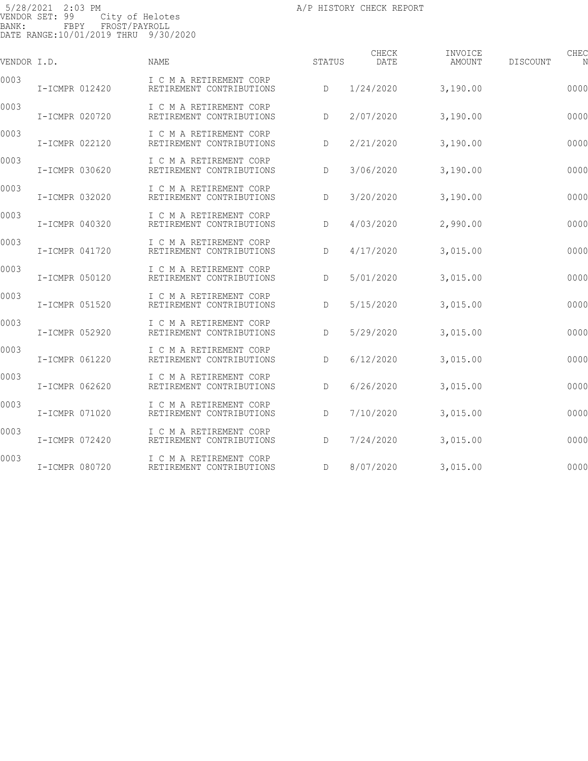5/28/2021 2:03 PM A/P HISTORY CHECK REPORT
VENDOR SET: 99 City of Helotes
BANK: FBPY FROST/PAYROLL
DATE RANGE:10/01/2019 THRU 9/30/2020

| VENDOR I.D. | NAME | STATUS | CHECK DATE | INVOICE AMOUNT | DISCOUNT | CHEC N |
|---|---|---|---|---|---|---|
| 0003 | I C M A RETIREMENT CORP | | | | | |
| I-ICMPR 012420 | RETIREMENT CONTRIBUTIONS | D | 1/24/2020 | 3,190.00 | | 0000 |
| 0003 | I C M A RETIREMENT CORP | | | | | |
| I-ICMPR 020720 | RETIREMENT CONTRIBUTIONS | D | 2/07/2020 | 3,190.00 | | 0000 |
| 0003 | I C M A RETIREMENT CORP | | | | | |
| I-ICMPR 022120 | RETIREMENT CONTRIBUTIONS | D | 2/21/2020 | 3,190.00 | | 0000 |
| 0003 | I C M A RETIREMENT CORP | | | | | |
| I-ICMPR 030620 | RETIREMENT CONTRIBUTIONS | D | 3/06/2020 | 3,190.00 | | 0000 |
| 0003 | I C M A RETIREMENT CORP | | | | | |
| I-ICMPR 032020 | RETIREMENT CONTRIBUTIONS | D | 3/20/2020 | 3,190.00 | | 0000 |
| 0003 | I C M A RETIREMENT CORP | | | | | |
| I-ICMPR 040320 | RETIREMENT CONTRIBUTIONS | D | 4/03/2020 | 2,990.00 | | 0000 |
| 0003 | I C M A RETIREMENT CORP | | | | | |
| I-ICMPR 041720 | RETIREMENT CONTRIBUTIONS | D | 4/17/2020 | 3,015.00 | | 0000 |
| 0003 | I C M A RETIREMENT CORP | | | | | |
| I-ICMPR 050120 | RETIREMENT CONTRIBUTIONS | D | 5/01/2020 | 3,015.00 | | 0000 |
| 0003 | I C M A RETIREMENT CORP | | | | | |
| I-ICMPR 051520 | RETIREMENT CONTRIBUTIONS | D | 5/15/2020 | 3,015.00 | | 0000 |
| 0003 | I C M A RETIREMENT CORP | | | | | |
| I-ICMPR 052920 | RETIREMENT CONTRIBUTIONS | D | 5/29/2020 | 3,015.00 | | 0000 |
| 0003 | I C M A RETIREMENT CORP | | | | | |
| I-ICMPR 061220 | RETIREMENT CONTRIBUTIONS | D | 6/12/2020 | 3,015.00 | | 0000 |
| 0003 | I C M A RETIREMENT CORP | | | | | |
| I-ICMPR 062620 | RETIREMENT CONTRIBUTIONS | D | 6/26/2020 | 3,015.00 | | 0000 |
| 0003 | I C M A RETIREMENT CORP | | | | | |
| I-ICMPR 071020 | RETIREMENT CONTRIBUTIONS | D | 7/10/2020 | 3,015.00 | | 0000 |
| 0003 | I C M A RETIREMENT CORP | | | | | |
| I-ICMPR 072420 | RETIREMENT CONTRIBUTIONS | D | 7/24/2020 | 3,015.00 | | 0000 |
| 0003 | I C M A RETIREMENT CORP | | | | | |
| I-ICMPR 080720 | RETIREMENT CONTRIBUTIONS | D | 8/07/2020 | 3,015.00 | | 0000 |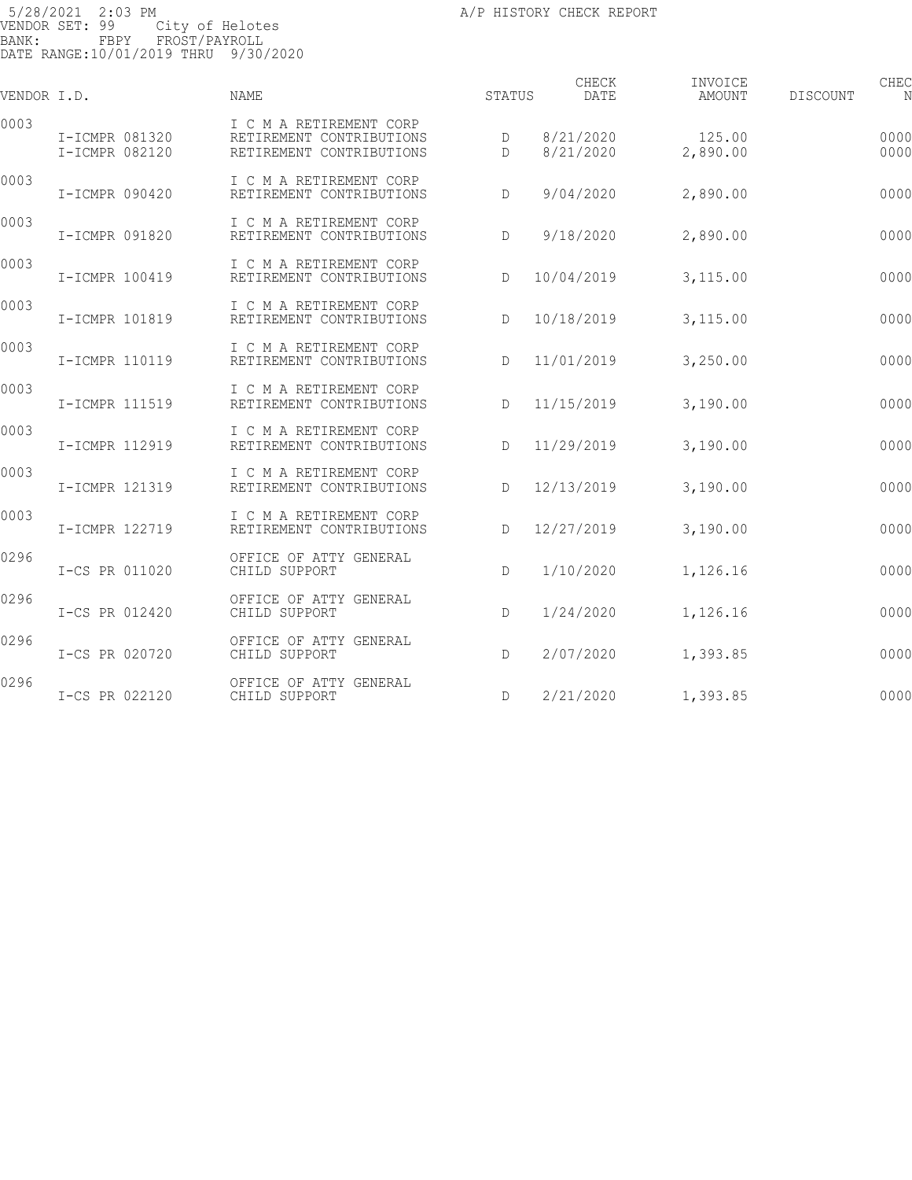5/28/2021 2:03 PM
VENDOR SET: 99 City of Helotes
BANK: FBPY FROST/PAYROLL
DATE RANGE:10/01/2019 THRU 9/30/2020

A/P HISTORY CHECK REPORT

| VENDOR I.D. | | NAME | STATUS | CHECK DATE | INVOICE AMOUNT | DISCOUNT | CHEC N |
|---|---|---|---|---|---|---|---|
| 0003 | | I C M A RETIREMENT CORP | | | | | |
| | I-ICMPR 081320 | RETIREMENT CONTRIBUTIONS | D | 8/21/2020 | 125.00 | | 0000 |
| | I-ICMPR 082120 | RETIREMENT CONTRIBUTIONS | D | 8/21/2020 | 2,890.00 | | 0000 |
| 0003 | | I C M A RETIREMENT CORP | | | | | |
| | I-ICMPR 090420 | RETIREMENT CONTRIBUTIONS | D | 9/04/2020 | 2,890.00 | | 0000 |
| 0003 | | I C M A RETIREMENT CORP | | | | | |
| | I-ICMPR 091820 | RETIREMENT CONTRIBUTIONS | D | 9/18/2020 | 2,890.00 | | 0000 |
| 0003 | | I C M A RETIREMENT CORP | | | | | |
| | I-ICMPR 100419 | RETIREMENT CONTRIBUTIONS | D | 10/04/2019 | 3,115.00 | | 0000 |
| 0003 | | I C M A RETIREMENT CORP | | | | | |
| | I-ICMPR 101819 | RETIREMENT CONTRIBUTIONS | D | 10/18/2019 | 3,115.00 | | 0000 |
| 0003 | | I C M A RETIREMENT CORP | | | | | |
| | I-ICMPR 110119 | RETIREMENT CONTRIBUTIONS | D | 11/01/2019 | 3,250.00 | | 0000 |
| 0003 | | I C M A RETIREMENT CORP | | | | | |
| | I-ICMPR 111519 | RETIREMENT CONTRIBUTIONS | D | 11/15/2019 | 3,190.00 | | 0000 |
| 0003 | | I C M A RETIREMENT CORP | | | | | |
| | I-ICMPR 112919 | RETIREMENT CONTRIBUTIONS | D | 11/29/2019 | 3,190.00 | | 0000 |
| 0003 | | I C M A RETIREMENT CORP | | | | | |
| | I-ICMPR 121319 | RETIREMENT CONTRIBUTIONS | D | 12/13/2019 | 3,190.00 | | 0000 |
| 0003 | | I C M A RETIREMENT CORP | | | | | |
| | I-ICMPR 122719 | RETIREMENT CONTRIBUTIONS | D | 12/27/2019 | 3,190.00 | | 0000 |
| 0296 | | OFFICE OF ATTY GENERAL | | | | | |
| | I-CS PR 011020 | CHILD SUPPORT | D | 1/10/2020 | 1,126.16 | | 0000 |
| 0296 | | OFFICE OF ATTY GENERAL | | | | | |
| | I-CS PR 012420 | CHILD SUPPORT | D | 1/24/2020 | 1,126.16 | | 0000 |
| 0296 | | OFFICE OF ATTY GENERAL | | | | | |
| | I-CS PR 020720 | CHILD SUPPORT | D | 2/07/2020 | 1,393.85 | | 0000 |
| 0296 | | OFFICE OF ATTY GENERAL | | | | | |
| | I-CS PR 022120 | CHILD SUPPORT | D | 2/21/2020 | 1,393.85 | | 0000 |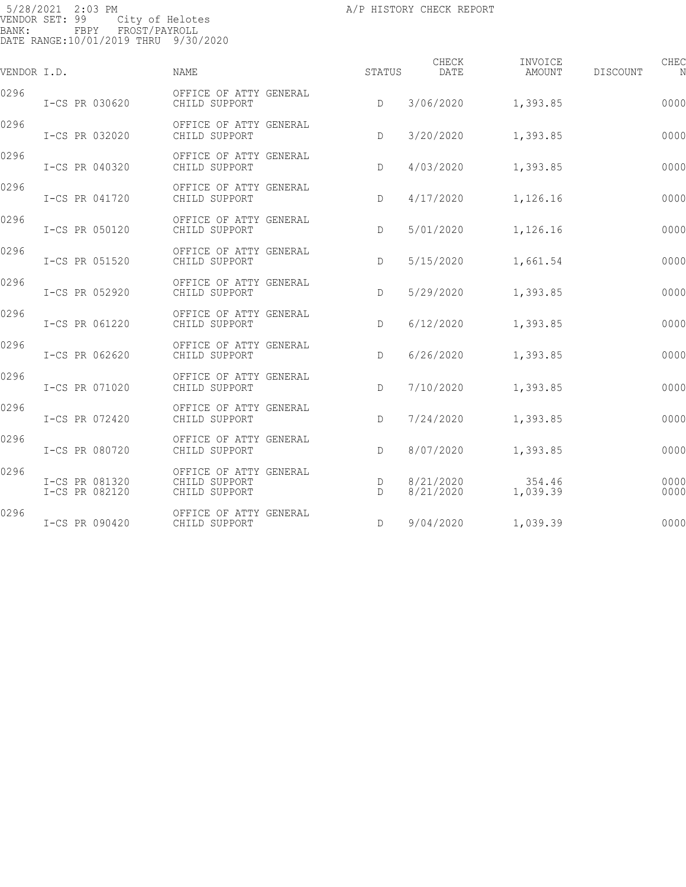5/28/2021 2:03 PM
VENDOR SET: 99 City of Helotes
BANK: FBPY FROST/PAYROLL
DATE RANGE:10/01/2019 THRU 9/30/2020

A/P HISTORY CHECK REPORT

| VENDOR I.D. | | NAME | STATUS | CHECK DATE | INVOICE AMOUNT | DISCOUNT | CHEC N |
|---|---|---|---|---|---|---|---|
| 0296 | | OFFICE OF ATTY GENERAL | | | | | |
| | I-CS PR 030620 | CHILD SUPPORT | D | 3/06/2020 | 1,393.85 | | 0000 |
| 0296 | | OFFICE OF ATTY GENERAL | | | | | |
| | I-CS PR 032020 | CHILD SUPPORT | D | 3/20/2020 | 1,393.85 | | 0000 |
| 0296 | | OFFICE OF ATTY GENERAL | | | | | |
| | I-CS PR 040320 | CHILD SUPPORT | D | 4/03/2020 | 1,393.85 | | 0000 |
| 0296 | | OFFICE OF ATTY GENERAL | | | | | |
| | I-CS PR 041720 | CHILD SUPPORT | D | 4/17/2020 | 1,126.16 | | 0000 |
| 0296 | | OFFICE OF ATTY GENERAL | | | | | |
| | I-CS PR 050120 | CHILD SUPPORT | D | 5/01/2020 | 1,126.16 | | 0000 |
| 0296 | | OFFICE OF ATTY GENERAL | | | | | |
| | I-CS PR 051520 | CHILD SUPPORT | D | 5/15/2020 | 1,661.54 | | 0000 |
| 0296 | | OFFICE OF ATTY GENERAL | | | | | |
| | I-CS PR 052920 | CHILD SUPPORT | D | 5/29/2020 | 1,393.85 | | 0000 |
| 0296 | | OFFICE OF ATTY GENERAL | | | | | |
| | I-CS PR 061220 | CHILD SUPPORT | D | 6/12/2020 | 1,393.85 | | 0000 |
| 0296 | | OFFICE OF ATTY GENERAL | | | | | |
| | I-CS PR 062620 | CHILD SUPPORT | D | 6/26/2020 | 1,393.85 | | 0000 |
| 0296 | | OFFICE OF ATTY GENERAL | | | | | |
| | I-CS PR 071020 | CHILD SUPPORT | D | 7/10/2020 | 1,393.85 | | 0000 |
| 0296 | | OFFICE OF ATTY GENERAL | | | | | |
| | I-CS PR 072420 | CHILD SUPPORT | D | 7/24/2020 | 1,393.85 | | 0000 |
| 0296 | | OFFICE OF ATTY GENERAL | | | | | |
| | I-CS PR 080720 | CHILD SUPPORT | D | 8/07/2020 | 1,393.85 | | 0000 |
| 0296 | | OFFICE OF ATTY GENERAL | | | | | |
| | I-CS PR 081320 | CHILD SUPPORT | D | 8/21/2020 | 354.46 | | 0000 |
| | I-CS PR 082120 | CHILD SUPPORT | D | 8/21/2020 | 1,039.39 | | 0000 |
| 0296 | | OFFICE OF ATTY GENERAL | | | | | |
| | I-CS PR 090420 | CHILD SUPPORT | D | 9/04/2020 | 1,039.39 | | 0000 |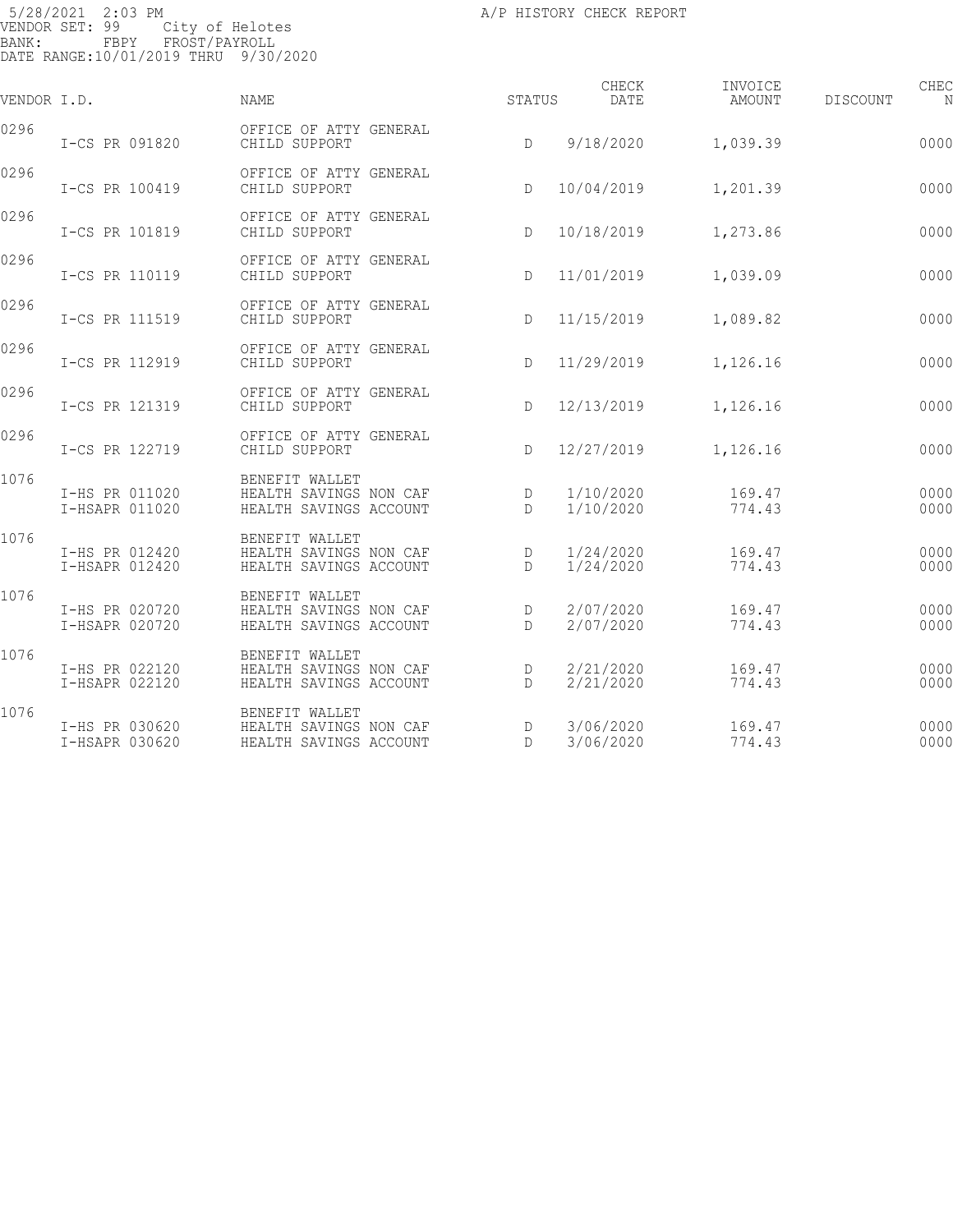5/28/2021 2:03 PM
VENDOR SET: 99 City of Helotes
BANK: FBPY FROST/PAYROLL
DATE RANGE:10/01/2019 THRU 9/30/2020

A/P HISTORY CHECK REPORT

| VENDOR I.D. | | NAME | STATUS | CHECK DATE | INVOICE AMOUNT | DISCOUNT | CHEC N |
|---|---|---|---|---|---|---|---|
| 0296 | | OFFICE OF ATTY GENERAL | | | | | |
| | I-CS PR 091820 | CHILD SUPPORT | D | 9/18/2020 | 1,039.39 | | 0000 |
| 0296 | | OFFICE OF ATTY GENERAL | | | | | |
| | I-CS PR 100419 | CHILD SUPPORT | D | 10/04/2019 | 1,201.39 | | 0000 |
| 0296 | | OFFICE OF ATTY GENERAL | | | | | |
| | I-CS PR 101819 | CHILD SUPPORT | D | 10/18/2019 | 1,273.86 | | 0000 |
| 0296 | | OFFICE OF ATTY GENERAL | | | | | |
| | I-CS PR 110119 | CHILD SUPPORT | D | 11/01/2019 | 1,039.09 | | 0000 |
| 0296 | | OFFICE OF ATTY GENERAL | | | | | |
| | I-CS PR 111519 | CHILD SUPPORT | D | 11/15/2019 | 1,089.82 | | 0000 |
| 0296 | | OFFICE OF ATTY GENERAL | | | | | |
| | I-CS PR 112919 | CHILD SUPPORT | D | 11/29/2019 | 1,126.16 | | 0000 |
| 0296 | | OFFICE OF ATTY GENERAL | | | | | |
| | I-CS PR 121319 | CHILD SUPPORT | D | 12/13/2019 | 1,126.16 | | 0000 |
| 0296 | | OFFICE OF ATTY GENERAL | | | | | |
| | I-CS PR 122719 | CHILD SUPPORT | D | 12/27/2019 | 1,126.16 | | 0000 |
| 1076 | | BENEFIT WALLET | | | | | |
| | I-HS PR 011020 | HEALTH SAVINGS NON CAF | D | 1/10/2020 | 169.47 | | 0000 |
| | I-HSAPR 011020 | HEALTH SAVINGS ACCOUNT | D | 1/10/2020 | 774.43 | | 0000 |
| 1076 | | BENEFIT WALLET | | | | | |
| | I-HS PR 012420 | HEALTH SAVINGS NON CAF | D | 1/24/2020 | 169.47 | | 0000 |
| | I-HSAPR 012420 | HEALTH SAVINGS ACCOUNT | D | 1/24/2020 | 774.43 | | 0000 |
| 1076 | | BENEFIT WALLET | | | | | |
| | I-HS PR 020720 | HEALTH SAVINGS NON CAF | D | 2/07/2020 | 169.47 | | 0000 |
| | I-HSAPR 020720 | HEALTH SAVINGS ACCOUNT | D | 2/07/2020 | 774.43 | | 0000 |
| 1076 | | BENEFIT WALLET | | | | | |
| | I-HS PR 022120 | HEALTH SAVINGS NON CAF | D | 2/21/2020 | 169.47 | | 0000 |
| | I-HSAPR 022120 | HEALTH SAVINGS ACCOUNT | D | 2/21/2020 | 774.43 | | 0000 |
| 1076 | | BENEFIT WALLET | | | | | |
| | I-HS PR 030620 | HEALTH SAVINGS NON CAF | D | 3/06/2020 | 169.47 | | 0000 |
| | I-HSAPR 030620 | HEALTH SAVINGS ACCOUNT | D | 3/06/2020 | 774.43 | | 0000 |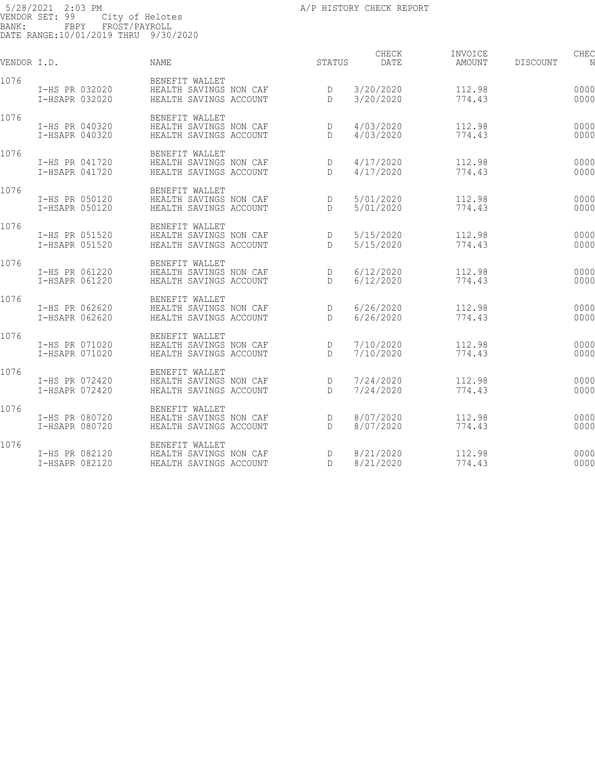5/28/2021 2:03 PM A/P HISTORY CHECK REPORT
VENDOR SET: 99 City of Helotes
BANK: FBPY FROST/PAYROLL
DATE RANGE:10/01/2019 THRU 9/30/2020

| VENDOR I.D. | | NAME | STATUS | CHECK DATE | INVOICE AMOUNT | DISCOUNT | CHEC N |
|---|---|---|---|---|---|---|---|
| 1076 | | BENEFIT WALLET | | | | | |
| | I-HS PR 032020 | HEALTH SAVINGS NON CAF | D | 3/20/2020 | 112.98 | | 0000 |
| | I-HSAPR 032020 | HEALTH SAVINGS ACCOUNT | D | 3/20/2020 | 774.43 | | 0000 |
| 1076 | | BENEFIT WALLET | | | | | |
| | I-HS PR 040320 | HEALTH SAVINGS NON CAF | D | 4/03/2020 | 112.98 | | 0000 |
| | I-HSAPR 040320 | HEALTH SAVINGS ACCOUNT | D | 4/03/2020 | 774.43 | | 0000 |
| 1076 | | BENEFIT WALLET | | | | | |
| | I-HS PR 041720 | HEALTH SAVINGS NON CAF | D | 4/17/2020 | 112.98 | | 0000 |
| | I-HSAPR 041720 | HEALTH SAVINGS ACCOUNT | D | 4/17/2020 | 774.43 | | 0000 |
| 1076 | | BENEFIT WALLET | | | | | |
| | I-HS PR 050120 | HEALTH SAVINGS NON CAF | D | 5/01/2020 | 112.98 | | 0000 |
| | I-HSAPR 050120 | HEALTH SAVINGS ACCOUNT | D | 5/01/2020 | 774.43 | | 0000 |
| 1076 | | BENEFIT WALLET | | | | | |
| | I-HS PR 051520 | HEALTH SAVINGS NON CAF | D | 5/15/2020 | 112.98 | | 0000 |
| | I-HSAPR 051520 | HEALTH SAVINGS ACCOUNT | D | 5/15/2020 | 774.43 | | 0000 |
| 1076 | | BENEFIT WALLET | | | | | |
| | I-HS PR 061220 | HEALTH SAVINGS NON CAF | D | 6/12/2020 | 112.98 | | 0000 |
| | I-HSAPR 061220 | HEALTH SAVINGS ACCOUNT | D | 6/12/2020 | 774.43 | | 0000 |
| 1076 | | BENEFIT WALLET | | | | | |
| | I-HS PR 062620 | HEALTH SAVINGS NON CAF | D | 6/26/2020 | 112.98 | | 0000 |
| | I-HSAPR 062620 | HEALTH SAVINGS ACCOUNT | D | 6/26/2020 | 774.43 | | 0000 |
| 1076 | | BENEFIT WALLET | | | | | |
| | I-HS PR 071020 | HEALTH SAVINGS NON CAF | D | 7/10/2020 | 112.98 | | 0000 |
| | I-HSAPR 071020 | HEALTH SAVINGS ACCOUNT | D | 7/10/2020 | 774.43 | | 0000 |
| 1076 | | BENEFIT WALLET | | | | | |
| | I-HS PR 072420 | HEALTH SAVINGS NON CAF | D | 7/24/2020 | 112.98 | | 0000 |
| | I-HSAPR 072420 | HEALTH SAVINGS ACCOUNT | D | 7/24/2020 | 774.43 | | 0000 |
| 1076 | | BENEFIT WALLET | | | | | |
| | I-HS PR 080720 | HEALTH SAVINGS NON CAF | D | 8/07/2020 | 112.98 | | 0000 |
| | I-HSAPR 080720 | HEALTH SAVINGS ACCOUNT | D | 8/07/2020 | 774.43 | | 0000 |
| 1076 | | BENEFIT WALLET | | | | | |
| | I-HS PR 082120 | HEALTH SAVINGS NON CAF | D | 8/21/2020 | 112.98 | | 0000 |
| | I-HSAPR 082120 | HEALTH SAVINGS ACCOUNT | D | 8/21/2020 | 774.43 | | 0000 |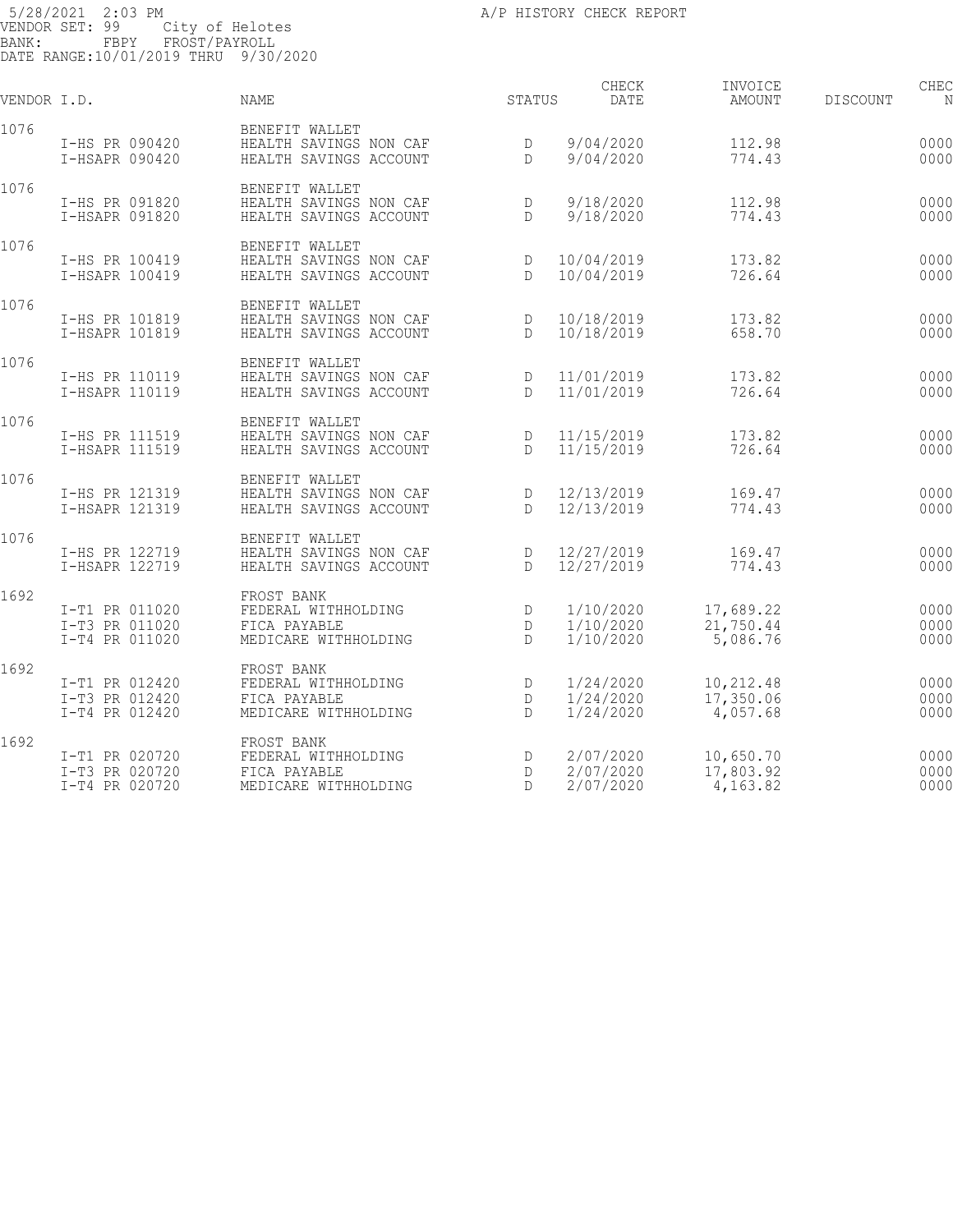5/28/2021 2:03 PM
VENDOR SET: 99 City of Helotes
BANK: FBPY FROST/PAYROLL
DATE RANGE:10/01/2019 THRU 9/30/2020

A/P HISTORY CHECK REPORT

| VENDOR I.D. | | NAME | STATUS | CHECK DATE | INVOICE AMOUNT | DISCOUNT | CHEC N |
|---|---|---|---|---|---|---|---|
| 1076 | | BENEFIT WALLET | | | | | |
| | I-HS PR 090420 | HEALTH SAVINGS NON CAF | D | 9/04/2020 | 112.98 | | 0000 |
| | I-HSAPR 090420 | HEALTH SAVINGS ACCOUNT | D | 9/04/2020 | 774.43 | | 0000 |
| 1076 | | BENEFIT WALLET | | | | | |
| | I-HS PR 091820 | HEALTH SAVINGS NON CAF | D | 9/18/2020 | 112.98 | | 0000 |
| | I-HSAPR 091820 | HEALTH SAVINGS ACCOUNT | D | 9/18/2020 | 774.43 | | 0000 |
| 1076 | | BENEFIT WALLET | | | | | |
| | I-HS PR 100419 | HEALTH SAVINGS NON CAF | D | 10/04/2019 | 173.82 | | 0000 |
| | I-HSAPR 100419 | HEALTH SAVINGS ACCOUNT | D | 10/04/2019 | 726.64 | | 0000 |
| 1076 | | BENEFIT WALLET | | | | | |
| | I-HS PR 101819 | HEALTH SAVINGS NON CAF | D | 10/18/2019 | 173.82 | | 0000 |
| | I-HSAPR 101819 | HEALTH SAVINGS ACCOUNT | D | 10/18/2019 | 658.70 | | 0000 |
| 1076 | | BENEFIT WALLET | | | | | |
| | I-HS PR 110119 | HEALTH SAVINGS NON CAF | D | 11/01/2019 | 173.82 | | 0000 |
| | I-HSAPR 110119 | HEALTH SAVINGS ACCOUNT | D | 11/01/2019 | 726.64 | | 0000 |
| 1076 | | BENEFIT WALLET | | | | | |
| | I-HS PR 111519 | HEALTH SAVINGS NON CAF | D | 11/15/2019 | 173.82 | | 0000 |
| | I-HSAPR 111519 | HEALTH SAVINGS ACCOUNT | D | 11/15/2019 | 726.64 | | 0000 |
| 1076 | | BENEFIT WALLET | | | | | |
| | I-HS PR 121319 | HEALTH SAVINGS NON CAF | D | 12/13/2019 | 169.47 | | 0000 |
| | I-HSAPR 121319 | HEALTH SAVINGS ACCOUNT | D | 12/13/2019 | 774.43 | | 0000 |
| 1076 | | BENEFIT WALLET | | | | | |
| | I-HS PR 122719 | HEALTH SAVINGS NON CAF | D | 12/27/2019 | 169.47 | | 0000 |
| | I-HSAPR 122719 | HEALTH SAVINGS ACCOUNT | D | 12/27/2019 | 774.43 | | 0000 |
| 1692 | | FROST BANK | | | | | |
| | I-T1 PR 011020 | FEDERAL WITHHOLDING | D | 1/10/2020 | 17,689.22 | | 0000 |
| | I-T3 PR 011020 | FICA PAYABLE | D | 1/10/2020 | 21,750.44 | | 0000 |
| | I-T4 PR 011020 | MEDICARE WITHHOLDING | D | 1/10/2020 | 5,086.76 | | 0000 |
| 1692 | | FROST BANK | | | | | |
| | I-T1 PR 012420 | FEDERAL WITHHOLDING | D | 1/24/2020 | 10,212.48 | | 0000 |
| | I-T3 PR 012420 | FICA PAYABLE | D | 1/24/2020 | 17,350.06 | | 0000 |
| | I-T4 PR 012420 | MEDICARE WITHHOLDING | D | 1/24/2020 | 4,057.68 | | 0000 |
| 1692 | | FROST BANK | | | | | |
| | I-T1 PR 020720 | FEDERAL WITHHOLDING | D | 2/07/2020 | 10,650.70 | | 0000 |
| | I-T3 PR 020720 | FICA PAYABLE | D | 2/07/2020 | 17,803.92 | | 0000 |
| | I-T4 PR 020720 | MEDICARE WITHHOLDING | D | 2/07/2020 | 4,163.82 | | 0000 |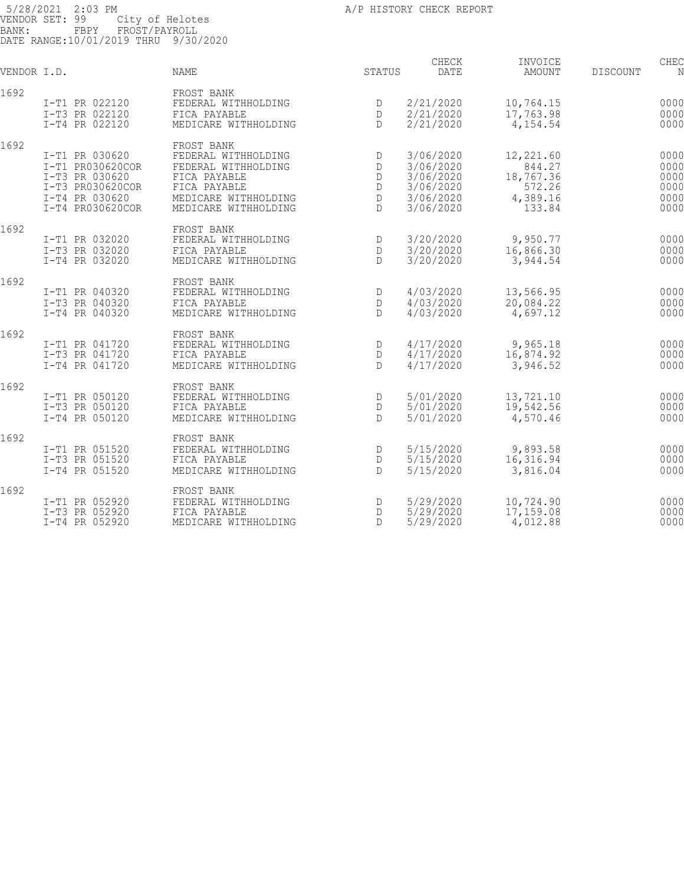5/28/2021 2:03 PM
VENDOR SET: 99 City of Helotes
BANK: FBPY FROST/PAYROLL
DATE RANGE:10/01/2019 THRU 9/30/2020

A/P HISTORY CHECK REPORT

| VENDOR I.D. | | NAME | STATUS | CHECK DATE | INVOICE AMOUNT | DISCOUNT | CHEC N |
|---|---|---|---|---|---|---|---|
| 1692 | | FROST BANK | | | | | |
| | I-T1 PR 022120 | FEDERAL WITHHOLDING | D | 2/21/2020 | 10,764.15 | | 0000 |
| | I-T3 PR 022120 | FICA PAYABLE | D | 2/21/2020 | 17,763.98 | | 0000 |
| | I-T4 PR 022120 | MEDICARE WITHHOLDING | D | 2/21/2020 | 4,154.54 | | 0000 |
| 1692 | | FROST BANK | | | | | |
| | I-T1 PR 030620 | FEDERAL WITHHOLDING | D | 3/06/2020 | 12,221.60 | | 0000 |
| | I-T1 PR030620COR | FEDERAL WITHHOLDING | D | 3/06/2020 | 844.27 | | 0000 |
| | I-T3 PR 030620 | FICA PAYABLE | D | 3/06/2020 | 18,767.36 | | 0000 |
| | I-T3 PR030620COR | FICA PAYABLE | D | 3/06/2020 | 572.26 | | 0000 |
| | I-T4 PR 030620 | MEDICARE WITHHOLDING | D | 3/06/2020 | 4,389.16 | | 0000 |
| | I-T4 PR030620COR | MEDICARE WITHHOLDING | D | 3/06/2020 | 133.84 | | 0000 |
| 1692 | | FROST BANK | | | | | |
| | I-T1 PR 032020 | FEDERAL WITHHOLDING | D | 3/20/2020 | 9,950.77 | | 0000 |
| | I-T3 PR 032020 | FICA PAYABLE | D | 3/20/2020 | 16,866.30 | | 0000 |
| | I-T4 PR 032020 | MEDICARE WITHHOLDING | D | 3/20/2020 | 3,944.54 | | 0000 |
| 1692 | | FROST BANK | | | | | |
| | I-T1 PR 040320 | FEDERAL WITHHOLDING | D | 4/03/2020 | 13,566.95 | | 0000 |
| | I-T3 PR 040320 | FICA PAYABLE | D | 4/03/2020 | 20,084.22 | | 0000 |
| | I-T4 PR 040320 | MEDICARE WITHHOLDING | D | 4/03/2020 | 4,697.12 | | 0000 |
| 1692 | | FROST BANK | | | | | |
| | I-T1 PR 041720 | FEDERAL WITHHOLDING | D | 4/17/2020 | 9,965.18 | | 0000 |
| | I-T3 PR 041720 | FICA PAYABLE | D | 4/17/2020 | 16,874.92 | | 0000 |
| | I-T4 PR 041720 | MEDICARE WITHHOLDING | D | 4/17/2020 | 3,946.52 | | 0000 |
| 1692 | | FROST BANK | | | | | |
| | I-T1 PR 050120 | FEDERAL WITHHOLDING | D | 5/01/2020 | 13,721.10 | | 0000 |
| | I-T3 PR 050120 | FICA PAYABLE | D | 5/01/2020 | 19,542.56 | | 0000 |
| | I-T4 PR 050120 | MEDICARE WITHHOLDING | D | 5/01/2020 | 4,570.46 | | 0000 |
| 1692 | | FROST BANK | | | | | |
| | I-T1 PR 051520 | FEDERAL WITHHOLDING | D | 5/15/2020 | 9,893.58 | | 0000 |
| | I-T3 PR 051520 | FICA PAYABLE | D | 5/15/2020 | 16,316.94 | | 0000 |
| | I-T4 PR 051520 | MEDICARE WITHHOLDING | D | 5/15/2020 | 3,816.04 | | 0000 |
| 1692 | | FROST BANK | | | | | |
| | I-T1 PR 052920 | FEDERAL WITHHOLDING | D | 5/29/2020 | 10,724.90 | | 0000 |
| | I-T3 PR 052920 | FICA PAYABLE | D | 5/29/2020 | 17,159.08 | | 0000 |
| | I-T4 PR 052920 | MEDICARE WITHHOLDING | D | 5/29/2020 | 4,012.88 | | 0000 |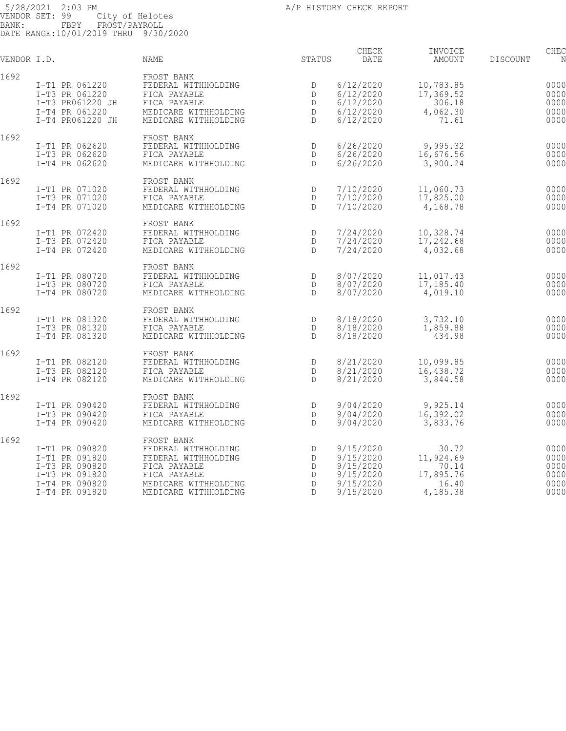5/28/2021 2:03 PM
VENDOR SET: 99 City of Helotes
BANK: FBPY FROST/PAYROLL
DATE RANGE:10/01/2019 THRU 9/30/2020

A/P HISTORY CHECK REPORT

| VENDOR I.D. | | NAME | STATUS | CHECK DATE | INVOICE AMOUNT | DISCOUNT | CHEC N |
|---|---|---|---|---|---|---|---|
| 1692 | | FROST BANK | | | | | |
| | I-T1 PR 061220 | FEDERAL WITHHOLDING | D | 6/12/2020 | 10,783.85 | | 0000 |
| | I-T3 PR 061220 | FICA PAYABLE | D | 6/12/2020 | 17,369.52 | | 0000 |
| | I-T3 PR061220 JH | FICA PAYABLE | D | 6/12/2020 | 306.18 | | 0000 |
| | I-T4 PR 061220 | MEDICARE WITHHOLDING | D | 6/12/2020 | 4,062.30 | | 0000 |
| | I-T4 PR061220 JH | MEDICARE WITHHOLDING | D | 6/12/2020 | 71.61 | | 0000 |
| 1692 | | FROST BANK | | | | | |
| | I-T1 PR 062620 | FEDERAL WITHHOLDING | D | 6/26/2020 | 9,995.32 | | 0000 |
| | I-T3 PR 062620 | FICA PAYABLE | D | 6/26/2020 | 16,676.56 | | 0000 |
| | I-T4 PR 062620 | MEDICARE WITHHOLDING | D | 6/26/2020 | 3,900.24 | | 0000 |
| 1692 | | FROST BANK | | | | | |
| | I-T1 PR 071020 | FEDERAL WITHHOLDING | D | 7/10/2020 | 11,060.73 | | 0000 |
| | I-T3 PR 071020 | FICA PAYABLE | D | 7/10/2020 | 17,825.00 | | 0000 |
| | I-T4 PR 071020 | MEDICARE WITHHOLDING | D | 7/10/2020 | 4,168.78 | | 0000 |
| 1692 | | FROST BANK | | | | | |
| | I-T1 PR 072420 | FEDERAL WITHHOLDING | D | 7/24/2020 | 10,328.74 | | 0000 |
| | I-T3 PR 072420 | FICA PAYABLE | D | 7/24/2020 | 17,242.68 | | 0000 |
| | I-T4 PR 072420 | MEDICARE WITHHOLDING | D | 7/24/2020 | 4,032.68 | | 0000 |
| 1692 | | FROST BANK | | | | | |
| | I-T1 PR 080720 | FEDERAL WITHHOLDING | D | 8/07/2020 | 11,017.43 | | 0000 |
| | I-T3 PR 080720 | FICA PAYABLE | D | 8/07/2020 | 17,185.40 | | 0000 |
| | I-T4 PR 080720 | MEDICARE WITHHOLDING | D | 8/07/2020 | 4,019.10 | | 0000 |
| 1692 | | FROST BANK | | | | | |
| | I-T1 PR 081320 | FEDERAL WITHHOLDING | D | 8/18/2020 | 3,732.10 | | 0000 |
| | I-T3 PR 081320 | FICA PAYABLE | D | 8/18/2020 | 1,859.88 | | 0000 |
| | I-T4 PR 081320 | MEDICARE WITHHOLDING | D | 8/18/2020 | 434.98 | | 0000 |
| 1692 | | FROST BANK | | | | | |
| | I-T1 PR 082120 | FEDERAL WITHHOLDING | D | 8/21/2020 | 10,099.85 | | 0000 |
| | I-T3 PR 082120 | FICA PAYABLE | D | 8/21/2020 | 16,438.72 | | 0000 |
| | I-T4 PR 082120 | MEDICARE WITHHOLDING | D | 8/21/2020 | 3,844.58 | | 0000 |
| 1692 | | FROST BANK | | | | | |
| | I-T1 PR 090420 | FEDERAL WITHHOLDING | D | 9/04/2020 | 9,925.14 | | 0000 |
| | I-T3 PR 090420 | FICA PAYABLE | D | 9/04/2020 | 16,392.02 | | 0000 |
| | I-T4 PR 090420 | MEDICARE WITHHOLDING | D | 9/04/2020 | 3,833.76 | | 0000 |
| 1692 | | FROST BANK | | | | | |
| | I-T1 PR 090820 | FEDERAL WITHHOLDING | D | 9/15/2020 | 30.72 | | 0000 |
| | I-T1 PR 091820 | FEDERAL WITHHOLDING | D | 9/15/2020 | 11,924.69 | | 0000 |
| | I-T3 PR 090820 | FICA PAYABLE | D | 9/15/2020 | 70.14 | | 0000 |
| | I-T3 PR 091820 | FICA PAYABLE | D | 9/15/2020 | 17,895.76 | | 0000 |
| | I-T4 PR 090820 | MEDICARE WITHHOLDING | D | 9/15/2020 | 16.40 | | 0000 |
| | I-T4 PR 091820 | MEDICARE WITHHOLDING | D | 9/15/2020 | 4,185.38 | | 0000 |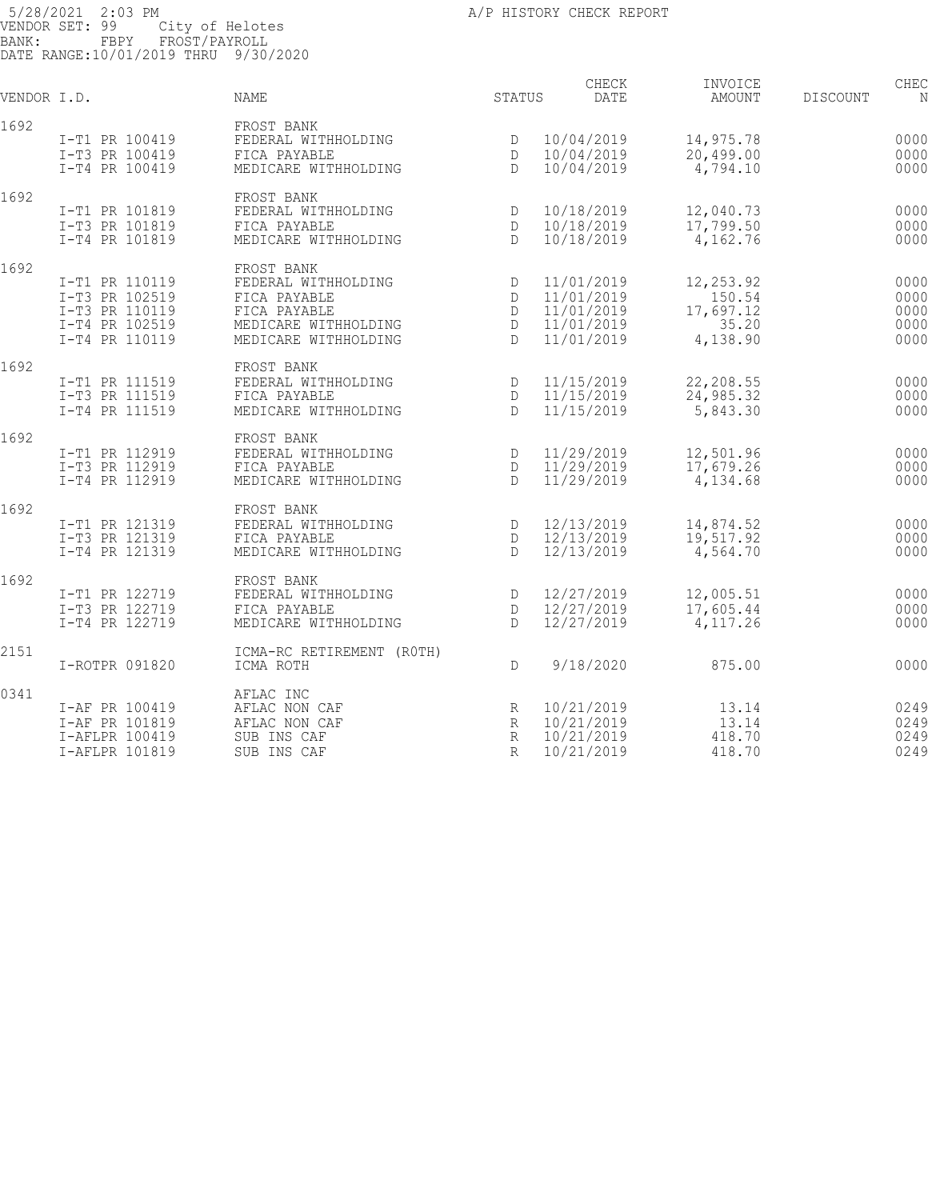5/28/2021 2:03 PM A/P HISTORY CHECK REPORT
VENDOR SET: 99 City of Helotes
BANK: FBPY FROST/PAYROLL
DATE RANGE:10/01/2019 THRU 9/30/2020

| VENDOR I.D. | | NAME | STATUS | CHECK DATE | INVOICE AMOUNT | DISCOUNT | CHEC N |
|---|---|---|---|---|---|---|---|
| 1692 | | FROST BANK | | | | | |
| | I-T1 PR 100419 | FEDERAL WITHHOLDING | D | 10/04/2019 | 14,975.78 | | 0000 |
| | I-T3 PR 100419 | FICA PAYABLE | D | 10/04/2019 | 20,499.00 | | 0000 |
| | I-T4 PR 100419 | MEDICARE WITHHOLDING | D | 10/04/2019 | 4,794.10 | | 0000 |
| 1692 | | FROST BANK | | | | | |
| | I-T1 PR 101819 | FEDERAL WITHHOLDING | D | 10/18/2019 | 12,040.73 | | 0000 |
| | I-T3 PR 101819 | FICA PAYABLE | D | 10/18/2019 | 17,799.50 | | 0000 |
| | I-T4 PR 101819 | MEDICARE WITHHOLDING | D | 10/18/2019 | 4,162.76 | | 0000 |
| 1692 | | FROST BANK | | | | | |
| | I-T1 PR 110119 | FEDERAL WITHHOLDING | D | 11/01/2019 | 12,253.92 | | 0000 |
| | I-T3 PR 102519 | FICA PAYABLE | D | 11/01/2019 | 150.54 | | 0000 |
| | I-T3 PR 110119 | FICA PAYABLE | D | 11/01/2019 | 17,697.12 | | 0000 |
| | I-T4 PR 102519 | MEDICARE WITHHOLDING | D | 11/01/2019 | 35.20 | | 0000 |
| | I-T4 PR 110119 | MEDICARE WITHHOLDING | D | 11/01/2019 | 4,138.90 | | 0000 |
| 1692 | | FROST BANK | | | | | |
| | I-T1 PR 111519 | FEDERAL WITHHOLDING | D | 11/15/2019 | 22,208.55 | | 0000 |
| | I-T3 PR 111519 | FICA PAYABLE | D | 11/15/2019 | 24,985.32 | | 0000 |
| | I-T4 PR 111519 | MEDICARE WITHHOLDING | D | 11/15/2019 | 5,843.30 | | 0000 |
| 1692 | | FROST BANK | | | | | |
| | I-T1 PR 112919 | FEDERAL WITHHOLDING | D | 11/29/2019 | 12,501.96 | | 0000 |
| | I-T3 PR 112919 | FICA PAYABLE | D | 11/29/2019 | 17,679.26 | | 0000 |
| | I-T4 PR 112919 | MEDICARE WITHHOLDING | D | 11/29/2019 | 4,134.68 | | 0000 |
| 1692 | | FROST BANK | | | | | |
| | I-T1 PR 121319 | FEDERAL WITHHOLDING | D | 12/13/2019 | 14,874.52 | | 0000 |
| | I-T3 PR 121319 | FICA PAYABLE | D | 12/13/2019 | 19,517.92 | | 0000 |
| | I-T4 PR 121319 | MEDICARE WITHHOLDING | D | 12/13/2019 | 4,564.70 | | 0000 |
| 1692 | | FROST BANK | | | | | |
| | I-T1 PR 122719 | FEDERAL WITHHOLDING | D | 12/27/2019 | 12,005.51 | | 0000 |
| | I-T3 PR 122719 | FICA PAYABLE | D | 12/27/2019 | 17,605.44 | | 0000 |
| | I-T4 PR 122719 | MEDICARE WITHHOLDING | D | 12/27/2019 | 4,117.26 | | 0000 |
| 2151 | | ICMA-RC RETIREMENT (R0TH) | | | | | |
| | I-ROTPR 091820 | ICMA ROTH | D | 9/18/2020 | 875.00 | | 0000 |
| 0341 | | AFLAC INC | | | | | |
| | I-AF PR 100419 | AFLAC NON CAF | R | 10/21/2019 | 13.14 | | 0249 |
| | I-AF PR 101819 | AFLAC NON CAF | R | 10/21/2019 | 13.14 | | 0249 |
| | I-AFLPR 100419 | SUB INS CAF | R | 10/21/2019 | 418.70 | | 0249 |
| | I-AFLPR 101819 | SUB INS CAF | R | 10/21/2019 | 418.70 | | 0249 |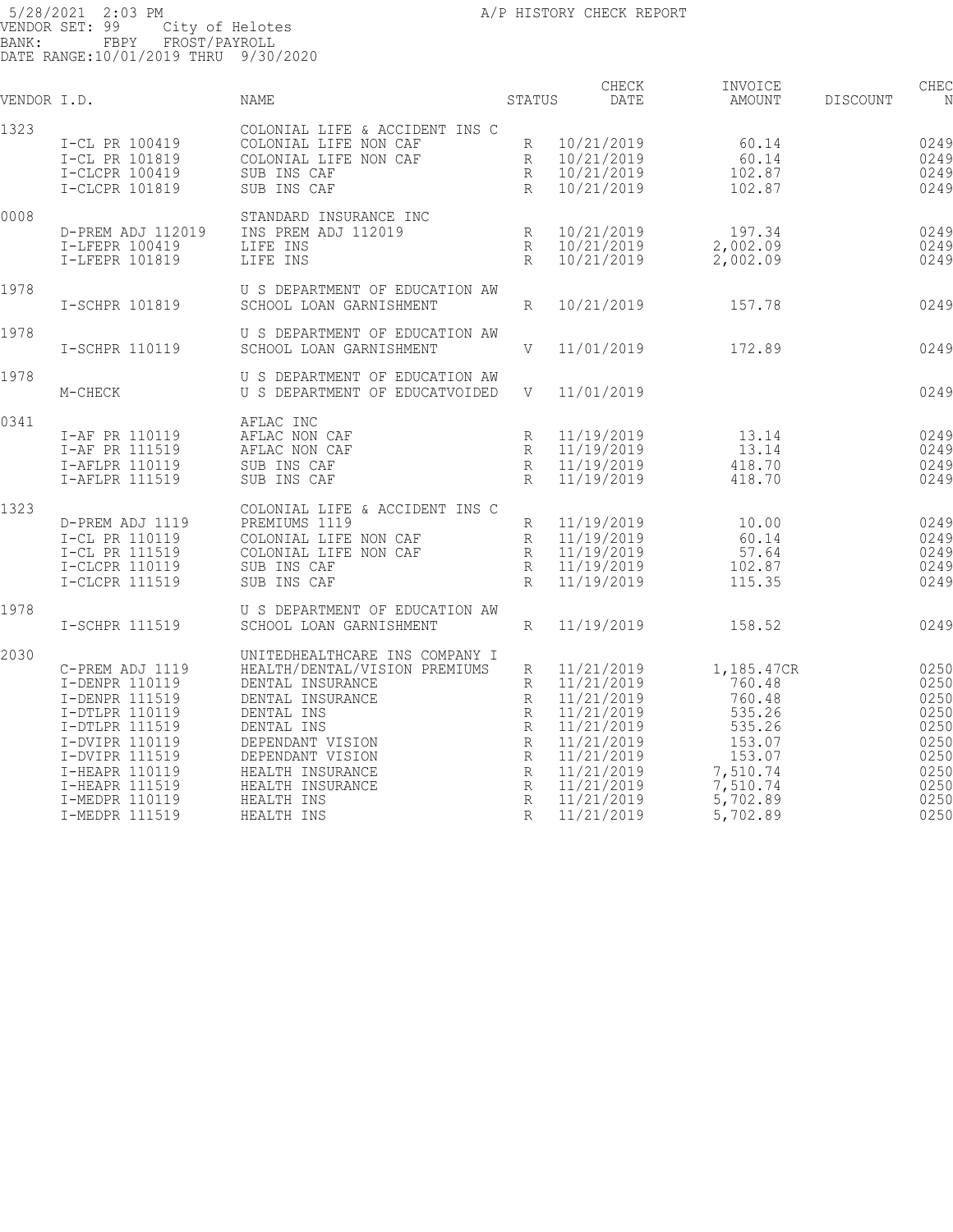5/28/2021 2:03 PM
VENDOR SET: 99 City of Helotes
BANK: FBPY FROST/PAYROLL
DATE RANGE:10/01/2019 THRU 9/30/2020

A/P HISTORY CHECK REPORT

| VENDOR I.D. | | NAME | STATUS | CHECK DATE | INVOICE AMOUNT | DISCOUNT | CHEC N |
|---|---|---|---|---|---|---|---|
| 1323 | | COLONIAL LIFE & ACCIDENT INS C | | | | | |
| | I-CL PR 100419 | COLONIAL LIFE NON CAF | R | 10/21/2019 | 60.14 | | 0249 |
| | I-CL PR 101819 | COLONIAL LIFE NON CAF | R | 10/21/2019 | 60.14 | | 0249 |
| | I-CLCPR 100419 | SUB INS CAF | R | 10/21/2019 | 102.87 | | 0249 |
| | I-CLCPR 101819 | SUB INS CAF | R | 10/21/2019 | 102.87 | | 0249 |
| 0008 | | STANDARD INSURANCE INC | | | | | |
| | D-PREM ADJ 112019 | INS PREM ADJ 112019 | R | 10/21/2019 | 197.34 | | 0249 |
| | I-LFEPR 100419 | LIFE INS | R | 10/21/2019 | 2,002.09 | | 0249 |
| | I-LFEPR 101819 | LIFE INS | R | 10/21/2019 | 2,002.09 | | 0249 |
| 1978 | | U S DEPARTMENT OF EDUCATION AW | | | | | |
| | I-SCHPR 101819 | SCHOOL LOAN GARNISHMENT | R | 10/21/2019 | 157.78 | | 0249 |
| 1978 | | U S DEPARTMENT OF EDUCATION AW | | | | | |
| | I-SCHPR 110119 | SCHOOL LOAN GARNISHMENT | V | 11/01/2019 | 172.89 | | 0249 |
| 1978 | | U S DEPARTMENT OF EDUCATION AW | | | | | |
| | M-CHECK | U S DEPARTMENT OF EDUCATVOIDED | V | 11/01/2019 | | | 0249 |
| 0341 | | AFLAC INC | | | | | |
| | I-AF PR 110119 | AFLAC NON CAF | R | 11/19/2019 | 13.14 | | 0249 |
| | I-AF PR 111519 | AFLAC NON CAF | R | 11/19/2019 | 13.14 | | 0249 |
| | I-AFLPR 110119 | SUB INS CAF | R | 11/19/2019 | 418.70 | | 0249 |
| | I-AFLPR 111519 | SUB INS CAF | R | 11/19/2019 | 418.70 | | 0249 |
| 1323 | | COLONIAL LIFE & ACCIDENT INS C | | | | | |
| | D-PREM ADJ 1119 | PREMIUMS 1119 | R | 11/19/2019 | 10.00 | | 0249 |
| | I-CL PR 110119 | COLONIAL LIFE NON CAF | R | 11/19/2019 | 60.14 | | 0249 |
| | I-CL PR 111519 | COLONIAL LIFE NON CAF | R | 11/19/2019 | 57.64 | | 0249 |
| | I-CLCPR 110119 | SUB INS CAF | R | 11/19/2019 | 102.87 | | 0249 |
| | I-CLCPR 111519 | SUB INS CAF | R | 11/19/2019 | 115.35 | | 0249 |
| 1978 | | U S DEPARTMENT OF EDUCATION AW | | | | | |
| | I-SCHPR 111519 | SCHOOL LOAN GARNISHMENT | R | 11/19/2019 | 158.52 | | 0249 |
| 2030 | | UNITEDHEALTHCARE INS COMPANY I | | | | | |
| | C-PREM ADJ 1119 | HEALTH/DENTAL/VISION PREMIUMS | R | 11/21/2019 | 1,185.47CR | | 0250 |
| | I-DENPR 110119 | DENTAL INSURANCE | R | 11/21/2019 | 760.48 | | 0250 |
| | I-DENPR 111519 | DENTAL INSURANCE | R | 11/21/2019 | 760.48 | | 0250 |
| | I-DTLPR 110119 | DENTAL INS | R | 11/21/2019 | 535.26 | | 0250 |
| | I-DTLPR 111519 | DENTAL INS | R | 11/21/2019 | 535.26 | | 0250 |
| | I-DVIPR 110119 | DEPENDANT VISION | R | 11/21/2019 | 153.07 | | 0250 |
| | I-DVIPR 111519 | DEPENDANT VISION | R | 11/21/2019 | 153.07 | | 0250 |
| | I-HEAPR 110119 | HEALTH INSURANCE | R | 11/21/2019 | 7,510.74 | | 0250 |
| | I-HEAPR 111519 | HEALTH INSURANCE | R | 11/21/2019 | 7,510.74 | | 0250 |
| | I-MEDPR 110119 | HEALTH INS | R | 11/21/2019 | 5,702.89 | | 0250 |
| | I-MEDPR 111519 | HEALTH INS | R | 11/21/2019 | 5,702.89 | | 0250 |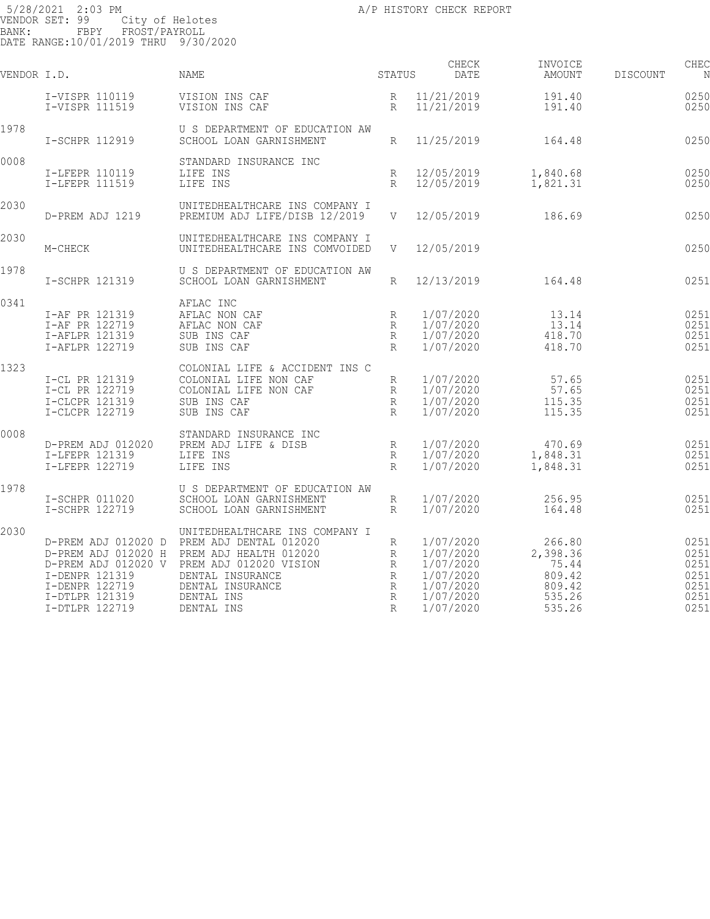5/28/2021 2:03 PM
A/P HISTORY CHECK REPORT
VENDOR SET: 99 City of Helotes
BANK: FBPY FROST/PAYROLL
DATE RANGE:10/01/2019 THRU 9/30/2020

| VENDOR I.D. | | NAME | STATUS | CHECK DATE | INVOICE AMOUNT | DISCOUNT | CHEC N |
|---|---|---|---|---|---|---|---|
| | I-VISPR 110119 | VISION INS CAF | R | 11/21/2019 | 191.40 | | 0250 |
| | I-VISPR 111519 | VISION INS CAF | R | 11/21/2019 | 191.40 | | 0250 |
| 1978 | | U S DEPARTMENT OF EDUCATION AW | | | | | |
| | I-SCHPR 112919 | SCHOOL LOAN GARNISHMENT | R | 11/25/2019 | 164.48 | | 0250 |
| 0008 | | STANDARD INSURANCE INC | | | | | |
| | I-LFEPR 110119 | LIFE INS | R | 12/05/2019 | 1,840.68 | | 0250 |
| | I-LFEPR 111519 | LIFE INS | R | 12/05/2019 | 1,821.31 | | 0250 |
| 2030 | | UNITEDHEALTHCARE INS COMPANY I | | | | | |
| | D-PREM ADJ 1219 | PREMIUM ADJ LIFE/DISB 12/2019 | V | 12/05/2019 | 186.69 | | 0250 |
| 2030 | | UNITEDHEALTHCARE INS COMPANY I | | | | | |
| | M-CHECK | UNITEDHEALTHCARE INS COMVOIDED | V | 12/05/2019 | | | 0250 |
| 1978 | | U S DEPARTMENT OF EDUCATION AW | | | | | |
| | I-SCHPR 121319 | SCHOOL LOAN GARNISHMENT | R | 12/13/2019 | 164.48 | | 0251 |
| 0341 | | AFLAC INC | | | | | |
| | I-AF PR 121319 | AFLAC NON CAF | R | 1/07/2020 | 13.14 | | 0251 |
| | I-AF PR 122719 | AFLAC NON CAF | R | 1/07/2020 | 13.14 | | 0251 |
| | I-AFLPR 121319 | SUB INS CAF | R | 1/07/2020 | 418.70 | | 0251 |
| | I-AFLPR 122719 | SUB INS CAF | R | 1/07/2020 | 418.70 | | 0251 |
| 1323 | | COLONIAL LIFE & ACCIDENT INS C | | | | | |
| | I-CL PR 121319 | COLONIAL LIFE NON CAF | R | 1/07/2020 | 57.65 | | 0251 |
| | I-CL PR 122719 | COLONIAL LIFE NON CAF | R | 1/07/2020 | 57.65 | | 0251 |
| | I-CLCPR 121319 | SUB INS CAF | R | 1/07/2020 | 115.35 | | 0251 |
| | I-CLCPR 122719 | SUB INS CAF | R | 1/07/2020 | 115.35 | | 0251 |
| 0008 | | STANDARD INSURANCE INC | | | | | |
| | D-PREM ADJ 012020 | PREM ADJ LIFE & DISB | R | 1/07/2020 | 470.69 | | 0251 |
| | I-LFEPR 121319 | LIFE INS | R | 1/07/2020 | 1,848.31 | | 0251 |
| | I-LFEPR 122719 | LIFE INS | R | 1/07/2020 | 1,848.31 | | 0251 |
| 1978 | | U S DEPARTMENT OF EDUCATION AW | | | | | |
| | I-SCHPR 011020 | SCHOOL LOAN GARNISHMENT | R | 1/07/2020 | 256.95 | | 0251 |
| | I-SCHPR 122719 | SCHOOL LOAN GARNISHMENT | R | 1/07/2020 | 164.48 | | 0251 |
| 2030 | | UNITEDHEALTHCARE INS COMPANY I | | | | | |
| | D-PREM ADJ 012020 D | PREM ADJ DENTAL 012020 | R | 1/07/2020 | 266.80 | | 0251 |
| | D-PREM ADJ 012020 H | PREM ADJ HEALTH 012020 | R | 1/07/2020 | 2,398.36 | | 0251 |
| | D-PREM ADJ 012020 V | PREM ADJ 012020 VISION | R | 1/07/2020 | 75.44 | | 0251 |
| | I-DENPR 121319 | DENTAL INSURANCE | R | 1/07/2020 | 809.42 | | 0251 |
| | I-DENPR 122719 | DENTAL INSURANCE | R | 1/07/2020 | 809.42 | | 0251 |
| | I-DTLPR 121319 | DENTAL INS | R | 1/07/2020 | 535.26 | | 0251 |
| | I-DTLPR 122719 | DENTAL INS | R | 1/07/2020 | 535.26 | | 0251 |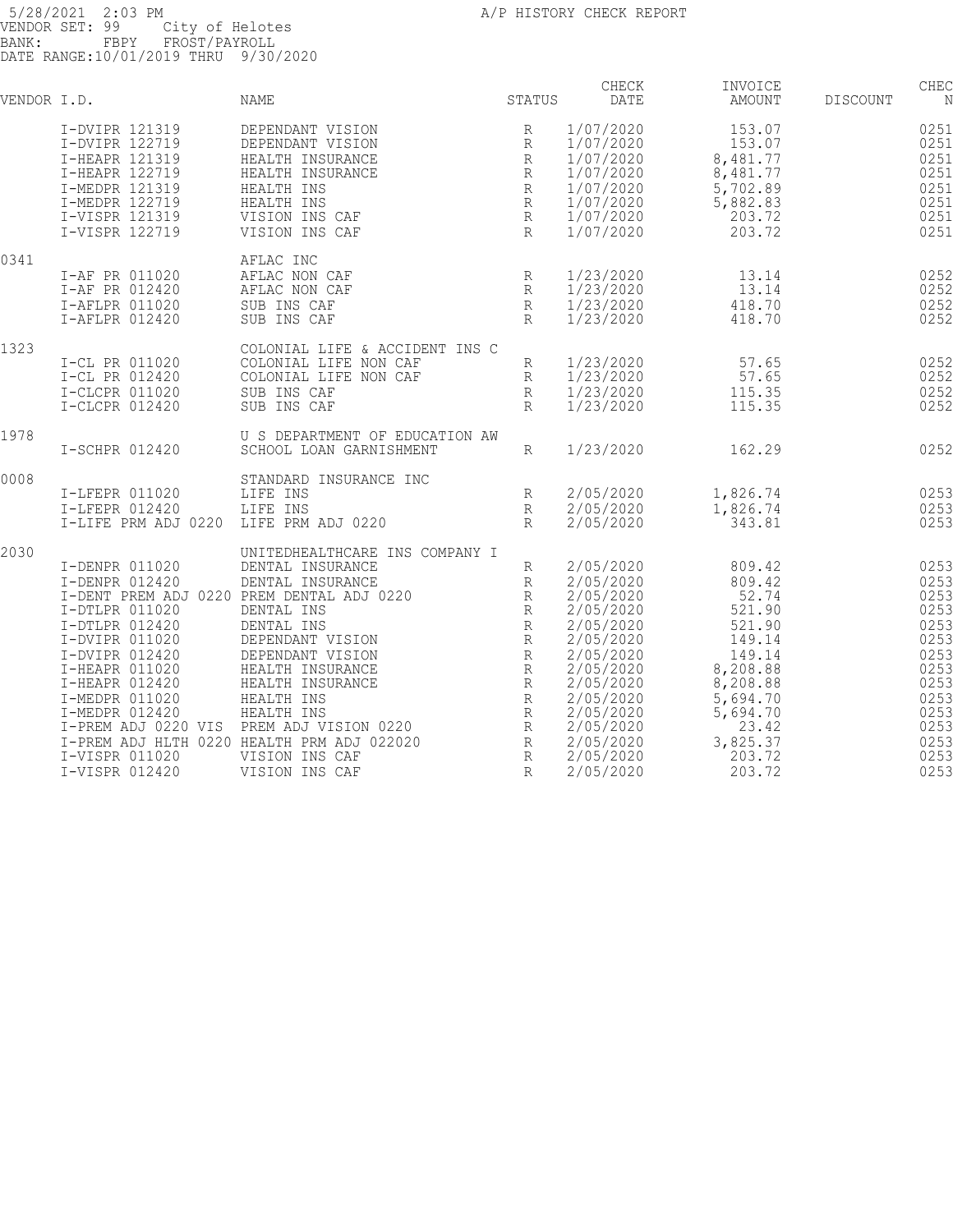5/28/2021 2:03 PM A/P HISTORY CHECK REPORT
VENDOR SET: 99 City of Helotes
BANK: FBPY FROST/PAYROLL
DATE RANGE:10/01/2019 THRU 9/30/2020

| VENDOR I.D. | | NAME | STATUS | CHECK DATE | INVOICE AMOUNT | DISCOUNT | CHEC N |
|---|---|---|---|---|---|---|---|
| | I-DVIPR 121319 | DEPENDANT VISION | R | 1/07/2020 | 153.07 | | 0251 |
| | I-DVIPR 122719 | DEPENDANT VISION | R | 1/07/2020 | 153.07 | | 0251 |
| | I-HEAPR 121319 | HEALTH INSURANCE | R | 1/07/2020 | 8,481.77 | | 0251 |
| | I-HEAPR 122719 | HEALTH INSURANCE | R | 1/07/2020 | 8,481.77 | | 0251 |
| | I-MEDPR 121319 | HEALTH INS | R | 1/07/2020 | 5,702.89 | | 0251 |
| | I-MEDPR 122719 | HEALTH INS | R | 1/07/2020 | 5,882.83 | | 0251 |
| | I-VISPR 121319 | VISION INS CAF | R | 1/07/2020 | 203.72 | | 0251 |
| | I-VISPR 122719 | VISION INS CAF | R | 1/07/2020 | 203.72 | | 0251 |
| 0341 | | AFLAC INC | | | | | |
| | I-AF PR 011020 | AFLAC NON CAF | R | 1/23/2020 | 13.14 | | 0252 |
| | I-AF PR 012420 | AFLAC NON CAF | R | 1/23/2020 | 13.14 | | 0252 |
| | I-AFLPR 011020 | SUB INS CAF | R | 1/23/2020 | 418.70 | | 0252 |
| | I-AFLPR 012420 | SUB INS CAF | R | 1/23/2020 | 418.70 | | 0252 |
| 1323 | | COLONIAL LIFE & ACCIDENT INS C | | | | | |
| | I-CL PR 011020 | COLONIAL LIFE NON CAF | R | 1/23/2020 | 57.65 | | 0252 |
| | I-CL PR 012420 | COLONIAL LIFE NON CAF | R | 1/23/2020 | 57.65 | | 0252 |
| | I-CLCPR 011020 | SUB INS CAF | R | 1/23/2020 | 115.35 | | 0252 |
| | I-CLCPR 012420 | SUB INS CAF | R | 1/23/2020 | 115.35 | | 0252 |
| 1978 | | U S DEPARTMENT OF EDUCATION AW | | | | | |
| | I-SCHPR 012420 | SCHOOL LOAN GARNISHMENT | R | 1/23/2020 | 162.29 | | 0252 |
| 0008 | | STANDARD INSURANCE INC | | | | | |
| | I-LFEPR 011020 | LIFE INS | R | 2/05/2020 | 1,826.74 | | 0253 |
| | I-LFEPR 012420 | LIFE INS | R | 2/05/2020 | 1,826.74 | | 0253 |
| | I-LIFE PRM ADJ 0220 | LIFE PRM ADJ 0220 | R | 2/05/2020 | 343.81 | | 0253 |
| 2030 | | UNITEDHEALTHCARE INS COMPANY I | | | | | |
| | I-DENPR 011020 | DENTAL INSURANCE | R | 2/05/2020 | 809.42 | | 0253 |
| | I-DENPR 012420 | DENTAL INSURANCE | R | 2/05/2020 | 809.42 | | 0253 |
| | I-DENT PREM ADJ 0220 | PREM DENTAL ADJ 0220 | R | 2/05/2020 | 52.74 | | 0253 |
| | I-DTLPR 011020 | DENTAL INS | R | 2/05/2020 | 521.90 | | 0253 |
| | I-DTLPR 012420 | DENTAL INS | R | 2/05/2020 | 521.90 | | 0253 |
| | I-DVIPR 011020 | DEPENDANT VISION | R | 2/05/2020 | 149.14 | | 0253 |
| | I-DVIPR 012420 | DEPENDANT VISION | R | 2/05/2020 | 149.14 | | 0253 |
| | I-HEAPR 011020 | HEALTH INSURANCE | R | 2/05/2020 | 8,208.88 | | 0253 |
| | I-HEAPR 012420 | HEALTH INSURANCE | R | 2/05/2020 | 8,208.88 | | 0253 |
| | I-MEDPR 011020 | HEALTH INS | R | 2/05/2020 | 5,694.70 | | 0253 |
| | I-MEDPR 012420 | HEALTH INS | R | 2/05/2020 | 5,694.70 | | 0253 |
| | I-PREM ADJ 0220 VIS | PREM ADJ VISION 0220 | R | 2/05/2020 | 23.42 | | 0253 |
| | I-PREM ADJ HLTH 0220 | HEALTH PRM ADJ 022020 | R | 2/05/2020 | 3,825.37 | | 0253 |
| | I-VISPR 011020 | VISION INS CAF | R | 2/05/2020 | 203.72 | | 0253 |
| | I-VISPR 012420 | VISION INS CAF | R | 2/05/2020 | 203.72 | | 0253 |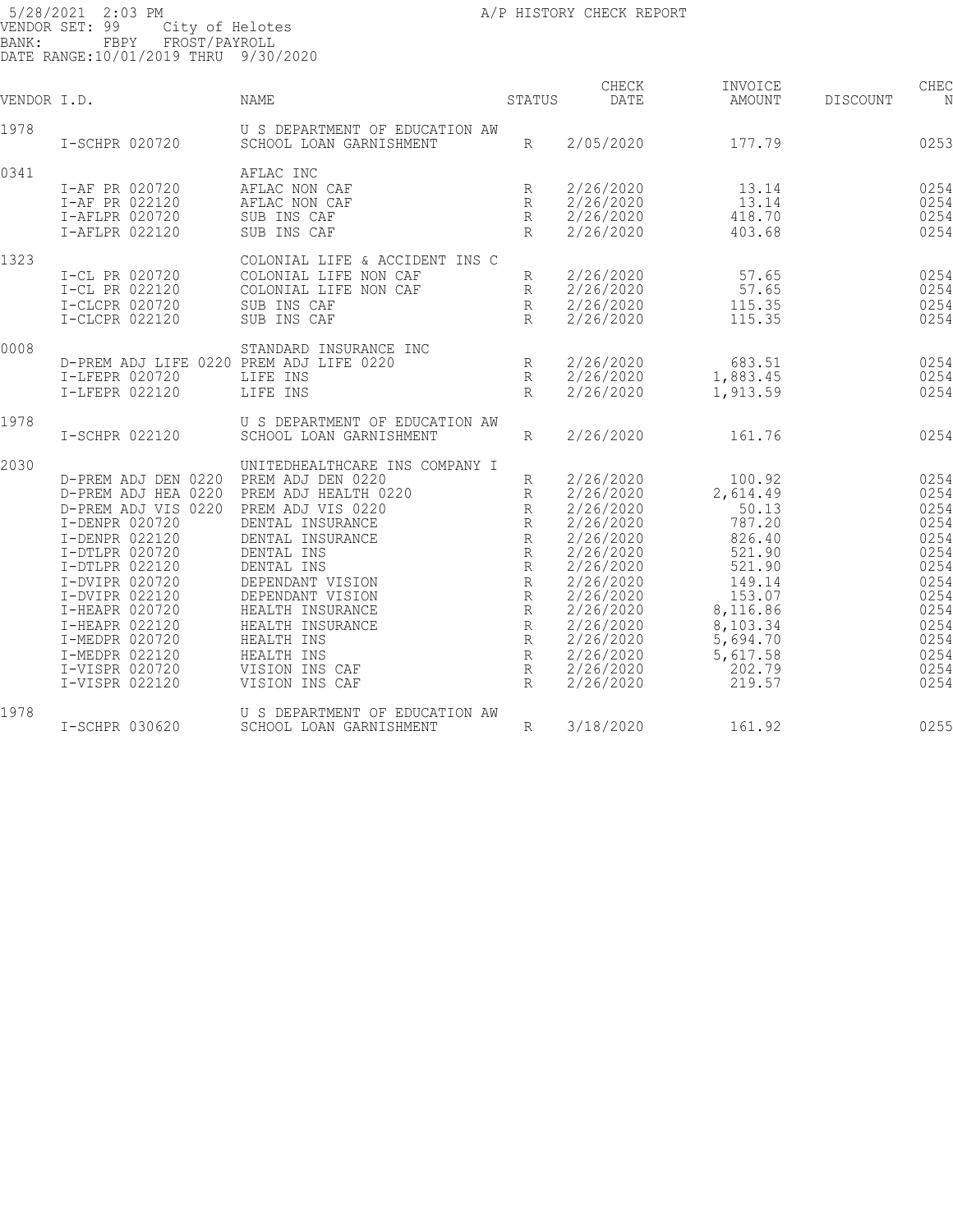5/28/2021 2:03 PM
A/P HISTORY CHECK REPORT
VENDOR SET: 99 City of Helotes
BANK: FBPY FROST/PAYROLL
DATE RANGE:10/01/2019 THRU 9/30/2020

| VENDOR I.D. | | NAME | STATUS | CHECK DATE | INVOICE AMOUNT | DISCOUNT | CHEC N |
|---|---|---|---|---|---|---|---|
| 1978 | | U S DEPARTMENT OF EDUCATION AW | | | | | |
| | I-SCHPR 020720 | SCHOOL LOAN GARNISHMENT | R | 2/05/2020 | 177.79 | | 0253 |
| 0341 | | AFLAC INC | | | | | |
| | I-AF PR 020720 | AFLAC NON CAF | R | 2/26/2020 | 13.14 | | 0254 |
| | I-AF PR 022120 | AFLAC NON CAF | R | 2/26/2020 | 13.14 | | 0254 |
| | I-AFLPR 020720 | SUB INS CAF | R | 2/26/2020 | 418.70 | | 0254 |
| | I-AFLPR 022120 | SUB INS CAF | R | 2/26/2020 | 403.68 | | 0254 |
| 1323 | | COLONIAL LIFE & ACCIDENT INS C | | | | | |
| | I-CL PR 020720 | COLONIAL LIFE NON CAF | R | 2/26/2020 | 57.65 | | 0254 |
| | I-CL PR 022120 | COLONIAL LIFE NON CAF | R | 2/26/2020 | 57.65 | | 0254 |
| | I-CLCPR 020720 | SUB INS CAF | R | 2/26/2020 | 115.35 | | 0254 |
| | I-CLCPR 022120 | SUB INS CAF | R | 2/26/2020 | 115.35 | | 0254 |
| 0008 | | STANDARD INSURANCE INC | | | | | |
| | D-PREM ADJ LIFE 0220 | PREM ADJ LIFE 0220 | R | 2/26/2020 | 683.51 | | 0254 |
| | I-LFEPR 020720 | LIFE INS | R | 2/26/2020 | 1,883.45 | | 0254 |
| | I-LFEPR 022120 | LIFE INS | R | 2/26/2020 | 1,913.59 | | 0254 |
| 1978 | | U S DEPARTMENT OF EDUCATION AW | | | | | |
| | I-SCHPR 022120 | SCHOOL LOAN GARNISHMENT | R | 2/26/2020 | 161.76 | | 0254 |
| 2030 | | UNITEDHEALTHCARE INS COMPANY I | | | | | |
| | D-PREM ADJ DEN 0220 | PREM ADJ DEN 0220 | R | 2/26/2020 | 100.92 | | 0254 |
| | D-PREM ADJ HEA 0220 | PREM ADJ HEALTH 0220 | R | 2/26/2020 | 2,614.49 | | 0254 |
| | D-PREM ADJ VIS 0220 | PREM ADJ VIS 0220 | R | 2/26/2020 | 50.13 | | 0254 |
| | I-DENPR 020720 | DENTAL INSURANCE | R | 2/26/2020 | 787.20 | | 0254 |
| | I-DENPR 022120 | DENTAL INSURANCE | R | 2/26/2020 | 826.40 | | 0254 |
| | I-DTLPR 020720 | DENTAL INS | R | 2/26/2020 | 521.90 | | 0254 |
| | I-DTLPR 022120 | DENTAL INS | R | 2/26/2020 | 521.90 | | 0254 |
| | I-DVIPR 020720 | DEPENDANT VISION | R | 2/26/2020 | 149.14 | | 0254 |
| | I-DVIPR 022120 | DEPENDANT VISION | R | 2/26/2020 | 153.07 | | 0254 |
| | I-HEAPR 020720 | HEALTH INSURANCE | R | 2/26/2020 | 8,116.86 | | 0254 |
| | I-HEAPR 022120 | HEALTH INSURANCE | R | 2/26/2020 | 8,103.34 | | 0254 |
| | I-MEDPR 020720 | HEALTH INS | R | 2/26/2020 | 5,694.70 | | 0254 |
| | I-MEDPR 022120 | HEALTH INS | R | 2/26/2020 | 5,617.58 | | 0254 |
| | I-VISPR 020720 | VISION INS CAF | R | 2/26/2020 | 202.79 | | 0254 |
| | I-VISPR 022120 | VISION INS CAF | R | 2/26/2020 | 219.57 | | 0254 |
| 1978 | | U S DEPARTMENT OF EDUCATION AW | | | | | |
| | I-SCHPR 030620 | SCHOOL LOAN GARNISHMENT | R | 3/18/2020 | 161.92 | | 0255 |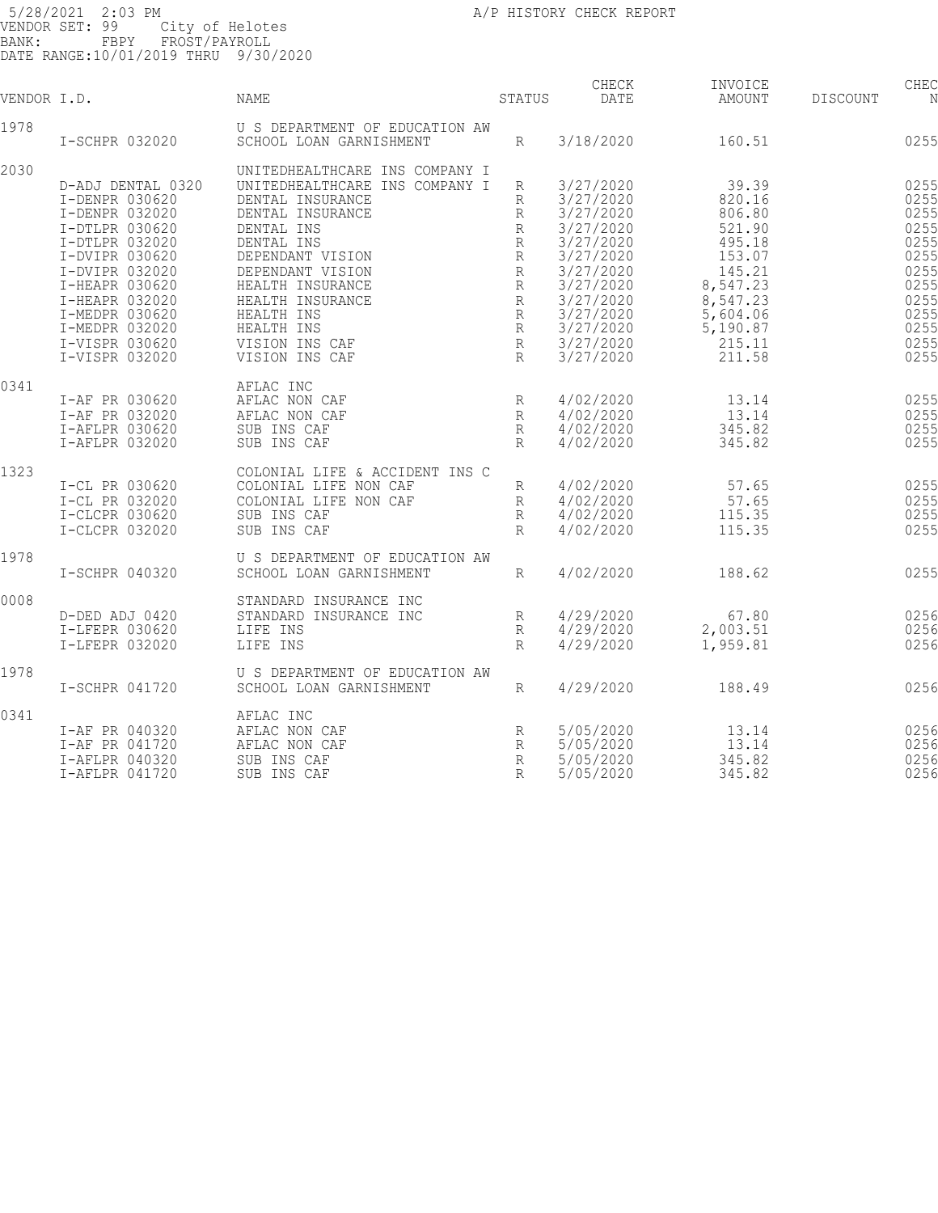5/28/2021 2:03 PM
A/P HISTORY CHECK REPORT
VENDOR SET: 99 City of Helotes
BANK: FBPY FROST/PAYROLL
DATE RANGE:10/01/2019 THRU 9/30/2020

| VENDOR I.D. | | NAME | STATUS | CHECK DATE | INVOICE AMOUNT | DISCOUNT | CHEC N |
|---|---|---|---|---|---|---|---|
| 1978 | | U S DEPARTMENT OF EDUCATION AW | | | | | |
| | I-SCHPR 032020 | SCHOOL LOAN GARNISHMENT | R | 3/18/2020 | 160.51 | | 0255 |
| 2030 | | UNITEDHEALTHCARE INS COMPANY I | | | | | |
| | D-ADJ DENTAL 0320 | UNITEDHEALTHCARE INS COMPANY I | R | 3/27/2020 | 39.39 | | 0255 |
| | I-DENPR 030620 | DENTAL INSURANCE | R | 3/27/2020 | 820.16 | | 0255 |
| | I-DENPR 032020 | DENTAL INSURANCE | R | 3/27/2020 | 806.80 | | 0255 |
| | I-DTLPR 030620 | DENTAL INS | R | 3/27/2020 | 521.90 | | 0255 |
| | I-DTLPR 032020 | DENTAL INS | R | 3/27/2020 | 495.18 | | 0255 |
| | I-DVIPR 030620 | DEPENDANT VISION | R | 3/27/2020 | 153.07 | | 0255 |
| | I-DVIPR 032020 | DEPENDANT VISION | R | 3/27/2020 | 145.21 | | 0255 |
| | I-HEAPR 030620 | HEALTH INSURANCE | R | 3/27/2020 | 8,547.23 | | 0255 |
| | I-HEAPR 032020 | HEALTH INSURANCE | R | 3/27/2020 | 8,547.23 | | 0255 |
| | I-MEDPR 030620 | HEALTH INS | R | 3/27/2020 | 5,604.06 | | 0255 |
| | I-MEDPR 032020 | HEALTH INS | R | 3/27/2020 | 5,190.87 | | 0255 |
| | I-VISPR 030620 | VISION INS CAF | R | 3/27/2020 | 215.11 | | 0255 |
| | I-VISPR 032020 | VISION INS CAF | R | 3/27/2020 | 211.58 | | 0255 |
| 0341 | | AFLAC INC | | | | | |
| | I-AF PR 030620 | AFLAC NON CAF | R | 4/02/2020 | 13.14 | | 0255 |
| | I-AF PR 032020 | AFLAC NON CAF | R | 4/02/2020 | 13.14 | | 0255 |
| | I-AFLPR 030620 | SUB INS CAF | R | 4/02/2020 | 345.82 | | 0255 |
| | I-AFLPR 032020 | SUB INS CAF | R | 4/02/2020 | 345.82 | | 0255 |
| 1323 | | COLONIAL LIFE & ACCIDENT INS C | | | | | |
| | I-CL PR 030620 | COLONIAL LIFE NON CAF | R | 4/02/2020 | 57.65 | | 0255 |
| | I-CL PR 032020 | COLONIAL LIFE NON CAF | R | 4/02/2020 | 57.65 | | 0255 |
| | I-CLCPR 030620 | SUB INS CAF | R | 4/02/2020 | 115.35 | | 0255 |
| | I-CLCPR 032020 | SUB INS CAF | R | 4/02/2020 | 115.35 | | 0255 |
| 1978 | | U S DEPARTMENT OF EDUCATION AW | | | | | |
| | I-SCHPR 040320 | SCHOOL LOAN GARNISHMENT | R | 4/02/2020 | 188.62 | | 0255 |
| 0008 | | STANDARD INSURANCE INC | | | | | |
| | D-DED ADJ 0420 | STANDARD INSURANCE INC | R | 4/29/2020 | 67.80 | | 0256 |
| | I-LFEPR 030620 | LIFE INS | R | 4/29/2020 | 2,003.51 | | 0256 |
| | I-LFEPR 032020 | LIFE INS | R | 4/29/2020 | 1,959.81 | | 0256 |
| 1978 | | U S DEPARTMENT OF EDUCATION AW | | | | | |
| | I-SCHPR 041720 | SCHOOL LOAN GARNISHMENT | R | 4/29/2020 | 188.49 | | 0256 |
| 0341 | | AFLAC INC | | | | | |
| | I-AF PR 040320 | AFLAC NON CAF | R | 5/05/2020 | 13.14 | | 0256 |
| | I-AF PR 041720 | AFLAC NON CAF | R | 5/05/2020 | 13.14 | | 0256 |
| | I-AFLPR 040320 | SUB INS CAF | R | 5/05/2020 | 345.82 | | 0256 |
| | I-AFLPR 041720 | SUB INS CAF | R | 5/05/2020 | 345.82 | | 0256 |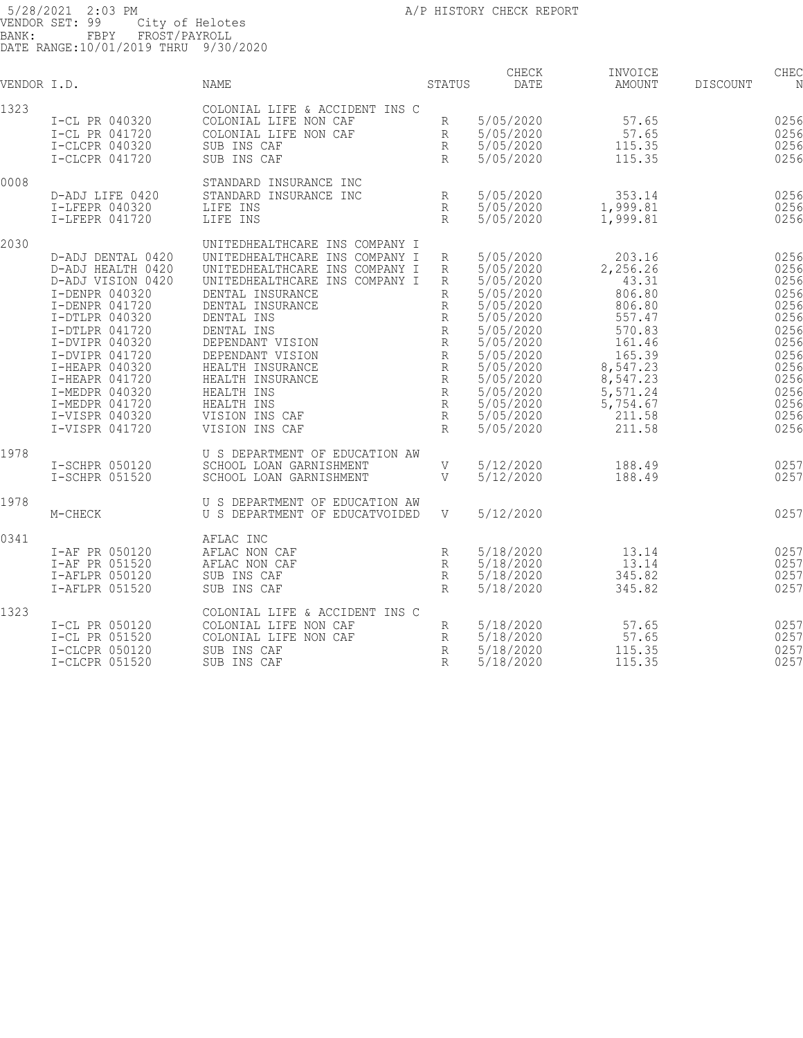5/28/2021 2:03 PM
VENDOR SET: 99 City of Helotes
BANK: FBPY FROST/PAYROLL
DATE RANGE:10/01/2019 THRU 9/30/2020

A/P HISTORY CHECK REPORT

| VENDOR I.D. | | NAME | STATUS | CHECK DATE | INVOICE AMOUNT | DISCOUNT | CHEC N |
|---|---|---|---|---|---|---|---|
| 1323 | | COLONIAL LIFE & ACCIDENT INS C | | | | | |
| | I-CL PR 040320 | COLONIAL LIFE NON CAF | R | 5/05/2020 | 57.65 | | 0256 |
| | I-CL PR 041720 | COLONIAL LIFE NON CAF | R | 5/05/2020 | 57.65 | | 0256 |
| | I-CLCPR 040320 | SUB INS CAF | R | 5/05/2020 | 115.35 | | 0256 |
| | I-CLCPR 041720 | SUB INS CAF | R | 5/05/2020 | 115.35 | | 0256 |
| 0008 | | STANDARD INSURANCE INC | | | | | |
| | D-ADJ LIFE 0420 | STANDARD INSURANCE INC | R | 5/05/2020 | 353.14 | | 0256 |
| | I-LFEPR 040320 | LIFE INS | R | 5/05/2020 | 1,999.81 | | 0256 |
| | I-LFEPR 041720 | LIFE INS | R | 5/05/2020 | 1,999.81 | | 0256 |
| 2030 | | UNITEDHEALTHCARE INS COMPANY I | | | | | |
| | D-ADJ DENTAL 0420 | UNITEDHEALTHCARE INS COMPANY I | R | 5/05/2020 | 203.16 | | 0256 |
| | D-ADJ HEALTH 0420 | UNITEDHEALTHCARE INS COMPANY I | R | 5/05/2020 | 2,256.26 | | 0256 |
| | D-ADJ VISION 0420 | UNITEDHEALTHCARE INS COMPANY I | R | 5/05/2020 | 43.31 | | 0256 |
| | I-DENPR 040320 | DENTAL INSURANCE | R | 5/05/2020 | 806.80 | | 0256 |
| | I-DENPR 041720 | DENTAL INSURANCE | R | 5/05/2020 | 806.80 | | 0256 |
| | I-DTLPR 040320 | DENTAL INS | R | 5/05/2020 | 557.47 | | 0256 |
| | I-DTLPR 041720 | DENTAL INS | R | 5/05/2020 | 570.83 | | 0256 |
| | I-DVIPR 040320 | DEPENDANT VISION | R | 5/05/2020 | 161.46 | | 0256 |
| | I-DVIPR 041720 | DEPENDANT VISION | R | 5/05/2020 | 165.39 | | 0256 |
| | I-HEAPR 040320 | HEALTH INSURANCE | R | 5/05/2020 | 8,547.23 | | 0256 |
| | I-HEAPR 041720 | HEALTH INSURANCE | R | 5/05/2020 | 8,547.23 | | 0256 |
| | I-MEDPR 040320 | HEALTH INS | R | 5/05/2020 | 5,571.24 | | 0256 |
| | I-MEDPR 041720 | HEALTH INS | R | 5/05/2020 | 5,754.67 | | 0256 |
| | I-VISPR 040320 | VISION INS CAF | R | 5/05/2020 | 211.58 | | 0256 |
| | I-VISPR 041720 | VISION INS CAF | R | 5/05/2020 | 211.58 | | 0256 |
| 1978 | | U S DEPARTMENT OF EDUCATION AW | | | | | |
| | I-SCHPR 050120 | SCHOOL LOAN GARNISHMENT | V | 5/12/2020 | 188.49 | | 0257 |
| | I-SCHPR 051520 | SCHOOL LOAN GARNISHMENT | V | 5/12/2020 | 188.49 | | 0257 |
| 1978 | | U S DEPARTMENT OF EDUCATION AW | | | | | |
| | M-CHECK | U S DEPARTMENT OF EDUCATVOIDED | V | 5/12/2020 | | | 0257 |
| 0341 | | AFLAC INC | | | | | |
| | I-AF PR 050120 | AFLAC NON CAF | R | 5/18/2020 | 13.14 | | 0257 |
| | I-AF PR 051520 | AFLAC NON CAF | R | 5/18/2020 | 13.14 | | 0257 |
| | I-AFLPR 050120 | SUB INS CAF | R | 5/18/2020 | 345.82 | | 0257 |
| | I-AFLPR 051520 | SUB INS CAF | R | 5/18/2020 | 345.82 | | 0257 |
| 1323 | | COLONIAL LIFE & ACCIDENT INS C | | | | | |
| | I-CL PR 050120 | COLONIAL LIFE NON CAF | R | 5/18/2020 | 57.65 | | 0257 |
| | I-CL PR 051520 | COLONIAL LIFE NON CAF | R | 5/18/2020 | 57.65 | | 0257 |
| | I-CLCPR 050120 | SUB INS CAF | R | 5/18/2020 | 115.35 | | 0257 |
| | I-CLCPR 051520 | SUB INS CAF | R | 5/18/2020 | 115.35 | | 0257 |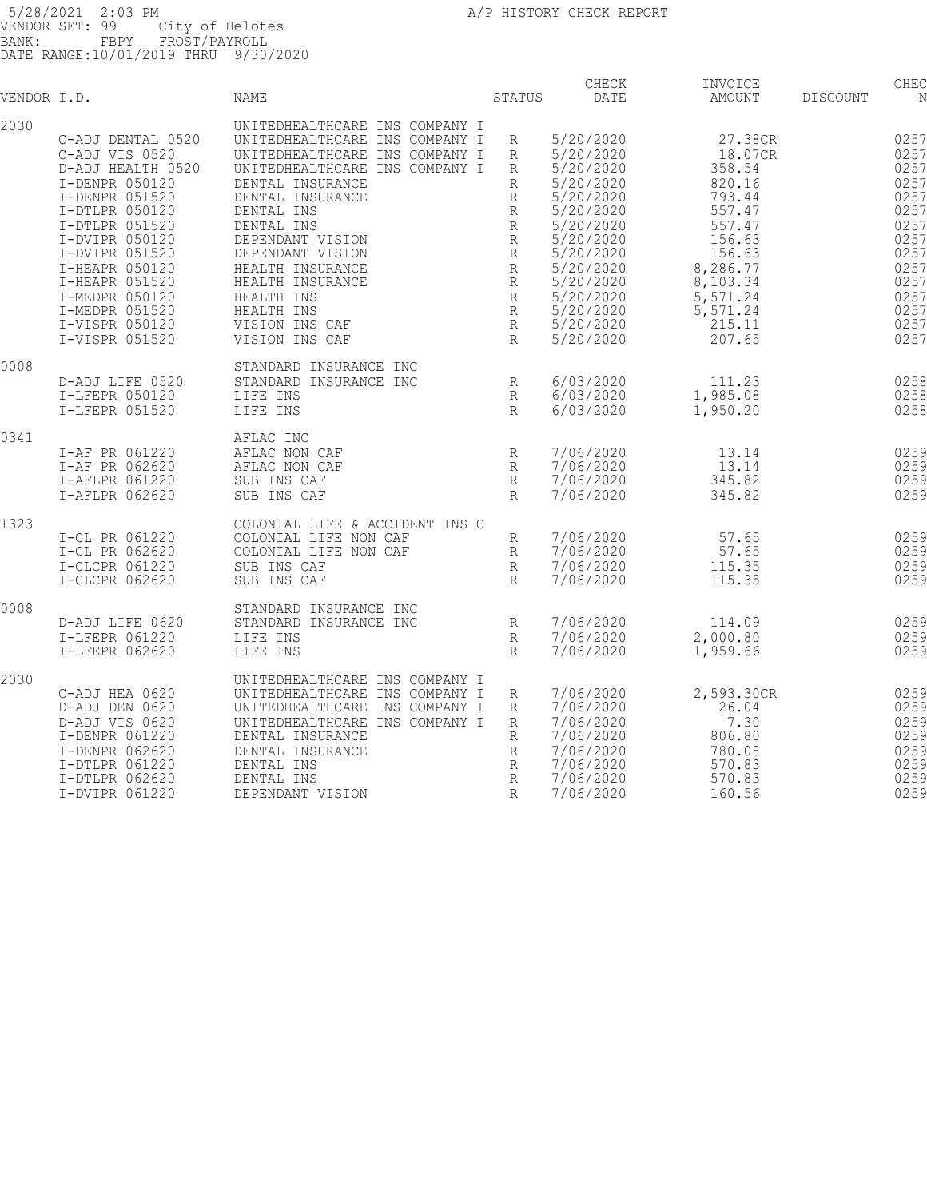5/28/2021 2:03 PM A/P HISTORY CHECK REPORT
VENDOR SET: 99 City of Helotes
BANK: FBPY FROST/PAYROLL
DATE RANGE:10/01/2019 THRU 9/30/2020

| VENDOR I.D. | | NAME | STATUS | CHECK DATE | INVOICE AMOUNT | DISCOUNT | CHEC N |
|---|---|---|---|---|---|---|---|
| 2030 | | UNITEDHEALTHCARE INS COMPANY I | | | | | |
| | C-ADJ DENTAL 0520 | UNITEDHEALTHCARE INS COMPANY I | R | 5/20/2020 | 27.38CR | | 0257 |
| | C-ADJ VIS 0520 | UNITEDHEALTHCARE INS COMPANY I | R | 5/20/2020 | 18.07CR | | 0257 |
| | D-ADJ HEALTH 0520 | UNITEDHEALTHCARE INS COMPANY I | R | 5/20/2020 | 358.54 | | 0257 |
| | I-DENPR 050120 | DENTAL INSURANCE | R | 5/20/2020 | 820.16 | | 0257 |
| | I-DENPR 051520 | DENTAL INSURANCE | R | 5/20/2020 | 793.44 | | 0257 |
| | I-DTLPR 050120 | DENTAL INS | R | 5/20/2020 | 557.47 | | 0257 |
| | I-DTLPR 051520 | DENTAL INS | R | 5/20/2020 | 557.47 | | 0257 |
| | I-DVIPR 050120 | DEPENDANT VISION | R | 5/20/2020 | 156.63 | | 0257 |
| | I-DVIPR 051520 | DEPENDANT VISION | R | 5/20/2020 | 156.63 | | 0257 |
| | I-HEAPR 050120 | HEALTH INSURANCE | R | 5/20/2020 | 8,286.77 | | 0257 |
| | I-HEAPR 051520 | HEALTH INSURANCE | R | 5/20/2020 | 8,103.34 | | 0257 |
| | I-MEDPR 050120 | HEALTH INS | R | 5/20/2020 | 5,571.24 | | 0257 |
| | I-MEDPR 051520 | HEALTH INS | R | 5/20/2020 | 5,571.24 | | 0257 |
| | I-VISPR 050120 | VISION INS CAF | R | 5/20/2020 | 215.11 | | 0257 |
| | I-VISPR 051520 | VISION INS CAF | R | 5/20/2020 | 207.65 | | 0257 |
| 0008 | | STANDARD INSURANCE INC | | | | | |
| | D-ADJ LIFE 0520 | STANDARD INSURANCE INC | R | 6/03/2020 | 111.23 | | 0258 |
| | I-LFEPR 050120 | LIFE INS | R | 6/03/2020 | 1,985.08 | | 0258 |
| | I-LFEPR 051520 | LIFE INS | R | 6/03/2020 | 1,950.20 | | 0258 |
| 0341 | | AFLAC INC | | | | | |
| | I-AF PR 061220 | AFLAC NON CAF | R | 7/06/2020 | 13.14 | | 0259 |
| | I-AF PR 062620 | AFLAC NON CAF | R | 7/06/2020 | 13.14 | | 0259 |
| | I-AFLPR 061220 | SUB INS CAF | R | 7/06/2020 | 345.82 | | 0259 |
| | I-AFLPR 062620 | SUB INS CAF | R | 7/06/2020 | 345.82 | | 0259 |
| 1323 | | COLONIAL LIFE & ACCIDENT INS C | | | | | |
| | I-CL PR 061220 | COLONIAL LIFE NON CAF | R | 7/06/2020 | 57.65 | | 0259 |
| | I-CL PR 062620 | COLONIAL LIFE NON CAF | R | 7/06/2020 | 57.65 | | 0259 |
| | I-CLCPR 061220 | SUB INS CAF | R | 7/06/2020 | 115.35 | | 0259 |
| | I-CLCPR 062620 | SUB INS CAF | R | 7/06/2020 | 115.35 | | 0259 |
| 0008 | | STANDARD INSURANCE INC | | | | | |
| | D-ADJ LIFE 0620 | STANDARD INSURANCE INC | R | 7/06/2020 | 114.09 | | 0259 |
| | I-LFEPR 061220 | LIFE INS | R | 7/06/2020 | 2,000.80 | | 0259 |
| | I-LFEPR 062620 | LIFE INS | R | 7/06/2020 | 1,959.66 | | 0259 |
| 2030 | | UNITEDHEALTHCARE INS COMPANY I | | | | | |
| | C-ADJ HEA 0620 | UNITEDHEALTHCARE INS COMPANY I | R | 7/06/2020 | 2,593.30CR | | 0259 |
| | D-ADJ DEN 0620 | UNITEDHEALTHCARE INS COMPANY I | R | 7/06/2020 | 26.04 | | 0259 |
| | D-ADJ VIS 0620 | UNITEDHEALTHCARE INS COMPANY I | R | 7/06/2020 | 7.30 | | 0259 |
| | I-DENPR 061220 | DENTAL INSURANCE | R | 7/06/2020 | 806.80 | | 0259 |
| | I-DENPR 062620 | DENTAL INSURANCE | R | 7/06/2020 | 780.08 | | 0259 |
| | I-DTLPR 061220 | DENTAL INS | R | 7/06/2020 | 570.83 | | 0259 |
| | I-DTLPR 062620 | DENTAL INS | R | 7/06/2020 | 570.83 | | 0259 |
| | I-DVIPR 061220 | DEPENDANT VISION | R | 7/06/2020 | 160.56 | | 0259 |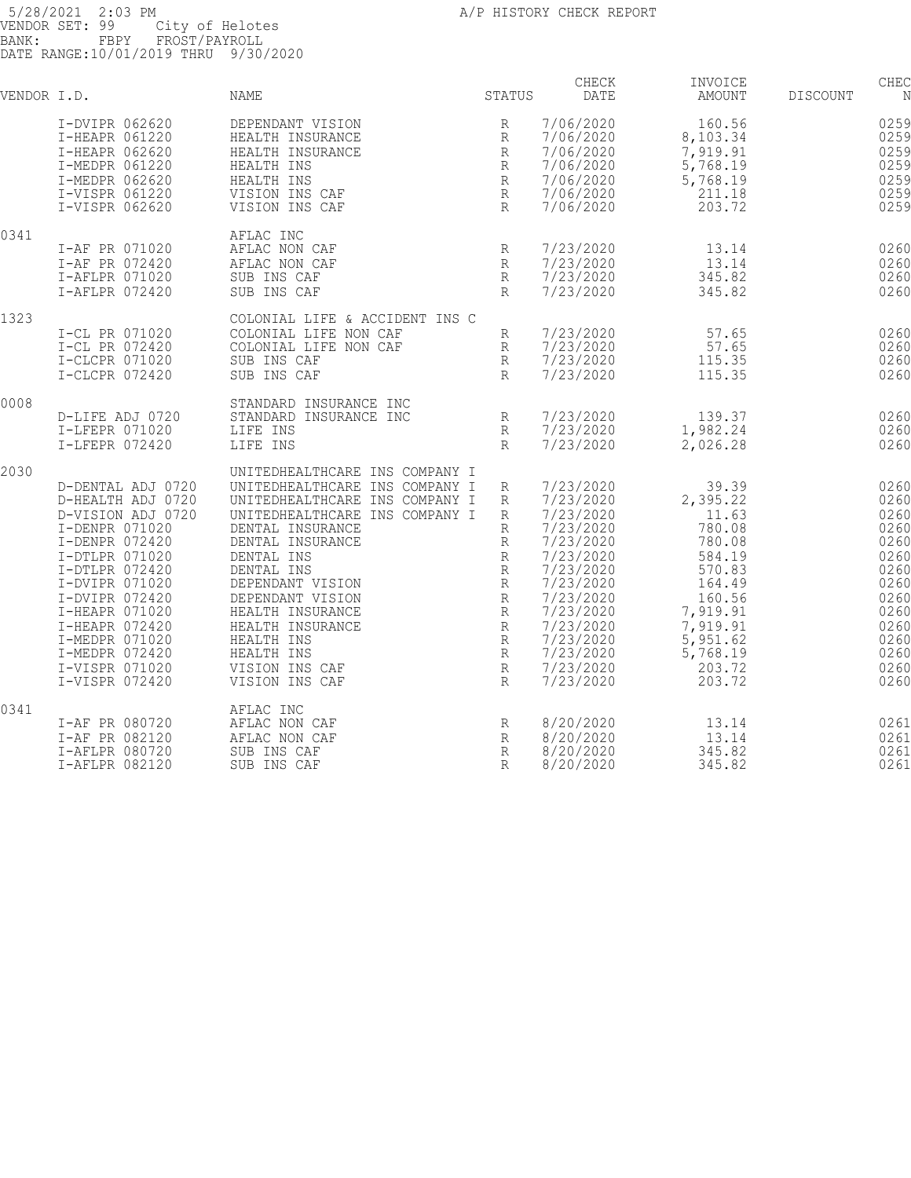5/28/2021 2:03 PM
VENDOR SET: 99 City of Helotes
BANK: FBPY FROST/PAYROLL
DATE RANGE:10/01/2019 THRU 9/30/2020

A/P HISTORY CHECK REPORT

| VENDOR I.D. | | NAME | STATUS | CHECK DATE | INVOICE AMOUNT | DISCOUNT | CHEC N |
|---|---|---|---|---|---|---|---|
| | I-DVIPR 062620 | DEPENDANT VISION | R | 7/06/2020 | 160.56 | | 0259 |
| | I-HEAPR 061220 | HEALTH INSURANCE | R | 7/06/2020 | 8,103.34 | | 0259 |
| | I-HEAPR 062620 | HEALTH INSURANCE | R | 7/06/2020 | 7,919.91 | | 0259 |
| | I-MEDPR 061220 | HEALTH INS | R | 7/06/2020 | 5,768.19 | | 0259 |
| | I-MEDPR 062620 | HEALTH INS | R | 7/06/2020 | 5,768.19 | | 0259 |
| | I-VISPR 061220 | VISION INS CAF | R | 7/06/2020 | 211.18 | | 0259 |
| | I-VISPR 062620 | VISION INS CAF | R | 7/06/2020 | 203.72 | | 0259 |
| 0341 | | AFLAC INC | | | | | |
| | I-AF PR 071020 | AFLAC NON CAF | R | 7/23/2020 | 13.14 | | 0260 |
| | I-AF PR 072420 | AFLAC NON CAF | R | 7/23/2020 | 13.14 | | 0260 |
| | I-AFLPR 071020 | SUB INS CAF | R | 7/23/2020 | 345.82 | | 0260 |
| | I-AFLPR 072420 | SUB INS CAF | R | 7/23/2020 | 345.82 | | 0260 |
| 1323 | | COLONIAL LIFE & ACCIDENT INS C | | | | | |
| | I-CL PR 071020 | COLONIAL LIFE NON CAF | R | 7/23/2020 | 57.65 | | 0260 |
| | I-CL PR 072420 | COLONIAL LIFE NON CAF | R | 7/23/2020 | 57.65 | | 0260 |
| | I-CLCPR 071020 | SUB INS CAF | R | 7/23/2020 | 115.35 | | 0260 |
| | I-CLCPR 072420 | SUB INS CAF | R | 7/23/2020 | 115.35 | | 0260 |
| 0008 | | STANDARD INSURANCE INC | | | | | |
| | D-LIFE ADJ 0720 | STANDARD INSURANCE INC | R | 7/23/2020 | 139.37 | | 0260 |
| | I-LFEPR 071020 | LIFE INS | R | 7/23/2020 | 1,982.24 | | 0260 |
| | I-LFEPR 072420 | LIFE INS | R | 7/23/2020 | 2,026.28 | | 0260 |
| 2030 | | UNITEDHEALTHCARE INS COMPANY I | | | | | |
| | D-DENTAL ADJ 0720 | UNITEDHEALTHCARE INS COMPANY I | R | 7/23/2020 | 39.39 | | 0260 |
| | D-HEALTH ADJ 0720 | UNITEDHEALTHCARE INS COMPANY I | R | 7/23/2020 | 2,395.22 | | 0260 |
| | D-VISION ADJ 0720 | UNITEDHEALTHCARE INS COMPANY I | R | 7/23/2020 | 11.63 | | 0260 |
| | I-DENPR 071020 | DENTAL INSURANCE | R | 7/23/2020 | 780.08 | | 0260 |
| | I-DENPR 072420 | DENTAL INSURANCE | R | 7/23/2020 | 780.08 | | 0260 |
| | I-DTLPR 071020 | DENTAL INS | R | 7/23/2020 | 584.19 | | 0260 |
| | I-DTLPR 072420 | DENTAL INS | R | 7/23/2020 | 570.83 | | 0260 |
| | I-DVIPR 071020 | DEPENDANT VISION | R | 7/23/2020 | 164.49 | | 0260 |
| | I-DVIPR 072420 | DEPENDANT VISION | R | 7/23/2020 | 160.56 | | 0260 |
| | I-HEAPR 071020 | HEALTH INSURANCE | R | 7/23/2020 | 7,919.91 | | 0260 |
| | I-HEAPR 072420 | HEALTH INSURANCE | R | 7/23/2020 | 7,919.91 | | 0260 |
| | I-MEDPR 071020 | HEALTH INS | R | 7/23/2020 | 5,951.62 | | 0260 |
| | I-MEDPR 072420 | HEALTH INS | R | 7/23/2020 | 5,768.19 | | 0260 |
| | I-VISPR 071020 | VISION INS CAF | R | 7/23/2020 | 203.72 | | 0260 |
| | I-VISPR 072420 | VISION INS CAF | R | 7/23/2020 | 203.72 | | 0260 |
| 0341 | | AFLAC INC | | | | | |
| | I-AF PR 080720 | AFLAC NON CAF | R | 8/20/2020 | 13.14 | | 0261 |
| | I-AF PR 082120 | AFLAC NON CAF | R | 8/20/2020 | 13.14 | | 0261 |
| | I-AFLPR 080720 | SUB INS CAF | R | 8/20/2020 | 345.82 | | 0261 |
| | I-AFLPR 082120 | SUB INS CAF | R | 8/20/2020 | 345.82 | | 0261 |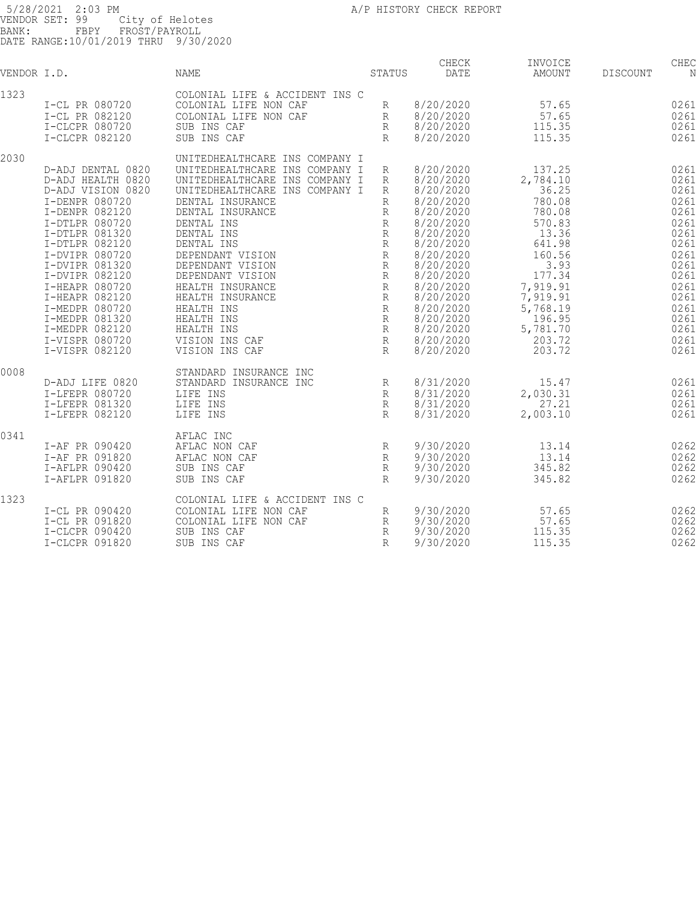5/28/2021 2:03 PM A/P HISTORY CHECK REPORT
VENDOR SET: 99 City of Helotes
BANK: FBPY FROST/PAYROLL
DATE RANGE:10/01/2019 THRU 9/30/2020

| VENDOR I.D. | | NAME | STATUS | CHECK DATE | INVOICE AMOUNT | DISCOUNT | CHEC N |
|---|---|---|---|---|---|---|---|
| 1323 | | COLONIAL LIFE & ACCIDENT INS C | | | | | |
| | I-CL PR 080720 | COLONIAL LIFE NON CAF | R | 8/20/2020 | 57.65 | | 0261 |
| | I-CL PR 082120 | COLONIAL LIFE NON CAF | R | 8/20/2020 | 57.65 | | 0261 |
| | I-CLCPR 080720 | SUB INS CAF | R | 8/20/2020 | 115.35 | | 0261 |
| | I-CLCPR 082120 | SUB INS CAF | R | 8/20/2020 | 115.35 | | 0261 |
| 2030 | | UNITEDHEALTHCARE INS COMPANY I | | | | | |
| | D-ADJ DENTAL 0820 | UNITEDHEALTHCARE INS COMPANY I | R | 8/20/2020 | 137.25 | | 0261 |
| | D-ADJ HEALTH 0820 | UNITEDHEALTHCARE INS COMPANY I | R | 8/20/2020 | 2,784.10 | | 0261 |
| | D-ADJ VISION 0820 | UNITEDHEALTHCARE INS COMPANY I | R | 8/20/2020 | 36.25 | | 0261 |
| | I-DENPR 080720 | DENTAL INSURANCE | R | 8/20/2020 | 780.08 | | 0261 |
| | I-DENPR 082120 | DENTAL INSURANCE | R | 8/20/2020 | 780.08 | | 0261 |
| | I-DTLPR 080720 | DENTAL INS | R | 8/20/2020 | 570.83 | | 0261 |
| | I-DTLPR 081320 | DENTAL INS | R | 8/20/2020 | 13.36 | | 0261 |
| | I-DTLPR 082120 | DENTAL INS | R | 8/20/2020 | 641.98 | | 0261 |
| | I-DVIPR 080720 | DEPENDANT VISION | R | 8/20/2020 | 160.56 | | 0261 |
| | I-DVIPR 081320 | DEPENDANT VISION | R | 8/20/2020 | 3.93 | | 0261 |
| | I-DVIPR 082120 | DEPENDANT VISION | R | 8/20/2020 | 177.34 | | 0261 |
| | I-HEAPR 080720 | HEALTH INSURANCE | R | 8/20/2020 | 7,919.91 | | 0261 |
| | I-HEAPR 082120 | HEALTH INSURANCE | R | 8/20/2020 | 7,919.91 | | 0261 |
| | I-MEDPR 080720 | HEALTH INS | R | 8/20/2020 | 5,768.19 | | 0261 |
| | I-MEDPR 081320 | HEALTH INS | R | 8/20/2020 | 196.95 | | 0261 |
| | I-MEDPR 082120 | HEALTH INS | R | 8/20/2020 | 5,781.70 | | 0261 |
| | I-VISPR 080720 | VISION INS CAF | R | 8/20/2020 | 203.72 | | 0261 |
| | I-VISPR 082120 | VISION INS CAF | R | 8/20/2020 | 203.72 | | 0261 |
| 0008 | | STANDARD INSURANCE INC | | | | | |
| | D-ADJ LIFE 0820 | STANDARD INSURANCE INC | R | 8/31/2020 | 15.47 | | 0261 |
| | I-LFEPR 080720 | LIFE INS | R | 8/31/2020 | 2,030.31 | | 0261 |
| | I-LFEPR 081320 | LIFE INS | R | 8/31/2020 | 27.21 | | 0261 |
| | I-LFEPR 082120 | LIFE INS | R | 8/31/2020 | 2,003.10 | | 0261 |
| 0341 | | AFLAC INC | | | | | |
| | I-AF PR 090420 | AFLAC NON CAF | R | 9/30/2020 | 13.14 | | 0262 |
| | I-AF PR 091820 | AFLAC NON CAF | R | 9/30/2020 | 13.14 | | 0262 |
| | I-AFLPR 090420 | SUB INS CAF | R | 9/30/2020 | 345.82 | | 0262 |
| | I-AFLPR 091820 | SUB INS CAF | R | 9/30/2020 | 345.82 | | 0262 |
| 1323 | | COLONIAL LIFE & ACCIDENT INS C | | | | | |
| | I-CL PR 090420 | COLONIAL LIFE NON CAF | R | 9/30/2020 | 57.65 | | 0262 |
| | I-CL PR 091820 | COLONIAL LIFE NON CAF | R | 9/30/2020 | 57.65 | | 0262 |
| | I-CLCPR 090420 | SUB INS CAF | R | 9/30/2020 | 115.35 | | 0262 |
| | I-CLCPR 091820 | SUB INS CAF | R | 9/30/2020 | 115.35 | | 0262 |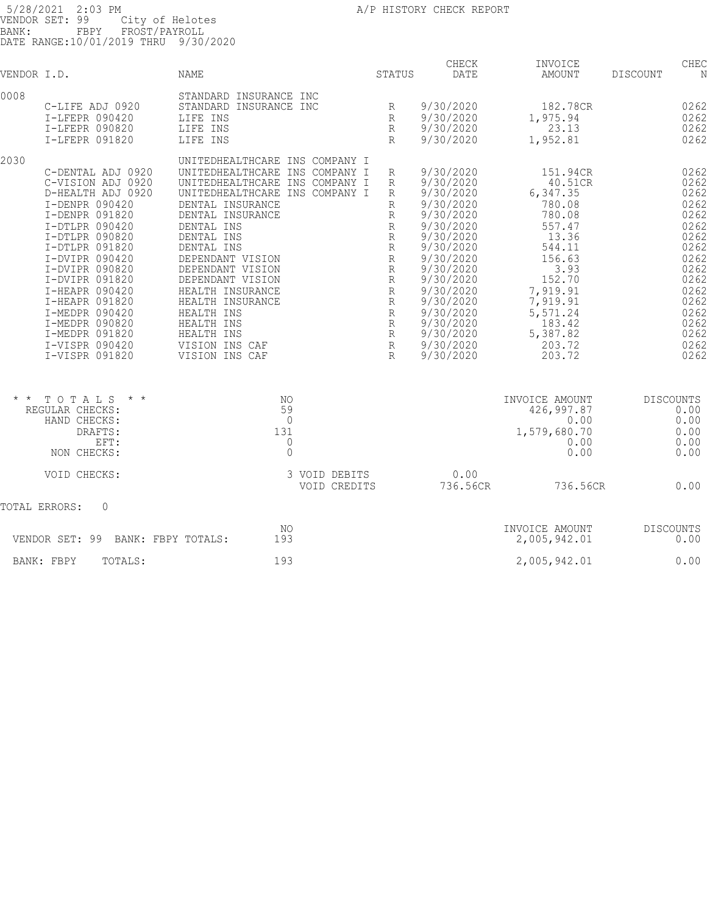5/28/2021 2:03 PM  
A/P HISTORY CHECK REPORT  
VENDOR SET: 99 City of Helotes  
BANK: FBPY FROST/PAYROLL  
DATE RANGE:10/01/2019 THRU 9/30/2020

| VENDOR I.D. | | NAME | STATUS | CHECK DATE | INVOICE AMOUNT | DISCOUNT | CHEC N |
|---|---|---|---|---|---|---|---|
| 0008 | | STANDARD INSURANCE INC | | | | | |
| | C-LIFE ADJ 0920 | STANDARD INSURANCE INC | R | 9/30/2020 | 182.78CR | | 0262 |
| | I-LFEPR 090420 | LIFE INS | R | 9/30/2020 | 1,975.94 | | 0262 |
| | I-LFEPR 090820 | LIFE INS | R | 9/30/2020 | 23.13 | | 0262 |
| | I-LFEPR 091820 | LIFE INS | R | 9/30/2020 | 1,952.81 | | 0262 |
| 2030 | | UNITEDHEALTHCARE INS COMPANY I | | | | | |
| | C-DENTAL ADJ 0920 | UNITEDHEALTHCARE INS COMPANY I | R | 9/30/2020 | 151.94CR | | 0262 |
| | C-VISION ADJ 0920 | UNITEDHEALTHCARE INS COMPANY I | R | 9/30/2020 | 40.51CR | | 0262 |
| | D-HEALTH ADJ 0920 | UNITEDHEALTHCARE INS COMPANY I | R | 9/30/2020 | 6,347.35 | | 0262 |
| | I-DENPR 090420 | DENTAL INSURANCE | R | 9/30/2020 | 780.08 | | 0262 |
| | I-DENPR 091820 | DENTAL INSURANCE | R | 9/30/2020 | 780.08 | | 0262 |
| | I-DTLPR 090420 | DENTAL INS | R | 9/30/2020 | 557.47 | | 0262 |
| | I-DTLPR 090820 | DENTAL INS | R | 9/30/2020 | 13.36 | | 0262 |
| | I-DTLPR 091820 | DENTAL INS | R | 9/30/2020 | 544.11 | | 0262 |
| | I-DVIPR 090420 | DEPENDANT VISION | R | 9/30/2020 | 156.63 | | 0262 |
| | I-DVIPR 090820 | DEPENDANT VISION | R | 9/30/2020 | 3.93 | | 0262 |
| | I-DVIPR 091820 | DEPENDANT VISION | R | 9/30/2020 | 152.70 | | 0262 |
| | I-HEAPR 090420 | HEALTH INSURANCE | R | 9/30/2020 | 7,919.91 | | 0262 |
| | I-HEAPR 091820 | HEALTH INSURANCE | R | 9/30/2020 | 7,919.91 | | 0262 |
| | I-MEDPR 090420 | HEALTH INS | R | 9/30/2020 | 5,571.24 | | 0262 |
| | I-MEDPR 090820 | HEALTH INS | R | 9/30/2020 | 183.42 | | 0262 |
| | I-MEDPR 091820 | HEALTH INS | R | 9/30/2020 | 5,387.82 | | 0262 |
| | I-VISPR 090420 | VISION INS CAF | R | 9/30/2020 | 203.72 | | 0262 |
| | I-VISPR 091820 | VISION INS CAF | R | 9/30/2020 | 203.72 | | 0262 |

| * * T O T A L S * * | NO | | | INVOICE AMOUNT | DISCOUNTS |
|---|---|---|---|---|---|
| REGULAR CHECKS: | 59 | | | 426,997.87 | 0.00 |
| HAND CHECKS: | 0 | | | 0.00 | 0.00 |
| DRAFTS: | 131 | | | 1,579,680.70 | 0.00 |
| EFT: | 0 | | | 0.00 | 0.00 |
| NON CHECKS: | 0 | | | 0.00 | 0.00 |
| VOID CHECKS: | 3 | VOID DEBITS | 0.00 | | |
| | | VOID CREDITS | 736.56CR | 736.56CR | 0.00 |

TOTAL ERRORS: 0

| | NO | INVOICE AMOUNT | DISCOUNTS |
|---|---|---|---|
| VENDOR SET: 99 BANK: FBPY TOTALS: | 193 | 2,005,942.01 | 0.00 |
| BANK: FBPY TOTALS: | 193 | 2,005,942.01 | 0.00 |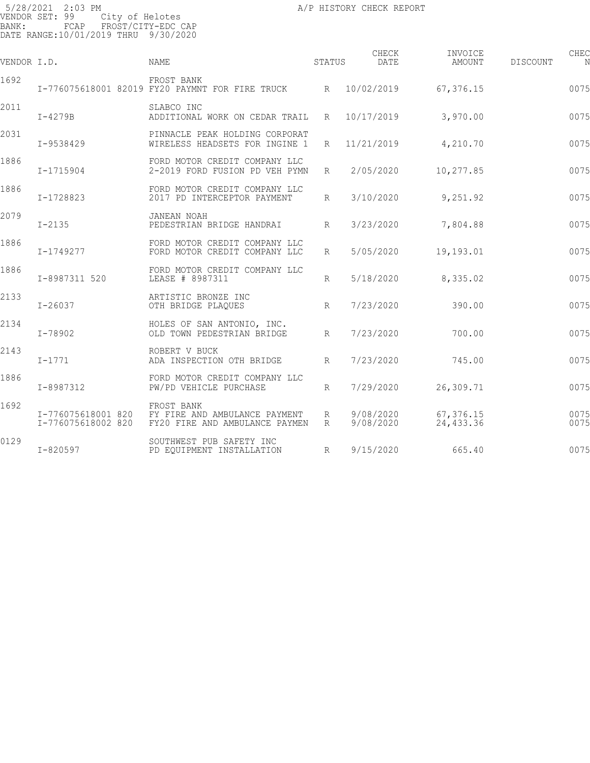5/28/2021 2:03 PM
A/P HISTORY CHECK REPORT

VENDOR SET: 99 City of Helotes
BANK: FCAP FROST/CITY-EDC CAP
DATE RANGE:10/01/2019 THRU 9/30/2020

| VENDOR I.D. | | NAME | STATUS | CHECK DATE | INVOICE AMOUNT | DISCOUNT | CHEC N |
|---|---|---|---|---|---|---|---|
| 1692 | | FROST BANK | | | | | |
| | I-776075618001 82019 | FY20 PAYMNT FOR FIRE TRUCK | R | 10/02/2019 | 67,376.15 | | 0075 |
| 2011 | | SLABCO INC | | | | | |
| | I-4279B | ADDITIONAL WORK ON CEDAR TRAIL | R | 10/17/2019 | 3,970.00 | | 0075 |
| 2031 | | PINNACLE PEAK HOLDING CORPORAT | | | | | |
| | I-9538429 | WIRELESS HEADSETS FOR INGINE 1 | R | 11/21/2019 | 4,210.70 | | 0075 |
| 1886 | | FORD MOTOR CREDIT COMPANY LLC | | | | | |
| | I-1715904 | 2-2019 FORD FUSION PD VEH PYMN | R | 2/05/2020 | 10,277.85 | | 0075 |
| 1886 | | FORD MOTOR CREDIT COMPANY LLC | | | | | |
| | I-1728823 | 2017 PD INTERCEPTOR PAYMENT | R | 3/10/2020 | 9,251.92 | | 0075 |
| 2079 | | JANEAN NOAH | | | | | |
| | I-2135 | PEDESTRIAN BRIDGE HANDRAI | R | 3/23/2020 | 7,804.88 | | 0075 |
| 1886 | | FORD MOTOR CREDIT COMPANY LLC | | | | | |
| | I-1749277 | FORD MOTOR CREDIT COMPANY LLC | R | 5/05/2020 | 19,193.01 | | 0075 |
| 1886 | | FORD MOTOR CREDIT COMPANY LLC | | | | | |
| | I-8987311 520 | LEASE # 8987311 | R | 5/18/2020 | 8,335.02 | | 0075 |
| 2133 | | ARTISTIC BRONZE INC | | | | | |
| | I-26037 | OTH BRIDGE PLAQUES | R | 7/23/2020 | 390.00 | | 0075 |
| 2134 | | HOLES OF SAN ANTONIO, INC. | | | | | |
| | I-78902 | OLD TOWN PEDESTRIAN BRIDGE | R | 7/23/2020 | 700.00 | | 0075 |
| 2143 | | ROBERT V BUCK | | | | | |
| | I-1771 | ADA INSPECTION OTH BRIDGE | R | 7/23/2020 | 745.00 | | 0075 |
| 1886 | | FORD MOTOR CREDIT COMPANY LLC | | | | | |
| | I-8987312 | PW/PD VEHICLE PURCHASE | R | 7/29/2020 | 26,309.71 | | 0075 |
| 1692 | | FROST BANK | | | | | |
| | I-776075618001 820 | FY FIRE AND AMBULANCE PAYMENT | R | 9/08/2020 | 67,376.15 | | 0075 |
| | I-776075618002 820 | FY20 FIRE AND AMBULANCE PAYMEN | R | 9/08/2020 | 24,433.36 | | 0075 |
| 0129 | | SOUTHWEST PUB SAFETY INC | | | | | |
| | I-820597 | PD EQUIPMENT INSTALLATION | R | 9/15/2020 | 665.40 | | 0075 |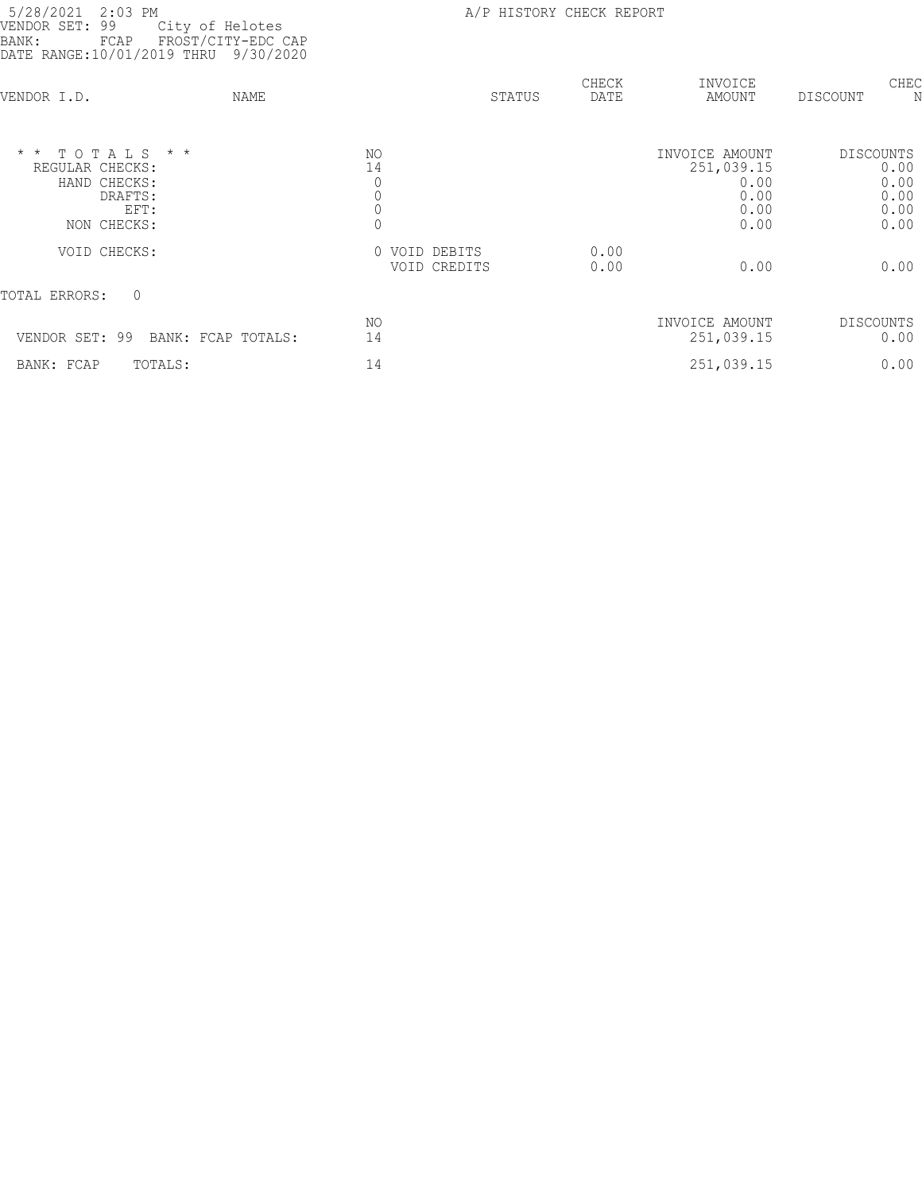5/28/2021 2:03 PM
VENDOR SET: 99 City of Helotes
BANK: FCAP FROST/CITY-EDC CAP
DATE RANGE:10/01/2019 THRU 9/30/2020

A/P HISTORY CHECK REPORT

| VENDOR I.D. | NAME | STATUS | CHECK DATE | INVOICE AMOUNT | DISCOUNT | CHEC N |
|---|---|---|---|---|---|---|

| * * T O T A L S * * | NO | | | INVOICE AMOUNT | DISCOUNTS |
|---|---|---|---|---|---|
| REGULAR CHECKS: | 14 | | | 251,039.15 | 0.00 |
| HAND CHECKS: | 0 | | | 0.00 | 0.00 |
| DRAFTS: | 0 | | | 0.00 | 0.00 |
| EFT: | 0 | | | 0.00 | 0.00 |
| NON CHECKS: | 0 | | | 0.00 | 0.00 |
| VOID CHECKS: | 0 | VOID DEBITS | 0.00 | | |
| | | VOID CREDITS | 0.00 | 0.00 | 0.00 |

TOTAL ERRORS: 0

| | NO | INVOICE AMOUNT | DISCOUNTS |
|---|---|---|---|
| VENDOR SET: 99 BANK: FCAP TOTALS: | 14 | 251,039.15 | 0.00 |
| BANK: FCAP TOTALS: | 14 | 251,039.15 | 0.00 |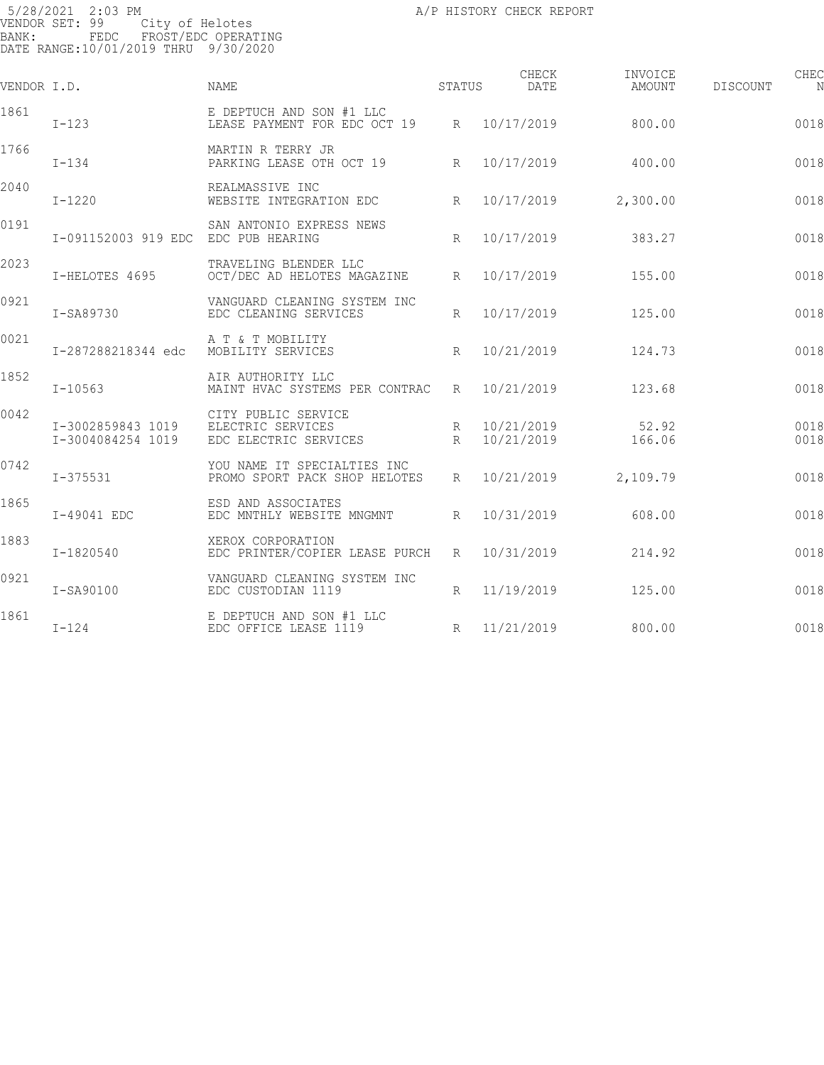5/28/2021 2:03 PM A/P HISTORY CHECK REPORT
VENDOR SET: 99 City of Helotes
BANK: FEDC FROST/EDC OPERATING
DATE RANGE:10/01/2019 THRU 9/30/2020

| VENDOR I.D. | | NAME | STATUS | CHECK DATE | INVOICE AMOUNT | DISCOUNT | CHEC N |
|---|---|---|---|---|---|---|---|
| 1861 | | E DEPTUCH AND SON #1 LLC | | | | | |
| | I-123 | LEASE PAYMENT FOR EDC OCT 19 | R | 10/17/2019 | 800.00 | | 0018 |
| 1766 | | MARTIN R TERRY JR | | | | | |
| | I-134 | PARKING LEASE OTH OCT 19 | R | 10/17/2019 | 400.00 | | 0018 |
| 2040 | | REALMASSIVE INC | | | | | |
| | I-1220 | WEBSITE INTEGRATION EDC | R | 10/17/2019 | 2,300.00 | | 0018 |
| 0191 | | SAN ANTONIO EXPRESS NEWS | | | | | |
| | I-091152003 919 EDC | EDC PUB HEARING | R | 10/17/2019 | 383.27 | | 0018 |
| 2023 | | TRAVELING BLENDER LLC | | | | | |
| | I-HELOTES 4695 | OCT/DEC AD HELOTES MAGAZINE | R | 10/17/2019 | 155.00 | | 0018 |
| 0921 | | VANGUARD CLEANING SYSTEM INC | | | | | |
| | I-SA89730 | EDC CLEANING SERVICES | R | 10/17/2019 | 125.00 | | 0018 |
| 0021 | | A T & T MOBILITY | | | | | |
| | I-287288218344 edc | MOBILITY SERVICES | R | 10/21/2019 | 124.73 | | 0018 |
| 1852 | | AIR AUTHORITY LLC | | | | | |
| | I-10563 | MAINT HVAC SYSTEMS PER CONTRAC | R | 10/21/2019 | 123.68 | | 0018 |
| 0042 | | CITY PUBLIC SERVICE | | | | | |
| | I-3002859843 1019 | ELECTRIC SERVICES | R | 10/21/2019 | 52.92 | | 0018 |
| | I-3004084254 1019 | EDC ELECTRIC SERVICES | R | 10/21/2019 | 166.06 | | 0018 |
| 0742 | | YOU NAME IT SPECIALTIES INC | | | | | |
| | I-375531 | PROMO SPORT PACK SHOP HELOTES | R | 10/21/2019 | 2,109.79 | | 0018 |
| 1865 | | ESD AND ASSOCIATES | | | | | |
| | I-49041 EDC | EDC MNTHLY WEBSITE MNGMNT | R | 10/31/2019 | 608.00 | | 0018 |
| 1883 | | XEROX CORPORATION | | | | | |
| | I-1820540 | EDC PRINTER/COPIER LEASE PURCH | R | 10/31/2019 | 214.92 | | 0018 |
| 0921 | | VANGUARD CLEANING SYSTEM INC | | | | | |
| | I-SA90100 | EDC CUSTODIAN 1119 | R | 11/19/2019 | 125.00 | | 0018 |
| 1861 | | E DEPTUCH AND SON #1 LLC | | | | | |
| | I-124 | EDC OFFICE LEASE 1119 | R | 11/21/2019 | 800.00 | | 0018 |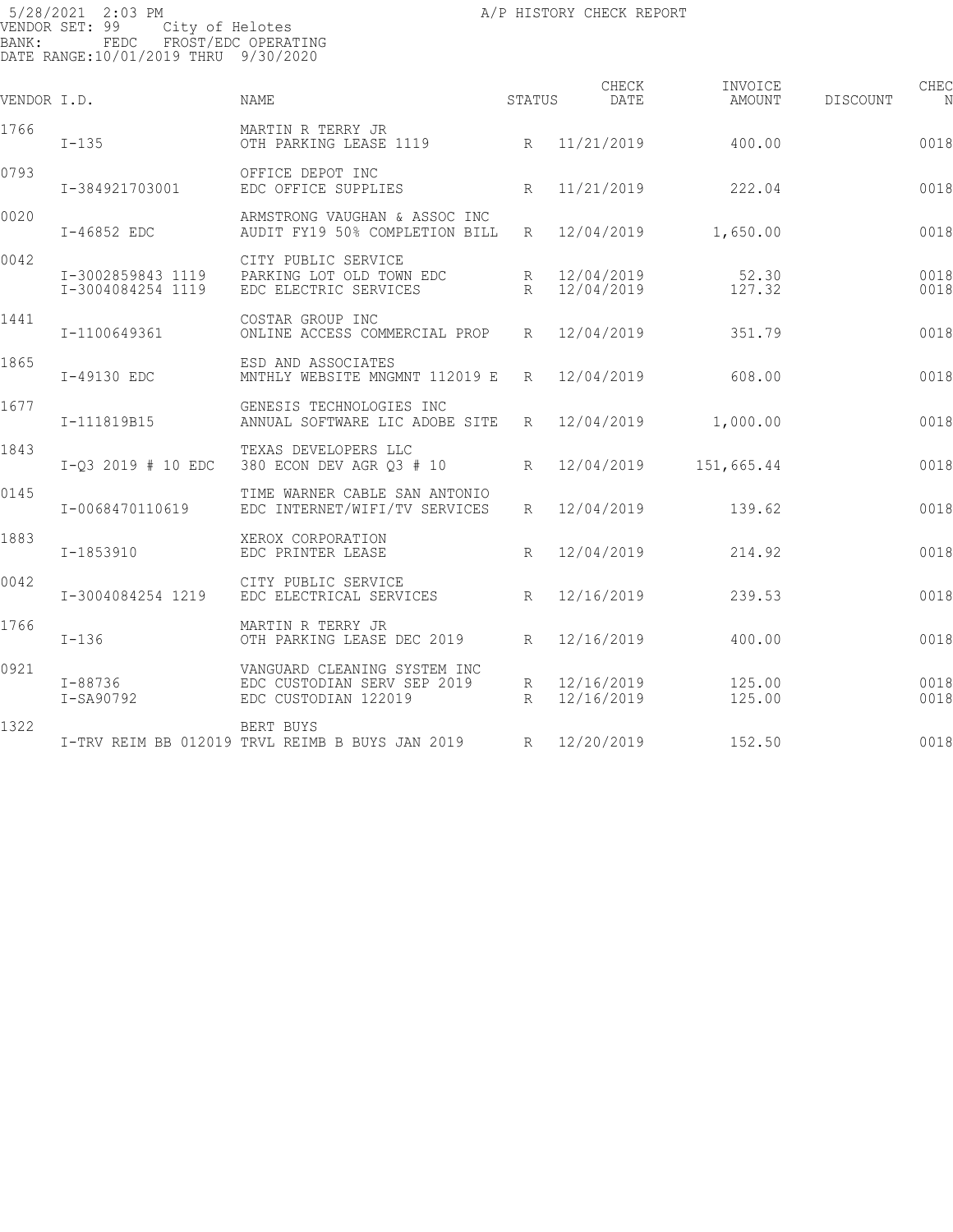5/28/2021 2:03 PM A/P HISTORY CHECK REPORT
VENDOR SET: 99 City of Helotes
BANK: FEDC FROST/EDC OPERATING
DATE RANGE:10/01/2019 THRU 9/30/2020

| VENDOR I.D. | | NAME | STATUS | CHECK DATE | INVOICE AMOUNT | DISCOUNT | CHEC N |
|---|---|---|---|---|---|---|---|
| 1766 | | MARTIN R TERRY JR | | | | | |
| | I-135 | OTH PARKING LEASE 1119 | R | 11/21/2019 | 400.00 | | 0018 |
| 0793 | | OFFICE DEPOT INC | | | | | |
| | I-384921703001 | EDC OFFICE SUPPLIES | R | 11/21/2019 | 222.04 | | 0018 |
| 0020 | | ARMSTRONG VAUGHAN & ASSOC INC | | | | | |
| | I-46852 EDC | AUDIT FY19 50% COMPLETION BILL | R | 12/04/2019 | 1,650.00 | | 0018 |
| 0042 | | CITY PUBLIC SERVICE | | | | | |
| | I-3002859843 1119 | PARKING LOT OLD TOWN EDC | R | 12/04/2019 | 52.30 | | 0018 |
| | I-3004084254 1119 | EDC ELECTRIC SERVICES | R | 12/04/2019 | 127.32 | | 0018 |
| 1441 | | COSTAR GROUP INC | | | | | |
| | I-1100649361 | ONLINE ACCESS COMMERCIAL PROP | R | 12/04/2019 | 351.79 | | 0018 |
| 1865 | | ESD AND ASSOCIATES | | | | | |
| | I-49130 EDC | MNTHLY WEBSITE MNGMNT 112019 E | R | 12/04/2019 | 608.00 | | 0018 |
| 1677 | | GENESIS TECHNOLOGIES INC | | | | | |
| | I-111819B15 | ANNUAL SOFTWARE LIC ADOBE SITE | R | 12/04/2019 | 1,000.00 | | 0018 |
| 1843 | | TEXAS DEVELOPERS LLC | | | | | |
| | I-Q3 2019 # 10 EDC | 380 ECON DEV AGR Q3 # 10 | R | 12/04/2019 | 151,665.44 | | 0018 |
| 0145 | | TIME WARNER CABLE SAN ANTONIO | | | | | |
| | I-0068470110619 | EDC INTERNET/WIFI/TV SERVICES | R | 12/04/2019 | 139.62 | | 0018 |
| 1883 | | XEROX CORPORATION | | | | | |
| | I-1853910 | EDC PRINTER LEASE | R | 12/04/2019 | 214.92 | | 0018 |
| 0042 | | CITY PUBLIC SERVICE | | | | | |
| | I-3004084254 1219 | EDC ELECTRICAL SERVICES | R | 12/16/2019 | 239.53 | | 0018 |
| 1766 | | MARTIN R TERRY JR | | | | | |
| | I-136 | OTH PARKING LEASE DEC 2019 | R | 12/16/2019 | 400.00 | | 0018 |
| 0921 | | VANGUARD CLEANING SYSTEM INC | | | | | |
| | I-88736 | EDC CUSTODIAN SERV SEP 2019 | R | 12/16/2019 | 125.00 | | 0018 |
| | I-SA90792 | EDC CUSTODIAN 122019 | R | 12/16/2019 | 125.00 | | 0018 |
| 1322 | | BERT BUYS | | | | | |
| | I-TRV REIM BB 012019 | TRVL REIMB B BUYS JAN 2019 | R | 12/20/2019 | 152.50 | | 0018 |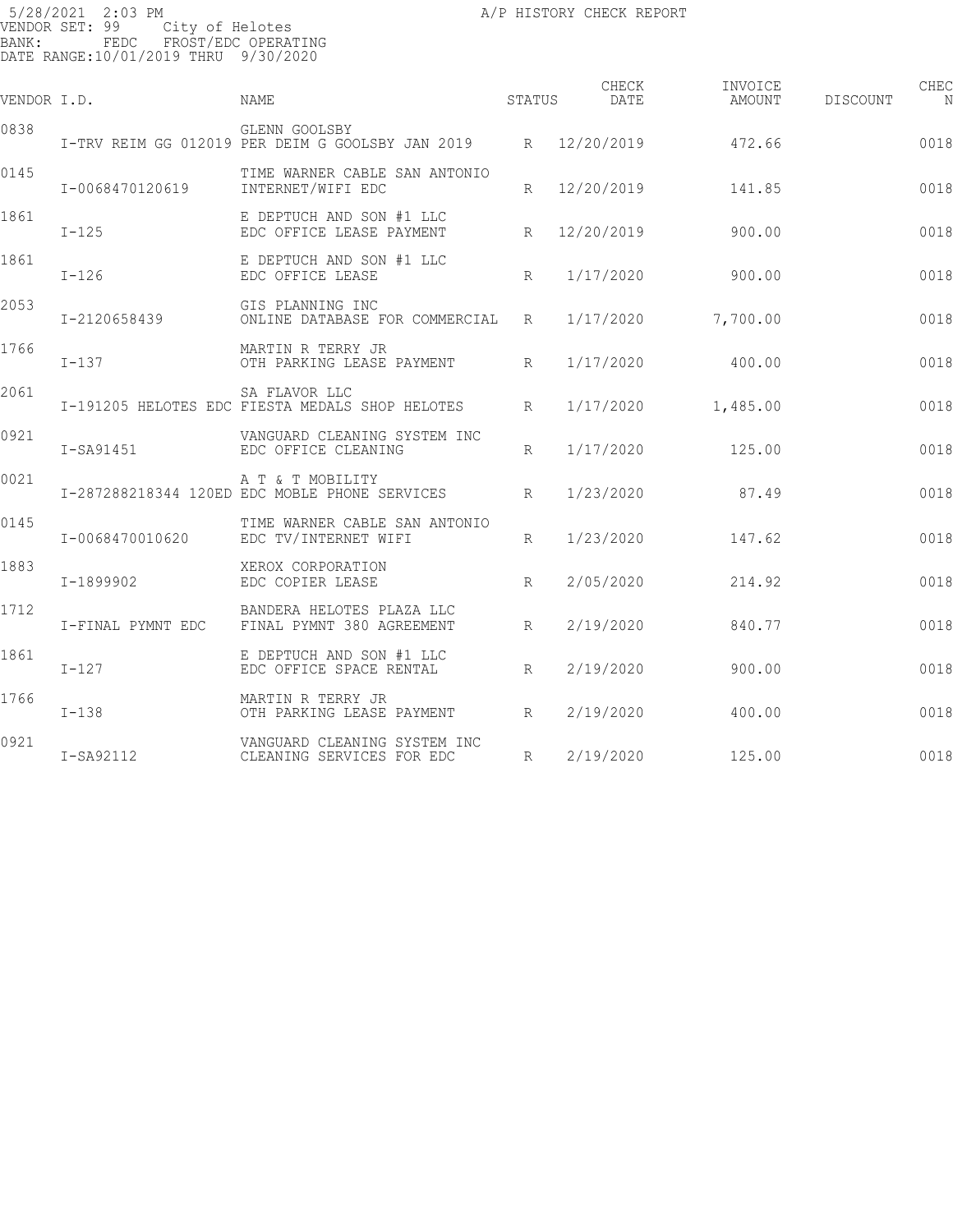5/28/2021 2:03 PM A/P HISTORY CHECK REPORT
VENDOR SET: 99 City of Helotes
BANK: FEDC FROST/EDC OPERATING
DATE RANGE:10/01/2019 THRU 9/30/2020

| VENDOR I.D. | | NAME | STATUS | CHECK DATE | INVOICE AMOUNT | DISCOUNT | CHEC N |
|---|---|---|---|---|---|---|---|
| 0838 | | GLENN GOOLSBY | | | | | |
| | I-TRV REIM GG 012019 | PER DEIM G GOOLSBY JAN 2019 | R | 12/20/2019 | 472.66 | | 0018 |
| 0145 | | TIME WARNER CABLE SAN ANTONIO | | | | | |
| | I-0068470120619 | INTERNET/WIFI EDC | R | 12/20/2019 | 141.85 | | 0018 |
| 1861 | | E DEPTUCH AND SON #1 LLC | | | | | |
| | I-125 | EDC OFFICE LEASE PAYMENT | R | 12/20/2019 | 900.00 | | 0018 |
| 1861 | | E DEPTUCH AND SON #1 LLC | | | | | |
| | I-126 | EDC OFFICE LEASE | R | 1/17/2020 | 900.00 | | 0018 |
| 2053 | | GIS PLANNING INC | | | | | |
| | I-2120658439 | ONLINE DATABASE FOR COMMERCIAL | R | 1/17/2020 | 7,700.00 | | 0018 |
| 1766 | | MARTIN R TERRY JR | | | | | |
| | I-137 | OTH PARKING LEASE PAYMENT | R | 1/17/2020 | 400.00 | | 0018 |
| 2061 | | SA FLAVOR LLC | | | | | |
| | I-191205 HELOTES EDC | FIESTA MEDALS SHOP HELOTES | R | 1/17/2020 | 1,485.00 | | 0018 |
| 0921 | | VANGUARD CLEANING SYSTEM INC | | | | | |
| | I-SA91451 | EDC OFFICE CLEANING | R | 1/17/2020 | 125.00 | | 0018 |
| 0021 | | A T & T MOBILITY | | | | | |
| | I-287288218344 120ED | EDC MOBLE PHONE SERVICES | R | 1/23/2020 | 87.49 | | 0018 |
| 0145 | | TIME WARNER CABLE SAN ANTONIO | | | | | |
| | I-0068470010620 | EDC TV/INTERNET WIFI | R | 1/23/2020 | 147.62 | | 0018 |
| 1883 | | XEROX CORPORATION | | | | | |
| | I-1899902 | EDC COPIER LEASE | R | 2/05/2020 | 214.92 | | 0018 |
| 1712 | | BANDERA HELOTES PLAZA LLC | | | | | |
| | I-FINAL PYMNT EDC | FINAL PYMNT 380 AGREEMENT | R | 2/19/2020 | 840.77 | | 0018 |
| 1861 | | E DEPTUCH AND SON #1 LLC | | | | | |
| | I-127 | EDC OFFICE SPACE RENTAL | R | 2/19/2020 | 900.00 | | 0018 |
| 1766 | | MARTIN R TERRY JR | | | | | |
| | I-138 | OTH PARKING LEASE PAYMENT | R | 2/19/2020 | 400.00 | | 0018 |
| 0921 | | VANGUARD CLEANING SYSTEM INC | | | | | |
| | I-SA92112 | CLEANING SERVICES FOR EDC | R | 2/19/2020 | 125.00 | | 0018 |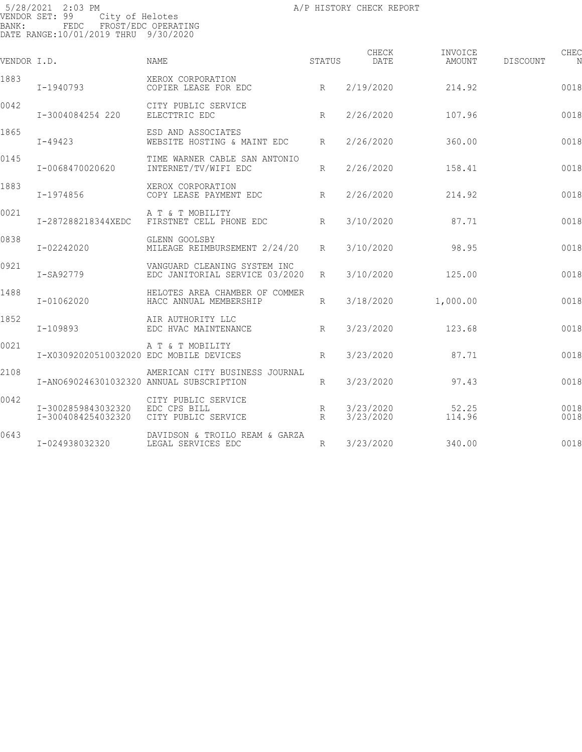5/28/2021 2:03 PM
VENDOR SET: 99 City of Helotes
BANK: FEDC FROST/EDC OPERATING
DATE RANGE:10/01/2019 THRU 9/30/2020

A/P HISTORY CHECK REPORT

| VENDOR I.D. | | NAME | STATUS | CHECK DATE | INVOICE AMOUNT | DISCOUNT | CHEC N |
|---|---|---|---|---|---|---|---|
| 1883 | | XEROX CORPORATION | | | | | |
| | I-1940793 | COPIER LEASE FOR EDC | R | 2/19/2020 | 214.92 | | 0018 |
| 0042 | | CITY PUBLIC SERVICE | | | | | |
| | I-3004084254 220 | ELECTTRIC EDC | R | 2/26/2020 | 107.96 | | 0018 |
| 1865 | | ESD AND ASSOCIATES | | | | | |
| | I-49423 | WEBSITE HOSTING & MAINT EDC | R | 2/26/2020 | 360.00 | | 0018 |
| 0145 | | TIME WARNER CABLE SAN ANTONIO | | | | | |
| | I-0068470020620 | INTERNET/TV/WIFI EDC | R | 2/26/2020 | 158.41 | | 0018 |
| 1883 | | XEROX CORPORATION | | | | | |
| | I-1974856 | COPY LEASE PAYMENT EDC | R | 2/26/2020 | 214.92 | | 0018 |
| 0021 | | A T & T MOBILITY | | | | | |
| | I-287288218344XEDC | FIRSTNET CELL PHONE EDC | R | 3/10/2020 | 87.71 | | 0018 |
| 0838 | | GLENN GOOLSBY | | | | | |
| | I-02242020 | MILEAGE REIMBURSEMENT 2/24/20 | R | 3/10/2020 | 98.95 | | 0018 |
| 0921 | | VANGUARD CLEANING SYSTEM INC | | | | | |
| | I-SA92779 | EDC JANITORIAL SERVICE 03/2020 | R | 3/10/2020 | 125.00 | | 0018 |
| 1488 | | HELOTES AREA CHAMBER OF COMMER | | | | | |
| | I-01062020 | HACC ANNUAL MEMBERSHIP | R | 3/18/2020 | 1,000.00 | | 0018 |
| 1852 | | AIR AUTHORITY LLC | | | | | |
| | I-109893 | EDC HVAC MAINTENANCE | R | 3/23/2020 | 123.68 | | 0018 |
| 0021 | | A T & T MOBILITY | | | | | |
| | I-X03092020510032020 | EDC MOBILE DEVICES | R | 3/23/2020 | 87.71 | | 0018 |
| 2108 | | AMERICAN CITY BUSINESS JOURNAL | | | | | |
| | I-ANO690246301032320 | ANNUAL SUBSCRIPTION | R | 3/23/2020 | 97.43 | | 0018 |
| 0042 | | CITY PUBLIC SERVICE | | | | | |
| | I-3002859843032320 | EDC CPS BILL | R | 3/23/2020 | 52.25 | | 0018 |
| | I-3004084254032320 | CITY PUBLIC SERVICE | R | 3/23/2020 | 114.96 | | 0018 |
| 0643 | | DAVIDSON & TROILO REAM & GARZA | | | | | |
| | I-024938032320 | LEGAL SERVICES EDC | R | 3/23/2020 | 340.00 | | 0018 |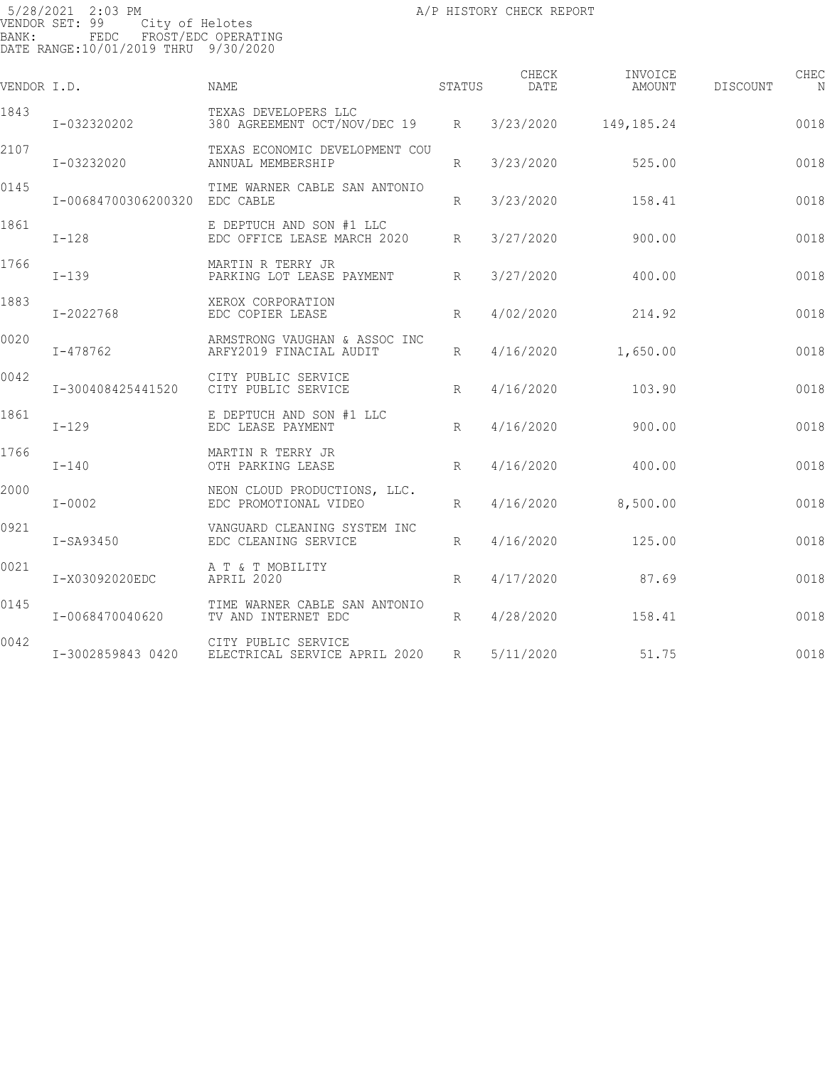5/28/2021 2:03 PM A/P HISTORY CHECK REPORT
VENDOR SET: 99 City of Helotes
BANK: FEDC FROST/EDC OPERATING
DATE RANGE:10/01/2019 THRU 9/30/2020

| VENDOR I.D. | | NAME | STATUS | CHECK DATE | INVOICE AMOUNT | DISCOUNT | CHEC N |
|---|---|---|---|---|---|---|---|
| 1843 | | TEXAS DEVELOPERS LLC | | | | | |
| | I-032320202 | 380 AGREEMENT OCT/NOV/DEC 19 | R | 3/23/2020 | 149,185.24 | | 0018 |
| 2107 | | TEXAS ECONOMIC DEVELOPMENT COU | | | | | |
| | I-03232020 | ANNUAL MEMBERSHIP | R | 3/23/2020 | 525.00 | | 0018 |
| 0145 | | TIME WARNER CABLE SAN ANTONIO | | | | | |
| | I-00684700306200320 | EDC CABLE | R | 3/23/2020 | 158.41 | | 0018 |
| 1861 | | E DEPTUCH AND SON #1 LLC | | | | | |
| | I-128 | EDC OFFICE LEASE MARCH 2020 | R | 3/27/2020 | 900.00 | | 0018 |
| 1766 | | MARTIN R TERRY JR | | | | | |
| | I-139 | PARKING LOT LEASE PAYMENT | R | 3/27/2020 | 400.00 | | 0018 |
| 1883 | | XEROX CORPORATION | | | | | |
| | I-2022768 | EDC COPIER LEASE | R | 4/02/2020 | 214.92 | | 0018 |
| 0020 | | ARMSTRONG VAUGHAN & ASSOC INC | | | | | |
| | I-478762 | ARFY2019 FINACIAL AUDIT | R | 4/16/2020 | 1,650.00 | | 0018 |
| 0042 | | CITY PUBLIC SERVICE | | | | | |
| | I-300408425441520 | CITY PUBLIC SERVICE | R | 4/16/2020 | 103.90 | | 0018 |
| 1861 | | E DEPTUCH AND SON #1 LLC | | | | | |
| | I-129 | EDC LEASE PAYMENT | R | 4/16/2020 | 900.00 | | 0018 |
| 1766 | | MARTIN R TERRY JR | | | | | |
| | I-140 | OTH PARKING LEASE | R | 4/16/2020 | 400.00 | | 0018 |
| 2000 | | NEON CLOUD PRODUCTIONS, LLC. | | | | | |
| | I-0002 | EDC PROMOTIONAL VIDEO | R | 4/16/2020 | 8,500.00 | | 0018 |
| 0921 | | VANGUARD CLEANING SYSTEM INC | | | | | |
| | I-SA93450 | EDC CLEANING SERVICE | R | 4/16/2020 | 125.00 | | 0018 |
| 0021 | | A T & T MOBILITY | | | | | |
| | I-X03092020EDC | APRIL 2020 | R | 4/17/2020 | 87.69 | | 0018 |
| 0145 | | TIME WARNER CABLE SAN ANTONIO | | | | | |
| | I-0068470040620 | TV AND INTERNET EDC | R | 4/28/2020 | 158.41 | | 0018 |
| 0042 | | CITY PUBLIC SERVICE | | | | | |
| | I-3002859843 0420 | ELECTRICAL SERVICE APRIL 2020 | R | 5/11/2020 | 51.75 | | 0018 |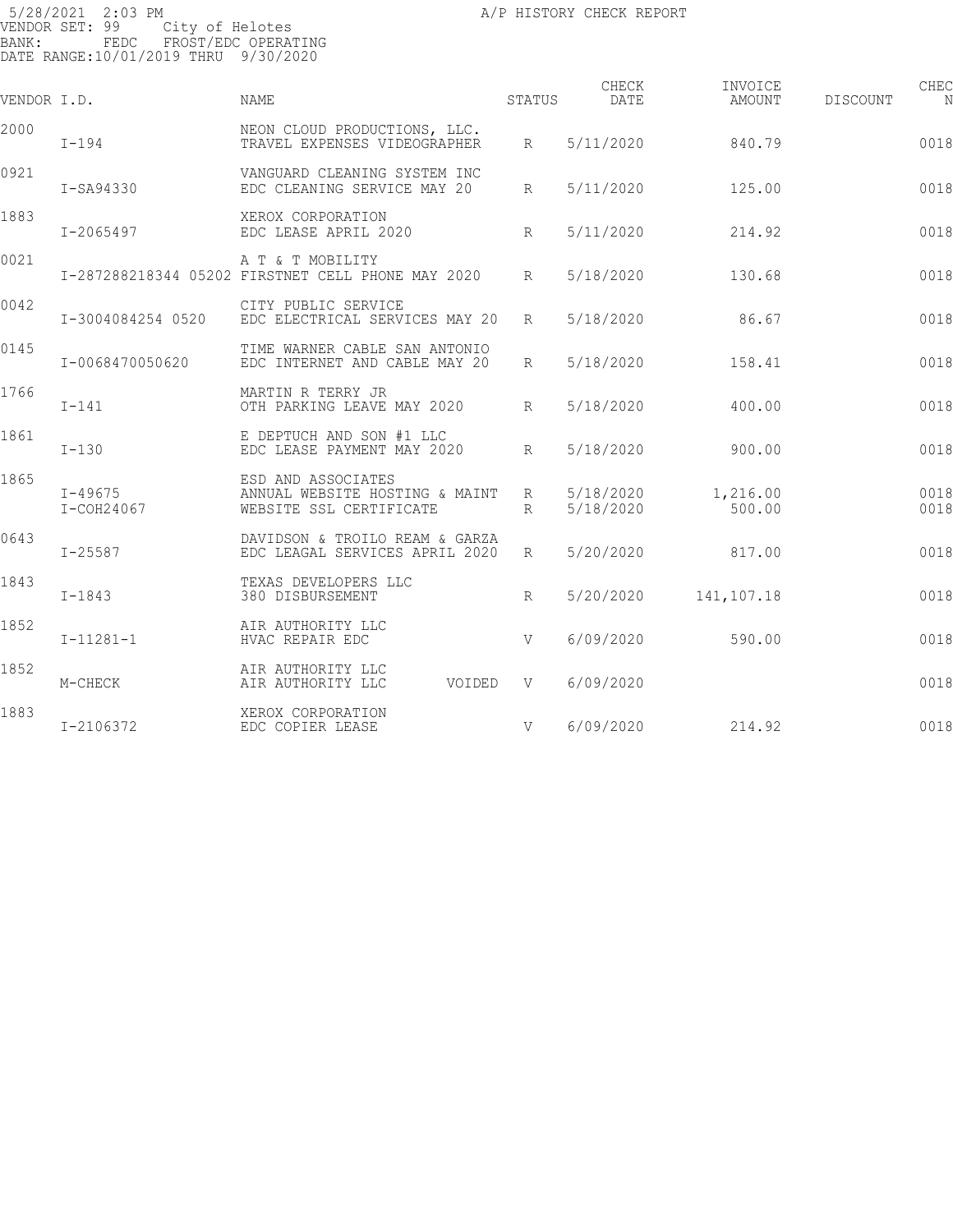5/28/2021 2:03 PM
VENDOR SET: 99 City of Helotes
BANK: FEDC FROST/EDC OPERATING
DATE RANGE:10/01/2019 THRU 9/30/2020

A/P HISTORY CHECK REPORT

| VENDOR | I.D. | NAME | STATUS | CHECK DATE | INVOICE AMOUNT | DISCOUNT | CHEC N |
|---|---|---|---|---|---|---|---|
| 2000 | | NEON CLOUD PRODUCTIONS, LLC. | | | | | |
| | I-194 | TRAVEL EXPENSES VIDEOGRAPHER | R | 5/11/2020 | 840.79 | | 0018 |
| 0921 | | VANGUARD CLEANING SYSTEM INC | | | | | |
| | I-SA94330 | EDC CLEANING SERVICE MAY 20 | R | 5/11/2020 | 125.00 | | 0018 |
| 1883 | | XEROX CORPORATION | | | | | |
| | I-2065497 | EDC LEASE APRIL 2020 | R | 5/11/2020 | 214.92 | | 0018 |
| 0021 | | A T & T MOBILITY | | | | | |
| | I-287288218344 05202 | FIRSTNET CELL PHONE MAY 2020 | R | 5/18/2020 | 130.68 | | 0018 |
| 0042 | | CITY PUBLIC SERVICE | | | | | |
| | I-3004084254 0520 | EDC ELECTRICAL SERVICES MAY 20 | R | 5/18/2020 | 86.67 | | 0018 |
| 0145 | | TIME WARNER CABLE SAN ANTONIO | | | | | |
| | I-0068470050620 | EDC INTERNET AND CABLE MAY 20 | R | 5/18/2020 | 158.41 | | 0018 |
| 1766 | | MARTIN R TERRY JR | | | | | |
| | I-141 | OTH PARKING LEAVE MAY 2020 | R | 5/18/2020 | 400.00 | | 0018 |
| 1861 | | E DEPTUCH AND SON #1 LLC | | | | | |
| | I-130 | EDC LEASE PAYMENT MAY 2020 | R | 5/18/2020 | 900.00 | | 0018 |
| 1865 | | ESD AND ASSOCIATES | | | | | |
| | I-49675 | ANNUAL WEBSITE HOSTING & MAINT | R | 5/18/2020 | 1,216.00 | | 0018 |
| | I-COH24067 | WEBSITE SSL CERTIFICATE | R | 5/18/2020 | 500.00 | | 0018 |
| 0643 | | DAVIDSON & TROILO REAM & GARZA | | | | | |
| | I-25587 | EDC LEAGAL SERVICES APRIL 2020 | R | 5/20/2020 | 817.00 | | 0018 |
| 1843 | | TEXAS DEVELOPERS LLC | | | | | |
| | I-1843 | 380 DISBURSEMENT | R | 5/20/2020 | 141,107.18 | | 0018 |
| 1852 | | AIR AUTHORITY LLC | | | | | |
| | I-11281-1 | HVAC REPAIR EDC | V | 6/09/2020 | 590.00 | | 0018 |
| 1852 | | AIR AUTHORITY LLC | | | | | |
| | M-CHECK | AIR AUTHORITY LLC VOIDED | V | 6/09/2020 | | | 0018 |
| 1883 | | XEROX CORPORATION | | | | | |
| | I-2106372 | EDC COPIER LEASE | V | 6/09/2020 | 214.92 | | 0018 |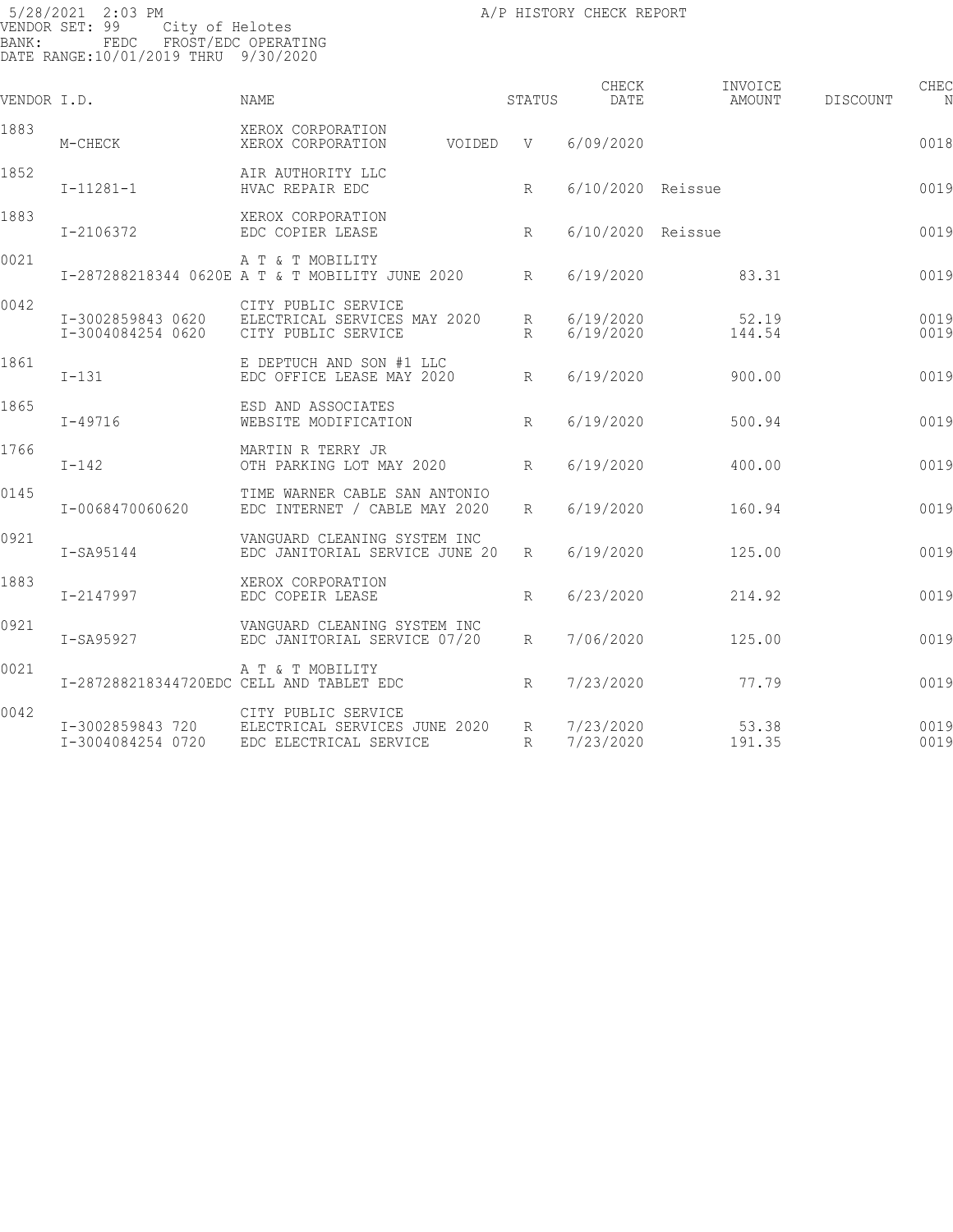5/28/2021 2:03 PM
A/P HISTORY CHECK REPORT

VENDOR SET: 99 City of Helotes
BANK: FEDC FROST/EDC OPERATING
DATE RANGE:10/01/2019 THRU 9/30/2020

| VENDOR I.D. | | NAME | | STATUS | CHECK DATE | INVOICE AMOUNT | DISCOUNT | CHEC N |
|---|---|---|---|---|---|---|---|---|
| 1883 | | XEROX CORPORATION | | | | | | |
| | M-CHECK | XEROX CORPORATION | VOIDED | V | 6/09/2020 | | | 0018 |
| 1852 | | AIR AUTHORITY LLC | | | | | | |
| | I-11281-1 | HVAC REPAIR EDC | | R | 6/10/2020 | Reissue | | 0019 |
| 1883 | | XEROX CORPORATION | | | | | | |
| | I-2106372 | EDC COPIER LEASE | | R | 6/10/2020 | Reissue | | 0019 |
| 0021 | | A T & T MOBILITY | | | | | | |
| | I-287288218344 0620E | A T & T MOBILITY JUNE 2020 | | R | 6/19/2020 | 83.31 | | 0019 |
| 0042 | | CITY PUBLIC SERVICE | | | | | | |
| | I-3002859843 0620 | ELECTRICAL SERVICES MAY 2020 | | R | 6/19/2020 | 52.19 | | 0019 |
| | I-3004084254 0620 | CITY PUBLIC SERVICE | | R | 6/19/2020 | 144.54 | | 0019 |
| 1861 | | E DEPTUCH AND SON #1 LLC | | | | | | |
| | I-131 | EDC OFFICE LEASE MAY 2020 | | R | 6/19/2020 | 900.00 | | 0019 |
| 1865 | | ESD AND ASSOCIATES | | | | | | |
| | I-49716 | WEBSITE MODIFICATION | | R | 6/19/2020 | 500.94 | | 0019 |
| 1766 | | MARTIN R TERRY JR | | | | | | |
| | I-142 | OTH PARKING LOT MAY 2020 | | R | 6/19/2020 | 400.00 | | 0019 |
| 0145 | | TIME WARNER CABLE SAN ANTONIO | | | | | | |
| | I-0068470060620 | EDC INTERNET / CABLE MAY 2020 | | R | 6/19/2020 | 160.94 | | 0019 |
| 0921 | | VANGUARD CLEANING SYSTEM INC | | | | | | |
| | I-SA95144 | EDC JANITORIAL SERVICE JUNE 20 | | R | 6/19/2020 | 125.00 | | 0019 |
| 1883 | | XEROX CORPORATION | | | | | | |
| | I-2147997 | EDC COPEIR LEASE | | R | 6/23/2020 | 214.92 | | 0019 |
| 0921 | | VANGUARD CLEANING SYSTEM INC | | | | | | |
| | I-SA95927 | EDC JANITORIAL SERVICE 07/20 | | R | 7/06/2020 | 125.00 | | 0019 |
| 0021 | | A T & T MOBILITY | | | | | | |
| | I-287288218344720EDC | CELL AND TABLET EDC | | R | 7/23/2020 | 77.79 | | 0019 |
| 0042 | | CITY PUBLIC SERVICE | | | | | | |
| | I-3002859843 720 | ELECTRICAL SERVICES JUNE 2020 | | R | 7/23/2020 | 53.38 | | 0019 |
| | I-3004084254 0720 | EDC ELECTRICAL SERVICE | | R | 7/23/2020 | 191.35 | | 0019 |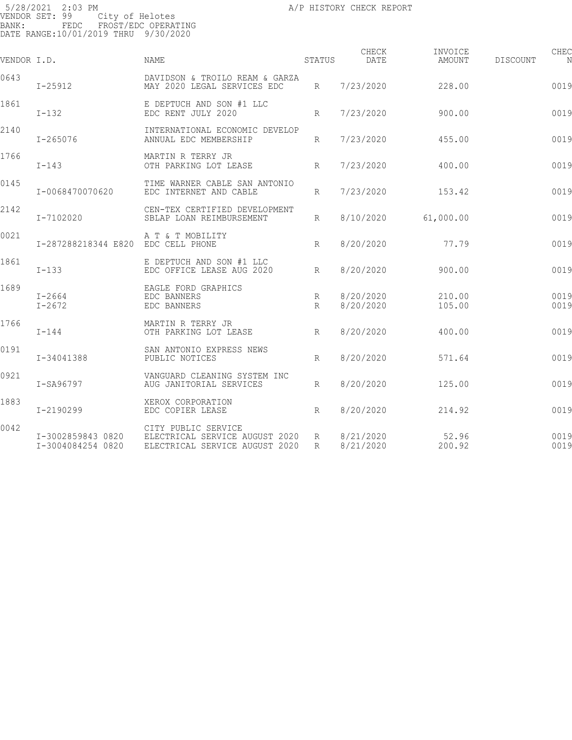5/28/2021 2:03 PM
VENDOR SET: 99 City of Helotes
BANK: FEDC FROST/EDC OPERATING
DATE RANGE:10/01/2019 THRU 9/30/2020

A/P HISTORY CHECK REPORT

| VENDOR I.D. | | NAME | STATUS | CHECK DATE | INVOICE AMOUNT | DISCOUNT | CHEC N |
|---|---|---|---|---|---|---|---|
| 0643 | | DAVIDSON & TROILO REAM & GARZA | | | | | |
| | I-25912 | MAY 2020 LEGAL SERVICES EDC | R | 7/23/2020 | 228.00 | | 0019 |
| 1861 | | E DEPTUCH AND SON #1 LLC | | | | | |
| | I-132 | EDC RENT JULY 2020 | R | 7/23/2020 | 900.00 | | 0019 |
| 2140 | | INTERNATIONAL ECONOMIC DEVELOP | | | | | |
| | I-265076 | ANNUAL EDC MEMBERSHIP | R | 7/23/2020 | 455.00 | | 0019 |
| 1766 | | MARTIN R TERRY JR | | | | | |
| | I-143 | OTH PARKING LOT LEASE | R | 7/23/2020 | 400.00 | | 0019 |
| 0145 | | TIME WARNER CABLE SAN ANTONIO | | | | | |
| | I-0068470070620 | EDC INTERNET AND CABLE | R | 7/23/2020 | 153.42 | | 0019 |
| 2142 | | CEN-TEX CERTIFIED DEVELOPMENT | | | | | |
| | I-7102020 | SBLAP LOAN REIMBURSEMENT | R | 8/10/2020 | 61,000.00 | | 0019 |
| 0021 | | A T & T MOBILITY | | | | | |
| | I-287288218344 E820 | EDC CELL PHONE | R | 8/20/2020 | 77.79 | | 0019 |
| 1861 | | E DEPTUCH AND SON #1 LLC | | | | | |
| | I-133 | EDC OFFICE LEASE AUG 2020 | R | 8/20/2020 | 900.00 | | 0019 |
| 1689 | | EAGLE FORD GRAPHICS | | | | | |
| | I-2664 | EDC BANNERS | R | 8/20/2020 | 210.00 | | 0019 |
| | I-2672 | EDC BANNERS | R | 8/20/2020 | 105.00 | | 0019 |
| 1766 | | MARTIN R TERRY JR | | | | | |
| | I-144 | OTH PARKING LOT LEASE | R | 8/20/2020 | 400.00 | | 0019 |
| 0191 | | SAN ANTONIO EXPRESS NEWS | | | | | |
| | I-34041388 | PUBLIC NOTICES | R | 8/20/2020 | 571.64 | | 0019 |
| 0921 | | VANGUARD CLEANING SYSTEM INC | | | | | |
| | I-SA96797 | AUG JANITORIAL SERVICES | R | 8/20/2020 | 125.00 | | 0019 |
| 1883 | | XEROX CORPORATION | | | | | |
| | I-2190299 | EDC COPIER LEASE | R | 8/20/2020 | 214.92 | | 0019 |
| 0042 | | CITY PUBLIC SERVICE | | | | | |
| | I-3002859843 0820 | ELECTRICAL SERVICE AUGUST 2020 | R | 8/21/2020 | 52.96 | | 0019 |
| | I-3004084254 0820 | ELECTRICAL SERVICE AUGUST 2020 | R | 8/21/2020 | 200.92 | | 0019 |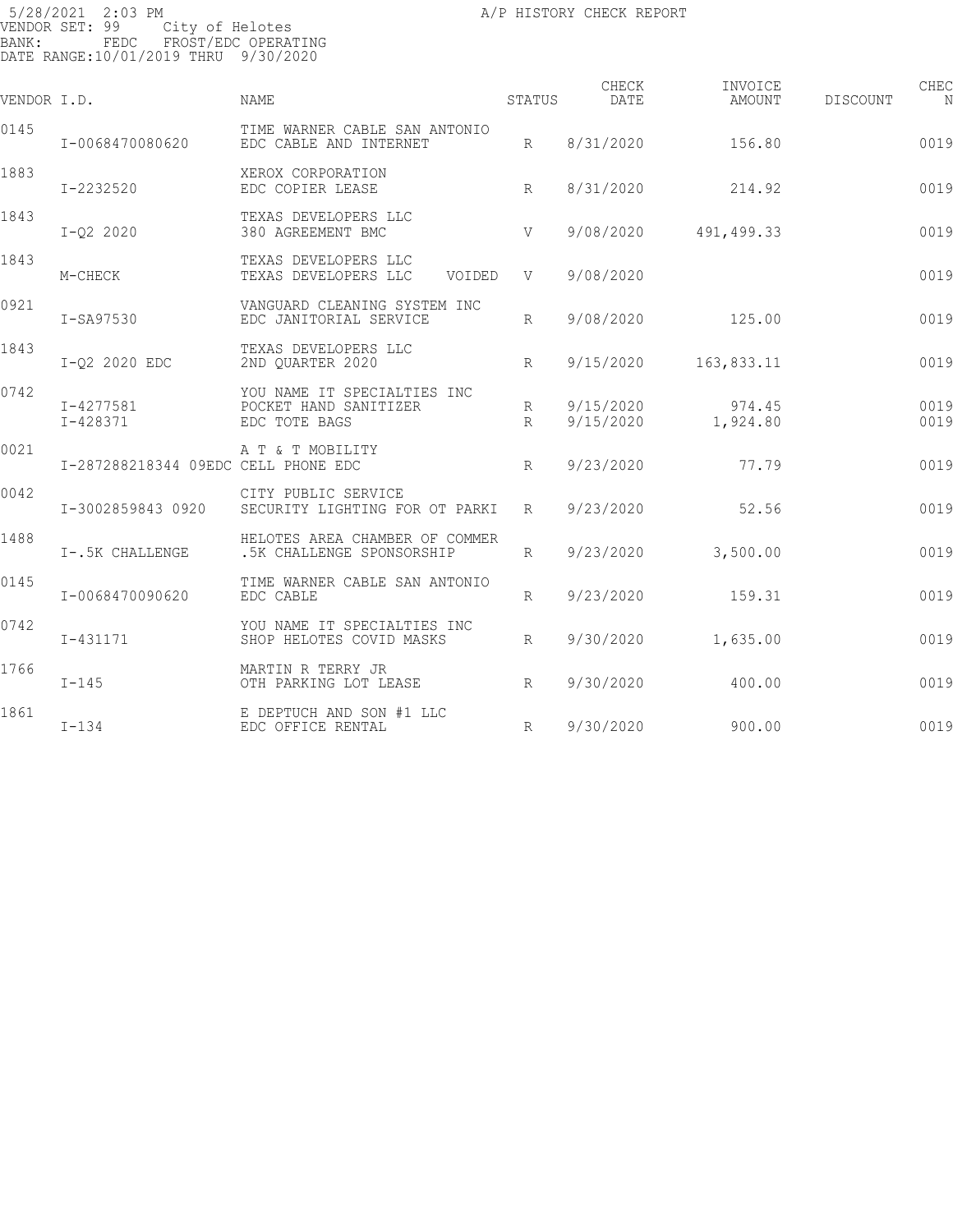5/28/2021 2:03 PM
VENDOR SET: 99 City of Helotes
BANK: FEDC FROST/EDC OPERATING
DATE RANGE:10/01/2019 THRU 9/30/2020

A/P HISTORY CHECK REPORT

| VENDOR I.D. | | NAME | STATUS | CHECK DATE | INVOICE AMOUNT | DISCOUNT | CHEC N |
|---|---|---|---|---|---|---|---|
| 0145 | | TIME WARNER CABLE SAN ANTONIO | | | | | |
| | I-0068470080620 | EDC CABLE AND INTERNET | R | 8/31/2020 | 156.80 | | 0019 |
| 1883 | | XEROX CORPORATION | | | | | |
| | I-2232520 | EDC COPIER LEASE | R | 8/31/2020 | 214.92 | | 0019 |
| 1843 | | TEXAS DEVELOPERS LLC | | | | | |
| | I-Q2 2020 | 380 AGREEMENT BMC | V | 9/08/2020 | 491,499.33 | | 0019 |
| 1843 | | TEXAS DEVELOPERS LLC | | | | | |
| | M-CHECK | TEXAS DEVELOPERS LLC VOIDED | V | 9/08/2020 | | | 0019 |
| 0921 | | VANGUARD CLEANING SYSTEM INC | | | | | |
| | I-SA97530 | EDC JANITORIAL SERVICE | R | 9/08/2020 | 125.00 | | 0019 |
| 1843 | | TEXAS DEVELOPERS LLC | | | | | |
| | I-Q2 2020 EDC | 2ND QUARTER 2020 | R | 9/15/2020 | 163,833.11 | | 0019 |
| 0742 | | YOU NAME IT SPECIALTIES INC | | | | | |
| | I-4277581 | POCKET HAND SANITIZER | R | 9/15/2020 | 974.45 | | 0019 |
| | I-428371 | EDC TOTE BAGS | R | 9/15/2020 | 1,924.80 | | 0019 |
| 0021 | | A T & T MOBILITY | | | | | |
| | I-287288218344 09EDC | CELL PHONE EDC | R | 9/23/2020 | 77.79 | | 0019 |
| 0042 | | CITY PUBLIC SERVICE | | | | | |
| | I-3002859843 0920 | SECURITY LIGHTING FOR OT PARKI | R | 9/23/2020 | 52.56 | | 0019 |
| 1488 | | HELOTES AREA CHAMBER OF COMMER | | | | | |
| | I-.5K CHALLENGE | .5K CHALLENGE SPONSORSHIP | R | 9/23/2020 | 3,500.00 | | 0019 |
| 0145 | | TIME WARNER CABLE SAN ANTONIO | | | | | |
| | I-0068470090620 | EDC CABLE | R | 9/23/2020 | 159.31 | | 0019 |
| 0742 | | YOU NAME IT SPECIALTIES INC | | | | | |
| | I-431171 | SHOP HELOTES COVID MASKS | R | 9/30/2020 | 1,635.00 | | 0019 |
| 1766 | | MARTIN R TERRY JR | | | | | |
| | I-145 | OTH PARKING LOT LEASE | R | 9/30/2020 | 400.00 | | 0019 |
| 1861 | | E DEPTUCH AND SON #1 LLC | | | | | |
| | I-134 | EDC OFFICE RENTAL | R | 9/30/2020 | 900.00 | | 0019 |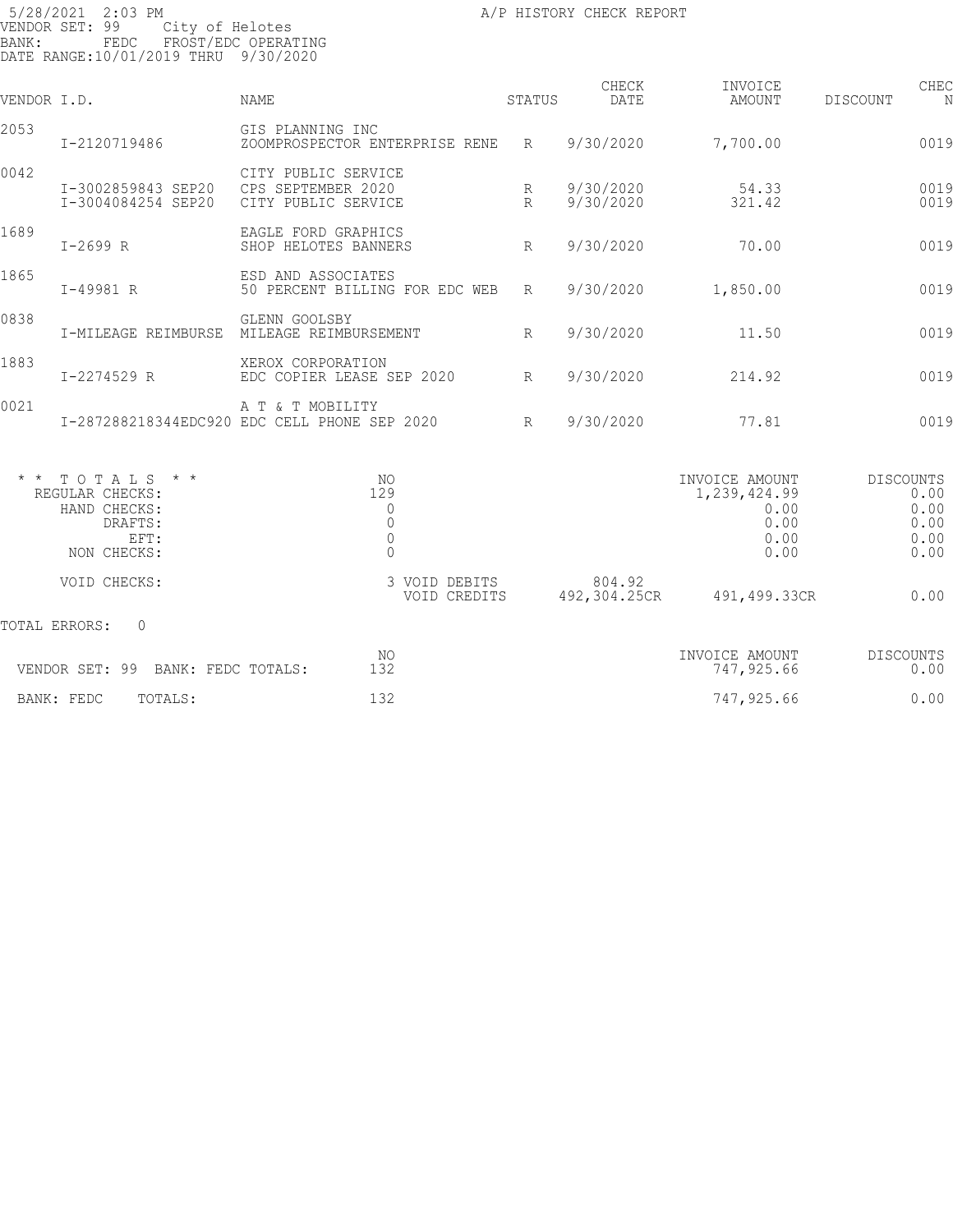5/28/2021 2:03 PM
VENDOR SET: 99 City of Helotes
BANK: FEDC FROST/EDC OPERATING
DATE RANGE:10/01/2019 THRU 9/30/2020

A/P HISTORY CHECK REPORT

| VENDOR I.D. | | NAME | STATUS | CHECK DATE | INVOICE AMOUNT | DISCOUNT | CHEC N |
|---|---|---|---|---|---|---|---|
| 2053 | | GIS PLANNING INC | | | | | |
| | I-2120719486 | ZOOMPROSPECTOR ENTERPRISE RENE | R | 9/30/2020 | 7,700.00 | | 0019 |
| 0042 | | CITY PUBLIC SERVICE | | | | | |
| | I-3002859843 SEP20 | CPS SEPTEMBER 2020 | R | 9/30/2020 | 54.33 | | 0019 |
| | I-3004084254 SEP20 | CITY PUBLIC SERVICE | R | 9/30/2020 | 321.42 | | 0019 |
| 1689 | | EAGLE FORD GRAPHICS | | | | | |
| | I-2699 R | SHOP HELOTES BANNERS | R | 9/30/2020 | 70.00 | | 0019 |
| 1865 | | ESD AND ASSOCIATES | | | | | |
| | I-49981 R | 50 PERCENT BILLING FOR EDC WEB | R | 9/30/2020 | 1,850.00 | | 0019 |
| 0838 | | GLENN GOOLSBY | | | | | |
| | I-MILEAGE REIMBURSE | MILEAGE REIMBURSEMENT | R | 9/30/2020 | 11.50 | | 0019 |
| 1883 | | XEROX CORPORATION | | | | | |
| | I-2274529 R | EDC COPIER LEASE SEP 2020 | R | 9/30/2020 | 214.92 | | 0019 |
| 0021 | | A T & T MOBILITY | | | | | |
| | I-287288218344EDC920 | EDC CELL PHONE SEP 2020 | R | 9/30/2020 | 77.81 | | 0019 |

| * * T O T A L S * * | NO | | | INVOICE AMOUNT | DISCOUNTS |
|---|---|---|---|---|---|
| REGULAR CHECKS: | 129 | | | 1,239,424.99 | 0.00 |
| HAND CHECKS: | 0 | | | 0.00 | 0.00 |
| DRAFTS: | 0 | | | 0.00 | 0.00 |
| EFT: | 0 | | | 0.00 | 0.00 |
| NON CHECKS: | 0 | | | 0.00 | 0.00 |
| VOID CHECKS: | 3 | VOID DEBITS | 804.92 | | |
| | | VOID CREDITS | 492,304.25CR | 491,499.33CR | 0.00 |

TOTAL ERRORS: 0

| | NO | INVOICE AMOUNT | DISCOUNTS |
|---|---|---|---|
| VENDOR SET: 99 BANK: FEDC TOTALS: | 132 | 747,925.66 | 0.00 |
| BANK: FEDC TOTALS: | 132 | 747,925.66 | 0.00 |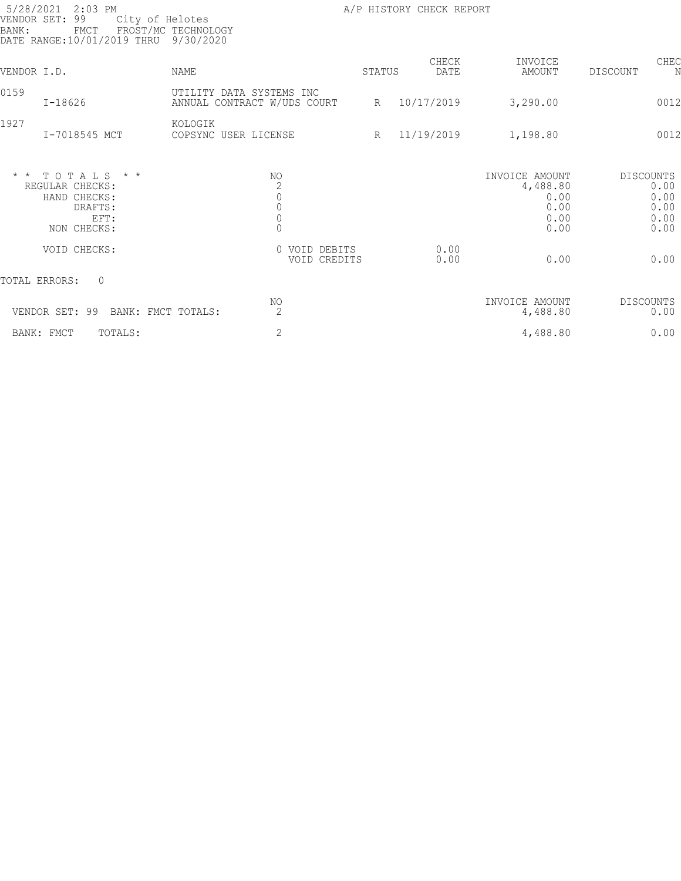5/28/2021 2:03 PM
A/P HISTORY CHECK REPORT
VENDOR SET: 99 City of Helotes
BANK: FMCT FROST/MC TECHNOLOGY
DATE RANGE:10/01/2019 THRU 9/30/2020

| VENDOR I.D. | NAME | STATUS | CHECK DATE | INVOICE AMOUNT | DISCOUNT | CHEC N |
|---|---|---|---|---|---|---|
| 0159 | UTILITY DATA SYSTEMS INC | | | | | |
| I-18626 | ANNUAL CONTRACT W/UDS COURT | R | 10/17/2019 | 3,290.00 | | 0012 |
| 1927 | KOLOGIK | | | | | |
| I-7018545 MCT | COPSYNC USER LICENSE | R | 11/19/2019 | 1,198.80 | | 0012 |

| * * T O T A L S * * | NO | | | INVOICE AMOUNT | DISCOUNTS |
|---|---|---|---|---|---|
| REGULAR CHECKS: | 2 | | | 4,488.80 | 0.00 |
| HAND CHECKS: | 0 | | | 0.00 | 0.00 |
| DRAFTS: | 0 | | | 0.00 | 0.00 |
| EFT: | 0 | | | 0.00 | 0.00 |
| NON CHECKS: | 0 | | | 0.00 | 0.00 |
| VOID CHECKS: | 0 | VOID DEBITS | 0.00 | | |
| | | VOID CREDITS | 0.00 | 0.00 | 0.00 |

TOTAL ERRORS: 0

| | NO | INVOICE AMOUNT | DISCOUNTS |
|---|---|---|---|
| VENDOR SET: 99 BANK: FMCT TOTALS: | 2 | 4,488.80 | 0.00 |
| BANK: FMCT TOTALS: | 2 | 4,488.80 | 0.00 |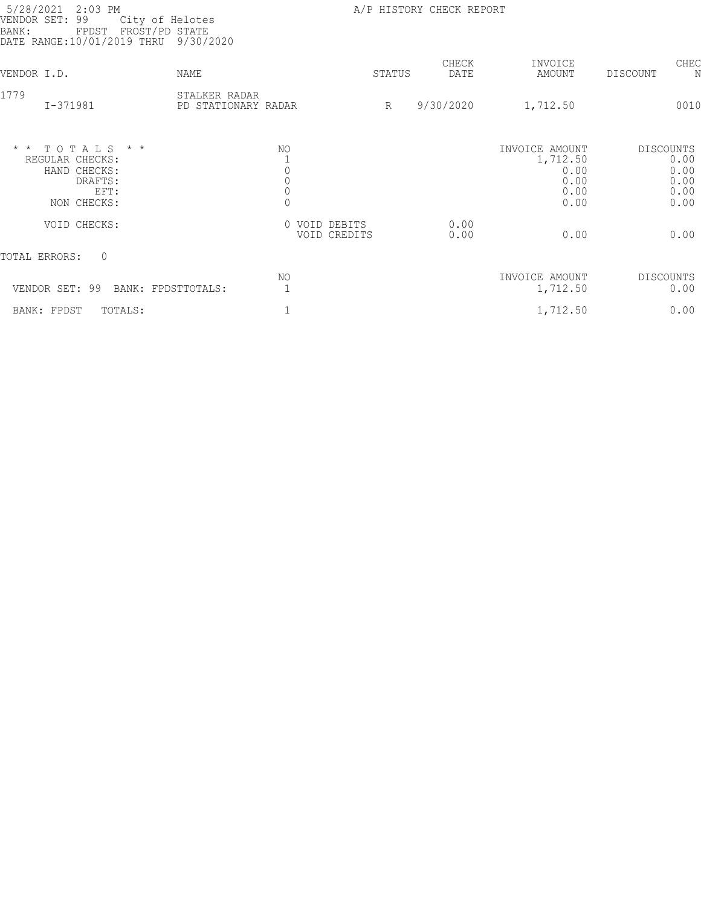5/28/2021 2:03 PM
VENDOR SET: 99 City of Helotes
BANK: FPDST FROST/PD STATE
DATE RANGE:10/01/2019 THRU 9/30/2020

A/P HISTORY CHECK REPORT

| VENDOR I.D. | NAME | STATUS | CHECK DATE | INVOICE AMOUNT | DISCOUNT | CHEC N |
|---|---|---|---|---|---|---|
| 1779 | STALKER RADAR | | | | | |
| I-371981 | PD STATIONARY RADAR | R | 9/30/2020 | 1,712.50 | | 0010 |

| * * T O T A L S * * | NO | | | INVOICE AMOUNT | DISCOUNTS |
|---|---|---|---|---|---|
| REGULAR CHECKS: | 1 | | | 1,712.50 | 0.00 |
| HAND CHECKS: | 0 | | | 0.00 | 0.00 |
| DRAFTS: | 0 | | | 0.00 | 0.00 |
| EFT: | 0 | | | 0.00 | 0.00 |
| NON CHECKS: | 0 | | | 0.00 | 0.00 |
| VOID CHECKS: | 0 | VOID DEBITS | 0.00 | | |
| | | VOID CREDITS | 0.00 | 0.00 | 0.00 |

TOTAL ERRORS: 0

| | NO | INVOICE AMOUNT | DISCOUNTS |
|---|---|---|---|
| VENDOR SET: 99 BANK: FPDSTTOTALS: | 1 | 1,712.50 | 0.00 |
| BANK: FPDST TOTALS: | 1 | 1,712.50 | 0.00 |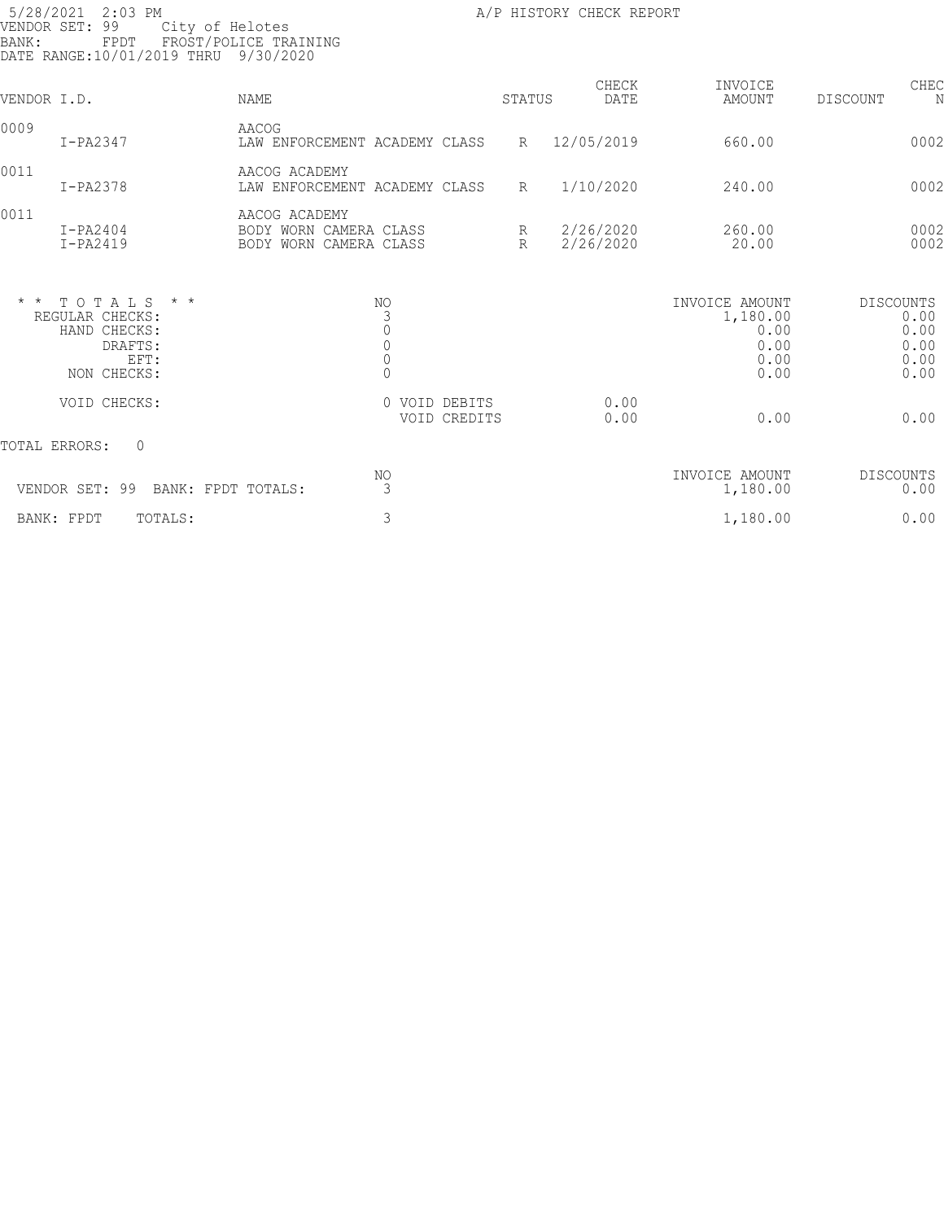5/28/2021 2:03 PM
VENDOR SET: 99 City of Helotes
BANK: FPDT FROST/POLICE TRAINING
DATE RANGE:10/01/2019 THRU 9/30/2020

A/P HISTORY CHECK REPORT

| VENDOR I.D. | NAME | STATUS | CHECK DATE | INVOICE AMOUNT | DISCOUNT | CHEC N |
|---|---|---|---|---|---|---|
| 0009 | AACOG | | | | | |
| I-PA2347 | LAW ENFORCEMENT ACADEMY CLASS | R | 12/05/2019 | 660.00 | | 0002 |
| 0011 | AACOG ACADEMY | | | | | |
| I-PA2378 | LAW ENFORCEMENT ACADEMY CLASS | R | 1/10/2020 | 240.00 | | 0002 |
| 0011 | AACOG ACADEMY | | | | | |
| I-PA2404 | BODY WORN CAMERA CLASS | R | 2/26/2020 | 260.00 | | 0002 |
| I-PA2419 | BODY WORN CAMERA CLASS | R | 2/26/2020 | 20.00 | | 0002 |

| * * T O T A L S * * | NO | | | INVOICE AMOUNT | DISCOUNTS |
|---|---|---|---|---|---|
| REGULAR CHECKS: | 3 | | | 1,180.00 | 0.00 |
| HAND CHECKS: | 0 | | | 0.00 | 0.00 |
| DRAFTS: | 0 | | | 0.00 | 0.00 |
| EFT: | 0 | | | 0.00 | 0.00 |
| NON CHECKS: | 0 | | | 0.00 | 0.00 |
| VOID CHECKS: | 0 | VOID DEBITS | 0.00 | | |
| | | VOID CREDITS | 0.00 | 0.00 | 0.00 |

TOTAL ERRORS: 0

| | NO | INVOICE AMOUNT | DISCOUNTS |
|---|---|---|---|
| VENDOR SET: 99 BANK: FPDT TOTALS: | 3 | 1,180.00 | 0.00 |
| BANK: FPDT TOTALS: | 3 | 1,180.00 | 0.00 |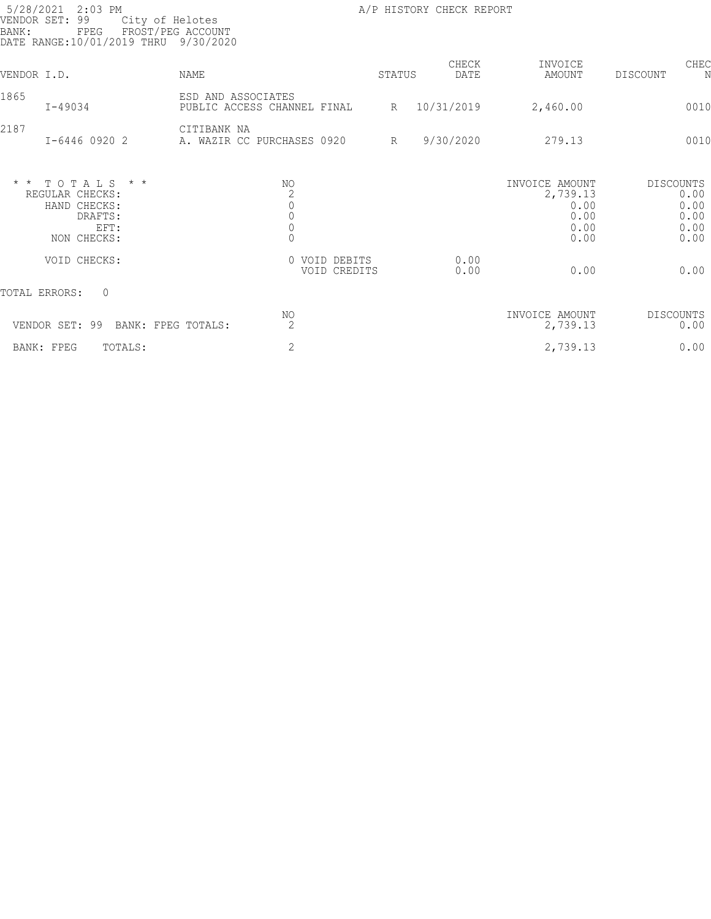5/28/2021 2:03 PM
VENDOR SET: 99 City of Helotes
BANK: FPEG FROST/PEG ACCOUNT
DATE RANGE:10/01/2019 THRU 9/30/2020

A/P HISTORY CHECK REPORT

| VENDOR I.D. | NAME | STATUS | CHECK DATE | INVOICE AMOUNT | DISCOUNT | CHEC N |
|---|---|---|---|---|---|---|
| 1865 | ESD AND ASSOCIATES | | | | | |
| I-49034 | PUBLIC ACCESS CHANNEL FINAL | R | 10/31/2019 | 2,460.00 | | 0010 |
| 2187 | CITIBANK NA | | | | | |
| I-6446 0920 2 | A. WAZIR CC PURCHASES 0920 | R | 9/30/2020 | 279.13 | | 0010 |

| * * T O T A L S * * | NO | | | INVOICE AMOUNT | DISCOUNTS |
|---|---|---|---|---|---|
| REGULAR CHECKS: | 2 | | | 2,739.13 | 0.00 |
| HAND CHECKS: | 0 | | | 0.00 | 0.00 |
| DRAFTS: | 0 | | | 0.00 | 0.00 |
| EFT: | 0 | | | 0.00 | 0.00 |
| NON CHECKS: | 0 | | | 0.00 | 0.00 |
| VOID CHECKS: | 0 | VOID DEBITS | 0.00 | | |
| | | VOID CREDITS | 0.00 | 0.00 | 0.00 |

TOTAL ERRORS: 0

| | NO | INVOICE AMOUNT | DISCOUNTS |
|---|---|---|---|
| VENDOR SET: 99 BANK: FPEG TOTALS: | 2 | 2,739.13 | 0.00 |
| BANK: FPEG TOTALS: | 2 | 2,739.13 | 0.00 |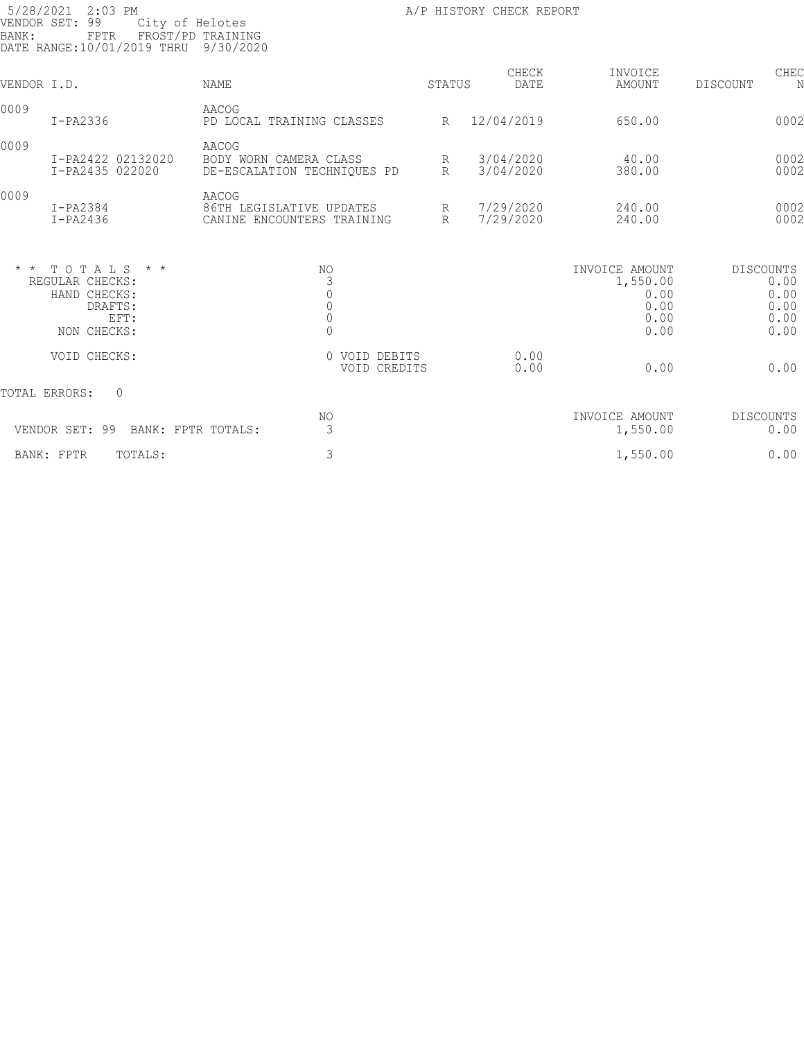5/28/2021 2:03 PM
VENDOR SET: 99 City of Helotes
BANK: FPTR FROST/PD TRAINING
DATE RANGE:10/01/2019 THRU 9/30/2020

A/P HISTORY CHECK REPORT

| VENDOR I.D. | NAME | STATUS | CHECK DATE | INVOICE AMOUNT | DISCOUNT | CHEC N |
|---|---|---|---|---|---|---|
| 0009 | AACOG | | | | | |
| I-PA2336 | PD LOCAL TRAINING CLASSES | R | 12/04/2019 | 650.00 | | 0002 |
| 0009 | AACOG | | | | | |
| I-PA2422 02132020 | BODY WORN CAMERA CLASS | R | 3/04/2020 | 40.00 | | 0002 |
| I-PA2435 022020 | DE-ESCALATION TECHNIQUES PD | R | 3/04/2020 | 380.00 | | 0002 |
| 0009 | AACOG | | | | | |
| I-PA2384 | 86TH LEGISLATIVE UPDATES | R | 7/29/2020 | 240.00 | | 0002 |
| I-PA2436 | CANINE ENCOUNTERS TRAINING | R | 7/29/2020 | 240.00 | | 0002 |

| * * T O T A L S * * | NO | | | INVOICE AMOUNT | DISCOUNTS |
|---|---|---|---|---|---|
| REGULAR CHECKS: | 3 | | | 1,550.00 | 0.00 |
| HAND CHECKS: | 0 | | | 0.00 | 0.00 |
| DRAFTS: | 0 | | | 0.00 | 0.00 |
| EFT: | 0 | | | 0.00 | 0.00 |
| NON CHECKS: | 0 | | | 0.00 | 0.00 |
| VOID CHECKS: | 0 | VOID DEBITS | 0.00 | | |
| | | VOID CREDITS | 0.00 | 0.00 | 0.00 |

TOTAL ERRORS: 0

| | NO | INVOICE AMOUNT | DISCOUNTS |
|---|---|---|---|
| VENDOR SET: 99 BANK: FPTR TOTALS: | 3 | 1,550.00 | 0.00 |
| BANK: FPTR TOTALS: | 3 | 1,550.00 | 0.00 |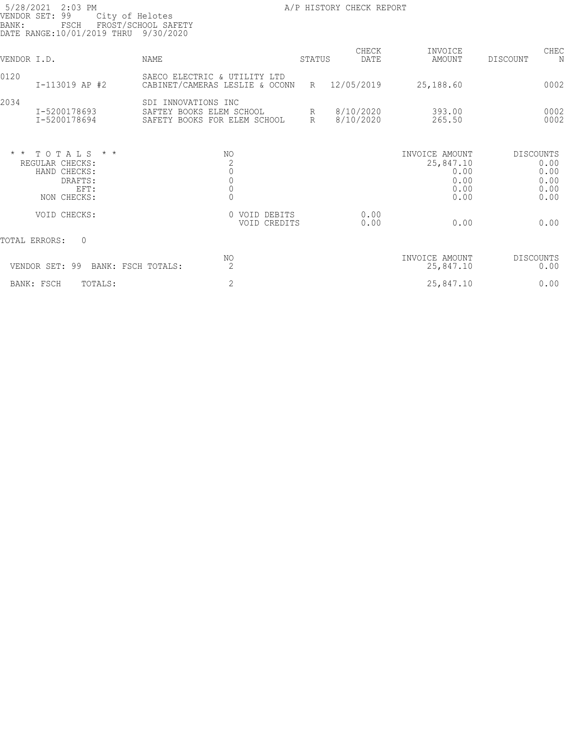5/28/2021 2:03 PM
A/P HISTORY CHECK REPORT

VENDOR SET: 99 City of Helotes
BANK: FSCH FROST/SCHOOL SAFETY
DATE RANGE:10/01/2019 THRU 9/30/2020

| VENDOR I.D. | | NAME | STATUS | CHECK DATE | INVOICE AMOUNT | DISCOUNT | CHEC N |
|---|---|---|---|---|---|---|---|
| 0120 | | SAECO ELECTRIC & UTILITY LTD | | | | | |
| | I-113019 AP #2 | CABINET/CAMERAS LESLIE & OCONN | R | 12/05/2019 | 25,188.60 | | 0002 |
| 2034 | | SDI INNOVATIONS INC | | | | | |
| | I-5200178693 | SAFTEY BOOKS ELEM SCHOOL | R | 8/10/2020 | 393.00 | | 0002 |
| | I-5200178694 | SAFETY BOOKS FOR ELEM SCHOOL | R | 8/10/2020 | 265.50 | | 0002 |

| * * T O T A L S * * | NO | | | INVOICE AMOUNT | DISCOUNTS |
|---|---|---|---|---|---|
| REGULAR CHECKS: | 2 | | | 25,847.10 | 0.00 |
| HAND CHECKS: | 0 | | | 0.00 | 0.00 |
| DRAFTS: | 0 | | | 0.00 | 0.00 |
| EFT: | 0 | | | 0.00 | 0.00 |
| NON CHECKS: | 0 | | | 0.00 | 0.00 |
| VOID CHECKS: | 0 | VOID DEBITS | 0.00 | | |
| | | VOID CREDITS | 0.00 | 0.00 | 0.00 |

TOTAL ERRORS: 0

| | NO | INVOICE AMOUNT | DISCOUNTS |
|---|---|---|---|
| VENDOR SET: 99 BANK: FSCH TOTALS: | 2 | 25,847.10 | 0.00 |
| BANK: FSCH TOTALS: | 2 | 25,847.10 | 0.00 |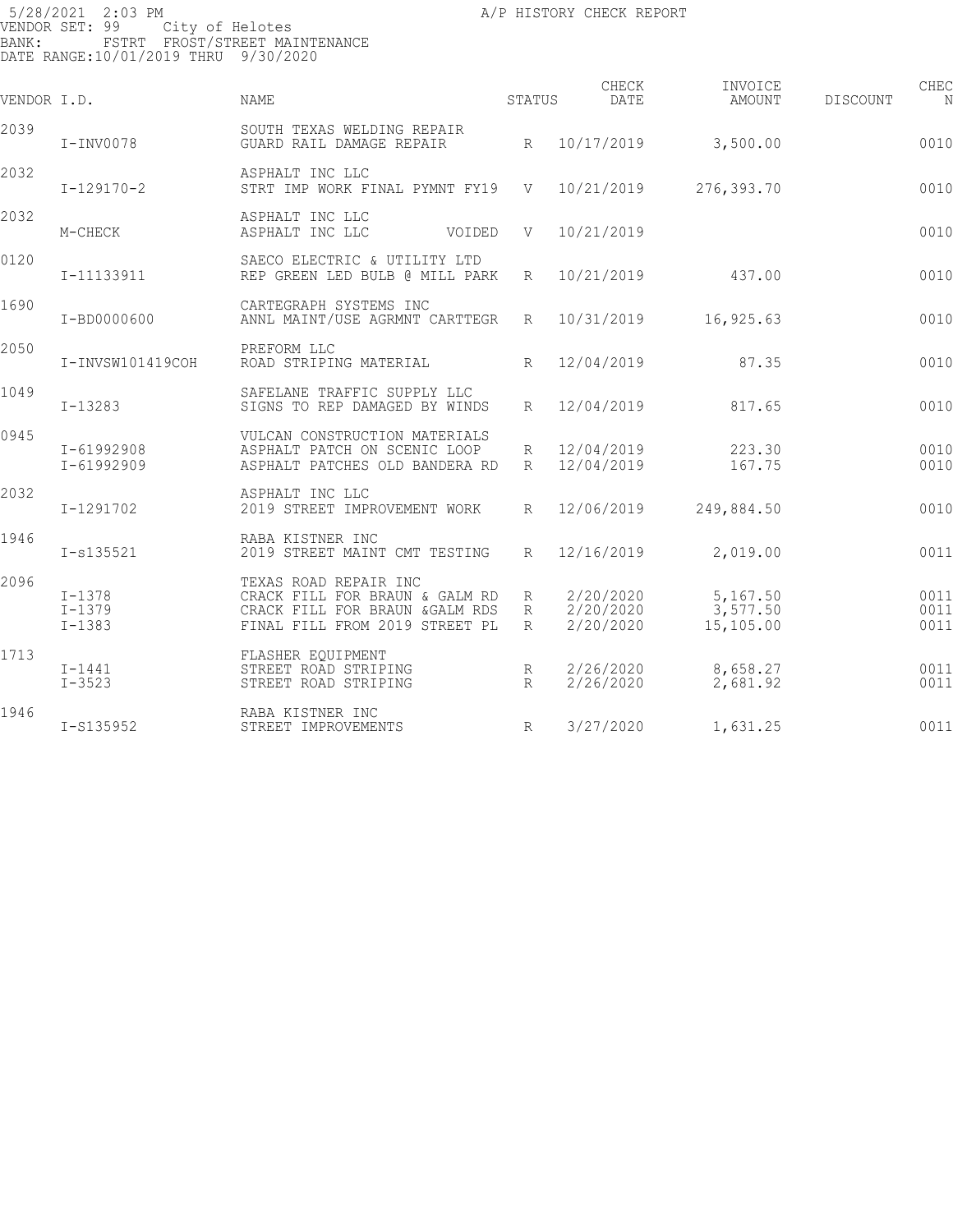5/28/2021 2:03 PM A/P HISTORY CHECK REPORT
VENDOR SET: 99 City of Helotes
BANK: FSTRT FROST/STREET MAINTENANCE
DATE RANGE:10/01/2019 THRU 9/30/2020

| VENDOR I.D. | | NAME | STATUS | CHECK DATE | INVOICE AMOUNT | DISCOUNT | CHEC N |
|---|---|---|---|---|---|---|---|
| 2039 | | SOUTH TEXAS WELDING REPAIR | | | | | |
| | I-INV0078 | GUARD RAIL DAMAGE REPAIR | R | 10/17/2019 | 3,500.00 | | 0010 |
| 2032 | | ASPHALT INC LLC | | | | | |
| | I-129170-2 | STRT IMP WORK FINAL PYMNT FY19 | V | 10/21/2019 | 276,393.70 | | 0010 |
| 2032 | | ASPHALT INC LLC | | | | | |
| | M-CHECK | ASPHALT INC LLC VOIDED | V | 10/21/2019 | | | 0010 |
| 0120 | | SAECO ELECTRIC & UTILITY LTD | | | | | |
| | I-11133911 | REP GREEN LED BULB @ MILL PARK | R | 10/21/2019 | 437.00 | | 0010 |
| 1690 | | CARTEGRAPH SYSTEMS INC | | | | | |
| | I-BD0000600 | ANNL MAINT/USE AGRMNT CARTTEGR | R | 10/31/2019 | 16,925.63 | | 0010 |
| 2050 | | PREFORM LLC | | | | | |
| | I-INVSW101419COH | ROAD STRIPING MATERIAL | R | 12/04/2019 | 87.35 | | 0010 |
| 1049 | | SAFELANE TRAFFIC SUPPLY LLC | | | | | |
| | I-13283 | SIGNS TO REP DAMAGED BY WINDS | R | 12/04/2019 | 817.65 | | 0010 |
| 0945 | | VULCAN CONSTRUCTION MATERIALS | | | | | |
| | I-61992908 | ASPHALT PATCH ON SCENIC LOOP | R | 12/04/2019 | 223.30 | | 0010 |
| | I-61992909 | ASPHALT PATCHES OLD BANDERA RD | R | 12/04/2019 | 167.75 | | 0010 |
| 2032 | | ASPHALT INC LLC | | | | | |
| | I-1291702 | 2019 STREET IMPROVEMENT WORK | R | 12/06/2019 | 249,884.50 | | 0010 |
| 1946 | | RABA KISTNER INC | | | | | |
| | I-s135521 | 2019 STREET MAINT CMT TESTING | R | 12/16/2019 | 2,019.00 | | 0011 |
| 2096 | | TEXAS ROAD REPAIR INC | | | | | |
| | I-1378 | CRACK FILL FOR BRAUN & GALM RD | R | 2/20/2020 | 5,167.50 | | 0011 |
| | I-1379 | CRACK FILL FOR BRAUN &GALM RDS | R | 2/20/2020 | 3,577.50 | | 0011 |
| | I-1383 | FINAL FILL FROM 2019 STREET PL | R | 2/20/2020 | 15,105.00 | | 0011 |
| 1713 | | FLASHER EQUIPMENT | | | | | |
| | I-1441 | STREET ROAD STRIPING | R | 2/26/2020 | 8,658.27 | | 0011 |
| | I-3523 | STREET ROAD STRIPING | R | 2/26/2020 | 2,681.92 | | 0011 |
| 1946 | | RABA KISTNER INC | | | | | |
| | I-S135952 | STREET IMPROVEMENTS | R | 3/27/2020 | 1,631.25 | | 0011 |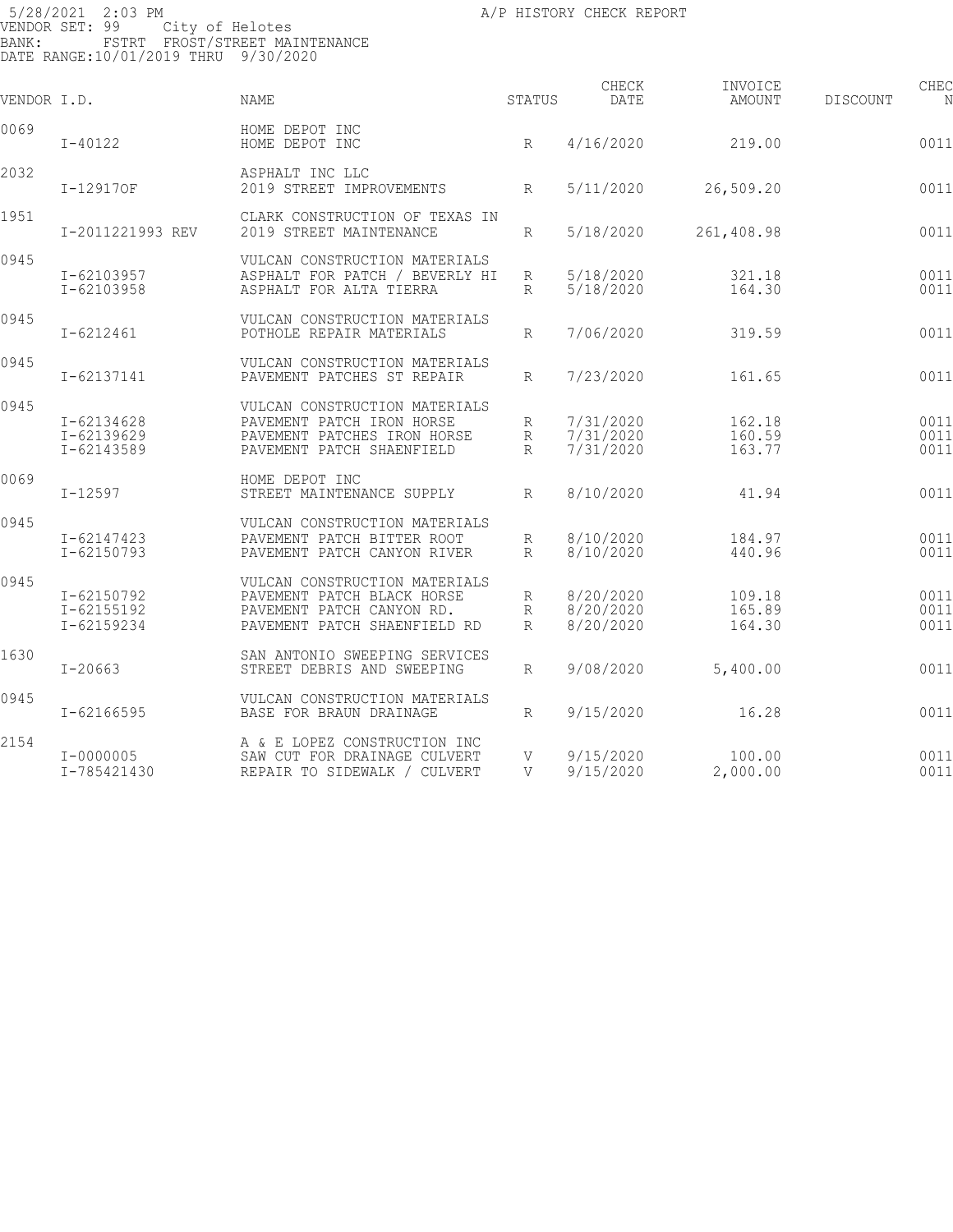5/28/2021 2:03 PM A/P HISTORY CHECK REPORT
VENDOR SET: 99 City of Helotes
BANK: FSTRT FROST/STREET MAINTENANCE
DATE RANGE:10/01/2019 THRU 9/30/2020

| VENDOR I.D. | | NAME | STATUS | CHECK DATE | INVOICE AMOUNT | DISCOUNT | CHEC N |
|---|---|---|---|---|---|---|---|
| 0069 | | HOME DEPOT INC | | | | | |
| | I-40122 | HOME DEPOT INC | R | 4/16/2020 | 219.00 | | 0011 |
| 2032 | | ASPHALT INC LLC | | | | | |
| | I-12917OF | 2019 STREET IMPROVEMENTS | R | 5/11/2020 | 26,509.20 | | 0011 |
| 1951 | | CLARK CONSTRUCTION OF TEXAS IN | | | | | |
| | I-2011221993 REV | 2019 STREET MAINTENANCE | R | 5/18/2020 | 261,408.98 | | 0011 |
| 0945 | | VULCAN CONSTRUCTION MATERIALS | | | | | |
| | I-62103957 | ASPHALT FOR PATCH / BEVERLY HI | R | 5/18/2020 | 321.18 | | 0011 |
| | I-62103958 | ASPHALT FOR ALTA TIERRA | R | 5/18/2020 | 164.30 | | 0011 |
| 0945 | | VULCAN CONSTRUCTION MATERIALS | | | | | |
| | I-6212461 | POTHOLE REPAIR MATERIALS | R | 7/06/2020 | 319.59 | | 0011 |
| 0945 | | VULCAN CONSTRUCTION MATERIALS | | | | | |
| | I-62137141 | PAVEMENT PATCHES ST REPAIR | R | 7/23/2020 | 161.65 | | 0011 |
| 0945 | | VULCAN CONSTRUCTION MATERIALS | | | | | |
| | I-62134628 | PAVEMENT PATCH IRON HORSE | R | 7/31/2020 | 162.18 | | 0011 |
| | I-62139629 | PAVEMENT PATCHES IRON HORSE | R | 7/31/2020 | 160.59 | | 0011 |
| | I-62143589 | PAVEMENT PATCH SHAENFIELD | R | 7/31/2020 | 163.77 | | 0011 |
| 0069 | | HOME DEPOT INC | | | | | |
| | I-12597 | STREET MAINTENANCE SUPPLY | R | 8/10/2020 | 41.94 | | 0011 |
| 0945 | | VULCAN CONSTRUCTION MATERIALS | | | | | |
| | I-62147423 | PAVEMENT PATCH BITTER ROOT | R | 8/10/2020 | 184.97 | | 0011 |
| | I-62150793 | PAVEMENT PATCH CANYON RIVER | R | 8/10/2020 | 440.96 | | 0011 |
| 0945 | | VULCAN CONSTRUCTION MATERIALS | | | | | |
| | I-62150792 | PAVEMENT PATCH BLACK HORSE | R | 8/20/2020 | 109.18 | | 0011 |
| | I-62155192 | PAVEMENT PATCH CANYON RD. | R | 8/20/2020 | 165.89 | | 0011 |
| | I-62159234 | PAVEMENT PATCH SHAENFIELD RD | R | 8/20/2020 | 164.30 | | 0011 |
| 1630 | | SAN ANTONIO SWEEPING SERVICES | | | | | |
| | I-20663 | STREET DEBRIS AND SWEEPING | R | 9/08/2020 | 5,400.00 | | 0011 |
| 0945 | | VULCAN CONSTRUCTION MATERIALS | | | | | |
| | I-62166595 | BASE FOR BRAUN DRAINAGE | R | 9/15/2020 | 16.28 | | 0011 |
| 2154 | | A & E LOPEZ CONSTRUCTION INC | | | | | |
| | I-0000005 | SAW CUT FOR DRAINAGE CULVERT | V | 9/15/2020 | 100.00 | | 0011 |
| | I-785421430 | REPAIR TO SIDEWALK / CULVERT | V | 9/15/2020 | 2,000.00 | | 0011 |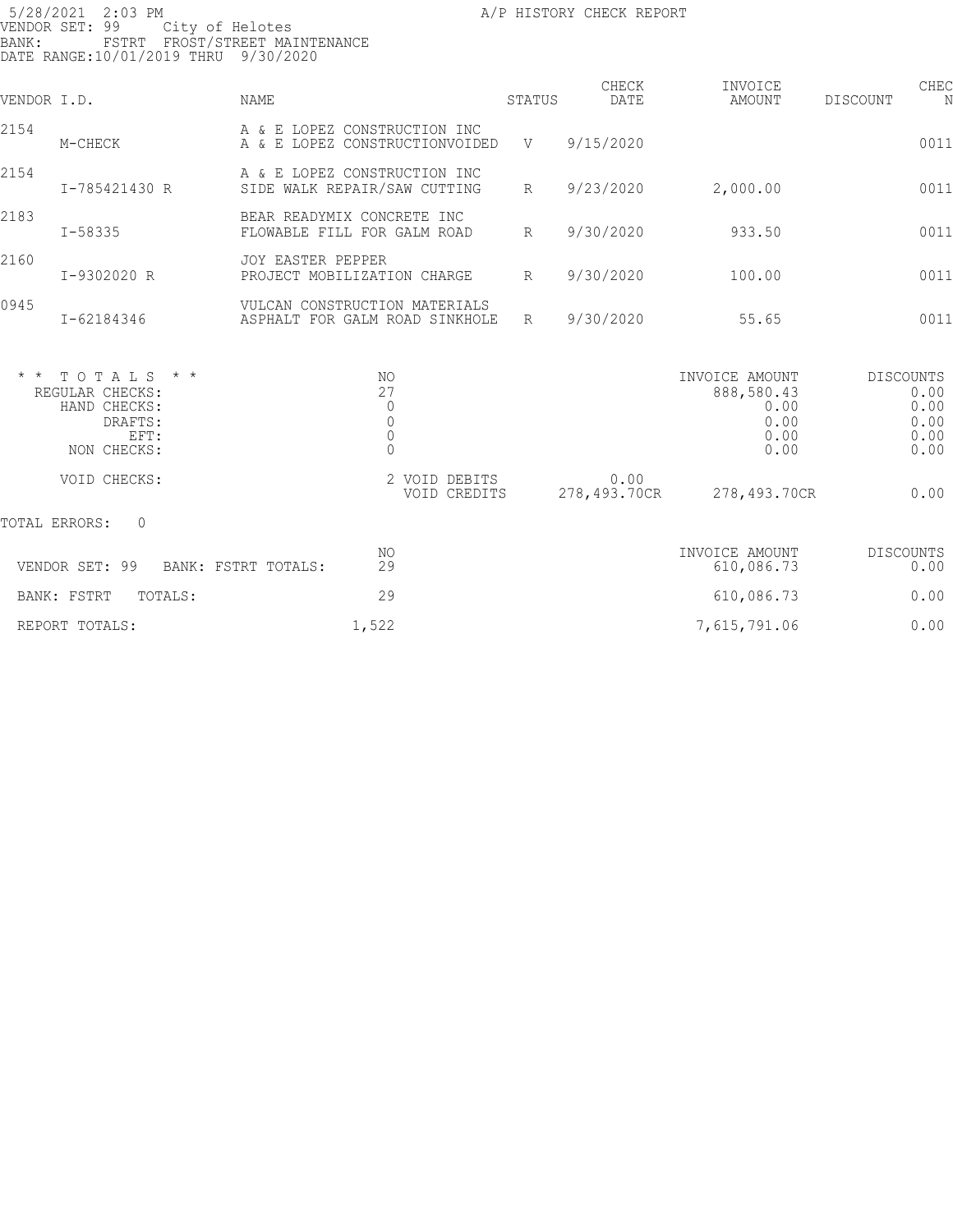5/28/2021 2:03 PM A/P HISTORY CHECK REPORT
VENDOR SET: 99 City of Helotes
BANK: FSTRT FROST/STREET MAINTENANCE
DATE RANGE:10/01/2019 THRU 9/30/2020

| VENDOR I.D. | | NAME | STATUS | CHECK DATE | INVOICE AMOUNT | DISCOUNT | CHEC N |
|---|---|---|---|---|---|---|---|
| 2154 | | A & E LOPEZ CONSTRUCTION INC | | | | | |
| | M-CHECK | A & E LOPEZ CONSTRUCTIONVOIDED | V | 9/15/2020 | | | 0011 |
| 2154 | | A & E LOPEZ CONSTRUCTION INC | | | | | |
| | I-785421430 R | SIDE WALK REPAIR/SAW CUTTING | R | 9/23/2020 | 2,000.00 | | 0011 |
| 2183 | | BEAR READYMIX CONCRETE INC | | | | | |
| | I-58335 | FLOWABLE FILL FOR GALM ROAD | R | 9/30/2020 | 933.50 | | 0011 |
| 2160 | | JOY EASTER PEPPER | | | | | |
| | I-9302020 R | PROJECT MOBILIZATION CHARGE | R | 9/30/2020 | 100.00 | | 0011 |
| 0945 | | VULCAN CONSTRUCTION MATERIALS | | | | | |
| | I-62184346 | ASPHALT FOR GALM ROAD SINKHOLE | R | 9/30/2020 | 55.65 | | 0011 |

| * * T O T A L S * * | NO | | | INVOICE AMOUNT | DISCOUNTS |
|---|---|---|---|---|---|
| REGULAR CHECKS: | 27 | | | 888,580.43 | 0.00 |
| HAND CHECKS: | 0 | | | 0.00 | 0.00 |
| DRAFTS: | 0 | | | 0.00 | 0.00 |
| EFT: | 0 | | | 0.00 | 0.00 |
| NON CHECKS: | 0 | | | 0.00 | 0.00 |
| VOID CHECKS: | 2 | VOID DEBITS | 0.00 | | |
| | | VOID CREDITS | 278,493.70CR | 278,493.70CR | 0.00 |

TOTAL ERRORS: 0

| | NO | INVOICE AMOUNT | DISCOUNTS |
|---|---|---|---|
| VENDOR SET: 99 BANK: FSTRT TOTALS: | 29 | 610,086.73 | 0.00 |
| BANK: FSTRT TOTALS: | 29 | 610,086.73 | 0.00 |
| REPORT TOTALS: | 1,522 | 7,615,791.06 | 0.00 |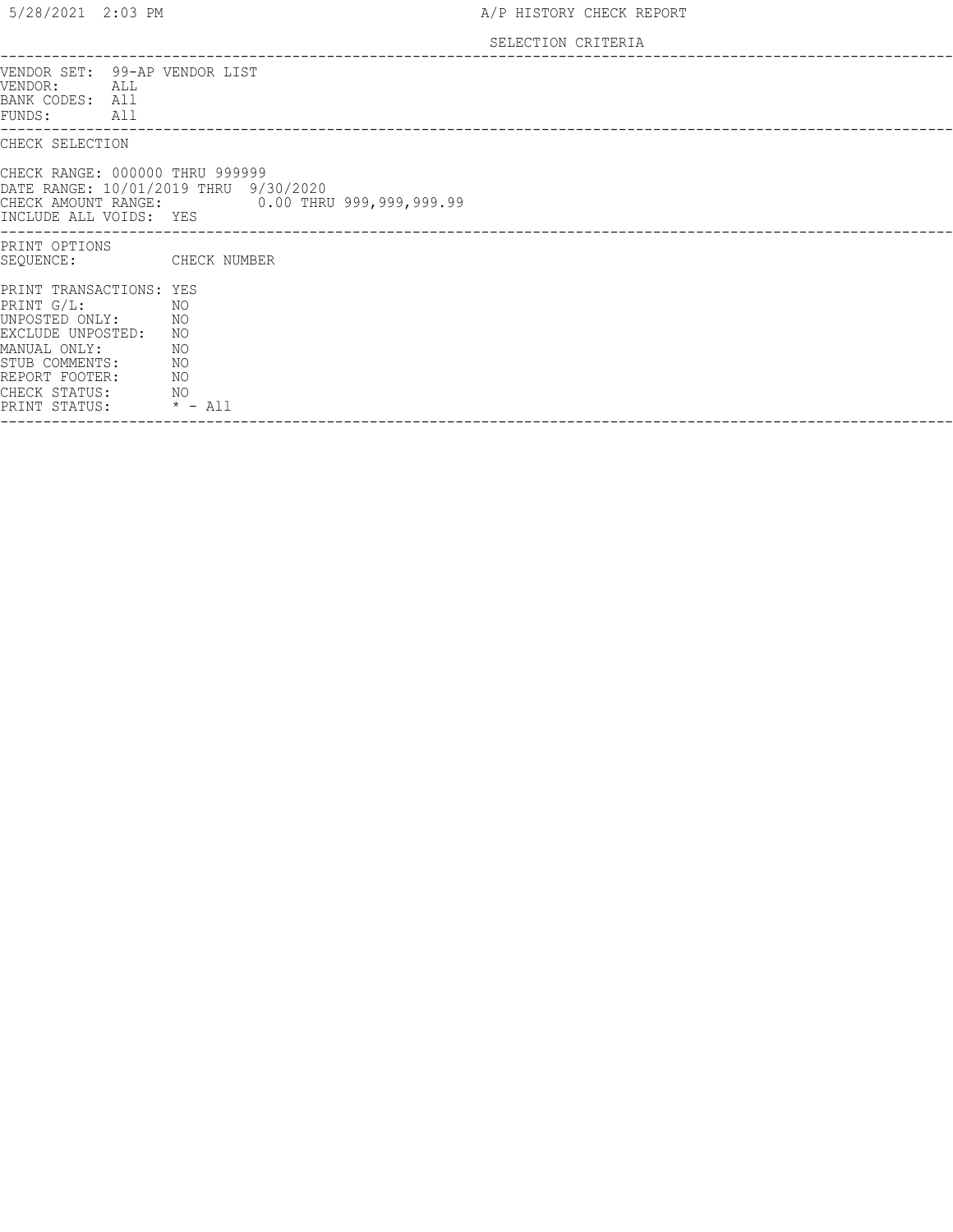A/P HISTORY CHECK REPORT

SELECTION CRITERIA

VENDOR SET: 99-AP VENDOR LIST
VENDOR: ALL
BANK CODES: All
FUNDS: All

CHECK SELECTION

CHECK RANGE: 000000 THRU 999999
DATE RANGE: 10/01/2019 THRU 9/30/2020
CHECK AMOUNT RANGE: 0.00 THRU 999,999,999.99
INCLUDE ALL VOIDS: YES

PRINT OPTIONS
SEQUENCE: CHECK NUMBER

PRINT TRANSACTIONS: YES
PRINT G/L: NO
UNPOSTED ONLY: NO
EXCLUDE UNPOSTED: NO
MANUAL ONLY: NO
STUB COMMENTS: NO
REPORT FOOTER: NO
CHECK STATUS: NO
PRINT STATUS: * - All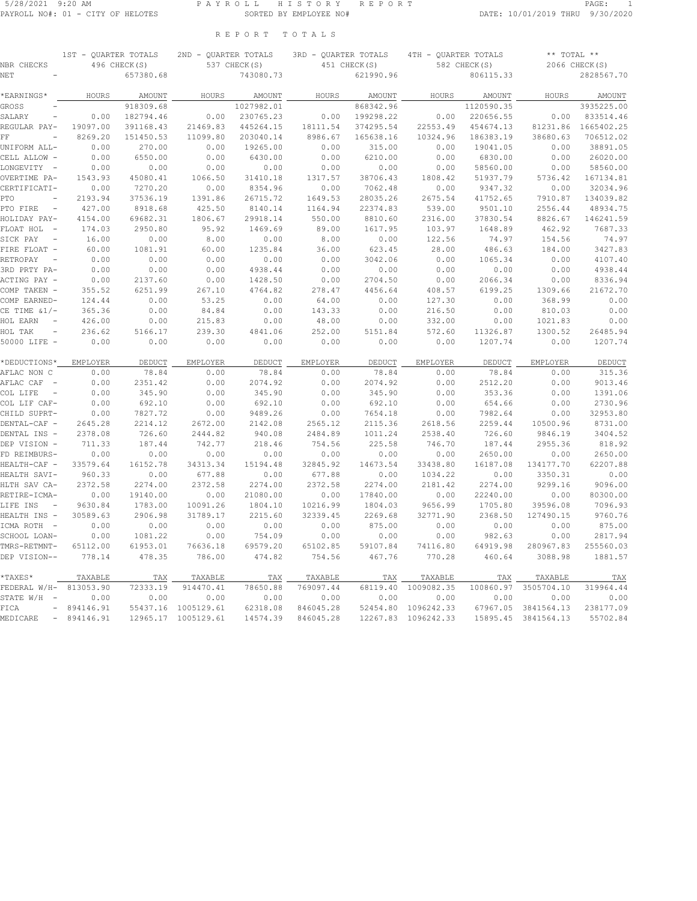5/28/2021 9:20 AM — PAYROLL HISTORY REPORT — PAGE: 1

PAYROLL NO#: 01 - CITY OF HELOTES — SORTED BY EMPLOYEE NO# — DATE: 10/01/2019 THRU 9/30/2020

# REPORT TOTALS

| | 1ST - QUARTER TOTALS | | 2ND - QUARTER TOTALS | | 3RD - QUARTER TOTALS | | 4TH - QUARTER TOTALS | | ** TOTAL ** | |
|---|---|---|---|---|---|---|---|---|---|---|
| NBR CHECKS | 496 CHECK(S) | | 537 CHECK(S) | | 451 CHECK(S) | | 582 CHECK(S) | | 2066 CHECK(S) | |
| NET - | | 657380.68 | | 743080.73 | | 621990.96 | | 806115.33 | | 2828567.70 |
| *EARNINGS* | HOURS | AMOUNT | HOURS | AMOUNT | HOURS | AMOUNT | HOURS | AMOUNT | HOURS | AMOUNT |
| GROSS - | | 918309.68 | | 1027982.01 | | 868342.96 | | 1120590.35 | | 3935225.00 |
| SALARY - | 0.00 | 182794.46 | 0.00 | 230765.23 | 0.00 | 199298.22 | 0.00 | 220656.55 | 0.00 | 833514.46 |
| REGULAR PAY- | 19097.00 | 391168.43 | 21469.83 | 445264.15 | 18111.54 | 374295.54 | 22553.49 | 454674.13 | 81231.86 | 1665402.25 |
| FF - | 8269.20 | 151450.53 | 11099.80 | 203040.14 | 8986.67 | 165638.16 | 10324.96 | 186383.19 | 38680.63 | 706512.02 |
| UNIFORM ALL- | 0.00 | 270.00 | 0.00 | 19265.00 | 0.00 | 315.00 | 0.00 | 19041.05 | 0.00 | 38891.05 |
| CELL ALLOW - | 0.00 | 6550.00 | 0.00 | 6430.00 | 0.00 | 6210.00 | 0.00 | 6830.00 | 0.00 | 26020.00 |
| LONGEVITY - | 0.00 | 0.00 | 0.00 | 0.00 | 0.00 | 0.00 | 0.00 | 58560.00 | 0.00 | 58560.00 |
| OVERTIME PA- | 1543.93 | 45080.41 | 1066.50 | 31410.18 | 1317.57 | 38706.43 | 1808.42 | 51937.79 | 5736.42 | 167134.81 |
| CERTIFICATI- | 0.00 | 7270.20 | 0.00 | 8354.96 | 0.00 | 7062.48 | 0.00 | 9347.32 | 0.00 | 32034.96 |
| PTO - | 2193.94 | 37536.19 | 1391.86 | 26715.72 | 1649.53 | 28035.26 | 2675.54 | 41752.65 | 7910.87 | 134039.82 |
| PTO FIRE - | 427.00 | 8918.68 | 425.50 | 8140.14 | 1164.94 | 22374.83 | 539.00 | 9501.10 | 2556.44 | 48934.75 |
| HOLIDAY PAY- | 4154.00 | 69682.31 | 1806.67 | 29918.14 | 550.00 | 8810.60 | 2316.00 | 37830.54 | 8826.67 | 146241.59 |
| FLOAT HOL - | 174.03 | 2950.80 | 95.92 | 1469.69 | 89.00 | 1617.95 | 103.97 | 1648.89 | 462.92 | 7687.33 |
| SICK PAY - | 16.00 | 0.00 | 8.00 | 0.00 | 8.00 | 0.00 | 122.56 | 74.97 | 154.56 | 74.97 |
| FIRE FLOAT - | 60.00 | 1081.91 | 60.00 | 1235.84 | 36.00 | 623.45 | 28.00 | 486.63 | 184.00 | 3427.83 |
| RETROPAY - | 0.00 | 0.00 | 0.00 | 0.00 | 0.00 | 3042.06 | 0.00 | 1065.34 | 0.00 | 4107.40 |
| 3RD PRTY PA- | 0.00 | 0.00 | 0.00 | 4938.44 | 0.00 | 0.00 | 0.00 | 0.00 | 0.00 | 4938.44 |
| ACTING PAY - | 0.00 | 2137.60 | 0.00 | 1428.50 | 0.00 | 2704.50 | 0.00 | 2066.34 | 0.00 | 8336.94 |
| COMP TAKEN - | 355.52 | 6251.99 | 267.10 | 4764.82 | 278.47 | 4456.64 | 408.57 | 6199.25 | 1309.66 | 21672.70 |
| COMP EARNED- | 124.44 | 0.00 | 53.25 | 0.00 | 64.00 | 0.00 | 127.30 | 0.00 | 368.99 | 0.00 |
| CE TIME &1/- | 365.36 | 0.00 | 84.84 | 0.00 | 143.33 | 0.00 | 216.50 | 0.00 | 810.03 | 0.00 |
| HOL EARN - | 426.00 | 0.00 | 215.83 | 0.00 | 48.00 | 0.00 | 332.00 | 0.00 | 1021.83 | 0.00 |
| HOL TAK - | 236.62 | 5166.17 | 239.30 | 4841.06 | 252.00 | 5151.84 | 572.60 | 11326.87 | 1300.52 | 26485.94 |
| 50000 LIFE - | 0.00 | 0.00 | 0.00 | 0.00 | 0.00 | 0.00 | 0.00 | 1207.74 | 0.00 | 1207.74 |
| *DEDUCTIONS* | EMPLOYER | DEDUCT | EMPLOYER | DEDUCT | EMPLOYER | DEDUCT | EMPLOYER | DEDUCT | EMPLOYER | DEDUCT |
| AFLAC NON C | 0.00 | 78.84 | 0.00 | 78.84 | 0.00 | 78.84 | 0.00 | 78.84 | 0.00 | 315.36 |
| AFLAC CAF - | 0.00 | 2351.42 | 0.00 | 2074.92 | 0.00 | 2074.92 | 0.00 | 2512.20 | 0.00 | 9013.46 |
| COL LIFE - | 0.00 | 345.90 | 0.00 | 345.90 | 0.00 | 345.90 | 0.00 | 353.36 | 0.00 | 1391.06 |
| COL LIF CAF- | 0.00 | 692.10 | 0.00 | 692.10 | 0.00 | 692.10 | 0.00 | 654.66 | 0.00 | 2730.96 |
| CHILD SUPRT- | 0.00 | 7827.72 | 0.00 | 9489.26 | 0.00 | 7654.18 | 0.00 | 7982.64 | 0.00 | 32953.80 |
| DENTAL-CAF - | 2645.28 | 2214.12 | 2672.00 | 2142.08 | 2565.12 | 2115.36 | 2618.56 | 2259.44 | 10500.96 | 8731.00 |
| DENTAL INS - | 2378.08 | 726.60 | 2444.82 | 940.08 | 2484.89 | 1011.24 | 2538.40 | 726.60 | 9846.19 | 3404.52 |
| DEP VISION - | 711.33 | 187.44 | 742.77 | 218.46 | 754.56 | 225.58 | 746.70 | 187.44 | 2955.36 | 818.92 |
| FD REIMBURS- | 0.00 | 0.00 | 0.00 | 0.00 | 0.00 | 0.00 | 0.00 | 2650.00 | 0.00 | 2650.00 |
| HEALTH-CAF - | 33579.64 | 16152.78 | 34313.34 | 15194.48 | 32845.92 | 14673.54 | 33438.80 | 16187.08 | 134177.70 | 62207.88 |
| HEALTH SAVI- | 960.33 | 0.00 | 677.88 | 0.00 | 677.88 | 0.00 | 1034.22 | 0.00 | 3350.31 | 0.00 |
| HLTH SAV CA- | 2372.58 | 2274.00 | 2372.58 | 2274.00 | 2372.58 | 2274.00 | 2181.42 | 2274.00 | 9299.16 | 9096.00 |
| RETIRE-ICMA- | 0.00 | 19140.00 | 0.00 | 21080.00 | 0.00 | 17840.00 | 0.00 | 22240.00 | 0.00 | 80300.00 |
| LIFE INS - | 9630.84 | 1783.00 | 10091.26 | 1804.10 | 10216.99 | 1804.03 | 9656.99 | 1705.80 | 39596.08 | 7096.93 |
| HEALTH INS - | 30589.63 | 2906.98 | 31789.17 | 2215.60 | 32339.45 | 2269.68 | 32771.90 | 2368.50 | 127490.15 | 9760.76 |
| ICMA ROTH - | 0.00 | 0.00 | 0.00 | 0.00 | 0.00 | 875.00 | 0.00 | 0.00 | 0.00 | 875.00 |
| SCHOOL LOAN- | 0.00 | 1081.22 | 0.00 | 754.09 | 0.00 | 0.00 | 0.00 | 982.63 | 0.00 | 2817.94 |
| TMRS-RETMNT- | 65112.00 | 61953.01 | 76636.18 | 69579.20 | 65102.85 | 59107.84 | 74116.80 | 64919.98 | 280967.83 | 255560.03 |
| DEP VISION-- | 778.14 | 478.35 | 786.00 | 474.82 | 754.56 | 467.76 | 770.28 | 460.64 | 3088.98 | 1881.57 |
| *TAXES* | TAXABLE | TAX | TAXABLE | TAX | TAXABLE | TAX | TAXABLE | TAX | TAXABLE | TAX |
| FEDERAL W/H- | 813053.90 | 72333.19 | 914470.41 | 78650.88 | 769097.44 | 68119.40 | 1009082.35 | 100860.97 | 3505704.10 | 319964.44 |
| STATE W/H - | 0.00 | 0.00 | 0.00 | 0.00 | 0.00 | 0.00 | 0.00 | 0.00 | 0.00 | 0.00 |
| FICA - | 894146.91 | 55437.16 | 1005129.61 | 62318.08 | 846045.28 | 52454.80 | 1096242.33 | 67967.05 | 3841564.13 | 238177.09 |
| MEDICARE - | 894146.91 | 12965.17 | 1005129.61 | 14574.39 | 846045.28 | 12267.83 | 1096242.33 | 15895.45 | 3841564.13 | 55702.84 |